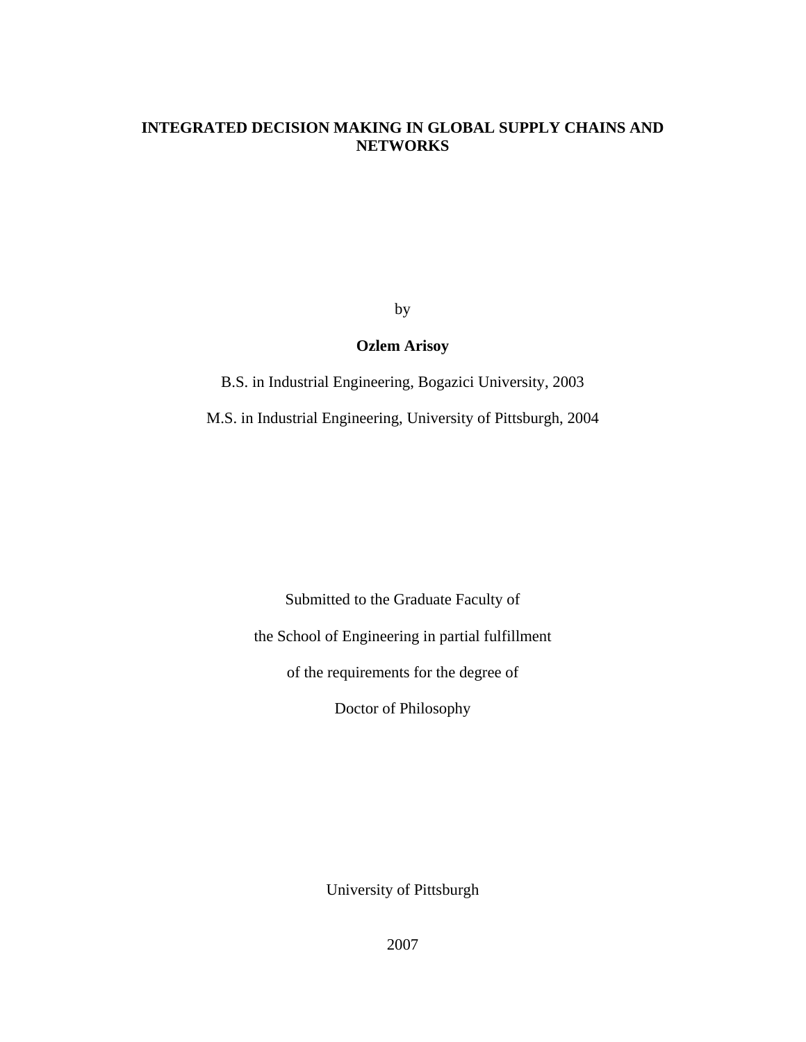# INTEGRATED DECISION MAKING IN GLOBAL SUPPLY CHAINS AND NETWORKS

by

**Ozlem Arisoy**

B.S. in Industrial Engineering, Bogazici University, 2003

M.S. in Industrial Engineering, University of Pittsburgh, 2004

Submitted to the Graduate Faculty of

the School of Engineering in partial fulfillment

of the requirements for the degree of

Doctor of Philosophy

University of Pittsburgh

2007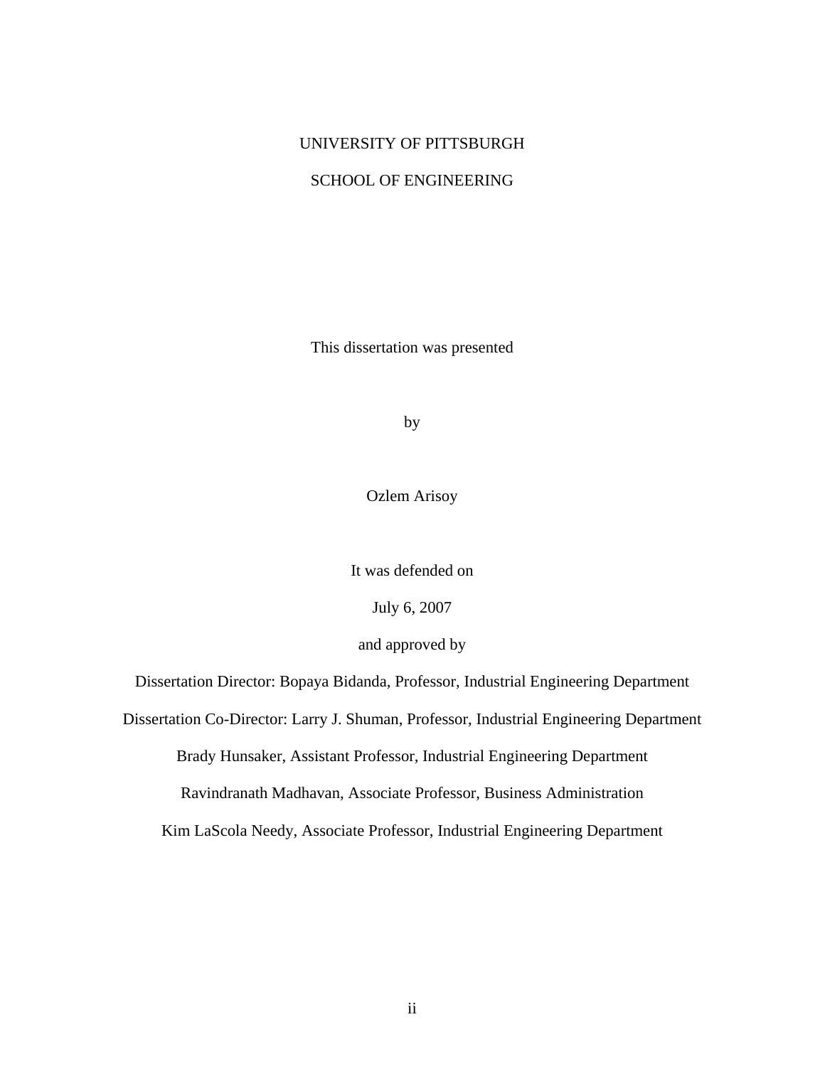UNIVERSITY OF PITTSBURGH

SCHOOL OF ENGINEERING

This dissertation was presented

by

Ozlem Arisoy

It was defended on

July 6, 2007

and approved by

Dissertation Director: Bopaya Bidanda, Professor, Industrial Engineering Department

Dissertation Co-Director: Larry J. Shuman, Professor, Industrial Engineering Department

Brady Hunsaker, Assistant Professor, Industrial Engineering Department

Ravindranath Madhavan, Associate Professor, Business Administration

Kim LaScola Needy, Associate Professor, Industrial Engineering Department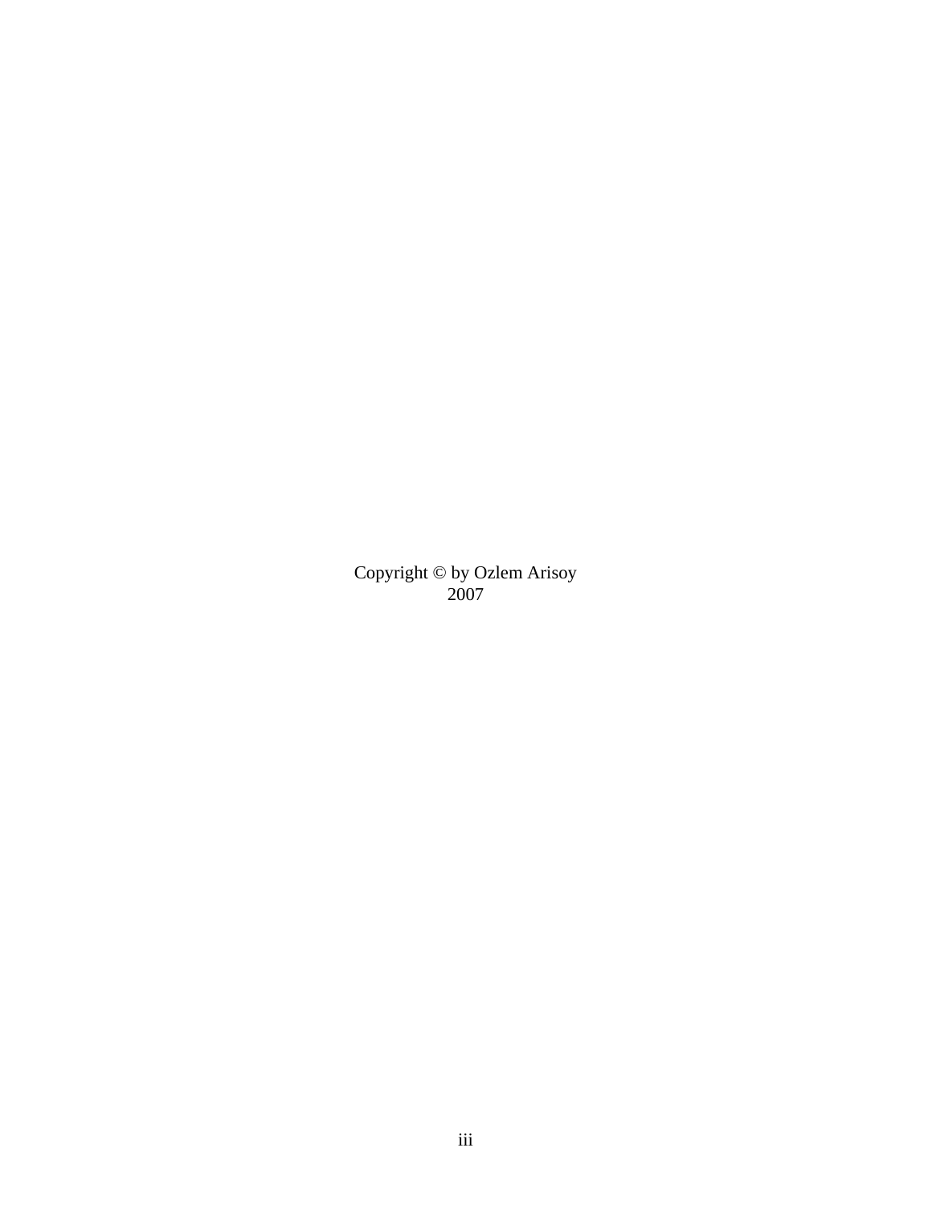Copyright © by Ozlem Arisoy
2007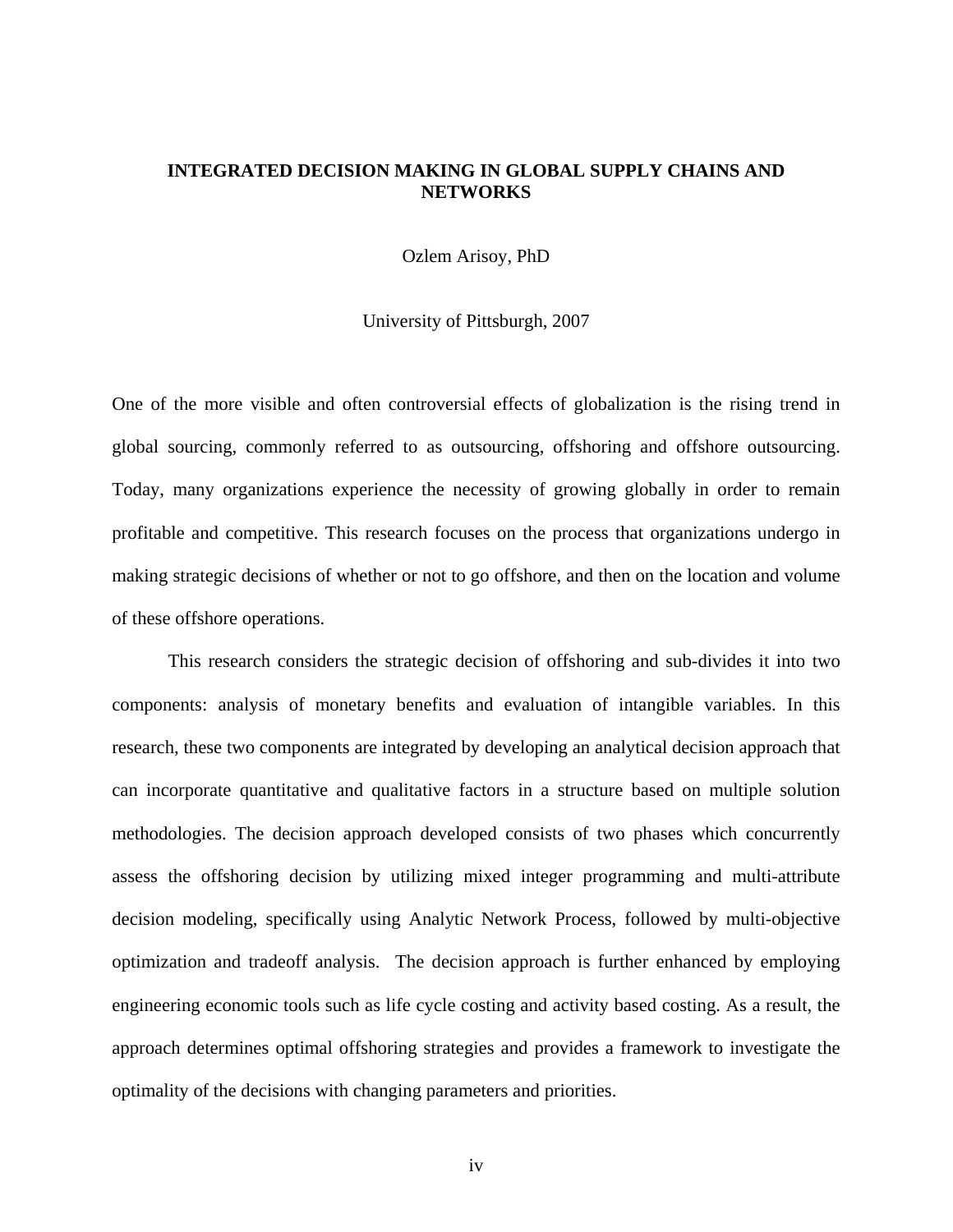**INTEGRATED DECISION MAKING IN GLOBAL SUPPLY CHAINS AND NETWORKS**

Ozlem Arisoy, PhD

University of Pittsburgh, 2007

One of the more visible and often controversial effects of globalization is the rising trend in global sourcing, commonly referred to as outsourcing, offshoring and offshore outsourcing. Today, many organizations experience the necessity of growing globally in order to remain profitable and competitive. This research focuses on the process that organizations undergo in making strategic decisions of whether or not to go offshore, and then on the location and volume of these offshore operations.

This research considers the strategic decision of offshoring and sub-divides it into two components: analysis of monetary benefits and evaluation of intangible variables. In this research, these two components are integrated by developing an analytical decision approach that can incorporate quantitative and qualitative factors in a structure based on multiple solution methodologies. The decision approach developed consists of two phases which concurrently assess the offshoring decision by utilizing mixed integer programming and multi-attribute decision modeling, specifically using Analytic Network Process, followed by multi-objective optimization and tradeoff analysis. The decision approach is further enhanced by employing engineering economic tools such as life cycle costing and activity based costing. As a result, the approach determines optimal offshoring strategies and provides a framework to investigate the optimality of the decisions with changing parameters and priorities.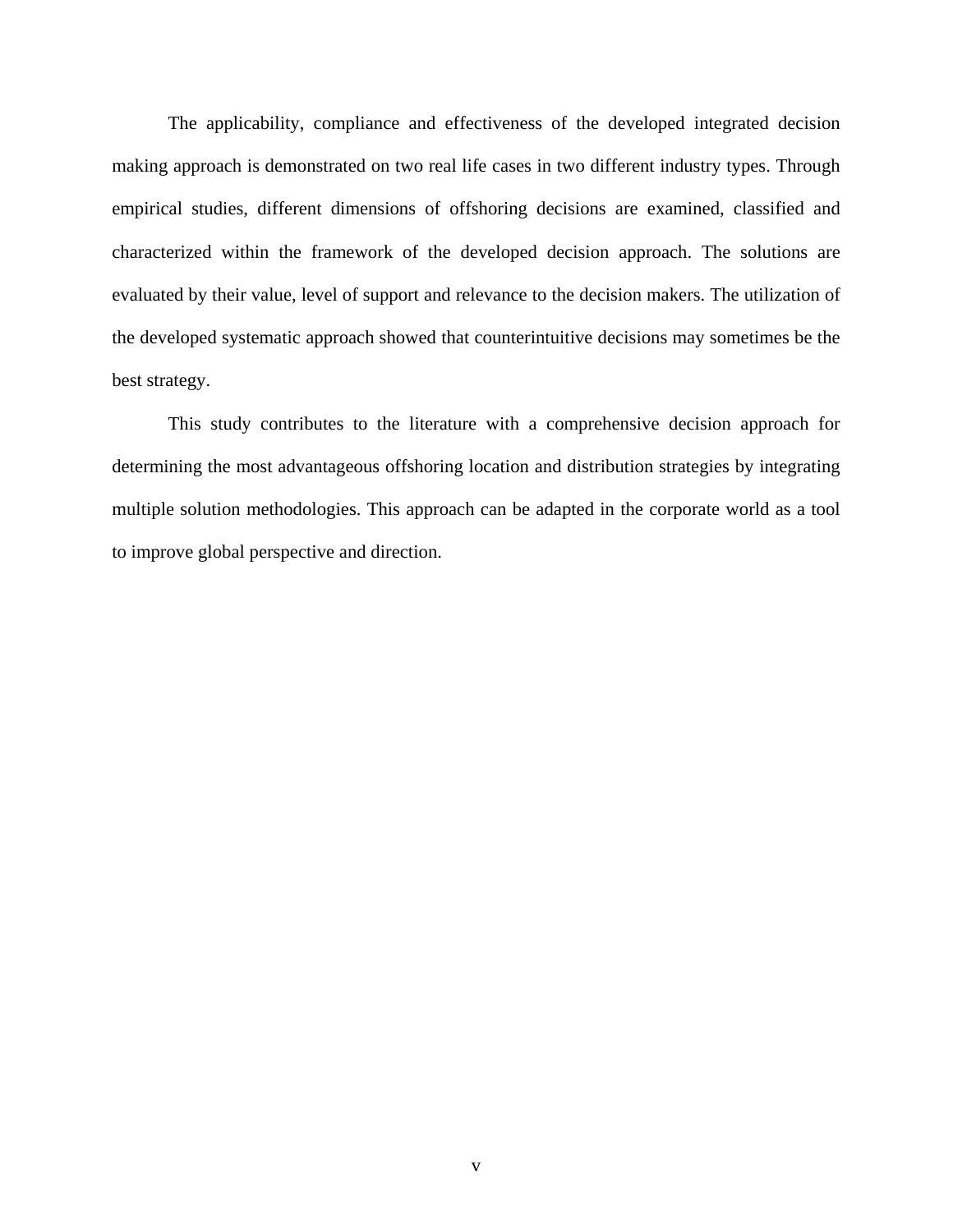The applicability, compliance and effectiveness of the developed integrated decision making approach is demonstrated on two real life cases in two different industry types. Through empirical studies, different dimensions of offshoring decisions are examined, classified and characterized within the framework of the developed decision approach. The solutions are evaluated by their value, level of support and relevance to the decision makers. The utilization of the developed systematic approach showed that counterintuitive decisions may sometimes be the best strategy.

This study contributes to the literature with a comprehensive decision approach for determining the most advantageous offshoring location and distribution strategies by integrating multiple solution methodologies. This approach can be adapted in the corporate world as a tool to improve global perspective and direction.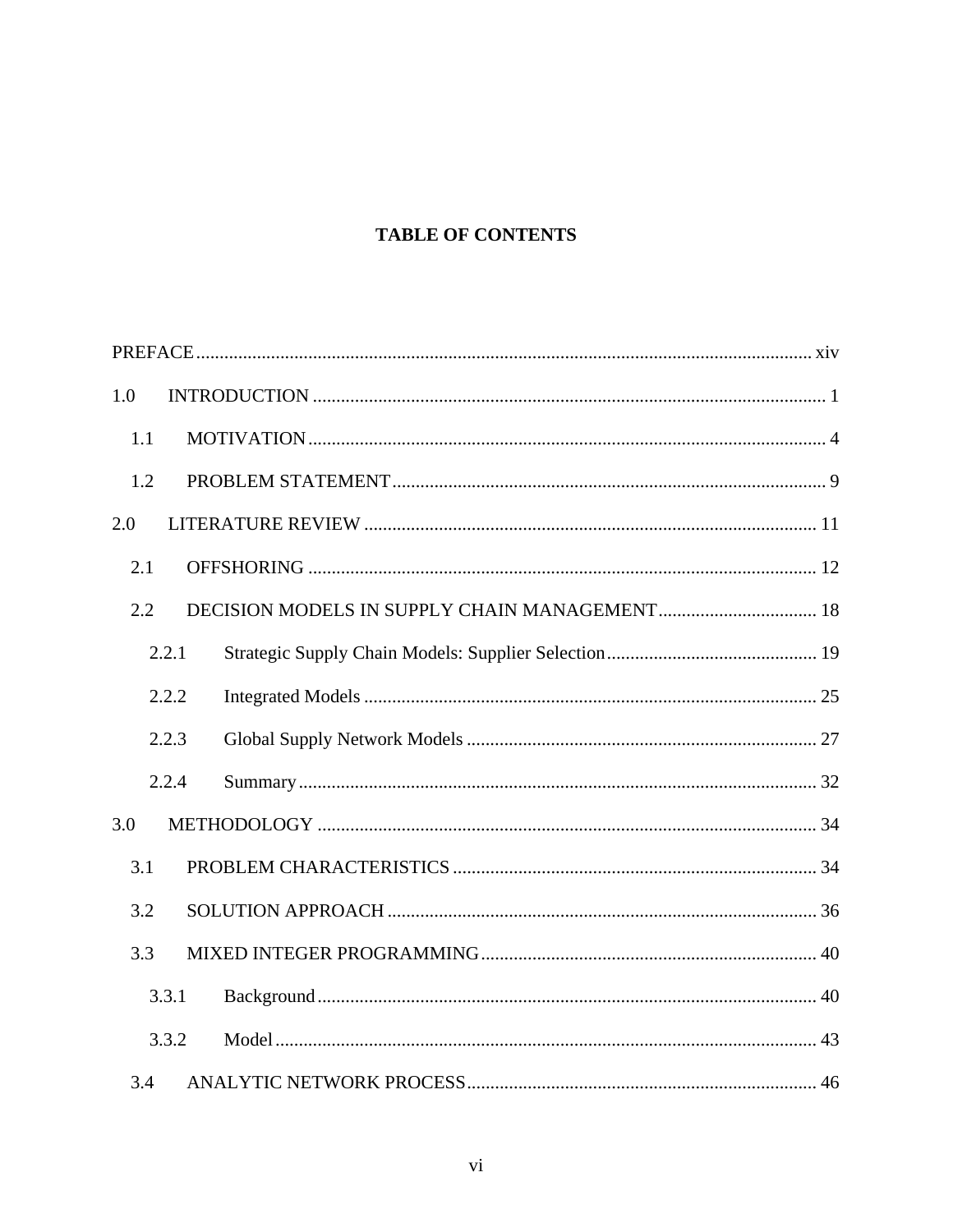# TABLE OF CONTENTS

PREFACE ..... xiv

1.0 INTRODUCTION ..... 1

  1.1 MOTIVATION ..... 4

  1.2 PROBLEM STATEMENT ..... 9

2.0 LITERATURE REVIEW ..... 11

  2.1 OFFSHORING ..... 12

  2.2 DECISION MODELS IN SUPPLY CHAIN MANAGEMENT ..... 18

    2.2.1 Strategic Supply Chain Models: Supplier Selection ..... 19

    2.2.2 Integrated Models ..... 25

    2.2.3 Global Supply Network Models ..... 27

    2.2.4 Summary ..... 32

3.0 METHODOLOGY ..... 34

  3.1 PROBLEM CHARACTERISTICS ..... 34

  3.2 SOLUTION APPROACH ..... 36

  3.3 MIXED INTEGER PROGRAMMING ..... 40

    3.3.1 Background ..... 40

    3.3.2 Model ..... 43

  3.4 ANALYTIC NETWORK PROCESS ..... 46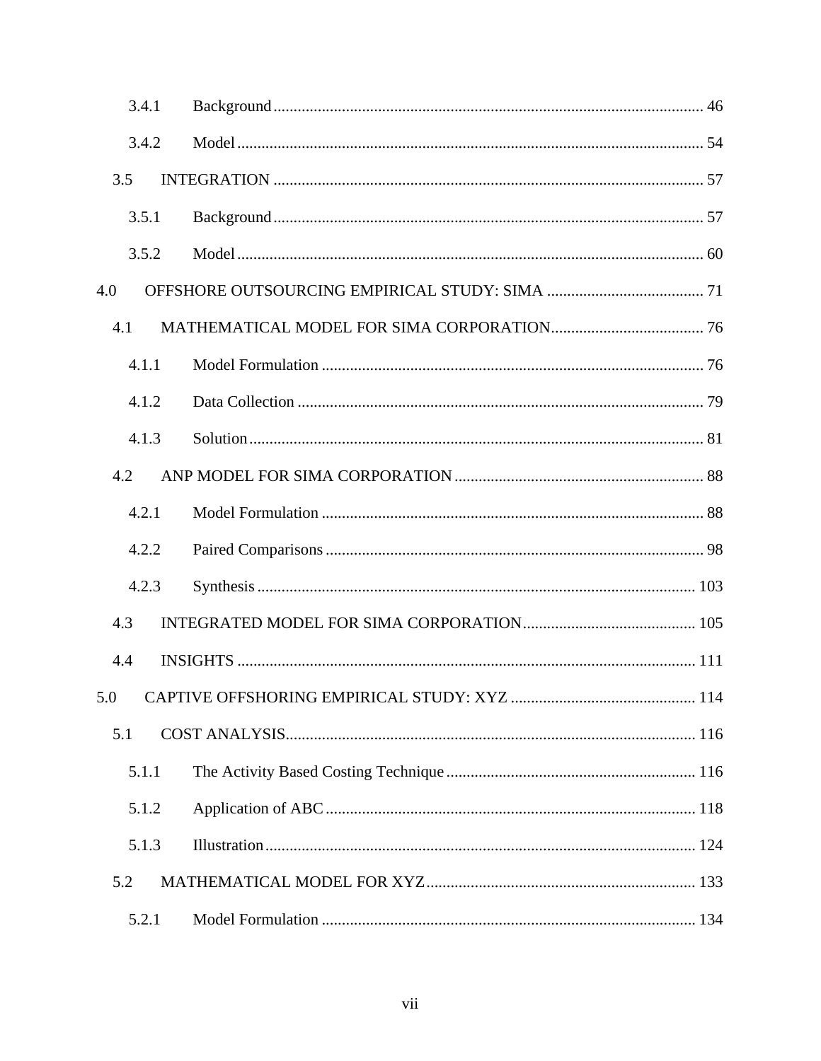3.4.1 Background ........................................................................................................ 46

3.4.2 Model ................................................................................................................ 54

3.5 INTEGRATION ........................................................................................................ 57

3.5.1 Background ........................................................................................................ 57

3.5.2 Model ................................................................................................................ 60

4.0 OFFSHORE OUTSOURCING EMPIRICAL STUDY: SIMA ....................................... 71

4.1 MATHEMATICAL MODEL FOR SIMA CORPORATION ...................................... 76

4.1.1 Model Formulation .............................................................................................. 76

4.1.2 Data Collection .................................................................................................... 79

4.1.3 Solution ................................................................................................................ 81

4.2 ANP MODEL FOR SIMA CORPORATION ............................................................. 88

4.2.1 Model Formulation .............................................................................................. 88

4.2.2 Paired Comparisons ............................................................................................. 98

4.2.3 Synthesis ............................................................................................................ 103

4.3 INTEGRATED MODEL FOR SIMA CORPORATION ........................................... 105

4.4 INSIGHTS ................................................................................................................ 111

5.0 CAPTIVE OFFSHORING EMPIRICAL STUDY: XYZ ............................................. 114

5.1 COST ANALYSIS ..................................................................................................... 116

5.1.1 The Activity Based Costing Technique ............................................................. 116

5.1.2 Application of ABC ........................................................................................... 118

5.1.3 Illustration .......................................................................................................... 124

5.2 MATHEMATICAL MODEL FOR XYZ .................................................................. 133

5.2.1 Model Formulation ............................................................................................ 134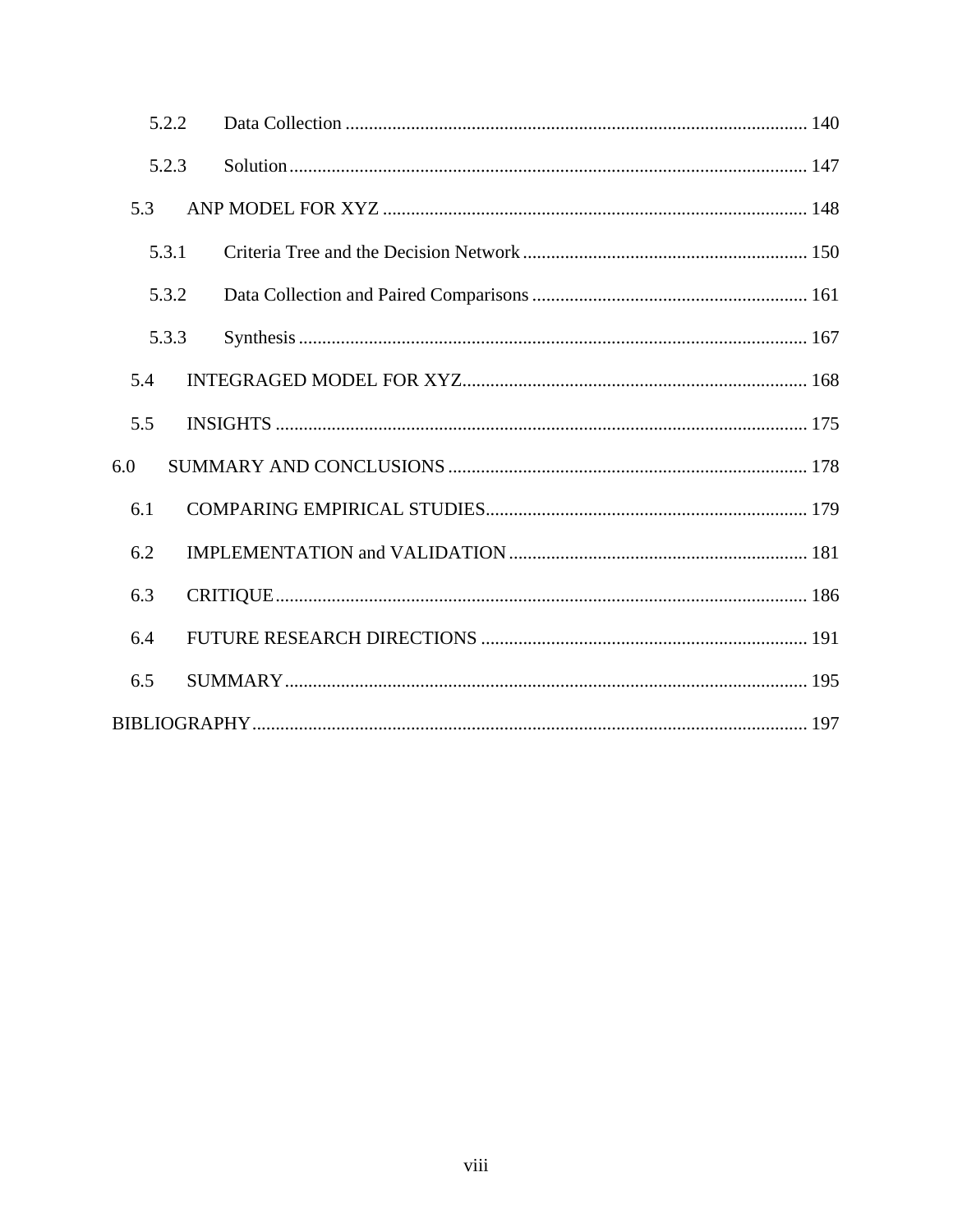5.2.2 Data Collection ........................................................................................... 140

5.2.3 Solution ............................................................................................................ 147

5.3 ANP MODEL FOR XYZ ........................................................................................ 148

5.3.1 Criteria Tree and the Decision Network ........................................................ 150

5.3.2 Data Collection and Paired Comparisons ...................................................... 161

5.3.3 Synthesis ......................................................................................................... 167

5.4 INTEGRAGED MODEL FOR XYZ ...................................................................... 168

5.5 INSIGHTS ............................................................................................................... 175

6.0 SUMMARY AND CONCLUSIONS ......................................................................... 178

6.1 COMPARING EMPIRICAL STUDIES ................................................................... 179

6.2 IMPLEMENTATION and VALIDATION ............................................................... 181

6.3 CRITIQUE ............................................................................................................... 186

6.4 FUTURE RESEARCH DIRECTIONS .................................................................... 191

6.5 SUMMARY .............................................................................................................. 195

BIBLIOGRAPHY ............................................................................................................. 197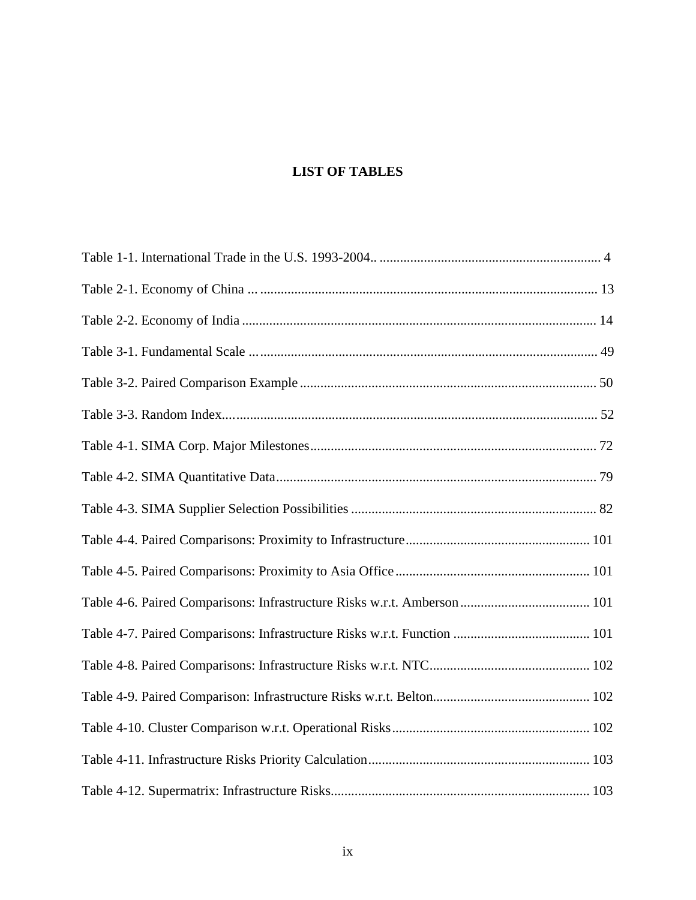# LIST OF TABLES

Table 1-1. International Trade in the U.S. 1993-2004.. ................................................................. 4

Table 2-1. Economy of China ... .................................................................................................. 13

Table 2-2. Economy of India ....................................................................................................... 14

Table 3-1. Fundamental Scale …................................................................................................. 49

Table 3-2. Paired Comparison Example ....................................................................................... 50

Table 3-3. Random Index.…......................................................................................................... 52

Table 4-1. SIMA Corp. Major Milestones.................................................................................... 72

Table 4-2. SIMA Quantitative Data.............................................................................................. 79

Table 4-3. SIMA Supplier Selection Possibilities ........................................................................ 82

Table 4-4. Paired Comparisons: Proximity to Infrastructure...................................................... 101

Table 4-5. Paired Comparisons: Proximity to Asia Office ......................................................... 101

Table 4-6. Paired Comparisons: Infrastructure Risks w.r.t. Amberson...................................... 101

Table 4-7. Paired Comparisons: Infrastructure Risks w.r.t. Function ........................................ 101

Table 4-8. Paired Comparisons: Infrastructure Risks w.r.t. NTC............................................... 102

Table 4-9. Paired Comparison: Infrastructure Risks w.r.t. Belton.............................................. 102

Table 4-10. Cluster Comparison w.r.t. Operational Risks.......................................................... 102

Table 4-11. Infrastructure Risks Priority Calculation................................................................. 103

Table 4-12. Supermatrix: Infrastructure Risks............................................................................ 103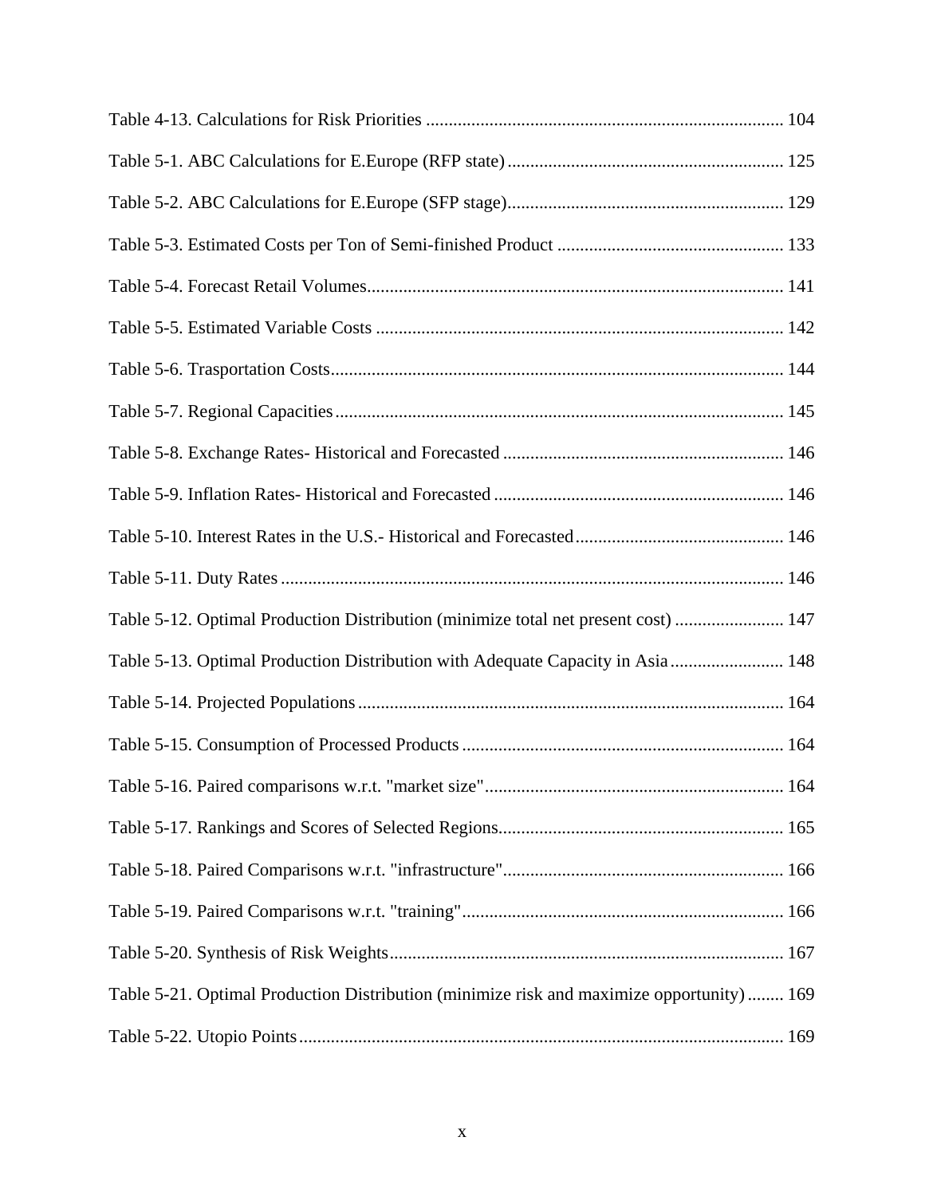Table 4-13. Calculations for Risk Priorities .............................................................................. 104

Table 5-1. ABC Calculations for E.Europe (RFP state) ............................................................. 125

Table 5-2. ABC Calculations for E.Europe (SFP stage)............................................................. 129

Table 5-3. Estimated Costs per Ton of Semi-finished Product .................................................. 133

Table 5-4. Forecast Retail Volumes............................................................................................ 141

Table 5-5. Estimated Variable Costs .......................................................................................... 142

Table 5-6. Trasportation Costs................................................................................................... 144

Table 5-7. Regional Capacities................................................................................................... 145

Table 5-8. Exchange Rates- Historical and Forecasted .............................................................. 146

Table 5-9. Inflation Rates- Historical and Forecasted ................................................................ 146

Table 5-10. Interest Rates in the U.S.- Historical and Forecasted.............................................. 146

Table 5-11. Duty Rates .............................................................................................................. 146

Table 5-12. Optimal Production Distribution (minimize total net present cost) ........................ 147

Table 5-13. Optimal Production Distribution with Adequate Capacity in Asia ......................... 148

Table 5-14. Projected Populations............................................................................................. 164

Table 5-15. Consumption of Processed Products ....................................................................... 164

Table 5-16. Paired comparisons w.r.t. "market size".................................................................. 164

Table 5-17. Rankings and Scores of Selected Regions.............................................................. 165

Table 5-18. Paired Comparisons w.r.t. "infrastructure".............................................................. 166

Table 5-19. Paired Comparisons w.r.t. "training"....................................................................... 166

Table 5-20. Synthesis of Risk Weights....................................................................................... 167

Table 5-21. Optimal Production Distribution (minimize risk and maximize opportunity) ........ 169

Table 5-22. Utopio Points........................................................................................................... 169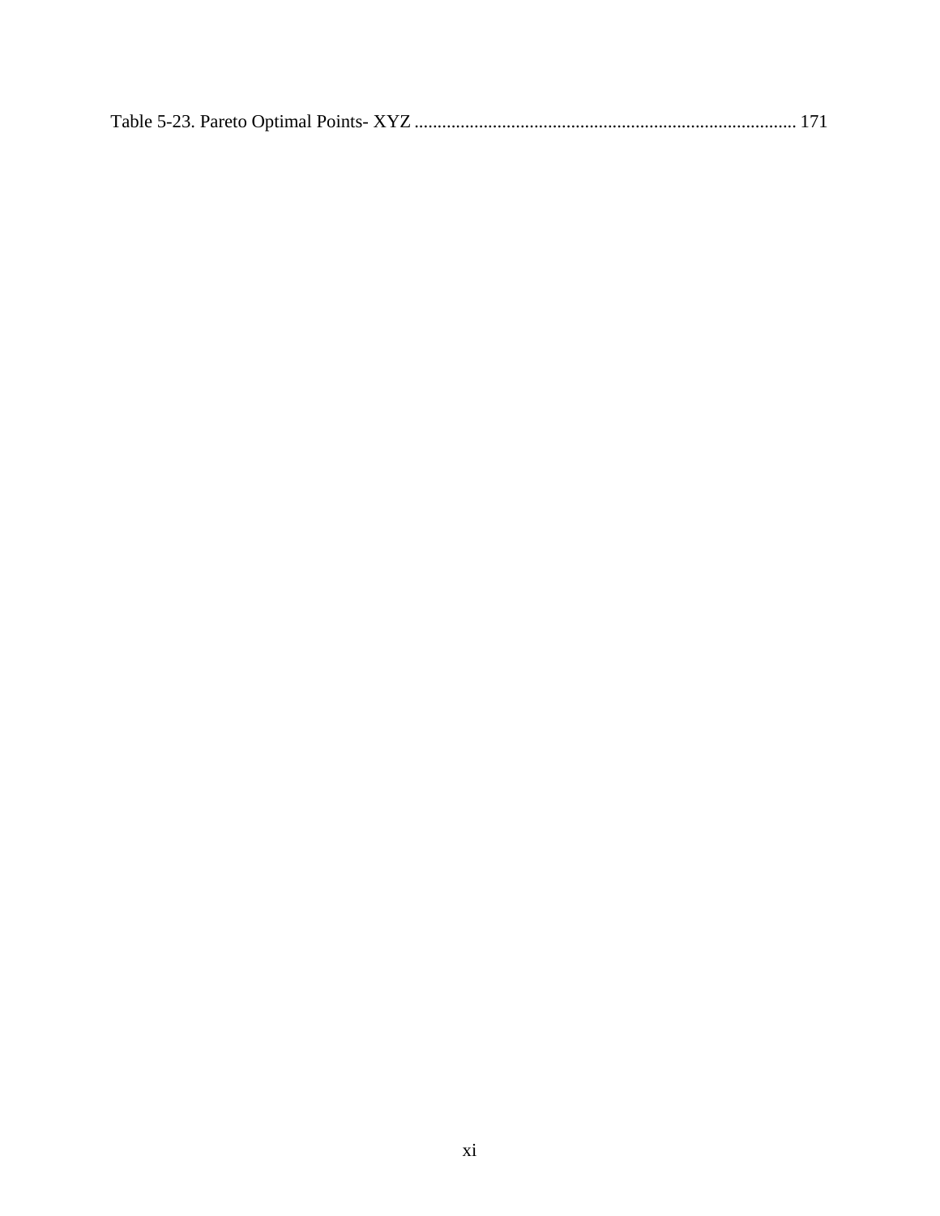Table 5-23. Pareto Optimal Points- XYZ .................................................................................. 171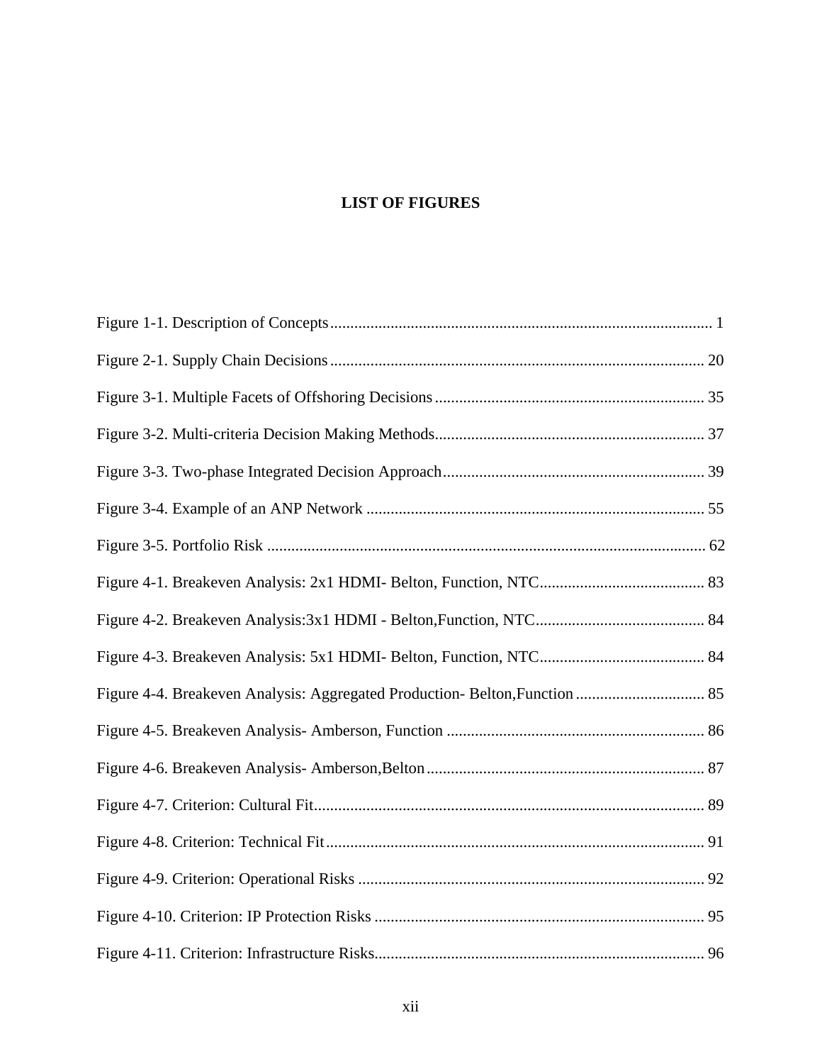# LIST OF FIGURES

Figure 1-1. Description of Concepts ........................................................................................ 1

Figure 2-1. Supply Chain Decisions ........................................................................................ 20

Figure 3-1. Multiple Facets of Offshoring Decisions .............................................................. 35

Figure 3-2. Multi-criteria Decision Making Methods .............................................................. 37

Figure 3-3. Two-phase Integrated Decision Approach ............................................................ 39

Figure 3-4. Example of an ANP Network ............................................................................... 55

Figure 3-5. Portfolio Risk ........................................................................................................ 62

Figure 4-1. Breakeven Analysis: 2x1 HDMI- Belton, Function, NTC ..................................... 83

Figure 4-2. Breakeven Analysis:3x1 HDMI - Belton,Function, NTC ...................................... 84

Figure 4-3. Breakeven Analysis: 5x1 HDMI- Belton, Function, NTC ..................................... 84

Figure 4-4. Breakeven Analysis: Aggregated Production- Belton,Function ............................ 85

Figure 4-5. Breakeven Analysis- Amberson, Function ............................................................ 86

Figure 4-6. Breakeven Analysis- Amberson,Belton ................................................................. 87

Figure 4-7. Criterion: Cultural Fit ............................................................................................ 89

Figure 4-8. Criterion: Technical Fit ......................................................................................... 91

Figure 4-9. Criterion: Operational Risks ................................................................................. 92

Figure 4-10. Criterion: IP Protection Risks ............................................................................. 95

Figure 4-11. Criterion: Infrastructure Risks ............................................................................. 96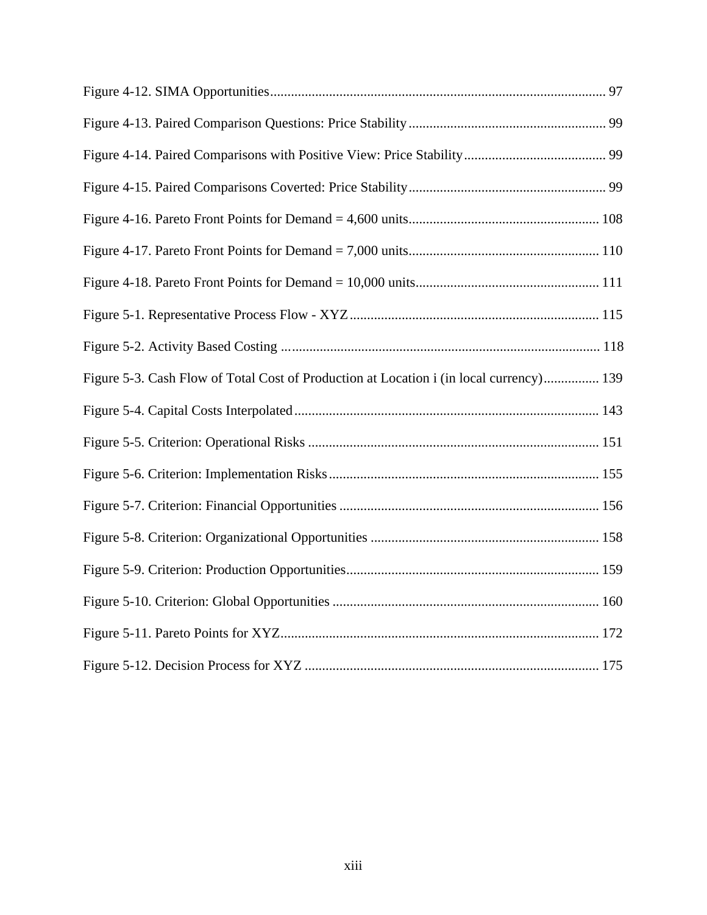Figure 4-12. SIMA Opportunities ................................................................................................ 97

Figure 4-13. Paired Comparison Questions: Price Stability ......................................................... 99

Figure 4-14. Paired Comparisons with Positive View: Price Stability ......................................... 99

Figure 4-15. Paired Comparisons Coverted: Price Stability ......................................................... 99

Figure 4-16. Pareto Front Points for Demand = 4,600 units ....................................................... 108

Figure 4-17. Pareto Front Points for Demand = 7,000 units ....................................................... 110

Figure 4-18. Pareto Front Points for Demand = 10,000 units ..................................................... 111

Figure 5-1. Representative Process Flow - XYZ ........................................................................ 115

Figure 5-2. Activity Based Costing ............................................................................................ 118

Figure 5-3. Cash Flow of Total Cost of Production at Location i (in local currency) ................ 139

Figure 5-4. Capital Costs Interpolated ........................................................................................ 143

Figure 5-5. Criterion: Operational Risks .................................................................................... 151

Figure 5-6. Criterion: Implementation Risks .............................................................................. 155

Figure 5-7. Criterion: Financial Opportunities ........................................................................... 156

Figure 5-8. Criterion: Organizational Opportunities .................................................................. 158

Figure 5-9. Criterion: Production Opportunities ......................................................................... 159

Figure 5-10. Criterion: Global Opportunities ............................................................................. 160

Figure 5-11. Pareto Points for XYZ ............................................................................................ 172

Figure 5-12. Decision Process for XYZ ..................................................................................... 175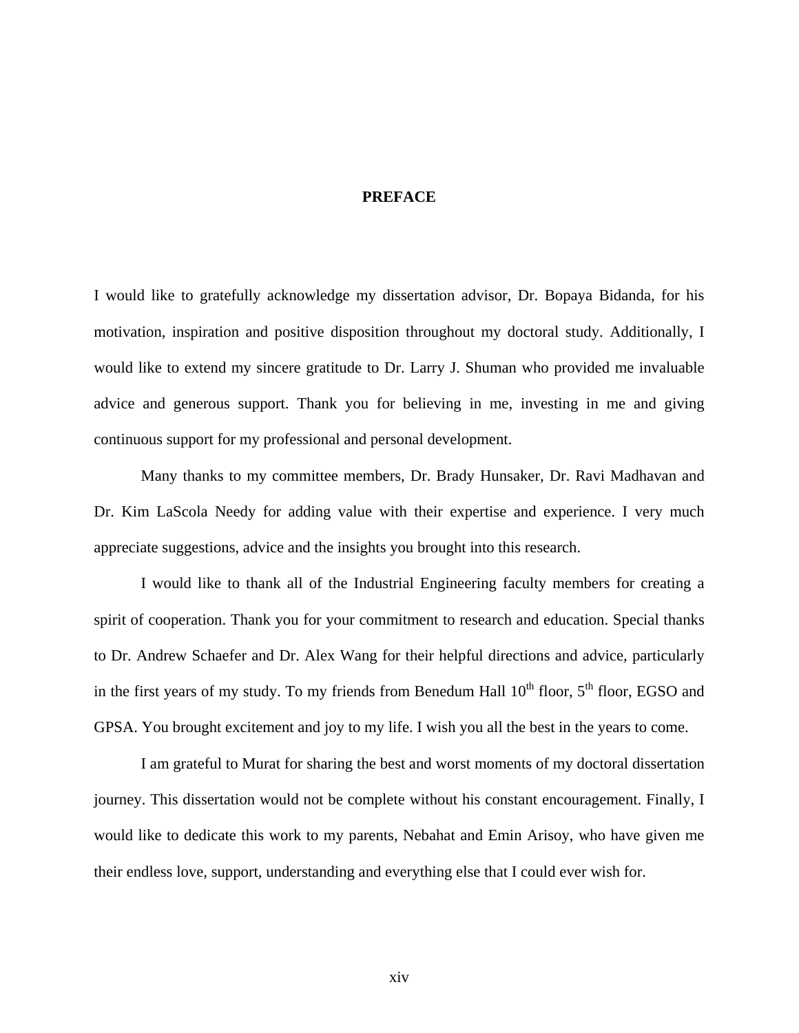# PREFACE

I would like to gratefully acknowledge my dissertation advisor, Dr. Bopaya Bidanda, for his motivation, inspiration and positive disposition throughout my doctoral study. Additionally, I would like to extend my sincere gratitude to Dr. Larry J. Shuman who provided me invaluable advice and generous support. Thank you for believing in me, investing in me and giving continuous support for my professional and personal development.

Many thanks to my committee members, Dr. Brady Hunsaker, Dr. Ravi Madhavan and Dr. Kim LaScola Needy for adding value with their expertise and experience. I very much appreciate suggestions, advice and the insights you brought into this research.

I would like to thank all of the Industrial Engineering faculty members for creating a spirit of cooperation. Thank you for your commitment to research and education. Special thanks to Dr. Andrew Schaefer and Dr. Alex Wang for their helpful directions and advice, particularly in the first years of my study. To my friends from Benedum Hall 10th floor, 5th floor, EGSO and GPSA. You brought excitement and joy to my life. I wish you all the best in the years to come.

I am grateful to Murat for sharing the best and worst moments of my doctoral dissertation journey. This dissertation would not be complete without his constant encouragement. Finally, I would like to dedicate this work to my parents, Nebahat and Emin Arisoy, who have given me their endless love, support, understanding and everything else that I could ever wish for.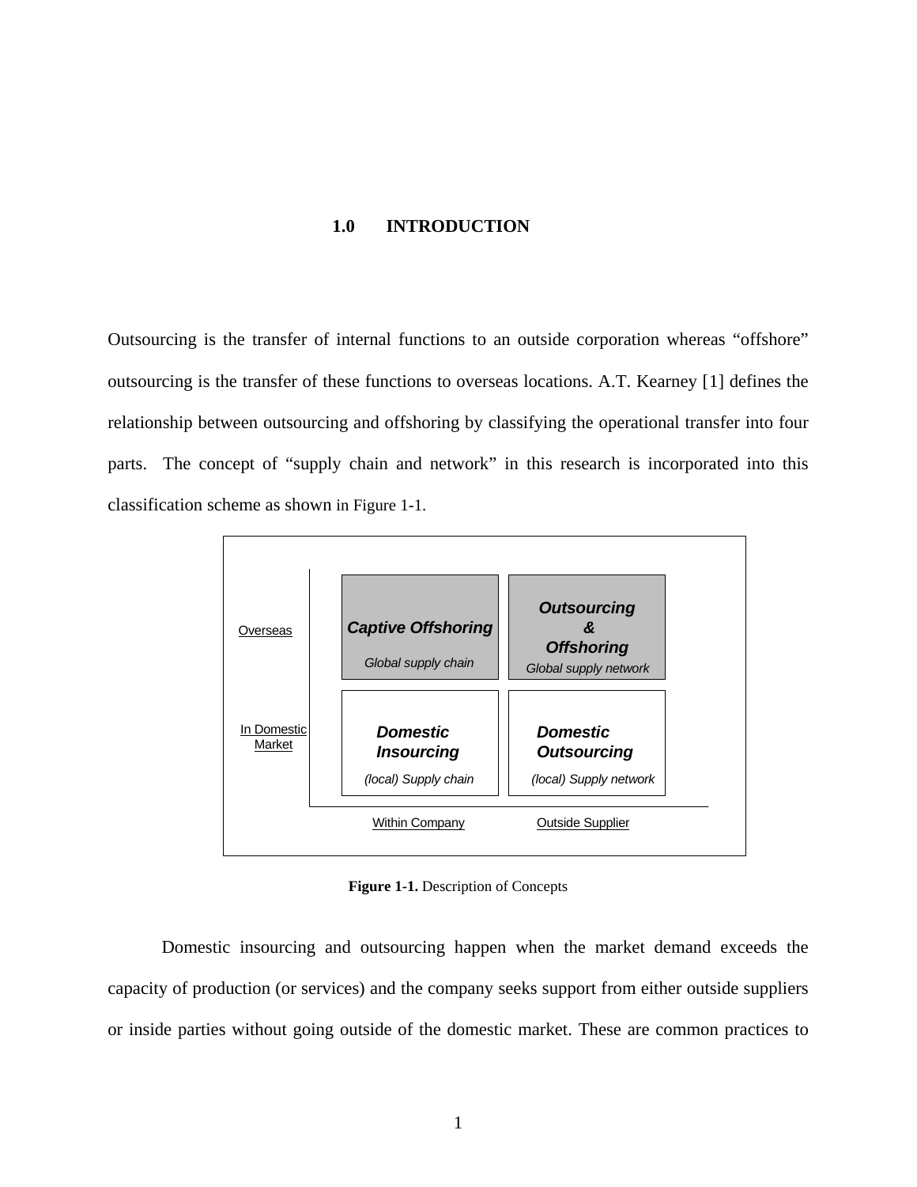# 1.0 INTRODUCTION

Outsourcing is the transfer of internal functions to an outside corporation whereas "offshore" outsourcing is the transfer of these functions to overseas locations. A.T. Kearney [1] defines the relationship between outsourcing and offshoring by classifying the operational transfer into four parts. The concept of "supply chain and network" in this research is incorporated into this classification scheme as shown in Figure 1-1.

| | Within Company | Outside Supplier |
|---|---|---|
| Overseas | ***Captive Offshoring*** <br> *Global supply chain* | ***Outsourcing & Offshoring*** <br> *Global supply network* |
| In Domestic Market | ***Domestic Insourcing*** <br> *(local) Supply chain* | ***Domestic Outsourcing*** <br> *(local) Supply network* |

**Figure 1-1.** Description of Concepts

Domestic insourcing and outsourcing happen when the market demand exceeds the capacity of production (or services) and the company seeks support from either outside suppliers or inside parties without going outside of the domestic market. These are common practices to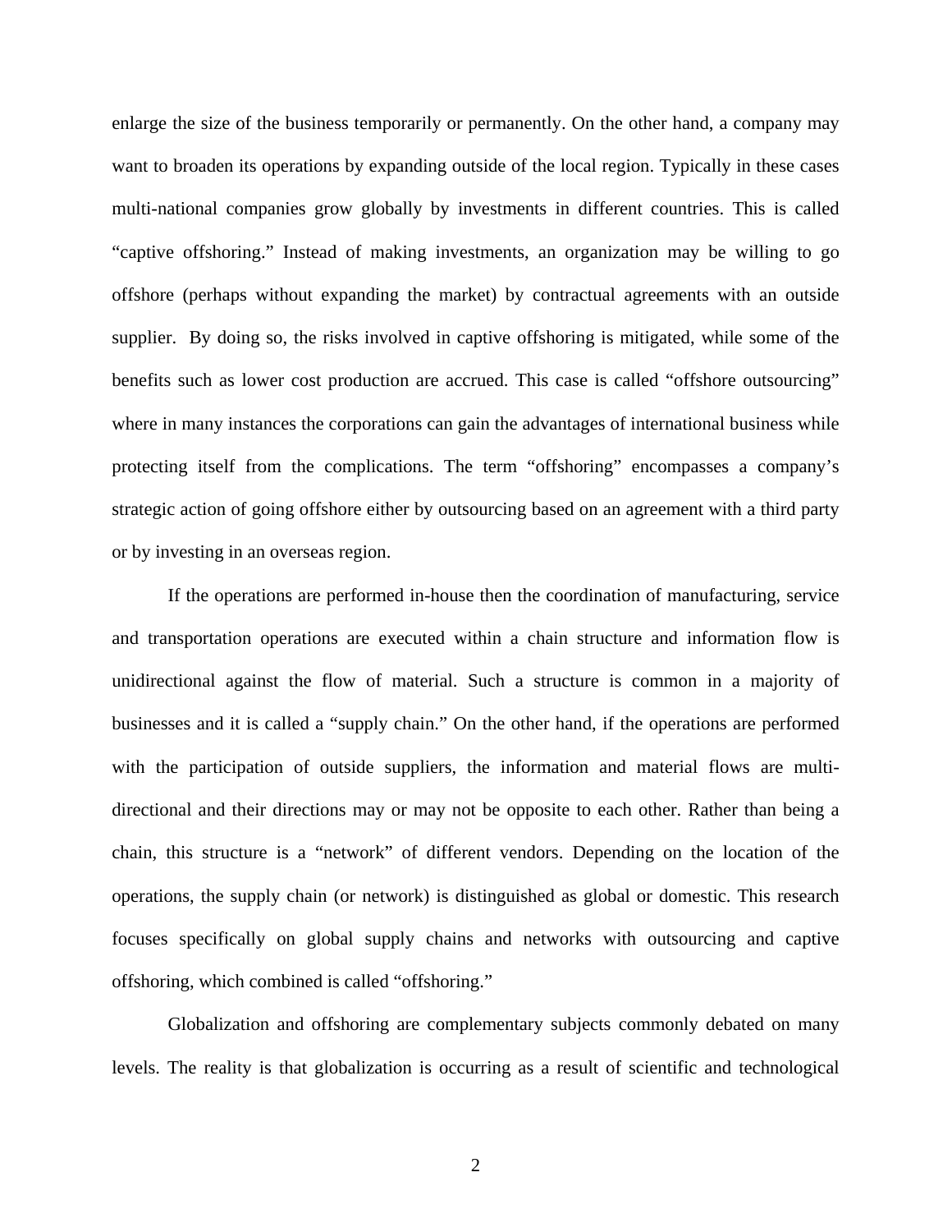enlarge the size of the business temporarily or permanently. On the other hand, a company may want to broaden its operations by expanding outside of the local region. Typically in these cases multi-national companies grow globally by investments in different countries. This is called "captive offshoring." Instead of making investments, an organization may be willing to go offshore (perhaps without expanding the market) by contractual agreements with an outside supplier. By doing so, the risks involved in captive offshoring is mitigated, while some of the benefits such as lower cost production are accrued. This case is called "offshore outsourcing" where in many instances the corporations can gain the advantages of international business while protecting itself from the complications. The term "offshoring" encompasses a company's strategic action of going offshore either by outsourcing based on an agreement with a third party or by investing in an overseas region.

If the operations are performed in-house then the coordination of manufacturing, service and transportation operations are executed within a chain structure and information flow is unidirectional against the flow of material. Such a structure is common in a majority of businesses and it is called a "supply chain." On the other hand, if the operations are performed with the participation of outside suppliers, the information and material flows are multi-directional and their directions may or may not be opposite to each other. Rather than being a chain, this structure is a "network" of different vendors. Depending on the location of the operations, the supply chain (or network) is distinguished as global or domestic. This research focuses specifically on global supply chains and networks with outsourcing and captive offshoring, which combined is called "offshoring."

Globalization and offshoring are complementary subjects commonly debated on many levels. The reality is that globalization is occurring as a result of scientific and technological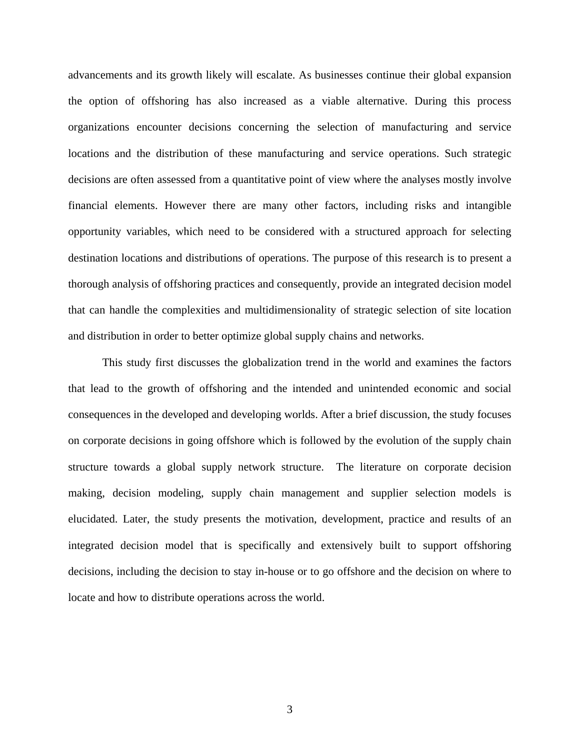advancements and its growth likely will escalate. As businesses continue their global expansion the option of offshoring has also increased as a viable alternative. During this process organizations encounter decisions concerning the selection of manufacturing and service locations and the distribution of these manufacturing and service operations. Such strategic decisions are often assessed from a quantitative point of view where the analyses mostly involve financial elements. However there are many other factors, including risks and intangible opportunity variables, which need to be considered with a structured approach for selecting destination locations and distributions of operations. The purpose of this research is to present a thorough analysis of offshoring practices and consequently, provide an integrated decision model that can handle the complexities and multidimensionality of strategic selection of site location and distribution in order to better optimize global supply chains and networks.

This study first discusses the globalization trend in the world and examines the factors that lead to the growth of offshoring and the intended and unintended economic and social consequences in the developed and developing worlds. After a brief discussion, the study focuses on corporate decisions in going offshore which is followed by the evolution of the supply chain structure towards a global supply network structure. The literature on corporate decision making, decision modeling, supply chain management and supplier selection models is elucidated. Later, the study presents the motivation, development, practice and results of an integrated decision model that is specifically and extensively built to support offshoring decisions, including the decision to stay in-house or to go offshore and the decision on where to locate and how to distribute operations across the world.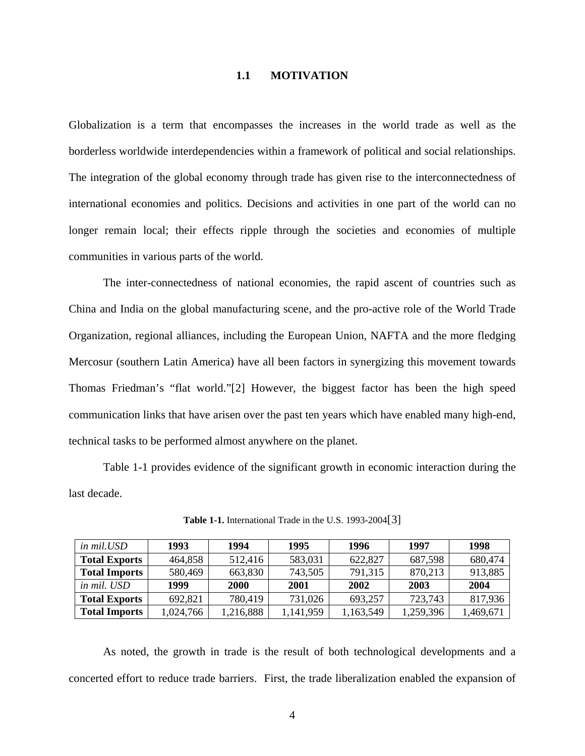## 1.1 MOTIVATION

Globalization is a term that encompasses the increases in the world trade as well as the borderless worldwide interdependencies within a framework of political and social relationships. The integration of the global economy through trade has given rise to the interconnectedness of international economies and politics. Decisions and activities in one part of the world can no longer remain local; their effects ripple through the societies and economies of multiple communities in various parts of the world.

The inter-connectedness of national economies, the rapid ascent of countries such as China and India on the global manufacturing scene, and the pro-active role of the World Trade Organization, regional alliances, including the European Union, NAFTA and the more fledging Mercosur (southern Latin America) have all been factors in synergizing this movement towards Thomas Friedman's "flat world."[2] However, the biggest factor has been the high speed communication links that have arisen over the past ten years which have enabled many high-end, technical tasks to be performed almost anywhere on the planet.

Table 1-1 provides evidence of the significant growth in economic interaction during the last decade.

**Table 1-1.** International Trade in the U.S. 1993-2004[3]

| *in mil.USD* | **1993** | **1994** | **1995** | **1996** | **1997** | **1998** |
|---|---|---|---|---|---|---|
| **Total Exports** | 464,858 | 512,416 | 583,031 | 622,827 | 687,598 | 680,474 |
| **Total Imports** | 580,469 | 663,830 | 743,505 | 791,315 | 870,213 | 913,885 |
| *in mil. USD* | **1999** | **2000** | **2001** | **2002** | **2003** | **2004** |
| **Total Exports** | 692,821 | 780,419 | 731,026 | 693,257 | 723,743 | 817,936 |
| **Total Imports** | 1,024,766 | 1,216,888 | 1,141,959 | 1,163,549 | 1,259,396 | 1,469,671 |

As noted, the growth in trade is the result of both technological developments and a concerted effort to reduce trade barriers. First, the trade liberalization enabled the expansion of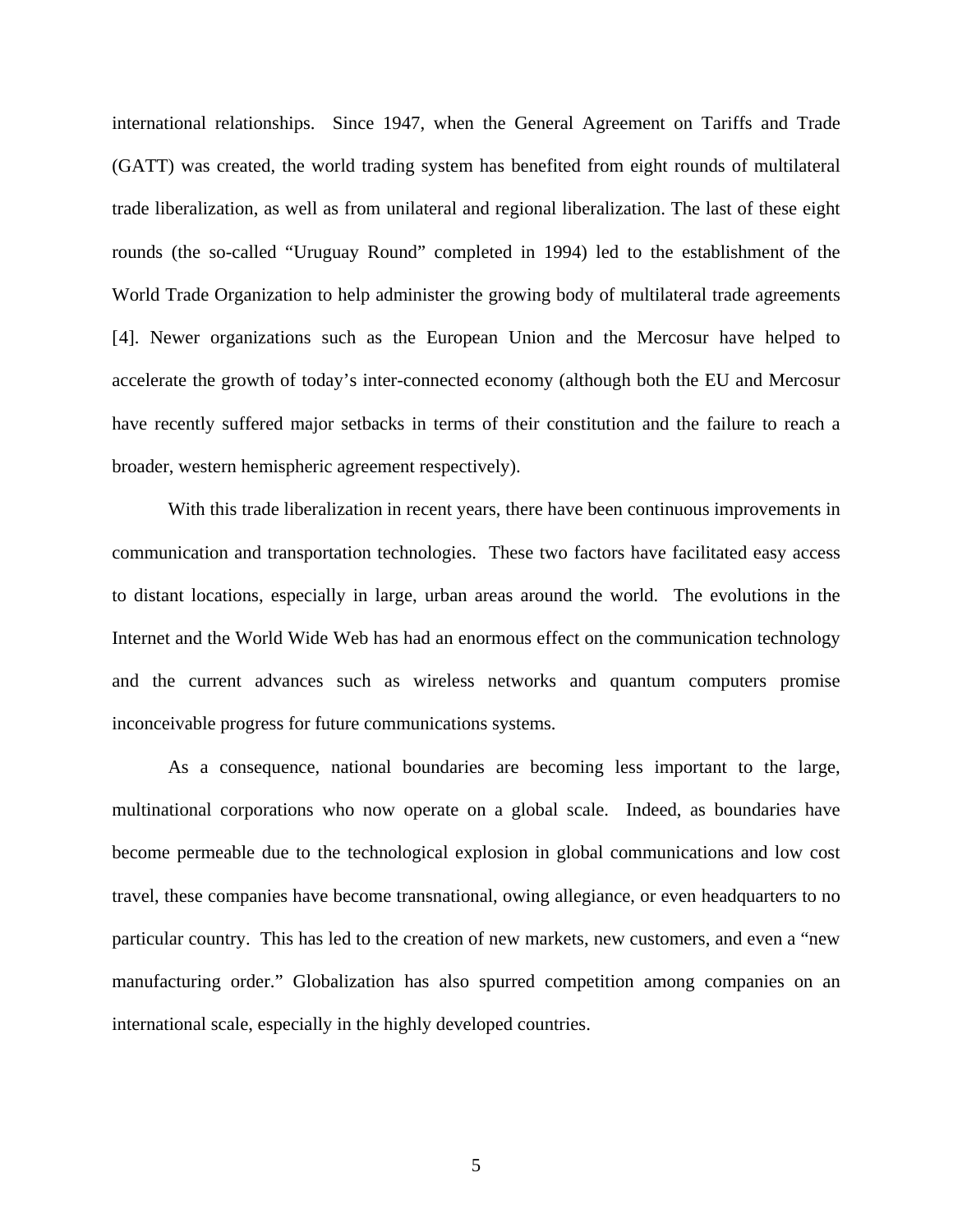international relationships. Since 1947, when the General Agreement on Tariffs and Trade (GATT) was created, the world trading system has benefited from eight rounds of multilateral trade liberalization, as well as from unilateral and regional liberalization. The last of these eight rounds (the so-called "Uruguay Round" completed in 1994) led to the establishment of the World Trade Organization to help administer the growing body of multilateral trade agreements [4]. Newer organizations such as the European Union and the Mercosur have helped to accelerate the growth of today's inter-connected economy (although both the EU and Mercosur have recently suffered major setbacks in terms of their constitution and the failure to reach a broader, western hemispheric agreement respectively).

With this trade liberalization in recent years, there have been continuous improvements in communication and transportation technologies. These two factors have facilitated easy access to distant locations, especially in large, urban areas around the world. The evolutions in the Internet and the World Wide Web has had an enormous effect on the communication technology and the current advances such as wireless networks and quantum computers promise inconceivable progress for future communications systems.

As a consequence, national boundaries are becoming less important to the large, multinational corporations who now operate on a global scale. Indeed, as boundaries have become permeable due to the technological explosion in global communications and low cost travel, these companies have become transnational, owing allegiance, or even headquarters to no particular country. This has led to the creation of new markets, new customers, and even a "new manufacturing order." Globalization has also spurred competition among companies on an international scale, especially in the highly developed countries.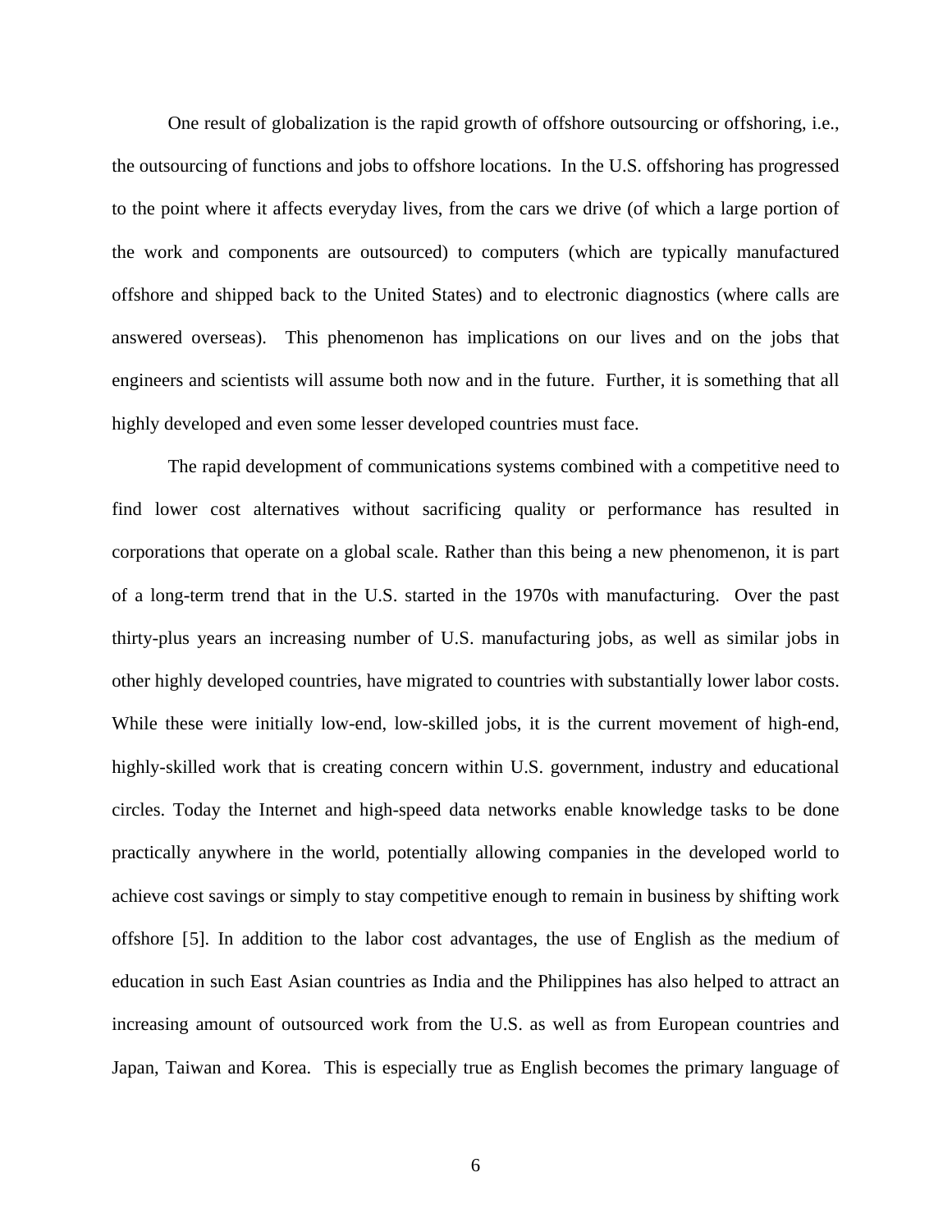One result of globalization is the rapid growth of offshore outsourcing or offshoring, i.e., the outsourcing of functions and jobs to offshore locations. In the U.S. offshoring has progressed to the point where it affects everyday lives, from the cars we drive (of which a large portion of the work and components are outsourced) to computers (which are typically manufactured offshore and shipped back to the United States) and to electronic diagnostics (where calls are answered overseas). This phenomenon has implications on our lives and on the jobs that engineers and scientists will assume both now and in the future. Further, it is something that all highly developed and even some lesser developed countries must face.

The rapid development of communications systems combined with a competitive need to find lower cost alternatives without sacrificing quality or performance has resulted in corporations that operate on a global scale. Rather than this being a new phenomenon, it is part of a long-term trend that in the U.S. started in the 1970s with manufacturing. Over the past thirty-plus years an increasing number of U.S. manufacturing jobs, as well as similar jobs in other highly developed countries, have migrated to countries with substantially lower labor costs. While these were initially low-end, low-skilled jobs, it is the current movement of high-end, highly-skilled work that is creating concern within U.S. government, industry and educational circles. Today the Internet and high-speed data networks enable knowledge tasks to be done practically anywhere in the world, potentially allowing companies in the developed world to achieve cost savings or simply to stay competitive enough to remain in business by shifting work offshore [5]. In addition to the labor cost advantages, the use of English as the medium of education in such East Asian countries as India and the Philippines has also helped to attract an increasing amount of outsourced work from the U.S. as well as from European countries and Japan, Taiwan and Korea. This is especially true as English becomes the primary language of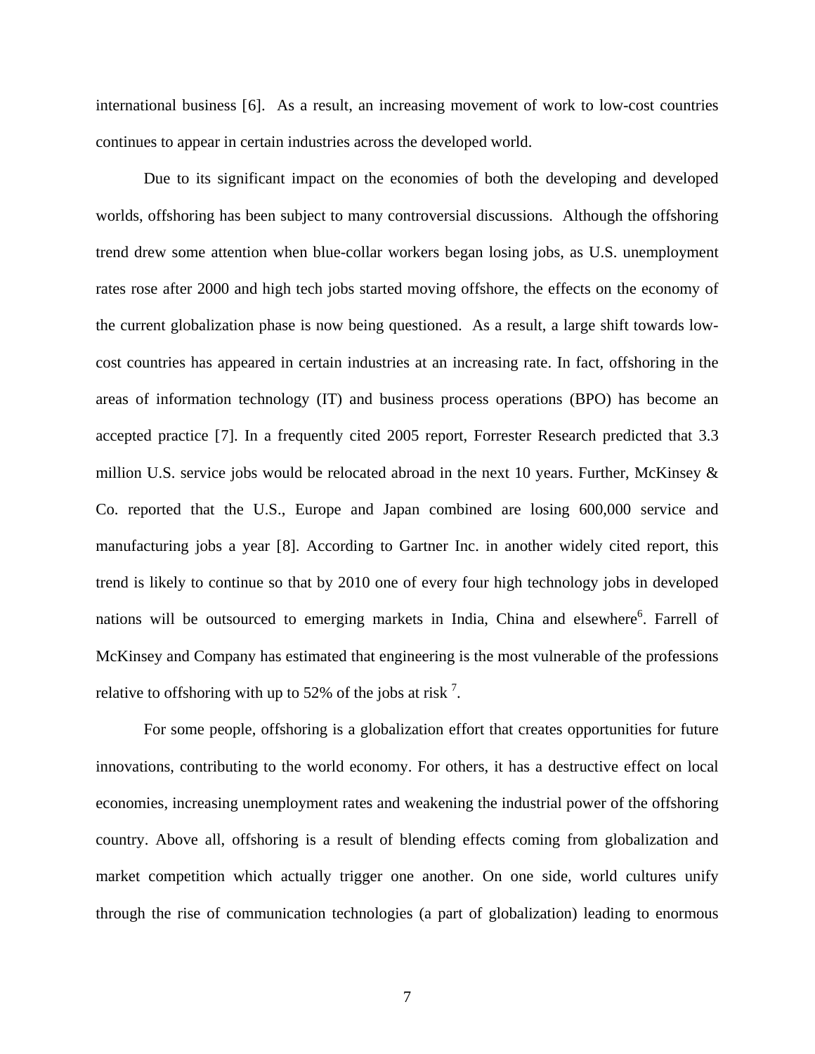international business [6]. As a result, an increasing movement of work to low-cost countries continues to appear in certain industries across the developed world.

Due to its significant impact on the economies of both the developing and developed worlds, offshoring has been subject to many controversial discussions. Although the offshoring trend drew some attention when blue-collar workers began losing jobs, as U.S. unemployment rates rose after 2000 and high tech jobs started moving offshore, the effects on the economy of the current globalization phase is now being questioned. As a result, a large shift towards low-cost countries has appeared in certain industries at an increasing rate. In fact, offshoring in the areas of information technology (IT) and business process operations (BPO) has become an accepted practice [7]. In a frequently cited 2005 report, Forrester Research predicted that 3.3 million U.S. service jobs would be relocated abroad in the next 10 years. Further, McKinsey & Co. reported that the U.S., Europe and Japan combined are losing 600,000 service and manufacturing jobs a year [8]. According to Gartner Inc. in another widely cited report, this trend is likely to continue so that by 2010 one of every four high technology jobs in developed nations will be outsourced to emerging markets in India, China and elsewhere[6]. Farrell of McKinsey and Company has estimated that engineering is the most vulnerable of the professions relative to offshoring with up to 52% of the jobs at risk [7].

For some people, offshoring is a globalization effort that creates opportunities for future innovations, contributing to the world economy. For others, it has a destructive effect on local economies, increasing unemployment rates and weakening the industrial power of the offshoring country. Above all, offshoring is a result of blending effects coming from globalization and market competition which actually trigger one another. On one side, world cultures unify through the rise of communication technologies (a part of globalization) leading to enormous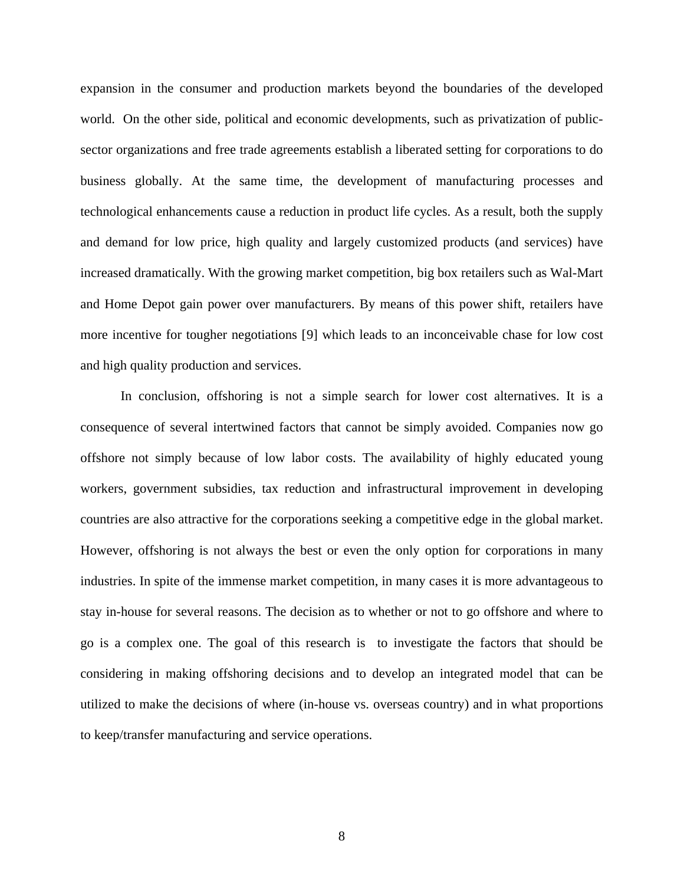expansion in the consumer and production markets beyond the boundaries of the developed world. On the other side, political and economic developments, such as privatization of public-sector organizations and free trade agreements establish a liberated setting for corporations to do business globally. At the same time, the development of manufacturing processes and technological enhancements cause a reduction in product life cycles. As a result, both the supply and demand for low price, high quality and largely customized products (and services) have increased dramatically. With the growing market competition, big box retailers such as Wal-Mart and Home Depot gain power over manufacturers. By means of this power shift, retailers have more incentive for tougher negotiations [9] which leads to an inconceivable chase for low cost and high quality production and services.

In conclusion, offshoring is not a simple search for lower cost alternatives. It is a consequence of several intertwined factors that cannot be simply avoided. Companies now go offshore not simply because of low labor costs. The availability of highly educated young workers, government subsidies, tax reduction and infrastructural improvement in developing countries are also attractive for the corporations seeking a competitive edge in the global market. However, offshoring is not always the best or even the only option for corporations in many industries. In spite of the immense market competition, in many cases it is more advantageous to stay in-house for several reasons. The decision as to whether or not to go offshore and where to go is a complex one. The goal of this research is to investigate the factors that should be considering in making offshoring decisions and to develop an integrated model that can be utilized to make the decisions of where (in-house vs. overseas country) and in what proportions to keep/transfer manufacturing and service operations.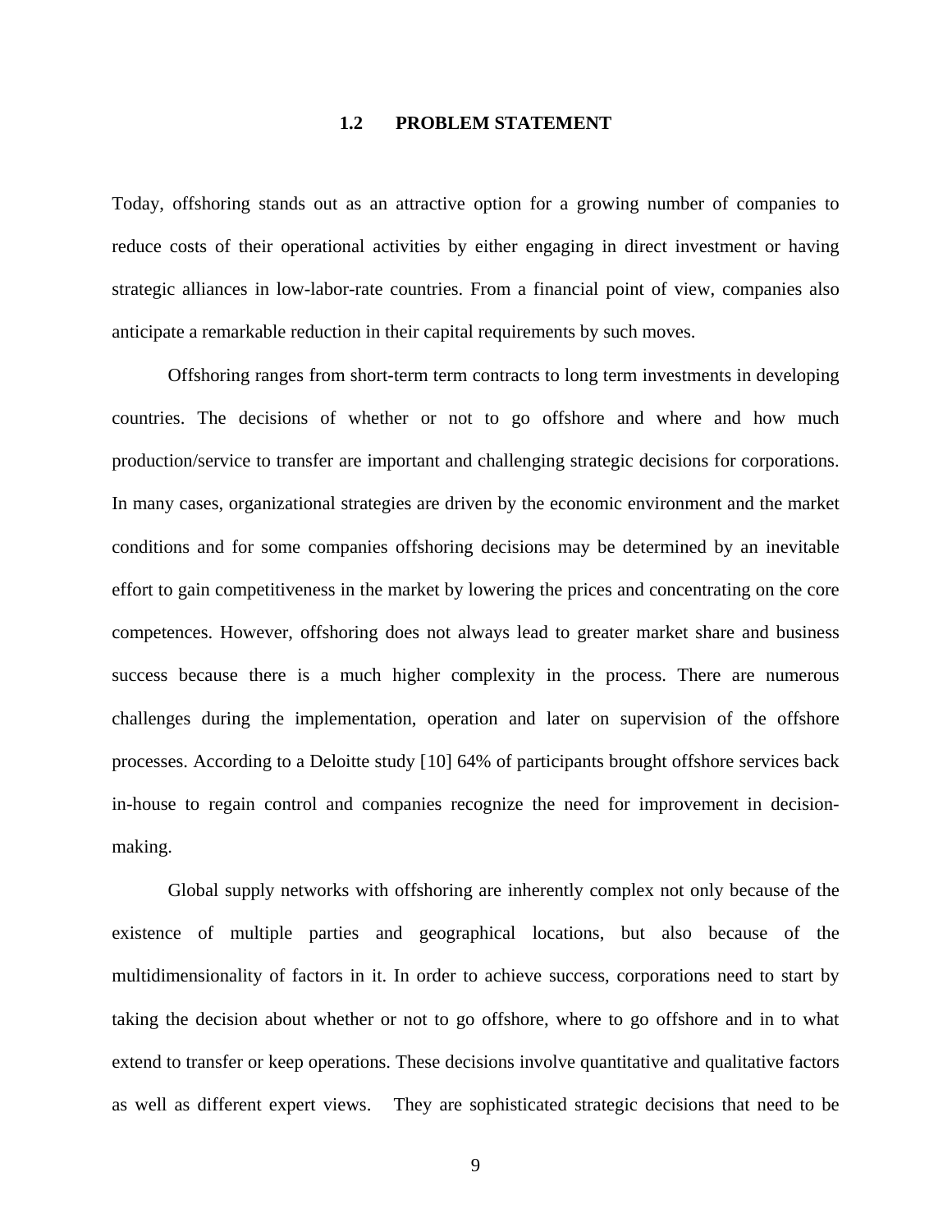## 1.2 PROBLEM STATEMENT

Today, offshoring stands out as an attractive option for a growing number of companies to reduce costs of their operational activities by either engaging in direct investment or having strategic alliances in low-labor-rate countries. From a financial point of view, companies also anticipate a remarkable reduction in their capital requirements by such moves.

Offshoring ranges from short-term term contracts to long term investments in developing countries. The decisions of whether or not to go offshore and where and how much production/service to transfer are important and challenging strategic decisions for corporations. In many cases, organizational strategies are driven by the economic environment and the market conditions and for some companies offshoring decisions may be determined by an inevitable effort to gain competitiveness in the market by lowering the prices and concentrating on the core competences. However, offshoring does not always lead to greater market share and business success because there is a much higher complexity in the process. There are numerous challenges during the implementation, operation and later on supervision of the offshore processes. According to a Deloitte study [10] 64% of participants brought offshore services back in-house to regain control and companies recognize the need for improvement in decision-making.

Global supply networks with offshoring are inherently complex not only because of the existence of multiple parties and geographical locations, but also because of the multidimensionality of factors in it. In order to achieve success, corporations need to start by taking the decision about whether or not to go offshore, where to go offshore and in to what extend to transfer or keep operations. These decisions involve quantitative and qualitative factors as well as different expert views. They are sophisticated strategic decisions that need to be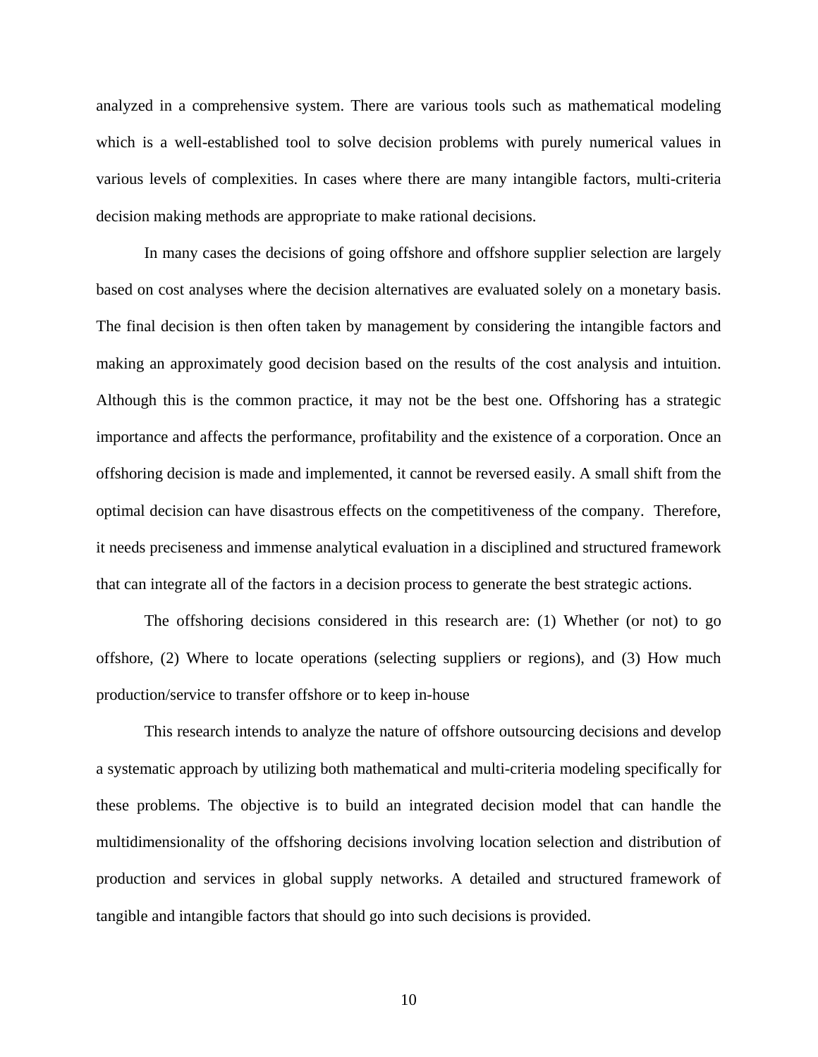analyzed in a comprehensive system. There are various tools such as mathematical modeling which is a well-established tool to solve decision problems with purely numerical values in various levels of complexities. In cases where there are many intangible factors, multi-criteria decision making methods are appropriate to make rational decisions.

In many cases the decisions of going offshore and offshore supplier selection are largely based on cost analyses where the decision alternatives are evaluated solely on a monetary basis. The final decision is then often taken by management by considering the intangible factors and making an approximately good decision based on the results of the cost analysis and intuition. Although this is the common practice, it may not be the best one. Offshoring has a strategic importance and affects the performance, profitability and the existence of a corporation. Once an offshoring decision is made and implemented, it cannot be reversed easily. A small shift from the optimal decision can have disastrous effects on the competitiveness of the company. Therefore, it needs preciseness and immense analytical evaluation in a disciplined and structured framework that can integrate all of the factors in a decision process to generate the best strategic actions.

The offshoring decisions considered in this research are: (1) Whether (or not) to go offshore, (2) Where to locate operations (selecting suppliers or regions), and (3) How much production/service to transfer offshore or to keep in-house

This research intends to analyze the nature of offshore outsourcing decisions and develop a systematic approach by utilizing both mathematical and multi-criteria modeling specifically for these problems. The objective is to build an integrated decision model that can handle the multidimensionality of the offshoring decisions involving location selection and distribution of production and services in global supply networks. A detailed and structured framework of tangible and intangible factors that should go into such decisions is provided.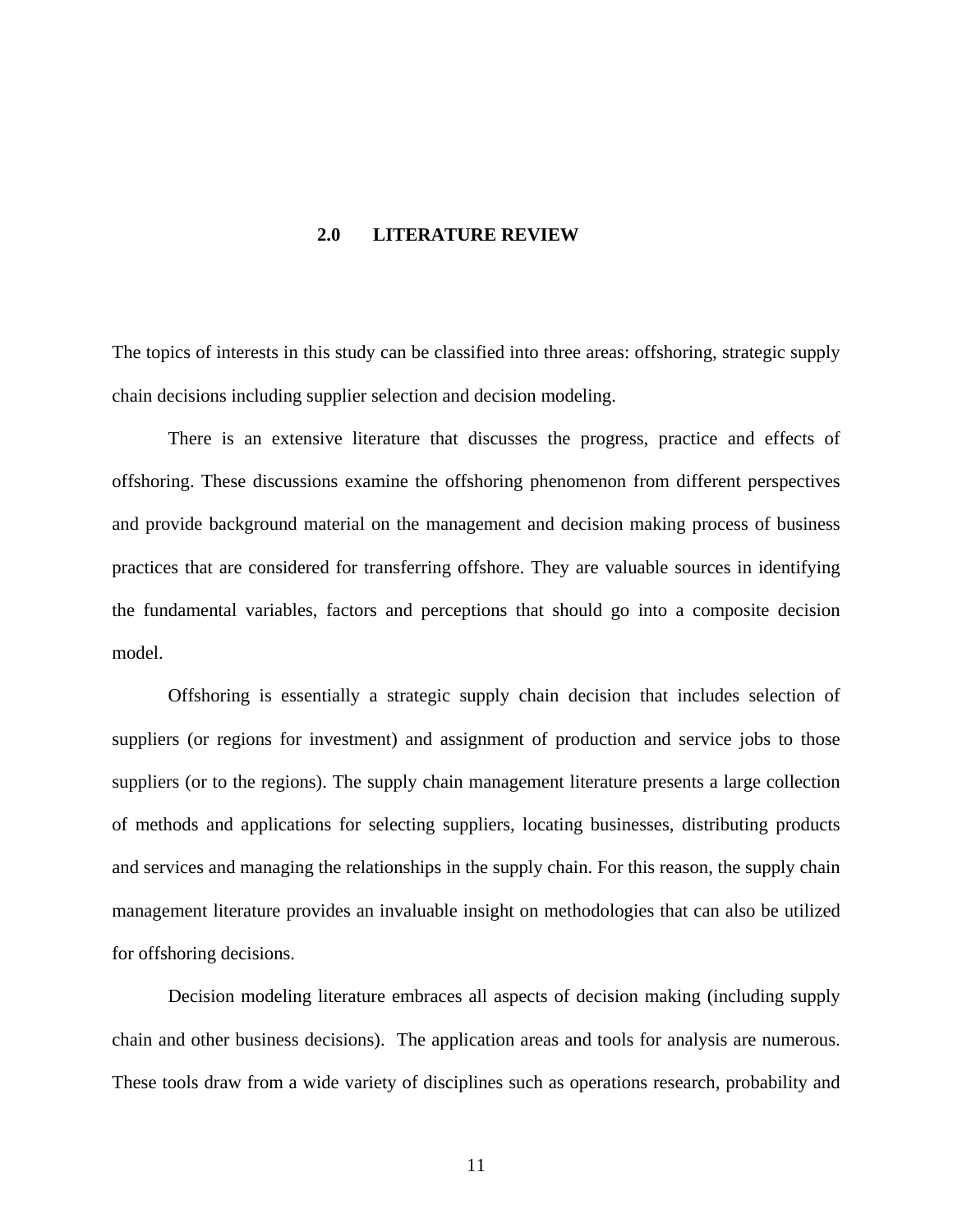# 2.0 LITERATURE REVIEW

The topics of interests in this study can be classified into three areas: offshoring, strategic supply chain decisions including supplier selection and decision modeling.

There is an extensive literature that discusses the progress, practice and effects of offshoring. These discussions examine the offshoring phenomenon from different perspectives and provide background material on the management and decision making process of business practices that are considered for transferring offshore. They are valuable sources in identifying the fundamental variables, factors and perceptions that should go into a composite decision model.

Offshoring is essentially a strategic supply chain decision that includes selection of suppliers (or regions for investment) and assignment of production and service jobs to those suppliers (or to the regions). The supply chain management literature presents a large collection of methods and applications for selecting suppliers, locating businesses, distributing products and services and managing the relationships in the supply chain. For this reason, the supply chain management literature provides an invaluable insight on methodologies that can also be utilized for offshoring decisions.

Decision modeling literature embraces all aspects of decision making (including supply chain and other business decisions). The application areas and tools for analysis are numerous. These tools draw from a wide variety of disciplines such as operations research, probability and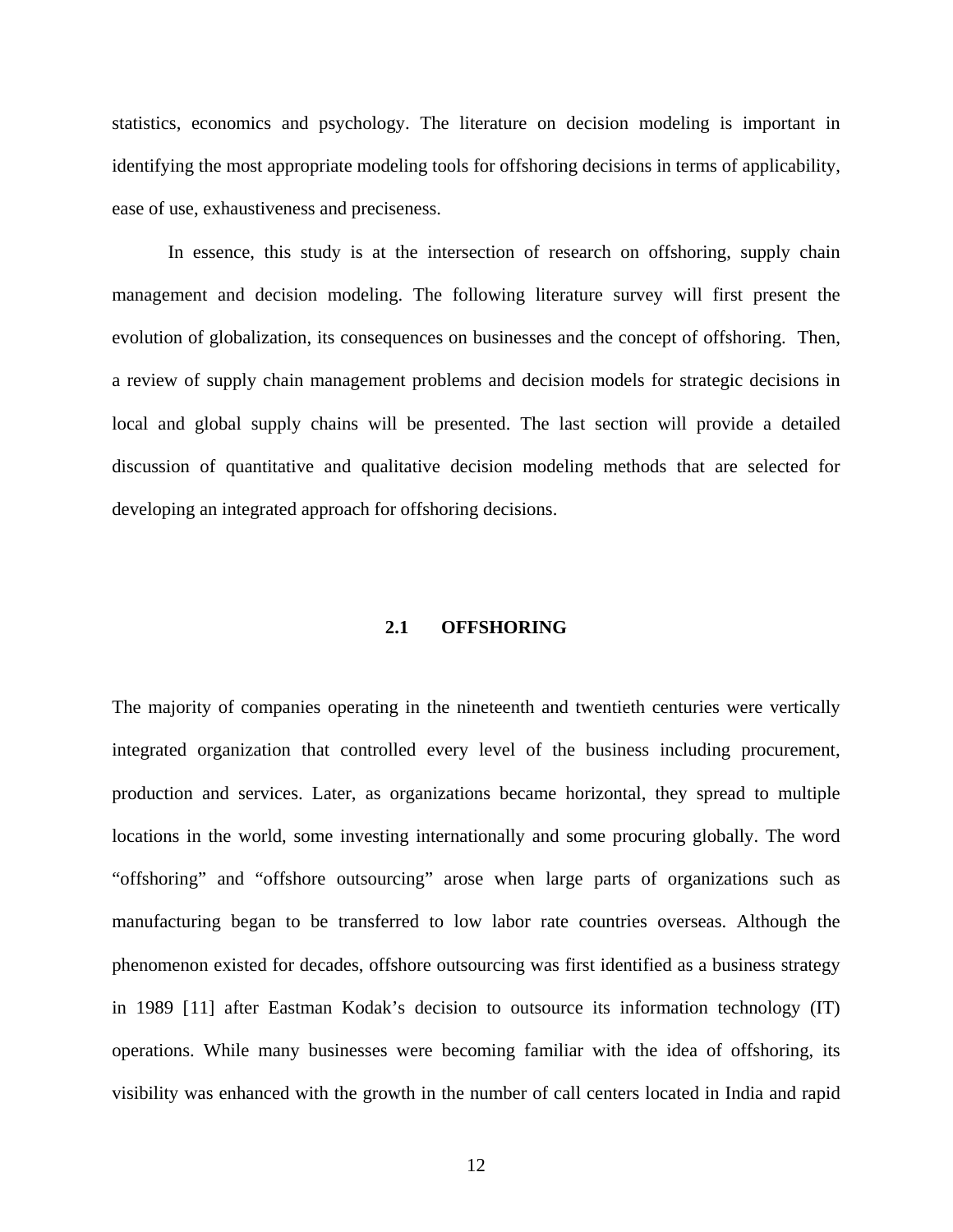statistics, economics and psychology. The literature on decision modeling is important in identifying the most appropriate modeling tools for offshoring decisions in terms of applicability, ease of use, exhaustiveness and preciseness.

In essence, this study is at the intersection of research on offshoring, supply chain management and decision modeling. The following literature survey will first present the evolution of globalization, its consequences on businesses and the concept of offshoring. Then, a review of supply chain management problems and decision models for strategic decisions in local and global supply chains will be presented. The last section will provide a detailed discussion of quantitative and qualitative decision modeling methods that are selected for developing an integrated approach for offshoring decisions.

## 2.1 OFFSHORING

The majority of companies operating in the nineteenth and twentieth centuries were vertically integrated organization that controlled every level of the business including procurement, production and services. Later, as organizations became horizontal, they spread to multiple locations in the world, some investing internationally and some procuring globally. The word "offshoring" and "offshore outsourcing" arose when large parts of organizations such as manufacturing began to be transferred to low labor rate countries overseas. Although the phenomenon existed for decades, offshore outsourcing was first identified as a business strategy in 1989 [11] after Eastman Kodak's decision to outsource its information technology (IT) operations. While many businesses were becoming familiar with the idea of offshoring, its visibility was enhanced with the growth in the number of call centers located in India and rapid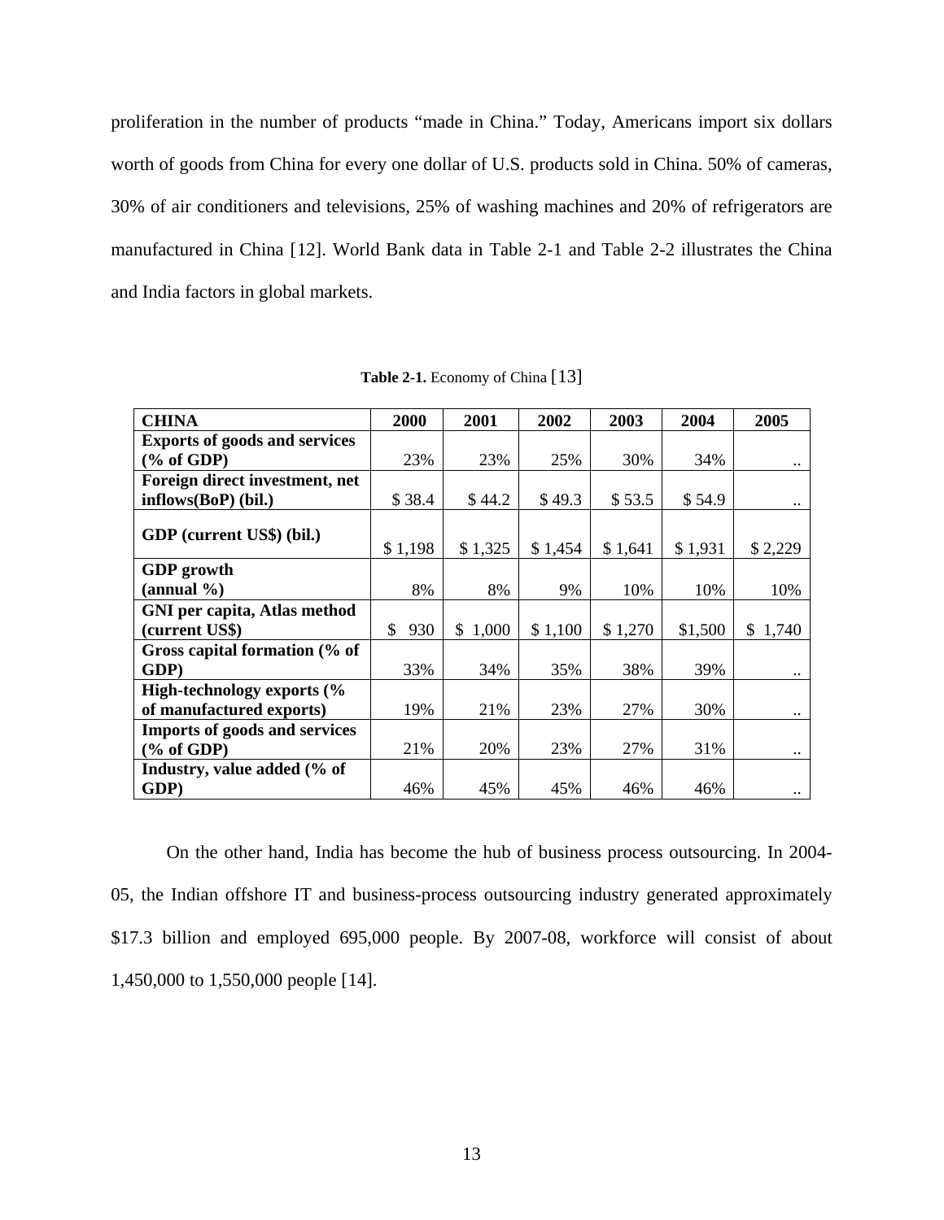proliferation in the number of products "made in China." Today, Americans import six dollars worth of goods from China for every one dollar of U.S. products sold in China. 50% of cameras, 30% of air conditioners and televisions, 25% of washing machines and 20% of refrigerators are manufactured in China [12]. World Bank data in Table 2-1 and Table 2-2 illustrates the China and India factors in global markets.

**Table 2-1.** Economy of China [13]

| CHINA | 2000 | 2001 | 2002 | 2003 | 2004 | 2005 |
|---|---|---|---|---|---|---|
| **Exports of goods and services (% of GDP)** | 23% | 23% | 25% | 30% | 34% | .. |
| **Foreign direct investment, net inflows(BoP) (bil.)** | $ 38.4 | $ 44.2 | $ 49.3 | $ 53.5 | $ 54.9 | .. |
| **GDP (current US$) (bil.)** | $ 1,198 | $ 1,325 | $ 1,454 | $ 1,641 | $ 1,931 | $ 2,229 |
| **GDP growth (annual %)** | 8% | 8% | 9% | 10% | 10% | 10% |
| **GNI per capita, Atlas method (current US$)** | $ 930 | $ 1,000 | $ 1,100 | $ 1,270 | $1,500 | $ 1,740 |
| **Gross capital formation (% of GDP)** | 33% | 34% | 35% | 38% | 39% | .. |
| **High-technology exports (% of manufactured exports)** | 19% | 21% | 23% | 27% | 30% | .. |
| **Imports of goods and services (% of GDP)** | 21% | 20% | 23% | 27% | 31% | .. |
| **Industry, value added (% of GDP)** | 46% | 45% | 45% | 46% | 46% | .. |

On the other hand, India has become the hub of business process outsourcing. In 2004-05, the Indian offshore IT and business-process outsourcing industry generated approximately $17.3 billion and employed 695,000 people. By 2007-08, workforce will consist of about 1,450,000 to 1,550,000 people [14].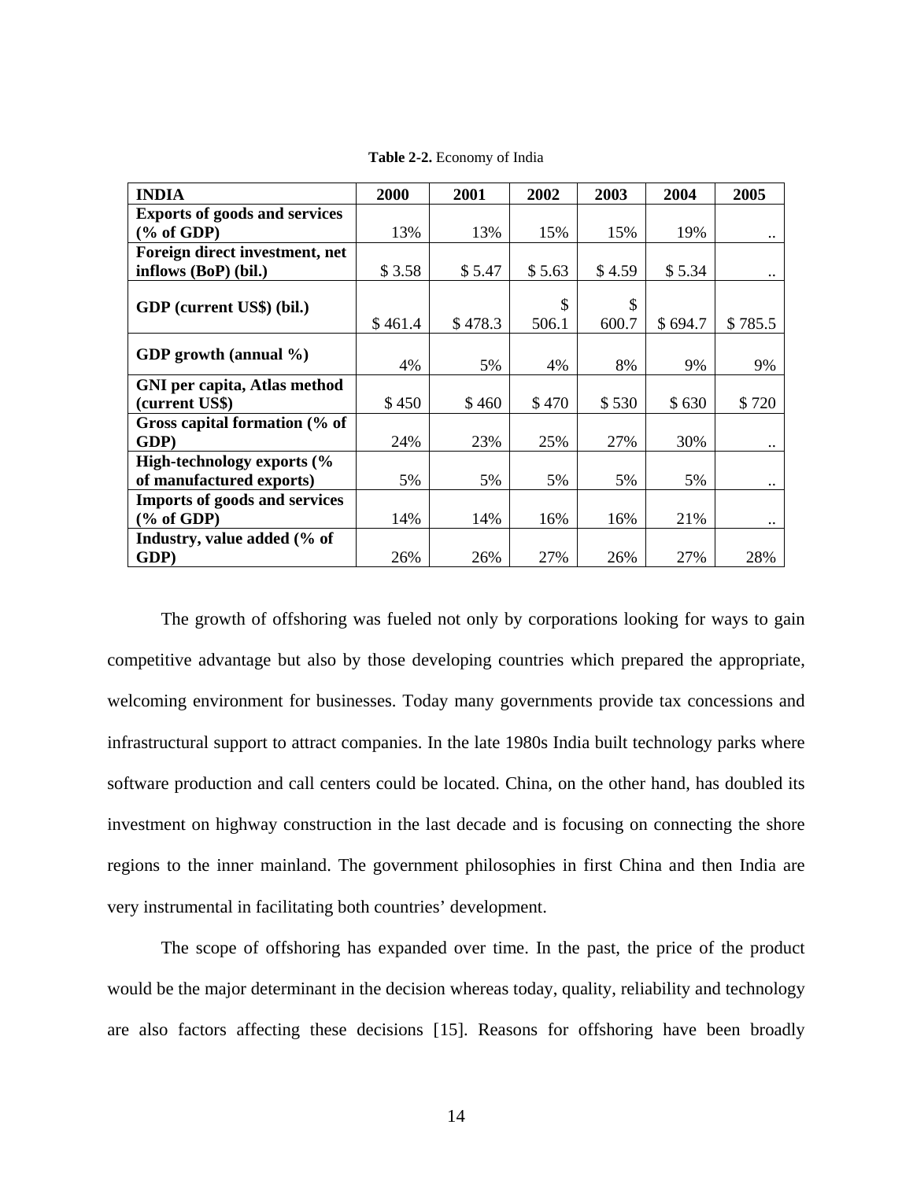**Table 2-2.** Economy of India

| INDIA | 2000 | 2001 | 2002 | 2003 | 2004 | 2005 |
|---|---|---|---|---|---|---|
| **Exports of goods and services (% of GDP)** | 13% | 13% | 15% | 15% | 19% | .. |
| **Foreign direct investment, net inflows (BoP) (bil.)** | $ 3.58 | $ 5.47 | $ 5.63 | $ 4.59 | $ 5.34 | .. |
| **GDP (current US$) (bil.)** | $ 461.4 | $ 478.3 | $ 506.1 | $ 600.7 | $ 694.7 | $ 785.5 |
| **GDP growth (annual %)** | 4% | 5% | 4% | 8% | 9% | 9% |
| **GNI per capita, Atlas method (current US$)** | $ 450 | $ 460 | $ 470 | $ 530 | $ 630 | $ 720 |
| **Gross capital formation (% of GDP)** | 24% | 23% | 25% | 27% | 30% | .. |
| **High-technology exports (% of manufactured exports)** | 5% | 5% | 5% | 5% | 5% | .. |
| **Imports of goods and services (% of GDP)** | 14% | 14% | 16% | 16% | 21% | .. |
| **Industry, value added (% of GDP)** | 26% | 26% | 27% | 26% | 27% | 28% |

The growth of offshoring was fueled not only by corporations looking for ways to gain competitive advantage but also by those developing countries which prepared the appropriate, welcoming environment for businesses. Today many governments provide tax concessions and infrastructural support to attract companies. In the late 1980s India built technology parks where software production and call centers could be located. China, on the other hand, has doubled its investment on highway construction in the last decade and is focusing on connecting the shore regions to the inner mainland. The government philosophies in first China and then India are very instrumental in facilitating both countries' development.

The scope of offshoring has expanded over time. In the past, the price of the product would be the major determinant in the decision whereas today, quality, reliability and technology are also factors affecting these decisions [15]. Reasons for offshoring have been broadly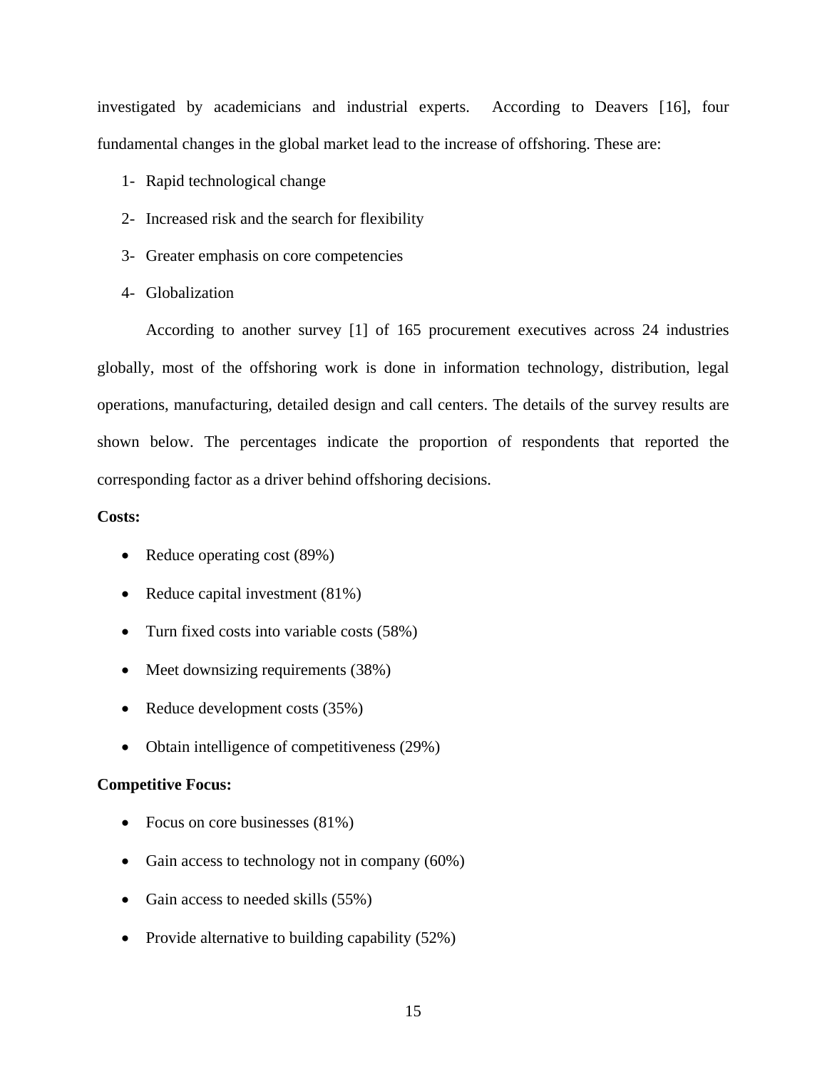investigated by academicians and industrial experts. According to Deavers [16], four fundamental changes in the global market lead to the increase of offshoring. These are:

1- Rapid technological change
2- Increased risk and the search for flexibility
3- Greater emphasis on core competencies
4- Globalization

According to another survey [1] of 165 procurement executives across 24 industries globally, most of the offshoring work is done in information technology, distribution, legal operations, manufacturing, detailed design and call centers. The details of the survey results are shown below. The percentages indicate the proportion of respondents that reported the corresponding factor as a driver behind offshoring decisions.

**Costs:**

- Reduce operating cost (89%)
- Reduce capital investment (81%)
- Turn fixed costs into variable costs (58%)
- Meet downsizing requirements (38%)
- Reduce development costs (35%)
- Obtain intelligence of competitiveness (29%)

**Competitive Focus:**

- Focus on core businesses (81%)
- Gain access to technology not in company (60%)
- Gain access to needed skills (55%)
- Provide alternative to building capability (52%)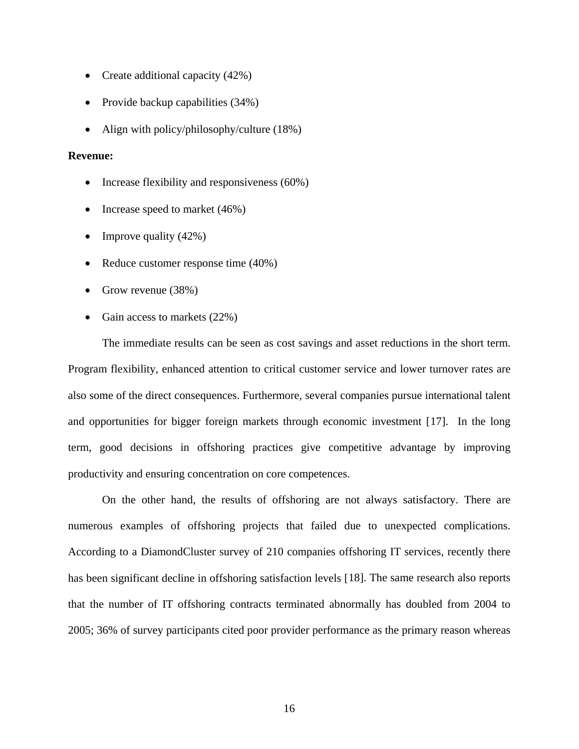- Create additional capacity (42%)
- Provide backup capabilities (34%)
- Align with policy/philosophy/culture (18%)

**Revenue:**

- Increase flexibility and responsiveness (60%)
- Increase speed to market (46%)
- Improve quality (42%)
- Reduce customer response time (40%)
- Grow revenue (38%)
- Gain access to markets (22%)

The immediate results can be seen as cost savings and asset reductions in the short term. Program flexibility, enhanced attention to critical customer service and lower turnover rates are also some of the direct consequences. Furthermore, several companies pursue international talent and opportunities for bigger foreign markets through economic investment [17]. In the long term, good decisions in offshoring practices give competitive advantage by improving productivity and ensuring concentration on core competences.

On the other hand, the results of offshoring are not always satisfactory. There are numerous examples of offshoring projects that failed due to unexpected complications. According to a DiamondCluster survey of 210 companies offshoring IT services, recently there has been significant decline in offshoring satisfaction levels [18]. The same research also reports that the number of IT offshoring contracts terminated abnormally has doubled from 2004 to 2005; 36% of survey participants cited poor provider performance as the primary reason whereas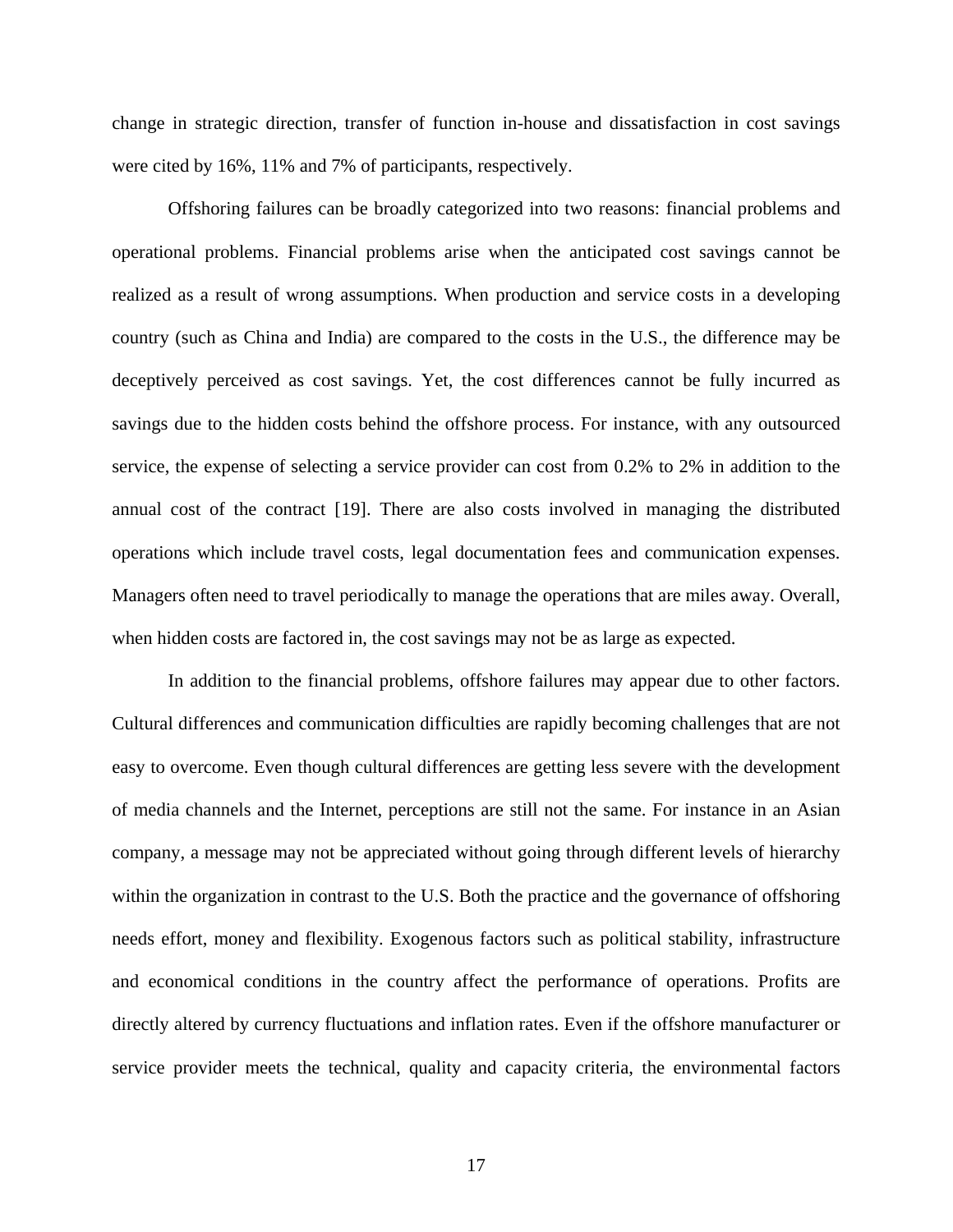change in strategic direction, transfer of function in-house and dissatisfaction in cost savings were cited by 16%, 11% and 7% of participants, respectively.

Offshoring failures can be broadly categorized into two reasons: financial problems and operational problems. Financial problems arise when the anticipated cost savings cannot be realized as a result of wrong assumptions. When production and service costs in a developing country (such as China and India) are compared to the costs in the U.S., the difference may be deceptively perceived as cost savings. Yet, the cost differences cannot be fully incurred as savings due to the hidden costs behind the offshore process. For instance, with any outsourced service, the expense of selecting a service provider can cost from 0.2% to 2% in addition to the annual cost of the contract [19]. There are also costs involved in managing the distributed operations which include travel costs, legal documentation fees and communication expenses. Managers often need to travel periodically to manage the operations that are miles away. Overall, when hidden costs are factored in, the cost savings may not be as large as expected.

In addition to the financial problems, offshore failures may appear due to other factors. Cultural differences and communication difficulties are rapidly becoming challenges that are not easy to overcome. Even though cultural differences are getting less severe with the development of media channels and the Internet, perceptions are still not the same. For instance in an Asian company, a message may not be appreciated without going through different levels of hierarchy within the organization in contrast to the U.S. Both the practice and the governance of offshoring needs effort, money and flexibility. Exogenous factors such as political stability, infrastructure and economical conditions in the country affect the performance of operations. Profits are directly altered by currency fluctuations and inflation rates. Even if the offshore manufacturer or service provider meets the technical, quality and capacity criteria, the environmental factors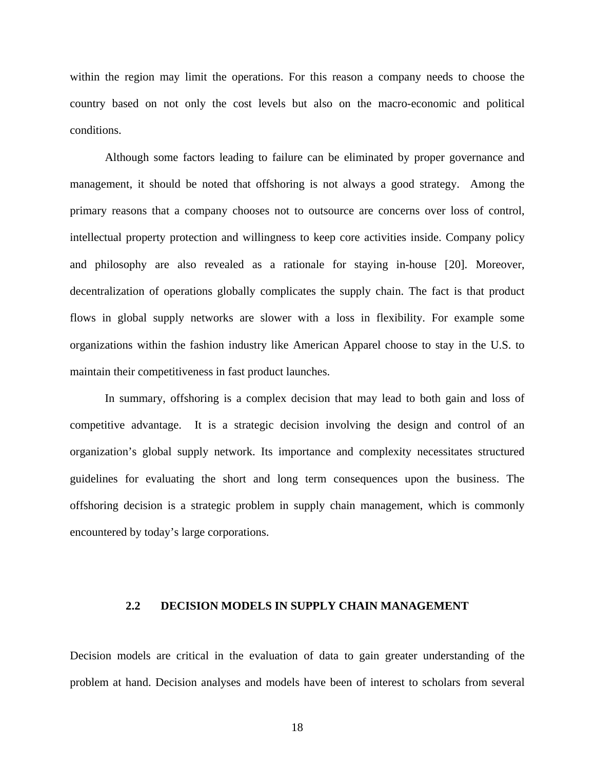within the region may limit the operations. For this reason a company needs to choose the country based on not only the cost levels but also on the macro-economic and political conditions.

Although some factors leading to failure can be eliminated by proper governance and management, it should be noted that offshoring is not always a good strategy. Among the primary reasons that a company chooses not to outsource are concerns over loss of control, intellectual property protection and willingness to keep core activities inside. Company policy and philosophy are also revealed as a rationale for staying in-house [20]. Moreover, decentralization of operations globally complicates the supply chain. The fact is that product flows in global supply networks are slower with a loss in flexibility. For example some organizations within the fashion industry like American Apparel choose to stay in the U.S. to maintain their competitiveness in fast product launches.

In summary, offshoring is a complex decision that may lead to both gain and loss of competitive advantage. It is a strategic decision involving the design and control of an organization's global supply network. Its importance and complexity necessitates structured guidelines for evaluating the short and long term consequences upon the business. The offshoring decision is a strategic problem in supply chain management, which is commonly encountered by today's large corporations.

## 2.2 DECISION MODELS IN SUPPLY CHAIN MANAGEMENT

Decision models are critical in the evaluation of data to gain greater understanding of the problem at hand. Decision analyses and models have been of interest to scholars from several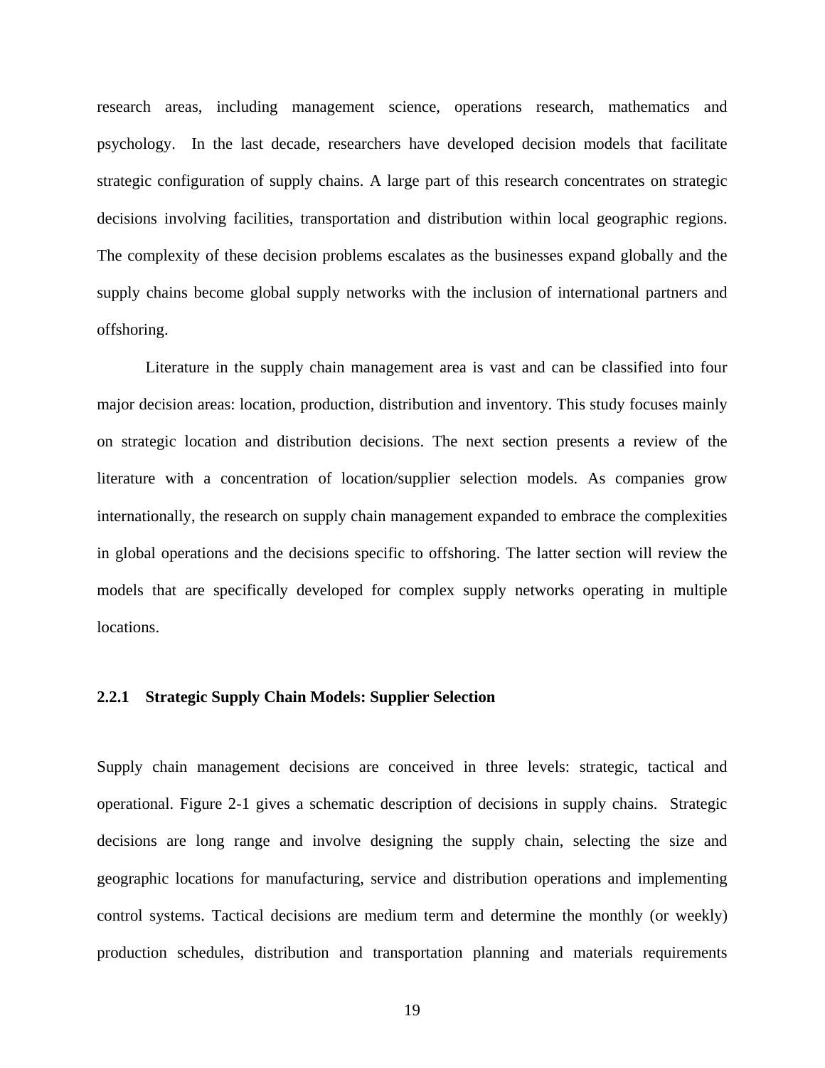research areas, including management science, operations research, mathematics and psychology. In the last decade, researchers have developed decision models that facilitate strategic configuration of supply chains. A large part of this research concentrates on strategic decisions involving facilities, transportation and distribution within local geographic regions. The complexity of these decision problems escalates as the businesses expand globally and the supply chains become global supply networks with the inclusion of international partners and offshoring.

Literature in the supply chain management area is vast and can be classified into four major decision areas: location, production, distribution and inventory. This study focuses mainly on strategic location and distribution decisions. The next section presents a review of the literature with a concentration of location/supplier selection models. As companies grow internationally, the research on supply chain management expanded to embrace the complexities in global operations and the decisions specific to offshoring. The latter section will review the models that are specifically developed for complex supply networks operating in multiple locations.

### 2.2.1 Strategic Supply Chain Models: Supplier Selection

Supply chain management decisions are conceived in three levels: strategic, tactical and operational. Figure 2-1 gives a schematic description of decisions in supply chains. Strategic decisions are long range and involve designing the supply chain, selecting the size and geographic locations for manufacturing, service and distribution operations and implementing control systems. Tactical decisions are medium term and determine the monthly (or weekly) production schedules, distribution and transportation planning and materials requirements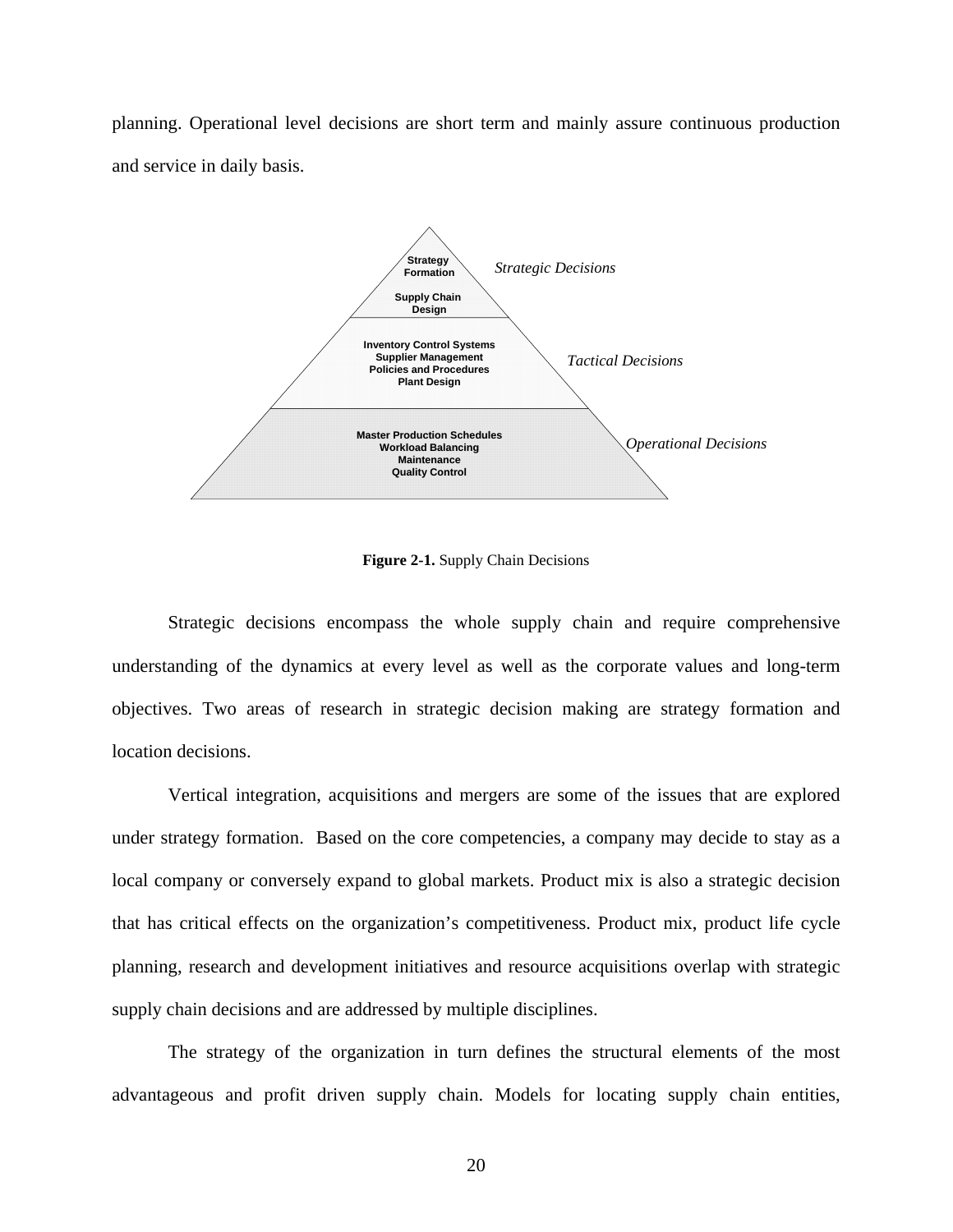planning. Operational level decisions are short term and mainly assure continuous production and service in daily basis.

*Strategic Decisions*: Strategy Formation; Supply Chain Design

*Tactical Decisions*: Inventory Control Systems; Supplier Management; Policies and Procedures; Plant Design

*Operational Decisions*: Master Production Schedules; Workload Balancing; Maintenance; Quality Control

**Figure 2-1.** Supply Chain Decisions

Strategic decisions encompass the whole supply chain and require comprehensive understanding of the dynamics at every level as well as the corporate values and long-term objectives. Two areas of research in strategic decision making are strategy formation and location decisions.

Vertical integration, acquisitions and mergers are some of the issues that are explored under strategy formation. Based on the core competencies, a company may decide to stay as a local company or conversely expand to global markets. Product mix is also a strategic decision that has critical effects on the organization's competitiveness. Product mix, product life cycle planning, research and development initiatives and resource acquisitions overlap with strategic supply chain decisions and are addressed by multiple disciplines.

The strategy of the organization in turn defines the structural elements of the most advantageous and profit driven supply chain. Models for locating supply chain entities,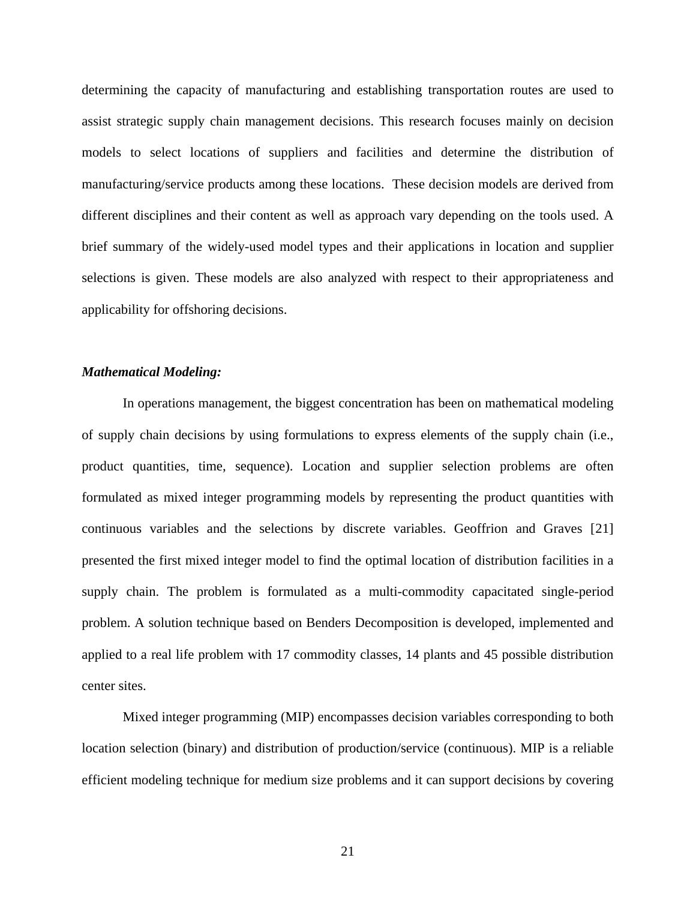determining the capacity of manufacturing and establishing transportation routes are used to assist strategic supply chain management decisions. This research focuses mainly on decision models to select locations of suppliers and facilities and determine the distribution of manufacturing/service products among these locations. These decision models are derived from different disciplines and their content as well as approach vary depending on the tools used. A brief summary of the widely-used model types and their applications in location and supplier selections is given. These models are also analyzed with respect to their appropriateness and applicability for offshoring decisions.

***Mathematical Modeling:***

In operations management, the biggest concentration has been on mathematical modeling of supply chain decisions by using formulations to express elements of the supply chain (i.e., product quantities, time, sequence). Location and supplier selection problems are often formulated as mixed integer programming models by representing the product quantities with continuous variables and the selections by discrete variables. Geoffrion and Graves [21] presented the first mixed integer model to find the optimal location of distribution facilities in a supply chain. The problem is formulated as a multi-commodity capacitated single-period problem. A solution technique based on Benders Decomposition is developed, implemented and applied to a real life problem with 17 commodity classes, 14 plants and 45 possible distribution center sites.

Mixed integer programming (MIP) encompasses decision variables corresponding to both location selection (binary) and distribution of production/service (continuous). MIP is a reliable efficient modeling technique for medium size problems and it can support decisions by covering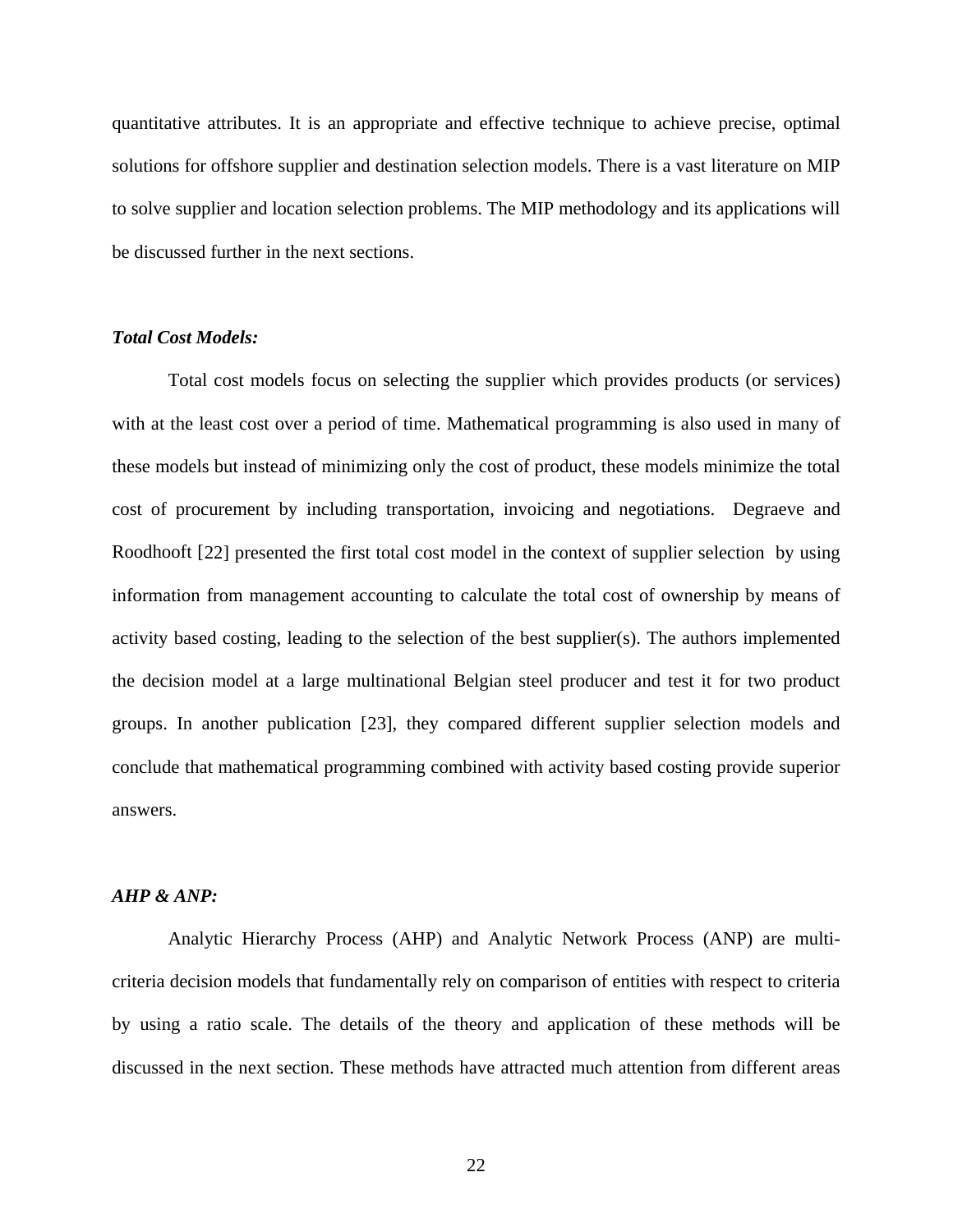quantitative attributes. It is an appropriate and effective technique to achieve precise, optimal solutions for offshore supplier and destination selection models. There is a vast literature on MIP to solve supplier and location selection problems. The MIP methodology and its applications will be discussed further in the next sections.

***Total Cost Models:***

Total cost models focus on selecting the supplier which provides products (or services) with at the least cost over a period of time. Mathematical programming is also used in many of these models but instead of minimizing only the cost of product, these models minimize the total cost of procurement by including transportation, invoicing and negotiations. Degraeve and Roodhooft [22] presented the first total cost model in the context of supplier selection by using information from management accounting to calculate the total cost of ownership by means of activity based costing, leading to the selection of the best supplier(s). The authors implemented the decision model at a large multinational Belgian steel producer and test it for two product groups. In another publication [23], they compared different supplier selection models and conclude that mathematical programming combined with activity based costing provide superior answers.

***AHP & ANP:***

Analytic Hierarchy Process (AHP) and Analytic Network Process (ANP) are multi-criteria decision models that fundamentally rely on comparison of entities with respect to criteria by using a ratio scale. The details of the theory and application of these methods will be discussed in the next section. These methods have attracted much attention from different areas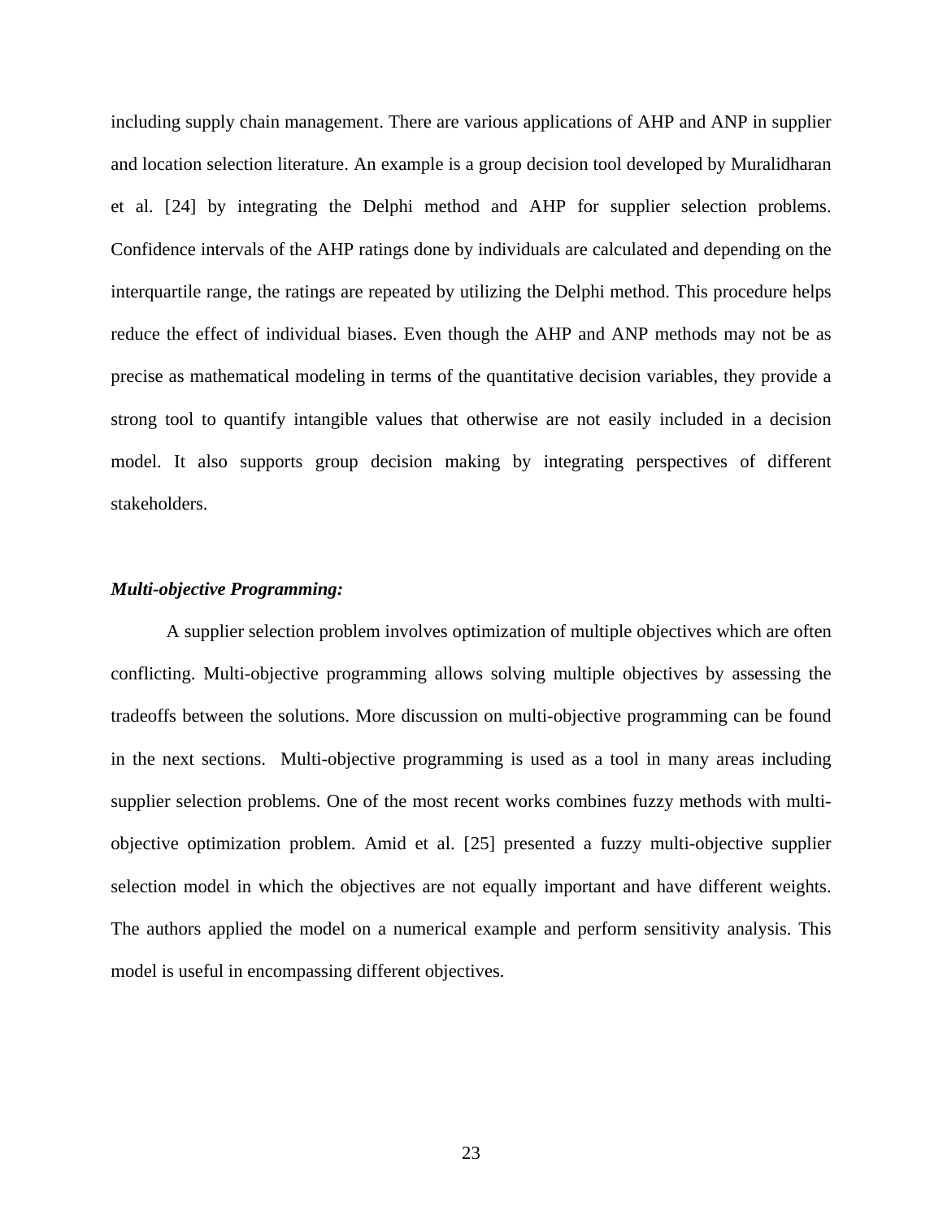including supply chain management. There are various applications of AHP and ANP in supplier and location selection literature. An example is a group decision tool developed by Muralidharan et al. [24] by integrating the Delphi method and AHP for supplier selection problems. Confidence intervals of the AHP ratings done by individuals are calculated and depending on the interquartile range, the ratings are repeated by utilizing the Delphi method. This procedure helps reduce the effect of individual biases. Even though the AHP and ANP methods may not be as precise as mathematical modeling in terms of the quantitative decision variables, they provide a strong tool to quantify intangible values that otherwise are not easily included in a decision model. It also supports group decision making by integrating perspectives of different stakeholders.

***Multi-objective Programming:***

A supplier selection problem involves optimization of multiple objectives which are often conflicting. Multi-objective programming allows solving multiple objectives by assessing the tradeoffs between the solutions. More discussion on multi-objective programming can be found in the next sections. Multi-objective programming is used as a tool in many areas including supplier selection problems. One of the most recent works combines fuzzy methods with multi-objective optimization problem. Amid et al. [25] presented a fuzzy multi-objective supplier selection model in which the objectives are not equally important and have different weights. The authors applied the model on a numerical example and perform sensitivity analysis. This model is useful in encompassing different objectives.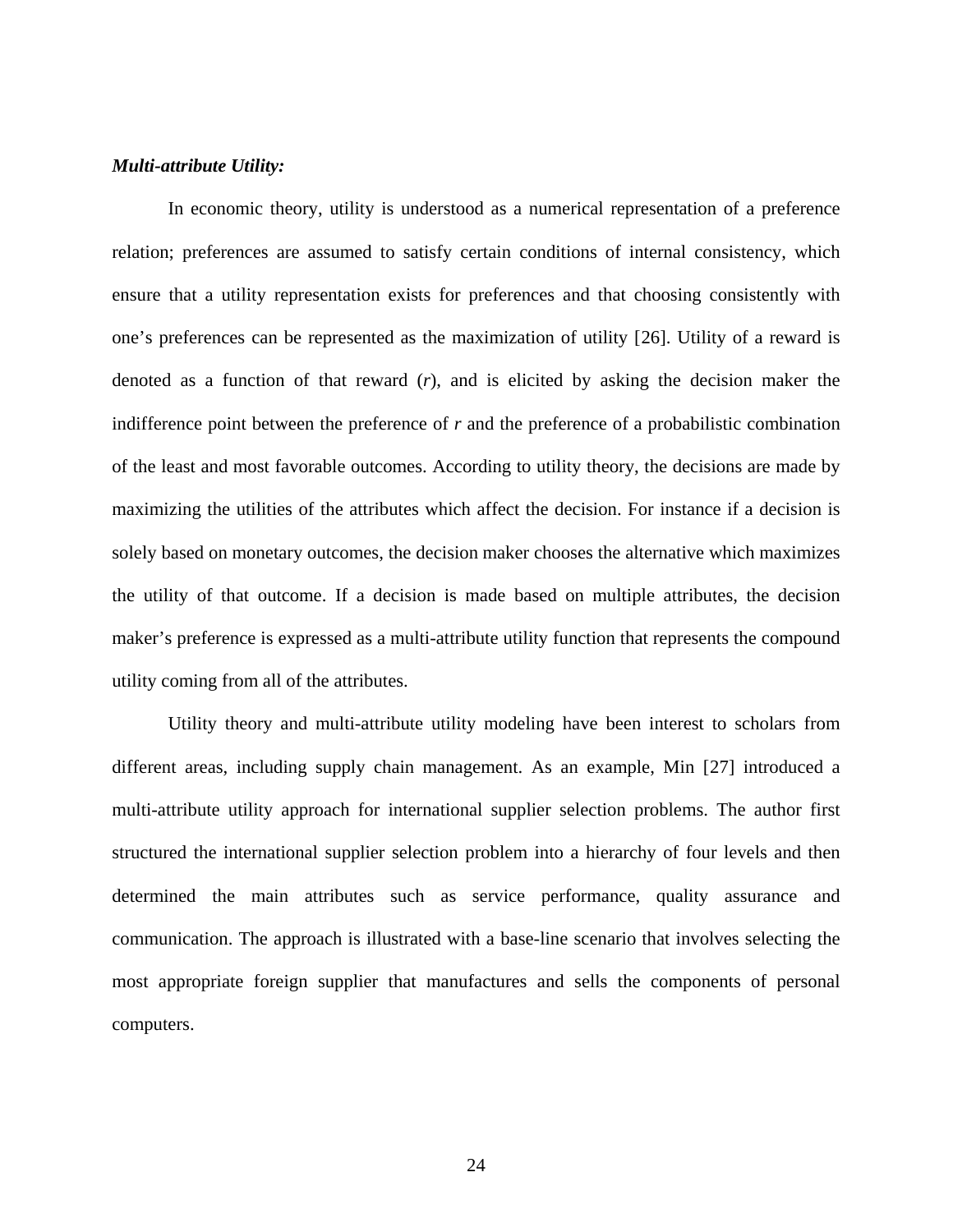***Multi-attribute Utility:***

In economic theory, utility is understood as a numerical representation of a preference relation; preferences are assumed to satisfy certain conditions of internal consistency, which ensure that a utility representation exists for preferences and that choosing consistently with one's preferences can be represented as the maximization of utility [26]. Utility of a reward is denoted as a function of that reward (*r*), and is elicited by asking the decision maker the indifference point between the preference of *r* and the preference of a probabilistic combination of the least and most favorable outcomes. According to utility theory, the decisions are made by maximizing the utilities of the attributes which affect the decision. For instance if a decision is solely based on monetary outcomes, the decision maker chooses the alternative which maximizes the utility of that outcome. If a decision is made based on multiple attributes, the decision maker's preference is expressed as a multi-attribute utility function that represents the compound utility coming from all of the attributes.

Utility theory and multi-attribute utility modeling have been interest to scholars from different areas, including supply chain management. As an example, Min [27] introduced a multi-attribute utility approach for international supplier selection problems. The author first structured the international supplier selection problem into a hierarchy of four levels and then determined the main attributes such as service performance, quality assurance and communication. The approach is illustrated with a base-line scenario that involves selecting the most appropriate foreign supplier that manufactures and sells the components of personal computers.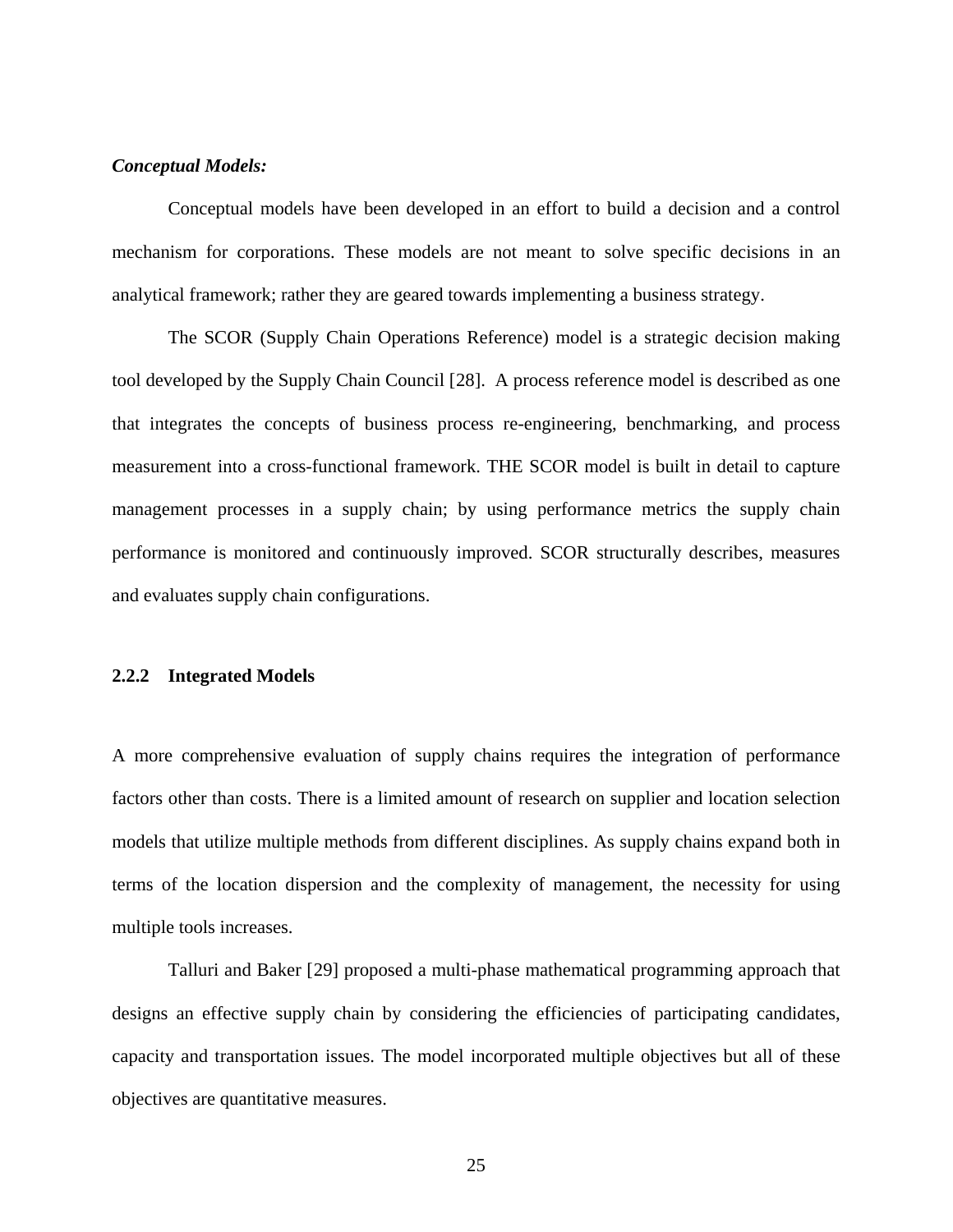***Conceptual Models:***

Conceptual models have been developed in an effort to build a decision and a control mechanism for corporations. These models are not meant to solve specific decisions in an analytical framework; rather they are geared towards implementing a business strategy.

The SCOR (Supply Chain Operations Reference) model is a strategic decision making tool developed by the Supply Chain Council [28]. A process reference model is described as one that integrates the concepts of business process re-engineering, benchmarking, and process measurement into a cross-functional framework. THE SCOR model is built in detail to capture management processes in a supply chain; by using performance metrics the supply chain performance is monitored and continuously improved. SCOR structurally describes, measures and evaluates supply chain configurations.

### 2.2.2 Integrated Models

A more comprehensive evaluation of supply chains requires the integration of performance factors other than costs. There is a limited amount of research on supplier and location selection models that utilize multiple methods from different disciplines. As supply chains expand both in terms of the location dispersion and the complexity of management, the necessity for using multiple tools increases.

Talluri and Baker [29] proposed a multi-phase mathematical programming approach that designs an effective supply chain by considering the efficiencies of participating candidates, capacity and transportation issues. The model incorporated multiple objectives but all of these objectives are quantitative measures.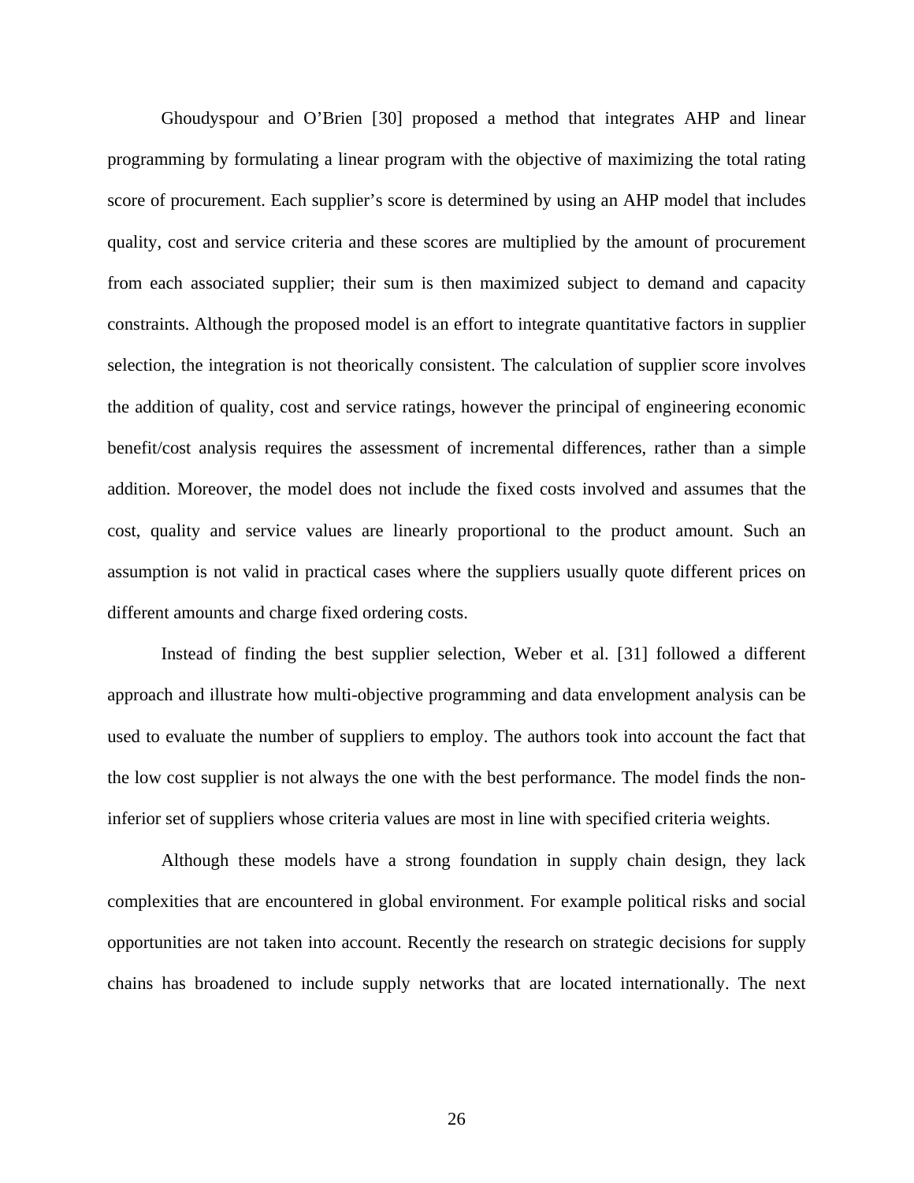Ghoudyspour and O'Brien [30] proposed a method that integrates AHP and linear programming by formulating a linear program with the objective of maximizing the total rating score of procurement. Each supplier's score is determined by using an AHP model that includes quality, cost and service criteria and these scores are multiplied by the amount of procurement from each associated supplier; their sum is then maximized subject to demand and capacity constraints. Although the proposed model is an effort to integrate quantitative factors in supplier selection, the integration is not theorically consistent. The calculation of supplier score involves the addition of quality, cost and service ratings, however the principal of engineering economic benefit/cost analysis requires the assessment of incremental differences, rather than a simple addition. Moreover, the model does not include the fixed costs involved and assumes that the cost, quality and service values are linearly proportional to the product amount. Such an assumption is not valid in practical cases where the suppliers usually quote different prices on different amounts and charge fixed ordering costs.

Instead of finding the best supplier selection, Weber et al. [31] followed a different approach and illustrate how multi-objective programming and data envelopment analysis can be used to evaluate the number of suppliers to employ. The authors took into account the fact that the low cost supplier is not always the one with the best performance. The model finds the non-inferior set of suppliers whose criteria values are most in line with specified criteria weights.

Although these models have a strong foundation in supply chain design, they lack complexities that are encountered in global environment. For example political risks and social opportunities are not taken into account. Recently the research on strategic decisions for supply chains has broadened to include supply networks that are located internationally. The next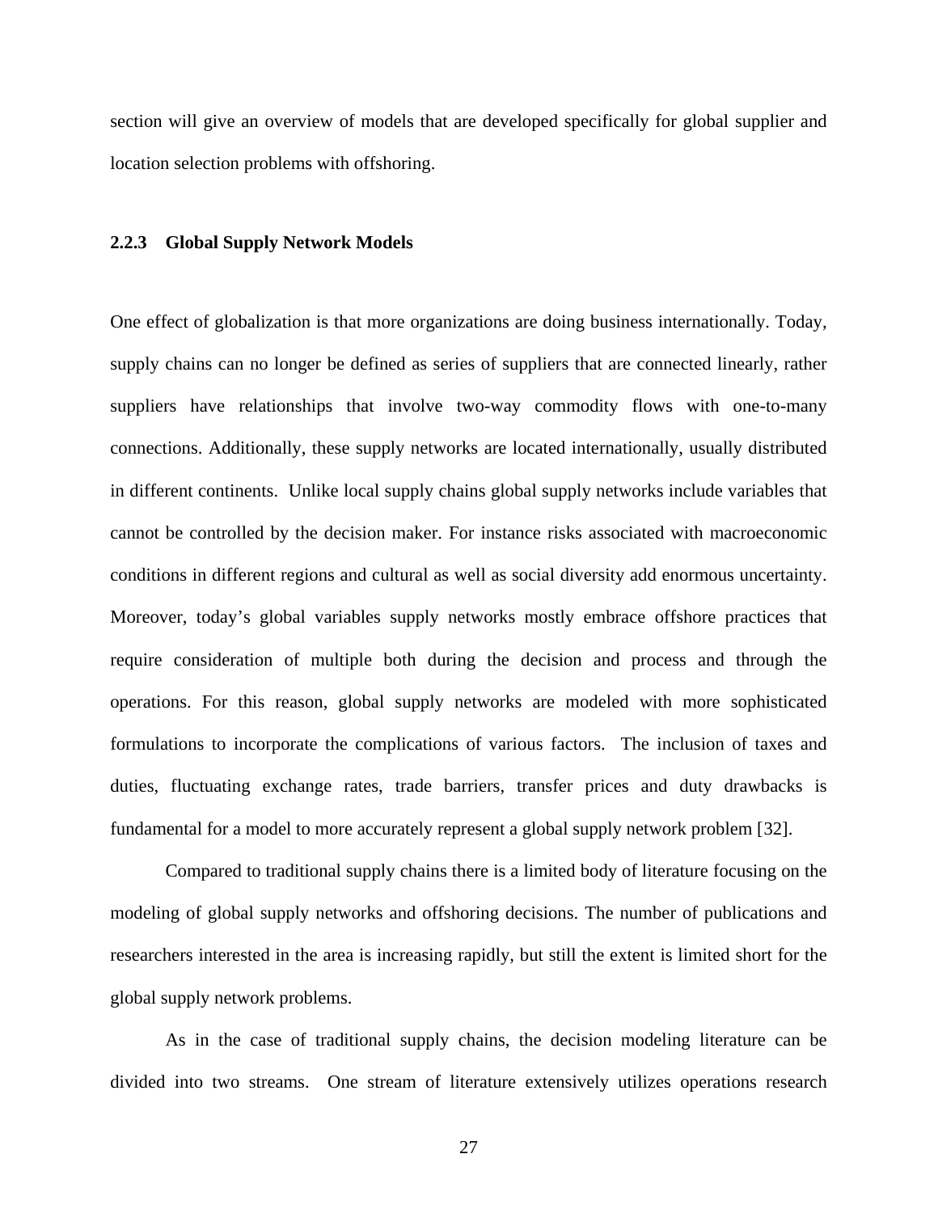section will give an overview of models that are developed specifically for global supplier and location selection problems with offshoring.

### 2.2.3 Global Supply Network Models

One effect of globalization is that more organizations are doing business internationally. Today, supply chains can no longer be defined as series of suppliers that are connected linearly, rather suppliers have relationships that involve two-way commodity flows with one-to-many connections. Additionally, these supply networks are located internationally, usually distributed in different continents. Unlike local supply chains global supply networks include variables that cannot be controlled by the decision maker. For instance risks associated with macroeconomic conditions in different regions and cultural as well as social diversity add enormous uncertainty. Moreover, today's global variables supply networks mostly embrace offshore practices that require consideration of multiple both during the decision and process and through the operations. For this reason, global supply networks are modeled with more sophisticated formulations to incorporate the complications of various factors. The inclusion of taxes and duties, fluctuating exchange rates, trade barriers, transfer prices and duty drawbacks is fundamental for a model to more accurately represent a global supply network problem [32].

Compared to traditional supply chains there is a limited body of literature focusing on the modeling of global supply networks and offshoring decisions. The number of publications and researchers interested in the area is increasing rapidly, but still the extent is limited short for the global supply network problems.

As in the case of traditional supply chains, the decision modeling literature can be divided into two streams. One stream of literature extensively utilizes operations research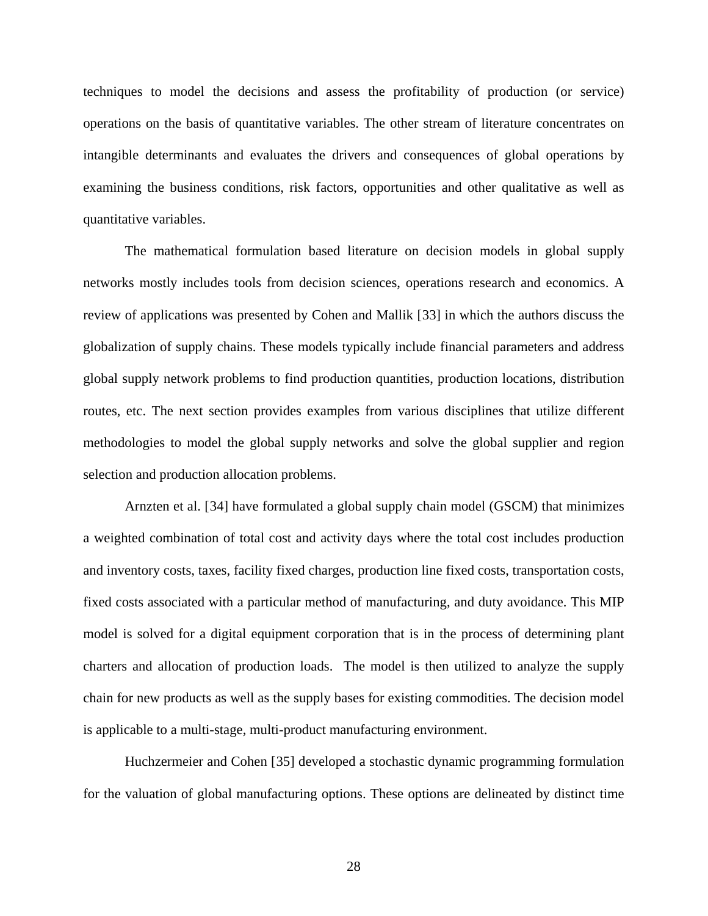techniques to model the decisions and assess the profitability of production (or service) operations on the basis of quantitative variables. The other stream of literature concentrates on intangible determinants and evaluates the drivers and consequences of global operations by examining the business conditions, risk factors, opportunities and other qualitative as well as quantitative variables.

The mathematical formulation based literature on decision models in global supply networks mostly includes tools from decision sciences, operations research and economics. A review of applications was presented by Cohen and Mallik [33] in which the authors discuss the globalization of supply chains. These models typically include financial parameters and address global supply network problems to find production quantities, production locations, distribution routes, etc. The next section provides examples from various disciplines that utilize different methodologies to model the global supply networks and solve the global supplier and region selection and production allocation problems.

Arnzten et al. [34] have formulated a global supply chain model (GSCM) that minimizes a weighted combination of total cost and activity days where the total cost includes production and inventory costs, taxes, facility fixed charges, production line fixed costs, transportation costs, fixed costs associated with a particular method of manufacturing, and duty avoidance. This MIP model is solved for a digital equipment corporation that is in the process of determining plant charters and allocation of production loads. The model is then utilized to analyze the supply chain for new products as well as the supply bases for existing commodities. The decision model is applicable to a multi-stage, multi-product manufacturing environment.

Huchzermeier and Cohen [35] developed a stochastic dynamic programming formulation for the valuation of global manufacturing options. These options are delineated by distinct time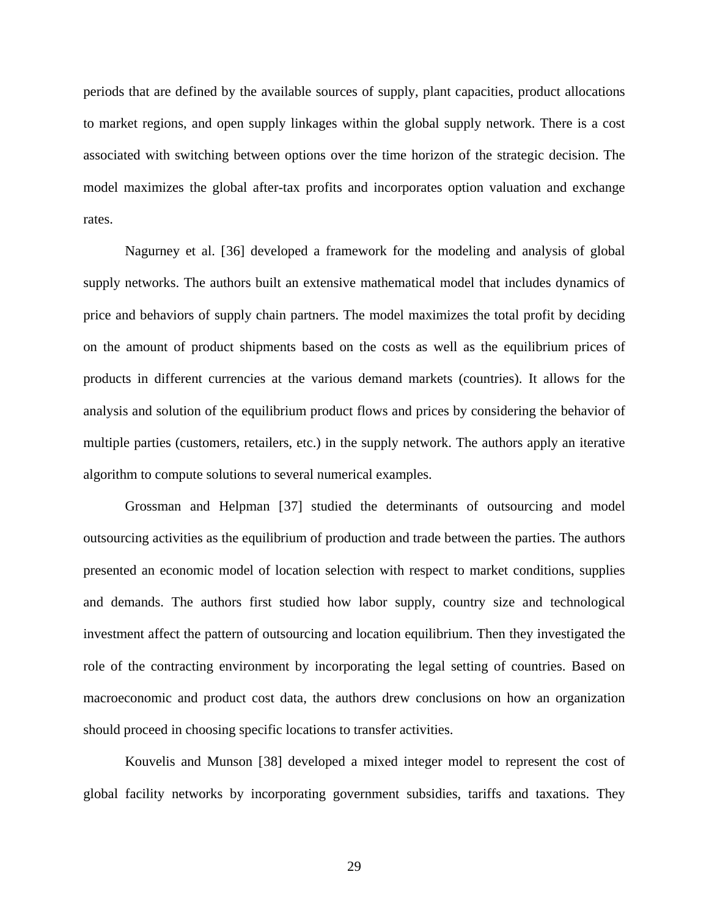periods that are defined by the available sources of supply, plant capacities, product allocations to market regions, and open supply linkages within the global supply network. There is a cost associated with switching between options over the time horizon of the strategic decision. The model maximizes the global after-tax profits and incorporates option valuation and exchange rates.

Nagurney et al. [36] developed a framework for the modeling and analysis of global supply networks. The authors built an extensive mathematical model that includes dynamics of price and behaviors of supply chain partners. The model maximizes the total profit by deciding on the amount of product shipments based on the costs as well as the equilibrium prices of products in different currencies at the various demand markets (countries). It allows for the analysis and solution of the equilibrium product flows and prices by considering the behavior of multiple parties (customers, retailers, etc.) in the supply network. The authors apply an iterative algorithm to compute solutions to several numerical examples.

Grossman and Helpman [37] studied the determinants of outsourcing and model outsourcing activities as the equilibrium of production and trade between the parties. The authors presented an economic model of location selection with respect to market conditions, supplies and demands. The authors first studied how labor supply, country size and technological investment affect the pattern of outsourcing and location equilibrium. Then they investigated the role of the contracting environment by incorporating the legal setting of countries. Based on macroeconomic and product cost data, the authors drew conclusions on how an organization should proceed in choosing specific locations to transfer activities.

Kouvelis and Munson [38] developed a mixed integer model to represent the cost of global facility networks by incorporating government subsidies, tariffs and taxations. They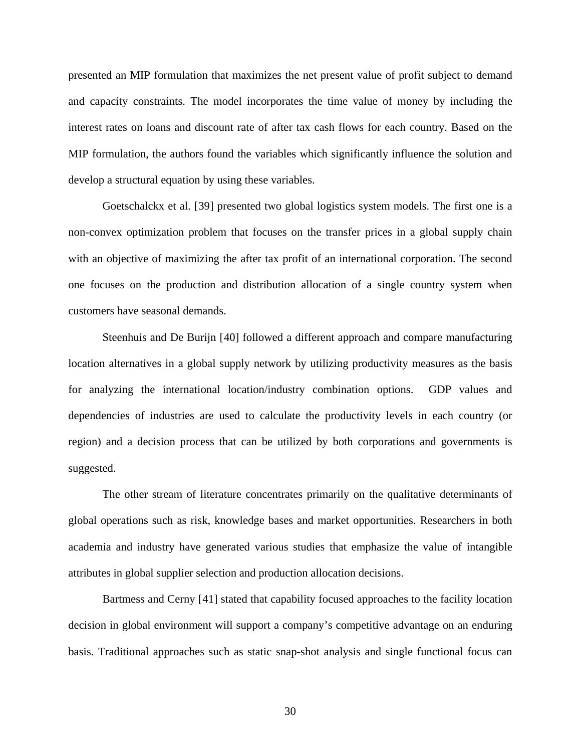presented an MIP formulation that maximizes the net present value of profit subject to demand and capacity constraints. The model incorporates the time value of money by including the interest rates on loans and discount rate of after tax cash flows for each country. Based on the MIP formulation, the authors found the variables which significantly influence the solution and develop a structural equation by using these variables.

Goetschalckx et al. [39] presented two global logistics system models. The first one is a non-convex optimization problem that focuses on the transfer prices in a global supply chain with an objective of maximizing the after tax profit of an international corporation. The second one focuses on the production and distribution allocation of a single country system when customers have seasonal demands.

Steenhuis and De Burijn [40] followed a different approach and compare manufacturing location alternatives in a global supply network by utilizing productivity measures as the basis for analyzing the international location/industry combination options. GDP values and dependencies of industries are used to calculate the productivity levels in each country (or region) and a decision process that can be utilized by both corporations and governments is suggested.

The other stream of literature concentrates primarily on the qualitative determinants of global operations such as risk, knowledge bases and market opportunities. Researchers in both academia and industry have generated various studies that emphasize the value of intangible attributes in global supplier selection and production allocation decisions.

Bartmess and Cerny [41] stated that capability focused approaches to the facility location decision in global environment will support a company's competitive advantage on an enduring basis. Traditional approaches such as static snap-shot analysis and single functional focus can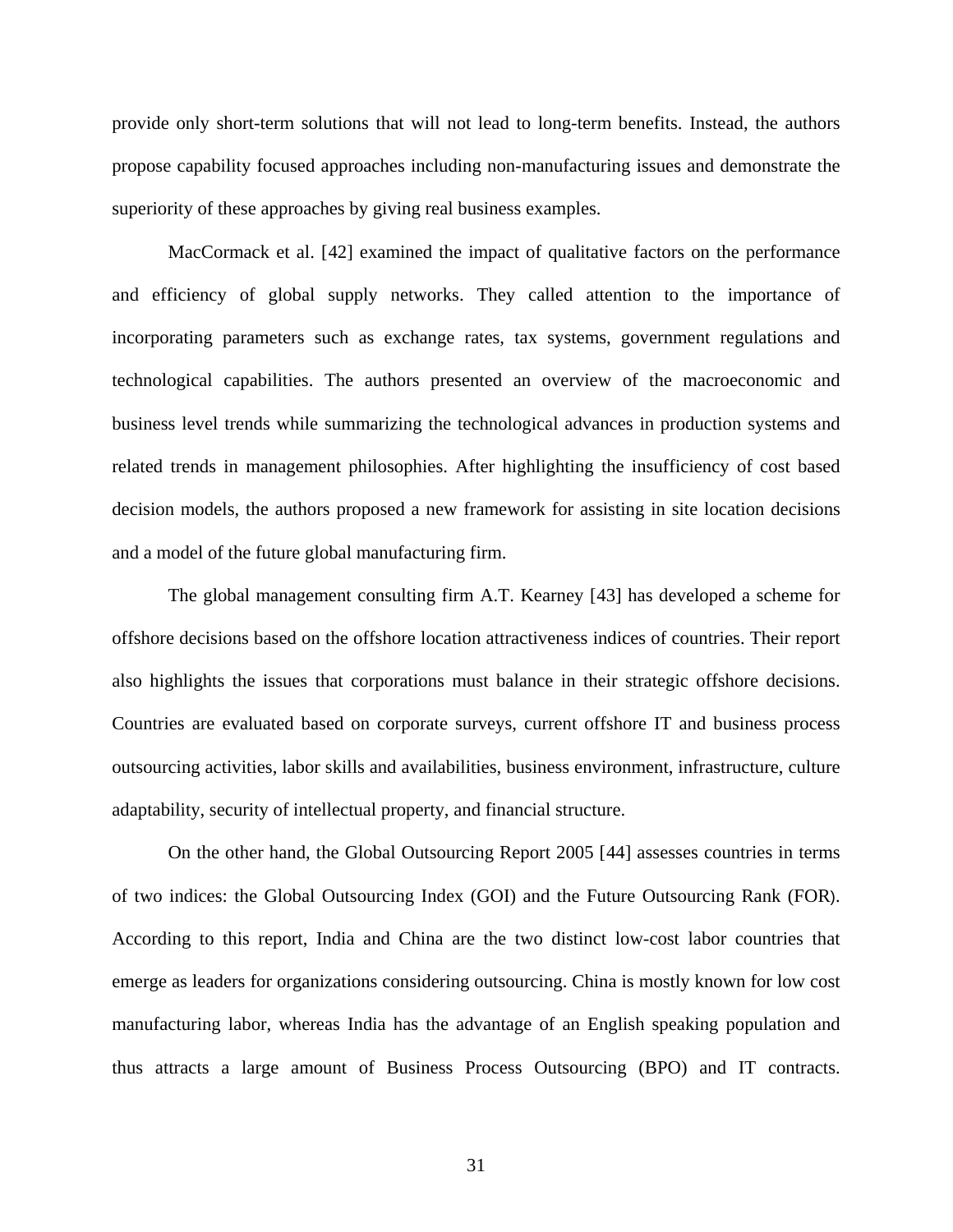provide only short-term solutions that will not lead to long-term benefits. Instead, the authors propose capability focused approaches including non-manufacturing issues and demonstrate the superiority of these approaches by giving real business examples.

MacCormack et al. [42] examined the impact of qualitative factors on the performance and efficiency of global supply networks. They called attention to the importance of incorporating parameters such as exchange rates, tax systems, government regulations and technological capabilities. The authors presented an overview of the macroeconomic and business level trends while summarizing the technological advances in production systems and related trends in management philosophies. After highlighting the insufficiency of cost based decision models, the authors proposed a new framework for assisting in site location decisions and a model of the future global manufacturing firm.

The global management consulting firm A.T. Kearney [43] has developed a scheme for offshore decisions based on the offshore location attractiveness indices of countries. Their report also highlights the issues that corporations must balance in their strategic offshore decisions. Countries are evaluated based on corporate surveys, current offshore IT and business process outsourcing activities, labor skills and availabilities, business environment, infrastructure, culture adaptability, security of intellectual property, and financial structure.

On the other hand, the Global Outsourcing Report 2005 [44] assesses countries in terms of two indices: the Global Outsourcing Index (GOI) and the Future Outsourcing Rank (FOR). According to this report, India and China are the two distinct low-cost labor countries that emerge as leaders for organizations considering outsourcing. China is mostly known for low cost manufacturing labor, whereas India has the advantage of an English speaking population and thus attracts a large amount of Business Process Outsourcing (BPO) and IT contracts.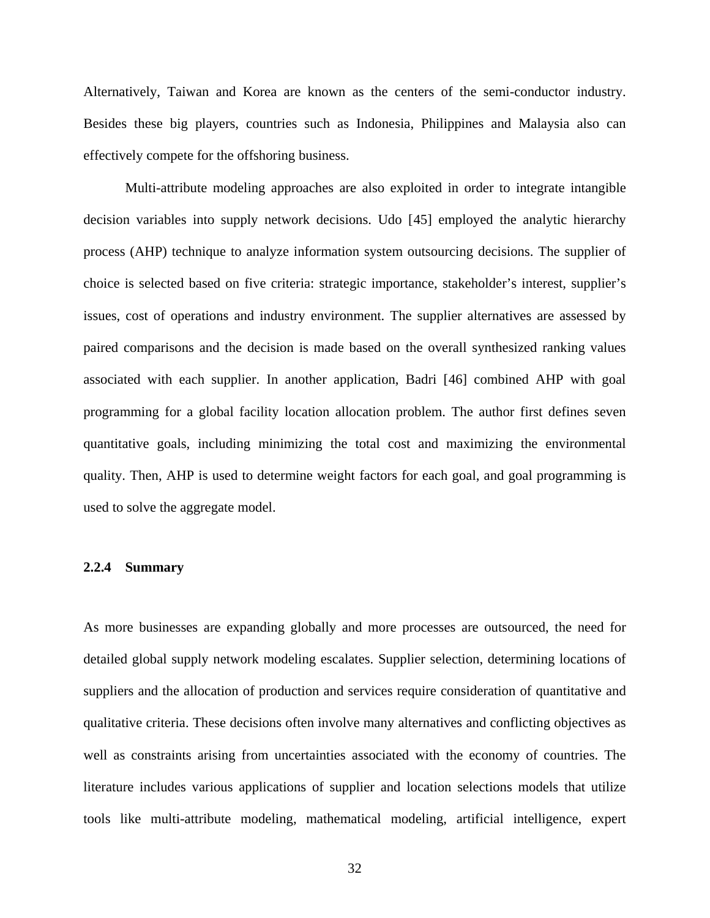Alternatively, Taiwan and Korea are known as the centers of the semi-conductor industry. Besides these big players, countries such as Indonesia, Philippines and Malaysia also can effectively compete for the offshoring business.

Multi-attribute modeling approaches are also exploited in order to integrate intangible decision variables into supply network decisions. Udo [45] employed the analytic hierarchy process (AHP) technique to analyze information system outsourcing decisions. The supplier of choice is selected based on five criteria: strategic importance, stakeholder's interest, supplier's issues, cost of operations and industry environment. The supplier alternatives are assessed by paired comparisons and the decision is made based on the overall synthesized ranking values associated with each supplier. In another application, Badri [46] combined AHP with goal programming for a global facility location allocation problem. The author first defines seven quantitative goals, including minimizing the total cost and maximizing the environmental quality. Then, AHP is used to determine weight factors for each goal, and goal programming is used to solve the aggregate model.

### 2.2.4 Summary

As more businesses are expanding globally and more processes are outsourced, the need for detailed global supply network modeling escalates. Supplier selection, determining locations of suppliers and the allocation of production and services require consideration of quantitative and qualitative criteria. These decisions often involve many alternatives and conflicting objectives as well as constraints arising from uncertainties associated with the economy of countries. The literature includes various applications of supplier and location selections models that utilize tools like multi-attribute modeling, mathematical modeling, artificial intelligence, expert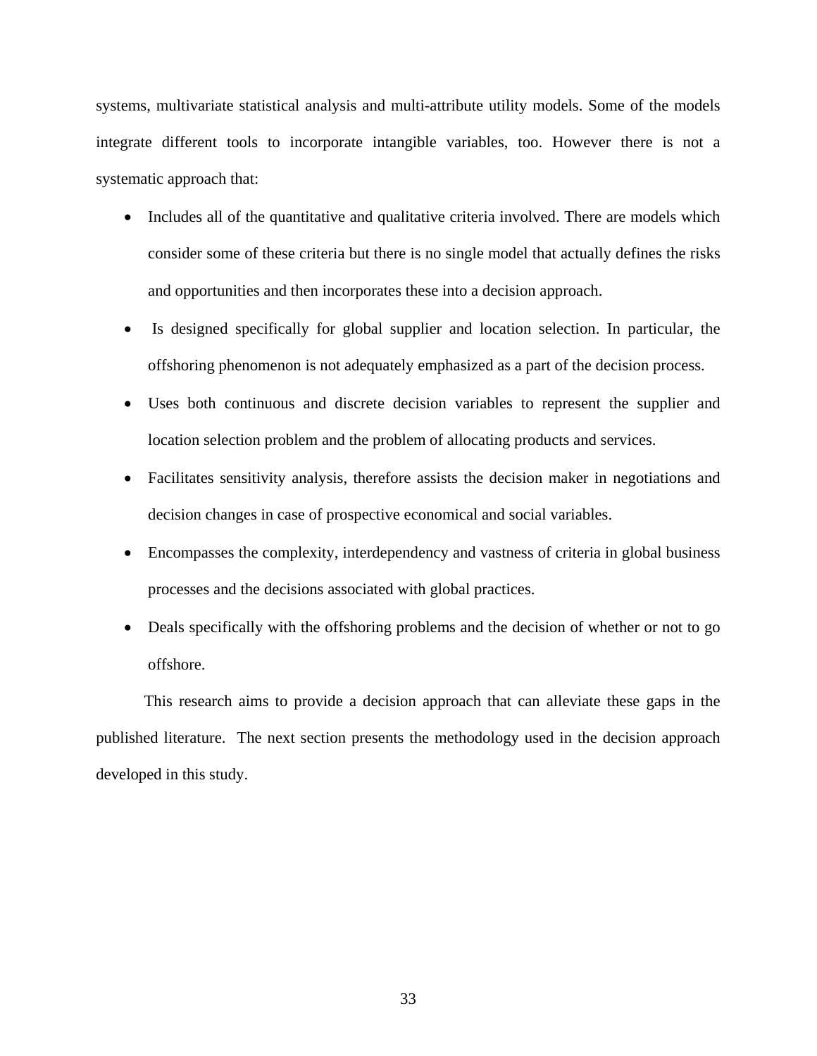systems, multivariate statistical analysis and multi-attribute utility models. Some of the models integrate different tools to incorporate intangible variables, too. However there is not a systematic approach that:

- Includes all of the quantitative and qualitative criteria involved. There are models which consider some of these criteria but there is no single model that actually defines the risks and opportunities and then incorporates these into a decision approach.
- Is designed specifically for global supplier and location selection. In particular, the offshoring phenomenon is not adequately emphasized as a part of the decision process.
- Uses both continuous and discrete decision variables to represent the supplier and location selection problem and the problem of allocating products and services.
- Facilitates sensitivity analysis, therefore assists the decision maker in negotiations and decision changes in case of prospective economical and social variables.
- Encompasses the complexity, interdependency and vastness of criteria in global business processes and the decisions associated with global practices.
- Deals specifically with the offshoring problems and the decision of whether or not to go offshore.

This research aims to provide a decision approach that can alleviate these gaps in the published literature. The next section presents the methodology used in the decision approach developed in this study.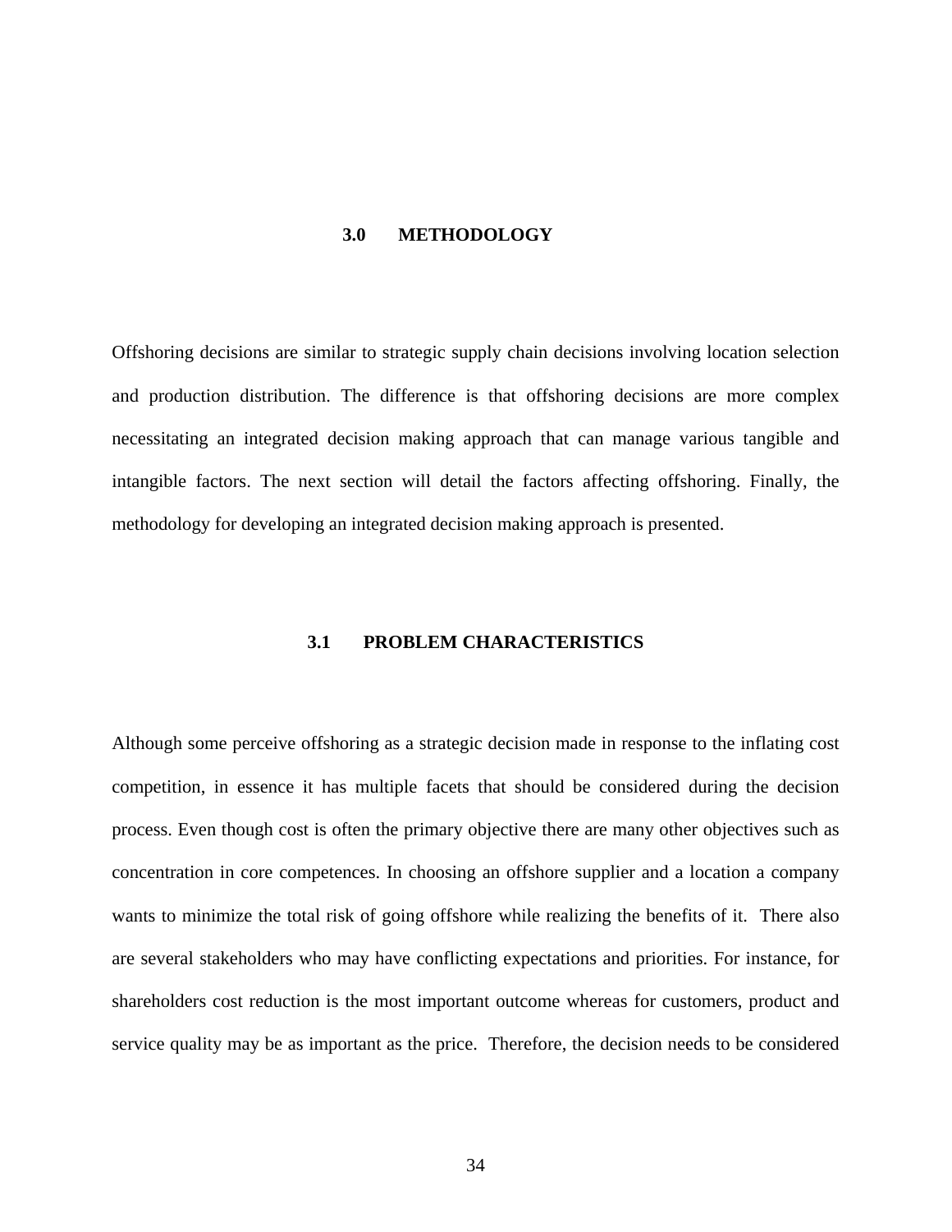# 3.0 METHODOLOGY

Offshoring decisions are similar to strategic supply chain decisions involving location selection and production distribution. The difference is that offshoring decisions are more complex necessitating an integrated decision making approach that can manage various tangible and intangible factors. The next section will detail the factors affecting offshoring. Finally, the methodology for developing an integrated decision making approach is presented.

## 3.1 PROBLEM CHARACTERISTICS

Although some perceive offshoring as a strategic decision made in response to the inflating cost competition, in essence it has multiple facets that should be considered during the decision process. Even though cost is often the primary objective there are many other objectives such as concentration in core competences. In choosing an offshore supplier and a location a company wants to minimize the total risk of going offshore while realizing the benefits of it. There also are several stakeholders who may have conflicting expectations and priorities. For instance, for shareholders cost reduction is the most important outcome whereas for customers, product and service quality may be as important as the price. Therefore, the decision needs to be considered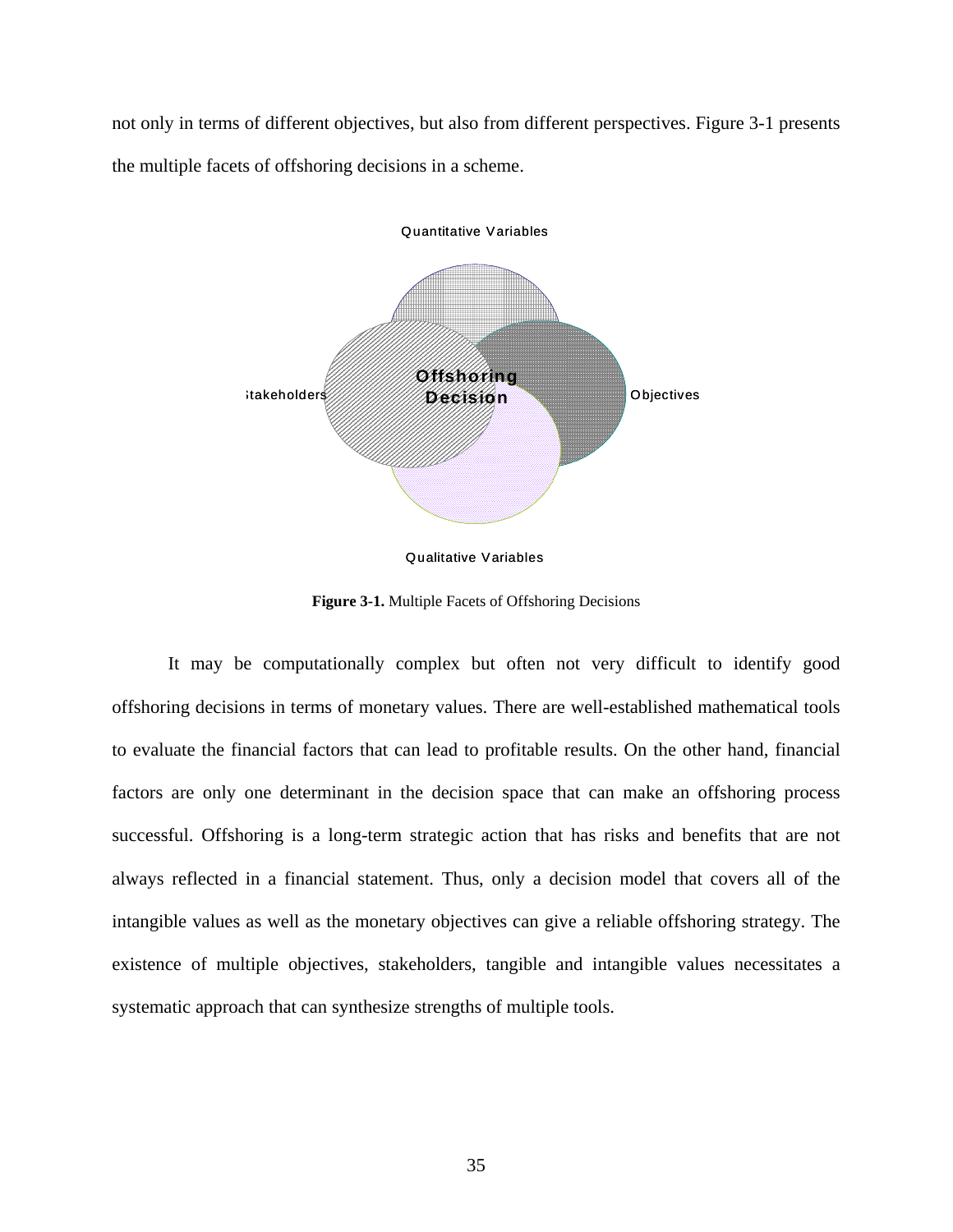not only in terms of different objectives, but also from different perspectives. Figure 3-1 presents the multiple facets of offshoring decisions in a scheme.

Quantitative Variables

Stakeholders

**Offshoring Decision**

Objectives

Qualitative Variables

**Figure 3-1.** Multiple Facets of Offshoring Decisions

It may be computationally complex but often not very difficult to identify good offshoring decisions in terms of monetary values. There are well-established mathematical tools to evaluate the financial factors that can lead to profitable results. On the other hand, financial factors are only one determinant in the decision space that can make an offshoring process successful. Offshoring is a long-term strategic action that has risks and benefits that are not always reflected in a financial statement. Thus, only a decision model that covers all of the intangible values as well as the monetary objectives can give a reliable offshoring strategy. The existence of multiple objectives, stakeholders, tangible and intangible values necessitates a systematic approach that can synthesize strengths of multiple tools.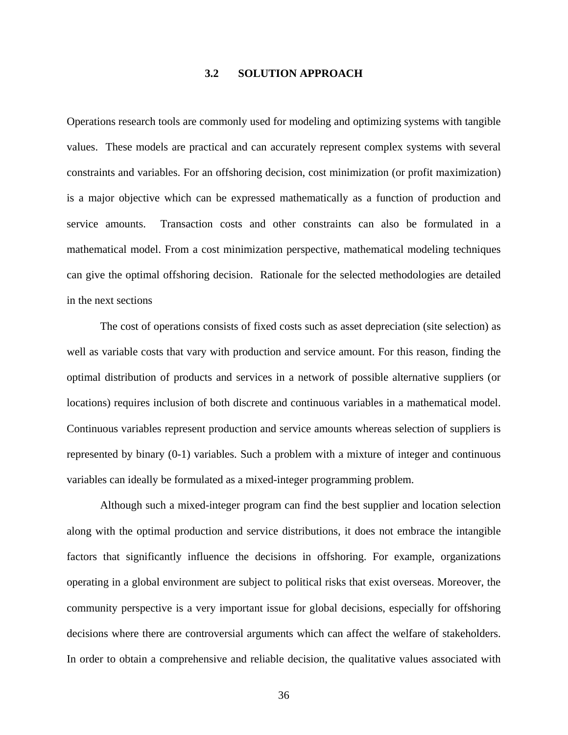## 3.2 SOLUTION APPROACH

Operations research tools are commonly used for modeling and optimizing systems with tangible values. These models are practical and can accurately represent complex systems with several constraints and variables. For an offshoring decision, cost minimization (or profit maximization) is a major objective which can be expressed mathematically as a function of production and service amounts. Transaction costs and other constraints can also be formulated in a mathematical model. From a cost minimization perspective, mathematical modeling techniques can give the optimal offshoring decision. Rationale for the selected methodologies are detailed in the next sections

The cost of operations consists of fixed costs such as asset depreciation (site selection) as well as variable costs that vary with production and service amount. For this reason, finding the optimal distribution of products and services in a network of possible alternative suppliers (or locations) requires inclusion of both discrete and continuous variables in a mathematical model. Continuous variables represent production and service amounts whereas selection of suppliers is represented by binary (0-1) variables. Such a problem with a mixture of integer and continuous variables can ideally be formulated as a mixed-integer programming problem.

Although such a mixed-integer program can find the best supplier and location selection along with the optimal production and service distributions, it does not embrace the intangible factors that significantly influence the decisions in offshoring. For example, organizations operating in a global environment are subject to political risks that exist overseas. Moreover, the community perspective is a very important issue for global decisions, especially for offshoring decisions where there are controversial arguments which can affect the welfare of stakeholders. In order to obtain a comprehensive and reliable decision, the qualitative values associated with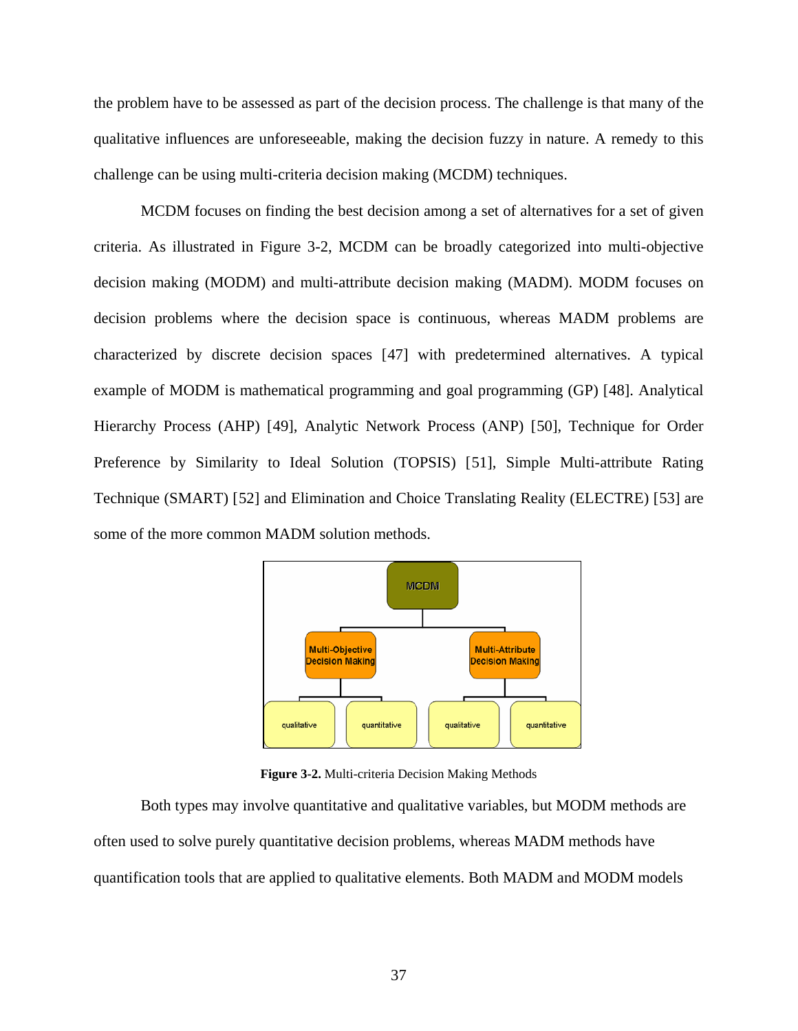the problem have to be assessed as part of the decision process. The challenge is that many of the qualitative influences are unforeseeable, making the decision fuzzy in nature. A remedy to this challenge can be using multi-criteria decision making (MCDM) techniques.

MCDM focuses on finding the best decision among a set of alternatives for a set of given criteria. As illustrated in Figure 3-2, MCDM can be broadly categorized into multi-objective decision making (MODM) and multi-attribute decision making (MADM). MODM focuses on decision problems where the decision space is continuous, whereas MADM problems are characterized by discrete decision spaces [47] with predetermined alternatives. A typical example of MODM is mathematical programming and goal programming (GP) [48]. Analytical Hierarchy Process (AHP) [49], Analytic Network Process (ANP) [50], Technique for Order Preference by Similarity to Ideal Solution (TOPSIS) [51], Simple Multi-attribute Rating Technique (SMART) [52] and Elimination and Choice Translating Reality (ELECTRE) [53] are some of the more common MADM solution methods.

**Figure 3-2.** Multi-criteria Decision Making Methods

Both types may involve quantitative and qualitative variables, but MODM methods are often used to solve purely quantitative decision problems, whereas MADM methods have quantification tools that are applied to qualitative elements. Both MADM and MODM models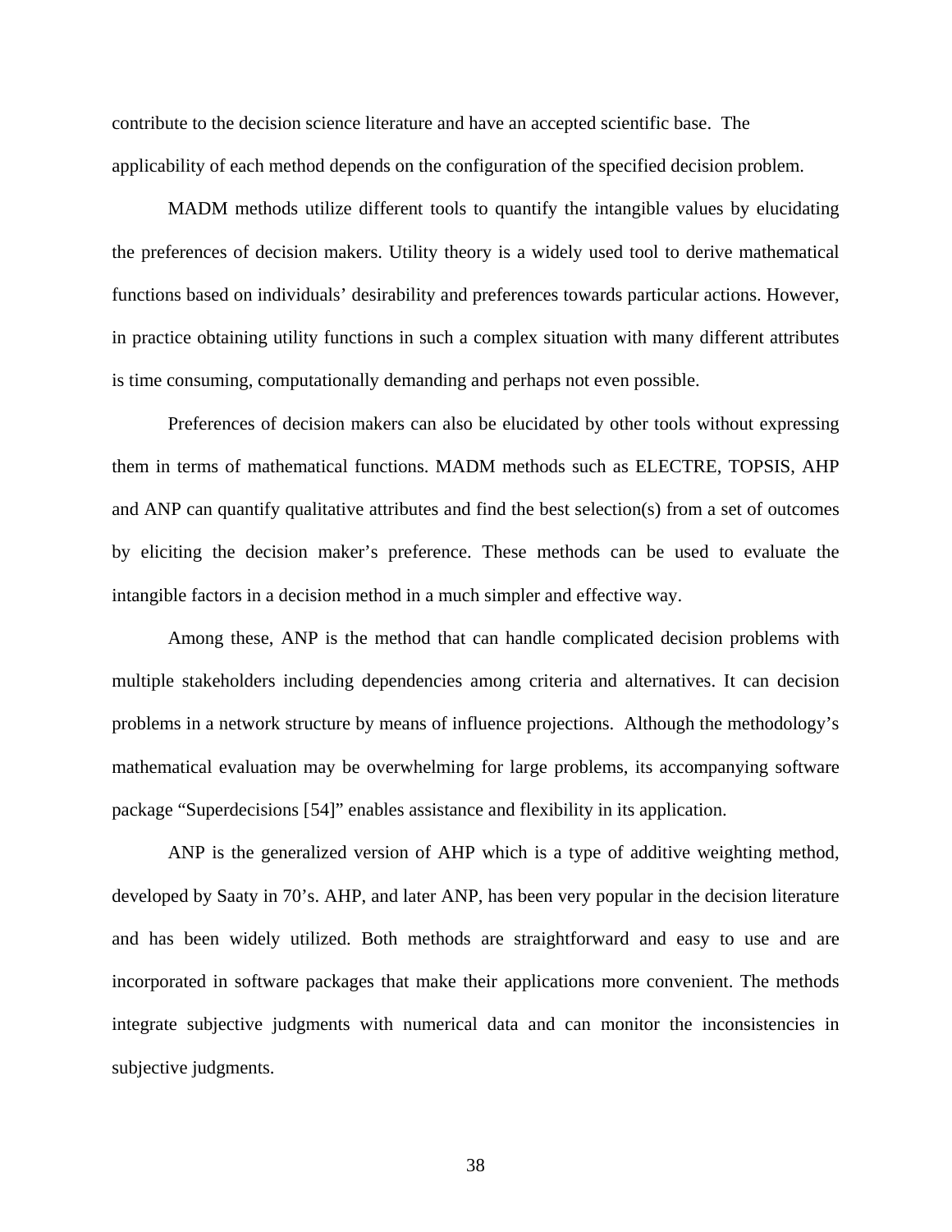contribute to the decision science literature and have an accepted scientific base. The applicability of each method depends on the configuration of the specified decision problem.

MADM methods utilize different tools to quantify the intangible values by elucidating the preferences of decision makers. Utility theory is a widely used tool to derive mathematical functions based on individuals' desirability and preferences towards particular actions. However, in practice obtaining utility functions in such a complex situation with many different attributes is time consuming, computationally demanding and perhaps not even possible.

Preferences of decision makers can also be elucidated by other tools without expressing them in terms of mathematical functions. MADM methods such as ELECTRE, TOPSIS, AHP and ANP can quantify qualitative attributes and find the best selection(s) from a set of outcomes by eliciting the decision maker's preference. These methods can be used to evaluate the intangible factors in a decision method in a much simpler and effective way.

Among these, ANP is the method that can handle complicated decision problems with multiple stakeholders including dependencies among criteria and alternatives. It can decision problems in a network structure by means of influence projections. Although the methodology's mathematical evaluation may be overwhelming for large problems, its accompanying software package "Superdecisions [54]" enables assistance and flexibility in its application.

ANP is the generalized version of AHP which is a type of additive weighting method, developed by Saaty in 70's. AHP, and later ANP, has been very popular in the decision literature and has been widely utilized. Both methods are straightforward and easy to use and are incorporated in software packages that make their applications more convenient. The methods integrate subjective judgments with numerical data and can monitor the inconsistencies in subjective judgments.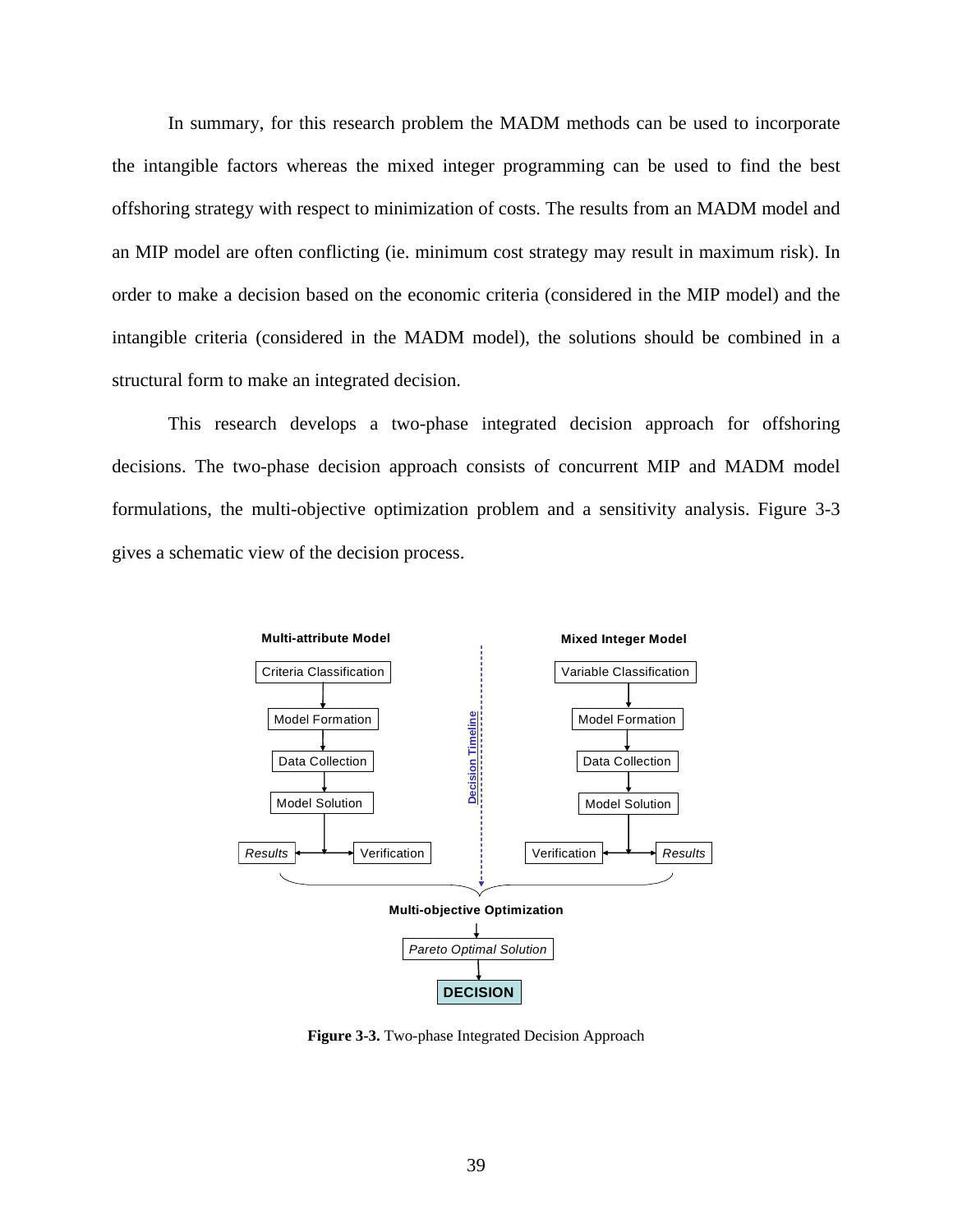In summary, for this research problem the MADM methods can be used to incorporate the intangible factors whereas the mixed integer programming can be used to find the best offshoring strategy with respect to minimization of costs. The results from an MADM model and an MIP model are often conflicting (ie. minimum cost strategy may result in maximum risk). In order to make a decision based on the economic criteria (considered in the MIP model) and the intangible criteria (considered in the MADM model), the solutions should be combined in a structural form to make an integrated decision.

This research develops a two-phase integrated decision approach for offshoring decisions. The two-phase decision approach consists of concurrent MIP and MADM model formulations, the multi-objective optimization problem and a sensitivity analysis. Figure 3-3 gives a schematic view of the decision process.

**Multi-attribute Model**

Criteria Classification → Model Formation → Data Collection → Model Solution → *Results* / Verification

**Mixed Integer Model**

Variable Classification → Model Formation → Data Collection → Model Solution → Verification / *Results*

Decision Timeline

**Multi-objective Optimization** → *Pareto Optimal Solution* → **DECISION**

**Figure 3-3.** Two-phase Integrated Decision Approach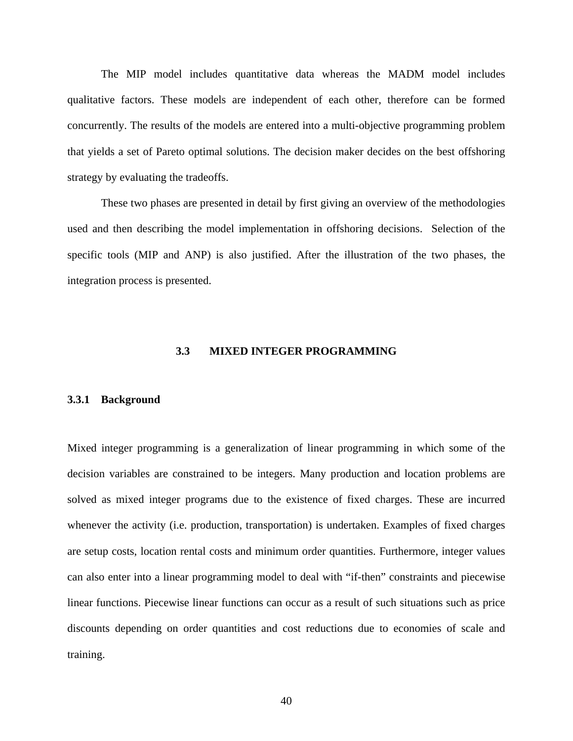The MIP model includes quantitative data whereas the MADM model includes qualitative factors. These models are independent of each other, therefore can be formed concurrently. The results of the models are entered into a multi-objective programming problem that yields a set of Pareto optimal solutions. The decision maker decides on the best offshoring strategy by evaluating the tradeoffs.

These two phases are presented in detail by first giving an overview of the methodologies used and then describing the model implementation in offshoring decisions. Selection of the specific tools (MIP and ANP) is also justified. After the illustration of the two phases, the integration process is presented.

## 3.3 MIXED INTEGER PROGRAMMING

### 3.3.1 Background

Mixed integer programming is a generalization of linear programming in which some of the decision variables are constrained to be integers. Many production and location problems are solved as mixed integer programs due to the existence of fixed charges. These are incurred whenever the activity (i.e. production, transportation) is undertaken. Examples of fixed charges are setup costs, location rental costs and minimum order quantities. Furthermore, integer values can also enter into a linear programming model to deal with "if-then" constraints and piecewise linear functions. Piecewise linear functions can occur as a result of such situations such as price discounts depending on order quantities and cost reductions due to economies of scale and training.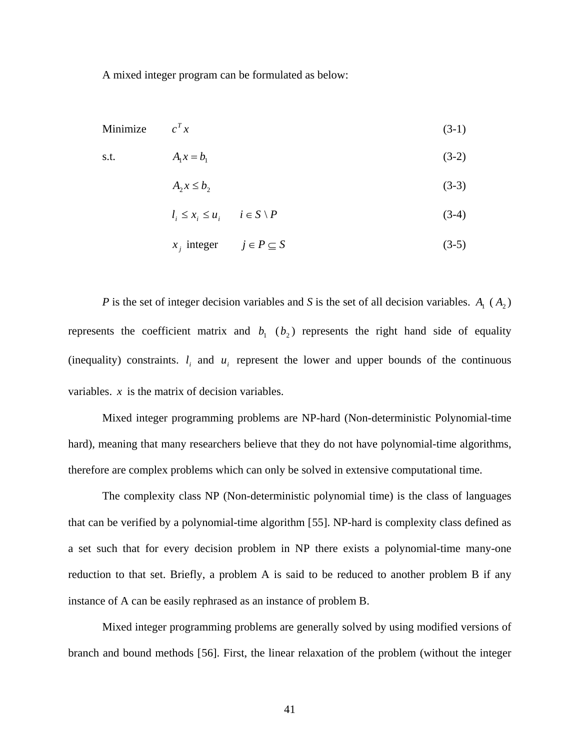A mixed integer program can be formulated as below:

$$\text{Minimize} \quad c^T x \tag{3-1}$$

$$\text{s.t.} \quad A_1 x = b_1 \tag{3-2}$$

$$A_2 x \le b_2 \tag{3-3}$$

$$l_i \le x_i \le u_i \qquad i \in S \setminus P \tag{3-4}$$

$$x_j \text{ integer} \qquad j \in P \subseteq S \tag{3-5}$$

*P* is the set of integer decision variables and *S* is the set of all decision variables. $A_1$ ( $A_2$ ) represents the coefficient matrix and $b_1$ ( $b_2$ ) represents the right hand side of equality (inequality) constraints. $l_i$ and $u_i$ represent the lower and upper bounds of the continuous variables. $x$ is the matrix of decision variables.

Mixed integer programming problems are NP-hard (Non-deterministic Polynomial-time hard), meaning that many researchers believe that they do not have polynomial-time algorithms, therefore are complex problems which can only be solved in extensive computational time.

The complexity class NP (Non-deterministic polynomial time) is the class of languages that can be verified by a polynomial-time algorithm [55]. NP-hard is complexity class defined as a set such that for every decision problem in NP there exists a polynomial-time many-one reduction to that set. Briefly, a problem A is said to be reduced to another problem B if any instance of A can be easily rephrased as an instance of problem B.

Mixed integer programming problems are generally solved by using modified versions of branch and bound methods [56]. First, the linear relaxation of the problem (without the integer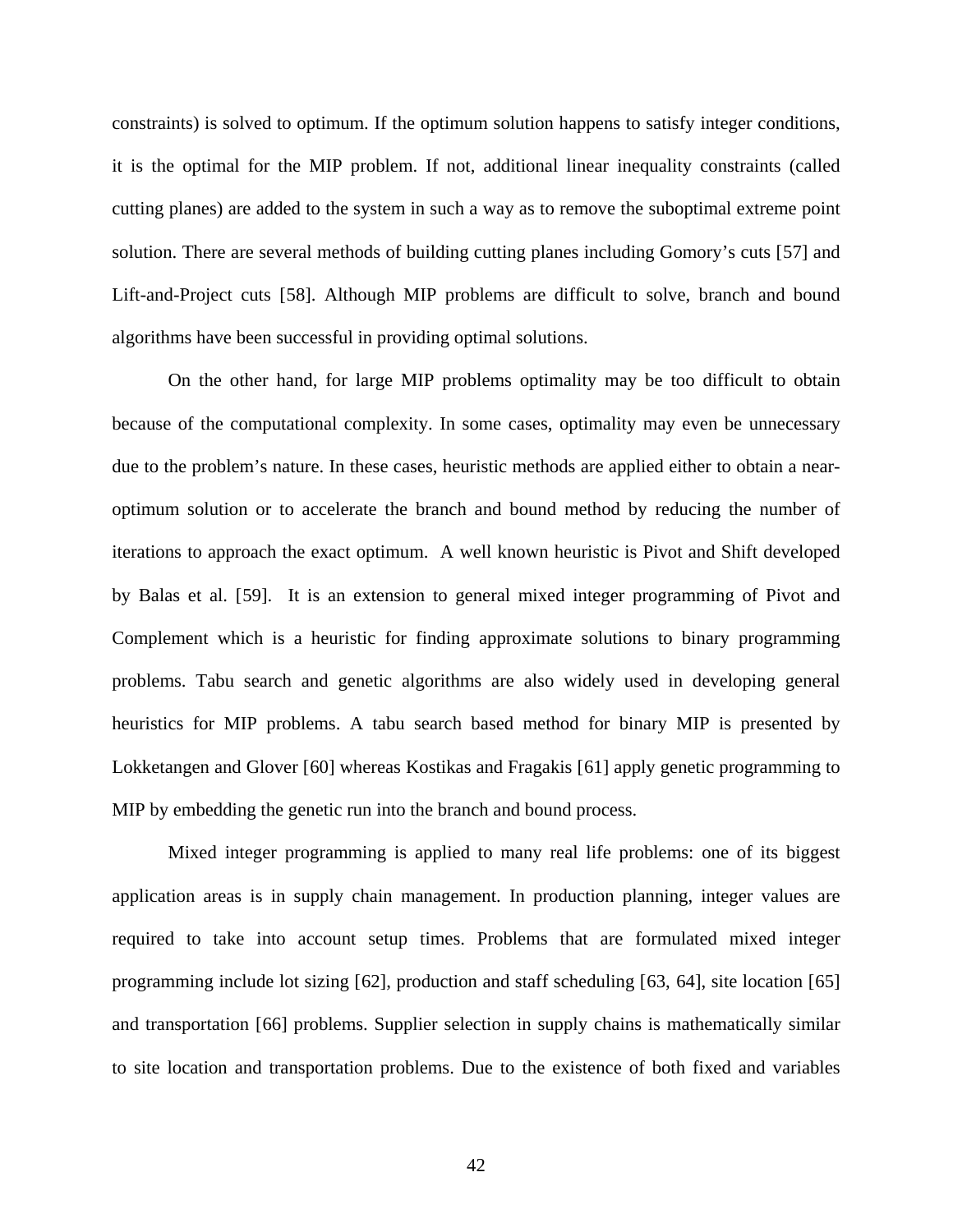constraints) is solved to optimum. If the optimum solution happens to satisfy integer conditions, it is the optimal for the MIP problem. If not, additional linear inequality constraints (called cutting planes) are added to the system in such a way as to remove the suboptimal extreme point solution. There are several methods of building cutting planes including Gomory's cuts [57] and Lift-and-Project cuts [58]. Although MIP problems are difficult to solve, branch and bound algorithms have been successful in providing optimal solutions.

On the other hand, for large MIP problems optimality may be too difficult to obtain because of the computational complexity. In some cases, optimality may even be unnecessary due to the problem's nature. In these cases, heuristic methods are applied either to obtain a near-optimum solution or to accelerate the branch and bound method by reducing the number of iterations to approach the exact optimum.  A well known heuristic is Pivot and Shift developed by Balas et al. [59].  It is an extension to general mixed integer programming of Pivot and Complement which is a heuristic for finding approximate solutions to binary programming problems. Tabu search and genetic algorithms are also widely used in developing general heuristics for MIP problems. A tabu search based method for binary MIP is presented by Lokketangen and Glover [60] whereas Kostikas and Fragakis [61] apply genetic programming to MIP by embedding the genetic run into the branch and bound process.

Mixed integer programming is applied to many real life problems: one of its biggest application areas is in supply chain management. In production planning, integer values are required to take into account setup times. Problems that are formulated mixed integer programming include lot sizing [62], production and staff scheduling [63, 64], site location [65] and transportation [66] problems. Supplier selection in supply chains is mathematically similar to site location and transportation problems. Due to the existence of both fixed and variables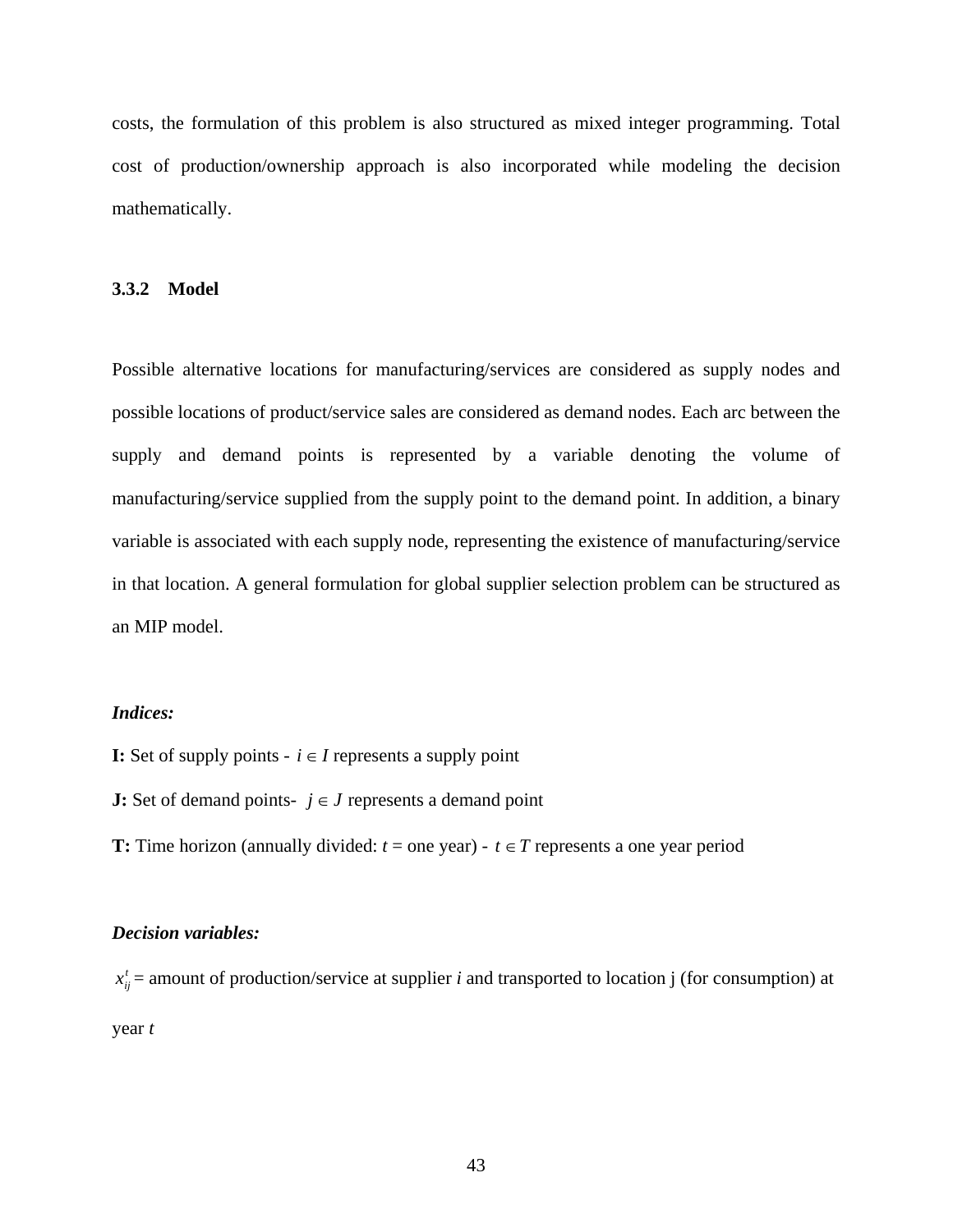costs, the formulation of this problem is also structured as mixed integer programming. Total cost of production/ownership approach is also incorporated while modeling the decision mathematically.

### 3.3.2 Model

Possible alternative locations for manufacturing/services are considered as supply nodes and possible locations of product/service sales are considered as demand nodes. Each arc between the supply and demand points is represented by a variable denoting the volume of manufacturing/service supplied from the supply point to the demand point. In addition, a binary variable is associated with each supply node, representing the existence of manufacturing/service in that location. A general formulation for global supplier selection problem can be structured as an MIP model.

***Indices:***

**I:** Set of supply points - $i \in I$ represents a supply point

**J:** Set of demand points- $j \in J$ represents a demand point

**T:** Time horizon (annually divided: $t$ = one year) - $t \in T$ represents a one year period

***Decision variables:***

$x_{ij}^{t}$ = amount of production/service at supplier $i$ and transported to location j (for consumption) at year $t$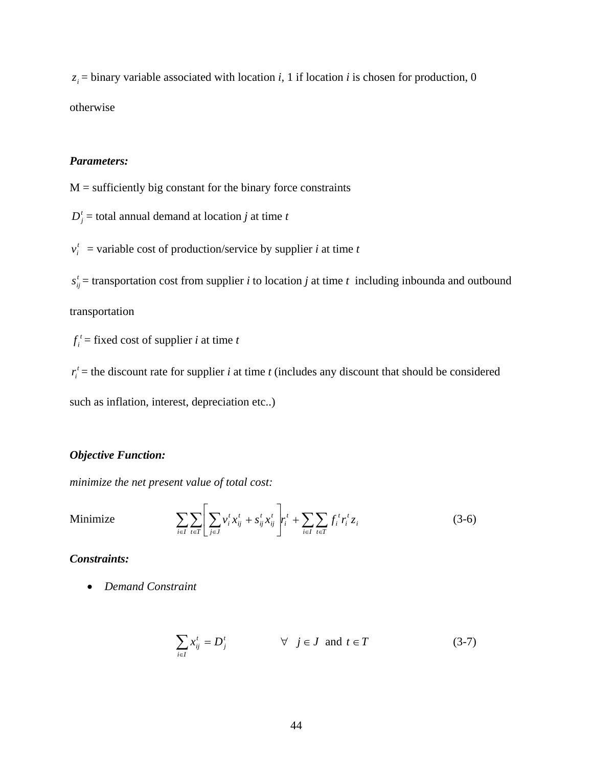$z_i$ = binary variable associated with location *i*, 1 if location *i* is chosen for production, 0 otherwise

***Parameters:***

M = sufficiently big constant for the binary force constraints

$D_j^t$ = total annual demand at location *j* at time *t*

$v_i^t$ = variable cost of production/service by supplier *i* at time *t*

$s_{ij}^t$ = transportation cost from supplier *i* to location *j* at time *t* including inbounda and outbound transportation

$f_i^t$ = fixed cost of supplier *i* at time *t*

$r_i^t$ = the discount rate for supplier *i* at time *t* (includes any discount that should be considered such as inflation, interest, depreciation etc..)

***Objective Function:***

*minimize the net present value of total cost:*

$$\text{Minimize} \qquad \sum_{i \in I} \sum_{t \in T} \left[ \sum_{j \in J} v_i^t x_{ij}^t + s_{ij}^t x_{ij}^t \right] r_i^t + \sum_{i \in I} \sum_{t \in T} f_i^t r_i^t z_i \qquad (3\text{-}6)$$

***Constraints:***

- *Demand Constraint*

$$\sum_{i \in I} x_{ij}^t = D_j^t \qquad \forall \ \ j \in J \ \text{ and } \ t \in T \qquad (3\text{-}7)$$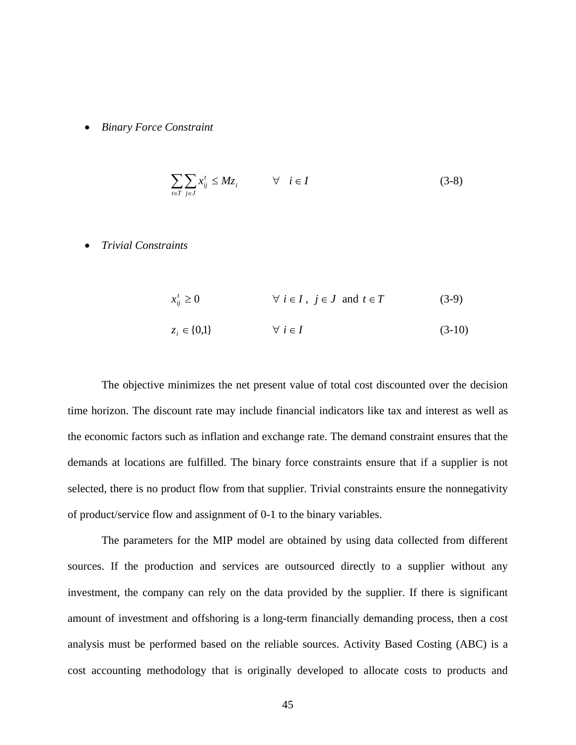- *Binary Force Constraint*

$$\sum_{t \in T} \sum_{j \in J} x_{ij}^t \leq M z_i \qquad \forall \quad i \in I \tag{3-8}$$

- *Trivial Constraints*

$$x_{ij}^t \geq 0 \qquad \forall \ i \in I, \ j \in J \ \text{ and } \ t \in T \tag{3-9}$$

$$z_i \in \{0,1\} \qquad \forall \ i \in I \tag{3-10}$$

The objective minimizes the net present value of total cost discounted over the decision time horizon. The discount rate may include financial indicators like tax and interest as well as the economic factors such as inflation and exchange rate. The demand constraint ensures that the demands at locations are fulfilled. The binary force constraints ensure that if a supplier is not selected, there is no product flow from that supplier. Trivial constraints ensure the nonnegativity of product/service flow and assignment of 0-1 to the binary variables.

The parameters for the MIP model are obtained by using data collected from different sources. If the production and services are outsourced directly to a supplier without any investment, the company can rely on the data provided by the supplier. If there is significant amount of investment and offshoring is a long-term financially demanding process, then a cost analysis must be performed based on the reliable sources. Activity Based Costing (ABC) is a cost accounting methodology that is originally developed to allocate costs to products and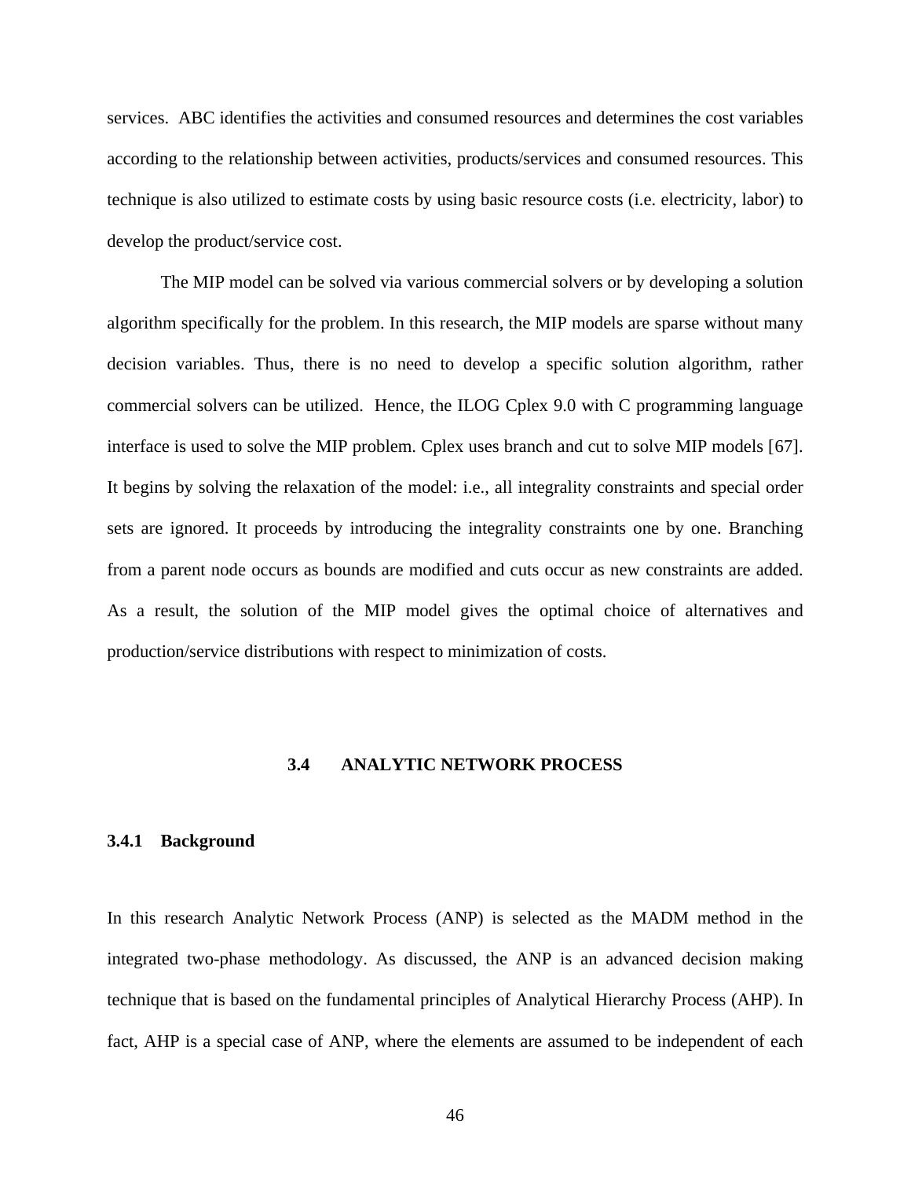services. ABC identifies the activities and consumed resources and determines the cost variables according to the relationship between activities, products/services and consumed resources. This technique is also utilized to estimate costs by using basic resource costs (i.e. electricity, labor) to develop the product/service cost.

The MIP model can be solved via various commercial solvers or by developing a solution algorithm specifically for the problem. In this research, the MIP models are sparse without many decision variables. Thus, there is no need to develop a specific solution algorithm, rather commercial solvers can be utilized. Hence, the ILOG Cplex 9.0 with C programming language interface is used to solve the MIP problem. Cplex uses branch and cut to solve MIP models [67]. It begins by solving the relaxation of the model: i.e., all integrality constraints and special order sets are ignored. It proceeds by introducing the integrality constraints one by one. Branching from a parent node occurs as bounds are modified and cuts occur as new constraints are added. As a result, the solution of the MIP model gives the optimal choice of alternatives and production/service distributions with respect to minimization of costs.

## 3.4 ANALYTIC NETWORK PROCESS

### 3.4.1 Background

In this research Analytic Network Process (ANP) is selected as the MADM method in the integrated two-phase methodology. As discussed, the ANP is an advanced decision making technique that is based on the fundamental principles of Analytical Hierarchy Process (AHP). In fact, AHP is a special case of ANP, where the elements are assumed to be independent of each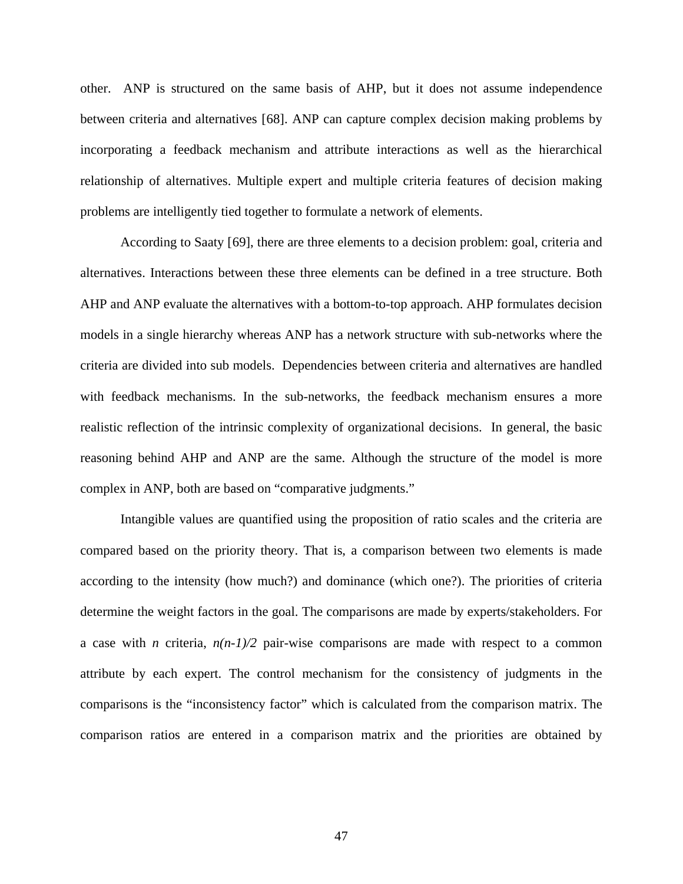other. ANP is structured on the same basis of AHP, but it does not assume independence between criteria and alternatives [68]. ANP can capture complex decision making problems by incorporating a feedback mechanism and attribute interactions as well as the hierarchical relationship of alternatives. Multiple expert and multiple criteria features of decision making problems are intelligently tied together to formulate a network of elements.

According to Saaty [69], there are three elements to a decision problem: goal, criteria and alternatives. Interactions between these three elements can be defined in a tree structure. Both AHP and ANP evaluate the alternatives with a bottom-to-top approach. AHP formulates decision models in a single hierarchy whereas ANP has a network structure with sub-networks where the criteria are divided into sub models. Dependencies between criteria and alternatives are handled with feedback mechanisms. In the sub-networks, the feedback mechanism ensures a more realistic reflection of the intrinsic complexity of organizational decisions. In general, the basic reasoning behind AHP and ANP are the same. Although the structure of the model is more complex in ANP, both are based on "comparative judgments."

Intangible values are quantified using the proposition of ratio scales and the criteria are compared based on the priority theory. That is, a comparison between two elements is made according to the intensity (how much?) and dominance (which one?). The priorities of criteria determine the weight factors in the goal. The comparisons are made by experts/stakeholders. For a case with $n$ criteria, $n(n-1)/2$ pair-wise comparisons are made with respect to a common attribute by each expert. The control mechanism for the consistency of judgments in the comparisons is the "inconsistency factor" which is calculated from the comparison matrix. The comparison ratios are entered in a comparison matrix and the priorities are obtained by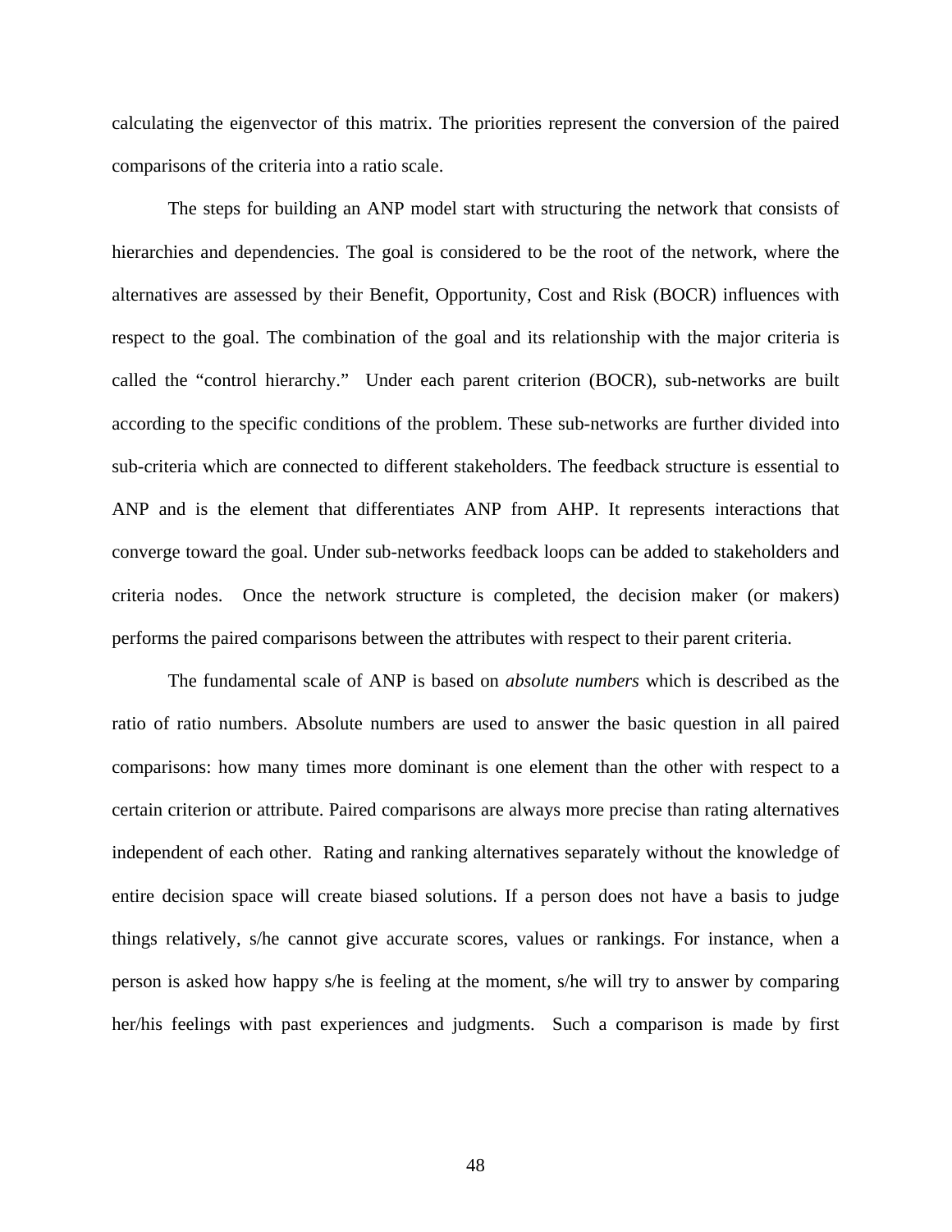calculating the eigenvector of this matrix. The priorities represent the conversion of the paired comparisons of the criteria into a ratio scale.

The steps for building an ANP model start with structuring the network that consists of hierarchies and dependencies. The goal is considered to be the root of the network, where the alternatives are assessed by their Benefit, Opportunity, Cost and Risk (BOCR) influences with respect to the goal. The combination of the goal and its relationship with the major criteria is called the "control hierarchy." Under each parent criterion (BOCR), sub-networks are built according to the specific conditions of the problem. These sub-networks are further divided into sub-criteria which are connected to different stakeholders. The feedback structure is essential to ANP and is the element that differentiates ANP from AHP. It represents interactions that converge toward the goal. Under sub-networks feedback loops can be added to stakeholders and criteria nodes. Once the network structure is completed, the decision maker (or makers) performs the paired comparisons between the attributes with respect to their parent criteria.

The fundamental scale of ANP is based on *absolute numbers* which is described as the ratio of ratio numbers. Absolute numbers are used to answer the basic question in all paired comparisons: how many times more dominant is one element than the other with respect to a certain criterion or attribute. Paired comparisons are always more precise than rating alternatives independent of each other. Rating and ranking alternatives separately without the knowledge of entire decision space will create biased solutions. If a person does not have a basis to judge things relatively, s/he cannot give accurate scores, values or rankings. For instance, when a person is asked how happy s/he is feeling at the moment, s/he will try to answer by comparing her/his feelings with past experiences and judgments. Such a comparison is made by first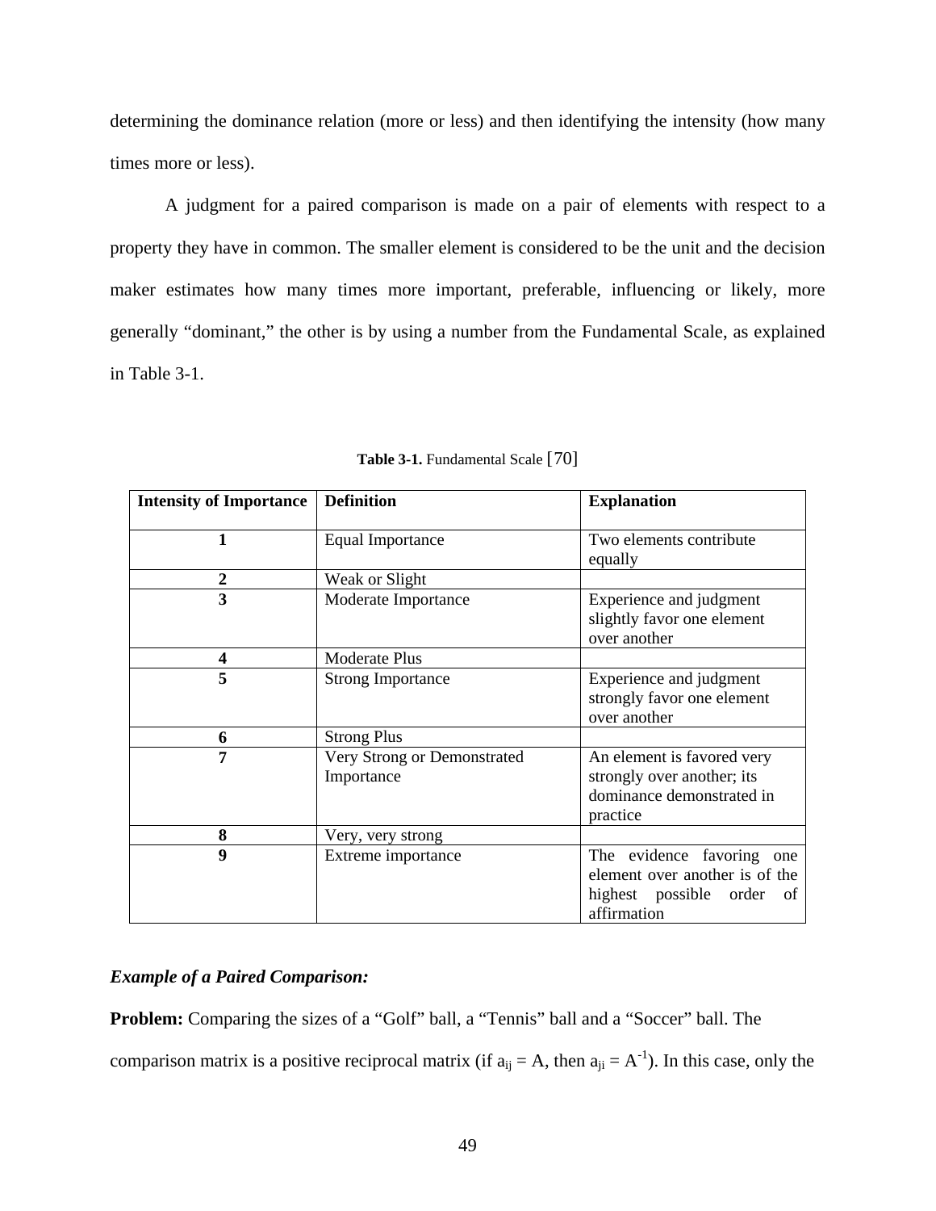determining the dominance relation (more or less) and then identifying the intensity (how many times more or less).

A judgment for a paired comparison is made on a pair of elements with respect to a property they have in common. The smaller element is considered to be the unit and the decision maker estimates how many times more important, preferable, influencing or likely, more generally "dominant," the other is by using a number from the Fundamental Scale, as explained in Table 3-1.

**Table 3-1.** Fundamental Scale [70]

| **Intensity of Importance** | **Definition** | **Explanation** |
|---|---|---|
| **1** | Equal Importance | Two elements contribute equally |
| **2** | Weak or Slight | |
| **3** | Moderate Importance | Experience and judgment slightly favor one element over another |
| **4** | Moderate Plus | |
| **5** | Strong Importance | Experience and judgment strongly favor one element over another |
| **6** | Strong Plus | |
| **7** | Very Strong or Demonstrated Importance | An element is favored very strongly over another; its dominance demonstrated in practice |
| **8** | Very, very strong | |
| **9** | Extreme importance | The evidence favoring one element over another is of the highest possible order of affirmation |

***Example of a Paired Comparison:***

**Problem:** Comparing the sizes of a "Golf" ball, a "Tennis" ball and a "Soccer" ball. The comparison matrix is a positive reciprocal matrix (if $a_{ij} = A$, then $a_{ji} = A^{-1}$). In this case, only the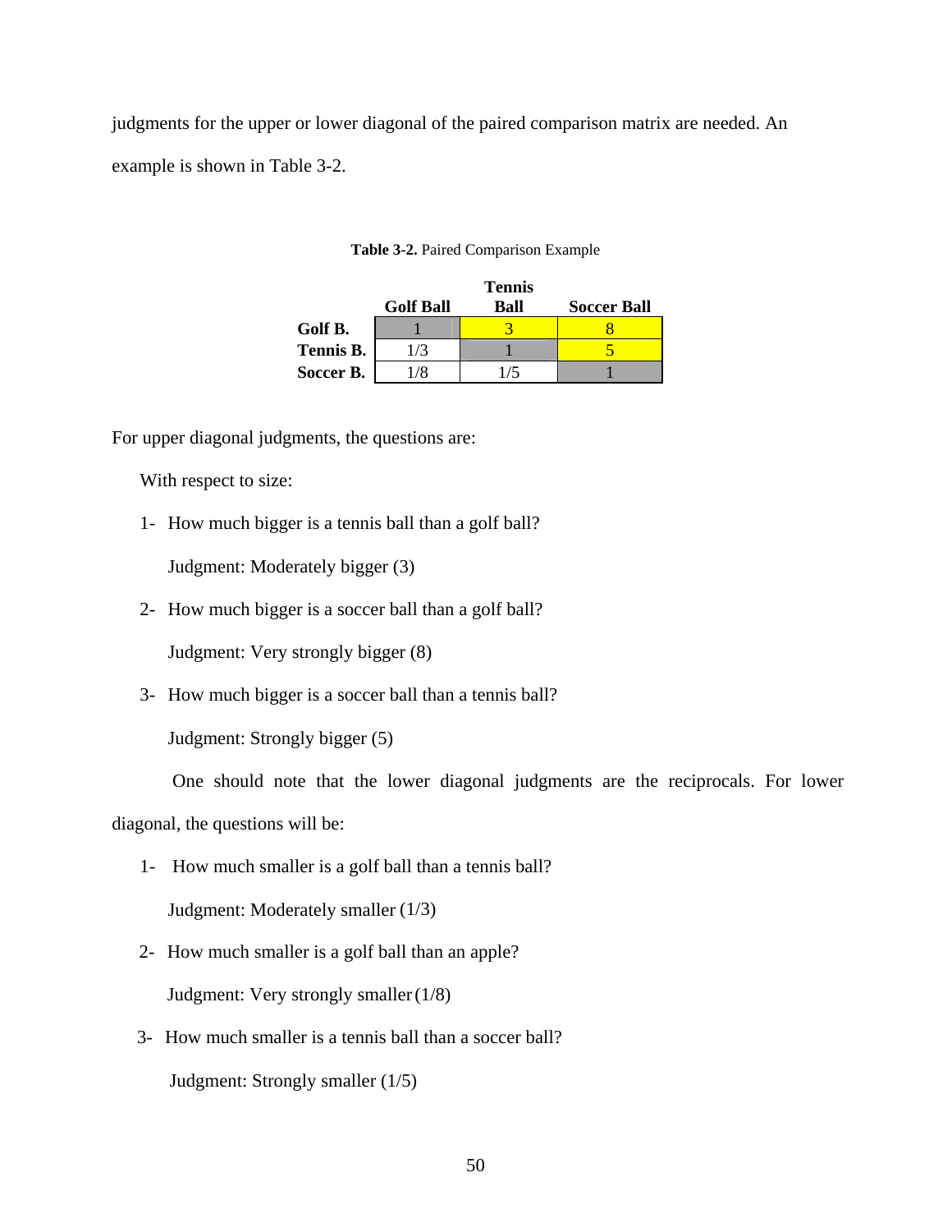judgments for the upper or lower diagonal of the paired comparison matrix are needed. An example is shown in Table 3-2.

**Table 3-2.** Paired Comparison Example

| | Golf Ball | Tennis Ball | Soccer Ball |
|---|---|---|---|
| **Golf B.** | 1 | 3 | 8 |
| **Tennis B.** | 1/3 | 1 | 5 |
| **Soccer B.** | 1/8 | 1/5 | 1 |

For upper diagonal judgments, the questions are:

With respect to size:

1- How much bigger is a tennis ball than a golf ball?

Judgment: Moderately bigger (3)

2- How much bigger is a soccer ball than a golf ball?

Judgment: Very strongly bigger (8)

3- How much bigger is a soccer ball than a tennis ball?

Judgment: Strongly bigger (5)

One should note that the lower diagonal judgments are the reciprocals. For lower diagonal, the questions will be:

1- How much smaller is a golf ball than a tennis ball?

Judgment: Moderately smaller (1/3)

2- How much smaller is a golf ball than an apple?

Judgment: Very strongly smaller (1/8)

3- How much smaller is a tennis ball than a soccer ball?

Judgment: Strongly smaller (1/5)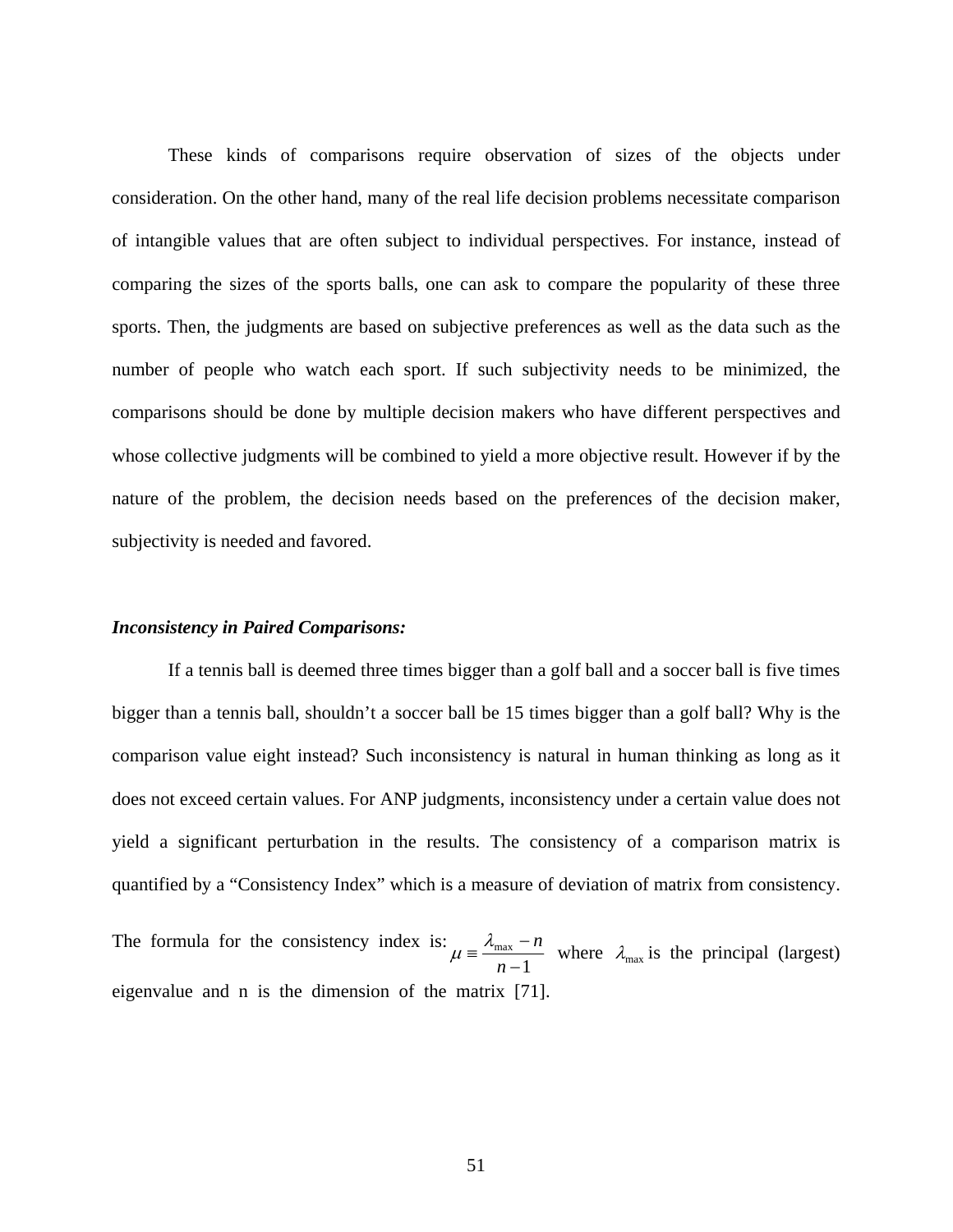These kinds of comparisons require observation of sizes of the objects under consideration. On the other hand, many of the real life decision problems necessitate comparison of intangible values that are often subject to individual perspectives. For instance, instead of comparing the sizes of the sports balls, one can ask to compare the popularity of these three sports. Then, the judgments are based on subjective preferences as well as the data such as the number of people who watch each sport. If such subjectivity needs to be minimized, the comparisons should be done by multiple decision makers who have different perspectives and whose collective judgments will be combined to yield a more objective result. However if by the nature of the problem, the decision needs based on the preferences of the decision maker, subjectivity is needed and favored.

***Inconsistency in Paired Comparisons:***

If a tennis ball is deemed three times bigger than a golf ball and a soccer ball is five times bigger than a tennis ball, shouldn't a soccer ball be 15 times bigger than a golf ball? Why is the comparison value eight instead? Such inconsistency is natural in human thinking as long as it does not exceed certain values. For ANP judgments, inconsistency under a certain value does not yield a significant perturbation in the results. The consistency of a comparison matrix is quantified by a "Consistency Index" which is a measure of deviation of matrix from consistency. The formula for the consistency index is: $\mu \equiv \frac{\lambda_{max} - n}{n-1}$ where $\lambda_{max}$ is the principal (largest) eigenvalue and n is the dimension of the matrix [71].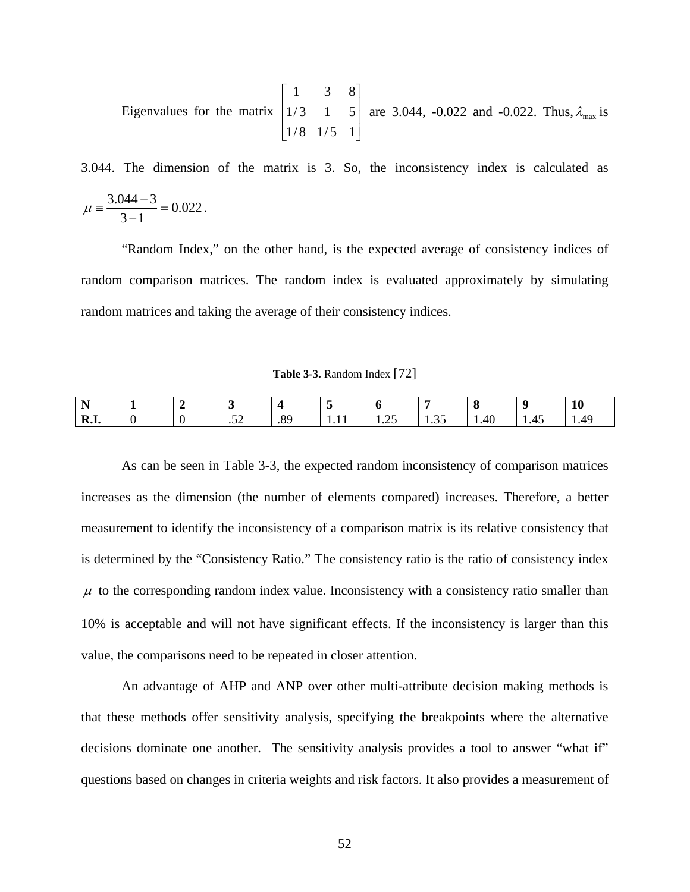Eigenvalues for the matrix $\begin{bmatrix} 1 & 3 & 8 \\ 1/3 & 1 & 5 \\ 1/8 & 1/5 & 1 \end{bmatrix}$ are 3.044, -0.022 and -0.022. Thus, $\lambda_{\max}$ is 3.044. The dimension of the matrix is 3. So, the inconsistency index is calculated as $\mu \equiv \dfrac{3.044-3}{3-1} = 0.022$.

"Random Index," on the other hand, is the expected average of consistency indices of random comparison matrices. The random index is evaluated approximately by simulating random matrices and taking the average of their consistency indices.

**Table 3-3.** Random Index [72]

| **N** | **1** | **2** | **3** | **4** | **5** | **6** | **7** | **8** | **9** | **10** |
|---|---|---|---|---|---|---|---|---|---|---|
| **R.I.** | 0 | 0 | .52 | .89 | 1.11 | 1.25 | 1.35 | 1.40 | 1.45 | 1.49 |

As can be seen in Table 3-3, the expected random inconsistency of comparison matrices increases as the dimension (the number of elements compared) increases. Therefore, a better measurement to identify the inconsistency of a comparison matrix is its relative consistency that is determined by the "Consistency Ratio." The consistency ratio is the ratio of consistency index $\mu$ to the corresponding random index value. Inconsistency with a consistency ratio smaller than 10% is acceptable and will not have significant effects. If the inconsistency is larger than this value, the comparisons need to be repeated in closer attention.

An advantage of AHP and ANP over other multi-attribute decision making methods is that these methods offer sensitivity analysis, specifying the breakpoints where the alternative decisions dominate one another. The sensitivity analysis provides a tool to answer "what if" questions based on changes in criteria weights and risk factors. It also provides a measurement of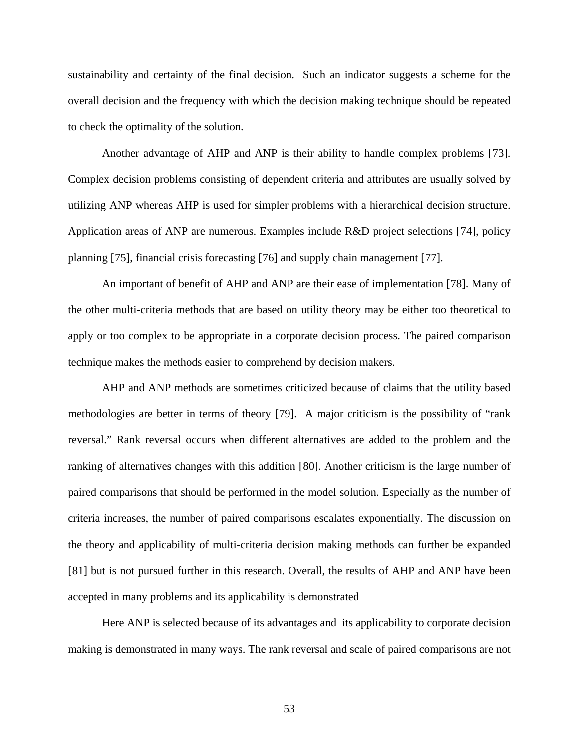sustainability and certainty of the final decision. Such an indicator suggests a scheme for the overall decision and the frequency with which the decision making technique should be repeated to check the optimality of the solution.

Another advantage of AHP and ANP is their ability to handle complex problems [73]. Complex decision problems consisting of dependent criteria and attributes are usually solved by utilizing ANP whereas AHP is used for simpler problems with a hierarchical decision structure. Application areas of ANP are numerous. Examples include R&D project selections [74], policy planning [75], financial crisis forecasting [76] and supply chain management [77].

An important of benefit of AHP and ANP are their ease of implementation [78]. Many of the other multi-criteria methods that are based on utility theory may be either too theoretical to apply or too complex to be appropriate in a corporate decision process. The paired comparison technique makes the methods easier to comprehend by decision makers.

AHP and ANP methods are sometimes criticized because of claims that the utility based methodologies are better in terms of theory [79]. A major criticism is the possibility of "rank reversal." Rank reversal occurs when different alternatives are added to the problem and the ranking of alternatives changes with this addition [80]. Another criticism is the large number of paired comparisons that should be performed in the model solution. Especially as the number of criteria increases, the number of paired comparisons escalates exponentially. The discussion on the theory and applicability of multi-criteria decision making methods can further be expanded [81] but is not pursued further in this research. Overall, the results of AHP and ANP have been accepted in many problems and its applicability is demonstrated

Here ANP is selected because of its advantages and its applicability to corporate decision making is demonstrated in many ways. The rank reversal and scale of paired comparisons are not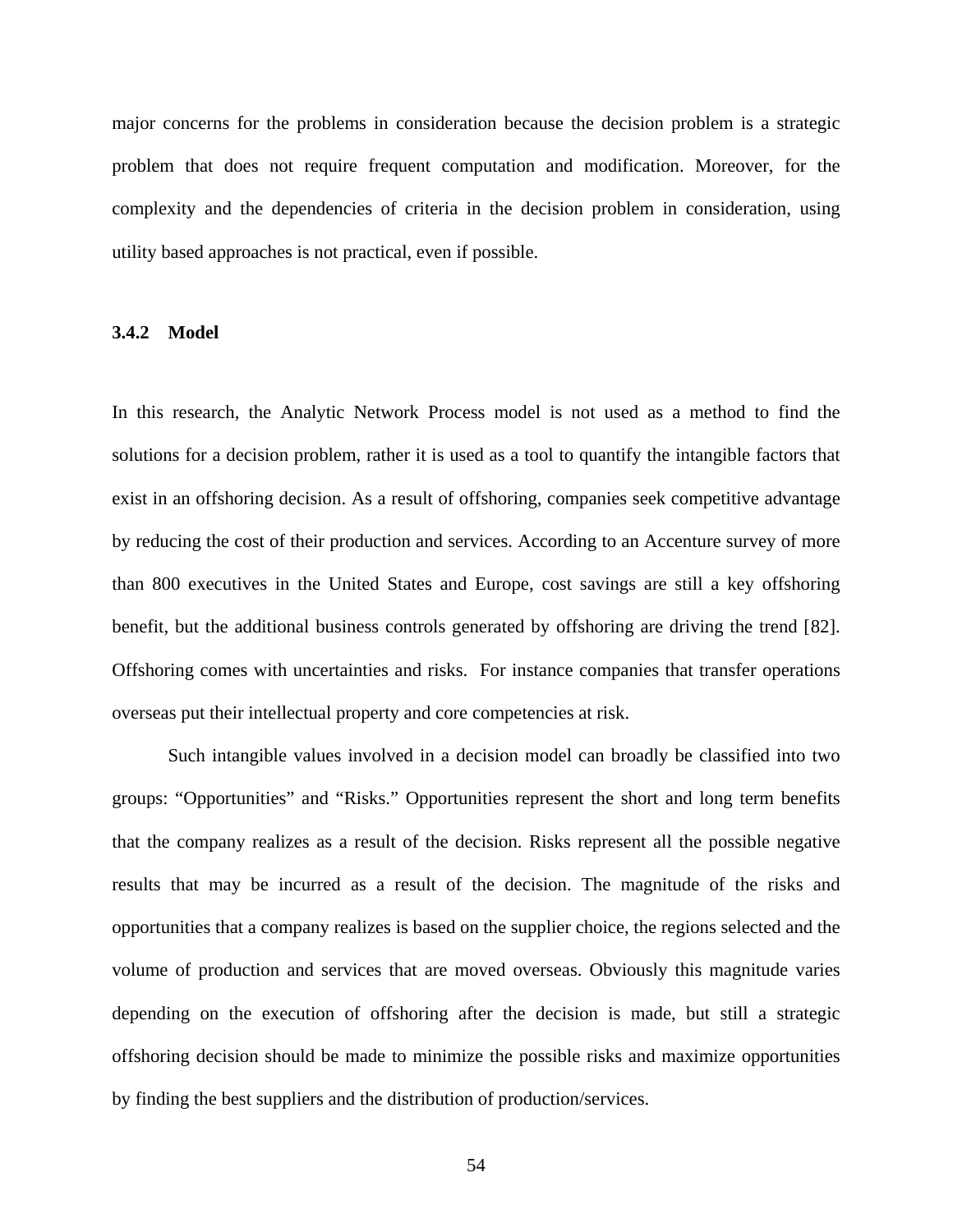major concerns for the problems in consideration because the decision problem is a strategic problem that does not require frequent computation and modification. Moreover, for the complexity and the dependencies of criteria in the decision problem in consideration, using utility based approaches is not practical, even if possible.

### 3.4.2 Model

In this research, the Analytic Network Process model is not used as a method to find the solutions for a decision problem, rather it is used as a tool to quantify the intangible factors that exist in an offshoring decision. As a result of offshoring, companies seek competitive advantage by reducing the cost of their production and services. According to an Accenture survey of more than 800 executives in the United States and Europe, cost savings are still a key offshoring benefit, but the additional business controls generated by offshoring are driving the trend [82]. Offshoring comes with uncertainties and risks. For instance companies that transfer operations overseas put their intellectual property and core competencies at risk.

Such intangible values involved in a decision model can broadly be classified into two groups: "Opportunities" and "Risks." Opportunities represent the short and long term benefits that the company realizes as a result of the decision. Risks represent all the possible negative results that may be incurred as a result of the decision. The magnitude of the risks and opportunities that a company realizes is based on the supplier choice, the regions selected and the volume of production and services that are moved overseas. Obviously this magnitude varies depending on the execution of offshoring after the decision is made, but still a strategic offshoring decision should be made to minimize the possible risks and maximize opportunities by finding the best suppliers and the distribution of production/services.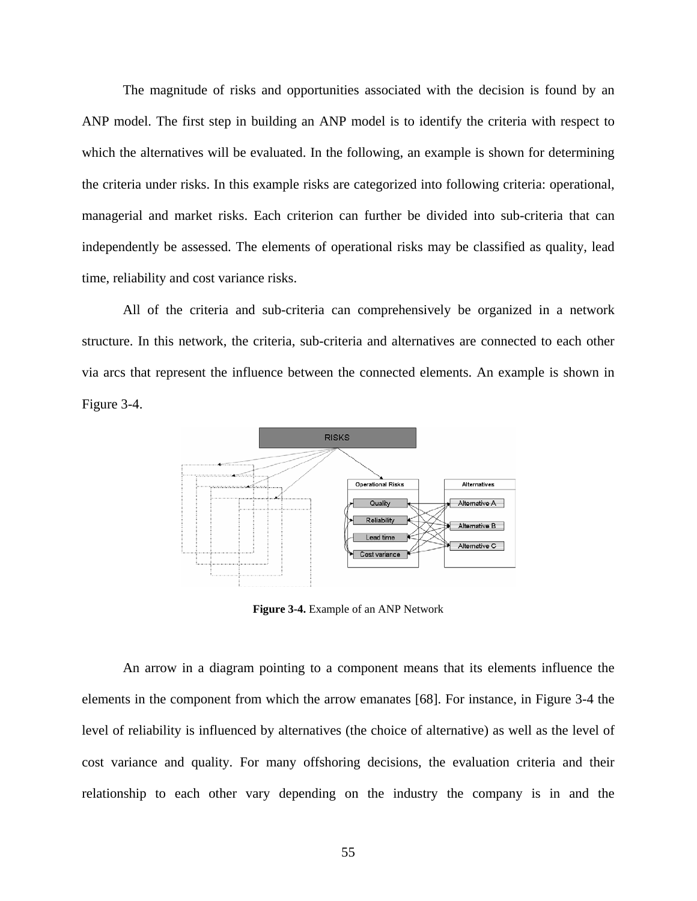The magnitude of risks and opportunities associated with the decision is found by an ANP model. The first step in building an ANP model is to identify the criteria with respect to which the alternatives will be evaluated. In the following, an example is shown for determining the criteria under risks. In this example risks are categorized into following criteria: operational, managerial and market risks. Each criterion can further be divided into sub-criteria that can independently be assessed. The elements of operational risks may be classified as quality, lead time, reliability and cost variance risks.

All of the criteria and sub-criteria can comprehensively be organized in a network structure. In this network, the criteria, sub-criteria and alternatives are connected to each other via arcs that represent the influence between the connected elements. An example is shown in Figure 3-4.

**Figure 3-4.** Example of an ANP Network

An arrow in a diagram pointing to a component means that its elements influence the elements in the component from which the arrow emanates [68]. For instance, in Figure 3-4 the level of reliability is influenced by alternatives (the choice of alternative) as well as the level of cost variance and quality. For many offshoring decisions, the evaluation criteria and their relationship to each other vary depending on the industry the company is in and the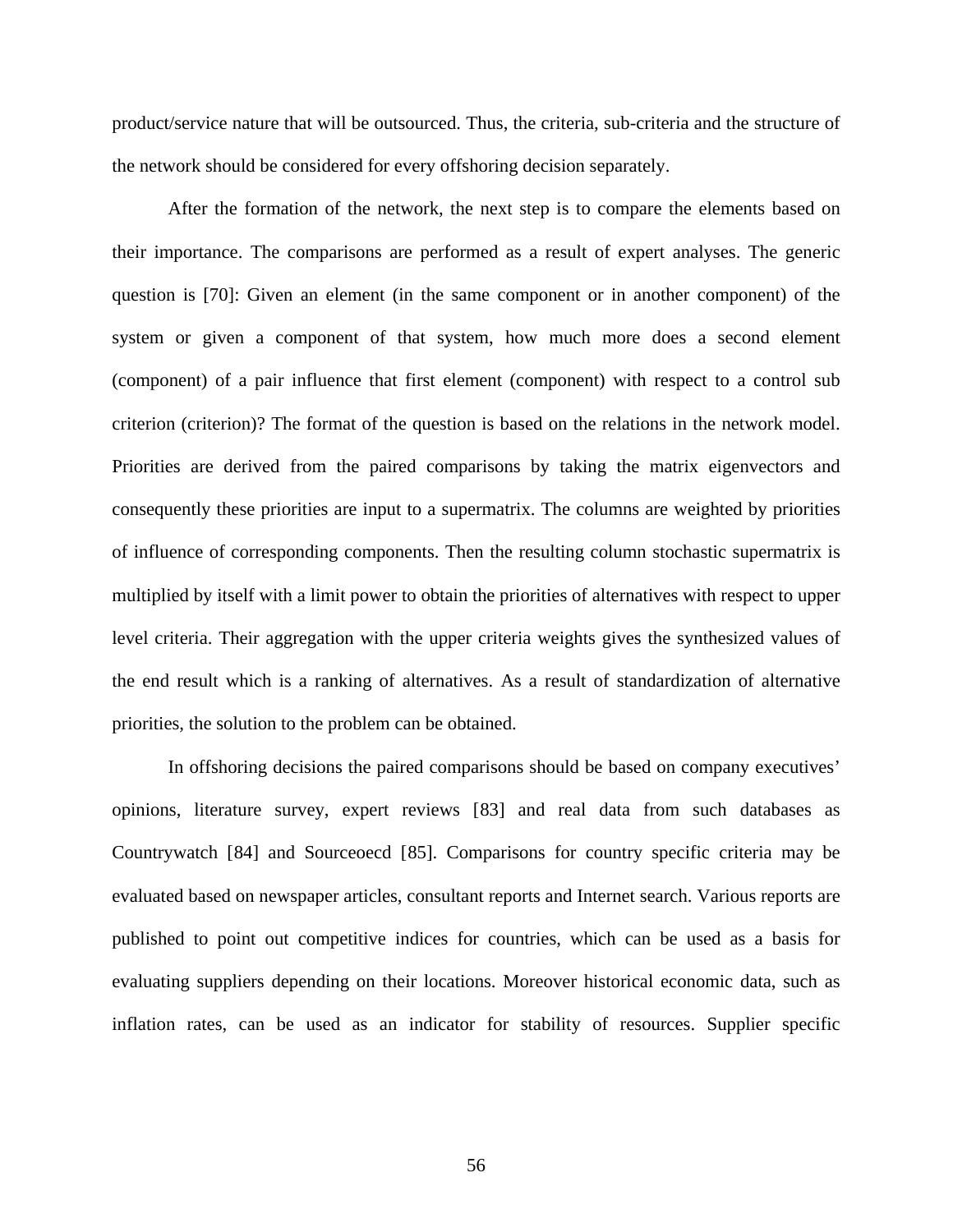product/service nature that will be outsourced. Thus, the criteria, sub-criteria and the structure of the network should be considered for every offshoring decision separately.

After the formation of the network, the next step is to compare the elements based on their importance. The comparisons are performed as a result of expert analyses. The generic question is [70]: Given an element (in the same component or in another component) of the system or given a component of that system, how much more does a second element (component) of a pair influence that first element (component) with respect to a control sub criterion (criterion)? The format of the question is based on the relations in the network model. Priorities are derived from the paired comparisons by taking the matrix eigenvectors and consequently these priorities are input to a supermatrix. The columns are weighted by priorities of influence of corresponding components. Then the resulting column stochastic supermatrix is multiplied by itself with a limit power to obtain the priorities of alternatives with respect to upper level criteria. Their aggregation with the upper criteria weights gives the synthesized values of the end result which is a ranking of alternatives. As a result of standardization of alternative priorities, the solution to the problem can be obtained.

In offshoring decisions the paired comparisons should be based on company executives' opinions, literature survey, expert reviews [83] and real data from such databases as Countrywatch [84] and Sourceoecd [85]. Comparisons for country specific criteria may be evaluated based on newspaper articles, consultant reports and Internet search. Various reports are published to point out competitive indices for countries, which can be used as a basis for evaluating suppliers depending on their locations. Moreover historical economic data, such as inflation rates, can be used as an indicator for stability of resources. Supplier specific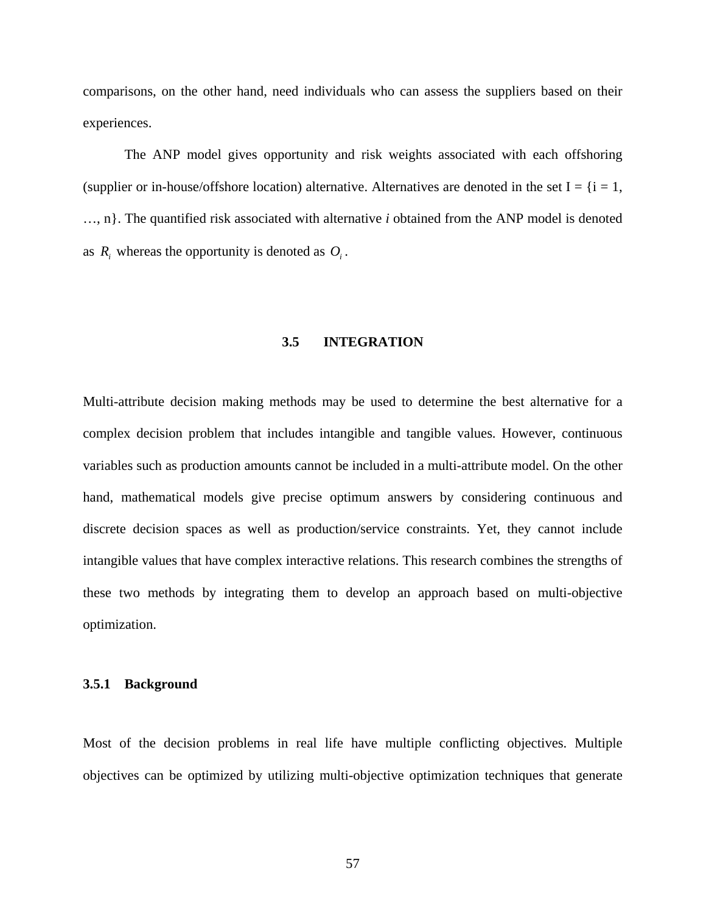comparisons, on the other hand, need individuals who can assess the suppliers based on their experiences.

The ANP model gives opportunity and risk weights associated with each offshoring (supplier or in-house/offshore location) alternative. Alternatives are denoted in the set I = {i = 1, …, n}. The quantified risk associated with alternative *i* obtained from the ANP model is denoted as $R_i$ whereas the opportunity is denoted as $O_i$.

## 3.5 INTEGRATION

Multi-attribute decision making methods may be used to determine the best alternative for a complex decision problem that includes intangible and tangible values. However, continuous variables such as production amounts cannot be included in a multi-attribute model. On the other hand, mathematical models give precise optimum answers by considering continuous and discrete decision spaces as well as production/service constraints. Yet, they cannot include intangible values that have complex interactive relations. This research combines the strengths of these two methods by integrating them to develop an approach based on multi-objective optimization.

### 3.5.1 Background

Most of the decision problems in real life have multiple conflicting objectives. Multiple objectives can be optimized by utilizing multi-objective optimization techniques that generate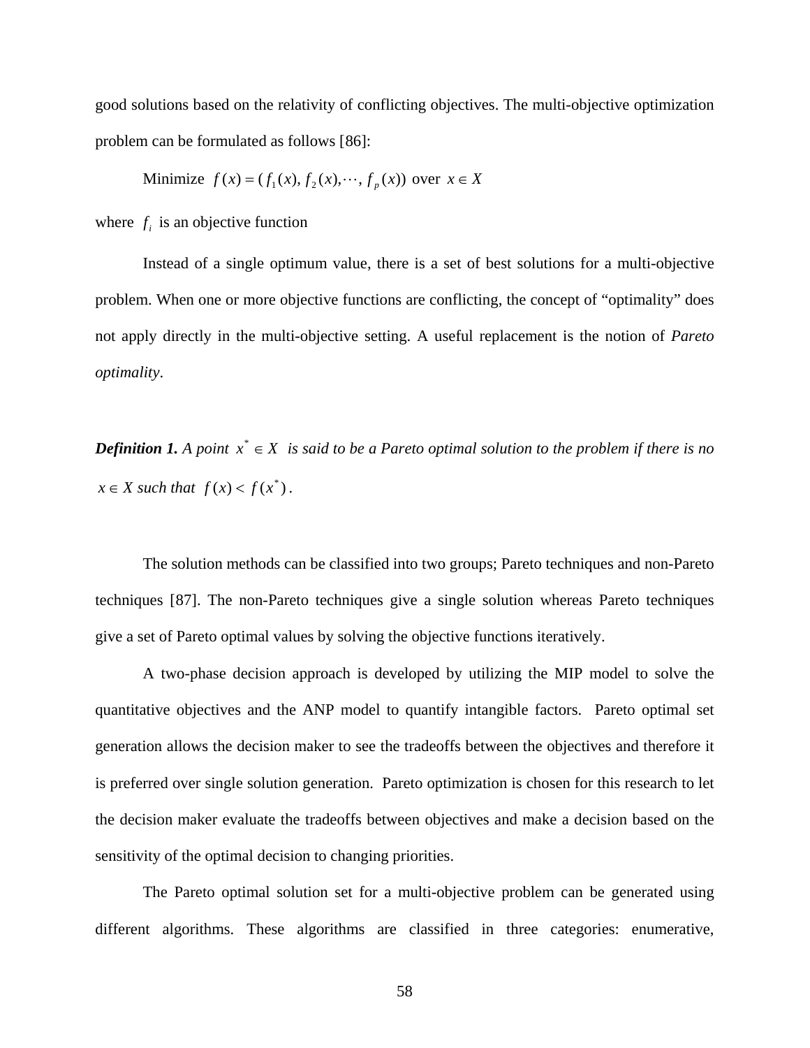good solutions based on the relativity of conflicting objectives. The multi-objective optimization problem can be formulated as follows [86]:

Minimize $f(x) = (f_1(x), f_2(x), \cdots, f_p(x))$ over $x \in X$

where $f_i$ is an objective function

Instead of a single optimum value, there is a set of best solutions for a multi-objective problem. When one or more objective functions are conflicting, the concept of "optimality" does not apply directly in the multi-objective setting. A useful replacement is the notion of *Pareto optimality*.

***Definition 1.*** *A point $x^* \in X$ is said to be a Pareto optimal solution to the problem if there is no $x \in X$ such that $f(x) < f(x^*)$.*

The solution methods can be classified into two groups; Pareto techniques and non-Pareto techniques [87]. The non-Pareto techniques give a single solution whereas Pareto techniques give a set of Pareto optimal values by solving the objective functions iteratively.

A two-phase decision approach is developed by utilizing the MIP model to solve the quantitative objectives and the ANP model to quantify intangible factors. Pareto optimal set generation allows the decision maker to see the tradeoffs between the objectives and therefore it is preferred over single solution generation. Pareto optimization is chosen for this research to let the decision maker evaluate the tradeoffs between objectives and make a decision based on the sensitivity of the optimal decision to changing priorities.

The Pareto optimal solution set for a multi-objective problem can be generated using different algorithms. These algorithms are classified in three categories: enumerative,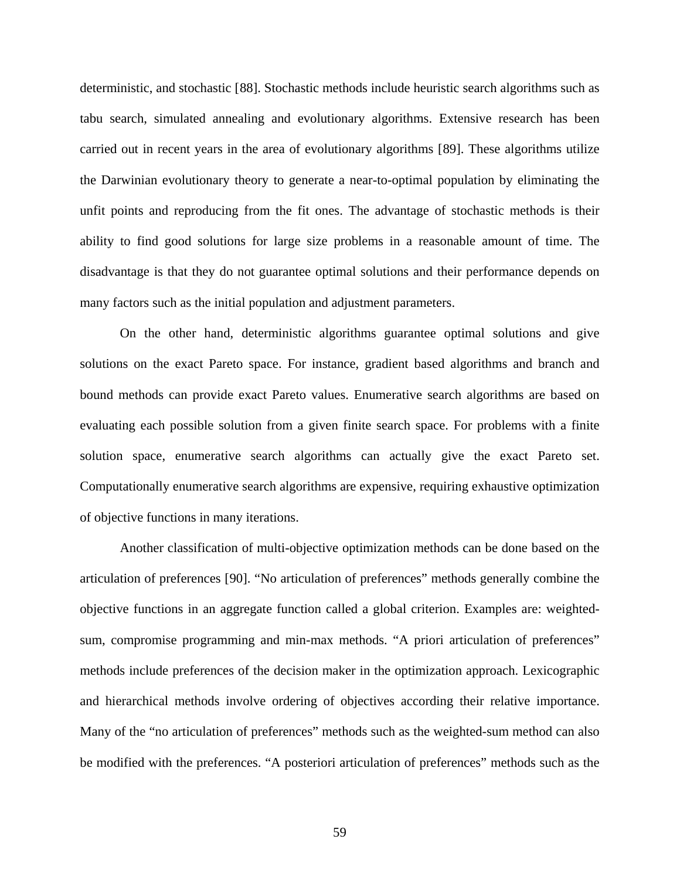deterministic, and stochastic [88]. Stochastic methods include heuristic search algorithms such as tabu search, simulated annealing and evolutionary algorithms. Extensive research has been carried out in recent years in the area of evolutionary algorithms [89]. These algorithms utilize the Darwinian evolutionary theory to generate a near-to-optimal population by eliminating the unfit points and reproducing from the fit ones. The advantage of stochastic methods is their ability to find good solutions for large size problems in a reasonable amount of time. The disadvantage is that they do not guarantee optimal solutions and their performance depends on many factors such as the initial population and adjustment parameters.

On the other hand, deterministic algorithms guarantee optimal solutions and give solutions on the exact Pareto space. For instance, gradient based algorithms and branch and bound methods can provide exact Pareto values. Enumerative search algorithms are based on evaluating each possible solution from a given finite search space. For problems with a finite solution space, enumerative search algorithms can actually give the exact Pareto set. Computationally enumerative search algorithms are expensive, requiring exhaustive optimization of objective functions in many iterations.

Another classification of multi-objective optimization methods can be done based on the articulation of preferences [90]. "No articulation of preferences" methods generally combine the objective functions in an aggregate function called a global criterion. Examples are: weighted-sum, compromise programming and min-max methods. "A priori articulation of preferences" methods include preferences of the decision maker in the optimization approach. Lexicographic and hierarchical methods involve ordering of objectives according their relative importance. Many of the "no articulation of preferences" methods such as the weighted-sum method can also be modified with the preferences. "A posteriori articulation of preferences" methods such as the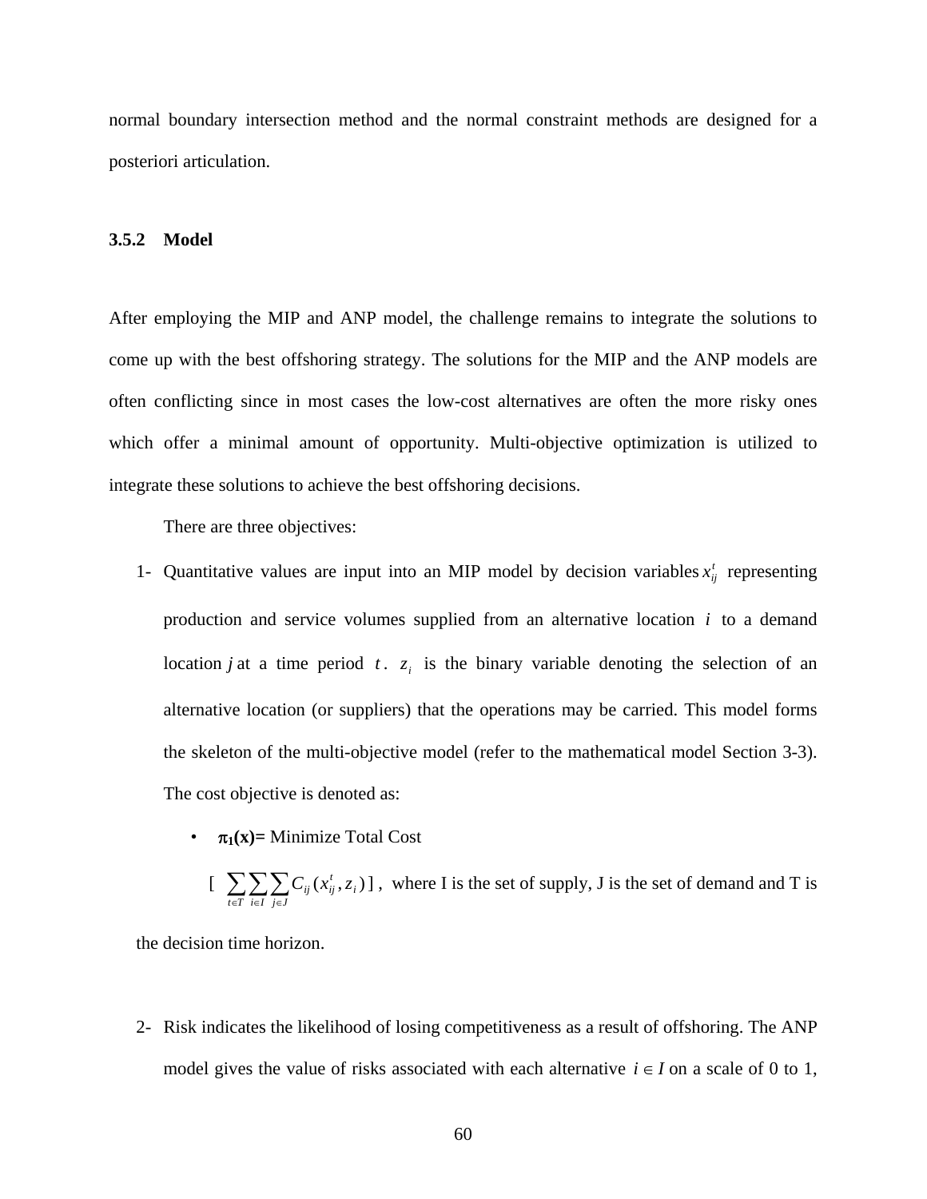normal boundary intersection method and the normal constraint methods are designed for a posteriori articulation.

### 3.5.2 Model

After employing the MIP and ANP model, the challenge remains to integrate the solutions to come up with the best offshoring strategy. The solutions for the MIP and the ANP models are often conflicting since in most cases the low-cost alternatives are often the more risky ones which offer a minimal amount of opportunity. Multi-objective optimization is utilized to integrate these solutions to achieve the best offshoring decisions.

There are three objectives:

1- Quantitative values are input into an MIP model by decision variables $x_{ij}^{t}$ representing production and service volumes supplied from an alternative location $i$ to a demand location $j$ at a time period $t$. $z_i$ is the binary variable denoting the selection of an alternative location (or suppliers) that the operations may be carried. This model forms the skeleton of the multi-objective model (refer to the mathematical model Section 3-3). The cost objective is denoted as:

- **$\pi_1$(x)=** Minimize Total Cost

  [ $\sum_{t \in T} \sum_{i \in I} \sum_{j \in J} C_{ij}(x_{ij}^{t}, z_i)$ ] , where I is the set of supply, J is the set of demand and T is

the decision time horizon.

2- Risk indicates the likelihood of losing competitiveness as a result of offshoring. The ANP model gives the value of risks associated with each alternative $i \in I$ on a scale of 0 to 1,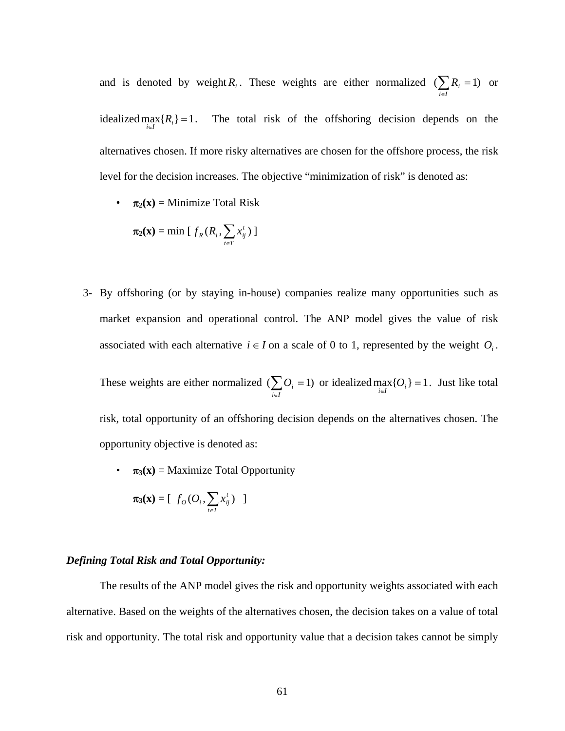and is denoted by weight $R_i$. These weights are either normalized $(\sum_{i \in I} R_i = 1)$ or idealized $\max_{i \in I}\{R_i\} = 1$. The total risk of the offshoring decision depends on the alternatives chosen. If more risky alternatives are chosen for the offshore process, the risk level for the decision increases. The objective "minimization of risk" is denoted as:

- **$\pi_2$(x)** = Minimize Total Risk

  **$\pi_2$(x)** = min [ $f_R(R_i, \sum_{t \in T} x_{ij}^t)$ ]

3- By offshoring (or by staying in-house) companies realize many opportunities such as market expansion and operational control. The ANP model gives the value of risk associated with each alternative $i \in I$ on a scale of 0 to 1, represented by the weight $O_i$. These weights are either normalized $(\sum_{i \in I} O_i = 1)$ or idealized $\max_{i \in I}\{O_i\} = 1$. Just like total risk, total opportunity of an offshoring decision depends on the alternatives chosen. The opportunity objective is denoted as:

- **$\pi_3$(x)** = Maximize Total Opportunity

  **$\pi_3$(x)** = [ $f_O(O_i, \sum_{t \in T} x_{ij}^t)$ ]

***Defining Total Risk and Total Opportunity:***

The results of the ANP model gives the risk and opportunity weights associated with each alternative. Based on the weights of the alternatives chosen, the decision takes on a value of total risk and opportunity. The total risk and opportunity value that a decision takes cannot be simply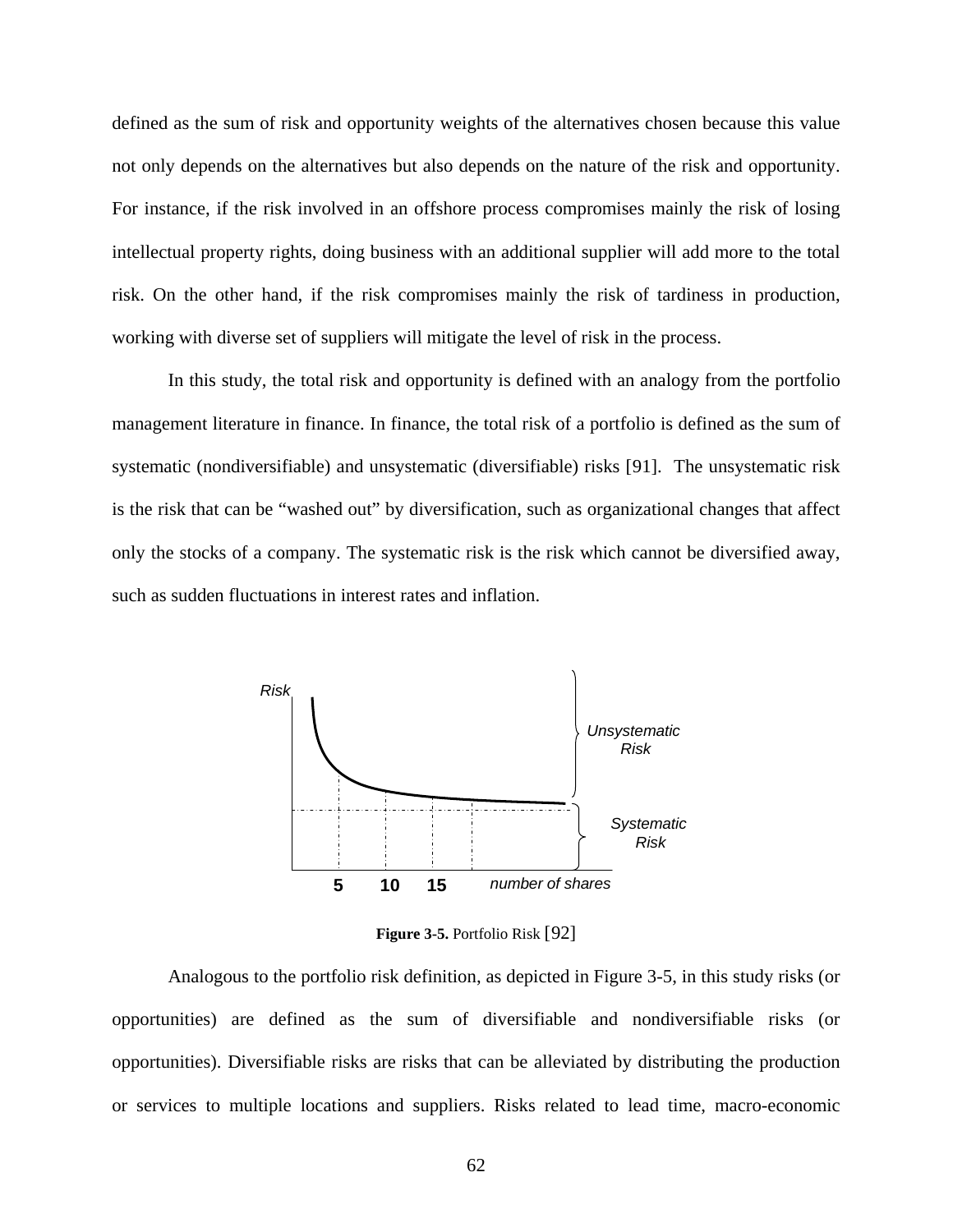defined as the sum of risk and opportunity weights of the alternatives chosen because this value not only depends on the alternatives but also depends on the nature of the risk and opportunity. For instance, if the risk involved in an offshore process compromises mainly the risk of losing intellectual property rights, doing business with an additional supplier will add more to the total risk. On the other hand, if the risk compromises mainly the risk of tardiness in production, working with diverse set of suppliers will mitigate the level of risk in the process.

In this study, the total risk and opportunity is defined with an analogy from the portfolio management literature in finance. In finance, the total risk of a portfolio is defined as the sum of systematic (nondiversifiable) and unsystematic (diversifiable) risks [91]. The unsystematic risk is the risk that can be "washed out" by diversification, such as organizational changes that affect only the stocks of a company. The systematic risk is the risk which cannot be diversified away, such as sudden fluctuations in interest rates and inflation.

**Figure 3-5.** Portfolio Risk [92]

Analogous to the portfolio risk definition, as depicted in Figure 3-5, in this study risks (or opportunities) are defined as the sum of diversifiable and nondiversifiable risks (or opportunities). Diversifiable risks are risks that can be alleviated by distributing the production or services to multiple locations and suppliers. Risks related to lead time, macro-economic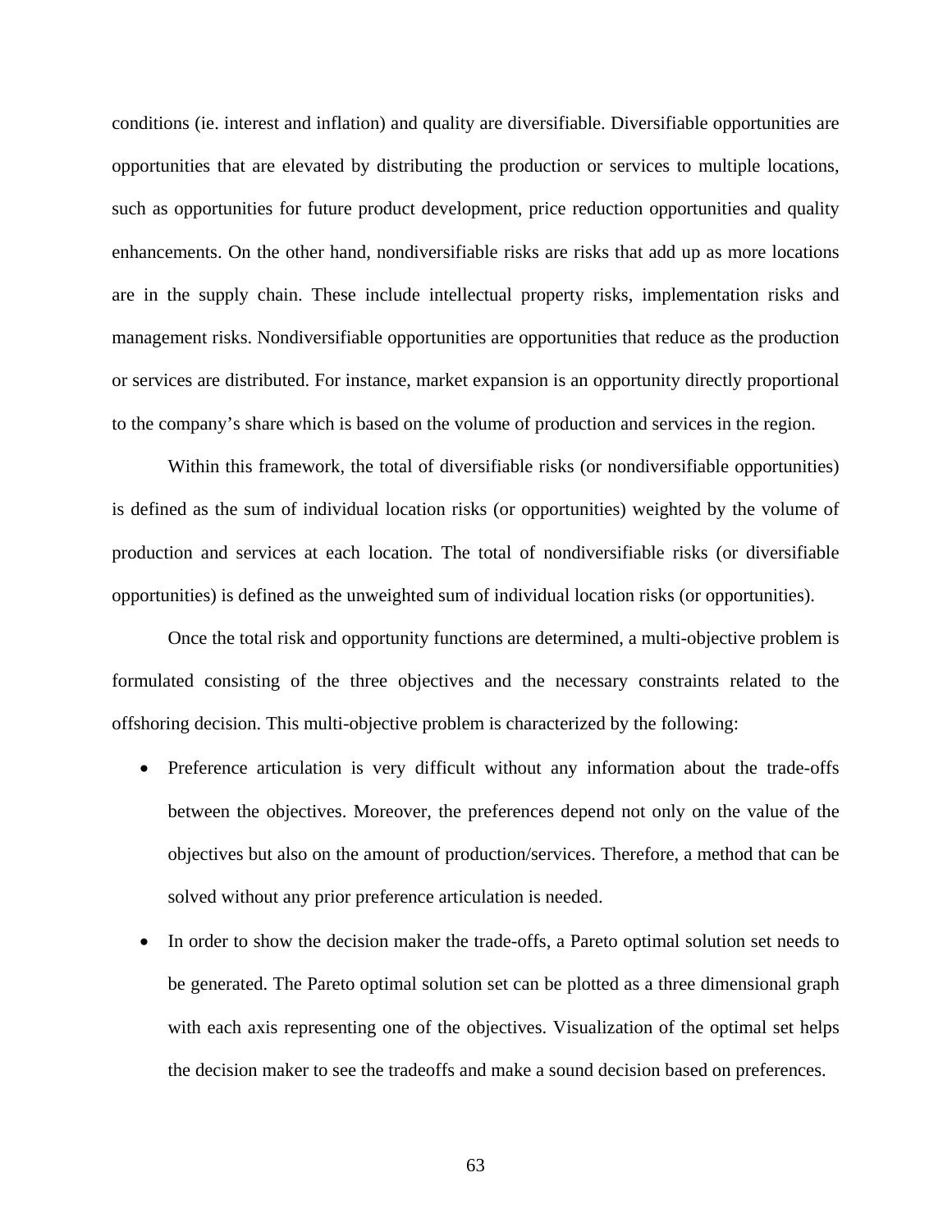conditions (ie. interest and inflation) and quality are diversifiable. Diversifiable opportunities are opportunities that are elevated by distributing the production or services to multiple locations, such as opportunities for future product development, price reduction opportunities and quality enhancements. On the other hand, nondiversifiable risks are risks that add up as more locations are in the supply chain. These include intellectual property risks, implementation risks and management risks. Nondiversifiable opportunities are opportunities that reduce as the production or services are distributed. For instance, market expansion is an opportunity directly proportional to the company's share which is based on the volume of production and services in the region.

Within this framework, the total of diversifiable risks (or nondiversifiable opportunities) is defined as the sum of individual location risks (or opportunities) weighted by the volume of production and services at each location. The total of nondiversifiable risks (or diversifiable opportunities) is defined as the unweighted sum of individual location risks (or opportunities).

Once the total risk and opportunity functions are determined, a multi-objective problem is formulated consisting of the three objectives and the necessary constraints related to the offshoring decision. This multi-objective problem is characterized by the following:

- Preference articulation is very difficult without any information about the trade-offs between the objectives. Moreover, the preferences depend not only on the value of the objectives but also on the amount of production/services. Therefore, a method that can be solved without any prior preference articulation is needed.
- In order to show the decision maker the trade-offs, a Pareto optimal solution set needs to be generated. The Pareto optimal solution set can be plotted as a three dimensional graph with each axis representing one of the objectives. Visualization of the optimal set helps the decision maker to see the tradeoffs and make a sound decision based on preferences.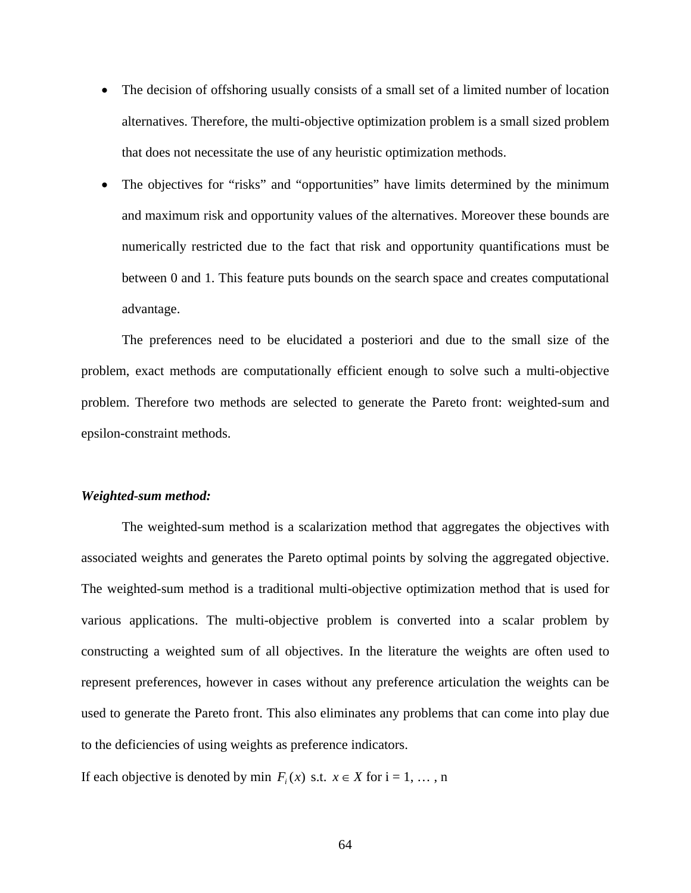- The decision of offshoring usually consists of a small set of a limited number of location alternatives. Therefore, the multi-objective optimization problem is a small sized problem that does not necessitate the use of any heuristic optimization methods.
- The objectives for “risks” and “opportunities” have limits determined by the minimum and maximum risk and opportunity values of the alternatives. Moreover these bounds are numerically restricted due to the fact that risk and opportunity quantifications must be between 0 and 1. This feature puts bounds on the search space and creates computational advantage.

The preferences need to be elucidated a posteriori and due to the small size of the problem, exact methods are computationally efficient enough to solve such a multi-objective problem. Therefore two methods are selected to generate the Pareto front: weighted-sum and epsilon-constraint methods.

***Weighted-sum method:***

The weighted-sum method is a scalarization method that aggregates the objectives with associated weights and generates the Pareto optimal points by solving the aggregated objective. The weighted-sum method is a traditional multi-objective optimization method that is used for various applications. The multi-objective problem is converted into a scalar problem by constructing a weighted sum of all objectives. In the literature the weights are often used to represent preferences, however in cases without any preference articulation the weights can be used to generate the Pareto front. This also eliminates any problems that can come into play due to the deficiencies of using weights as preference indicators.

If each objective is denoted by min $F_i(x)$ s.t. $x \in X$ for i = 1, … , n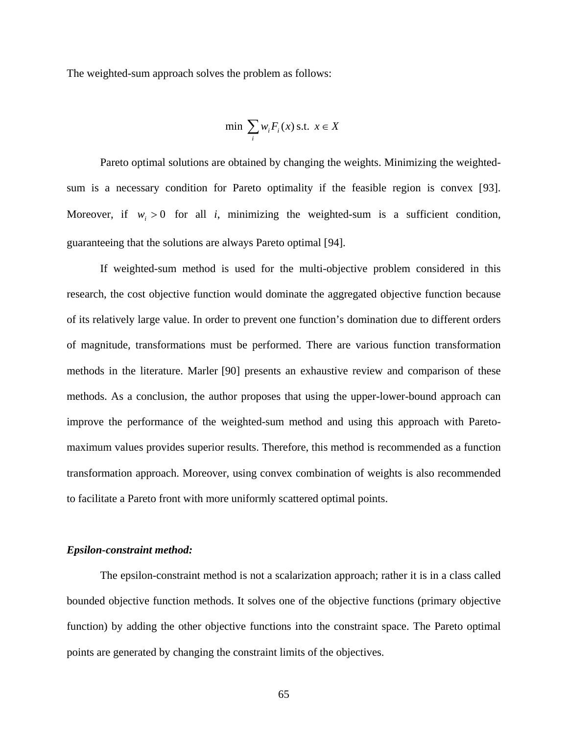The weighted-sum approach solves the problem as follows:

$$\min \sum_i w_i F_i(x) \text{ s.t. } x \in X$$

Pareto optimal solutions are obtained by changing the weights. Minimizing the weighted-sum is a necessary condition for Pareto optimality if the feasible region is convex [93]. Moreover, if $w_i > 0$ for all $i$, minimizing the weighted-sum is a sufficient condition, guaranteeing that the solutions are always Pareto optimal [94].

If weighted-sum method is used for the multi-objective problem considered in this research, the cost objective function would dominate the aggregated objective function because of its relatively large value. In order to prevent one function's domination due to different orders of magnitude, transformations must be performed. There are various function transformation methods in the literature. Marler [90] presents an exhaustive review and comparison of these methods. As a conclusion, the author proposes that using the upper-lower-bound approach can improve the performance of the weighted-sum method and using this approach with Pareto-maximum values provides superior results. Therefore, this method is recommended as a function transformation approach. Moreover, using convex combination of weights is also recommended to facilitate a Pareto front with more uniformly scattered optimal points.

***Epsilon-constraint method:***

The epsilon-constraint method is not a scalarization approach; rather it is in a class called bounded objective function methods. It solves one of the objective functions (primary objective function) by adding the other objective functions into the constraint space. The Pareto optimal points are generated by changing the constraint limits of the objectives.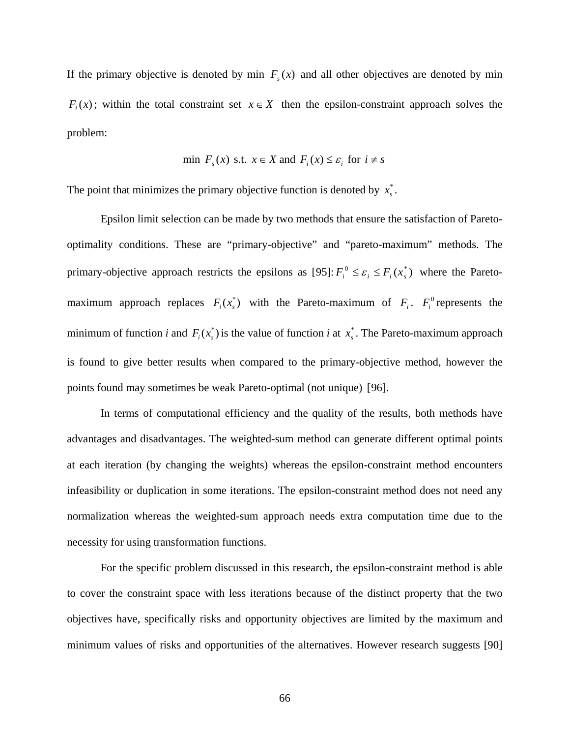If the primary objective is denoted by min $F_s(x)$ and all other objectives are denoted by min $F_i(x)$; within the total constraint set $x \in X$ then the epsilon-constraint approach solves the problem:

$$\min\ F_s(x)\ \text{s.t.}\ x \in X \text{ and } F_i(x) \le \varepsilon_i \text{ for } i \ne s$$

The point that minimizes the primary objective function is denoted by $x_s^*$.

Epsilon limit selection can be made by two methods that ensure the satisfaction of Pareto-optimality conditions. These are “primary-objective” and “pareto-maximum” methods. The primary-objective approach restricts the epsilons as [95]: $F_i^0 \le \varepsilon_i \le F_i(x_s^*)$ where the Pareto-maximum approach replaces $F_i(x_s^*)$ with the Pareto-maximum of $F_i$. $F_i^0$ represents the minimum of function *i* and $F_i(x_s^*)$ is the value of function *i* at $x_s^*$. The Pareto-maximum approach is found to give better results when compared to the primary-objective method, however the points found may sometimes be weak Pareto-optimal (not unique) [96].

In terms of computational efficiency and the quality of the results, both methods have advantages and disadvantages. The weighted-sum method can generate different optimal points at each iteration (by changing the weights) whereas the epsilon-constraint method encounters infeasibility or duplication in some iterations. The epsilon-constraint method does not need any normalization whereas the weighted-sum approach needs extra computation time due to the necessity for using transformation functions.

For the specific problem discussed in this research, the epsilon-constraint method is able to cover the constraint space with less iterations because of the distinct property that the two objectives have, specifically risks and opportunity objectives are limited by the maximum and minimum values of risks and opportunities of the alternatives. However research suggests [90]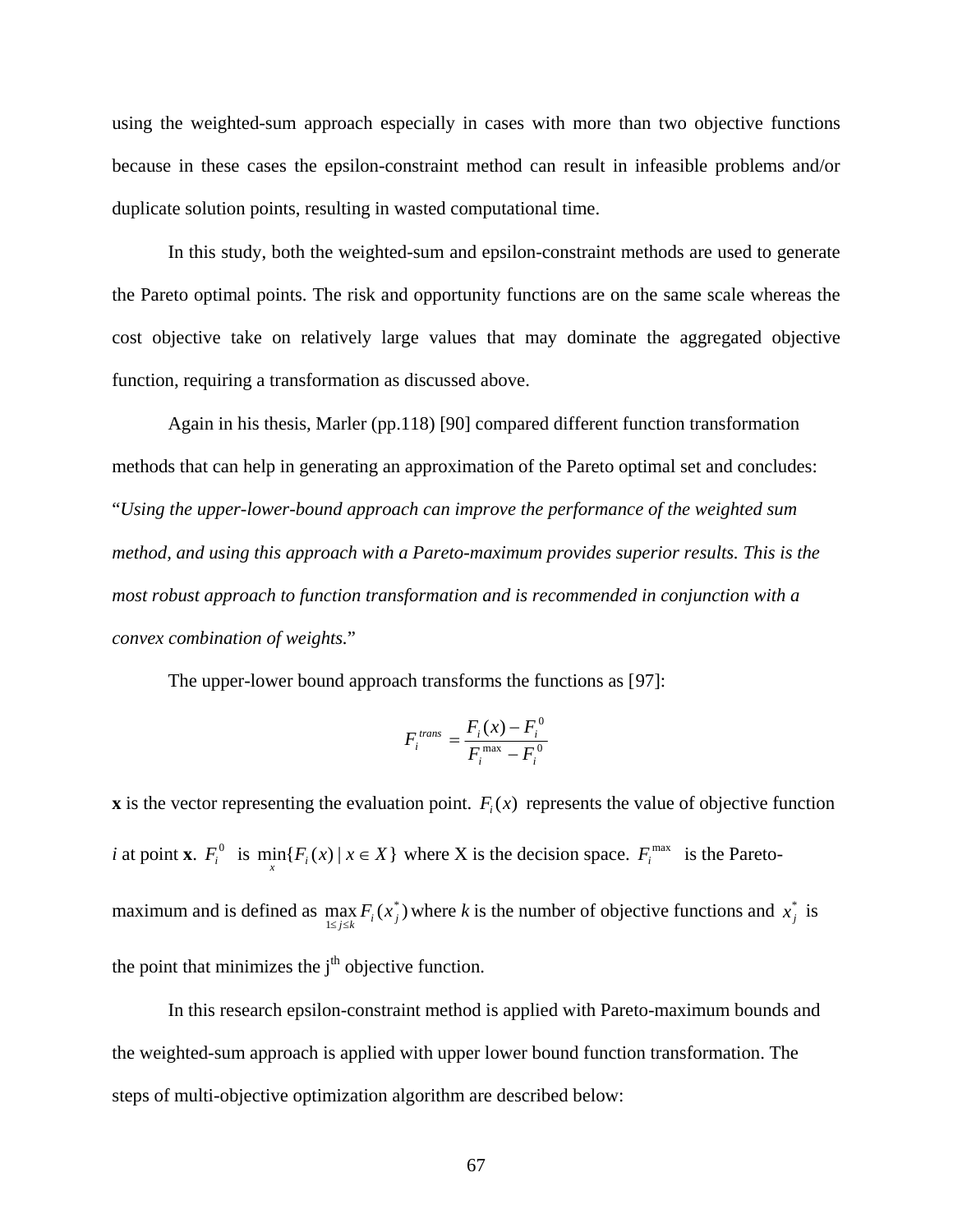using the weighted-sum approach especially in cases with more than two objective functions because in these cases the epsilon-constraint method can result in infeasible problems and/or duplicate solution points, resulting in wasted computational time.

In this study, both the weighted-sum and epsilon-constraint methods are used to generate the Pareto optimal points. The risk and opportunity functions are on the same scale whereas the cost objective take on relatively large values that may dominate the aggregated objective function, requiring a transformation as discussed above.

Again in his thesis, Marler (pp.118) [90] compared different function transformation methods that can help in generating an approximation of the Pareto optimal set and concludes: "*Using the upper-lower-bound approach can improve the performance of the weighted sum method, and using this approach with a Pareto-maximum provides superior results. This is the most robust approach to function transformation and is recommended in conjunction with a convex combination of weights.*"

The upper-lower bound approach transforms the functions as [97]:

$$F_i^{trans} = \frac{F_i(x) - F_i^0}{F_i^{\max} - F_i^0}$$

**x** is the vector representing the evaluation point. $F_i(x)$ represents the value of objective function *i* at point **x**. $F_i^0$ is $\min_x \{F_i(x) \mid x \in X\}$ where X is the decision space. $F_i^{\max}$ is the Pareto-maximum and is defined as $\max_{1 \le j \le k} F_i(x_j^*)$ where *k* is the number of objective functions and $x_j^*$ is the point that minimizes the j[th] objective function.

In this research epsilon-constraint method is applied with Pareto-maximum bounds and the weighted-sum approach is applied with upper lower bound function transformation. The steps of multi-objective optimization algorithm are described below: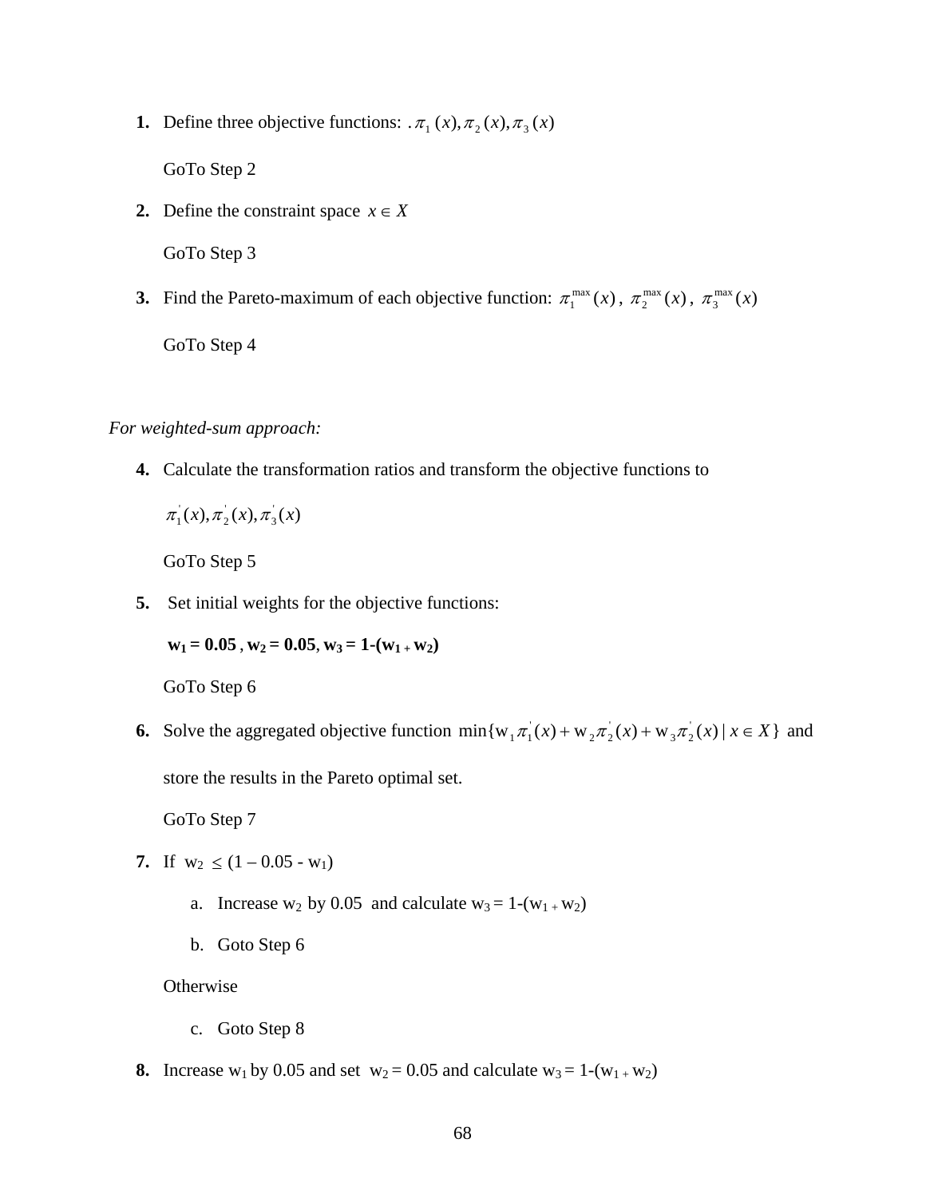1. **1.** Define three objective functions: $. \pi_1(x), \pi_2(x), \pi_3(x)$

   GoTo Step 2

2. **2.** Define the constraint space $x \in X$

   GoTo Step 3

3. **3.** Find the Pareto-maximum of each objective function: $\pi_1^{\max}(x)$, $\pi_2^{\max}(x)$, $\pi_3^{\max}(x)$

   GoTo Step 4

*For weighted-sum approach:*

4. **4.** Calculate the transformation ratios and transform the objective functions to

   $\pi_1^{'}(x), \pi_2^{'}(x), \pi_3^{'}(x)$

   GoTo Step 5

5. **5.** Set initial weights for the objective functions:

   **$w_1 = 0.05$ , $w_2 = 0.05$, $w_3 = 1-(w_1 + w_2)$**

   GoTo Step 6

6. **6.** Solve the aggregated objective function $\min\{\mathrm{w}_1\pi_1^{'}(x) + \mathrm{w}_2\pi_2^{'}(x) + \mathrm{w}_3\pi_2^{'}(x) \mid x \in X\}$ and store the results in the Pareto optimal set.

   GoTo Step 7

7. **7.** If $w_2 \leq (1 - 0.05 - w_1)$

   a. Increase $w_2$ by 0.05 and calculate $w_3 = 1-(w_1 + w_2)$

   b. Goto Step 6

   Otherwise

   c. Goto Step 8

8. **8.** Increase $w_1$ by 0.05 and set $w_2 = 0.05$ and calculate $w_3 = 1-(w_1 + w_2)$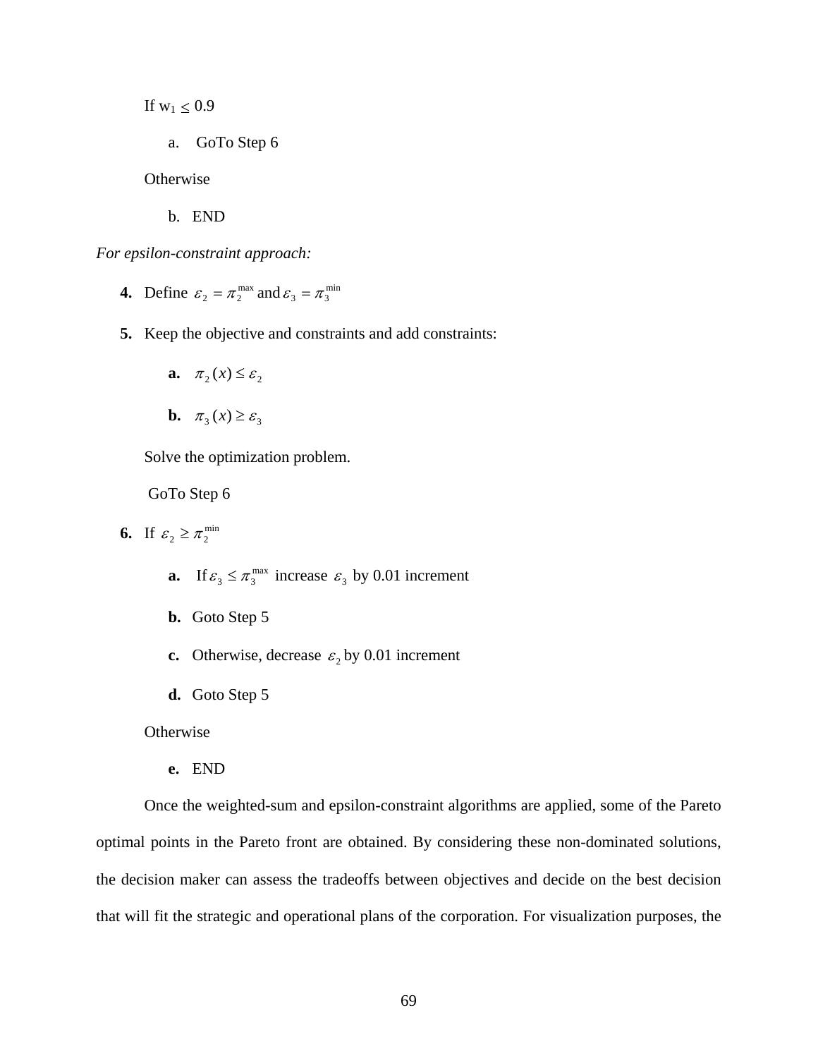If $w_1 \leq 0.9$

a. GoTo Step 6

Otherwise

b. END

*For epsilon-constraint approach:*

**4.** Define $\varepsilon_2 = \pi_2^{\max}$ and $\varepsilon_3 = \pi_3^{\min}$

**5.** Keep the objective and constraints and add constraints:

**a.** $\pi_2(x) \leq \varepsilon_2$

**b.** $\pi_3(x) \geq \varepsilon_3$

Solve the optimization problem.

GoTo Step 6

**6.** If $\varepsilon_2 \geq \pi_2^{\min}$

**a.** If $\varepsilon_3 \leq \pi_3^{\max}$ increase $\varepsilon_3$ by 0.01 increment

**b.** Goto Step 5

**c.** Otherwise, decrease $\varepsilon_2$ by 0.01 increment

**d.** Goto Step 5

Otherwise

**e.** END

Once the weighted-sum and epsilon-constraint algorithms are applied, some of the Pareto optimal points in the Pareto front are obtained. By considering these non-dominated solutions, the decision maker can assess the tradeoffs between objectives and decide on the best decision that will fit the strategic and operational plans of the corporation. For visualization purposes, the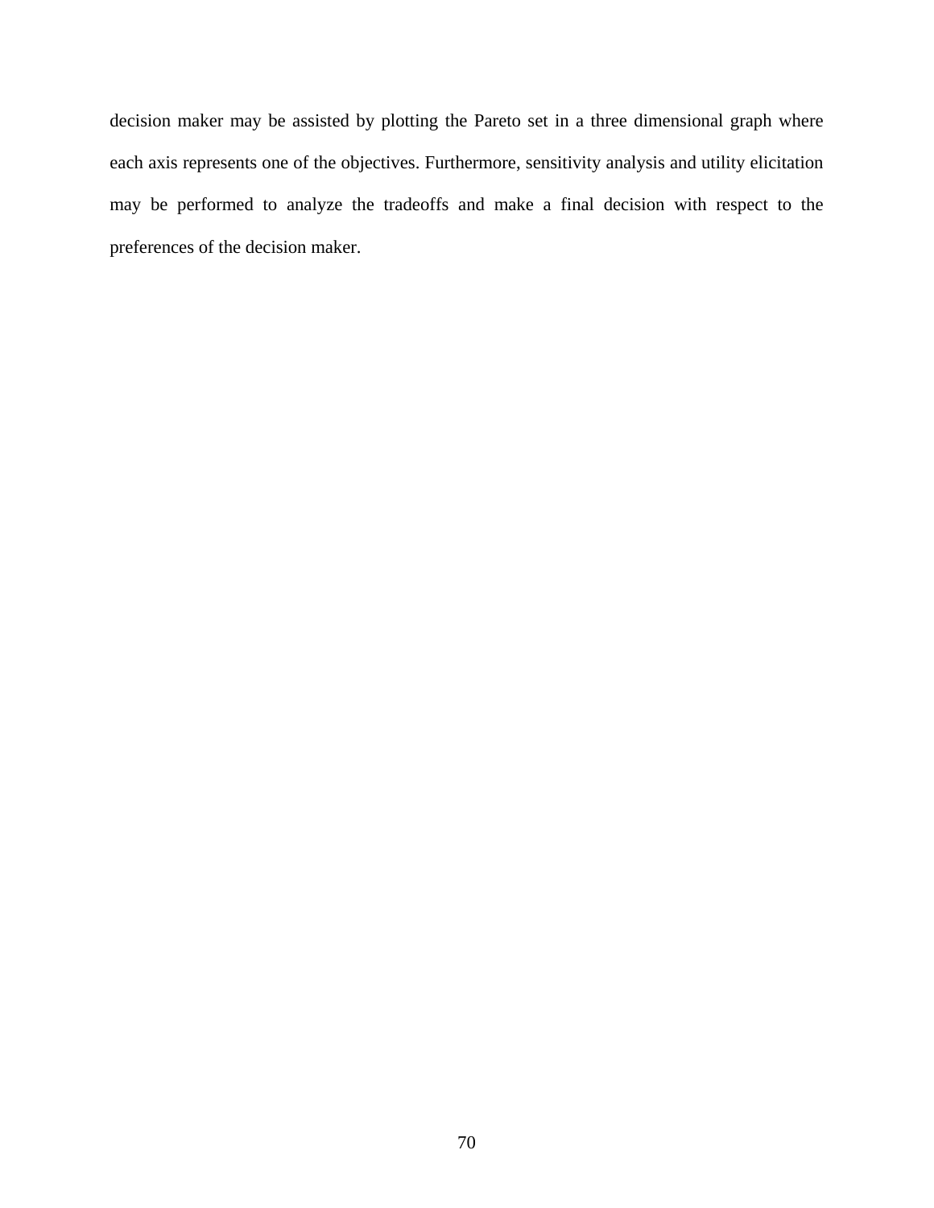decision maker may be assisted by plotting the Pareto set in a three dimensional graph where each axis represents one of the objectives. Furthermore, sensitivity analysis and utility elicitation may be performed to analyze the tradeoffs and make a final decision with respect to the preferences of the decision maker.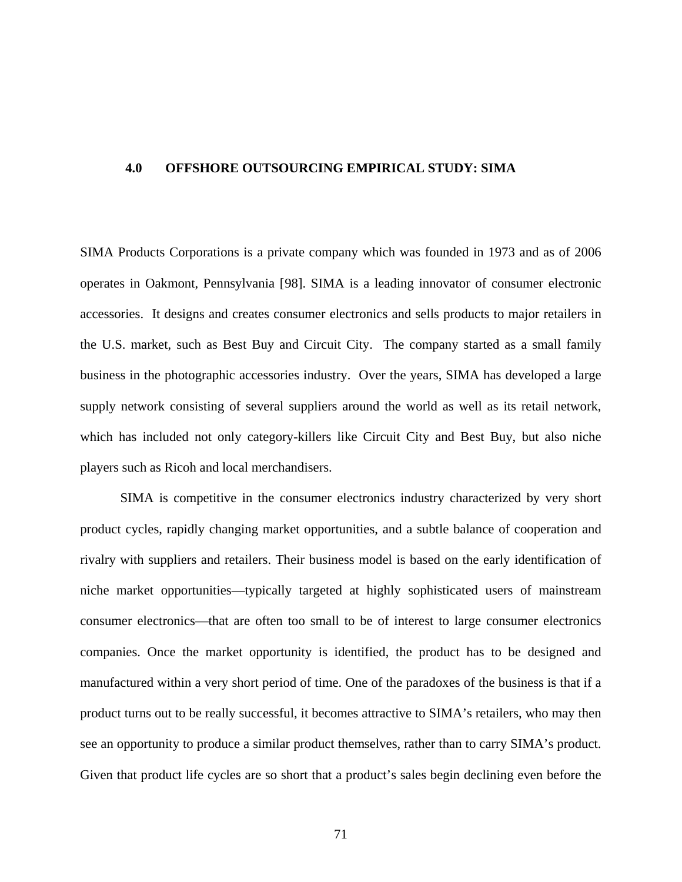# 4.0 OFFSHORE OUTSOURCING EMPIRICAL STUDY: SIMA

SIMA Products Corporations is a private company which was founded in 1973 and as of 2006 operates in Oakmont, Pennsylvania [98]. SIMA is a leading innovator of consumer electronic accessories. It designs and creates consumer electronics and sells products to major retailers in the U.S. market, such as Best Buy and Circuit City. The company started as a small family business in the photographic accessories industry. Over the years, SIMA has developed a large supply network consisting of several suppliers around the world as well as its retail network, which has included not only category-killers like Circuit City and Best Buy, but also niche players such as Ricoh and local merchandisers.

SIMA is competitive in the consumer electronics industry characterized by very short product cycles, rapidly changing market opportunities, and a subtle balance of cooperation and rivalry with suppliers and retailers. Their business model is based on the early identification of niche market opportunities—typically targeted at highly sophisticated users of mainstream consumer electronics—that are often too small to be of interest to large consumer electronics companies. Once the market opportunity is identified, the product has to be designed and manufactured within a very short period of time. One of the paradoxes of the business is that if a product turns out to be really successful, it becomes attractive to SIMA's retailers, who may then see an opportunity to produce a similar product themselves, rather than to carry SIMA's product. Given that product life cycles are so short that a product's sales begin declining even before the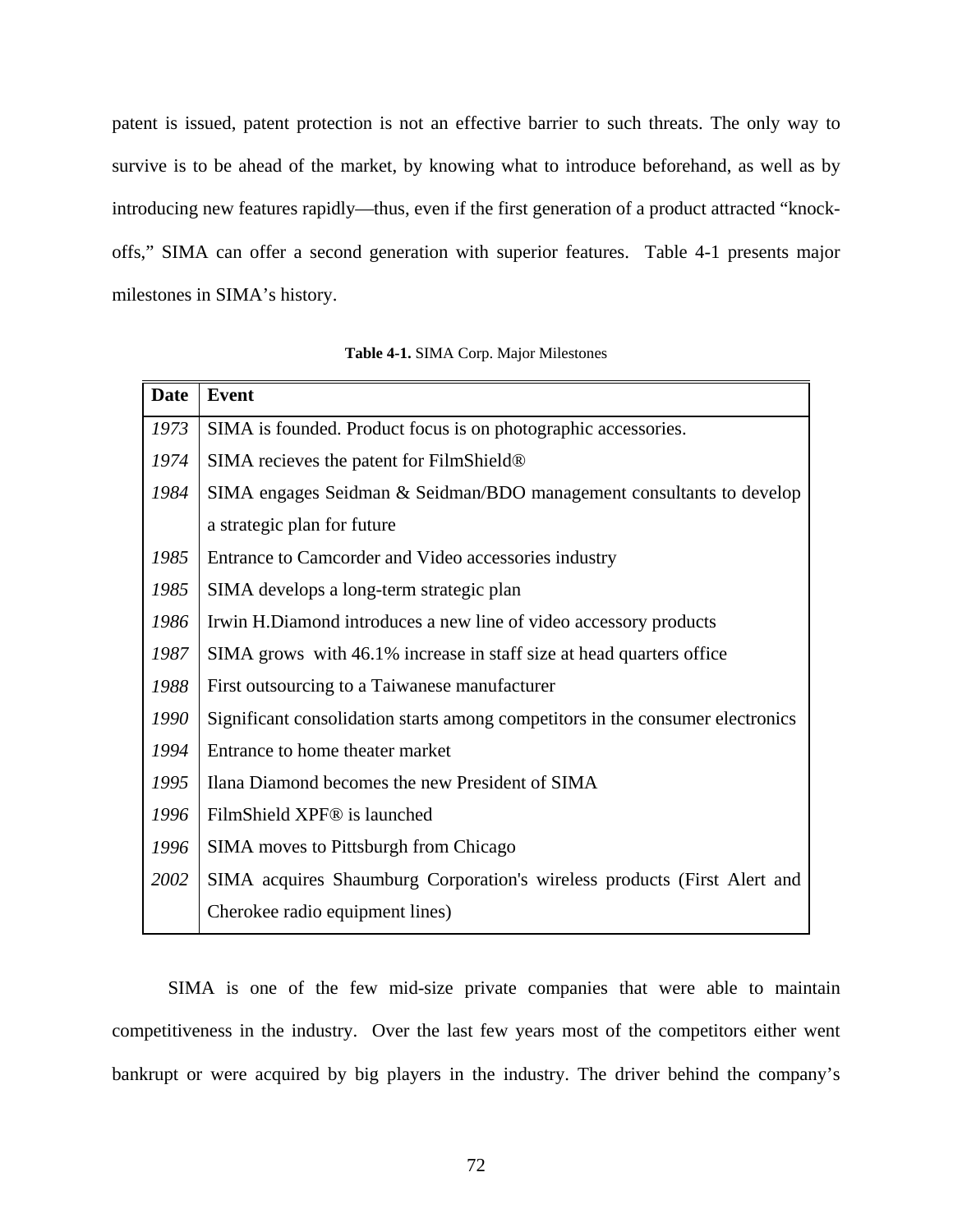patent is issued, patent protection is not an effective barrier to such threats. The only way to survive is to be ahead of the market, by knowing what to introduce beforehand, as well as by introducing new features rapidly—thus, even if the first generation of a product attracted "knock-offs," SIMA can offer a second generation with superior features. Table 4-1 presents major milestones in SIMA's history.

**Table 4-1.** SIMA Corp. Major Milestones

| Date | Event |
|---|---|
| *1973* | SIMA is founded. Product focus is on photographic accessories. |
| *1974* | SIMA recieves the patent for FilmShield® |
| *1984* | SIMA engages Seidman & Seidman/BDO management consultants to develop a strategic plan for future |
| *1985* | Entrance to Camcorder and Video accessories industry |
| *1985* | SIMA develops a long-term strategic plan |
| *1986* | Irwin H.Diamond introduces a new line of video accessory products |
| *1987* | SIMA grows with 46.1% increase in staff size at head quarters office |
| *1988* | First outsourcing to a Taiwanese manufacturer |
| *1990* | Significant consolidation starts among competitors in the consumer electronics |
| *1994* | Entrance to home theater market |
| *1995* | Ilana Diamond becomes the new President of SIMA |
| *1996* | FilmShield XPF® is launched |
| *1996* | SIMA moves to Pittsburgh from Chicago |
| *2002* | SIMA acquires Shaumburg Corporation's wireless products (First Alert and Cherokee radio equipment lines) |

SIMA is one of the few mid-size private companies that were able to maintain competitiveness in the industry. Over the last few years most of the competitors either went bankrupt or were acquired by big players in the industry. The driver behind the company's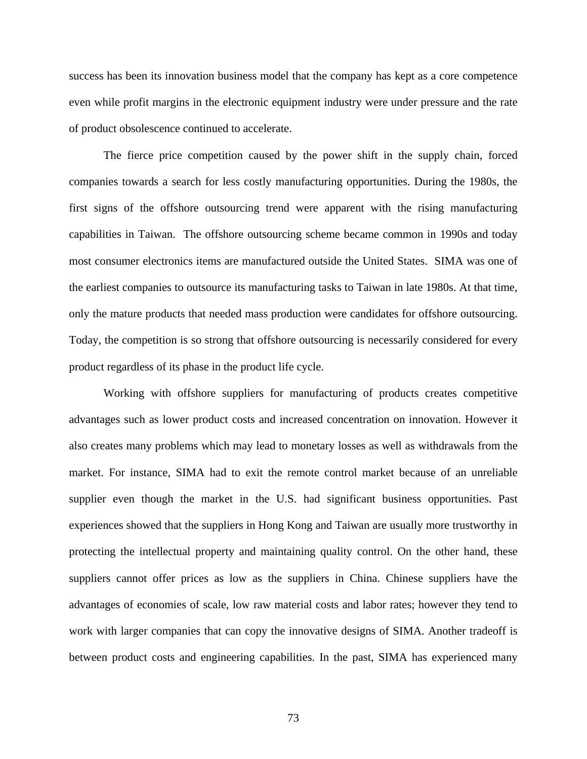success has been its innovation business model that the company has kept as a core competence even while profit margins in the electronic equipment industry were under pressure and the rate of product obsolescence continued to accelerate.

The fierce price competition caused by the power shift in the supply chain, forced companies towards a search for less costly manufacturing opportunities. During the 1980s, the first signs of the offshore outsourcing trend were apparent with the rising manufacturing capabilities in Taiwan. The offshore outsourcing scheme became common in 1990s and today most consumer electronics items are manufactured outside the United States. SIMA was one of the earliest companies to outsource its manufacturing tasks to Taiwan in late 1980s. At that time, only the mature products that needed mass production were candidates for offshore outsourcing. Today, the competition is so strong that offshore outsourcing is necessarily considered for every product regardless of its phase in the product life cycle.

Working with offshore suppliers for manufacturing of products creates competitive advantages such as lower product costs and increased concentration on innovation. However it also creates many problems which may lead to monetary losses as well as withdrawals from the market. For instance, SIMA had to exit the remote control market because of an unreliable supplier even though the market in the U.S. had significant business opportunities. Past experiences showed that the suppliers in Hong Kong and Taiwan are usually more trustworthy in protecting the intellectual property and maintaining quality control. On the other hand, these suppliers cannot offer prices as low as the suppliers in China. Chinese suppliers have the advantages of economies of scale, low raw material costs and labor rates; however they tend to work with larger companies that can copy the innovative designs of SIMA. Another tradeoff is between product costs and engineering capabilities. In the past, SIMA has experienced many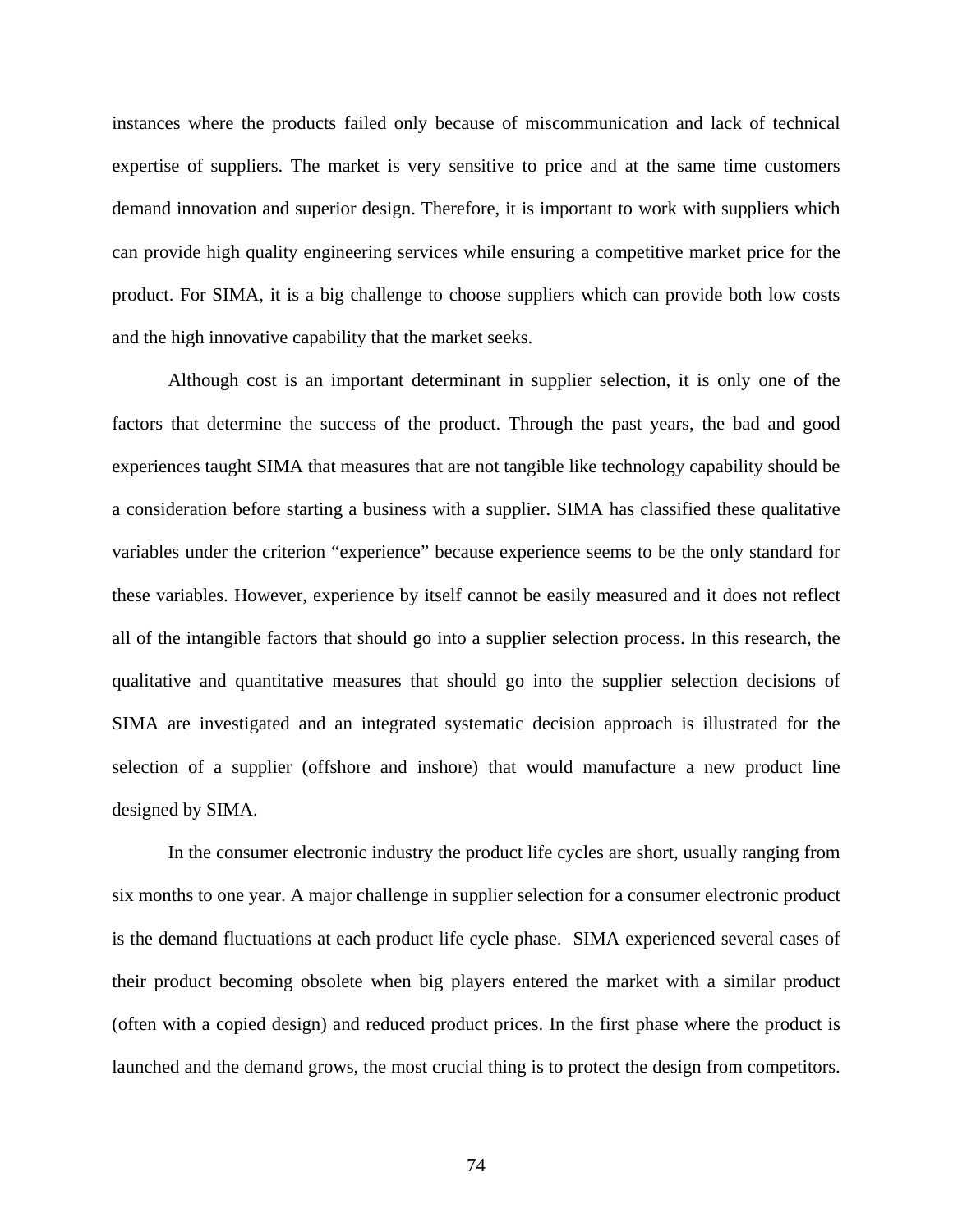instances where the products failed only because of miscommunication and lack of technical expertise of suppliers. The market is very sensitive to price and at the same time customers demand innovation and superior design. Therefore, it is important to work with suppliers which can provide high quality engineering services while ensuring a competitive market price for the product. For SIMA, it is a big challenge to choose suppliers which can provide both low costs and the high innovative capability that the market seeks.

Although cost is an important determinant in supplier selection, it is only one of the factors that determine the success of the product. Through the past years, the bad and good experiences taught SIMA that measures that are not tangible like technology capability should be a consideration before starting a business with a supplier. SIMA has classified these qualitative variables under the criterion "experience" because experience seems to be the only standard for these variables. However, experience by itself cannot be easily measured and it does not reflect all of the intangible factors that should go into a supplier selection process. In this research, the qualitative and quantitative measures that should go into the supplier selection decisions of SIMA are investigated and an integrated systematic decision approach is illustrated for the selection of a supplier (offshore and inshore) that would manufacture a new product line designed by SIMA.

In the consumer electronic industry the product life cycles are short, usually ranging from six months to one year. A major challenge in supplier selection for a consumer electronic product is the demand fluctuations at each product life cycle phase. SIMA experienced several cases of their product becoming obsolete when big players entered the market with a similar product (often with a copied design) and reduced product prices. In the first phase where the product is launched and the demand grows, the most crucial thing is to protect the design from competitors.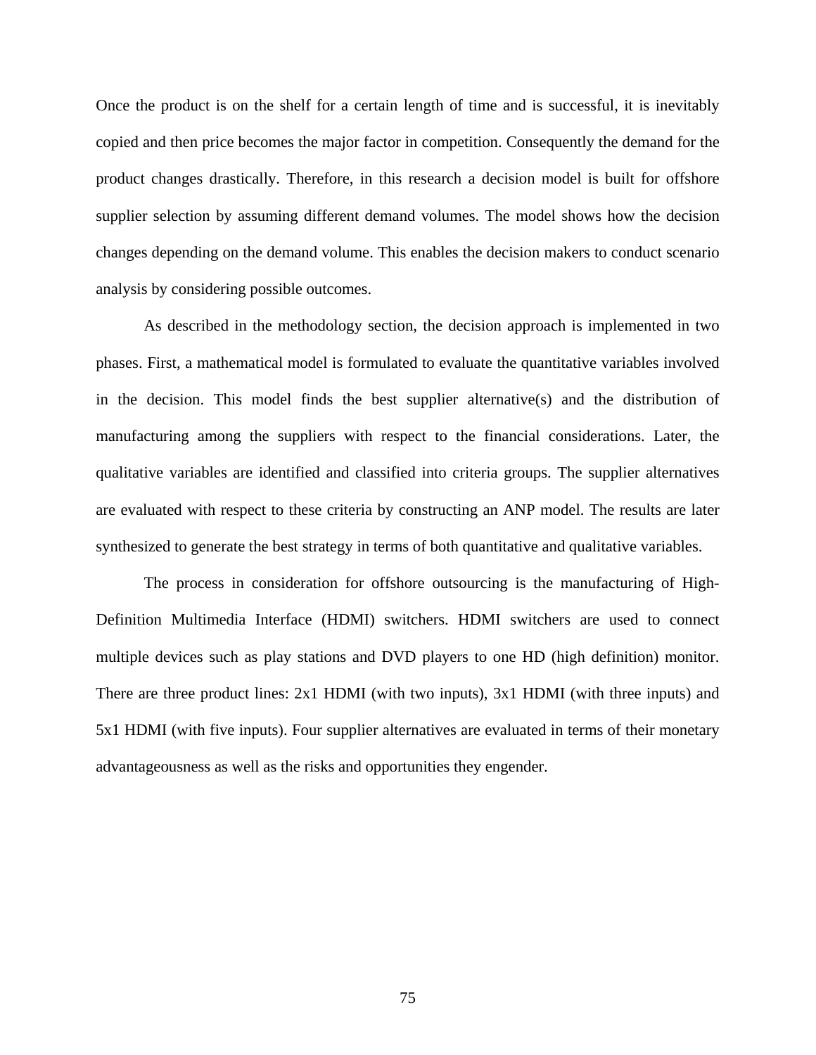Once the product is on the shelf for a certain length of time and is successful, it is inevitably copied and then price becomes the major factor in competition. Consequently the demand for the product changes drastically. Therefore, in this research a decision model is built for offshore supplier selection by assuming different demand volumes. The model shows how the decision changes depending on the demand volume. This enables the decision makers to conduct scenario analysis by considering possible outcomes.

As described in the methodology section, the decision approach is implemented in two phases. First, a mathematical model is formulated to evaluate the quantitative variables involved in the decision. This model finds the best supplier alternative(s) and the distribution of manufacturing among the suppliers with respect to the financial considerations. Later, the qualitative variables are identified and classified into criteria groups. The supplier alternatives are evaluated with respect to these criteria by constructing an ANP model. The results are later synthesized to generate the best strategy in terms of both quantitative and qualitative variables.

The process in consideration for offshore outsourcing is the manufacturing of High-Definition Multimedia Interface (HDMI) switchers. HDMI switchers are used to connect multiple devices such as play stations and DVD players to one HD (high definition) monitor. There are three product lines: 2x1 HDMI (with two inputs), 3x1 HDMI (with three inputs) and 5x1 HDMI (with five inputs). Four supplier alternatives are evaluated in terms of their monetary advantageousness as well as the risks and opportunities they engender.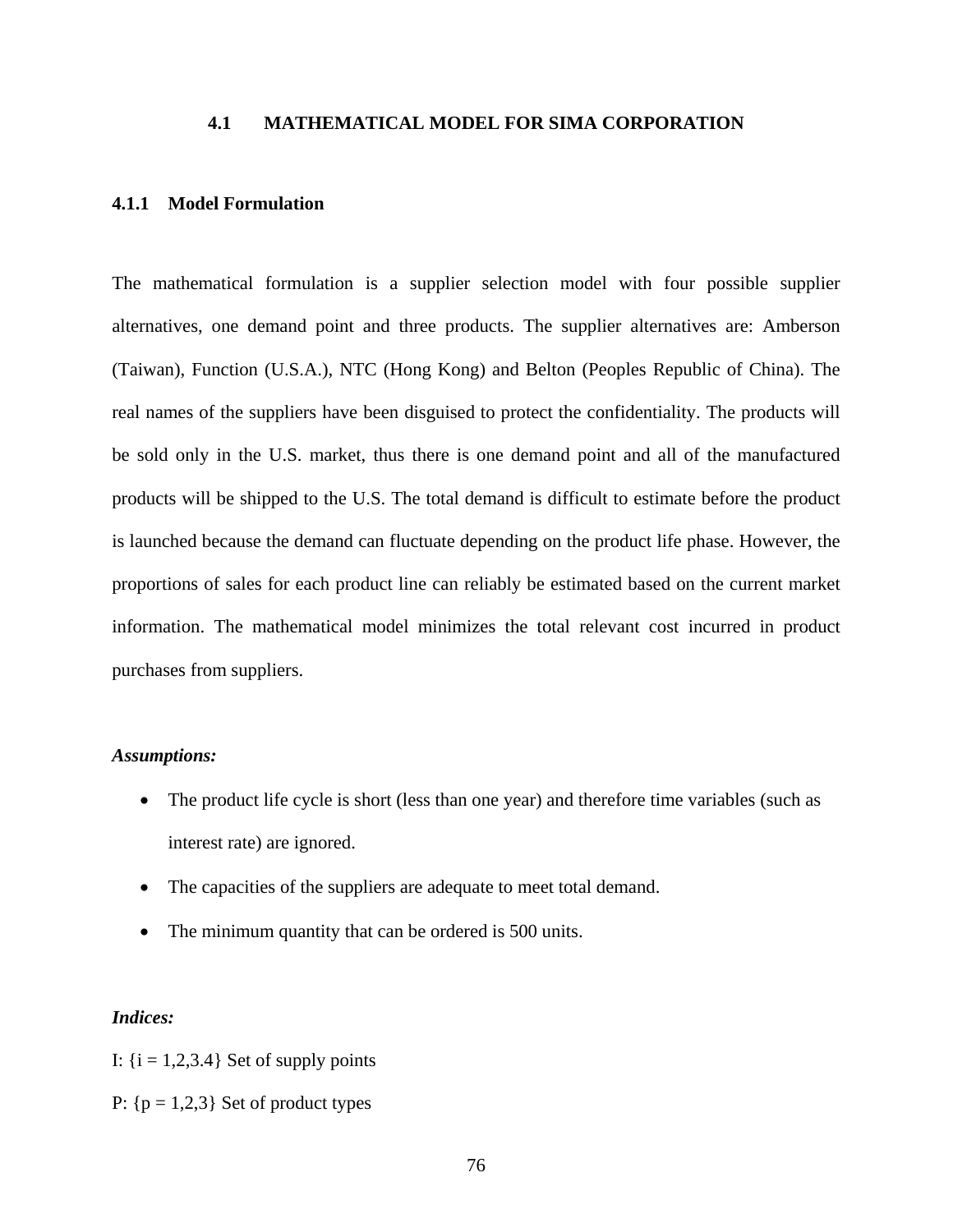## 4.1 MATHEMATICAL MODEL FOR SIMA CORPORATION

### 4.1.1 Model Formulation

The mathematical formulation is a supplier selection model with four possible supplier alternatives, one demand point and three products. The supplier alternatives are: Amberson (Taiwan), Function (U.S.A.), NTC (Hong Kong) and Belton (Peoples Republic of China). The real names of the suppliers have been disguised to protect the confidentiality. The products will be sold only in the U.S. market, thus there is one demand point and all of the manufactured products will be shipped to the U.S. The total demand is difficult to estimate before the product is launched because the demand can fluctuate depending on the product life phase. However, the proportions of sales for each product line can reliably be estimated based on the current market information. The mathematical model minimizes the total relevant cost incurred in product purchases from suppliers.

***Assumptions:***

- The product life cycle is short (less than one year) and therefore time variables (such as interest rate) are ignored.
- The capacities of the suppliers are adequate to meet total demand.
- The minimum quantity that can be ordered is 500 units.

***Indices:***

I: {i = 1,2,3.4} Set of supply points

P: {p = 1,2,3} Set of product types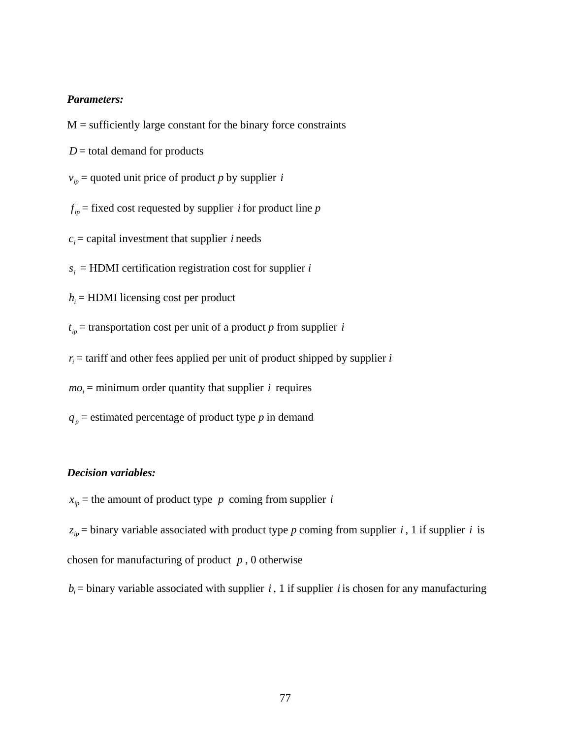***Parameters:***

M = sufficiently large constant for the binary force constraints

$D$ = total demand for products

$v_{ip}$ = quoted unit price of product *p* by supplier $i$

$f_{ip}$ = fixed cost requested by supplier $i$ for product line *p*

$c_i$ = capital investment that supplier $i$ needs

$s_i$ = HDMI certification registration cost for supplier *i*

$h_i$ = HDMI licensing cost per product

$t_{ip}$ = transportation cost per unit of a product *p* from supplier $i$

$r_i$ = tariff and other fees applied per unit of product shipped by supplier *i*

$mo_i$ = minimum order quantity that supplier $i$ requires

$q_p$ = estimated percentage of product type *p* in demand

***Decision variables:***

$x_{ip}$ = the amount of product type $p$ coming from supplier $i$

$z_{ip}$ = binary variable associated with product type *p* coming from supplier $i$, 1 if supplier $i$ is chosen for manufacturing of product $p$, 0 otherwise

$b_i$ = binary variable associated with supplier $i$, 1 if supplier $i$ is chosen for any manufacturing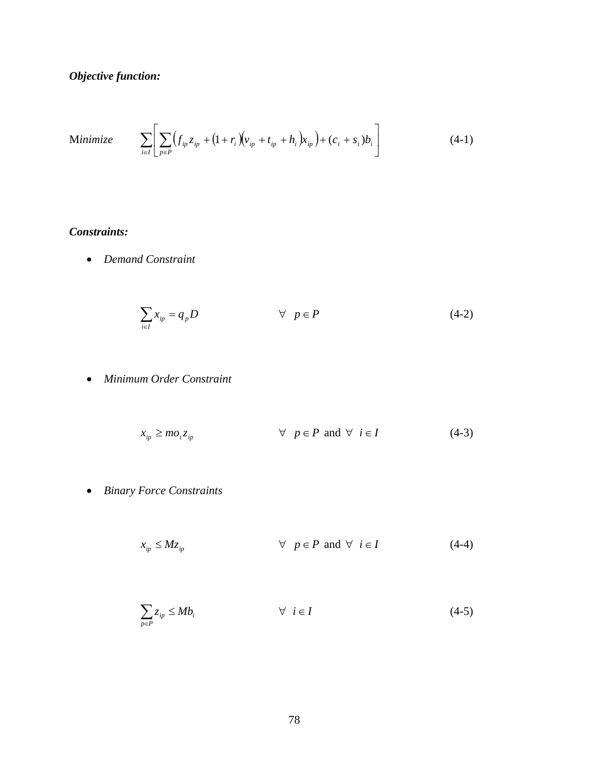***Objective function:***

$$\text{Minimize} \qquad \sum_{i \in I} \left[ \sum_{p \in P} \left( f_{ip} z_{ip} + (1 + r_i)(v_{ip} + t_{ip} + h_i) x_{ip} \right) + (c_i + s_i) b_i \right] \tag{4-1}$$

***Constraints:***

- *Demand Constraint*

$$\sum_{i \in I} x_{ip} = q_p D \qquad \forall \ \ p \in P \tag{4-2}$$

- *Minimum Order Constraint*

$$x_{ip} \geq mo_i z_{ip} \qquad \forall \ \ p \in P \text{ and } \forall \ \ i \in I \tag{4-3}$$

- *Binary Force Constraints*

$$x_{ip} \leq M z_{ip} \qquad \forall \ \ p \in P \text{ and } \forall \ \ i \in I \tag{4-4}$$

$$\sum_{p \in P} z_{ip} \leq M b_i \qquad \forall \ \ i \in I \tag{4-5}$$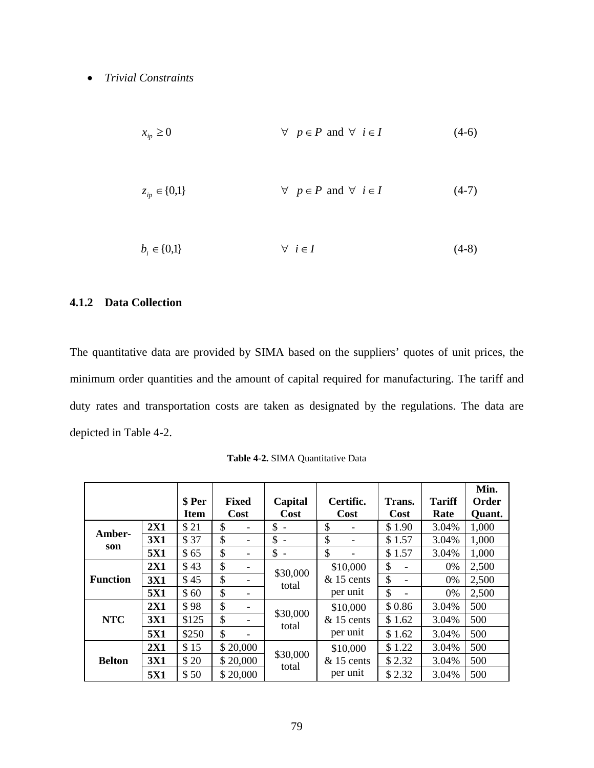- *Trivial Constraints*

$$x_{ip} \geq 0 \qquad \forall \;\; p \in P \text{ and } \forall \;\; i \in I \qquad (4\text{-}6)$$

$$z_{ip} \in \{0,1\} \qquad \forall \;\; p \in P \text{ and } \forall \;\; i \in I \qquad (4\text{-}7)$$

$$b_i \in \{0,1\} \qquad \forall \;\; i \in I \qquad (4\text{-}8)$$

### 4.1.2 Data Collection

The quantitative data are provided by SIMA based on the suppliers' quotes of unit prices, the minimum order quantities and the amount of capital required for manufacturing. The tariff and duty rates and transportation costs are taken as designated by the regulations. The data are depicted in Table 4-2.

**Table 4-2.** SIMA Quantitative Data

| | | $ Per Item | Fixed Cost | Capital Cost | Certific. Cost | Trans. Cost | Tariff Rate | Min. Order Quant. |
|---|---|---|---|---|---|---|---|---|
| Amber-son | 2X1 | $ 21 | $ - | $ - | $ - | $ 1.90 | 3.04% | 1,000 |
| | 3X1 | $ 37 | $ - | $ - | $ - | $ 1.57 | 3.04% | 1,000 |
| | 5X1 | $ 65 | $ - | $ - | $ - | $ 1.57 | 3.04% | 1,000 |
| Function | 2X1 | $ 43 | $ - | $30,000 total | $10,000 & 15 cents per unit | $ - | 0% | 2,500 |
| | 3X1 | $ 45 | $ - | | | $ - | 0% | 2,500 |
| | 5X1 | $ 60 | $ - | | | $ - | 0% | 2,500 |
| NTC | 2X1 | $ 98 | $ - | $30,000 total | $10,000 & 15 cents per unit | $ 0.86 | 3.04% | 500 |
| | 3X1 | $125 | $ - | | | $ 1.62 | 3.04% | 500 |
| | 5X1 | $250 | $ - | | | $ 1.62 | 3.04% | 500 |
| Belton | 2X1 | $ 15 | $ 20,000 | $30,000 total | $10,000 & 15 cents per unit | $ 1.22 | 3.04% | 500 |
| | 3X1 | $ 20 | $ 20,000 | | | $ 2.32 | 3.04% | 500 |
| | 5X1 | $ 50 | $ 20,000 | | | $ 2.32 | 3.04% | 500 |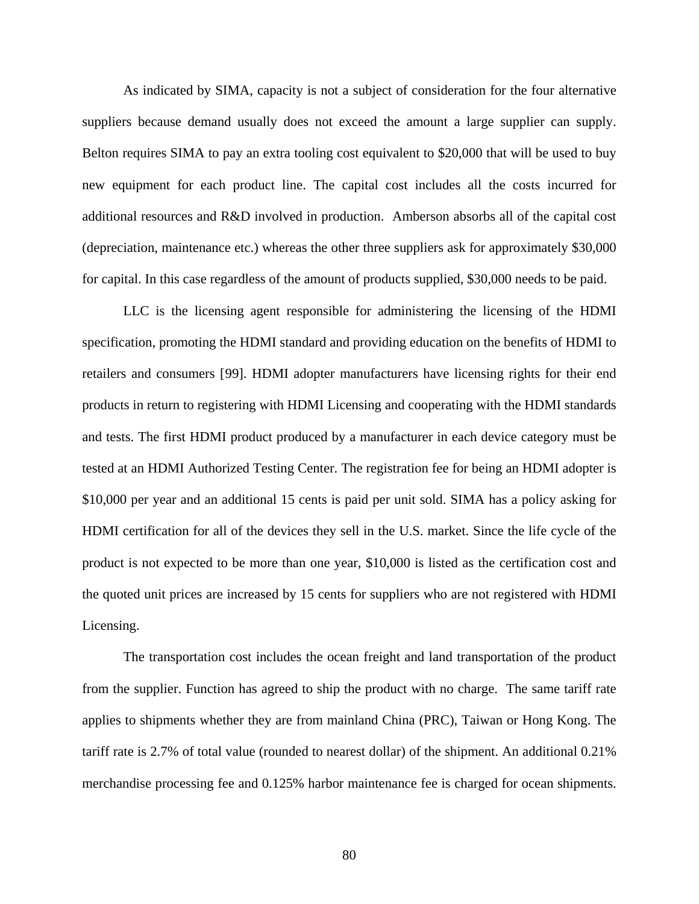As indicated by SIMA, capacity is not a subject of consideration for the four alternative suppliers because demand usually does not exceed the amount a large supplier can supply. Belton requires SIMA to pay an extra tooling cost equivalent to $20,000 that will be used to buy new equipment for each product line. The capital cost includes all the costs incurred for additional resources and R&D involved in production. Amberson absorbs all of the capital cost (depreciation, maintenance etc.) whereas the other three suppliers ask for approximately $30,000 for capital. In this case regardless of the amount of products supplied, $30,000 needs to be paid.

LLC is the licensing agent responsible for administering the licensing of the HDMI specification, promoting the HDMI standard and providing education on the benefits of HDMI to retailers and consumers [99]. HDMI adopter manufacturers have licensing rights for their end products in return to registering with HDMI Licensing and cooperating with the HDMI standards and tests. The first HDMI product produced by a manufacturer in each device category must be tested at an HDMI Authorized Testing Center. The registration fee for being an HDMI adopter is $10,000 per year and an additional 15 cents is paid per unit sold. SIMA has a policy asking for HDMI certification for all of the devices they sell in the U.S. market. Since the life cycle of the product is not expected to be more than one year, $10,000 is listed as the certification cost and the quoted unit prices are increased by 15 cents for suppliers who are not registered with HDMI Licensing.

The transportation cost includes the ocean freight and land transportation of the product from the supplier. Function has agreed to ship the product with no charge. The same tariff rate applies to shipments whether they are from mainland China (PRC), Taiwan or Hong Kong. The tariff rate is 2.7% of total value (rounded to nearest dollar) of the shipment. An additional 0.21% merchandise processing fee and 0.125% harbor maintenance fee is charged for ocean shipments.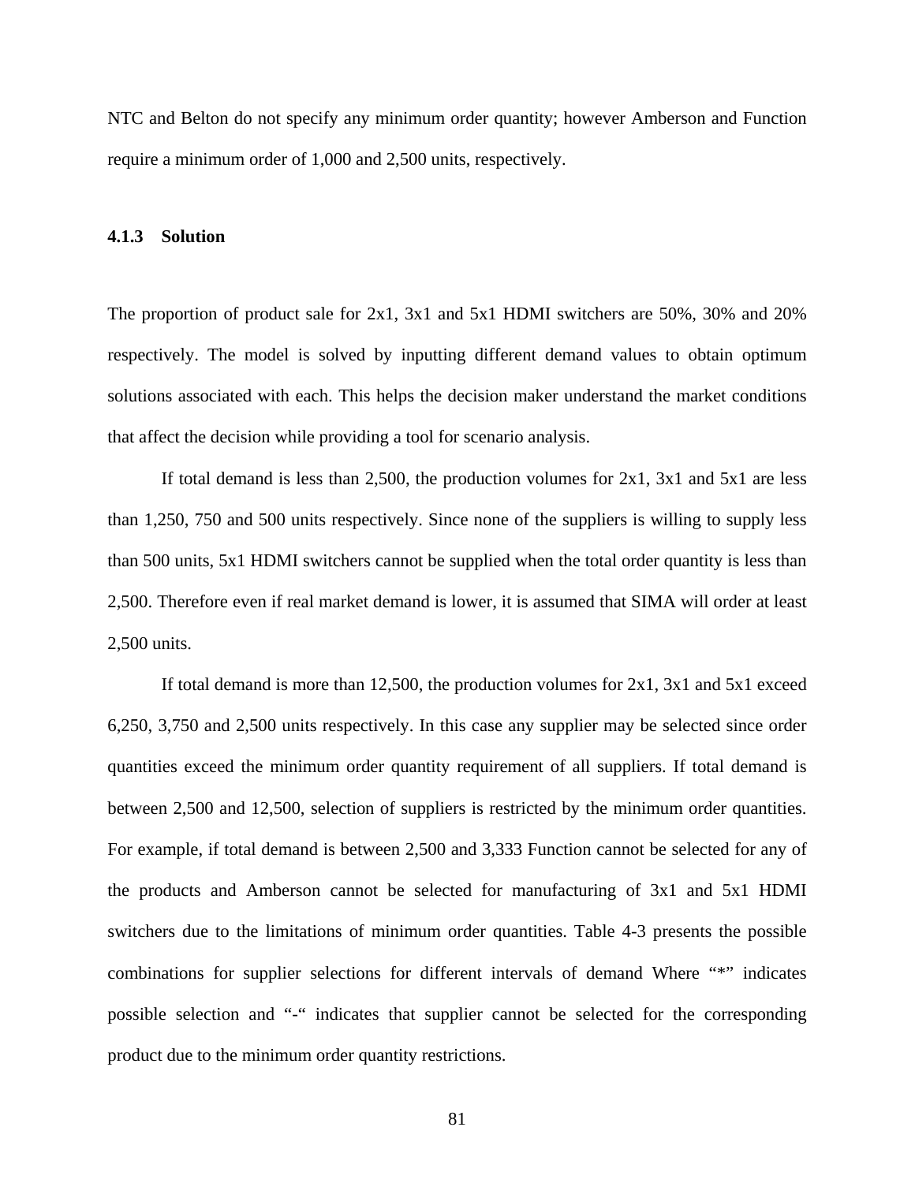NTC and Belton do not specify any minimum order quantity; however Amberson and Function require a minimum order of 1,000 and 2,500 units, respectively.

### 4.1.3 Solution

The proportion of product sale for 2x1, 3x1 and 5x1 HDMI switchers are 50%, 30% and 20% respectively. The model is solved by inputting different demand values to obtain optimum solutions associated with each. This helps the decision maker understand the market conditions that affect the decision while providing a tool for scenario analysis.

If total demand is less than 2,500, the production volumes for 2x1, 3x1 and 5x1 are less than 1,250, 750 and 500 units respectively. Since none of the suppliers is willing to supply less than 500 units, 5x1 HDMI switchers cannot be supplied when the total order quantity is less than 2,500. Therefore even if real market demand is lower, it is assumed that SIMA will order at least 2,500 units.

If total demand is more than 12,500, the production volumes for 2x1, 3x1 and 5x1 exceed 6,250, 3,750 and 2,500 units respectively. In this case any supplier may be selected since order quantities exceed the minimum order quantity requirement of all suppliers. If total demand is between 2,500 and 12,500, selection of suppliers is restricted by the minimum order quantities. For example, if total demand is between 2,500 and 3,333 Function cannot be selected for any of the products and Amberson cannot be selected for manufacturing of 3x1 and 5x1 HDMI switchers due to the limitations of minimum order quantities. Table 4-3 presents the possible combinations for supplier selections for different intervals of demand Where "*" indicates possible selection and "-" indicates that supplier cannot be selected for the corresponding product due to the minimum order quantity restrictions.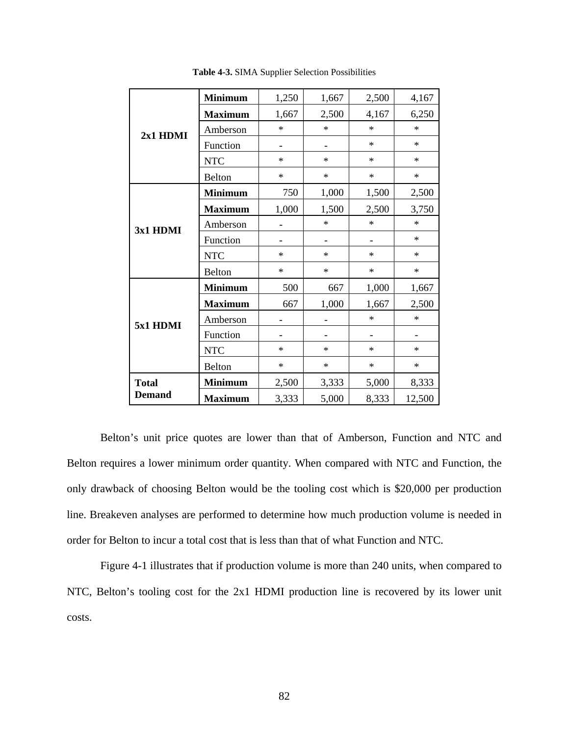**Table 4-3.** SIMA Supplier Selection Possibilities

| | | | | | |
|---|---|---|---|---|---|
| **2x1 HDMI** | **Minimum** | 1,250 | 1,667 | 2,500 | 4,167 |
| | **Maximum** | 1,667 | 2,500 | 4,167 | 6,250 |
| | Amberson | * | * | * | * |
| | Function | - | - | * | * |
| | NTC | * | * | * | * |
| | Belton | * | * | * | * |
| **3x1 HDMI** | **Minimum** | 750 | 1,000 | 1,500 | 2,500 |
| | **Maximum** | 1,000 | 1,500 | 2,500 | 3,750 |
| | Amberson | - | * | * | * |
| | Function | - | - | - | * |
| | NTC | * | * | * | * |
| | Belton | * | * | * | * |
| **5x1 HDMI** | **Minimum** | 500 | 667 | 1,000 | 1,667 |
| | **Maximum** | 667 | 1,000 | 1,667 | 2,500 |
| | Amberson | - | - | * | * |
| | Function | - | - | - | - |
| | NTC | * | * | * | * |
| | Belton | * | * | * | * |
| **Total Demand** | **Minimum** | 2,500 | 3,333 | 5,000 | 8,333 |
| | **Maximum** | 3,333 | 5,000 | 8,333 | 12,500 |

Belton's unit price quotes are lower than that of Amberson, Function and NTC and Belton requires a lower minimum order quantity. When compared with NTC and Function, the only drawback of choosing Belton would be the tooling cost which is $20,000 per production line. Breakeven analyses are performed to determine how much production volume is needed in order for Belton to incur a total cost that is less than that of what Function and NTC.

Figure 4-1 illustrates that if production volume is more than 240 units, when compared to NTC, Belton's tooling cost for the 2x1 HDMI production line is recovered by its lower unit costs.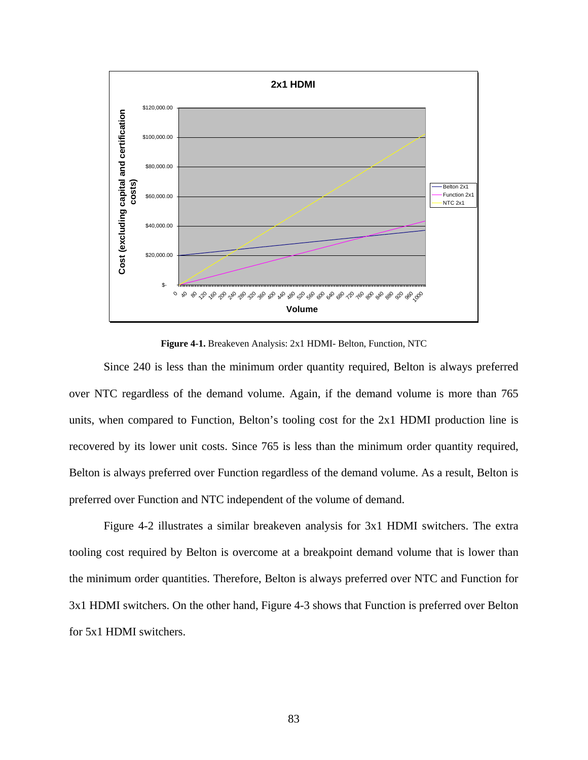**Figure 4-1.** Breakeven Analysis: 2x1 HDMI- Belton, Function, NTC

Since 240 is less than the minimum order quantity required, Belton is always preferred over NTC regardless of the demand volume. Again, if the demand volume is more than 765 units, when compared to Function, Belton's tooling cost for the 2x1 HDMI production line is recovered by its lower unit costs. Since 765 is less than the minimum order quantity required, Belton is always preferred over Function regardless of the demand volume. As a result, Belton is preferred over Function and NTC independent of the volume of demand.

Figure 4-2 illustrates a similar breakeven analysis for 3x1 HDMI switchers. The extra tooling cost required by Belton is overcome at a breakpoint demand volume that is lower than the minimum order quantities. Therefore, Belton is always preferred over NTC and Function for 3x1 HDMI switchers. On the other hand, Figure 4-3 shows that Function is preferred over Belton for 5x1 HDMI switchers.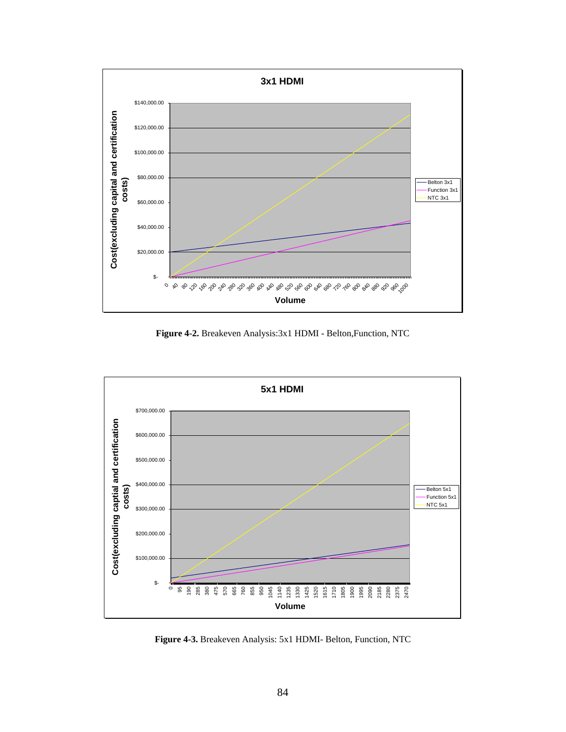**Figure 4-2.** Breakeven Analysis:3x1 HDMI - Belton,Function, NTC

**Figure 4-3.** Breakeven Analysis: 5x1 HDMI- Belton, Function, NTC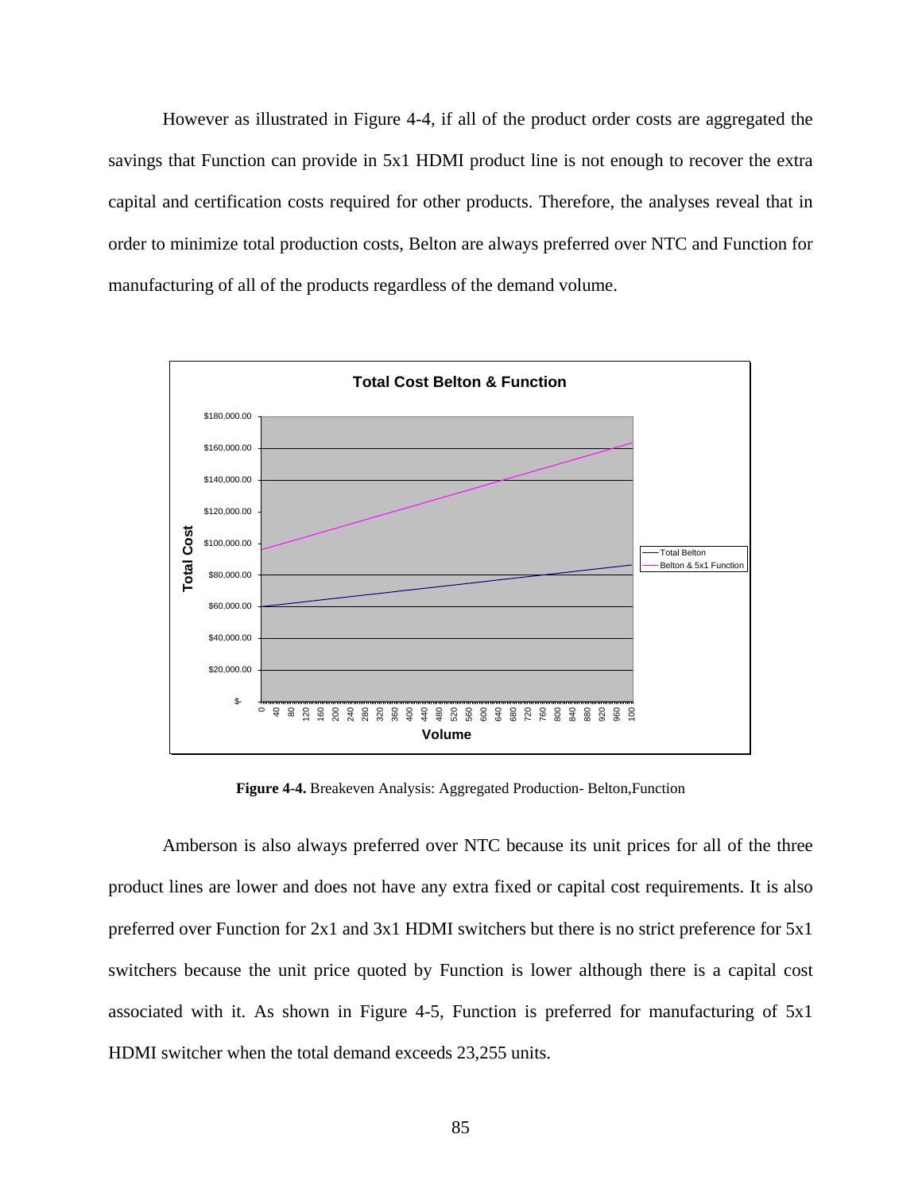However as illustrated in Figure 4-4, if all of the product order costs are aggregated the savings that Function can provide in 5x1 HDMI product line is not enough to recover the extra capital and certification costs required for other products. Therefore, the analyses reveal that in order to minimize total production costs, Belton are always preferred over NTC and Function for manufacturing of all of the products regardless of the demand volume.

**Figure 4-4.** Breakeven Analysis: Aggregated Production- Belton,Function

Amberson is also always preferred over NTC because its unit prices for all of the three product lines are lower and does not have any extra fixed or capital cost requirements. It is also preferred over Function for 2x1 and 3x1 HDMI switchers but there is no strict preference for 5x1 switchers because the unit price quoted by Function is lower although there is a capital cost associated with it. As shown in Figure 4-5, Function is preferred for manufacturing of 5x1 HDMI switcher when the total demand exceeds 23,255 units.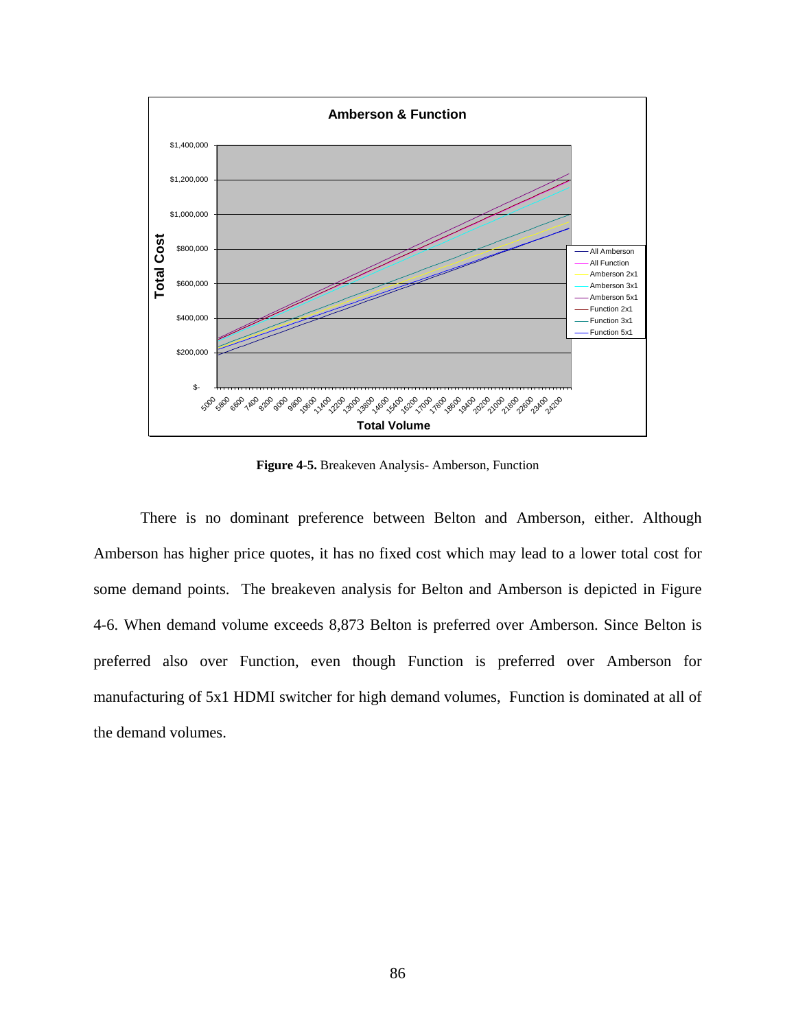**Figure 4-5.** Breakeven Analysis- Amberson, Function

There is no dominant preference between Belton and Amberson, either. Although Amberson has higher price quotes, it has no fixed cost which may lead to a lower total cost for some demand points. The breakeven analysis for Belton and Amberson is depicted in Figure 4-6. When demand volume exceeds 8,873 Belton is preferred over Amberson. Since Belton is preferred also over Function, even though Function is preferred over Amberson for manufacturing of 5x1 HDMI switcher for high demand volumes, Function is dominated at all of the demand volumes.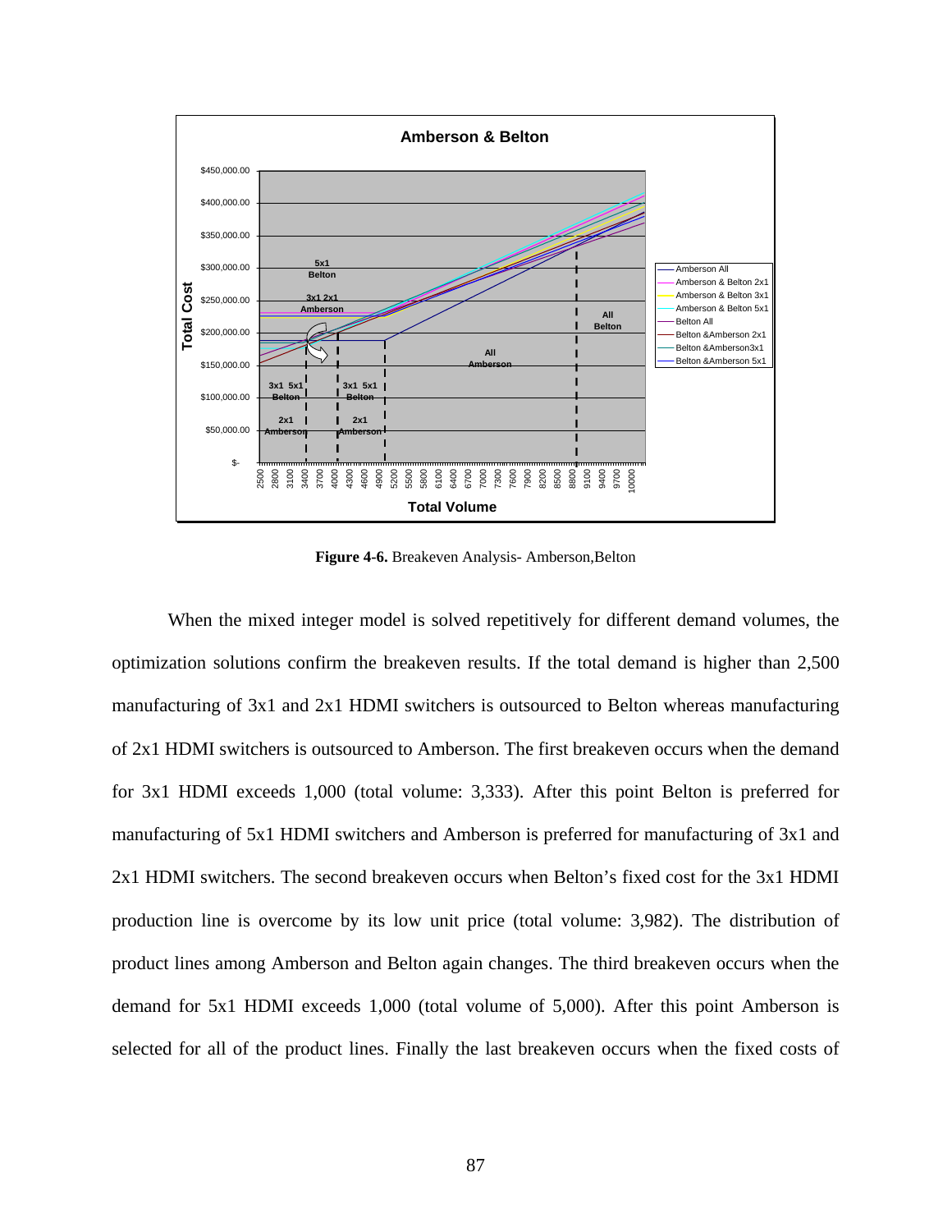**Figure 4-6.** Breakeven Analysis- Amberson,Belton

When the mixed integer model is solved repetitively for different demand volumes, the optimization solutions confirm the breakeven results. If the total demand is higher than 2,500 manufacturing of 3x1 and 2x1 HDMI switchers is outsourced to Belton whereas manufacturing of 2x1 HDMI switchers is outsourced to Amberson. The first breakeven occurs when the demand for 3x1 HDMI exceeds 1,000 (total volume: 3,333). After this point Belton is preferred for manufacturing of 5x1 HDMI switchers and Amberson is preferred for manufacturing of 3x1 and 2x1 HDMI switchers. The second breakeven occurs when Belton's fixed cost for the 3x1 HDMI production line is overcome by its low unit price (total volume: 3,982). The distribution of product lines among Amberson and Belton again changes. The third breakeven occurs when the demand for 5x1 HDMI exceeds 1,000 (total volume of 5,000). After this point Amberson is selected for all of the product lines. Finally the last breakeven occurs when the fixed costs of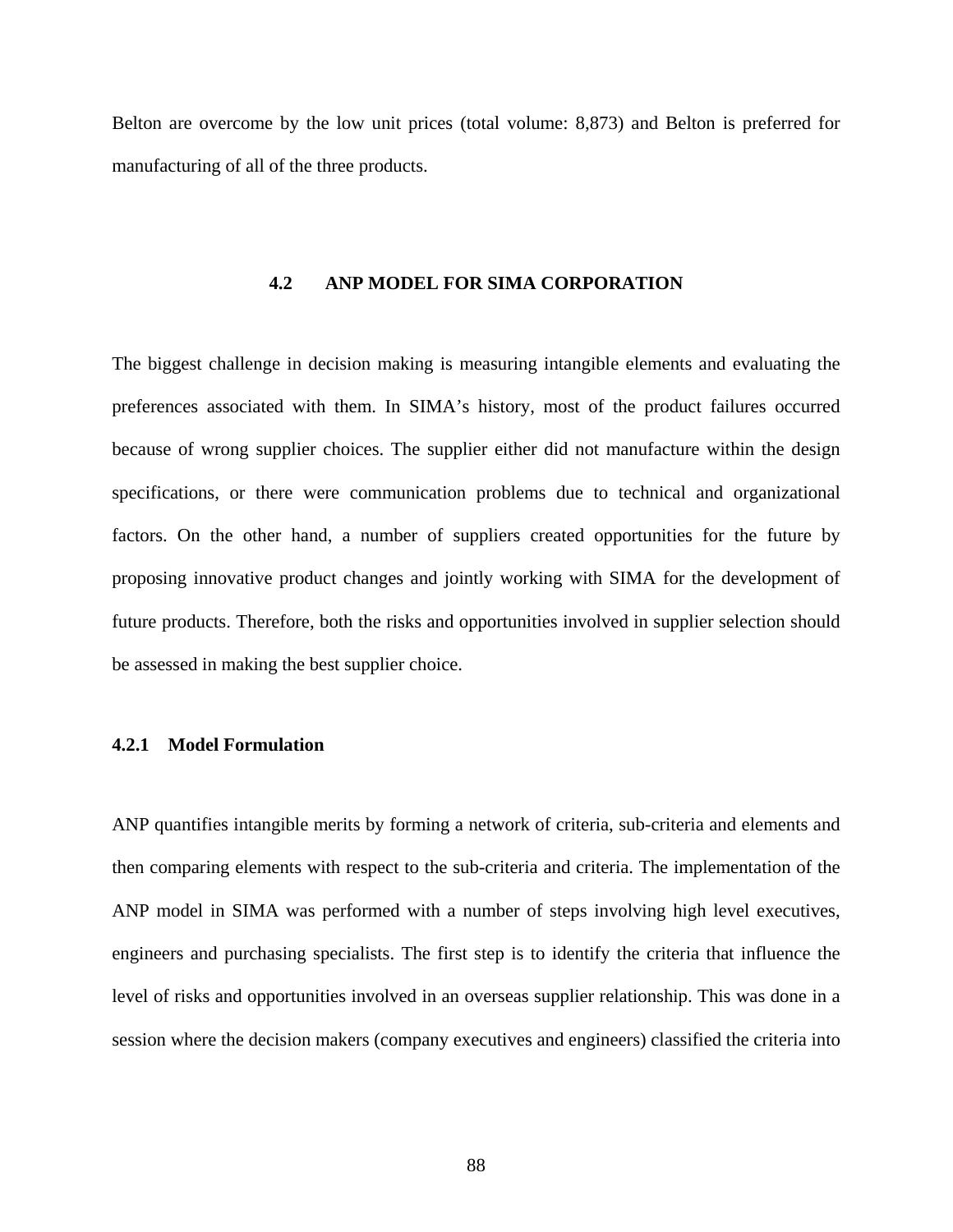Belton are overcome by the low unit prices (total volume: 8,873) and Belton is preferred for manufacturing of all of the three products.

## 4.2 ANP MODEL FOR SIMA CORPORATION

The biggest challenge in decision making is measuring intangible elements and evaluating the preferences associated with them. In SIMA's history, most of the product failures occurred because of wrong supplier choices. The supplier either did not manufacture within the design specifications, or there were communication problems due to technical and organizational factors. On the other hand, a number of suppliers created opportunities for the future by proposing innovative product changes and jointly working with SIMA for the development of future products. Therefore, both the risks and opportunities involved in supplier selection should be assessed in making the best supplier choice.

### 4.2.1 Model Formulation

ANP quantifies intangible merits by forming a network of criteria, sub-criteria and elements and then comparing elements with respect to the sub-criteria and criteria. The implementation of the ANP model in SIMA was performed with a number of steps involving high level executives, engineers and purchasing specialists. The first step is to identify the criteria that influence the level of risks and opportunities involved in an overseas supplier relationship. This was done in a session where the decision makers (company executives and engineers) classified the criteria into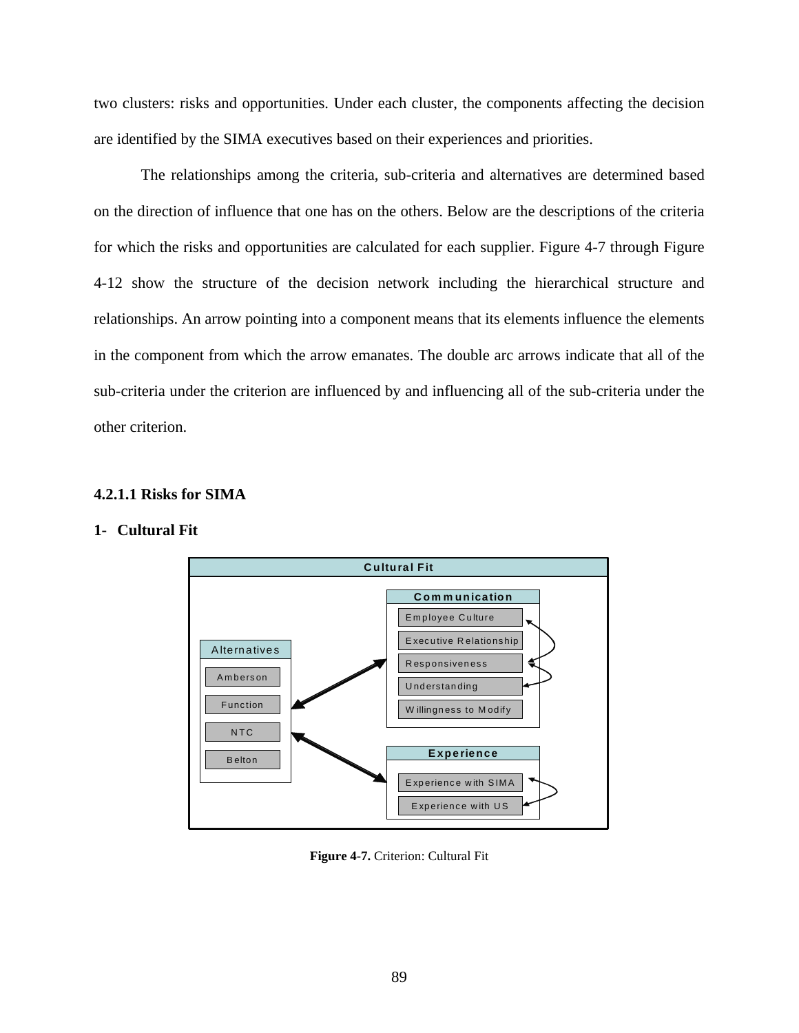two clusters: risks and opportunities. Under each cluster, the components affecting the decision are identified by the SIMA executives based on their experiences and priorities.

The relationships among the criteria, sub-criteria and alternatives are determined based on the direction of influence that one has on the others. Below are the descriptions of the criteria for which the risks and opportunities are calculated for each supplier. Figure 4-7 through Figure 4-12 show the structure of the decision network including the hierarchical structure and relationships. An arrow pointing into a component means that its elements influence the elements in the component from which the arrow emanates. The double arc arrows indicate that all of the sub-criteria under the criterion are influenced by and influencing all of the sub-criteria under the other criterion.

### 4.2.1.1 Risks for SIMA

**1- Cultural Fit**

**Figure 4-7.** Criterion: Cultural Fit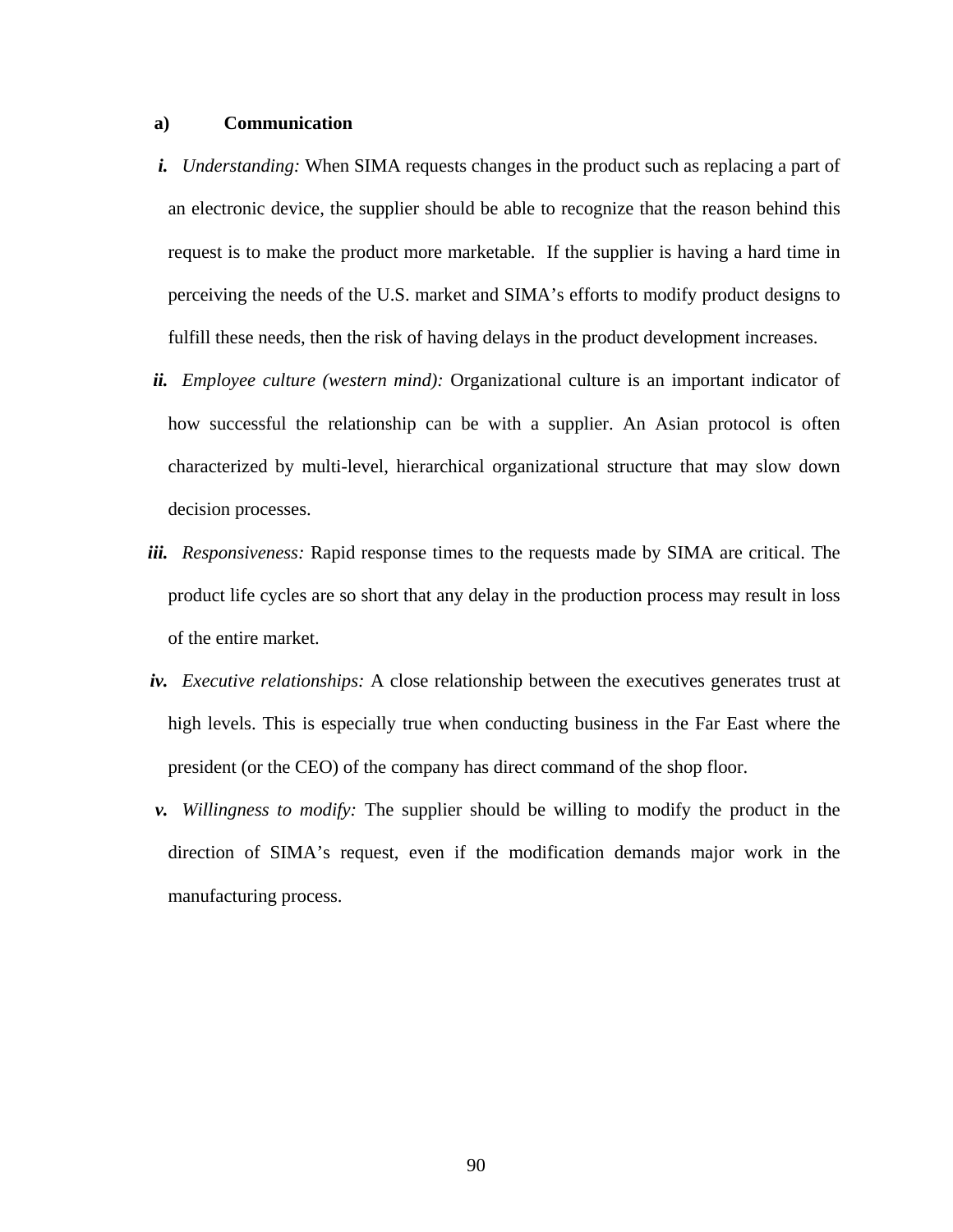**a) Communication**

*i.* *Understanding:* When SIMA requests changes in the product such as replacing a part of an electronic device, the supplier should be able to recognize that the reason behind this request is to make the product more marketable. If the supplier is having a hard time in perceiving the needs of the U.S. market and SIMA's efforts to modify product designs to fulfill these needs, then the risk of having delays in the product development increases.

*ii.* *Employee culture (western mind):* Organizational culture is an important indicator of how successful the relationship can be with a supplier. An Asian protocol is often characterized by multi-level, hierarchical organizational structure that may slow down decision processes.

*iii.* *Responsiveness:* Rapid response times to the requests made by SIMA are critical. The product life cycles are so short that any delay in the production process may result in loss of the entire market.

*iv.* *Executive relationships:* A close relationship between the executives generates trust at high levels. This is especially true when conducting business in the Far East where the president (or the CEO) of the company has direct command of the shop floor.

*v.* *Willingness to modify:* The supplier should be willing to modify the product in the direction of SIMA's request, even if the modification demands major work in the manufacturing process.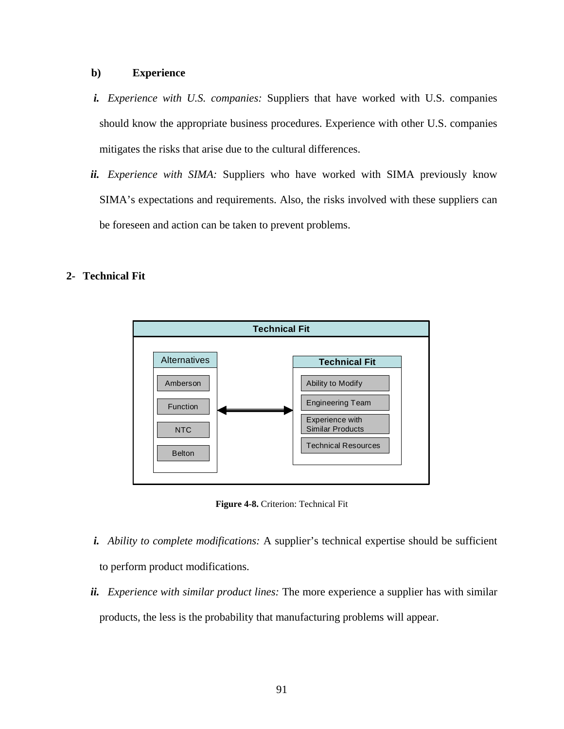b) **Experience**

*i. Experience with U.S. companies:* Suppliers that have worked with U.S. companies should know the appropriate business procedures. Experience with other U.S. companies mitigates the risks that arise due to the cultural differences.

*ii. Experience with SIMA:* Suppliers who have worked with SIMA previously know SIMA's expectations and requirements. Also, the risks involved with these suppliers can be foreseen and action can be taken to prevent problems.

## 2- Technical Fit

**Technical Fit**

| Alternatives | | Technical Fit |
|---|---|---|
| Amberson | ⟷ | Ability to Modify |
| Function | | Engineering Team |
| NTC | | Experience with Similar Products |
| Belton | | Technical Resources |

**Figure 4-8.** Criterion: Technical Fit

*i. Ability to complete modifications:* A supplier's technical expertise should be sufficient to perform product modifications.

*ii. Experience with similar product lines:* The more experience a supplier has with similar products, the less is the probability that manufacturing problems will appear.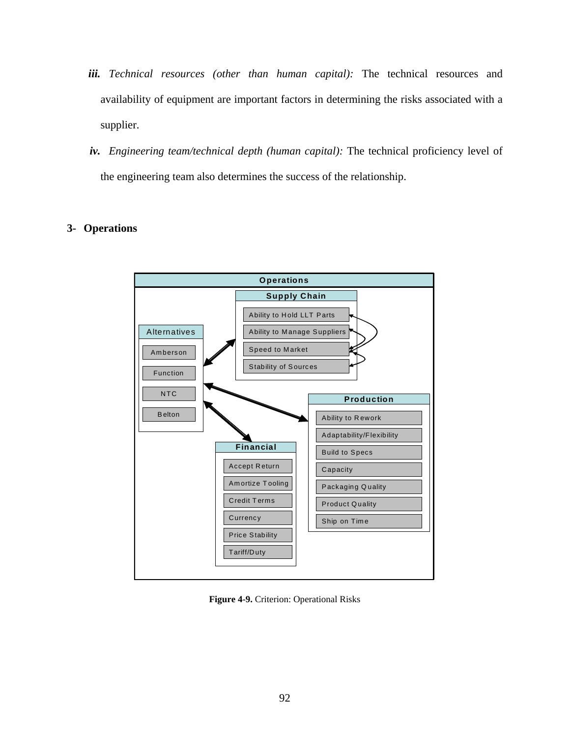*iii.* *Technical resources (other than human capital):* The technical resources and availability of equipment are important factors in determining the risks associated with a supplier.

*iv.* *Engineering team/technical depth (human capital):* The technical proficiency level of the engineering team also determines the success of the relationship.

### 3- Operations

**Figure 4-9.** Criterion: Operational Risks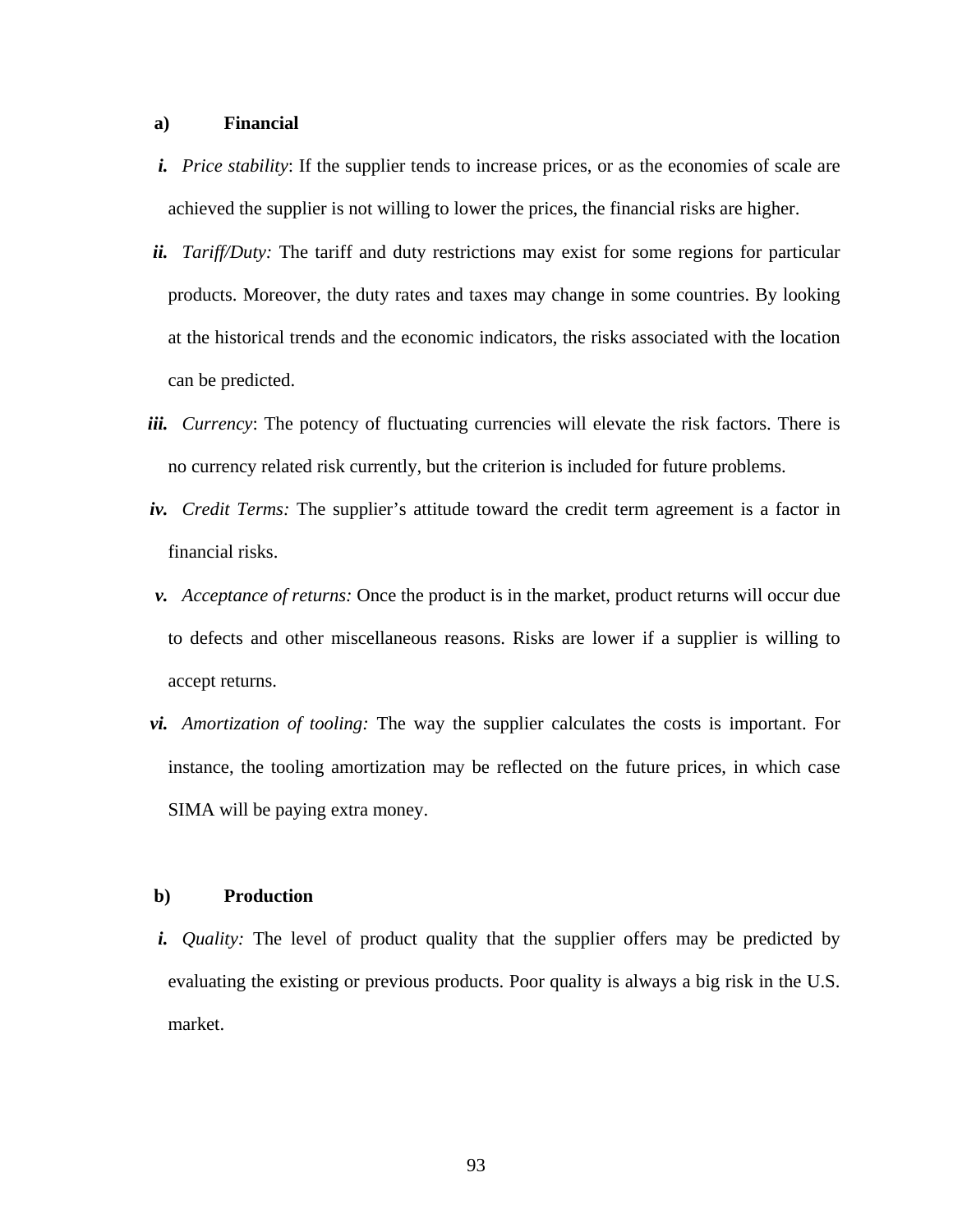**a) Financial**

*i.* *Price stability*: If the supplier tends to increase prices, or as the economies of scale are achieved the supplier is not willing to lower the prices, the financial risks are higher.

*ii.* *Tariff/Duty:* The tariff and duty restrictions may exist for some regions for particular products. Moreover, the duty rates and taxes may change in some countries. By looking at the historical trends and the economic indicators, the risks associated with the location can be predicted.

*iii.* *Currency*: The potency of fluctuating currencies will elevate the risk factors. There is no currency related risk currently, but the criterion is included for future problems.

*iv.* *Credit Terms:* The supplier's attitude toward the credit term agreement is a factor in financial risks.

*v.* *Acceptance of returns:* Once the product is in the market, product returns will occur due to defects and other miscellaneous reasons. Risks are lower if a supplier is willing to accept returns.

*vi.* *Amortization of tooling:* The way the supplier calculates the costs is important. For instance, the tooling amortization may be reflected on the future prices, in which case SIMA will be paying extra money.

**b) Production**

*i.* *Quality:* The level of product quality that the supplier offers may be predicted by evaluating the existing or previous products. Poor quality is always a big risk in the U.S. market.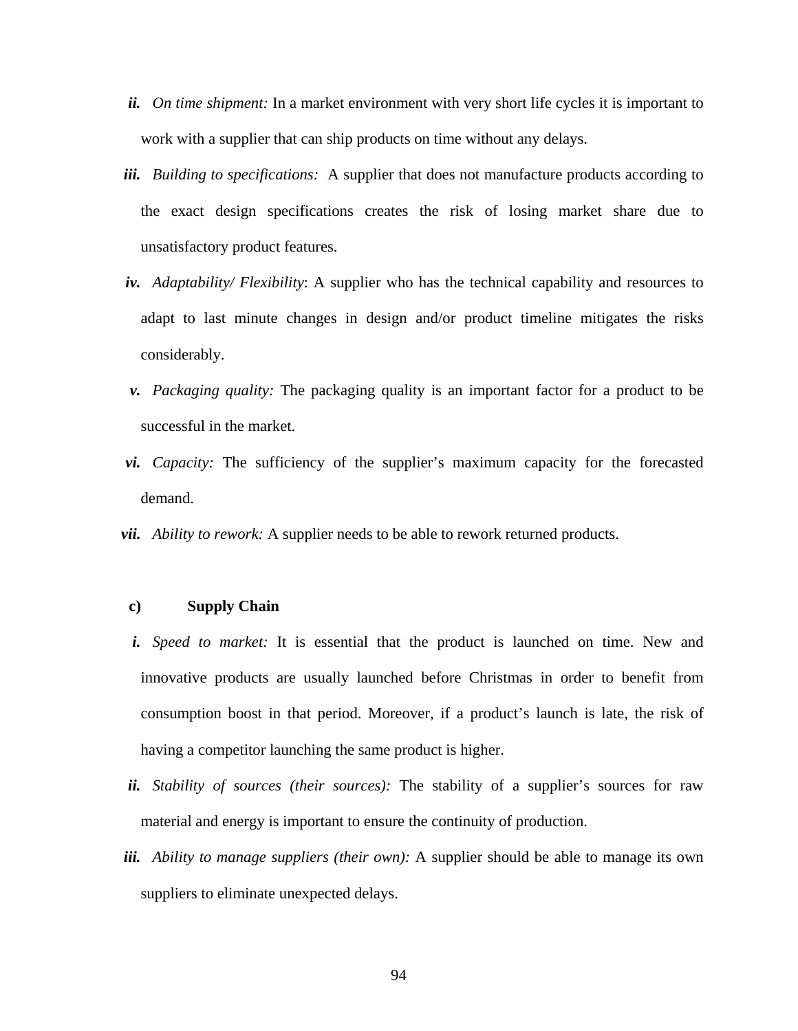***ii.*** *On time shipment:* In a market environment with very short life cycles it is important to work with a supplier that can ship products on time without any delays.

***iii.*** *Building to specifications:* A supplier that does not manufacture products according to the exact design specifications creates the risk of losing market share due to unsatisfactory product features.

***iv.*** *Adaptability/ Flexibility*: A supplier who has the technical capability and resources to adapt to last minute changes in design and/or product timeline mitigates the risks considerably.

***v.*** *Packaging quality:* The packaging quality is an important factor for a product to be successful in the market.

***vi.*** *Capacity:* The sufficiency of the supplier's maximum capacity for the forecasted demand.

***vii.*** *Ability to rework:* A supplier needs to be able to rework returned products.

**c) Supply Chain**

***i.*** *Speed to market:* It is essential that the product is launched on time. New and innovative products are usually launched before Christmas in order to benefit from consumption boost in that period. Moreover, if a product's launch is late, the risk of having a competitor launching the same product is higher.

***ii.*** *Stability of sources (their sources):* The stability of a supplier's sources for raw material and energy is important to ensure the continuity of production.

***iii.*** *Ability to manage suppliers (their own):* A supplier should be able to manage its own suppliers to eliminate unexpected delays.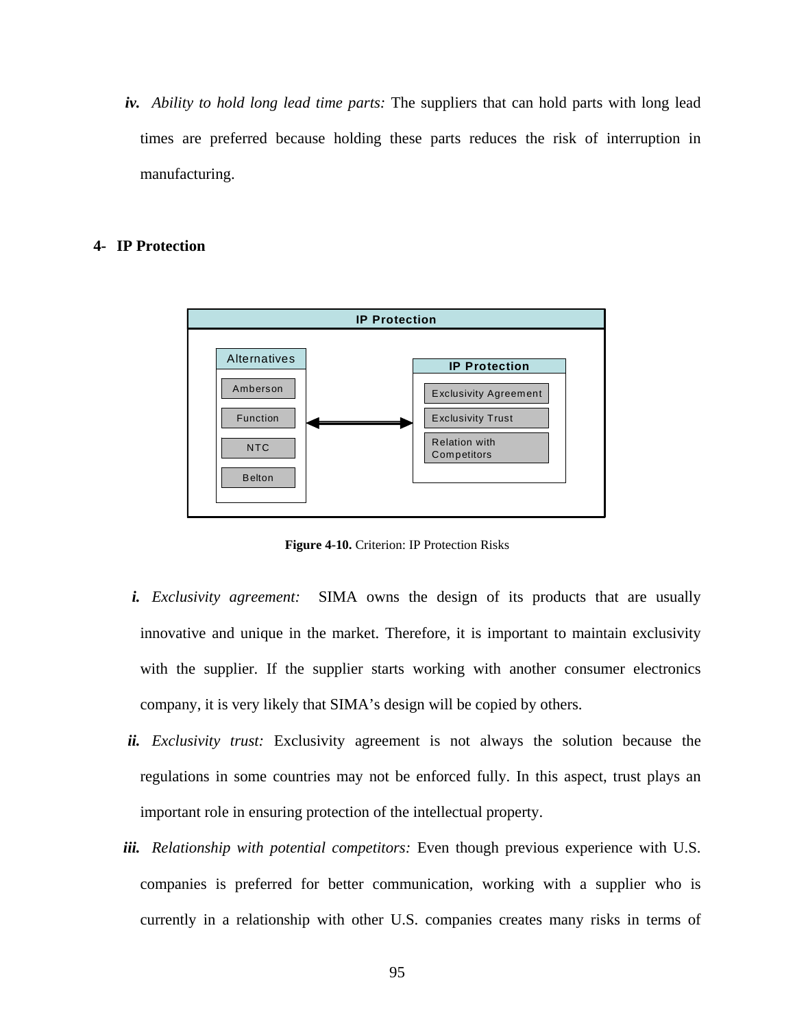**iv.** *Ability to hold long lead time parts:* The suppliers that can hold parts with long lead times are preferred because holding these parts reduces the risk of interruption in manufacturing.

## 4- IP Protection

**Figure 4-10.** Criterion: IP Protection Risks

**i.** *Exclusivity agreement:* SIMA owns the design of its products that are usually innovative and unique in the market. Therefore, it is important to maintain exclusivity with the supplier. If the supplier starts working with another consumer electronics company, it is very likely that SIMA's design will be copied by others.

**ii.** *Exclusivity trust:* Exclusivity agreement is not always the solution because the regulations in some countries may not be enforced fully. In this aspect, trust plays an important role in ensuring protection of the intellectual property.

**iii.** *Relationship with potential competitors:* Even though previous experience with U.S. companies is preferred for better communication, working with a supplier who is currently in a relationship with other U.S. companies creates many risks in terms of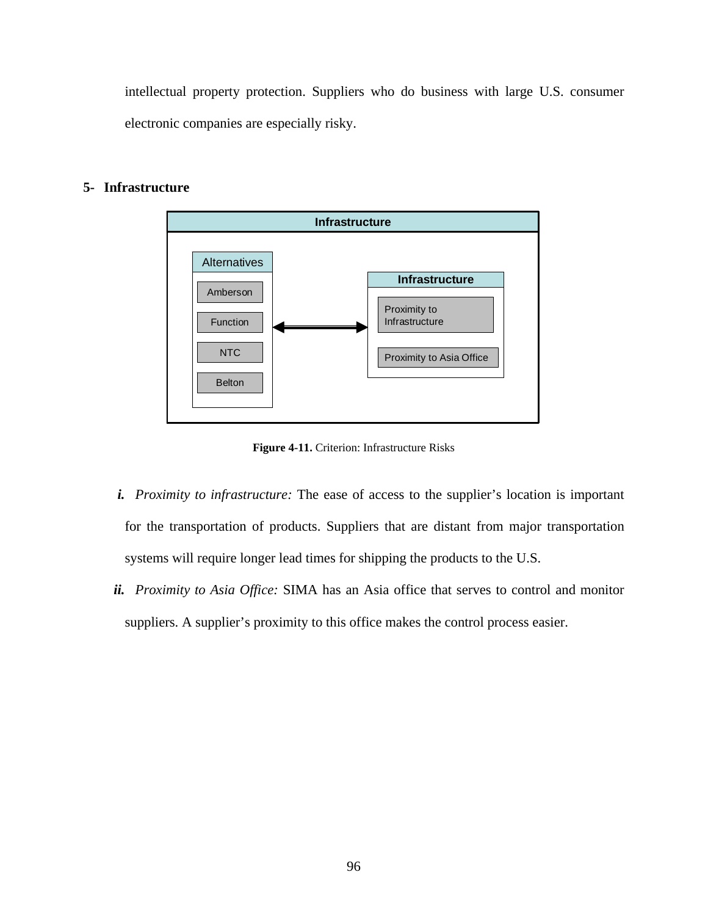intellectual property protection. Suppliers who do business with large U.S. consumer electronic companies are especially risky.

## 5- Infrastructure

**Figure 4-11.** Criterion: Infrastructure Risks

***i.*** *Proximity to infrastructure:* The ease of access to the supplier's location is important for the transportation of products. Suppliers that are distant from major transportation systems will require longer lead times for shipping the products to the U.S.

***ii.*** *Proximity to Asia Office:* SIMA has an Asia office that serves to control and monitor suppliers. A supplier's proximity to this office makes the control process easier.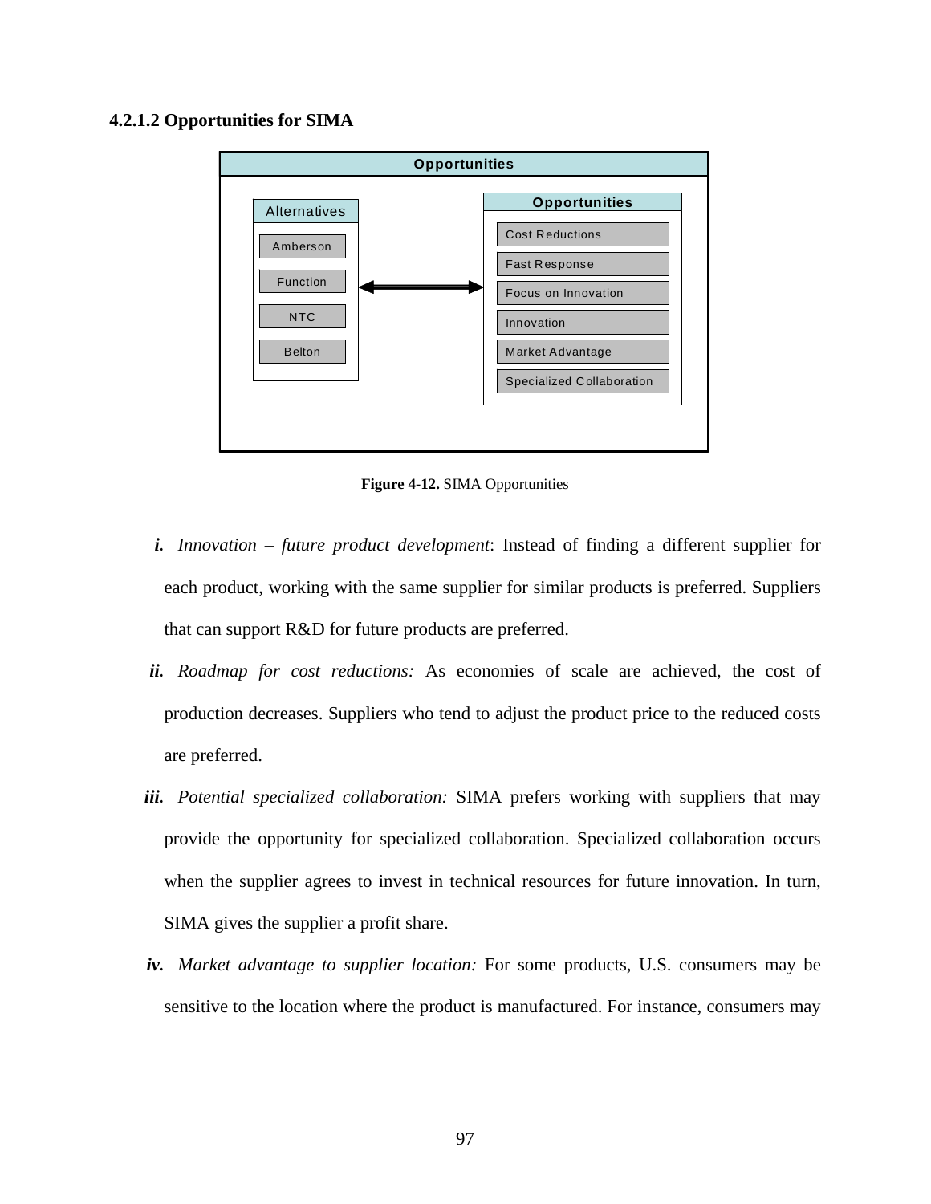#### 4.2.1.2 Opportunities for SIMA

Opportunities

| Alternatives | Opportunities |
| --- | --- |
| Amberson | Cost Reductions |
| Function | Fast Response |
| NTC | Focus on Innovation |
| Belton | Innovation |
| | Market Advantage |
| | Specialized Collaboration |

**Figure 4-12.** SIMA Opportunities

*i.* *Innovation – future product development*: Instead of finding a different supplier for each product, working with the same supplier for similar products is preferred. Suppliers that can support R&D for future products are preferred.

*ii.* *Roadmap for cost reductions:* As economies of scale are achieved, the cost of production decreases. Suppliers who tend to adjust the product price to the reduced costs are preferred.

*iii.* *Potential specialized collaboration:* SIMA prefers working with suppliers that may provide the opportunity for specialized collaboration. Specialized collaboration occurs when the supplier agrees to invest in technical resources for future innovation. In turn, SIMA gives the supplier a profit share.

*iv.* *Market advantage to supplier location:* For some products, U.S. consumers may be sensitive to the location where the product is manufactured. For instance, consumers may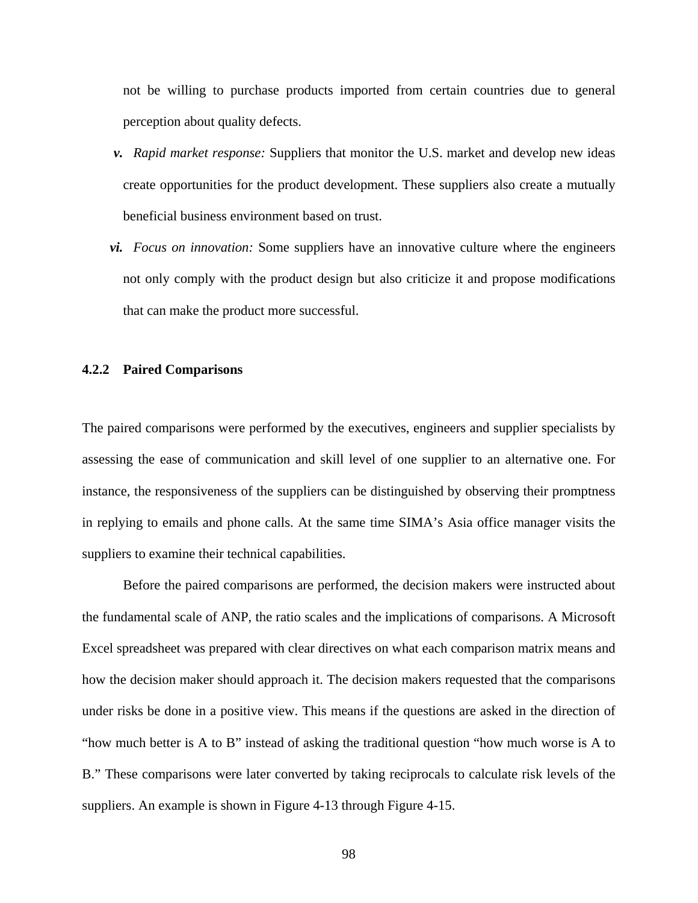not be willing to purchase products imported from certain countries due to general perception about quality defects.

v. *Rapid market response:* Suppliers that monitor the U.S. market and develop new ideas create opportunities for the product development. These suppliers also create a mutually beneficial business environment based on trust.

vi. *Focus on innovation:* Some suppliers have an innovative culture where the engineers not only comply with the product design but also criticize it and propose modifications that can make the product more successful.

### 4.2.2 Paired Comparisons

The paired comparisons were performed by the executives, engineers and supplier specialists by assessing the ease of communication and skill level of one supplier to an alternative one. For instance, the responsiveness of the suppliers can be distinguished by observing their promptness in replying to emails and phone calls. At the same time SIMA's Asia office manager visits the suppliers to examine their technical capabilities.

Before the paired comparisons are performed, the decision makers were instructed about the fundamental scale of ANP, the ratio scales and the implications of comparisons. A Microsoft Excel spreadsheet was prepared with clear directives on what each comparison matrix means and how the decision maker should approach it. The decision makers requested that the comparisons under risks be done in a positive view. This means if the questions are asked in the direction of "how much better is A to B" instead of asking the traditional question "how much worse is A to B." These comparisons were later converted by taking reciprocals to calculate risk levels of the suppliers. An example is shown in Figure 4-13 through Figure 4-15.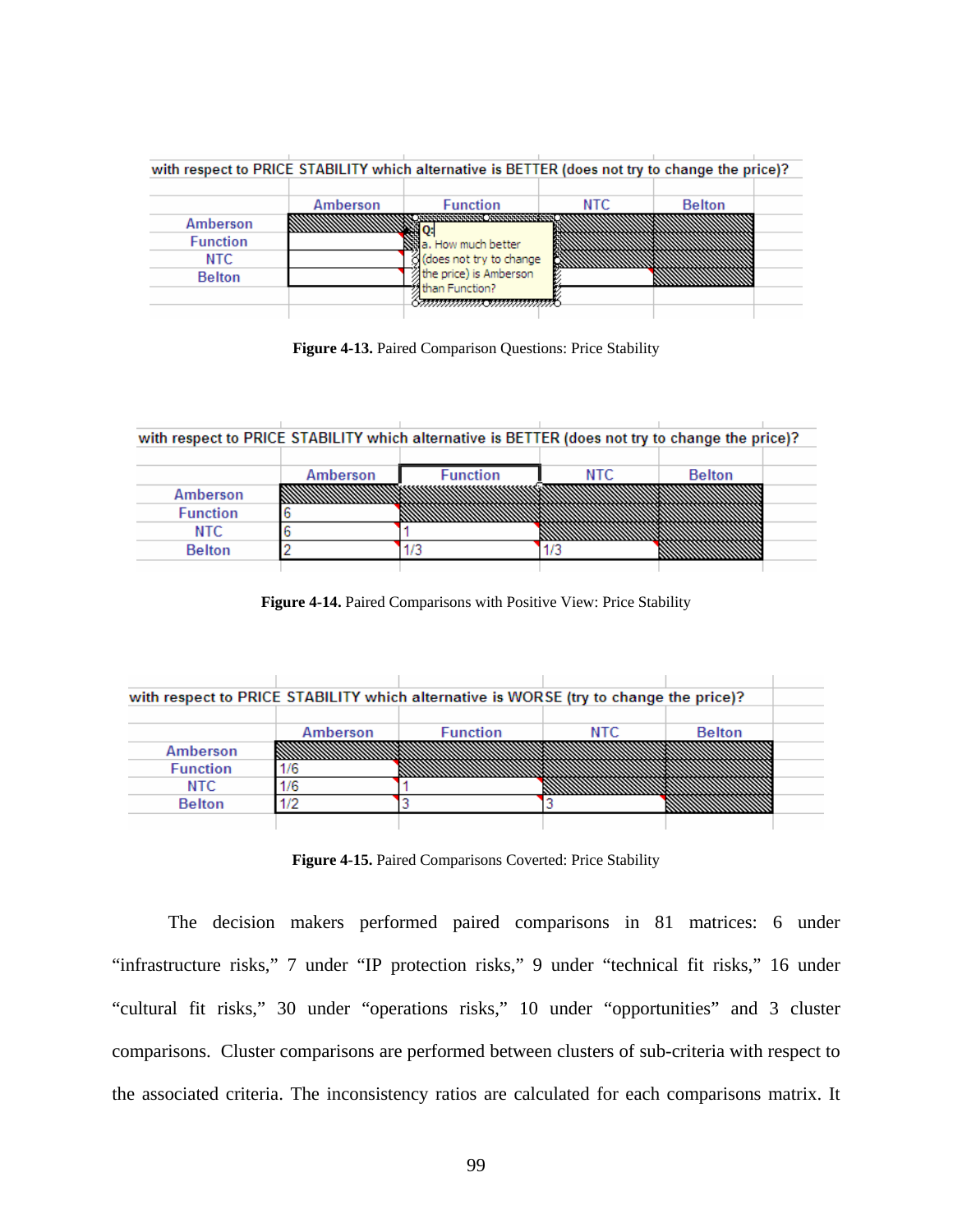with respect to PRICE STABILITY which alternative is BETTER (does not try to change the price)?

| | Amberson | Function | NTC | Belton |
|---|---|---|---|---|
| Amberson | | | | |
| Function | | | | |
| NTC | | | | |
| Belton | | | | |

Q: a. How much better (does not try to change the price) is Amberson than Function?

**Figure 4-13.** Paired Comparison Questions: Price Stability

with respect to PRICE STABILITY which alternative is BETTER (does not try to change the price)?

| | Amberson | Function | NTC | Belton |
|---|---|---|---|---|
| Amberson | | | | |
| Function | 6 | | | |
| NTC | 6 | 1 | | |
| Belton | 2 | 1/3 | 1/3 | |

**Figure 4-14.** Paired Comparisons with Positive View: Price Stability

with respect to PRICE STABILITY which alternative is WORSE (try to change the price)?

| | Amberson | Function | NTC | Belton |
|---|---|---|---|---|
| Amberson | | | | |
| Function | 1/6 | | | |
| NTC | 1/6 | 1 | | |
| Belton | 1/2 | 3 | 3 | |

**Figure 4-15.** Paired Comparisons Coverted: Price Stability

The decision makers performed paired comparisons in 81 matrices: 6 under "infrastructure risks," 7 under "IP protection risks," 9 under "technical fit risks," 16 under "cultural fit risks," 30 under "operations risks," 10 under "opportunities" and 3 cluster comparisons. Cluster comparisons are performed between clusters of sub-criteria with respect to the associated criteria. The inconsistency ratios are calculated for each comparisons matrix. It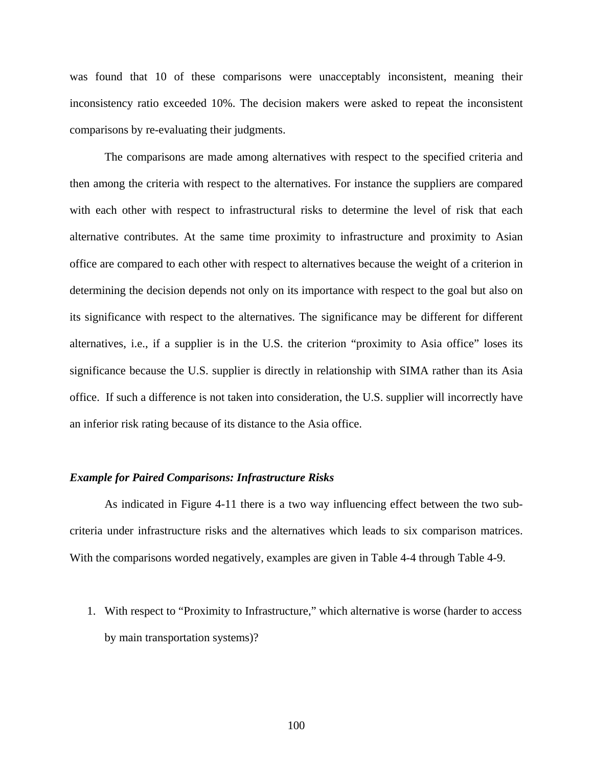was found that 10 of these comparisons were unacceptably inconsistent, meaning their inconsistency ratio exceeded 10%. The decision makers were asked to repeat the inconsistent comparisons by re-evaluating their judgments.

The comparisons are made among alternatives with respect to the specified criteria and then among the criteria with respect to the alternatives. For instance the suppliers are compared with each other with respect to infrastructural risks to determine the level of risk that each alternative contributes. At the same time proximity to infrastructure and proximity to Asian office are compared to each other with respect to alternatives because the weight of a criterion in determining the decision depends not only on its importance with respect to the goal but also on its significance with respect to the alternatives. The significance may be different for different alternatives, i.e., if a supplier is in the U.S. the criterion "proximity to Asia office" loses its significance because the U.S. supplier is directly in relationship with SIMA rather than its Asia office. If such a difference is not taken into consideration, the U.S. supplier will incorrectly have an inferior risk rating because of its distance to the Asia office.

### *Example for Paired Comparisons: Infrastructure Risks*

As indicated in Figure 4-11 there is a two way influencing effect between the two sub-criteria under infrastructure risks and the alternatives which leads to six comparison matrices. With the comparisons worded negatively, examples are given in Table 4-4 through Table 4-9.

1. With respect to "Proximity to Infrastructure," which alternative is worse (harder to access by main transportation systems)?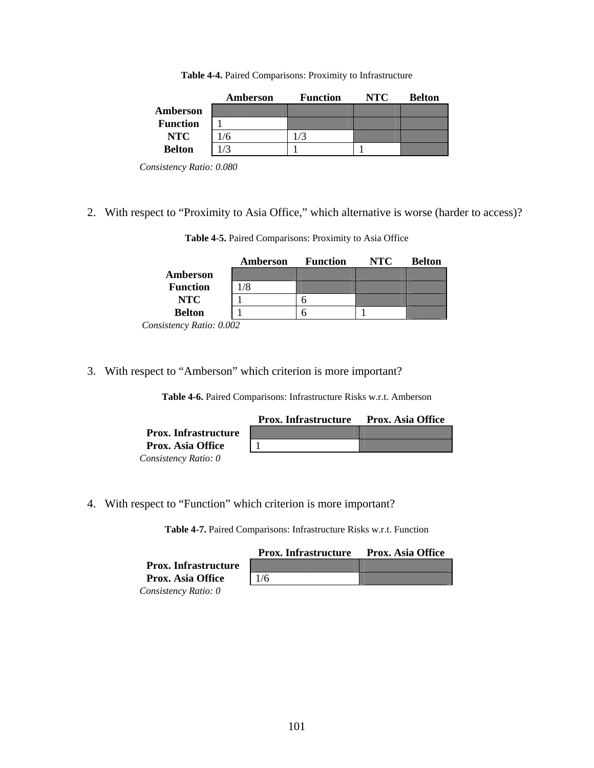**Table 4-4.** Paired Comparisons: Proximity to Infrastructure

| | Amberson | Function | NTC | Belton |
|---|---|---|---|---|
| **Amberson** | | | | |
| **Function** | 1 | | | |
| **NTC** | 1/6 | 1/3 | | |
| **Belton** | 1/3 | 1 | 1 | |

*Consistency Ratio: 0.080*

2. With respect to "Proximity to Asia Office," which alternative is worse (harder to access)?

**Table 4-5.** Paired Comparisons: Proximity to Asia Office

| | Amberson | Function | NTC | Belton |
|---|---|---|---|---|
| **Amberson** | | | | |
| **Function** | 1/8 | | | |
| **NTC** | 1 | 6 | | |
| **Belton** | 1 | 6 | 1 | |

*Consistency Ratio: 0.002*

3. With respect to "Amberson" which criterion is more important?

**Table 4-6.** Paired Comparisons: Infrastructure Risks w.r.t. Amberson

| | Prox. Infrastructure | Prox. Asia Office |
|---|---|---|
| **Prox. Infrastructure** | | |
| **Prox. Asia Office** | 1 | |

*Consistency Ratio: 0*

4. With respect to "Function" which criterion is more important?

**Table 4-7.** Paired Comparisons: Infrastructure Risks w.r.t. Function

| | Prox. Infrastructure | Prox. Asia Office |
|---|---|---|
| **Prox. Infrastructure** | | |
| **Prox. Asia Office** | 1/6 | |

*Consistency Ratio: 0*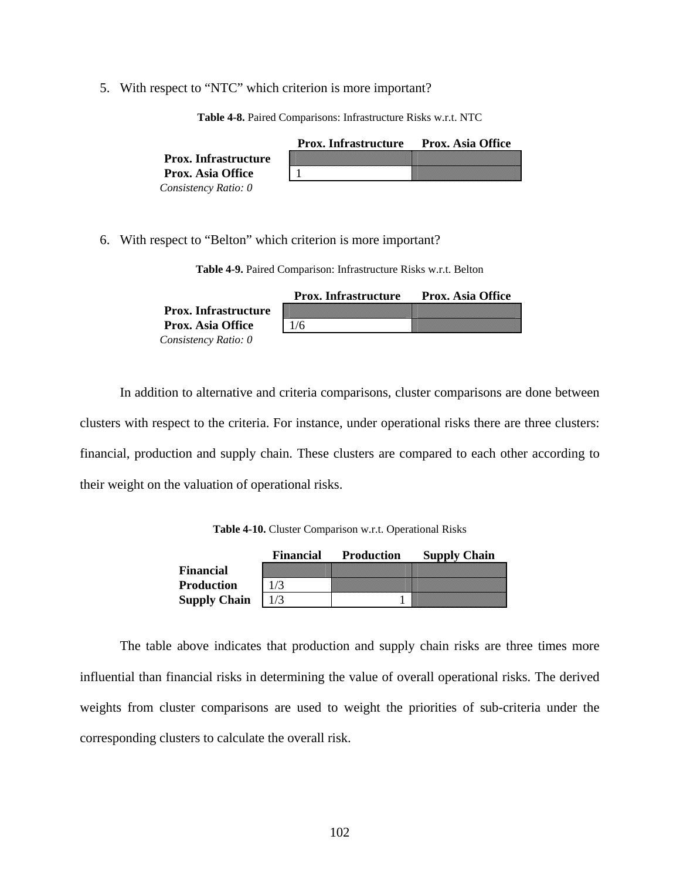5. With respect to "NTC" which criterion is more important?

**Table 4-8.** Paired Comparisons: Infrastructure Risks w.r.t. NTC

| | Prox. Infrastructure | Prox. Asia Office |
|---|---|---|
| **Prox. Infrastructure** | | |
| **Prox. Asia Office** | 1 | |

*Consistency Ratio: 0*

6. With respect to "Belton" which criterion is more important?

**Table 4-9.** Paired Comparison: Infrastructure Risks w.r.t. Belton

| | Prox. Infrastructure | Prox. Asia Office |
|---|---|---|
| **Prox. Infrastructure** | | |
| **Prox. Asia Office** | 1/6 | |

*Consistency Ratio: 0*

In addition to alternative and criteria comparisons, cluster comparisons are done between clusters with respect to the criteria. For instance, under operational risks there are three clusters: financial, production and supply chain. These clusters are compared to each other according to their weight on the valuation of operational risks.

**Table 4-10.** Cluster Comparison w.r.t. Operational Risks

| | Financial | Production | Supply Chain |
|---|---|---|---|
| **Financial** | | | |
| **Production** | 1/3 | | |
| **Supply Chain** | 1/3 | 1 | |

The table above indicates that production and supply chain risks are three times more influential than financial risks in determining the value of overall operational risks. The derived weights from cluster comparisons are used to weight the priorities of sub-criteria under the corresponding clusters to calculate the overall risk.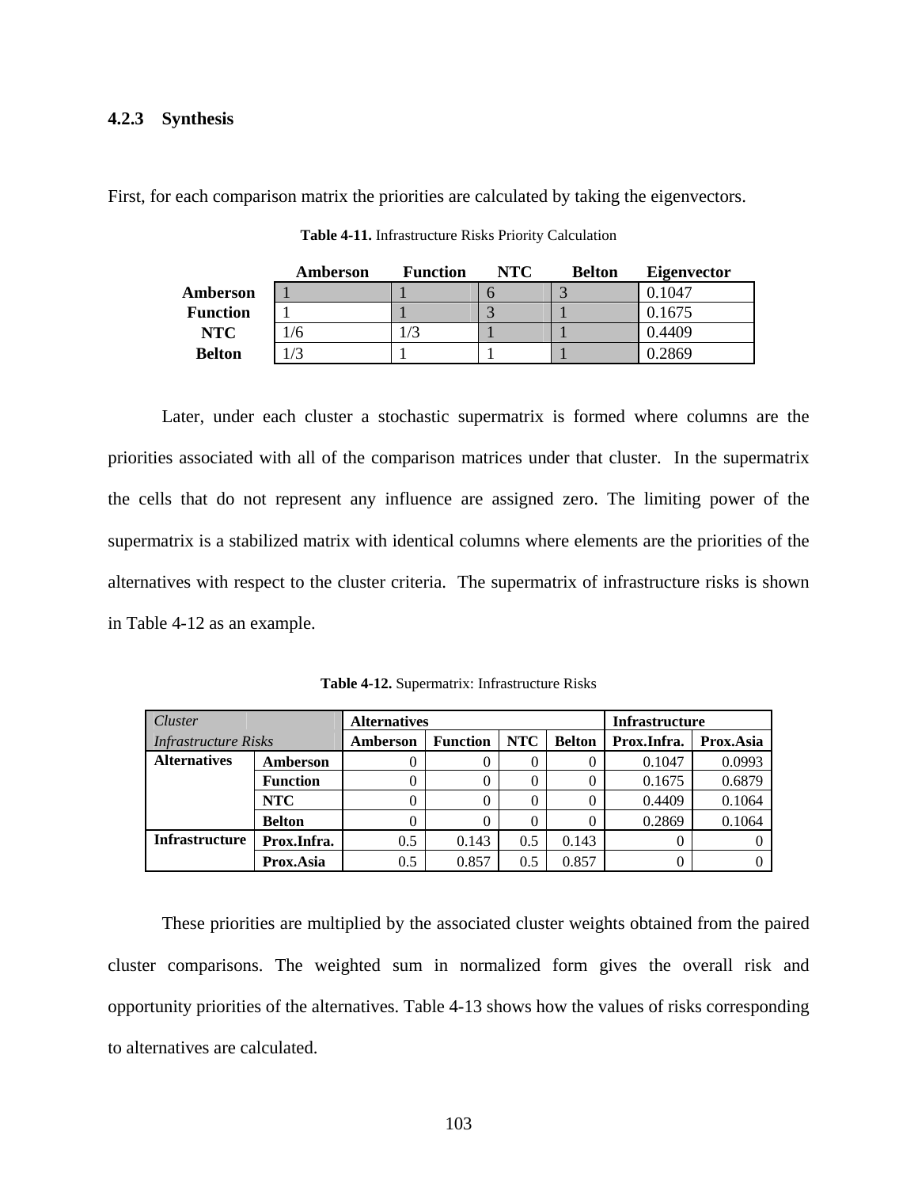### 4.2.3 Synthesis

First, for each comparison matrix the priorities are calculated by taking the eigenvectors.

**Table 4-11.** Infrastructure Risks Priority Calculation

| | Amberson | Function | NTC | Belton | Eigenvector |
|---|---|---|---|---|---|
| **Amberson** | 1 | 1 | 6 | 3 | 0.1047 |
| **Function** | 1 | 1 | 3 | 1 | 0.1675 |
| **NTC** | 1/6 | 1/3 | 1 | 1 | 0.4409 |
| **Belton** | 1/3 | 1 | 1 | 1 | 0.2869 |

Later, under each cluster a stochastic supermatrix is formed where columns are the priorities associated with all of the comparison matrices under that cluster. In the supermatrix the cells that do not represent any influence are assigned zero. The limiting power of the supermatrix is a stabilized matrix with identical columns where elements are the priorities of the alternatives with respect to the cluster criteria. The supermatrix of infrastructure risks is shown in Table 4-12 as an example.

**Table 4-12.** Supermatrix: Infrastructure Risks

| *Cluster* | | **Alternatives** | | | | **Infrastructure** | |
|---|---|---|---|---|---|---|---|
| *Infrastructure Risks* | | **Amberson** | **Function** | **NTC** | **Belton** | **Prox.Infra.** | **Prox.Asia** |
| **Alternatives** | **Amberson** | 0 | 0 | 0 | 0 | 0.1047 | 0.0993 |
| | **Function** | 0 | 0 | 0 | 0 | 0.1675 | 0.6879 |
| | **NTC** | 0 | 0 | 0 | 0 | 0.4409 | 0.1064 |
| | **Belton** | 0 | 0 | 0 | 0 | 0.2869 | 0.1064 |
| **Infrastructure** | **Prox.Infra.** | 0.5 | 0.143 | 0.5 | 0.143 | 0 | 0 |
| | **Prox.Asia** | 0.5 | 0.857 | 0.5 | 0.857 | 0 | 0 |

These priorities are multiplied by the associated cluster weights obtained from the paired cluster comparisons. The weighted sum in normalized form gives the overall risk and opportunity priorities of the alternatives. Table 4-13 shows how the values of risks corresponding to alternatives are calculated.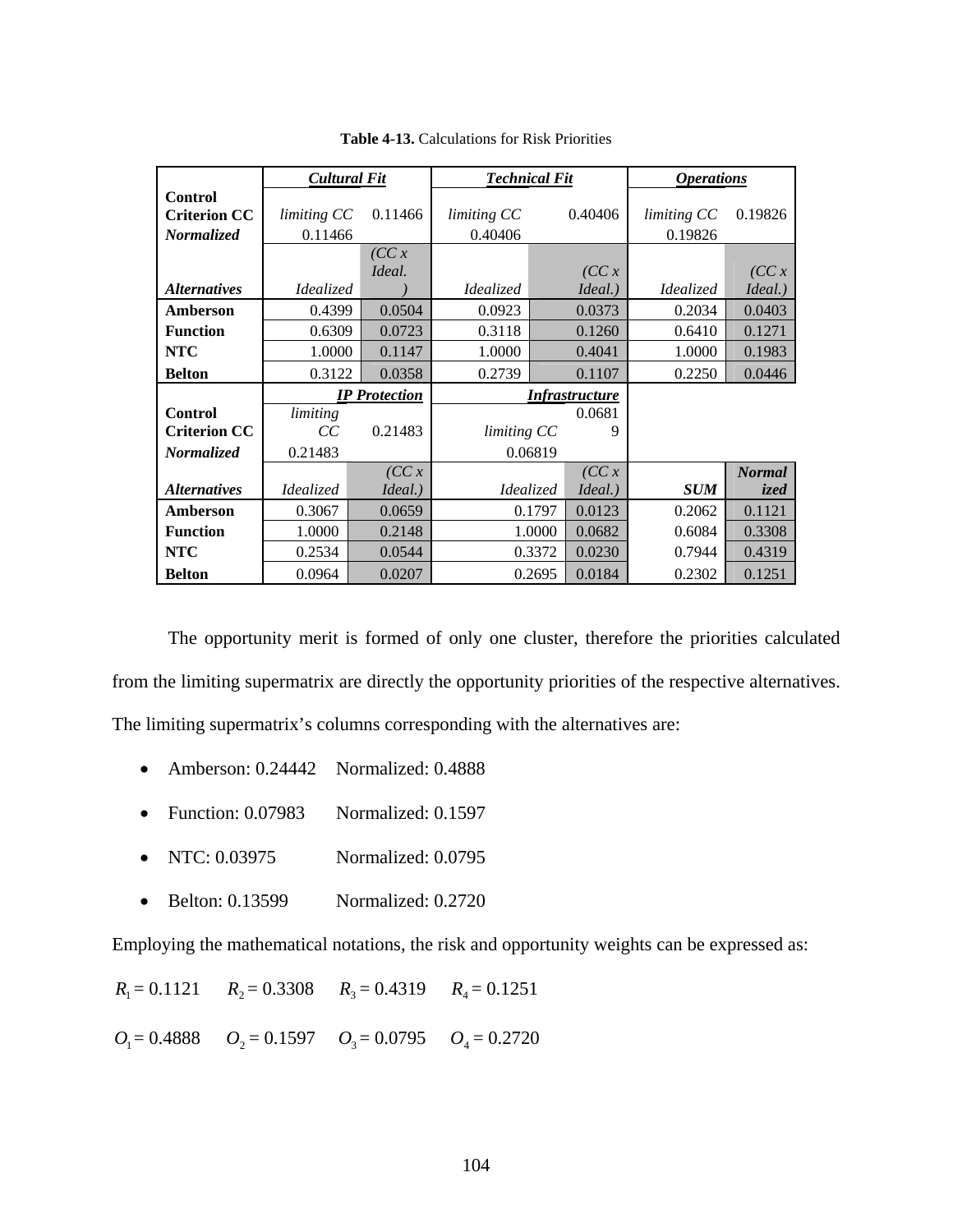**Table 4-13.** Calculations for Risk Priorities

| | *Cultural Fit* | | *Technical Fit* | | *Operations* | |
|---|---|---|---|---|---|---|
| **Control Criterion CC** | *limiting CC* | 0.11466 | *limiting CC* | 0.40406 | *limiting CC* | 0.19826 |
| ***Normalized*** | 0.11466 | | 0.40406 | | 0.19826 | |
| ***Alternatives*** | *Idealized* | *(CC x Ideal.)* | *Idealized* | *(CC x Ideal.)* | *Idealized* | *(CC x Ideal.)* |
| **Amberson** | 0.4399 | 0.0504 | 0.0923 | 0.0373 | 0.2034 | 0.0403 |
| **Function** | 0.6309 | 0.0723 | 0.3118 | 0.1260 | 0.6410 | 0.1271 |
| **NTC** | 1.0000 | 0.1147 | 1.0000 | 0.4041 | 1.0000 | 0.1983 |
| **Belton** | 0.3122 | 0.0358 | 0.2739 | 0.1107 | 0.2250 | 0.0446 |
| | *IP Protection* | | *Infrastructure* | | | |
| **Control Criterion CC** | *limiting CC* | 0.21483 | *limiting CC* | 0.06819 | | |
| ***Normalized*** | 0.21483 | | 0.06819 | | | |
| ***Alternatives*** | *Idealized* | *(CC x Ideal.)* | *Idealized* | *(CC x Ideal.)* | ***SUM*** | ***Normalized*** |
| **Amberson** | 0.3067 | 0.0659 | 0.1797 | 0.0123 | 0.2062 | 0.1121 |
| **Function** | 1.0000 | 0.2148 | 1.0000 | 0.0682 | 0.6084 | 0.3308 |
| **NTC** | 0.2534 | 0.0544 | 0.3372 | 0.0230 | 0.7944 | 0.4319 |
| **Belton** | 0.0964 | 0.0207 | 0.2695 | 0.0184 | 0.2302 | 0.1251 |

The opportunity merit is formed of only one cluster, therefore the priorities calculated from the limiting supermatrix are directly the opportunity priorities of the respective alternatives. The limiting supermatrix's columns corresponding with the alternatives are:

- Amberson: 0.24442 Normalized: 0.4888
- Function: 0.07983 Normalized: 0.1597
- NTC: 0.03975 Normalized: 0.0795
- Belton: 0.13599 Normalized: 0.2720

Employing the mathematical notations, the risk and opportunity weights can be expressed as:

$R_1 = 0.1121$ $R_2 = 0.3308$ $R_3 = 0.4319$ $R_4 = 0.1251$

$O_1 = 0.4888$ $O_2 = 0.1597$ $O_3 = 0.0795$ $O_4 = 0.2720$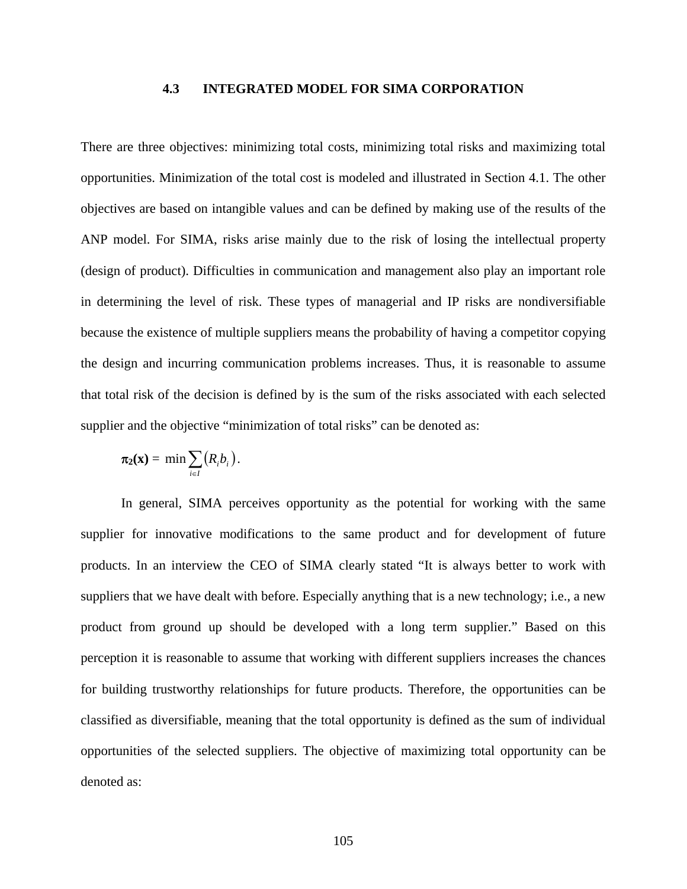## 4.3 INTEGRATED MODEL FOR SIMA CORPORATION

There are three objectives: minimizing total costs, minimizing total risks and maximizing total opportunities. Minimization of the total cost is modeled and illustrated in Section 4.1. The other objectives are based on intangible values and can be defined by making use of the results of the ANP model. For SIMA, risks arise mainly due to the risk of losing the intellectual property (design of product). Difficulties in communication and management also play an important role in determining the level of risk. These types of managerial and IP risks are nondiversifiable because the existence of multiple suppliers means the probability of having a competitor copying the design and incurring communication problems increases. Thus, it is reasonable to assume that total risk of the decision is defined by is the sum of the risks associated with each selected supplier and the objective "minimization of total risks" can be denoted as:

$$\boldsymbol{\pi_2}(\mathbf{x}) = \min \sum_{i \in I} \left( R_i b_i \right).$$

In general, SIMA perceives opportunity as the potential for working with the same supplier for innovative modifications to the same product and for development of future products. In an interview the CEO of SIMA clearly stated "It is always better to work with suppliers that we have dealt with before. Especially anything that is a new technology; i.e., a new product from ground up should be developed with a long term supplier." Based on this perception it is reasonable to assume that working with different suppliers increases the chances for building trustworthy relationships for future products. Therefore, the opportunities can be classified as diversifiable, meaning that the total opportunity is defined as the sum of individual opportunities of the selected suppliers. The objective of maximizing total opportunity can be denoted as: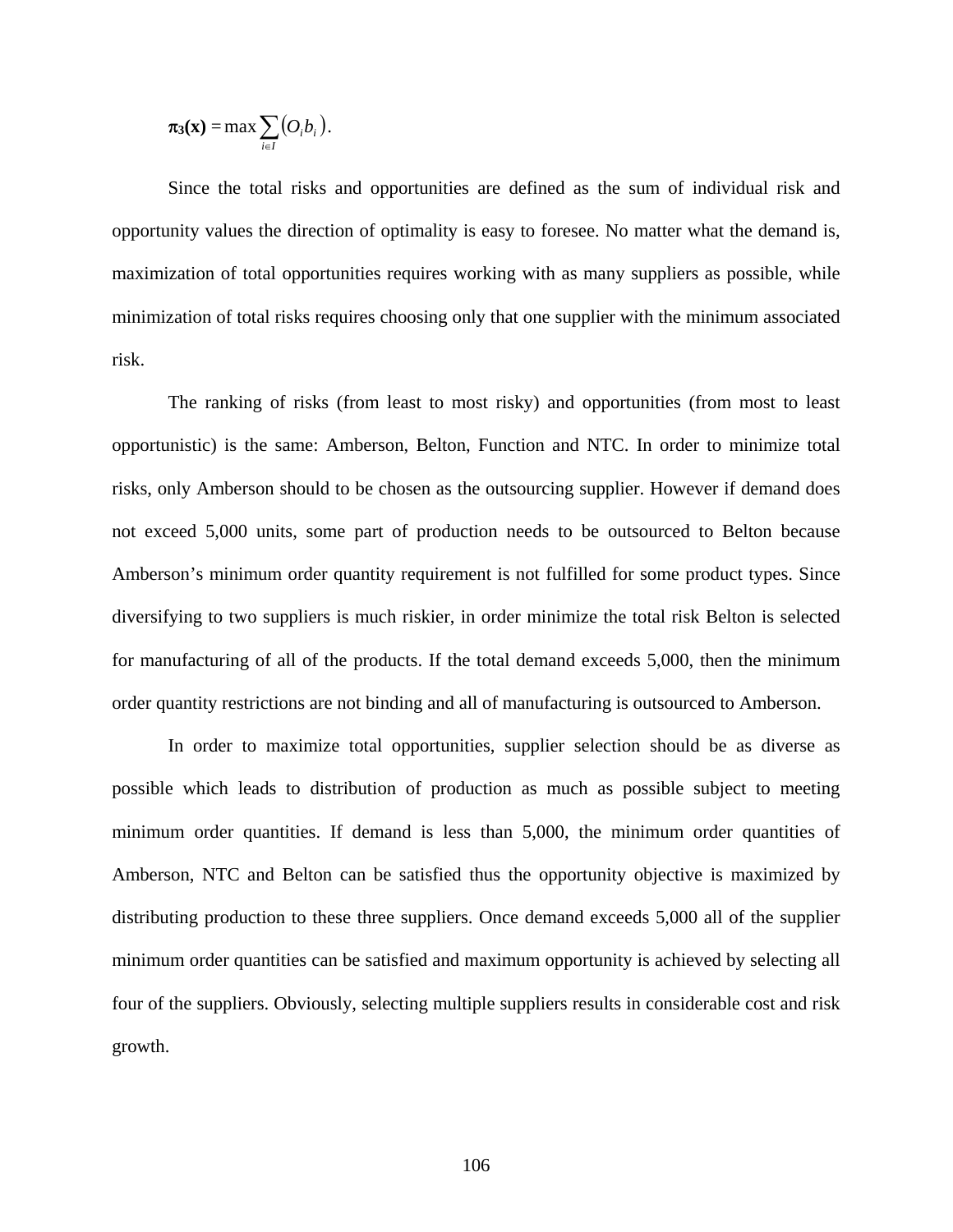$$\boldsymbol{\pi_3(x)} = \max \sum_{i \in I} (O_i b_i).$$

Since the total risks and opportunities are defined as the sum of individual risk and opportunity values the direction of optimality is easy to foresee. No matter what the demand is, maximization of total opportunities requires working with as many suppliers as possible, while minimization of total risks requires choosing only that one supplier with the minimum associated risk.

The ranking of risks (from least to most risky) and opportunities (from most to least opportunistic) is the same: Amberson, Belton, Function and NTC. In order to minimize total risks, only Amberson should to be chosen as the outsourcing supplier. However if demand does not exceed 5,000 units, some part of production needs to be outsourced to Belton because Amberson's minimum order quantity requirement is not fulfilled for some product types. Since diversifying to two suppliers is much riskier, in order minimize the total risk Belton is selected for manufacturing of all of the products. If the total demand exceeds 5,000, then the minimum order quantity restrictions are not binding and all of manufacturing is outsourced to Amberson.

In order to maximize total opportunities, supplier selection should be as diverse as possible which leads to distribution of production as much as possible subject to meeting minimum order quantities. If demand is less than 5,000, the minimum order quantities of Amberson, NTC and Belton can be satisfied thus the opportunity objective is maximized by distributing production to these three suppliers. Once demand exceeds 5,000 all of the supplier minimum order quantities can be satisfied and maximum opportunity is achieved by selecting all four of the suppliers. Obviously, selecting multiple suppliers results in considerable cost and risk growth.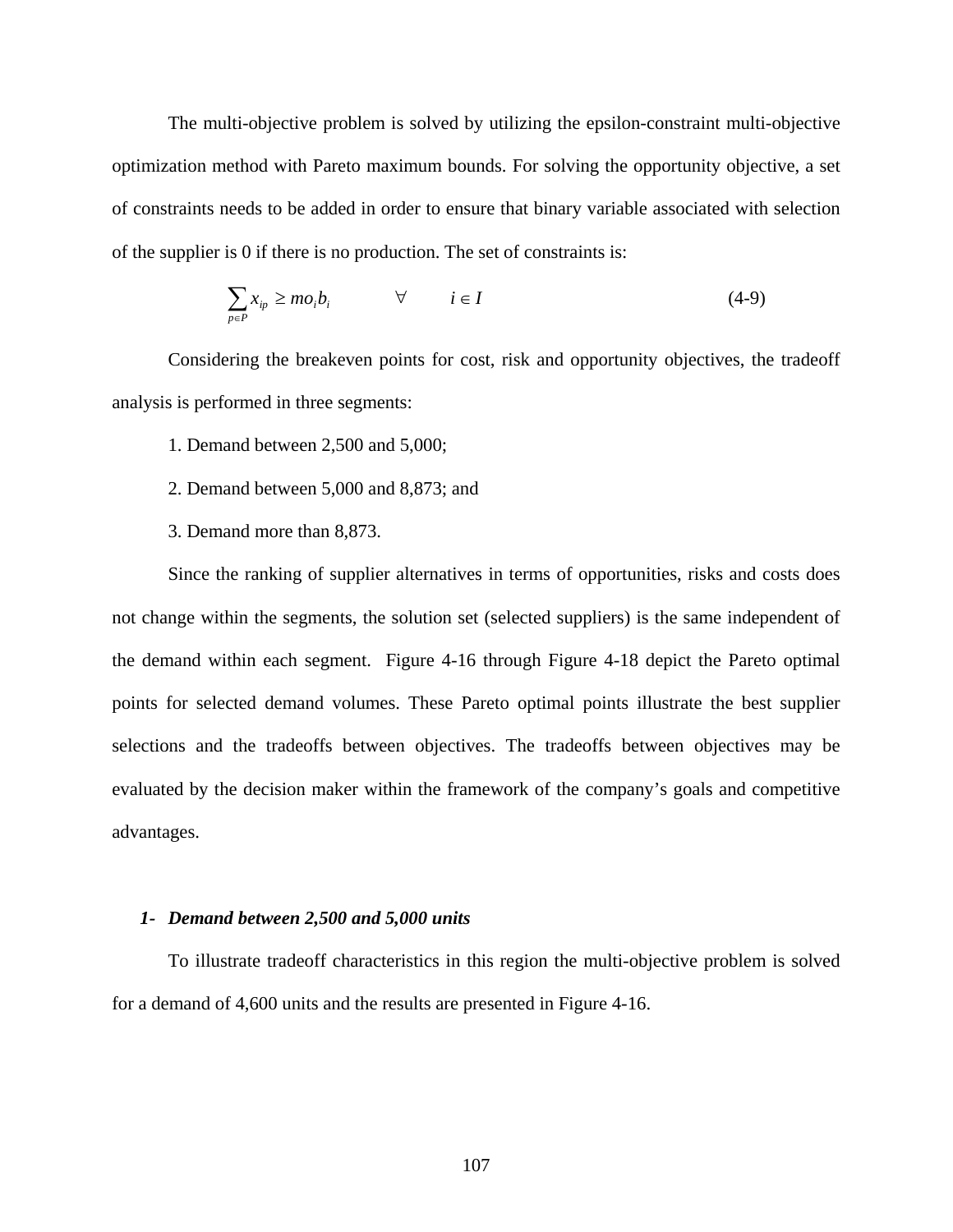The multi-objective problem is solved by utilizing the epsilon-constraint multi-objective optimization method with Pareto maximum bounds. For solving the opportunity objective, a set of constraints needs to be added in order to ensure that binary variable associated with selection of the supplier is 0 if there is no production. The set of constraints is:

$$\sum_{p \in P} x_{ip} \geq mo_i b_i \qquad \forall \qquad i \in I \tag{4-9}$$

Considering the breakeven points for cost, risk and opportunity objectives, the tradeoff analysis is performed in three segments:

1. Demand between 2,500 and 5,000;
2. Demand between 5,000 and 8,873; and
3. Demand more than 8,873.

Since the ranking of supplier alternatives in terms of opportunities, risks and costs does not change within the segments, the solution set (selected suppliers) is the same independent of the demand within each segment. Figure 4-16 through Figure 4-18 depict the Pareto optimal points for selected demand volumes. These Pareto optimal points illustrate the best supplier selections and the tradeoffs between objectives. The tradeoffs between objectives may be evaluated by the decision maker within the framework of the company's goals and competitive advantages.

### *1- Demand between 2,500 and 5,000 units*

To illustrate tradeoff characteristics in this region the multi-objective problem is solved for a demand of 4,600 units and the results are presented in Figure 4-16.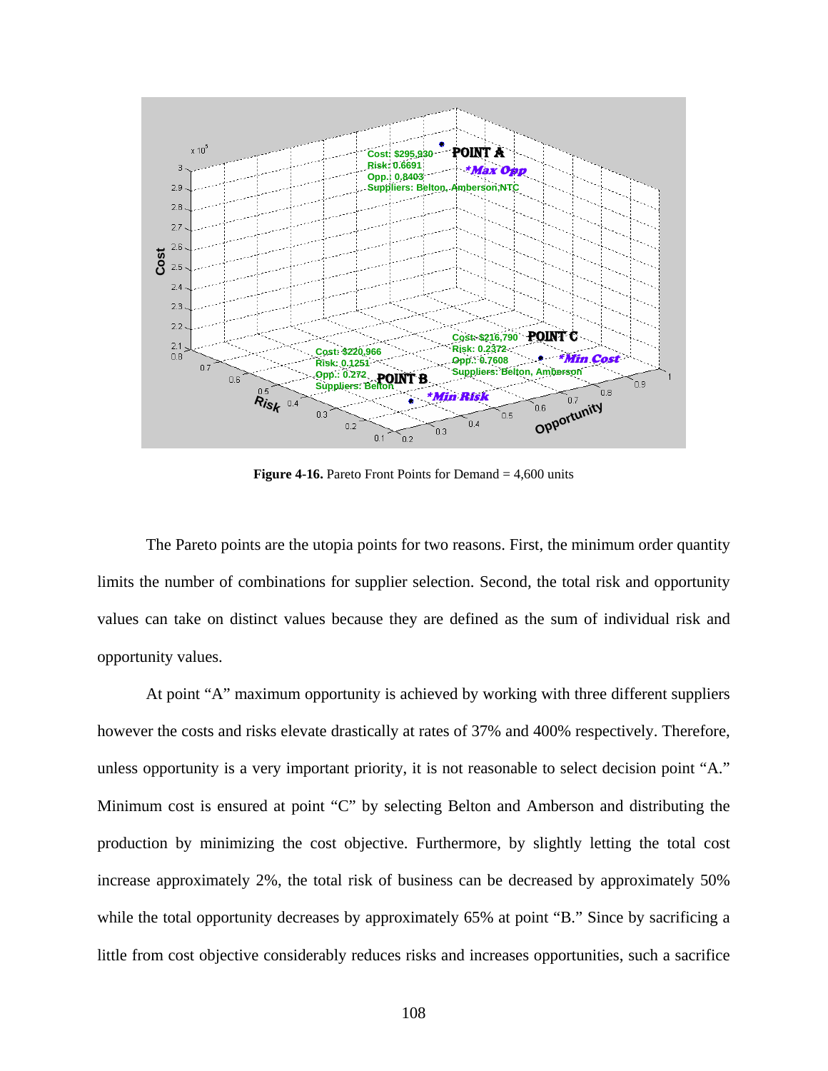**Figure 4-16.** Pareto Front Points for Demand = 4,600 units

The Pareto points are the utopia points for two reasons. First, the minimum order quantity limits the number of combinations for supplier selection. Second, the total risk and opportunity values can take on distinct values because they are defined as the sum of individual risk and opportunity values.

At point "A" maximum opportunity is achieved by working with three different suppliers however the costs and risks elevate drastically at rates of 37% and 400% respectively. Therefore, unless opportunity is a very important priority, it is not reasonable to select decision point "A." Minimum cost is ensured at point "C" by selecting Belton and Amberson and distributing the production by minimizing the cost objective. Furthermore, by slightly letting the total cost increase approximately 2%, the total risk of business can be decreased by approximately 50% while the total opportunity decreases by approximately 65% at point "B." Since by sacrificing a little from cost objective considerably reduces risks and increases opportunities, such a sacrifice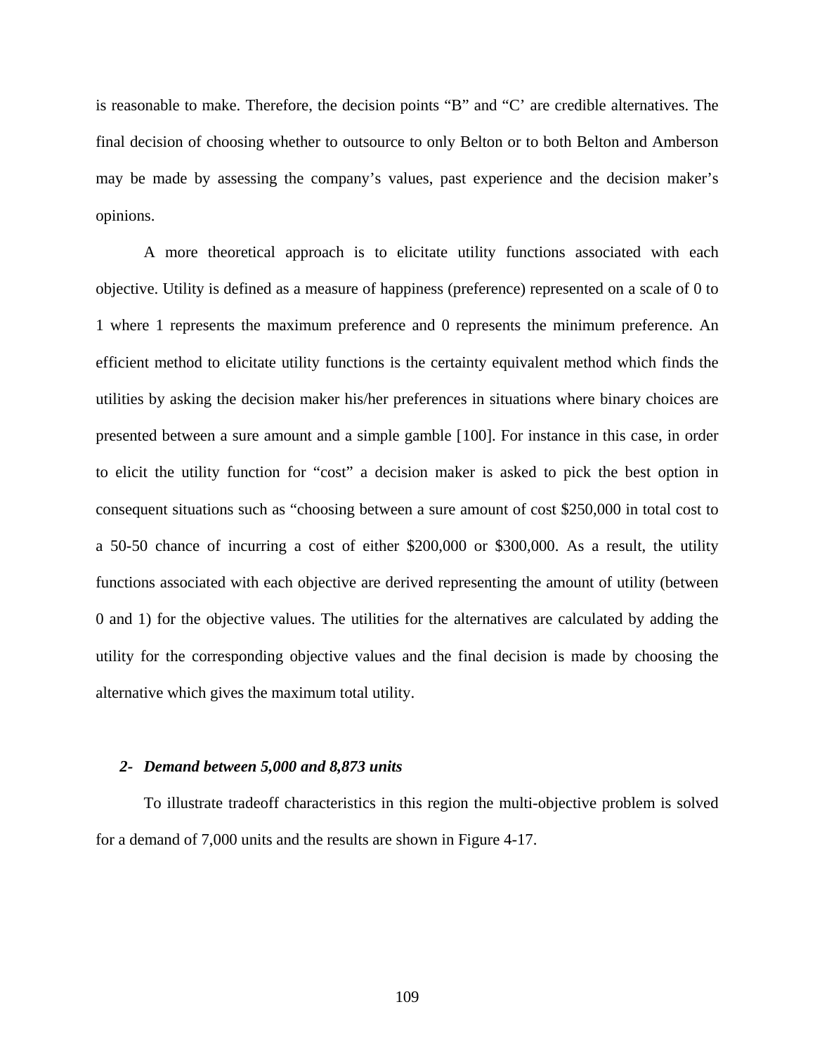is reasonable to make. Therefore, the decision points "B" and "C' are credible alternatives. The final decision of choosing whether to outsource to only Belton or to both Belton and Amberson may be made by assessing the company's values, past experience and the decision maker's opinions.

A more theoretical approach is to elicitate utility functions associated with each objective. Utility is defined as a measure of happiness (preference) represented on a scale of 0 to 1 where 1 represents the maximum preference and 0 represents the minimum preference. An efficient method to elicitate utility functions is the certainty equivalent method which finds the utilities by asking the decision maker his/her preferences in situations where binary choices are presented between a sure amount and a simple gamble [100]. For instance in this case, in order to elicit the utility function for "cost" a decision maker is asked to pick the best option in consequent situations such as "choosing between a sure amount of cost $250,000 in total cost to a 50-50 chance of incurring a cost of either $200,000 or $300,000. As a result, the utility functions associated with each objective are derived representing the amount of utility (between 0 and 1) for the objective values. The utilities for the alternatives are calculated by adding the utility for the corresponding objective values and the final decision is made by choosing the alternative which gives the maximum total utility.

### *2- Demand between 5,000 and 8,873 units*

To illustrate tradeoff characteristics in this region the multi-objective problem is solved for a demand of 7,000 units and the results are shown in Figure 4-17.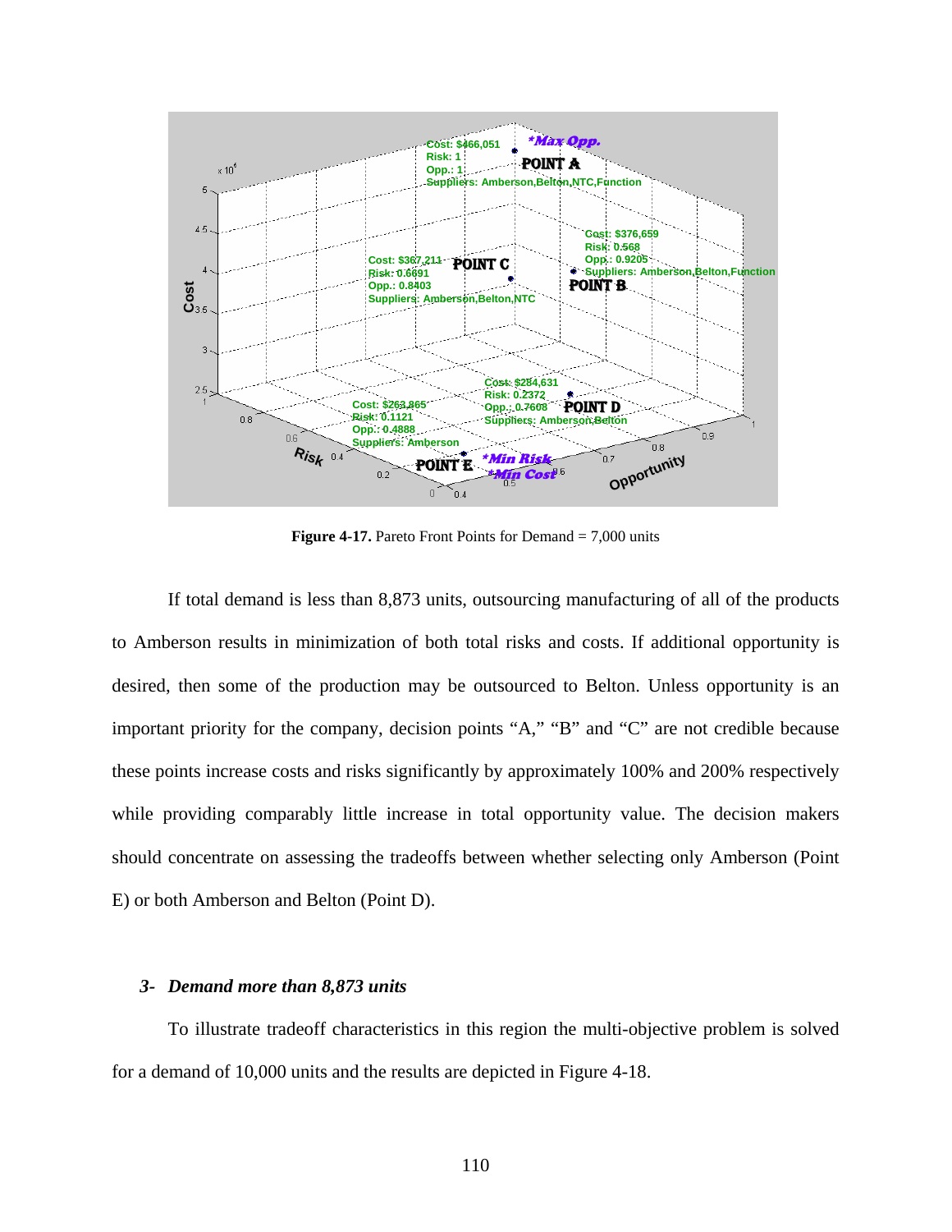**Figure 4-17.** Pareto Front Points for Demand = 7,000 units

If total demand is less than 8,873 units, outsourcing manufacturing of all of the products to Amberson results in minimization of both total risks and costs. If additional opportunity is desired, then some of the production may be outsourced to Belton. Unless opportunity is an important priority for the company, decision points "A," "B" and "C" are not credible because these points increase costs and risks significantly by approximately 100% and 200% respectively while providing comparably little increase in total opportunity value. The decision makers should concentrate on assessing the tradeoffs between whether selecting only Amberson (Point E) or both Amberson and Belton (Point D).

### *3- Demand more than 8,873 units*

To illustrate tradeoff characteristics in this region the multi-objective problem is solved for a demand of 10,000 units and the results are depicted in Figure 4-18.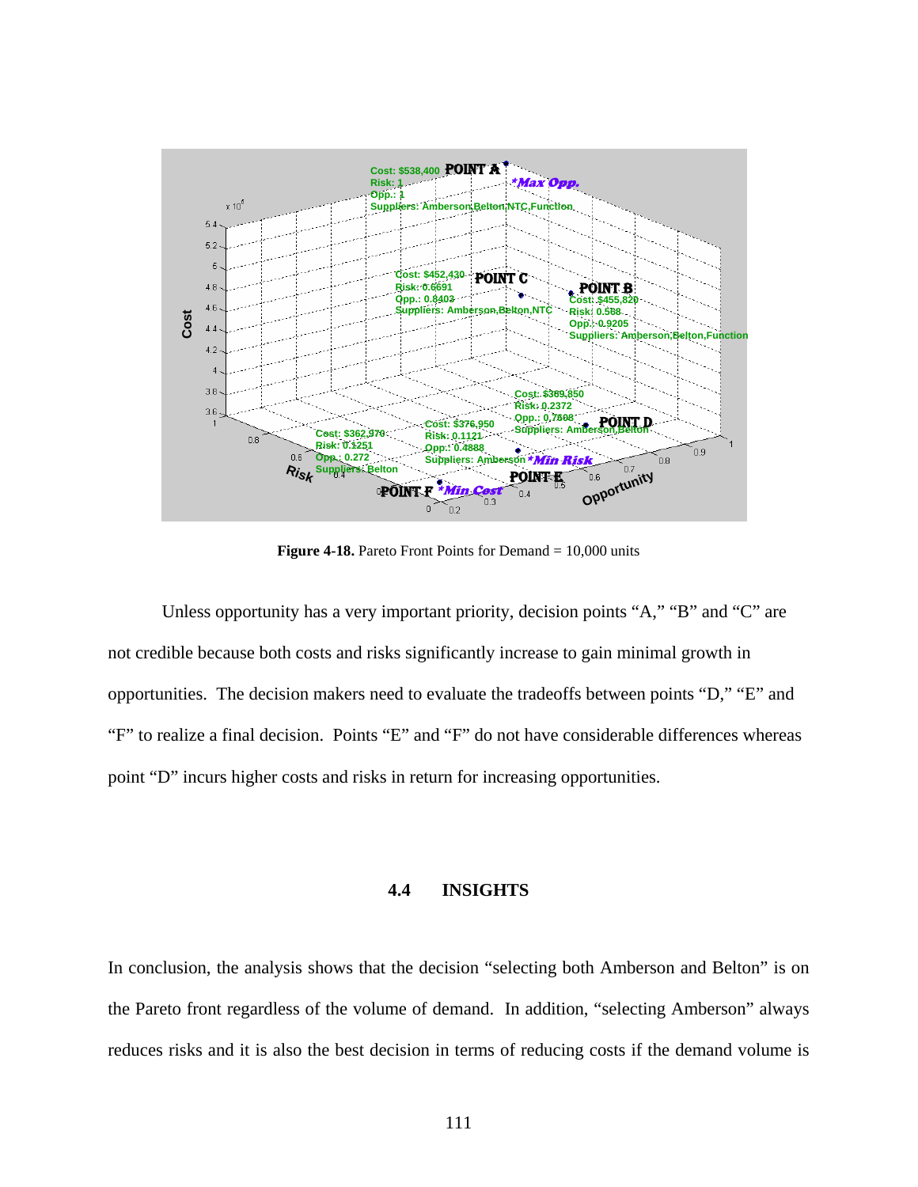**Figure 4-18.** Pareto Front Points for Demand = 10,000 units

Unless opportunity has a very important priority, decision points "A," "B" and "C" are not credible because both costs and risks significantly increase to gain minimal growth in opportunities. The decision makers need to evaluate the tradeoffs between points "D," "E" and "F" to realize a final decision. Points "E" and "F" do not have considerable differences whereas point "D" incurs higher costs and risks in return for increasing opportunities.

### 4.4 INSIGHTS

In conclusion, the analysis shows that the decision "selecting both Amberson and Belton" is on the Pareto front regardless of the volume of demand. In addition, "selecting Amberson" always reduces risks and it is also the best decision in terms of reducing costs if the demand volume is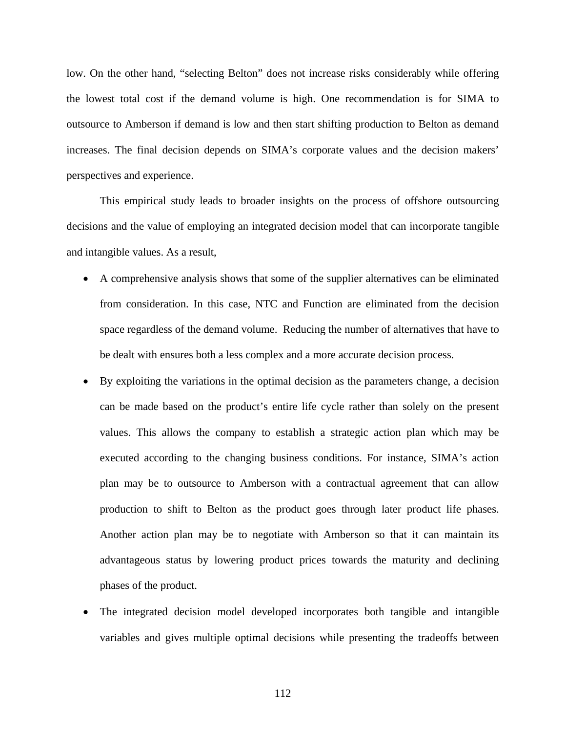low. On the other hand, "selecting Belton" does not increase risks considerably while offering the lowest total cost if the demand volume is high. One recommendation is for SIMA to outsource to Amberson if demand is low and then start shifting production to Belton as demand increases. The final decision depends on SIMA's corporate values and the decision makers' perspectives and experience.

This empirical study leads to broader insights on the process of offshore outsourcing decisions and the value of employing an integrated decision model that can incorporate tangible and intangible values. As a result,

- A comprehensive analysis shows that some of the supplier alternatives can be eliminated from consideration. In this case, NTC and Function are eliminated from the decision space regardless of the demand volume. Reducing the number of alternatives that have to be dealt with ensures both a less complex and a more accurate decision process.
- By exploiting the variations in the optimal decision as the parameters change, a decision can be made based on the product's entire life cycle rather than solely on the present values. This allows the company to establish a strategic action plan which may be executed according to the changing business conditions. For instance, SIMA's action plan may be to outsource to Amberson with a contractual agreement that can allow production to shift to Belton as the product goes through later product life phases. Another action plan may be to negotiate with Amberson so that it can maintain its advantageous status by lowering product prices towards the maturity and declining phases of the product.
- The integrated decision model developed incorporates both tangible and intangible variables and gives multiple optimal decisions while presenting the tradeoffs between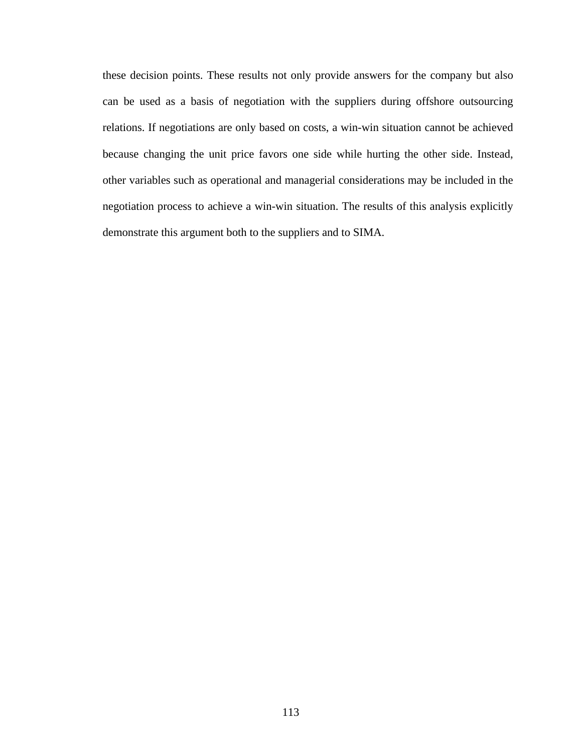these decision points. These results not only provide answers for the company but also can be used as a basis of negotiation with the suppliers during offshore outsourcing relations. If negotiations are only based on costs, a win-win situation cannot be achieved because changing the unit price favors one side while hurting the other side. Instead, other variables such as operational and managerial considerations may be included in the negotiation process to achieve a win-win situation. The results of this analysis explicitly demonstrate this argument both to the suppliers and to SIMA.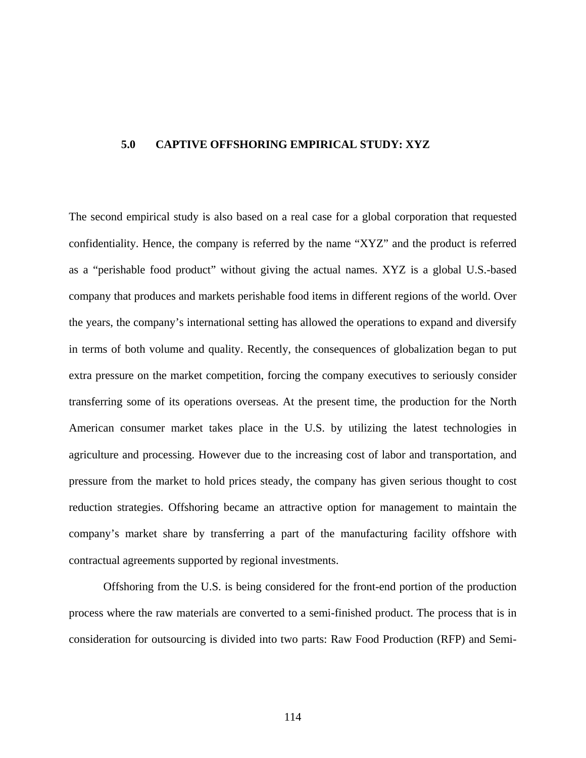# 5.0 CAPTIVE OFFSHORING EMPIRICAL STUDY: XYZ

The second empirical study is also based on a real case for a global corporation that requested confidentiality. Hence, the company is referred by the name "XYZ" and the product is referred as a "perishable food product" without giving the actual names. XYZ is a global U.S.-based company that produces and markets perishable food items in different regions of the world. Over the years, the company's international setting has allowed the operations to expand and diversify in terms of both volume and quality. Recently, the consequences of globalization began to put extra pressure on the market competition, forcing the company executives to seriously consider transferring some of its operations overseas. At the present time, the production for the North American consumer market takes place in the U.S. by utilizing the latest technologies in agriculture and processing. However due to the increasing cost of labor and transportation, and pressure from the market to hold prices steady, the company has given serious thought to cost reduction strategies. Offshoring became an attractive option for management to maintain the company's market share by transferring a part of the manufacturing facility offshore with contractual agreements supported by regional investments.

Offshoring from the U.S. is being considered for the front-end portion of the production process where the raw materials are converted to a semi-finished product. The process that is in consideration for outsourcing is divided into two parts: Raw Food Production (RFP) and Semi-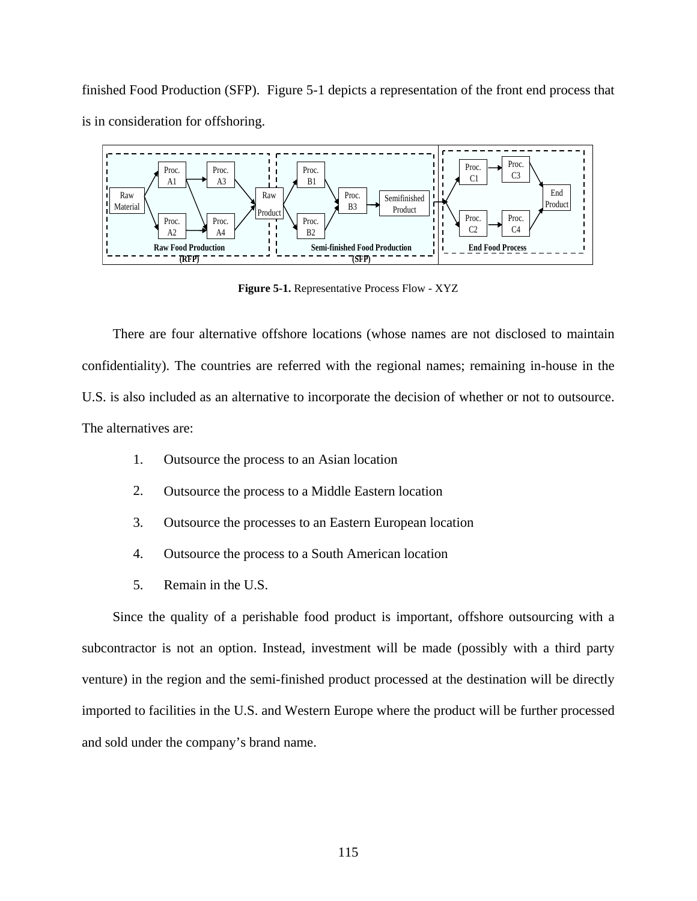finished Food Production (SFP). Figure 5-1 depicts a representation of the front end process that is in consideration for offshoring.

**Figure 5-1.** Representative Process Flow - XYZ

There are four alternative offshore locations (whose names are not disclosed to maintain confidentiality). The countries are referred with the regional names; remaining in-house in the U.S. is also included as an alternative to incorporate the decision of whether or not to outsource. The alternatives are:

1. Outsource the process to an Asian location
2. Outsource the process to a Middle Eastern location
3. Outsource the processes to an Eastern European location
4. Outsource the process to a South American location
5. Remain in the U.S.

Since the quality of a perishable food product is important, offshore outsourcing with a subcontractor is not an option. Instead, investment will be made (possibly with a third party venture) in the region and the semi-finished product processed at the destination will be directly imported to facilities in the U.S. and Western Europe where the product will be further processed and sold under the company's brand name.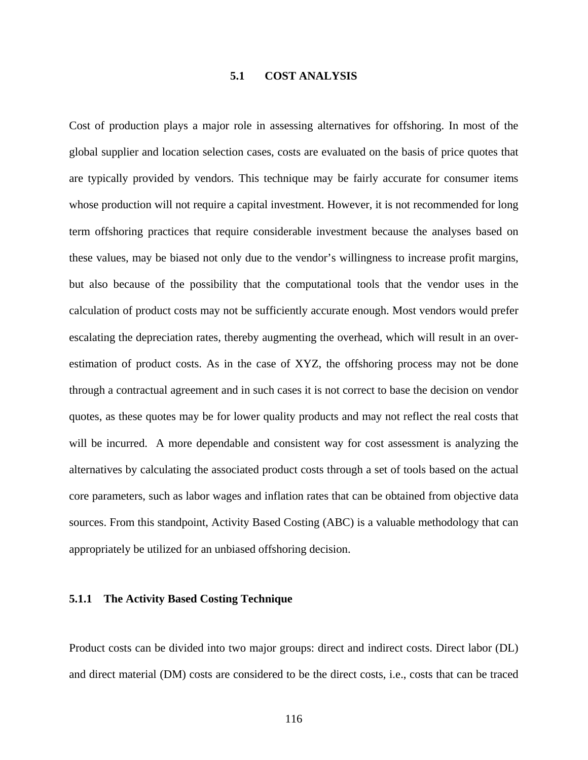## 5.1 COST ANALYSIS

Cost of production plays a major role in assessing alternatives for offshoring. In most of the global supplier and location selection cases, costs are evaluated on the basis of price quotes that are typically provided by vendors. This technique may be fairly accurate for consumer items whose production will not require a capital investment. However, it is not recommended for long term offshoring practices that require considerable investment because the analyses based on these values, may be biased not only due to the vendor's willingness to increase profit margins, but also because of the possibility that the computational tools that the vendor uses in the calculation of product costs may not be sufficiently accurate enough. Most vendors would prefer escalating the depreciation rates, thereby augmenting the overhead, which will result in an over-estimation of product costs. As in the case of XYZ, the offshoring process may not be done through a contractual agreement and in such cases it is not correct to base the decision on vendor quotes, as these quotes may be for lower quality products and may not reflect the real costs that will be incurred. A more dependable and consistent way for cost assessment is analyzing the alternatives by calculating the associated product costs through a set of tools based on the actual core parameters, such as labor wages and inflation rates that can be obtained from objective data sources. From this standpoint, Activity Based Costing (ABC) is a valuable methodology that can appropriately be utilized for an unbiased offshoring decision.

### 5.1.1 The Activity Based Costing Technique

Product costs can be divided into two major groups: direct and indirect costs. Direct labor (DL) and direct material (DM) costs are considered to be the direct costs, i.e., costs that can be traced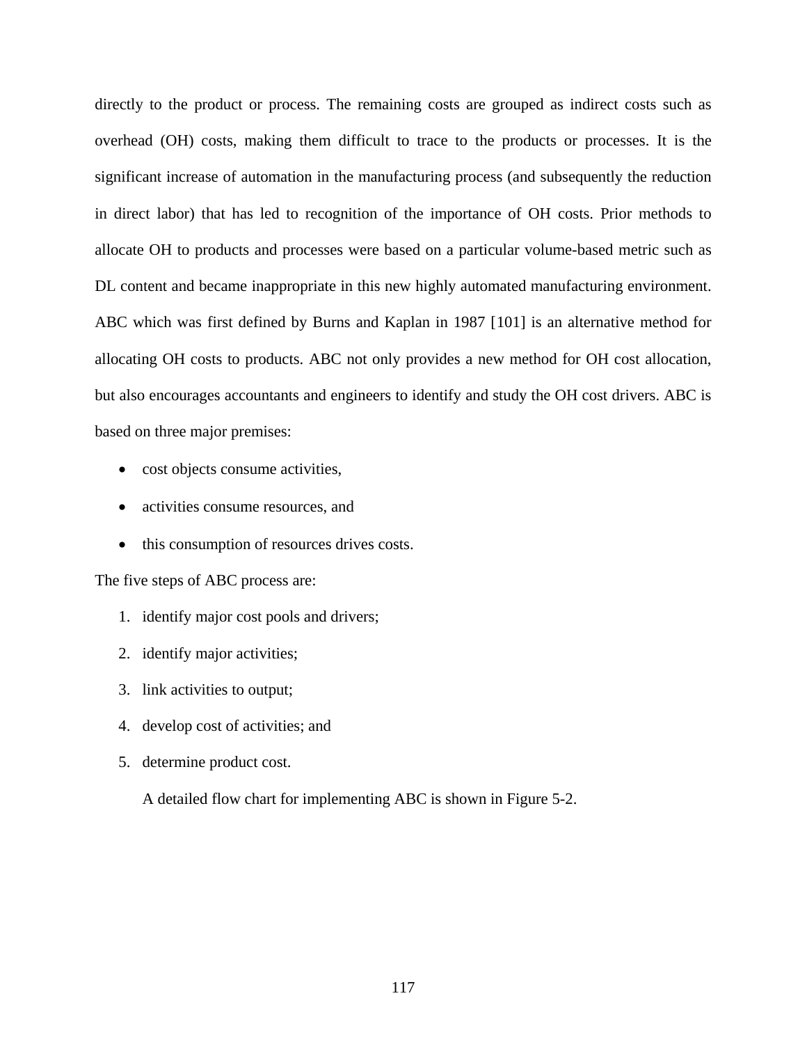directly to the product or process. The remaining costs are grouped as indirect costs such as overhead (OH) costs, making them difficult to trace to the products or processes. It is the significant increase of automation in the manufacturing process (and subsequently the reduction in direct labor) that has led to recognition of the importance of OH costs. Prior methods to allocate OH to products and processes were based on a particular volume-based metric such as DL content and became inappropriate in this new highly automated manufacturing environment. ABC which was first defined by Burns and Kaplan in 1987 [101] is an alternative method for allocating OH costs to products. ABC not only provides a new method for OH cost allocation, but also encourages accountants and engineers to identify and study the OH cost drivers. ABC is based on three major premises:

- cost objects consume activities,
- activities consume resources, and
- this consumption of resources drives costs.

The five steps of ABC process are:

1. identify major cost pools and drivers;
2. identify major activities;
3. link activities to output;
4. develop cost of activities; and
5. determine product cost.

A detailed flow chart for implementing ABC is shown in Figure 5-2.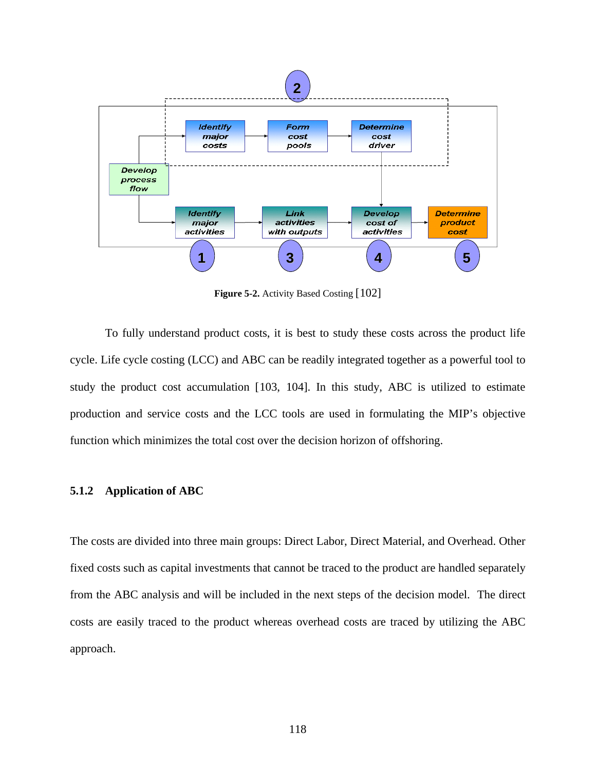**Figure 5-2.** Activity Based Costing [102]

To fully understand product costs, it is best to study these costs across the product life cycle. Life cycle costing (LCC) and ABC can be readily integrated together as a powerful tool to study the product cost accumulation [103, 104]. In this study, ABC is utilized to estimate production and service costs and the LCC tools are used in formulating the MIP's objective function which minimizes the total cost over the decision horizon of offshoring.

### 5.1.2 Application of ABC

The costs are divided into three main groups: Direct Labor, Direct Material, and Overhead. Other fixed costs such as capital investments that cannot be traced to the product are handled separately from the ABC analysis and will be included in the next steps of the decision model. The direct costs are easily traced to the product whereas overhead costs are traced by utilizing the ABC approach.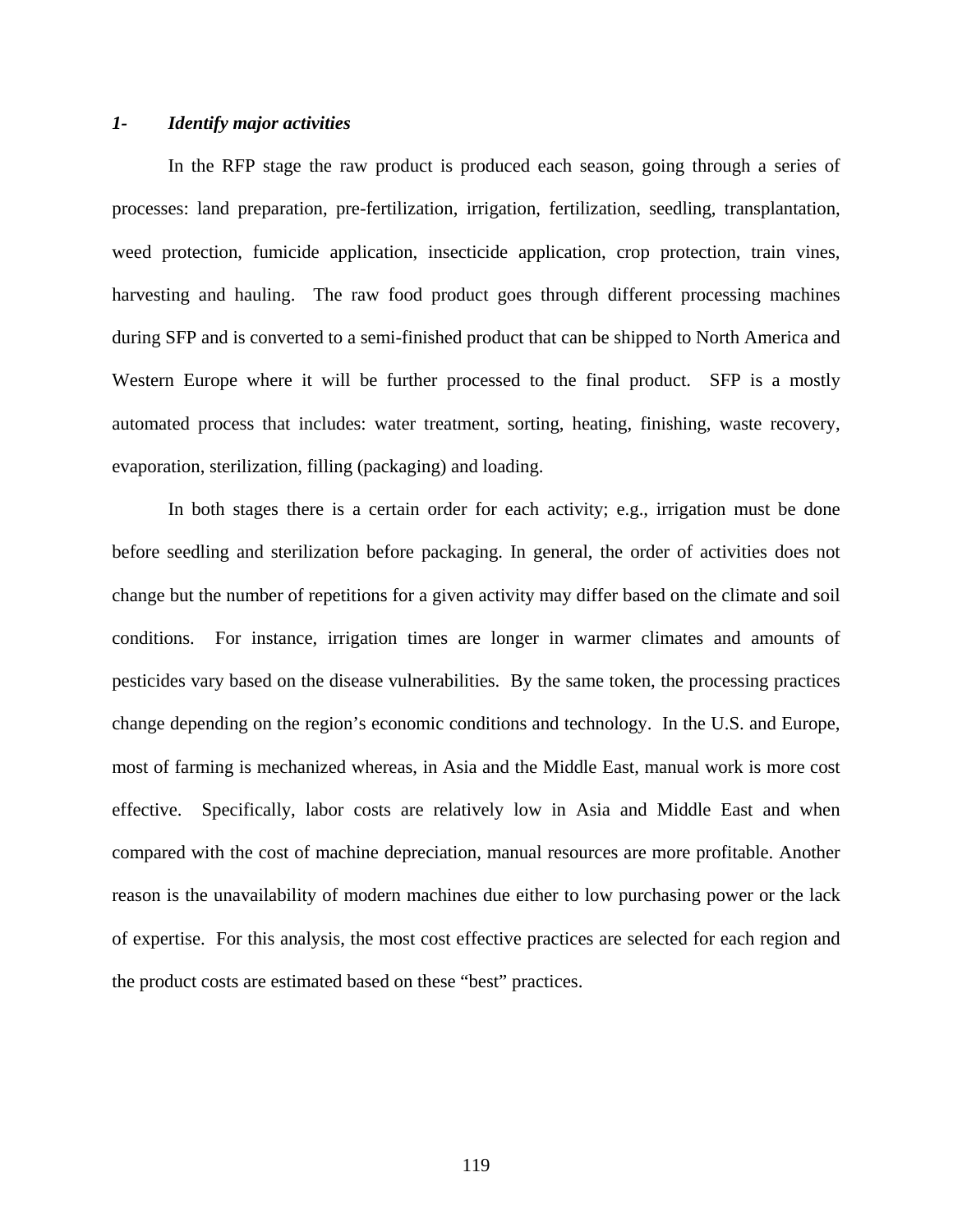### *1- Identify major activities*

In the RFP stage the raw product is produced each season, going through a series of processes: land preparation, pre-fertilization, irrigation, fertilization, seedling, transplantation, weed protection, fumicide application, insecticide application, crop protection, train vines, harvesting and hauling. The raw food product goes through different processing machines during SFP and is converted to a semi-finished product that can be shipped to North America and Western Europe where it will be further processed to the final product. SFP is a mostly automated process that includes: water treatment, sorting, heating, finishing, waste recovery, evaporation, sterilization, filling (packaging) and loading.

In both stages there is a certain order for each activity; e.g., irrigation must be done before seedling and sterilization before packaging. In general, the order of activities does not change but the number of repetitions for a given activity may differ based on the climate and soil conditions. For instance, irrigation times are longer in warmer climates and amounts of pesticides vary based on the disease vulnerabilities. By the same token, the processing practices change depending on the region's economic conditions and technology. In the U.S. and Europe, most of farming is mechanized whereas, in Asia and the Middle East, manual work is more cost effective. Specifically, labor costs are relatively low in Asia and Middle East and when compared with the cost of machine depreciation, manual resources are more profitable. Another reason is the unavailability of modern machines due either to low purchasing power or the lack of expertise. For this analysis, the most cost effective practices are selected for each region and the product costs are estimated based on these "best" practices.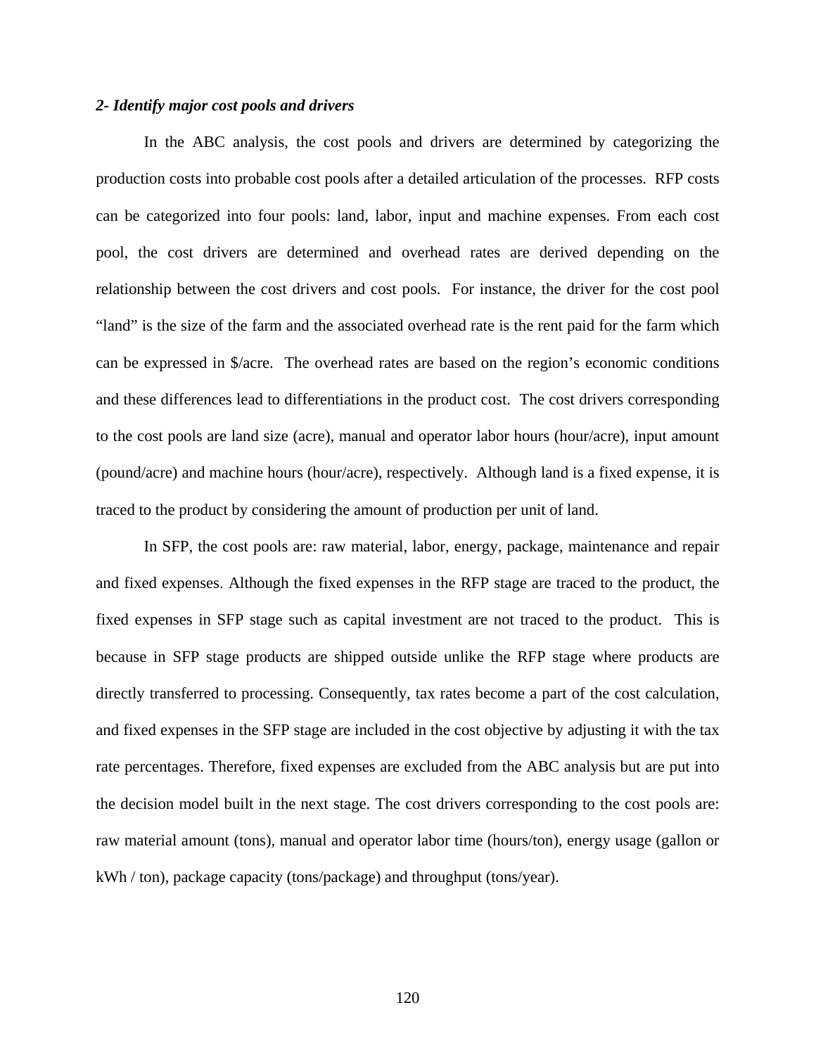***2- Identify major cost pools and drivers***

In the ABC analysis, the cost pools and drivers are determined by categorizing the production costs into probable cost pools after a detailed articulation of the processes. RFP costs can be categorized into four pools: land, labor, input and machine expenses. From each cost pool, the cost drivers are determined and overhead rates are derived depending on the relationship between the cost drivers and cost pools. For instance, the driver for the cost pool "land" is the size of the farm and the associated overhead rate is the rent paid for the farm which can be expressed in $/acre. The overhead rates are based on the region's economic conditions and these differences lead to differentiations in the product cost. The cost drivers corresponding to the cost pools are land size (acre), manual and operator labor hours (hour/acre), input amount (pound/acre) and machine hours (hour/acre), respectively. Although land is a fixed expense, it is traced to the product by considering the amount of production per unit of land.

In SFP, the cost pools are: raw material, labor, energy, package, maintenance and repair and fixed expenses. Although the fixed expenses in the RFP stage are traced to the product, the fixed expenses in SFP stage such as capital investment are not traced to the product. This is because in SFP stage products are shipped outside unlike the RFP stage where products are directly transferred to processing. Consequently, tax rates become a part of the cost calculation, and fixed expenses in the SFP stage are included in the cost objective by adjusting it with the tax rate percentages. Therefore, fixed expenses are excluded from the ABC analysis but are put into the decision model built in the next stage. The cost drivers corresponding to the cost pools are: raw material amount (tons), manual and operator labor time (hours/ton), energy usage (gallon or kWh / ton), package capacity (tons/package) and throughput (tons/year).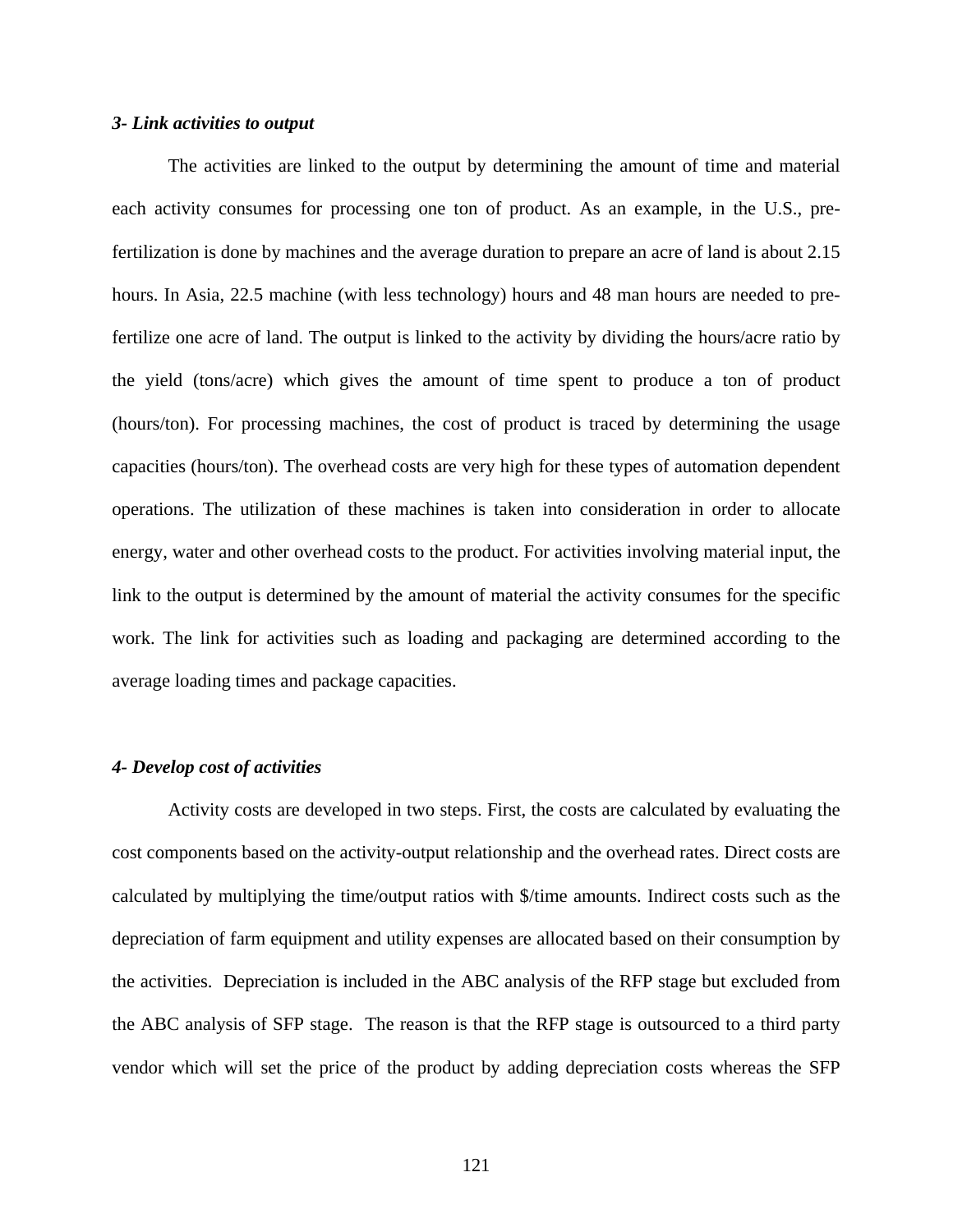***3- Link activities to output***

The activities are linked to the output by determining the amount of time and material each activity consumes for processing one ton of product. As an example, in the U.S., pre-fertilization is done by machines and the average duration to prepare an acre of land is about 2.15 hours. In Asia, 22.5 machine (with less technology) hours and 48 man hours are needed to pre-fertilize one acre of land. The output is linked to the activity by dividing the hours/acre ratio by the yield (tons/acre) which gives the amount of time spent to produce a ton of product (hours/ton). For processing machines, the cost of product is traced by determining the usage capacities (hours/ton). The overhead costs are very high for these types of automation dependent operations. The utilization of these machines is taken into consideration in order to allocate energy, water and other overhead costs to the product. For activities involving material input, the link to the output is determined by the amount of material the activity consumes for the specific work. The link for activities such as loading and packaging are determined according to the average loading times and package capacities.

***4- Develop cost of activities***

Activity costs are developed in two steps. First, the costs are calculated by evaluating the cost components based on the activity-output relationship and the overhead rates. Direct costs are calculated by multiplying the time/output ratios with $/time amounts. Indirect costs such as the depreciation of farm equipment and utility expenses are allocated based on their consumption by the activities. Depreciation is included in the ABC analysis of the RFP stage but excluded from the ABC analysis of SFP stage. The reason is that the RFP stage is outsourced to a third party vendor which will set the price of the product by adding depreciation costs whereas the SFP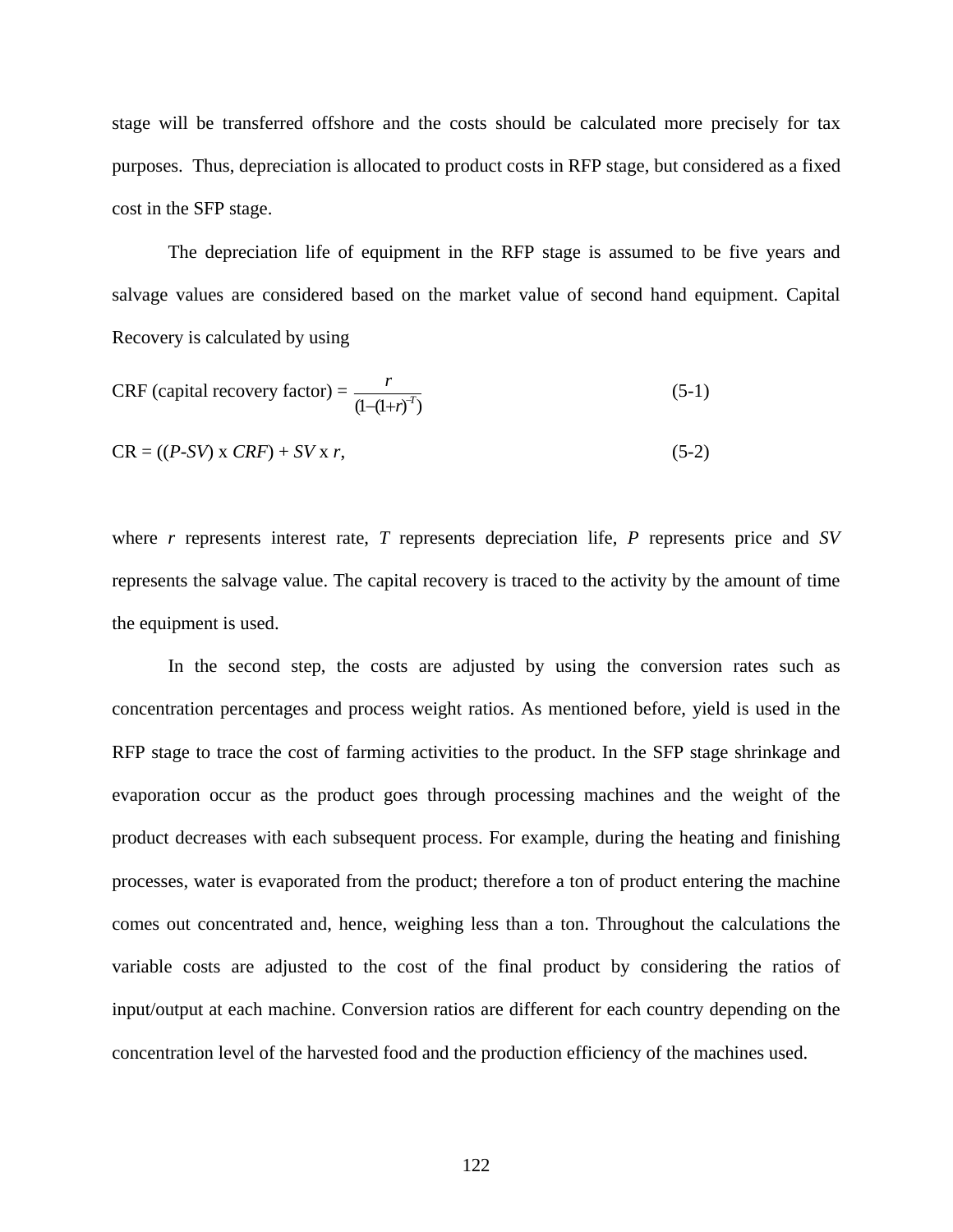stage will be transferred offshore and the costs should be calculated more precisely for tax purposes. Thus, depreciation is allocated to product costs in RFP stage, but considered as a fixed cost in the SFP stage.

The depreciation life of equipment in the RFP stage is assumed to be five years and salvage values are considered based on the market value of second hand equipment. Capital Recovery is calculated by using

$$\text{CRF (capital recovery factor)} = \frac{r}{(1-(1+r)^{-T})} \tag{5-1}$$

$$\text{CR} = ((P-SV) \text{ x } CRF) + SV \text{ x } r, \tag{5-2}$$

where $r$ represents interest rate, $T$ represents depreciation life, $P$ represents price and $SV$ represents the salvage value. The capital recovery is traced to the activity by the amount of time the equipment is used.

In the second step, the costs are adjusted by using the conversion rates such as concentration percentages and process weight ratios. As mentioned before, yield is used in the RFP stage to trace the cost of farming activities to the product. In the SFP stage shrinkage and evaporation occur as the product goes through processing machines and the weight of the product decreases with each subsequent process. For example, during the heating and finishing processes, water is evaporated from the product; therefore a ton of product entering the machine comes out concentrated and, hence, weighing less than a ton. Throughout the calculations the variable costs are adjusted to the cost of the final product by considering the ratios of input/output at each machine. Conversion ratios are different for each country depending on the concentration level of the harvested food and the production efficiency of the machines used.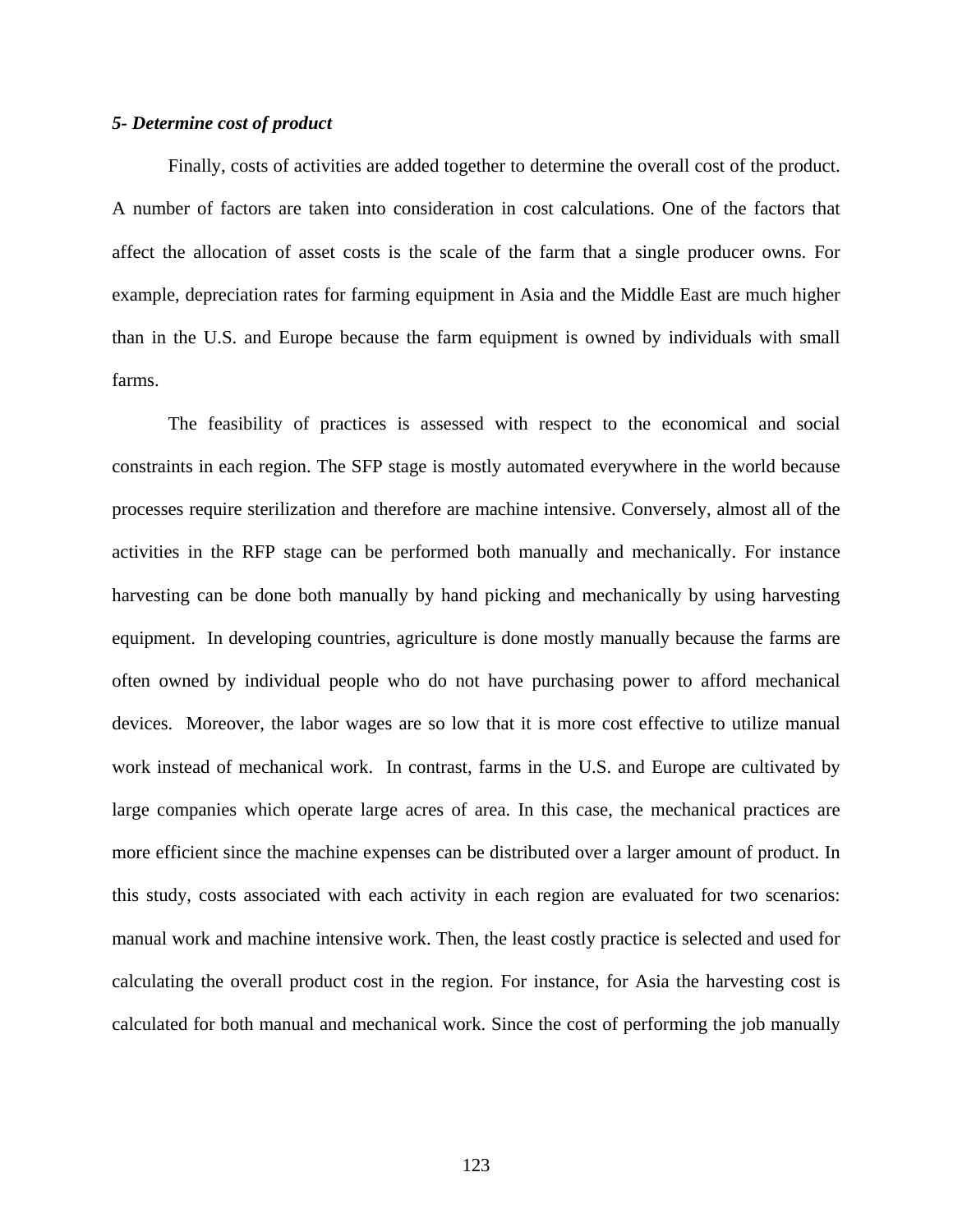***5- Determine cost of product***

Finally, costs of activities are added together to determine the overall cost of the product. A number of factors are taken into consideration in cost calculations. One of the factors that affect the allocation of asset costs is the scale of the farm that a single producer owns. For example, depreciation rates for farming equipment in Asia and the Middle East are much higher than in the U.S. and Europe because the farm equipment is owned by individuals with small farms.

The feasibility of practices is assessed with respect to the economical and social constraints in each region. The SFP stage is mostly automated everywhere in the world because processes require sterilization and therefore are machine intensive. Conversely, almost all of the activities in the RFP stage can be performed both manually and mechanically. For instance harvesting can be done both manually by hand picking and mechanically by using harvesting equipment. In developing countries, agriculture is done mostly manually because the farms are often owned by individual people who do not have purchasing power to afford mechanical devices. Moreover, the labor wages are so low that it is more cost effective to utilize manual work instead of mechanical work. In contrast, farms in the U.S. and Europe are cultivated by large companies which operate large acres of area. In this case, the mechanical practices are more efficient since the machine expenses can be distributed over a larger amount of product. In this study, costs associated with each activity in each region are evaluated for two scenarios: manual work and machine intensive work. Then, the least costly practice is selected and used for calculating the overall product cost in the region. For instance, for Asia the harvesting cost is calculated for both manual and mechanical work. Since the cost of performing the job manually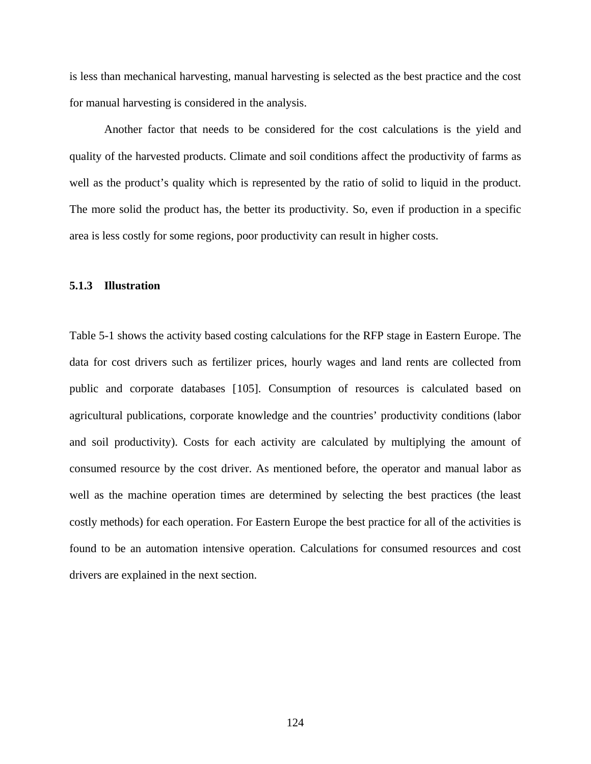is less than mechanical harvesting, manual harvesting is selected as the best practice and the cost for manual harvesting is considered in the analysis.

Another factor that needs to be considered for the cost calculations is the yield and quality of the harvested products. Climate and soil conditions affect the productivity of farms as well as the product's quality which is represented by the ratio of solid to liquid in the product. The more solid the product has, the better its productivity. So, even if production in a specific area is less costly for some regions, poor productivity can result in higher costs.

### 5.1.3 Illustration

Table 5-1 shows the activity based costing calculations for the RFP stage in Eastern Europe. The data for cost drivers such as fertilizer prices, hourly wages and land rents are collected from public and corporate databases [105]. Consumption of resources is calculated based on agricultural publications, corporate knowledge and the countries' productivity conditions (labor and soil productivity). Costs for each activity are calculated by multiplying the amount of consumed resource by the cost driver. As mentioned before, the operator and manual labor as well as the machine operation times are determined by selecting the best practices (the least costly methods) for each operation. For Eastern Europe the best practice for all of the activities is found to be an automation intensive operation. Calculations for consumed resources and cost drivers are explained in the next section.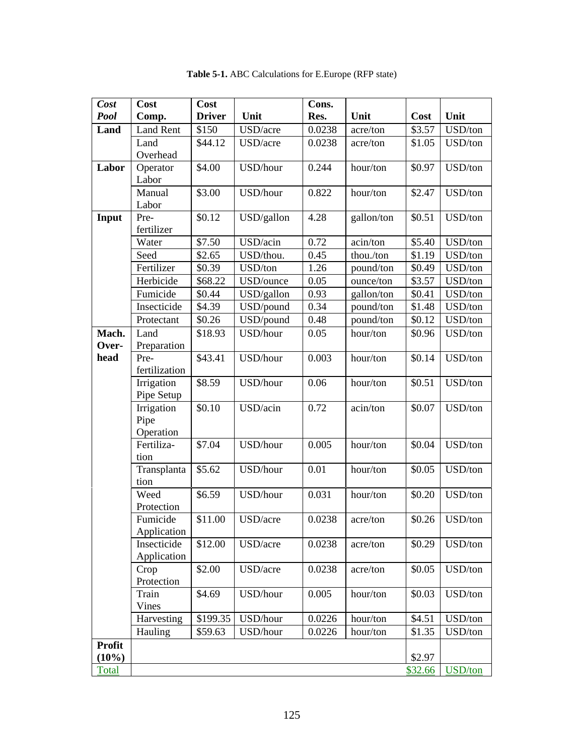**Table 5-1.** ABC Calculations for E.Europe (RFP state)

| *Cost Pool* | Cost Comp. | Cost Driver | Unit | Cons. Res. | Unit | Cost | Unit |
|---|---|---|---|---|---|---|---|
| **Land** | Land Rent | $150 | USD/acre | 0.0238 | acre/ton | $3.57 | USD/ton |
| | Land Overhead | $44.12 | USD/acre | 0.0238 | acre/ton | $1.05 | USD/ton |
| **Labor** | Operator Labor | $4.00 | USD/hour | 0.244 | hour/ton | $0.97 | USD/ton |
| | Manual Labor | $3.00 | USD/hour | 0.822 | hour/ton | $2.47 | USD/ton |
| **Input** | Pre-fertilizer | $0.12 | USD/gallon | 4.28 | gallon/ton | $0.51 | USD/ton |
| | Water | $7.50 | USD/acin | 0.72 | acin/ton | $5.40 | USD/ton |
| | Seed | $2.65 | USD/thou. | 0.45 | thou./ton | $1.19 | USD/ton |
| | Fertilizer | $0.39 | USD/ton | 1.26 | pound/ton | $0.49 | USD/ton |
| | Herbicide | $68.22 | USD/ounce | 0.05 | ounce/ton | $3.57 | USD/ton |
| | Fumicide | $0.44 | USD/gallon | 0.93 | gallon/ton | $0.41 | USD/ton |
| | Insecticide | $4.39 | USD/pound | 0.34 | pound/ton | $1.48 | USD/ton |
| | Protectant | $0.26 | USD/pound | 0.48 | pound/ton | $0.12 | USD/ton |
| **Mach. Over-head** | Land Preparation | $18.93 | USD/hour | 0.05 | hour/ton | $0.96 | USD/ton |
| | Pre-fertilization | $43.41 | USD/hour | 0.003 | hour/ton | $0.14 | USD/ton |
| | Irrigation Pipe Setup | $8.59 | USD/hour | 0.06 | hour/ton | $0.51 | USD/ton |
| | Irrigation Pipe Operation | $0.10 | USD/acin | 0.72 | acin/ton | $0.07 | USD/ton |
| | Fertiliza-tion | $7.04 | USD/hour | 0.005 | hour/ton | $0.04 | USD/ton |
| | Transplantation | $5.62 | USD/hour | 0.01 | hour/ton | $0.05 | USD/ton |
| | Weed Protection | $6.59 | USD/hour | 0.031 | hour/ton | $0.20 | USD/ton |
| | Fumicide Application | $11.00 | USD/acre | 0.0238 | acre/ton | $0.26 | USD/ton |
| | Insecticide Application | $12.00 | USD/acre | 0.0238 | acre/ton | $0.29 | USD/ton |
| | Crop Protection | $2.00 | USD/acre | 0.0238 | acre/ton | $0.05 | USD/ton |
| | Train Vines | $4.69 | USD/hour | 0.005 | hour/ton | $0.03 | USD/ton |
| | Harvesting | $199.35 | USD/hour | 0.0226 | hour/ton | $4.51 | USD/ton |
| | Hauling | $59.63 | USD/hour | 0.0226 | hour/ton | $1.35 | USD/ton |
| **Profit (10%)** | | | | | | $2.97 | |
| Total | | | | | | $32.66 | USD/ton |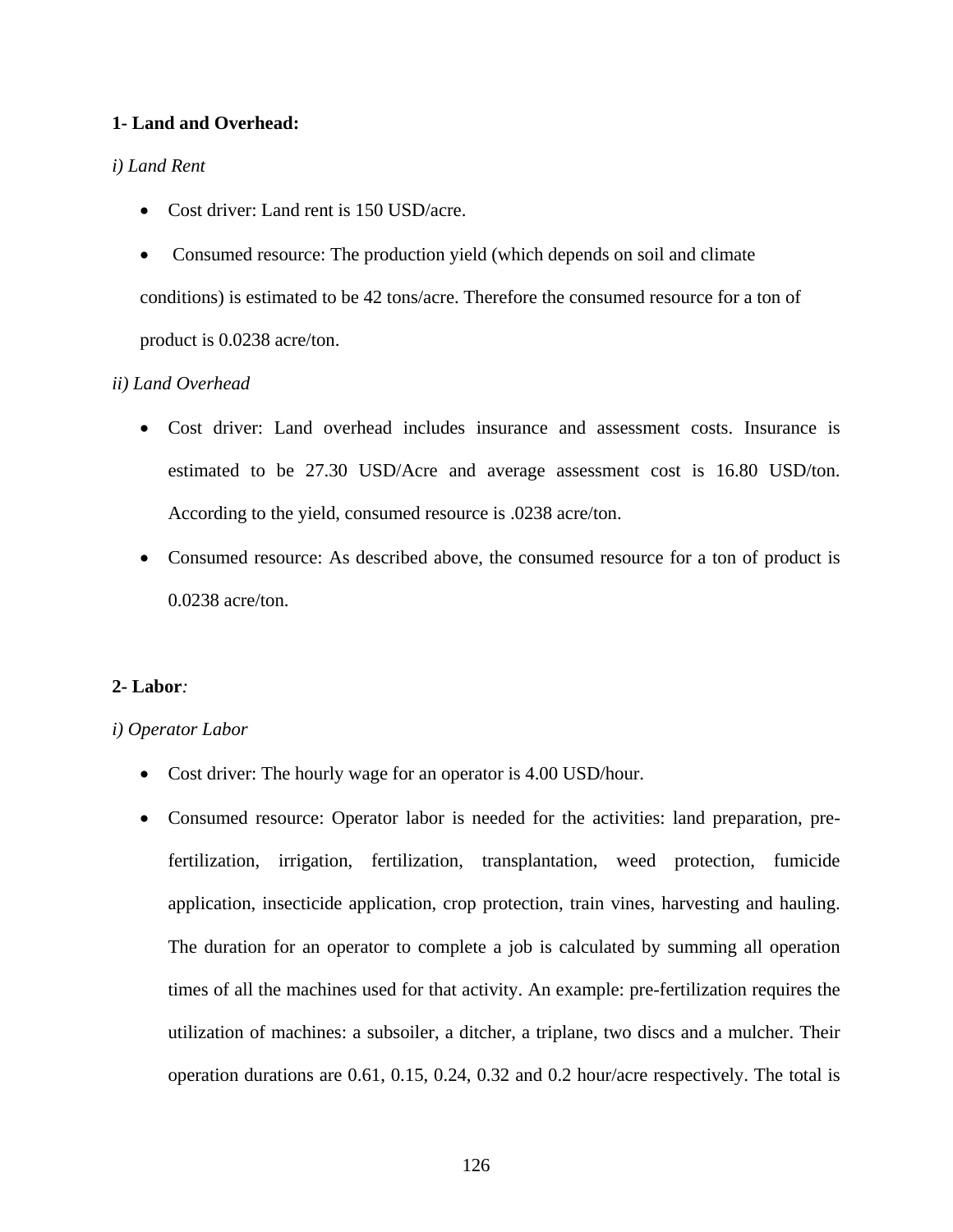**1- Land and Overhead:**

*i) Land Rent*

- Cost driver: Land rent is 150 USD/acre.
- Consumed resource: The production yield (which depends on soil and climate conditions) is estimated to be 42 tons/acre. Therefore the consumed resource for a ton of product is 0.0238 acre/ton.

*ii) Land Overhead*

- Cost driver: Land overhead includes insurance and assessment costs. Insurance is estimated to be 27.30 USD/Acre and average assessment cost is 16.80 USD/ton. According to the yield, consumed resource is .0238 acre/ton.
- Consumed resource: As described above, the consumed resource for a ton of product is 0.0238 acre/ton.

**2- Labor***:*

*i) Operator Labor*

- Cost driver: The hourly wage for an operator is 4.00 USD/hour.
- Consumed resource: Operator labor is needed for the activities: land preparation, pre-fertilization, irrigation, fertilization, transplantation, weed protection, fumicide application, insecticide application, crop protection, train vines, harvesting and hauling. The duration for an operator to complete a job is calculated by summing all operation times of all the machines used for that activity. An example: pre-fertilization requires the utilization of machines: a subsoiler, a ditcher, a triplane, two discs and a mulcher. Their operation durations are 0.61, 0.15, 0.24, 0.32 and 0.2 hour/acre respectively. The total is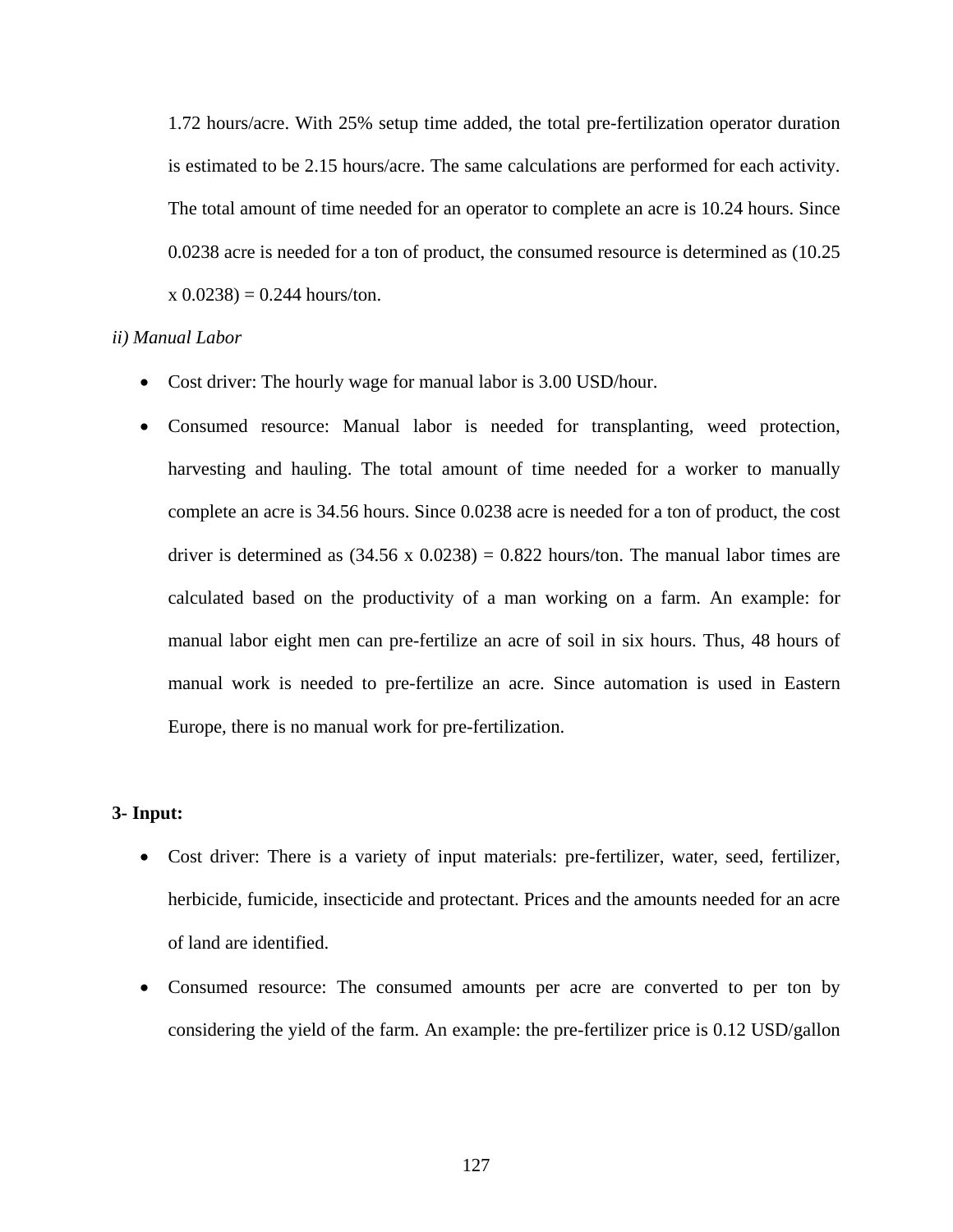1.72 hours/acre. With 25% setup time added, the total pre-fertilization operator duration is estimated to be 2.15 hours/acre. The same calculations are performed for each activity. The total amount of time needed for an operator to complete an acre is 10.24 hours. Since 0.0238 acre is needed for a ton of product, the consumed resource is determined as (10.25 x 0.0238) = 0.244 hours/ton.

*ii) Manual Labor*

- Cost driver: The hourly wage for manual labor is 3.00 USD/hour.
- Consumed resource: Manual labor is needed for transplanting, weed protection, harvesting and hauling. The total amount of time needed for a worker to manually complete an acre is 34.56 hours. Since 0.0238 acre is needed for a ton of product, the cost driver is determined as (34.56 x 0.0238) = 0.822 hours/ton. The manual labor times are calculated based on the productivity of a man working on a farm. An example: for manual labor eight men can pre-fertilize an acre of soil in six hours. Thus, 48 hours of manual work is needed to pre-fertilize an acre. Since automation is used in Eastern Europe, there is no manual work for pre-fertilization.

**3- Input:**

- Cost driver: There is a variety of input materials: pre-fertilizer, water, seed, fertilizer, herbicide, fumicide, insecticide and protectant. Prices and the amounts needed for an acre of land are identified.
- Consumed resource: The consumed amounts per acre are converted to per ton by considering the yield of the farm. An example: the pre-fertilizer price is 0.12 USD/gallon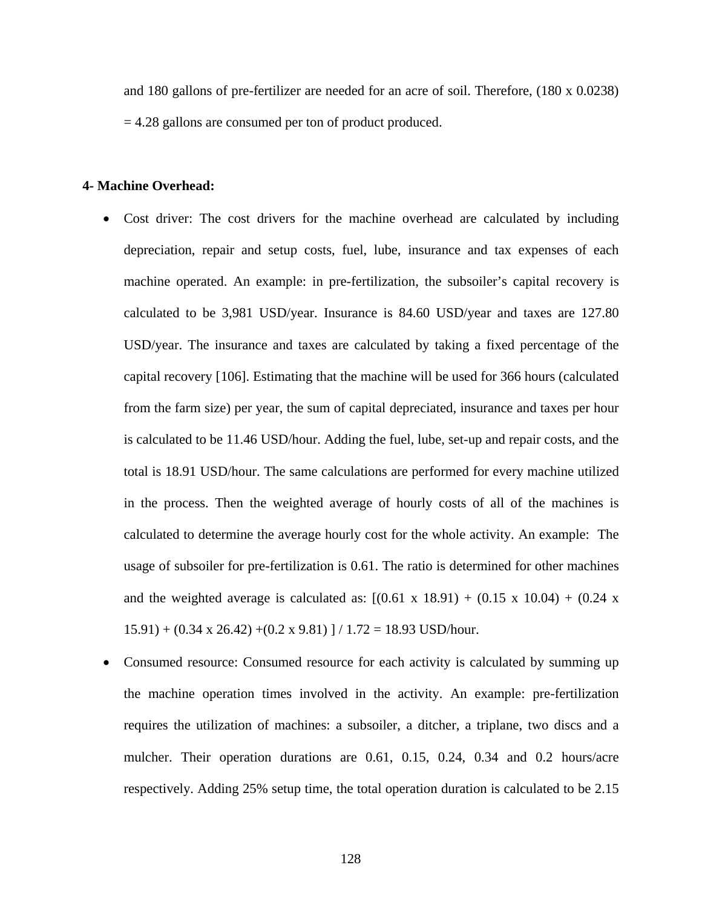and 180 gallons of pre-fertilizer are needed for an acre of soil. Therefore, (180 x 0.0238) = 4.28 gallons are consumed per ton of product produced.

**4- Machine Overhead:**

- Cost driver: The cost drivers for the machine overhead are calculated by including depreciation, repair and setup costs, fuel, lube, insurance and tax expenses of each machine operated. An example: in pre-fertilization, the subsoiler's capital recovery is calculated to be 3,981 USD/year. Insurance is 84.60 USD/year and taxes are 127.80 USD/year. The insurance and taxes are calculated by taking a fixed percentage of the capital recovery [106]. Estimating that the machine will be used for 366 hours (calculated from the farm size) per year, the sum of capital depreciated, insurance and taxes per hour is calculated to be 11.46 USD/hour. Adding the fuel, lube, set-up and repair costs, and the total is 18.91 USD/hour. The same calculations are performed for every machine utilized in the process. Then the weighted average of hourly costs of all of the machines is calculated to determine the average hourly cost for the whole activity. An example: The usage of subsoiler for pre-fertilization is 0.61. The ratio is determined for other machines and the weighted average is calculated as: [(0.61 x 18.91) + (0.15 x 10.04) + (0.24 x 15.91) + (0.34 x 26.42) +(0.2 x 9.81) ] / 1.72 = 18.93 USD/hour.
- Consumed resource: Consumed resource for each activity is calculated by summing up the machine operation times involved in the activity. An example: pre-fertilization requires the utilization of machines: a subsoiler, a ditcher, a triplane, two discs and a mulcher. Their operation durations are 0.61, 0.15, 0.24, 0.34 and 0.2 hours/acre respectively. Adding 25% setup time, the total operation duration is calculated to be 2.15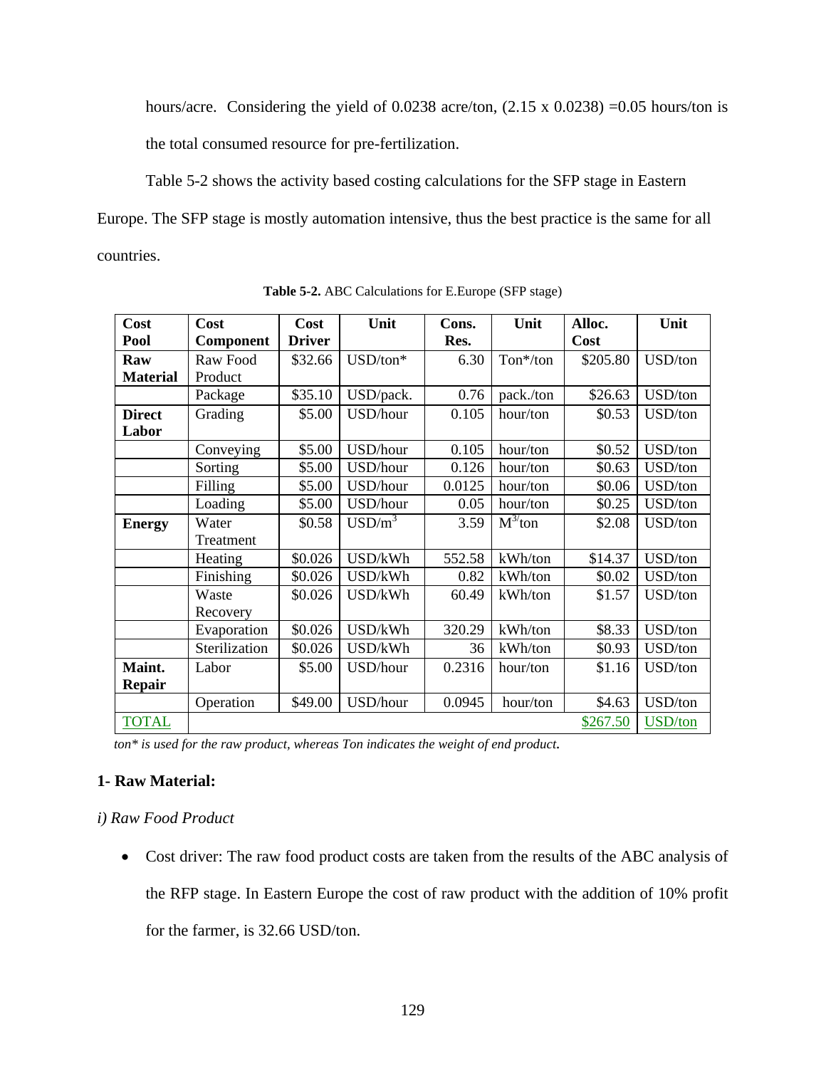hours/acre. Considering the yield of 0.0238 acre/ton, (2.15 x 0.0238) =0.05 hours/ton is the total consumed resource for pre-fertilization.

Table 5-2 shows the activity based costing calculations for the SFP stage in Eastern Europe. The SFP stage is mostly automation intensive, thus the best practice is the same for all countries.

**Table 5-2.** ABC Calculations for E.Europe (SFP stage)

| Cost Pool | Cost Component | Cost Driver | Unit | Cons. Res. | Unit | Alloc. Cost | Unit |
|---|---|---|---|---|---|---|---|
| **Raw Material** | Raw Food Product | $32.66 | USD/ton* | 6.30 | Ton*/ton | $205.80 | USD/ton |
| | Package | $35.10 | USD/pack. | 0.76 | pack./ton | $26.63 | USD/ton |
| **Direct Labor** | Grading | $5.00 | USD/hour | 0.105 | hour/ton | $0.53 | USD/ton |
| | Conveying | $5.00 | USD/hour | 0.105 | hour/ton | $0.52 | USD/ton |
| | Sorting | $5.00 | USD/hour | 0.126 | hour/ton | $0.63 | USD/ton |
| | Filling | $5.00 | USD/hour | 0.0125 | hour/ton | $0.06 | USD/ton |
| | Loading | $5.00 | USD/hour | 0.05 | hour/ton | $0.25 | USD/ton |
| **Energy** | Water Treatment | $0.58 | USD/m$^3$ | 3.59 | M$^{3/}$ton | $2.08 | USD/ton |
| | Heating | $0.026 | USD/kWh | 552.58 | kWh/ton | $14.37 | USD/ton |
| | Finishing | $0.026 | USD/kWh | 0.82 | kWh/ton | $0.02 | USD/ton |
| | Waste Recovery | $0.026 | USD/kWh | 60.49 | kWh/ton | $1.57 | USD/ton |
| | Evaporation | $0.026 | USD/kWh | 320.29 | kWh/ton | $8.33 | USD/ton |
| | Sterilization | $0.026 | USD/kWh | 36 | kWh/ton | $0.93 | USD/ton |
| **Maint. Repair** | Labor | $5.00 | USD/hour | 0.2316 | hour/ton | $1.16 | USD/ton |
| | Operation | $49.00 | USD/hour | 0.0945 | hour/ton | $4.63 | USD/ton |
| TOTAL | | | | | | $267.50 | USD/ton |

*ton\* is used for the raw product, whereas Ton indicates the weight of end product.*

**1- Raw Material:**

*i) Raw Food Product*

- Cost driver: The raw food product costs are taken from the results of the ABC analysis of the RFP stage. In Eastern Europe the cost of raw product with the addition of 10% profit for the farmer, is 32.66 USD/ton.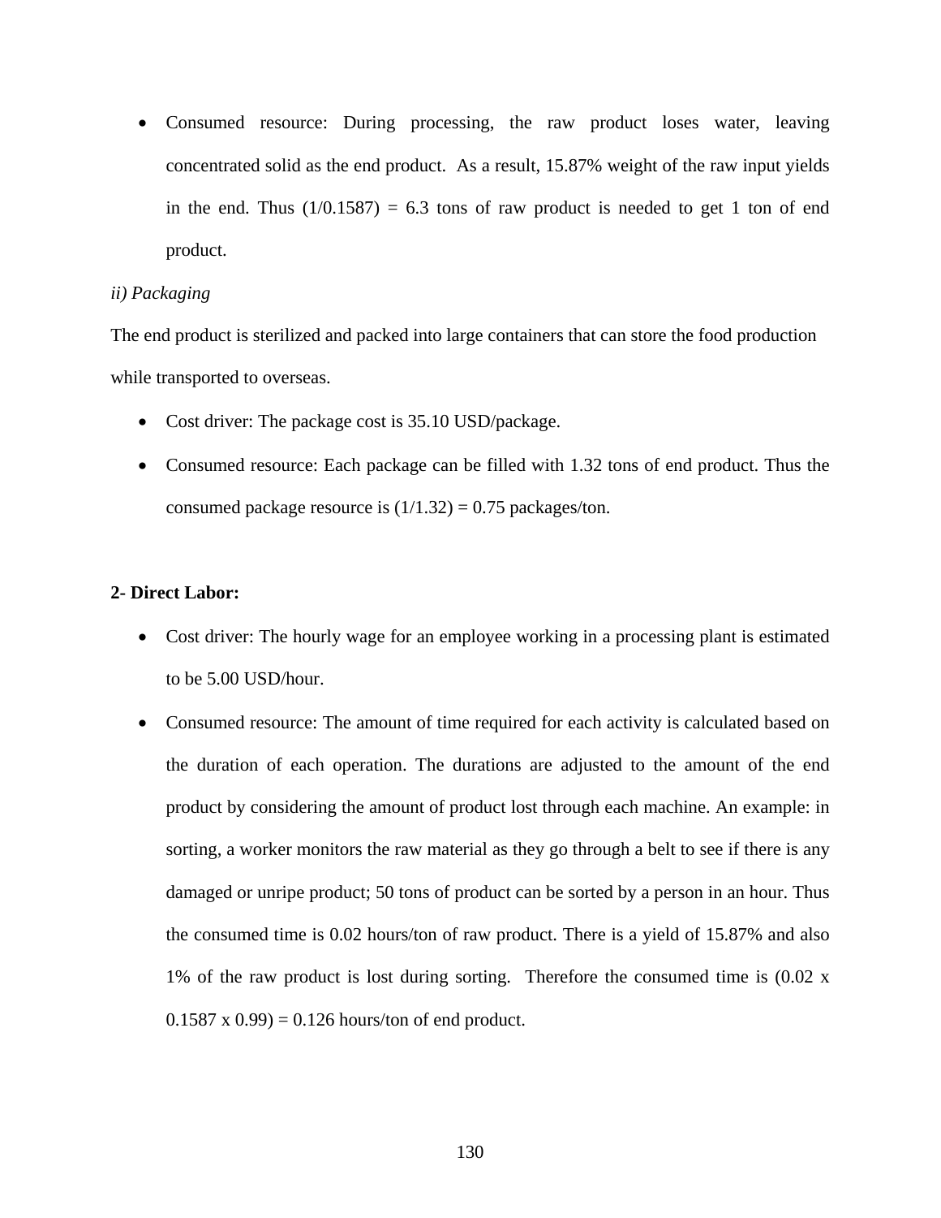- Consumed resource: During processing, the raw product loses water, leaving concentrated solid as the end product. As a result, 15.87% weight of the raw input yields in the end. Thus (1/0.1587) = 6.3 tons of raw product is needed to get 1 ton of end product.

*ii) Packaging*

The end product is sterilized and packed into large containers that can store the food production while transported to overseas.

- Cost driver: The package cost is 35.10 USD/package.
- Consumed resource: Each package can be filled with 1.32 tons of end product. Thus the consumed package resource is (1/1.32) = 0.75 packages/ton.

**2- Direct Labor:**

- Cost driver: The hourly wage for an employee working in a processing plant is estimated to be 5.00 USD/hour.
- Consumed resource: The amount of time required for each activity is calculated based on the duration of each operation. The durations are adjusted to the amount of the end product by considering the amount of product lost through each machine. An example: in sorting, a worker monitors the raw material as they go through a belt to see if there is any damaged or unripe product; 50 tons of product can be sorted by a person in an hour. Thus the consumed time is 0.02 hours/ton of raw product. There is a yield of 15.87% and also 1% of the raw product is lost during sorting. Therefore the consumed time is (0.02 x 0.1587 x 0.99) = 0.126 hours/ton of end product.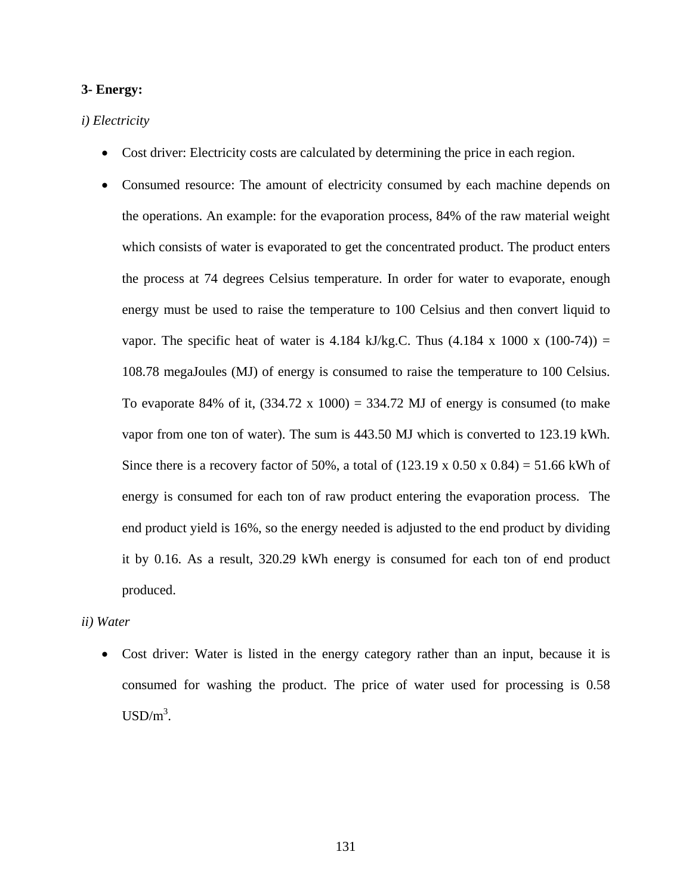**3- Energy:**

*i) Electricity*

- Cost driver: Electricity costs are calculated by determining the price in each region.
- Consumed resource: The amount of electricity consumed by each machine depends on the operations. An example: for the evaporation process, 84% of the raw material weight which consists of water is evaporated to get the concentrated product. The product enters the process at 74 degrees Celsius temperature. In order for water to evaporate, enough energy must be used to raise the temperature to 100 Celsius and then convert liquid to vapor. The specific heat of water is 4.184 kJ/kg.C. Thus (4.184 x 1000 x (100-74)) = 108.78 megaJoules (MJ) of energy is consumed to raise the temperature to 100 Celsius. To evaporate 84% of it, (334.72 x 1000) = 334.72 MJ of energy is consumed (to make vapor from one ton of water). The sum is 443.50 MJ which is converted to 123.19 kWh. Since there is a recovery factor of 50%, a total of (123.19 x 0.50 x 0.84) = 51.66 kWh of energy is consumed for each ton of raw product entering the evaporation process. The end product yield is 16%, so the energy needed is adjusted to the end product by dividing it by 0.16. As a result, 320.29 kWh energy is consumed for each ton of end product produced.

*ii) Water*

- Cost driver: Water is listed in the energy category rather than an input, because it is consumed for washing the product. The price of water used for processing is 0.58 USD/$m^3$.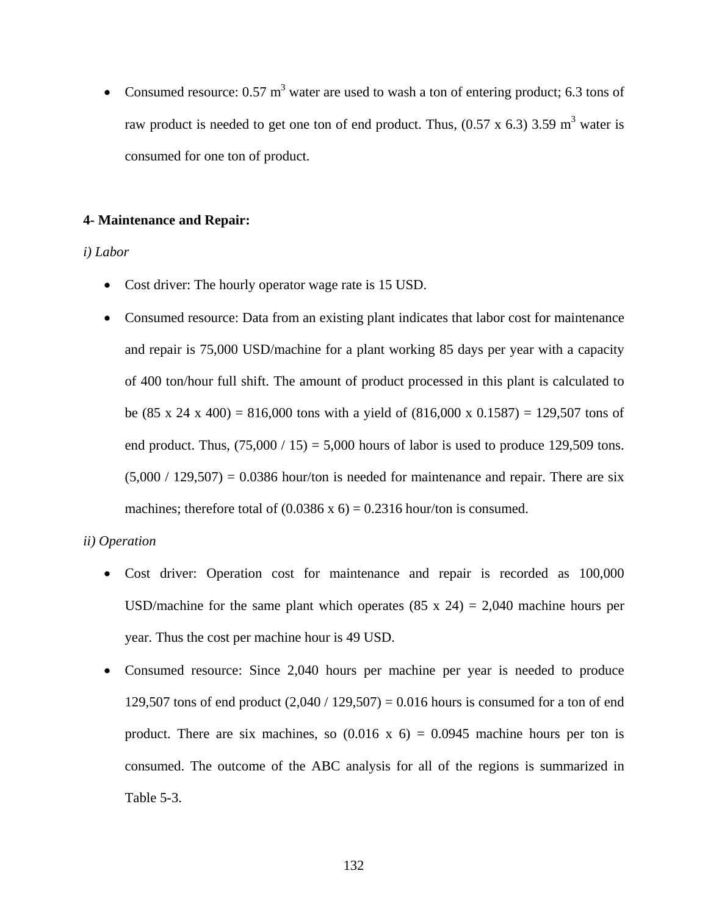- Consumed resource: 0.57 $m^3$ water are used to wash a ton of entering product; 6.3 tons of raw product is needed to get one ton of end product. Thus, (0.57 x 6.3) 3.59 $m^3$ water is consumed for one ton of product.

**4- Maintenance and Repair:**

*i) Labor*

- Cost driver: The hourly operator wage rate is 15 USD.
- Consumed resource: Data from an existing plant indicates that labor cost for maintenance and repair is 75,000 USD/machine for a plant working 85 days per year with a capacity of 400 ton/hour full shift. The amount of product processed in this plant is calculated to be (85 x 24 x 400) = 816,000 tons with a yield of (816,000 x 0.1587) = 129,507 tons of end product. Thus, (75,000 / 15) = 5,000 hours of labor is used to produce 129,509 tons. (5,000 / 129,507) = 0.0386 hour/ton is needed for maintenance and repair. There are six machines; therefore total of (0.0386 x 6) = 0.2316 hour/ton is consumed.

*ii) Operation*

- Cost driver: Operation cost for maintenance and repair is recorded as 100,000 USD/machine for the same plant which operates (85 x 24) = 2,040 machine hours per year. Thus the cost per machine hour is 49 USD.
- Consumed resource: Since 2,040 hours per machine per year is needed to produce 129,507 tons of end product (2,040 / 129,507) = 0.016 hours is consumed for a ton of end product. There are six machines, so (0.016 x 6) = 0.0945 machine hours per ton is consumed. The outcome of the ABC analysis for all of the regions is summarized in Table 5-3.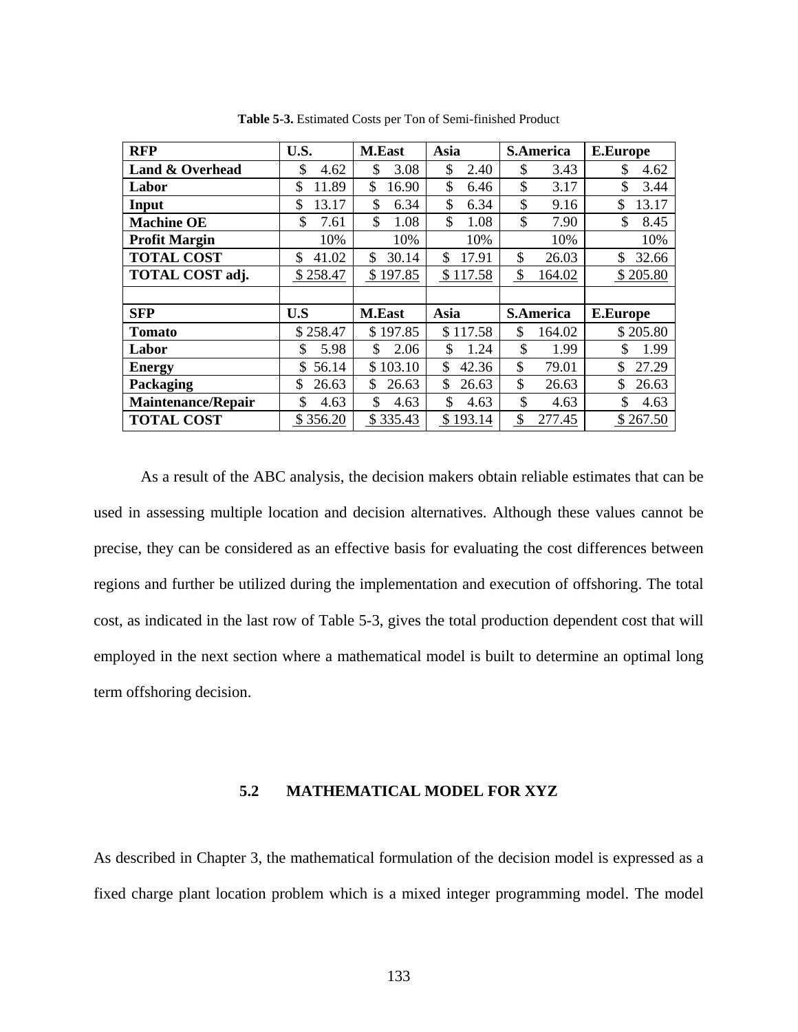**Table 5-3.** Estimated Costs per Ton of Semi-finished Product

| RFP | U.S. | M.East | Asia | S.America | E.Europe |
|---|---|---|---|---|---|
| **Land & Overhead** | $ 4.62 | $ 3.08 | $ 2.40 | $ 3.43 | $ 4.62 |
| **Labor** | $ 11.89 | $ 16.90 | $ 6.46 | $ 3.17 | $ 3.44 |
| **Input** | $ 13.17 | $ 6.34 | $ 6.34 | $ 9.16 | $ 13.17 |
| **Machine OE** | $ 7.61 | $ 1.08 | $ 1.08 | $ 7.90 | $ 8.45 |
| **Profit Margin** | 10% | 10% | 10% | 10% | 10% |
| **TOTAL COST** | $ 41.02 | $ 30.14 | $ 17.91 | $ 26.03 | $ 32.66 |
| **TOTAL COST adj.** | $ 258.47 | $ 197.85 | $ 117.58 | $ 164.02 | $ 205.80 |
| | | | | | |
| **SFP** | **U.S** | **M.East** | **Asia** | **S.America** | **E.Europe** |
| **Tomato** | $ 258.47 | $ 197.85 | $ 117.58 | $ 164.02 | $ 205.80 |
| **Labor** | $ 5.98 | $ 2.06 | $ 1.24 | $ 1.99 | $ 1.99 |
| **Energy** | $ 56.14 | $ 103.10 | $ 42.36 | $ 79.01 | $ 27.29 |
| **Packaging** | $ 26.63 | $ 26.63 | $ 26.63 | $ 26.63 | $ 26.63 |
| **Maintenance/Repair** | $ 4.63 | $ 4.63 | $ 4.63 | $ 4.63 | $ 4.63 |
| **TOTAL COST** | $ 356.20 | $ 335.43 | $ 193.14 | $ 277.45 | $ 267.50 |

As a result of the ABC analysis, the decision makers obtain reliable estimates that can be used in assessing multiple location and decision alternatives. Although these values cannot be precise, they can be considered as an effective basis for evaluating the cost differences between regions and further be utilized during the implementation and execution of offshoring. The total cost, as indicated in the last row of Table 5-3, gives the total production dependent cost that will employed in the next section where a mathematical model is built to determine an optimal long term offshoring decision.

## 5.2 MATHEMATICAL MODEL FOR XYZ

As described in Chapter 3, the mathematical formulation of the decision model is expressed as a fixed charge plant location problem which is a mixed integer programming model. The model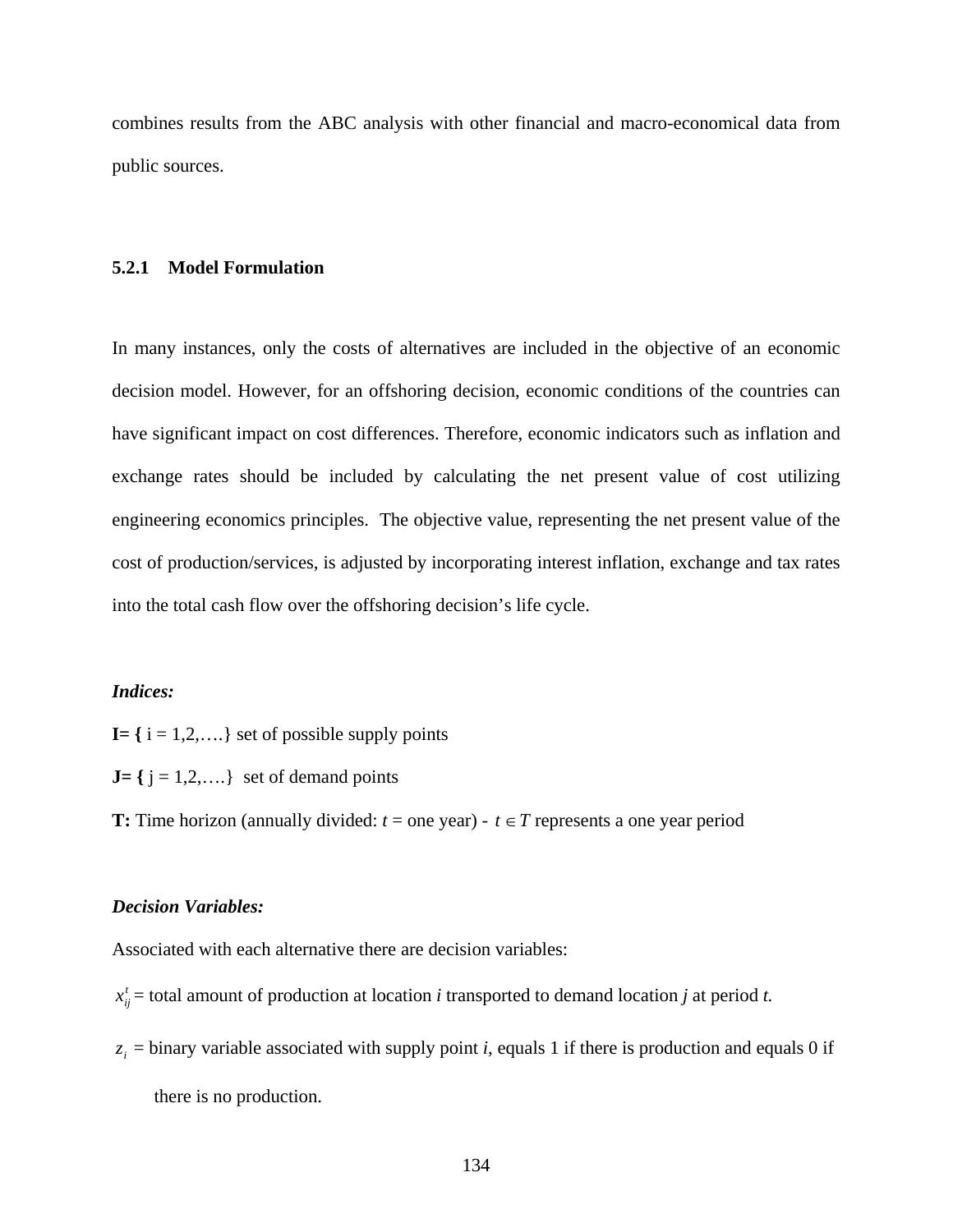combines results from the ABC analysis with other financial and macro-economical data from public sources.

### 5.2.1 Model Formulation

In many instances, only the costs of alternatives are included in the objective of an economic decision model. However, for an offshoring decision, economic conditions of the countries can have significant impact on cost differences. Therefore, economic indicators such as inflation and exchange rates should be included by calculating the net present value of cost utilizing engineering economics principles. The objective value, representing the net present value of the cost of production/services, is adjusted by incorporating interest inflation, exchange and tax rates into the total cash flow over the offshoring decision's life cycle.

***Indices:***

**I= {** i = 1,2,….} set of possible supply points

**J= {** j = 1,2,….} set of demand points

**T:** Time horizon (annually divided: *t* = one year) - $t \in T$ represents a one year period

***Decision Variables:***

Associated with each alternative there are decision variables:

$x_{ij}^{t}$ = total amount of production at location *i* transported to demand location *j* at period *t.*

$z_i$ = binary variable associated with supply point *i*, equals 1 if there is production and equals 0 if there is no production.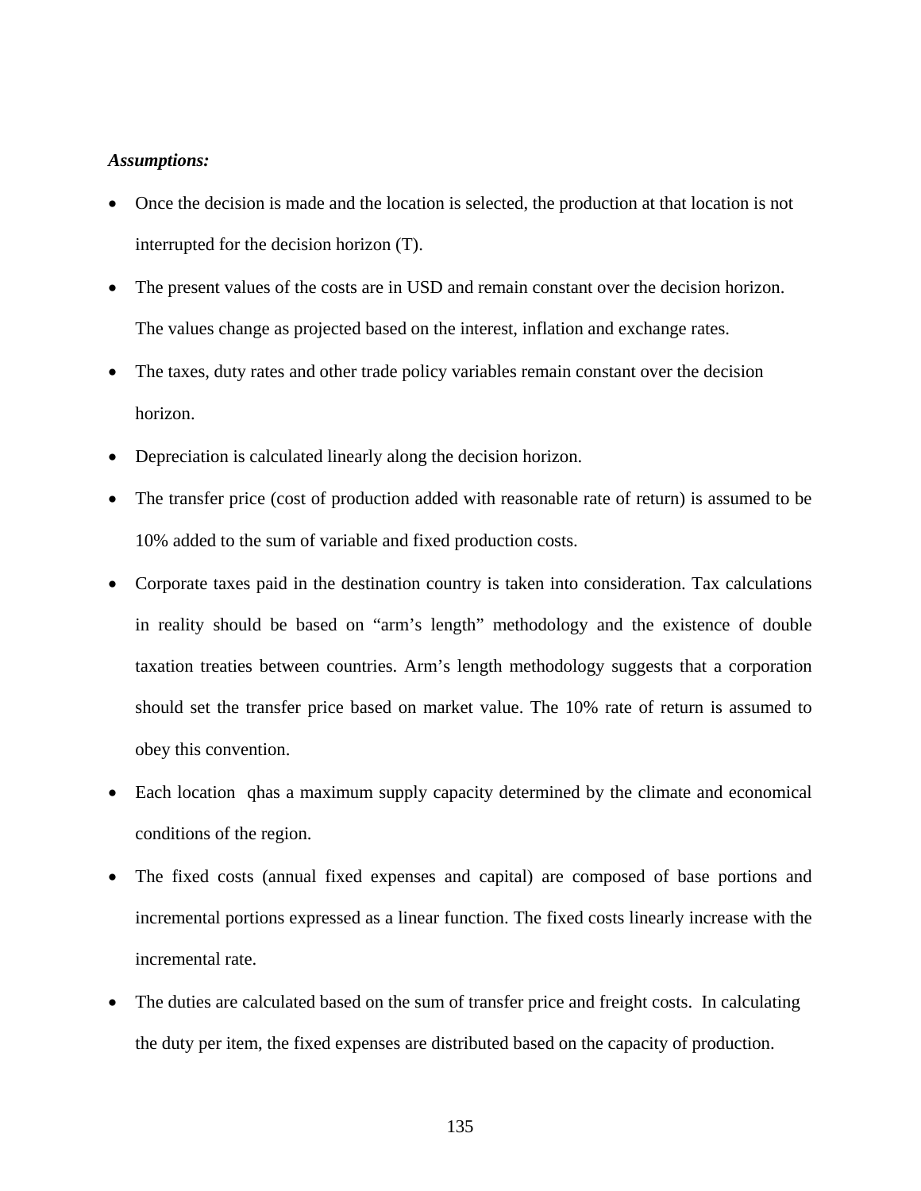***Assumptions:***

- Once the decision is made and the location is selected, the production at that location is not interrupted for the decision horizon (T).
- The present values of the costs are in USD and remain constant over the decision horizon. The values change as projected based on the interest, inflation and exchange rates.
- The taxes, duty rates and other trade policy variables remain constant over the decision horizon.
- Depreciation is calculated linearly along the decision horizon.
- The transfer price (cost of production added with reasonable rate of return) is assumed to be 10% added to the sum of variable and fixed production costs.
- Corporate taxes paid in the destination country is taken into consideration. Tax calculations in reality should be based on "arm's length" methodology and the existence of double taxation treaties between countries. Arm's length methodology suggests that a corporation should set the transfer price based on market value. The 10% rate of return is assumed to obey this convention.
- Each location qhas a maximum supply capacity determined by the climate and economical conditions of the region.
- The fixed costs (annual fixed expenses and capital) are composed of base portions and incremental portions expressed as a linear function. The fixed costs linearly increase with the incremental rate.
- The duties are calculated based on the sum of transfer price and freight costs. In calculating the duty per item, the fixed expenses are distributed based on the capacity of production.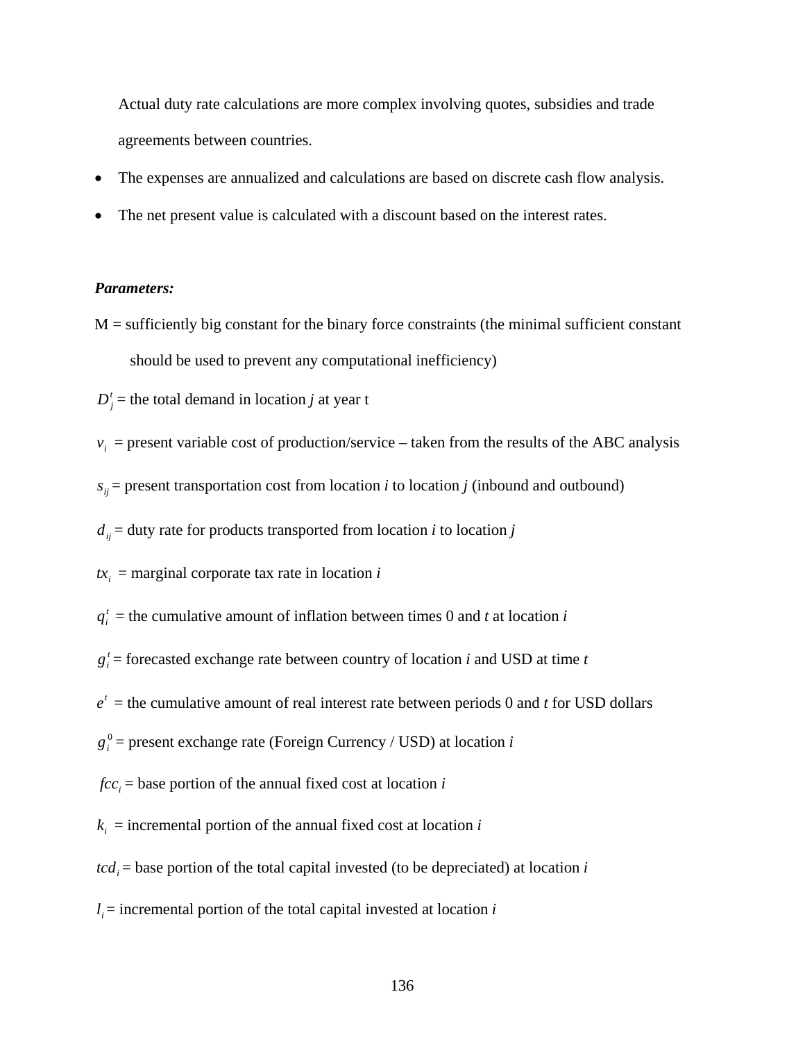Actual duty rate calculations are more complex involving quotes, subsidies and trade agreements between countries.

- The expenses are annualized and calculations are based on discrete cash flow analysis.
- The net present value is calculated with a discount based on the interest rates.

***Parameters:***

M = sufficiently big constant for the binary force constraints (the minimal sufficient constant should be used to prevent any computational inefficiency)

$D_j^t$ = the total demand in location *j* at year t

$v_i$ = present variable cost of production/service – taken from the results of the ABC analysis

$s_{ij}$ = present transportation cost from location *i* to location *j* (inbound and outbound)

$d_{ij}$ = duty rate for products transported from location *i* to location *j*

$tx_i$ = marginal corporate tax rate in location *i*

$q_i^t$ = the cumulative amount of inflation between times 0 and *t* at location *i*

$g_i^t$ = forecasted exchange rate between country of location *i* and USD at time *t*

$e^t$ = the cumulative amount of real interest rate between periods 0 and *t* for USD dollars

$g_i^0$ = present exchange rate (Foreign Currency / USD) at location *i*

$fcc_i$ = base portion of the annual fixed cost at location *i*

$k_i$ = incremental portion of the annual fixed cost at location *i*

$tcd_i$ = base portion of the total capital invested (to be depreciated) at location *i*

$l_i$ = incremental portion of the total capital invested at location *i*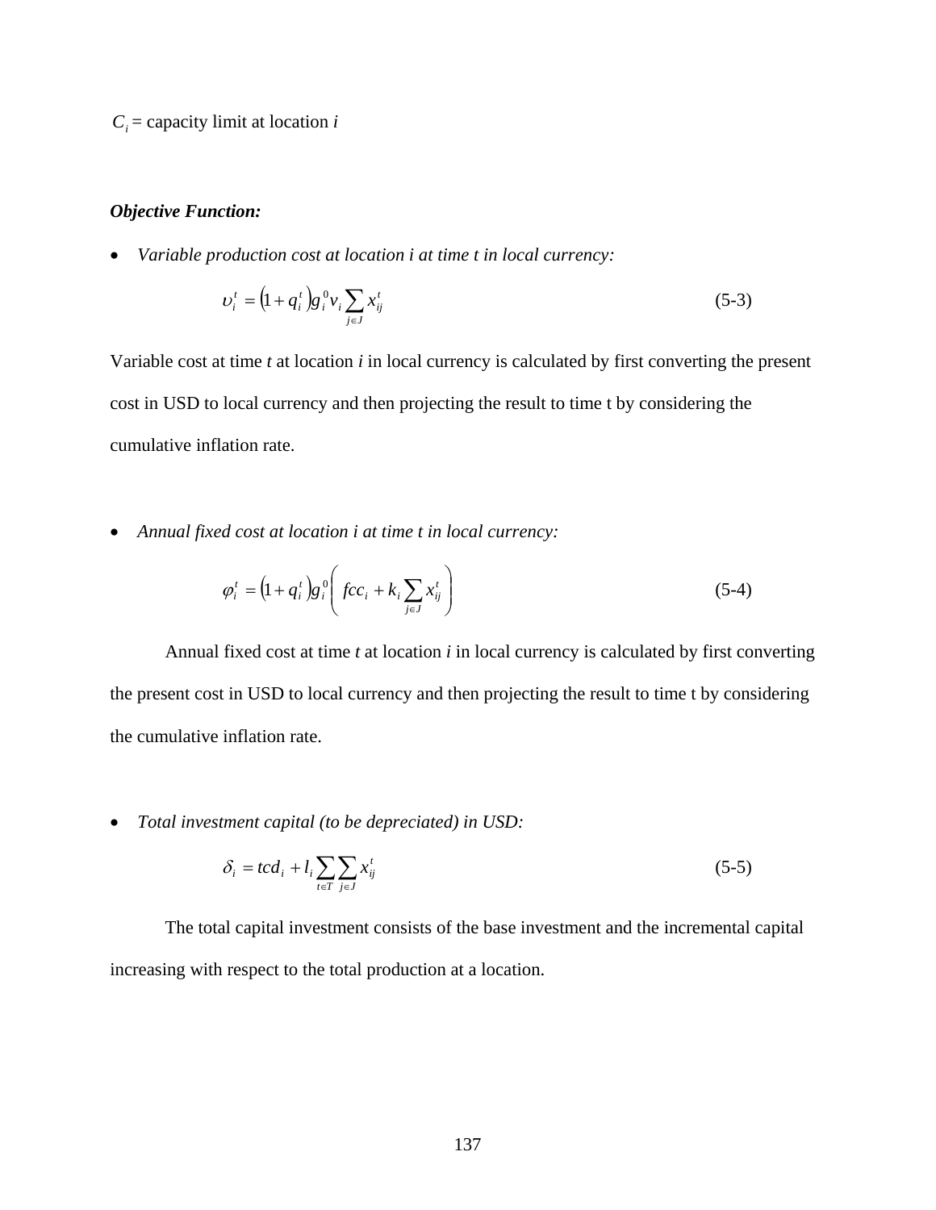$C_i$ = capacity limit at location $i$

***Objective Function:***

- *Variable production cost at location i at time t in local currency:*

$$\upsilon_i^t = \left(1 + q_i^t\right) g_i^0 v_i \sum_{j \in J} x_{ij}^t \tag{5-3}$$

Variable cost at time $t$ at location $i$ in local currency is calculated by first converting the present cost in USD to local currency and then projecting the result to time t by considering the cumulative inflation rate.

- *Annual fixed cost at location i at time t in local currency:*

$$\varphi_i^t = \left(1 + q_i^t\right) g_i^0 \left( fcc_i + k_i \sum_{j \in J} x_{ij}^t \right) \tag{5-4}$$

Annual fixed cost at time $t$ at location $i$ in local currency is calculated by first converting the present cost in USD to local currency and then projecting the result to time t by considering the cumulative inflation rate.

- *Total investment capital (to be depreciated) in USD:*

$$\delta_i = tcd_i + l_i \sum_{t \in T} \sum_{j \in J} x_{ij}^t \tag{5-5}$$

The total capital investment consists of the base investment and the incremental capital increasing with respect to the total production at a location.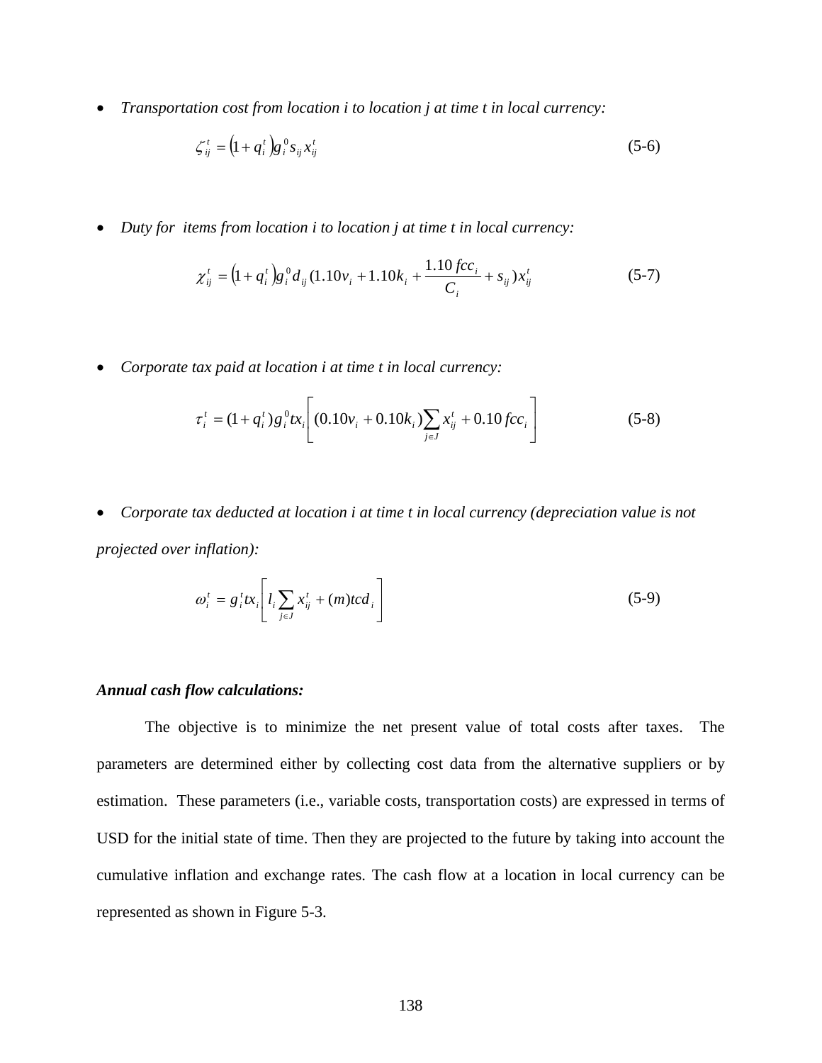- *Transportation cost from location i to location j at time t in local currency:*

$$\zeta_{ij}^{t} = \left(1 + q_i^t\right) g_i^0 s_{ij} x_{ij}^t \tag{5-6}$$

- *Duty for items from location i to location j at time t in local currency:*

$$\chi_{ij}^{t} = \left(1 + q_i^t\right) g_i^0 d_{ij} (1.10 v_i + 1.10 k_i + \frac{1.10\, fcc_i}{C_i} + s_{ij}) x_{ij}^t \tag{5-7}$$

- *Corporate tax paid at location i at time t in local currency:*

$$\tau_i^t = (1 + q_i^t) g_i^0 tx_i \left[ (0.10 v_i + 0.10 k_i) \sum_{j \in J} x_{ij}^t + 0.10\, fcc_i \right] \tag{5-8}$$

- *Corporate tax deducted at location i at time t in local currency (depreciation value is not projected over inflation):*

$$\omega_i^t = g_i^t tx_i \left[ l_i \sum_{j \in J} x_{ij}^t + (m) tcd_i \right] \tag{5-9}$$

***Annual cash flow calculations:***

The objective is to minimize the net present value of total costs after taxes. The parameters are determined either by collecting cost data from the alternative suppliers or by estimation. These parameters (i.e., variable costs, transportation costs) are expressed in terms of USD for the initial state of time. Then they are projected to the future by taking into account the cumulative inflation and exchange rates. The cash flow at a location in local currency can be represented as shown in Figure 5-3.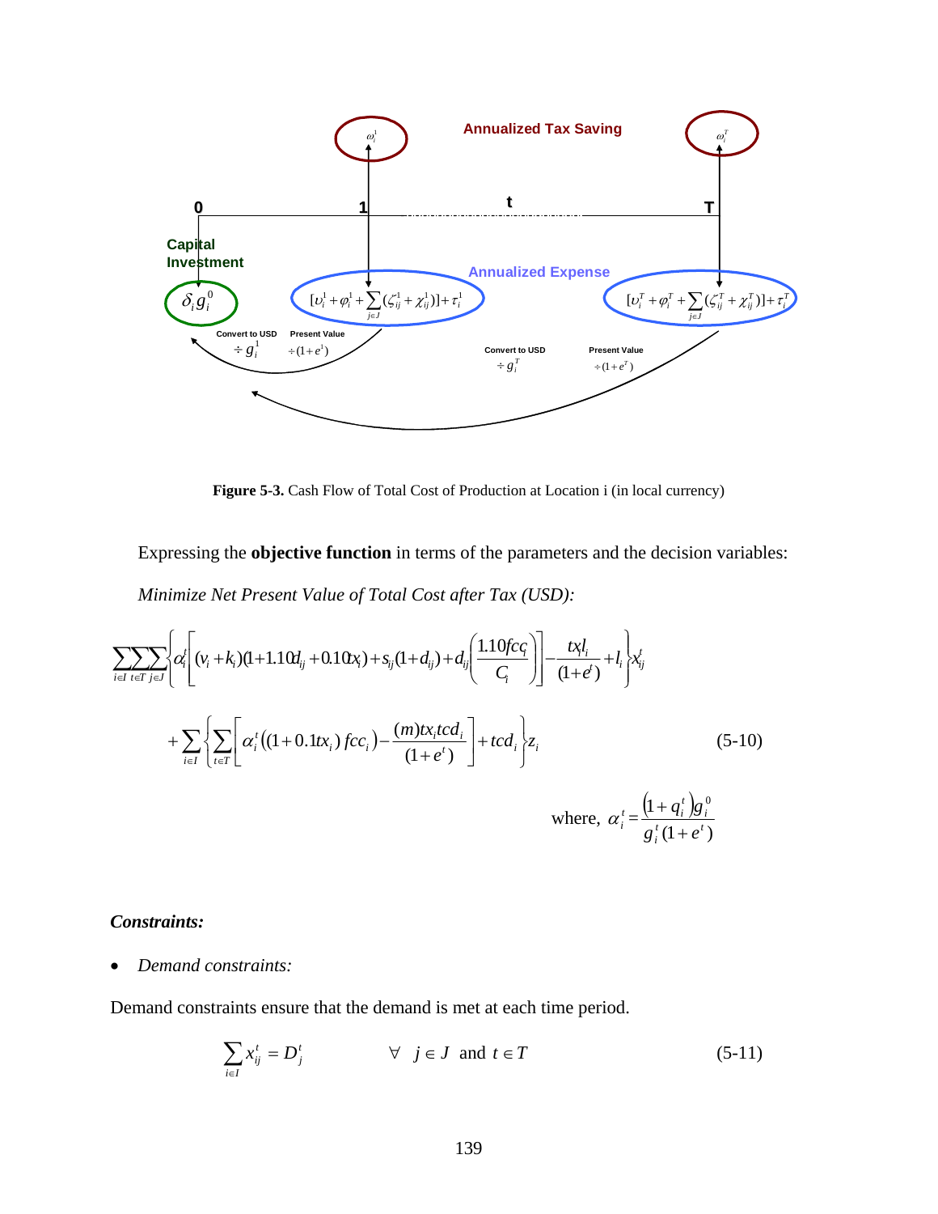Figure 5-3. Cash Flow of Total Cost of Production at Location i (in local currency)

Expressing the **objective function** in terms of the parameters and the decision variables:

*Minimize Net Present Value of Total Cost after Tax (USD):*

$$
\sum_{i\in I}\sum_{t\in T}\sum_{j\in J}\left\{\alpha_i^t\left[(v_i+k_i)(1+1.10d_{ij}+0.10tx_i)+s_{ij}(1+d_{ij})+d_{ij}\left(\frac{1.10fcc_i}{C_i}\right)\right]-\frac{tx_il_i}{(1+e^t)}+l_i\right\}x_{ij}^t
$$

$$
+\sum_{i\in I}\left\{\sum_{t\in T}\left[\alpha_i^t\left((1+0.1tx_i)fcc_i\right)-\frac{(m)tx_itcd_i}{(1+e^t)}\right]+tcd_i\right\}z_i \tag{5-10}
$$

where, $\alpha_i^t=\dfrac{(1+q_i^t)g_i^0}{g_i^t(1+e^t)}$

### *Constraints:*

- *Demand constraints:*

Demand constraints ensure that the demand is met at each time period.

$$
\sum_{i\in I}x_{ij}^t=D_j^t \qquad \forall \;\; j\in J \;\text{ and }\; t\in T \tag{5-11}
$$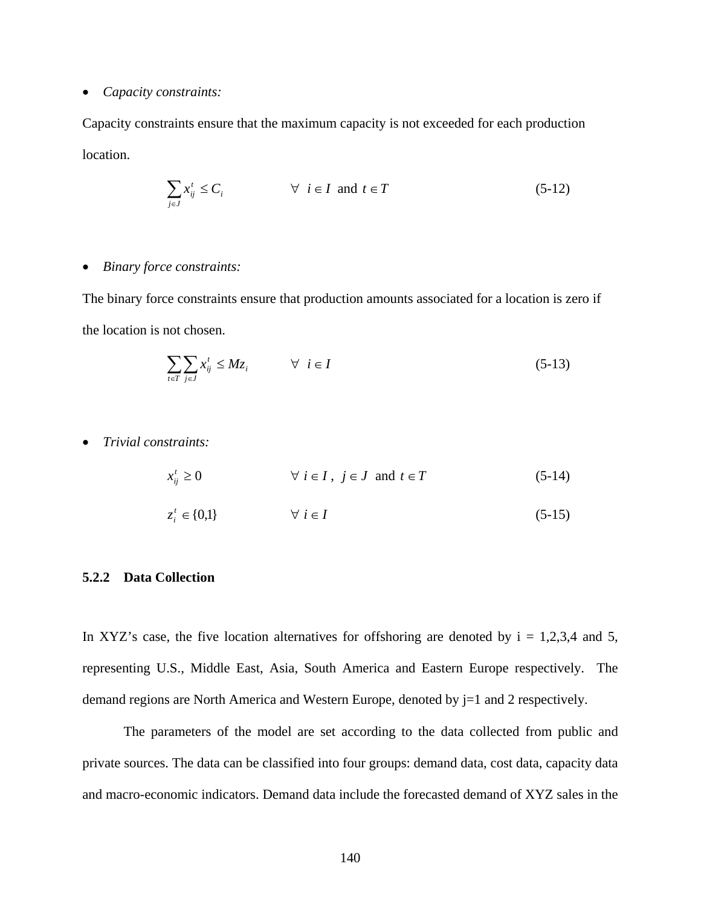- *Capacity constraints:*

Capacity constraints ensure that the maximum capacity is not exceeded for each production location.

$$\sum_{j \in J} x_{ij}^{t} \leq C_i \qquad \forall \; i \in I \text{ and } t \in T \qquad (5\text{-}12)$$

- *Binary force constraints:*

The binary force constraints ensure that production amounts associated for a location is zero if the location is not chosen.

$$\sum_{t \in T} \sum_{j \in J} x_{ij}^{t} \leq M z_i \qquad \forall \; i \in I \qquad (5\text{-}13)$$

- *Trivial constraints:*

$$x_{ij}^{t} \geq 0 \qquad \forall \; i \in I, \; j \in J \text{ and } t \in T \qquad (5\text{-}14)$$

$$z_i^{t} \in \{0,1\} \qquad \forall \; i \in I \qquad (5\text{-}15)$$

### 5.2.2 Data Collection

In XYZ's case, the five location alternatives for offshoring are denoted by i = 1,2,3,4 and 5, representing U.S., Middle East, Asia, South America and Eastern Europe respectively. The demand regions are North America and Western Europe, denoted by j=1 and 2 respectively.

The parameters of the model are set according to the data collected from public and private sources. The data can be classified into four groups: demand data, cost data, capacity data and macro-economic indicators. Demand data include the forecasted demand of XYZ sales in the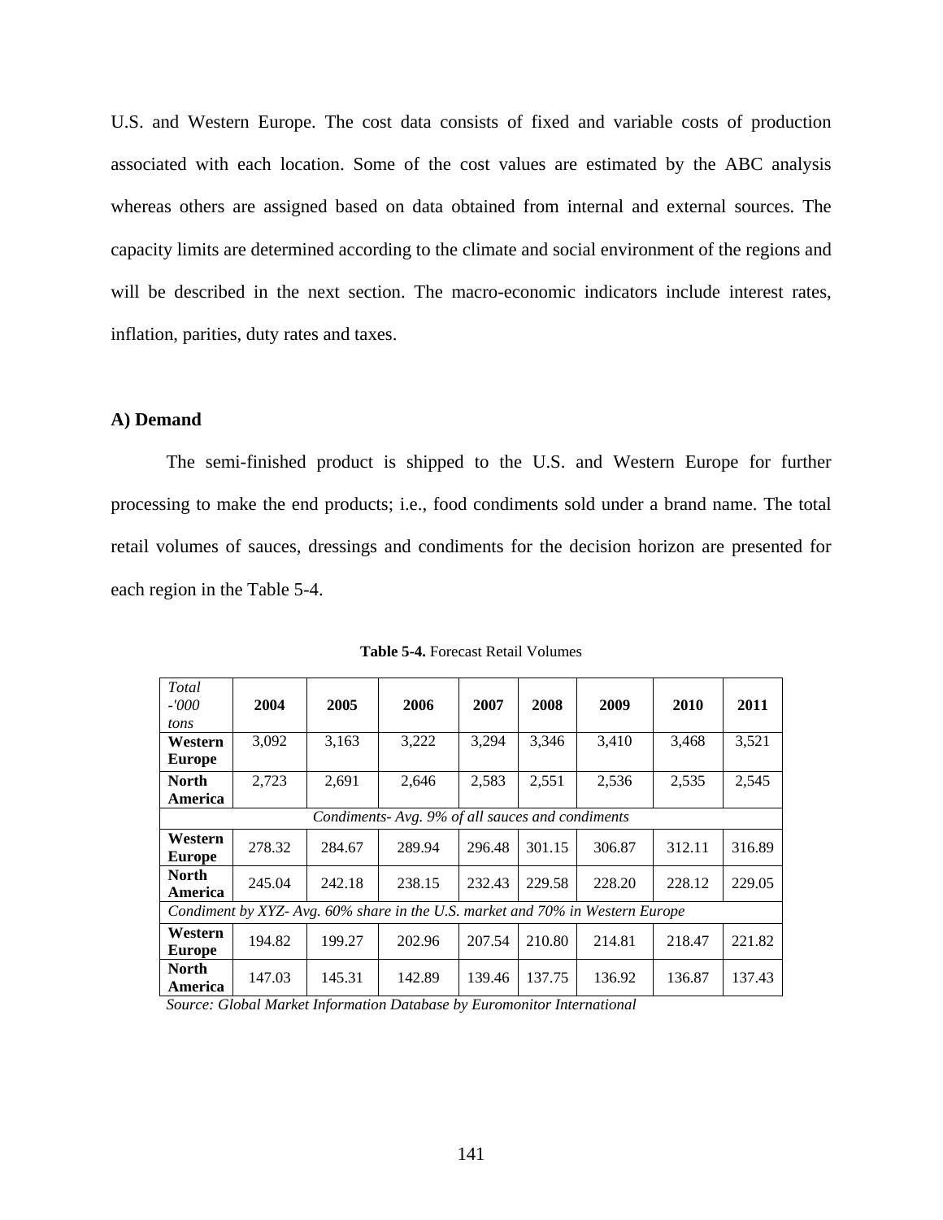U.S. and Western Europe. The cost data consists of fixed and variable costs of production associated with each location. Some of the cost values are estimated by the ABC analysis whereas others are assigned based on data obtained from internal and external sources. The capacity limits are determined according to the climate and social environment of the regions and will be described in the next section. The macro-economic indicators include interest rates, inflation, parities, duty rates and taxes.

### A) Demand

The semi-finished product is shipped to the U.S. and Western Europe for further processing to make the end products; i.e., food condiments sold under a brand name. The total retail volumes of sauces, dressings and condiments for the decision horizon are presented for each region in the Table 5-4.

**Table 5-4.** Forecast Retail Volumes

| *Total -'000 tons* | **2004** | **2005** | **2006** | **2007** | **2008** | **2009** | **2010** | **2011** |
|---|---|---|---|---|---|---|---|---|
| **Western Europe** | 3,092 | 3,163 | 3,222 | 3,294 | 3,346 | 3,410 | 3,468 | 3,521 |
| **North America** | 2,723 | 2,691 | 2,646 | 2,583 | 2,551 | 2,536 | 2,535 | 2,545 |
| *Condiments- Avg. 9% of all sauces and condiments* | | | | | | | | |
| **Western Europe** | 278.32 | 284.67 | 289.94 | 296.48 | 301.15 | 306.87 | 312.11 | 316.89 |
| **North America** | 245.04 | 242.18 | 238.15 | 232.43 | 229.58 | 228.20 | 228.12 | 229.05 |
| *Condiment by XYZ- Avg. 60% share in the U.S. market and 70% in Western Europe* | | | | | | | | |
| **Western Europe** | 194.82 | 199.27 | 202.96 | 207.54 | 210.80 | 214.81 | 218.47 | 221.82 |
| **North America** | 147.03 | 145.31 | 142.89 | 139.46 | 137.75 | 136.92 | 136.87 | 137.43 |

*Source: Global Market Information Database by Euromonitor International*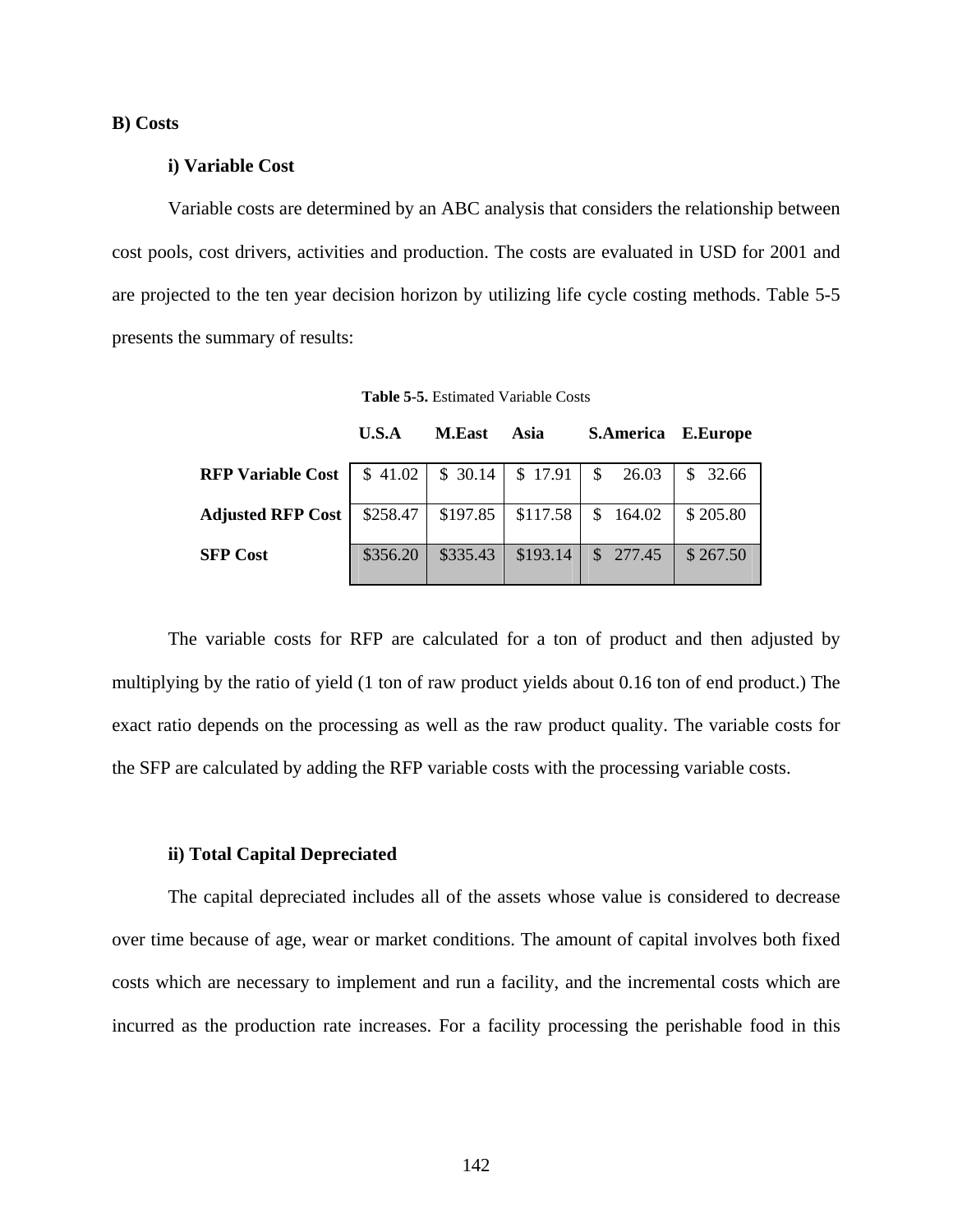**B) Costs**

**i) Variable Cost**

Variable costs are determined by an ABC analysis that considers the relationship between cost pools, cost drivers, activities and production. The costs are evaluated in USD for 2001 and are projected to the ten year decision horizon by utilizing life cycle costing methods. Table 5-5 presents the summary of results:

**Table 5-5.** Estimated Variable Costs

| | U.S.A | M.East | Asia | S.America | E.Europe |
|---|---|---|---|---|---|
| **RFP Variable Cost** | $ 41.02 | $ 30.14 | $ 17.91 | $ 26.03 | $ 32.66 |
| **Adjusted RFP Cost** | $258.47 | $197.85 | $117.58 | $ 164.02 | $ 205.80 |
| **SFP Cost** | $356.20 | $335.43 | $193.14 | $ 277.45 | $ 267.50 |

The variable costs for RFP are calculated for a ton of product and then adjusted by multiplying by the ratio of yield (1 ton of raw product yields about 0.16 ton of end product.) The exact ratio depends on the processing as well as the raw product quality. The variable costs for the SFP are calculated by adding the RFP variable costs with the processing variable costs.

**ii) Total Capital Depreciated**

The capital depreciated includes all of the assets whose value is considered to decrease over time because of age, wear or market conditions. The amount of capital involves both fixed costs which are necessary to implement and run a facility, and the incremental costs which are incurred as the production rate increases. For a facility processing the perishable food in this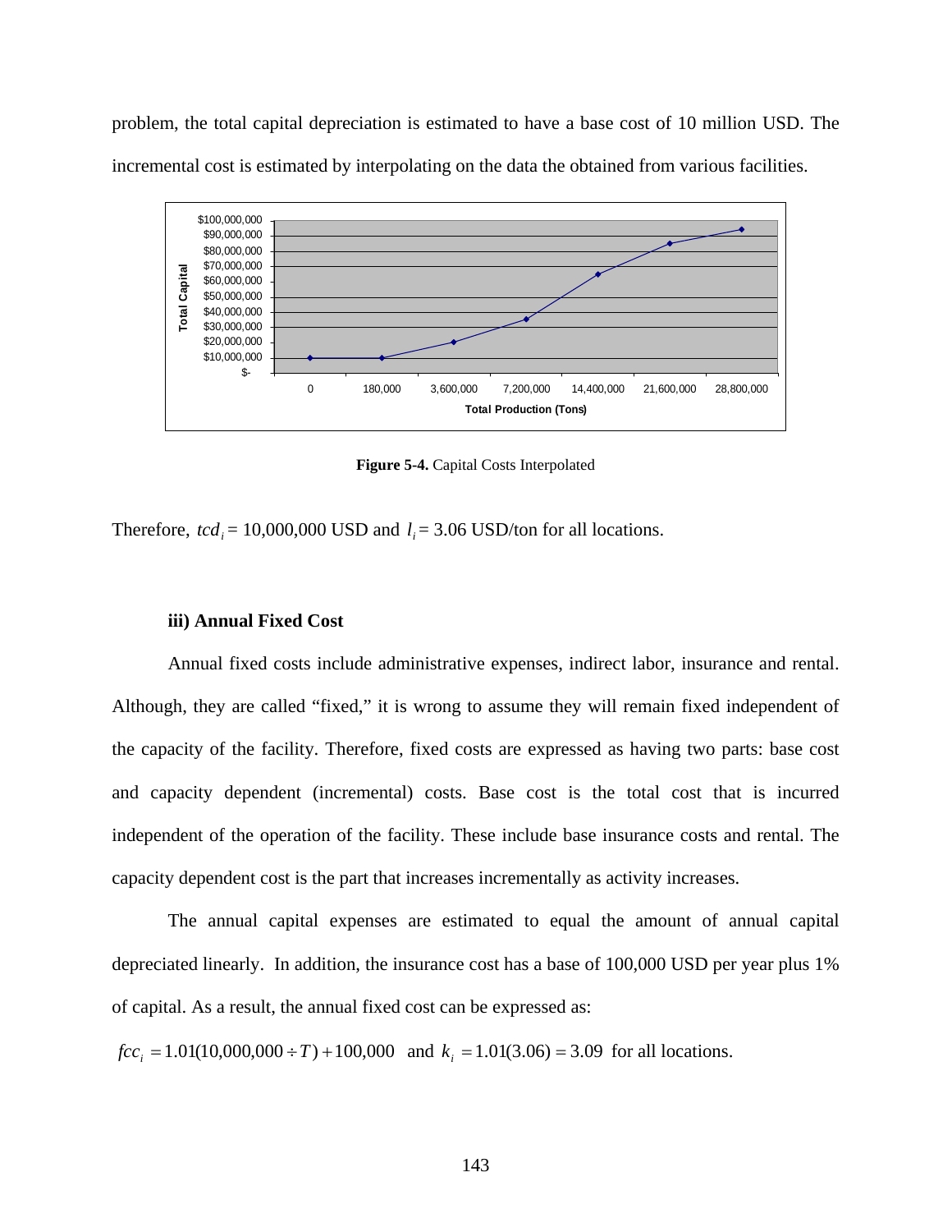problem, the total capital depreciation is estimated to have a base cost of 10 million USD. The incremental cost is estimated by interpolating on the data the obtained from various facilities.

**Figure 5-4.** Capital Costs Interpolated

Therefore, $tcd_i$ = 10,000,000 USD and $l_i$ = 3.06 USD/ton for all locations.

### iii) Annual Fixed Cost

Annual fixed costs include administrative expenses, indirect labor, insurance and rental. Although, they are called "fixed," it is wrong to assume they will remain fixed independent of the capacity of the facility. Therefore, fixed costs are expressed as having two parts: base cost and capacity dependent (incremental) costs. Base cost is the total cost that is incurred independent of the operation of the facility. These include base insurance costs and rental. The capacity dependent cost is the part that increases incrementally as activity increases.

The annual capital expenses are estimated to equal the amount of annual capital depreciated linearly. In addition, the insurance cost has a base of 100,000 USD per year plus 1% of capital. As a result, the annual fixed cost can be expressed as:

$fcc_i = 1.01(10{,}000{,}000 \div T) + 100{,}000$ and $k_i = 1.01(3.06) = 3.09$ for all locations.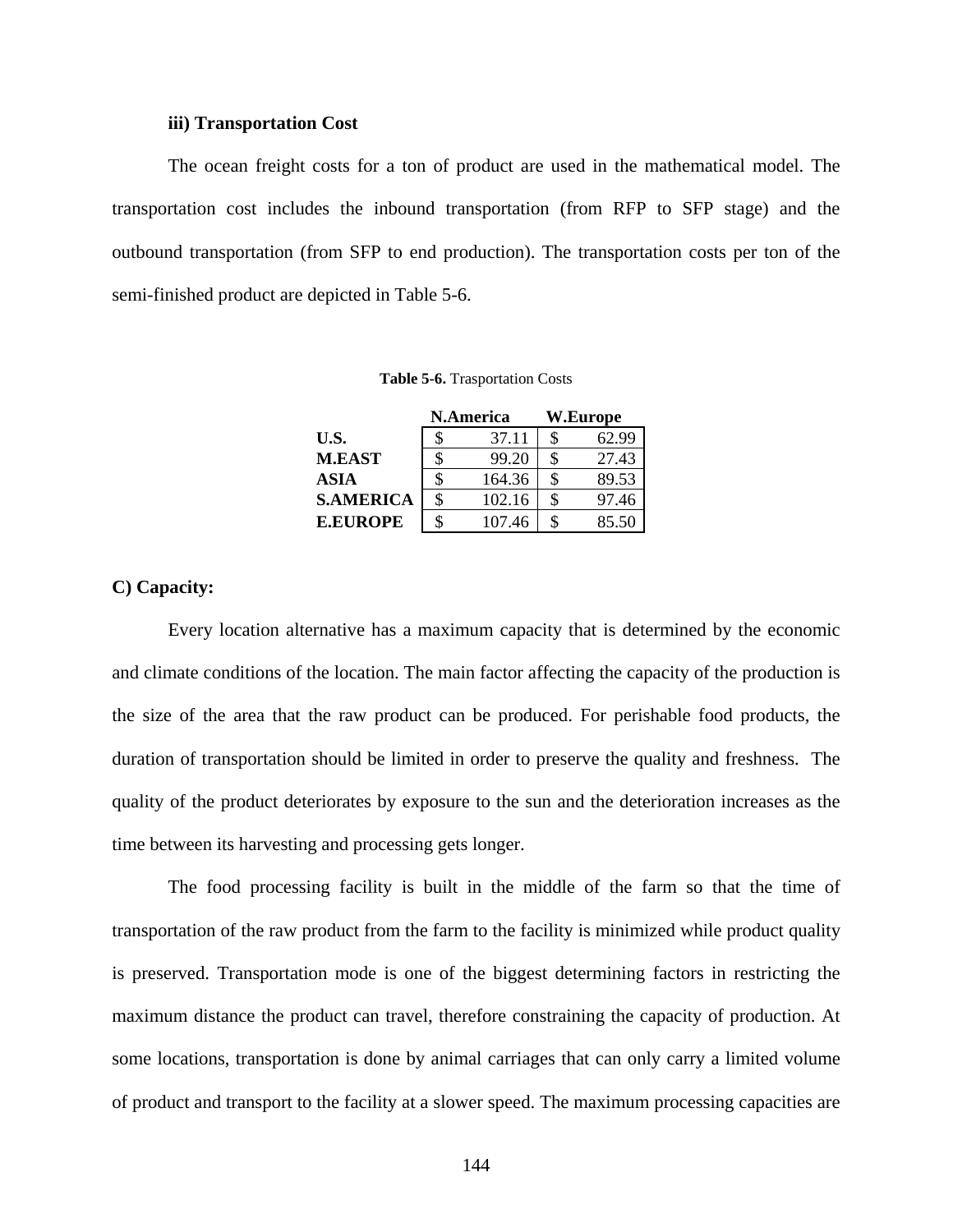**iii) Transportation Cost**

The ocean freight costs for a ton of product are used in the mathematical model. The transportation cost includes the inbound transportation (from RFP to SFP stage) and the outbound transportation (from SFP to end production). The transportation costs per ton of the semi-finished product are depicted in Table 5-6.

**Table 5-6.** Trasportation Costs

| | N.America | W.Europe |
|---|---|---|
| **U.S.** | $ 37.11 | $ 62.99 |
| **M.EAST** | $ 99.20 | $ 27.43 |
| **ASIA** | $ 164.36 | $ 89.53 |
| **S.AMERICA** | $ 102.16 | $ 97.46 |
| **E.EUROPE** | $ 107.46 | $ 85.50 |

**C) Capacity:**

Every location alternative has a maximum capacity that is determined by the economic and climate conditions of the location. The main factor affecting the capacity of the production is the size of the area that the raw product can be produced. For perishable food products, the duration of transportation should be limited in order to preserve the quality and freshness. The quality of the product deteriorates by exposure to the sun and the deterioration increases as the time between its harvesting and processing gets longer.

The food processing facility is built in the middle of the farm so that the time of transportation of the raw product from the farm to the facility is minimized while product quality is preserved. Transportation mode is one of the biggest determining factors in restricting the maximum distance the product can travel, therefore constraining the capacity of production. At some locations, transportation is done by animal carriages that can only carry a limited volume of product and transport to the facility at a slower speed. The maximum processing capacities are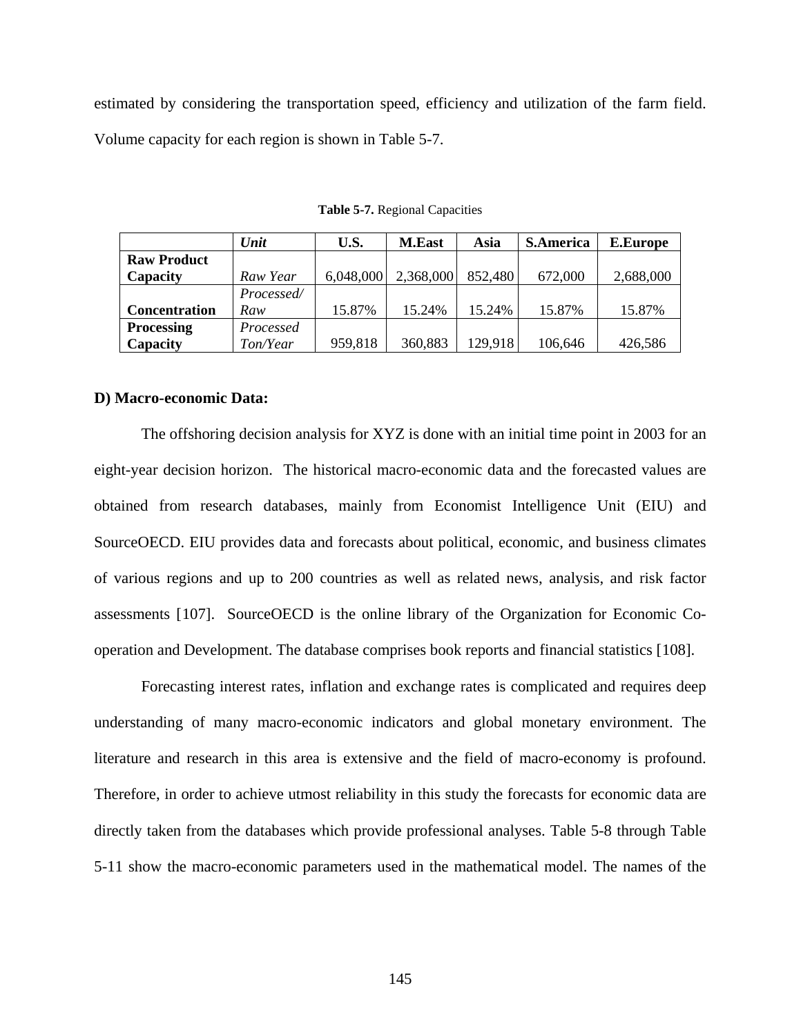estimated by considering the transportation speed, efficiency and utilization of the farm field. Volume capacity for each region is shown in Table 5-7.

**Table 5-7.** Regional Capacities

| | *Unit* | U.S. | M.East | Asia | S.America | E.Europe |
|---|---|---|---|---|---|---|
| **Raw Product Capacity** | *Raw Year* | 6,048,000 | 2,368,000 | 852,480 | 672,000 | 2,688,000 |
| **Concentration** | *Processed/ Raw* | 15.87% | 15.24% | 15.24% | 15.87% | 15.87% |
| **Processing Capacity** | *Processed Ton/Year* | 959,818 | 360,883 | 129,918 | 106,646 | 426,586 |

**D) Macro-economic Data:**

The offshoring decision analysis for XYZ is done with an initial time point in 2003 for an eight-year decision horizon. The historical macro-economic data and the forecasted values are obtained from research databases, mainly from Economist Intelligence Unit (EIU) and SourceOECD. EIU provides data and forecasts about political, economic, and business climates of various regions and up to 200 countries as well as related news, analysis, and risk factor assessments [107]. SourceOECD is the online library of the Organization for Economic Co-operation and Development. The database comprises book reports and financial statistics [108].

Forecasting interest rates, inflation and exchange rates is complicated and requires deep understanding of many macro-economic indicators and global monetary environment. The literature and research in this area is extensive and the field of macro-economy is profound. Therefore, in order to achieve utmost reliability in this study the forecasts for economic data are directly taken from the databases which provide professional analyses. Table 5-8 through Table 5-11 show the macro-economic parameters used in the mathematical model. The names of the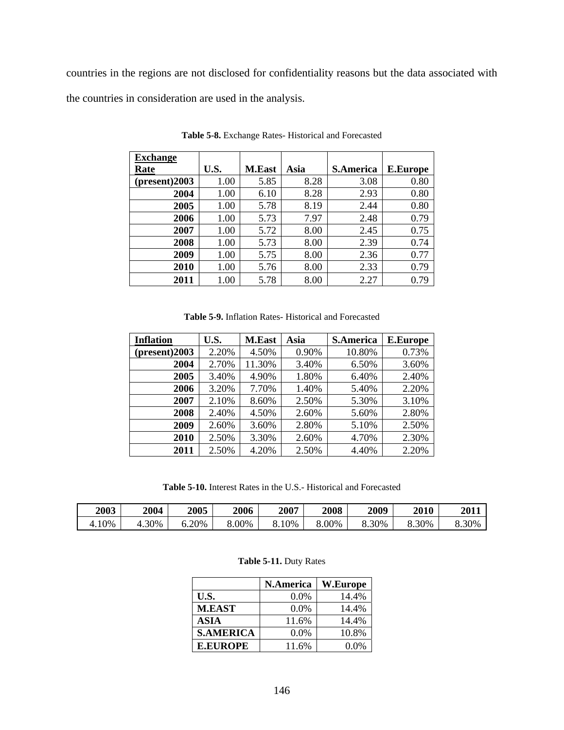countries in the regions are not disclosed for confidentiality reasons but the data associated with the countries in consideration are used in the analysis.

**Table 5-8.** Exchange Rates- Historical and Forecasted

| Exchange Rate | U.S. | M.East | Asia | S.America | E.Europe |
|---|---|---|---|---|---|
| (present)2003 | 1.00 | 5.85 | 8.28 | 3.08 | 0.80 |
| 2004 | 1.00 | 6.10 | 8.28 | 2.93 | 0.80 |
| 2005 | 1.00 | 5.78 | 8.19 | 2.44 | 0.80 |
| 2006 | 1.00 | 5.73 | 7.97 | 2.48 | 0.79 |
| 2007 | 1.00 | 5.72 | 8.00 | 2.45 | 0.75 |
| 2008 | 1.00 | 5.73 | 8.00 | 2.39 | 0.74 |
| 2009 | 1.00 | 5.75 | 8.00 | 2.36 | 0.77 |
| 2010 | 1.00 | 5.76 | 8.00 | 2.33 | 0.79 |
| 2011 | 1.00 | 5.78 | 8.00 | 2.27 | 0.79 |

**Table 5-9.** Inflation Rates- Historical and Forecasted

| Inflation | U.S. | M.East | Asia | S.America | E.Europe |
|---|---|---|---|---|---|
| (present)2003 | 2.20% | 4.50% | 0.90% | 10.80% | 0.73% |
| 2004 | 2.70% | 11.30% | 3.40% | 6.50% | 3.60% |
| 2005 | 3.40% | 4.90% | 1.80% | 6.40% | 2.40% |
| 2006 | 3.20% | 7.70% | 1.40% | 5.40% | 2.20% |
| 2007 | 2.10% | 8.60% | 2.50% | 5.30% | 3.10% |
| 2008 | 2.40% | 4.50% | 2.60% | 5.60% | 2.80% |
| 2009 | 2.60% | 3.60% | 2.80% | 5.10% | 2.50% |
| 2010 | 2.50% | 3.30% | 2.60% | 4.70% | 2.30% |
| 2011 | 2.50% | 4.20% | 2.50% | 4.40% | 2.20% |

**Table 5-10.** Interest Rates in the U.S.- Historical and Forecasted

| 2003 | 2004 | 2005 | 2006 | 2007 | 2008 | 2009 | 2010 | 2011 |
|---|---|---|---|---|---|---|---|---|
| 4.10% | 4.30% | 6.20% | 8.00% | 8.10% | 8.00% | 8.30% | 8.30% | 8.30% |

**Table 5-11.** Duty Rates

| | N.America | W.Europe |
|---|---|---|
| U.S. | 0.0% | 14.4% |
| M.EAST | 0.0% | 14.4% |
| ASIA | 11.6% | 14.4% |
| S.AMERICA | 0.0% | 10.8% |
| E.EUROPE | 11.6% | 0.0% |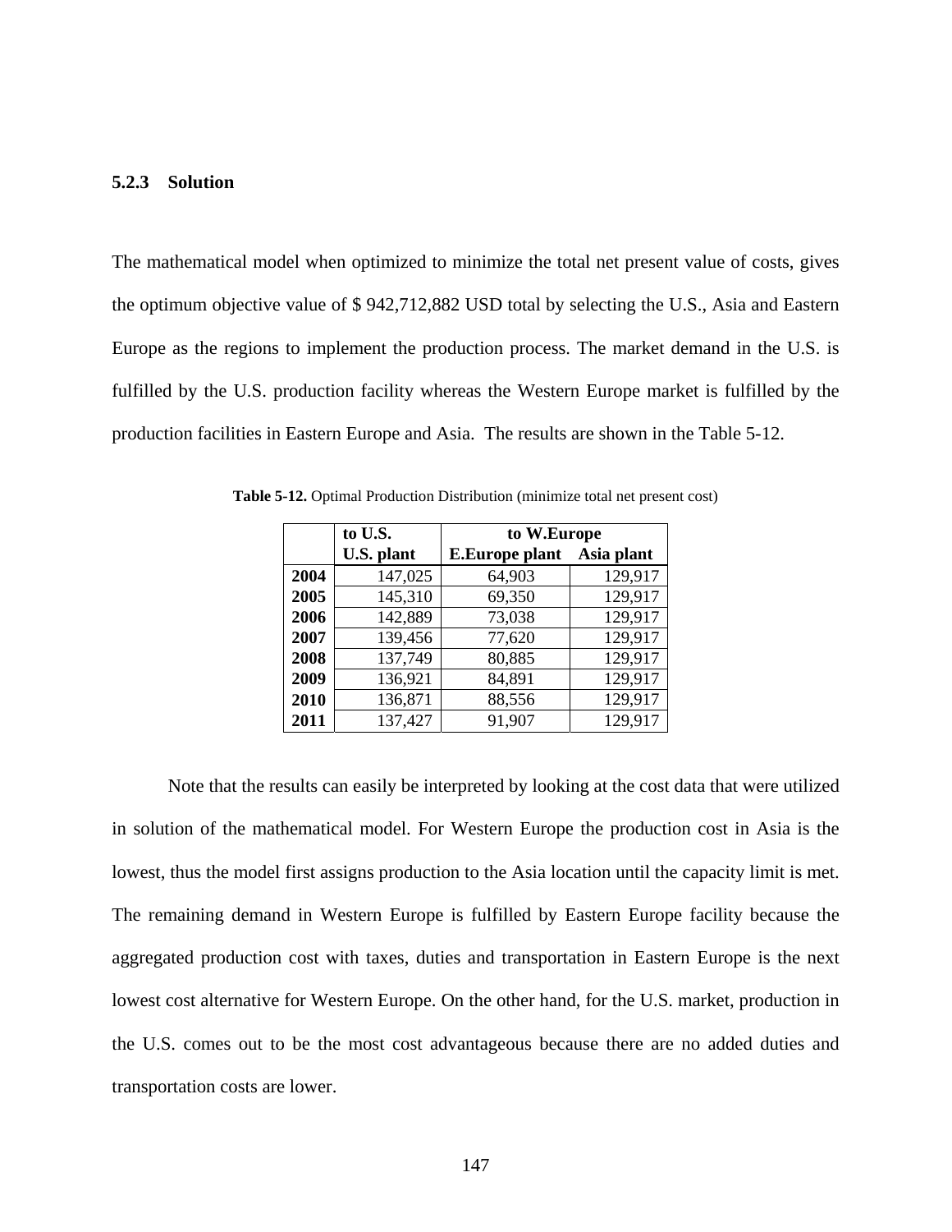### 5.2.3 Solution

The mathematical model when optimized to minimize the total net present value of costs, gives the optimum objective value of $ 942,712,882 USD total by selecting the U.S., Asia and Eastern Europe as the regions to implement the production process. The market demand in the U.S. is fulfilled by the U.S. production facility whereas the Western Europe market is fulfilled by the production facilities in Eastern Europe and Asia. The results are shown in the Table 5-12.

**Table 5-12.** Optimal Production Distribution (minimize total net present cost)

| | to U.S. | to W.Europe | |
|---|---|---|---|
| | U.S. plant | E.Europe plant | Asia plant |
| **2004** | 147,025 | 64,903 | 129,917 |
| **2005** | 145,310 | 69,350 | 129,917 |
| **2006** | 142,889 | 73,038 | 129,917 |
| **2007** | 139,456 | 77,620 | 129,917 |
| **2008** | 137,749 | 80,885 | 129,917 |
| **2009** | 136,921 | 84,891 | 129,917 |
| **2010** | 136,871 | 88,556 | 129,917 |
| **2011** | 137,427 | 91,907 | 129,917 |

Note that the results can easily be interpreted by looking at the cost data that were utilized in solution of the mathematical model. For Western Europe the production cost in Asia is the lowest, thus the model first assigns production to the Asia location until the capacity limit is met. The remaining demand in Western Europe is fulfilled by Eastern Europe facility because the aggregated production cost with taxes, duties and transportation in Eastern Europe is the next lowest cost alternative for Western Europe. On the other hand, for the U.S. market, production in the U.S. comes out to be the most cost advantageous because there are no added duties and transportation costs are lower.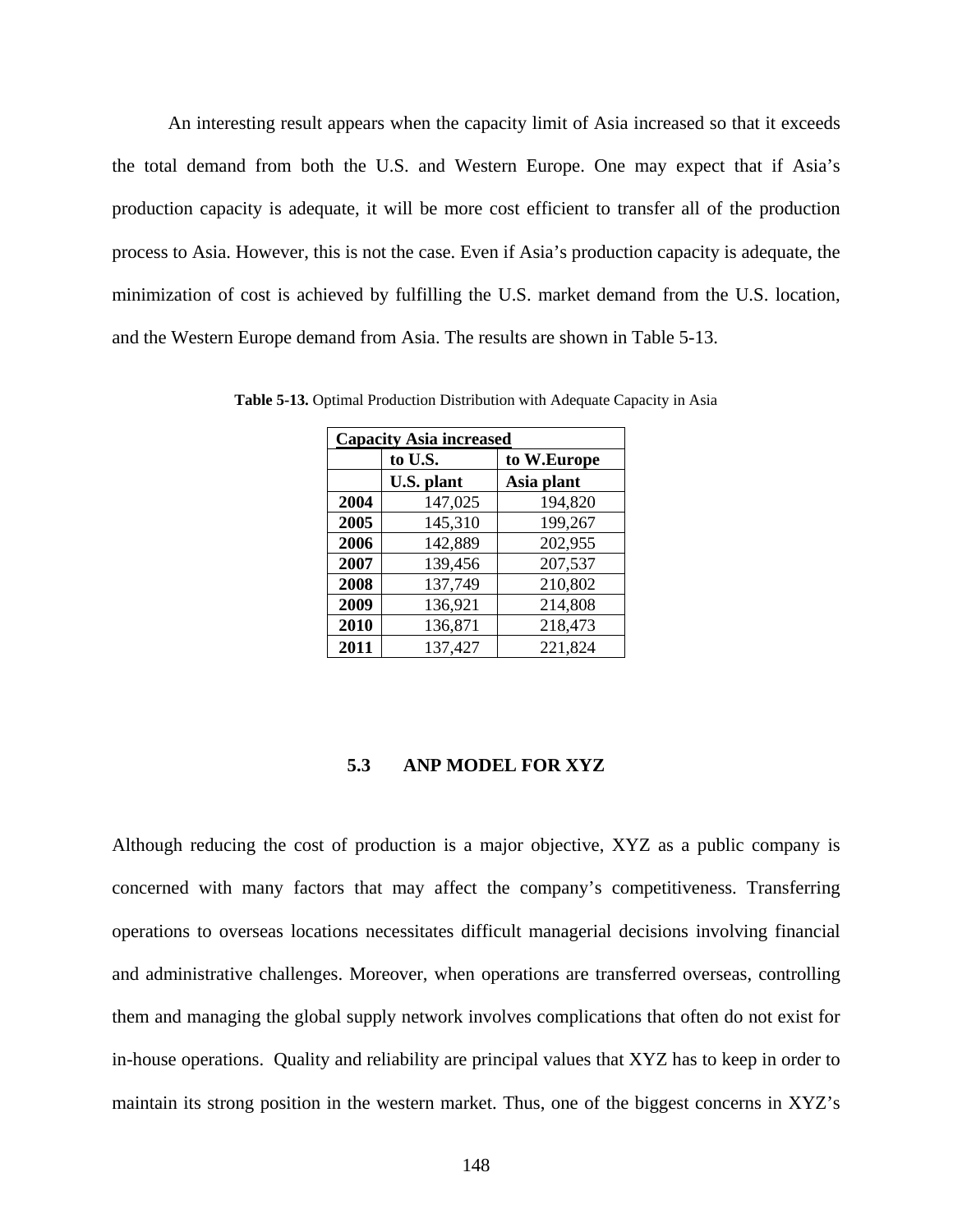An interesting result appears when the capacity limit of Asia increased so that it exceeds the total demand from both the U.S. and Western Europe. One may expect that if Asia's production capacity is adequate, it will be more cost efficient to transfer all of the production process to Asia. However, this is not the case. Even if Asia's production capacity is adequate, the minimization of cost is achieved by fulfilling the U.S. market demand from the U.S. location, and the Western Europe demand from Asia. The results are shown in Table 5-13.

**Table 5-13.** Optimal Production Distribution with Adequate Capacity in Asia

| Capacity Asia increased | | |
|---|---|---|
| | to U.S. | to W.Europe |
| | U.S. plant | Asia plant |
| **2004** | 147,025 | 194,820 |
| **2005** | 145,310 | 199,267 |
| **2006** | 142,889 | 202,955 |
| **2007** | 139,456 | 207,537 |
| **2008** | 137,749 | 210,802 |
| **2009** | 136,921 | 214,808 |
| **2010** | 136,871 | 218,473 |
| **2011** | 137,427 | 221,824 |

## 5.3 ANP MODEL FOR XYZ

Although reducing the cost of production is a major objective, XYZ as a public company is concerned with many factors that may affect the company's competitiveness. Transferring operations to overseas locations necessitates difficult managerial decisions involving financial and administrative challenges. Moreover, when operations are transferred overseas, controlling them and managing the global supply network involves complications that often do not exist for in-house operations. Quality and reliability are principal values that XYZ has to keep in order to maintain its strong position in the western market. Thus, one of the biggest concerns in XYZ's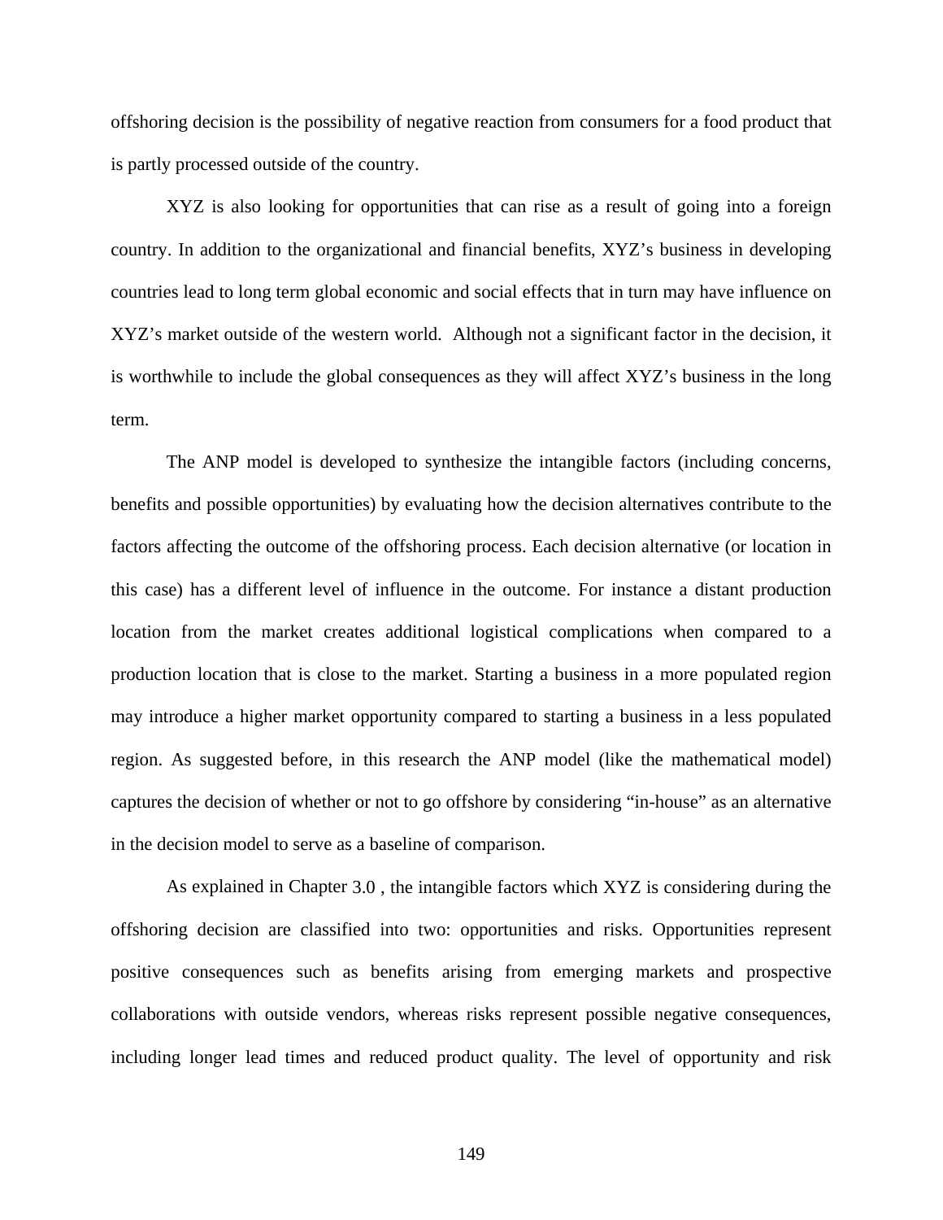offshoring decision is the possibility of negative reaction from consumers for a food product that is partly processed outside of the country.

XYZ is also looking for opportunities that can rise as a result of going into a foreign country. In addition to the organizational and financial benefits, XYZ’s business in developing countries lead to long term global economic and social effects that in turn may have influence on XYZ’s market outside of the western world.  Although not a significant factor in the decision, it is worthwhile to include the global consequences as they will affect XYZ’s business in the long term.

The ANP model is developed to synthesize the intangible factors (including concerns, benefits and possible opportunities) by evaluating how the decision alternatives contribute to the factors affecting the outcome of the offshoring process. Each decision alternative (or location in this case) has a different level of influence in the outcome. For instance a distant production location from the market creates additional logistical complications when compared to a production location that is close to the market. Starting a business in a more populated region may introduce a higher market opportunity compared to starting a business in a less populated region. As suggested before, in this research the ANP model (like the mathematical model) captures the decision of whether or not to go offshore by considering “in-house” as an alternative in the decision model to serve as a baseline of comparison.

As explained in Chapter 3.0 , the intangible factors which XYZ is considering during the offshoring decision are classified into two: opportunities and risks. Opportunities represent positive consequences such as benefits arising from emerging markets and prospective collaborations with outside vendors, whereas risks represent possible negative consequences, including longer lead times and reduced product quality. The level of opportunity and risk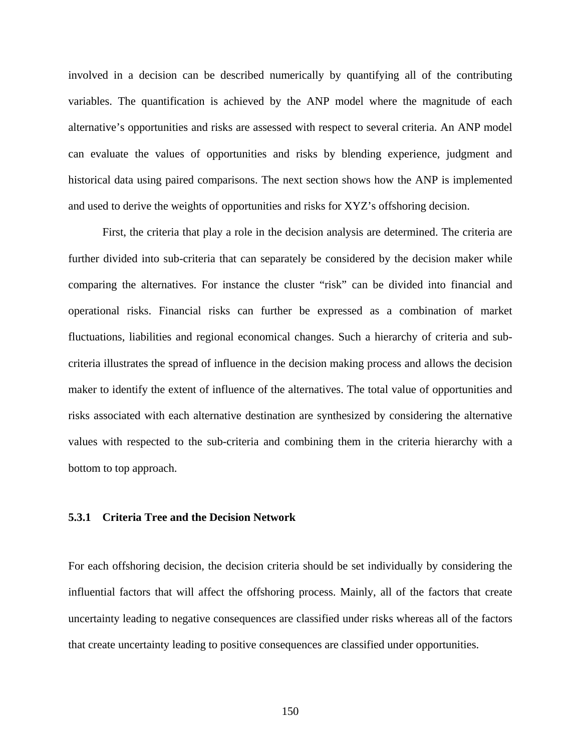involved in a decision can be described numerically by quantifying all of the contributing variables. The quantification is achieved by the ANP model where the magnitude of each alternative's opportunities and risks are assessed with respect to several criteria. An ANP model can evaluate the values of opportunities and risks by blending experience, judgment and historical data using paired comparisons. The next section shows how the ANP is implemented and used to derive the weights of opportunities and risks for XYZ's offshoring decision.

First, the criteria that play a role in the decision analysis are determined. The criteria are further divided into sub-criteria that can separately be considered by the decision maker while comparing the alternatives. For instance the cluster "risk" can be divided into financial and operational risks. Financial risks can further be expressed as a combination of market fluctuations, liabilities and regional economical changes. Such a hierarchy of criteria and sub-criteria illustrates the spread of influence in the decision making process and allows the decision maker to identify the extent of influence of the alternatives. The total value of opportunities and risks associated with each alternative destination are synthesized by considering the alternative values with respected to the sub-criteria and combining them in the criteria hierarchy with a bottom to top approach.

### 5.3.1 Criteria Tree and the Decision Network

For each offshoring decision, the decision criteria should be set individually by considering the influential factors that will affect the offshoring process. Mainly, all of the factors that create uncertainty leading to negative consequences are classified under risks whereas all of the factors that create uncertainty leading to positive consequences are classified under opportunities.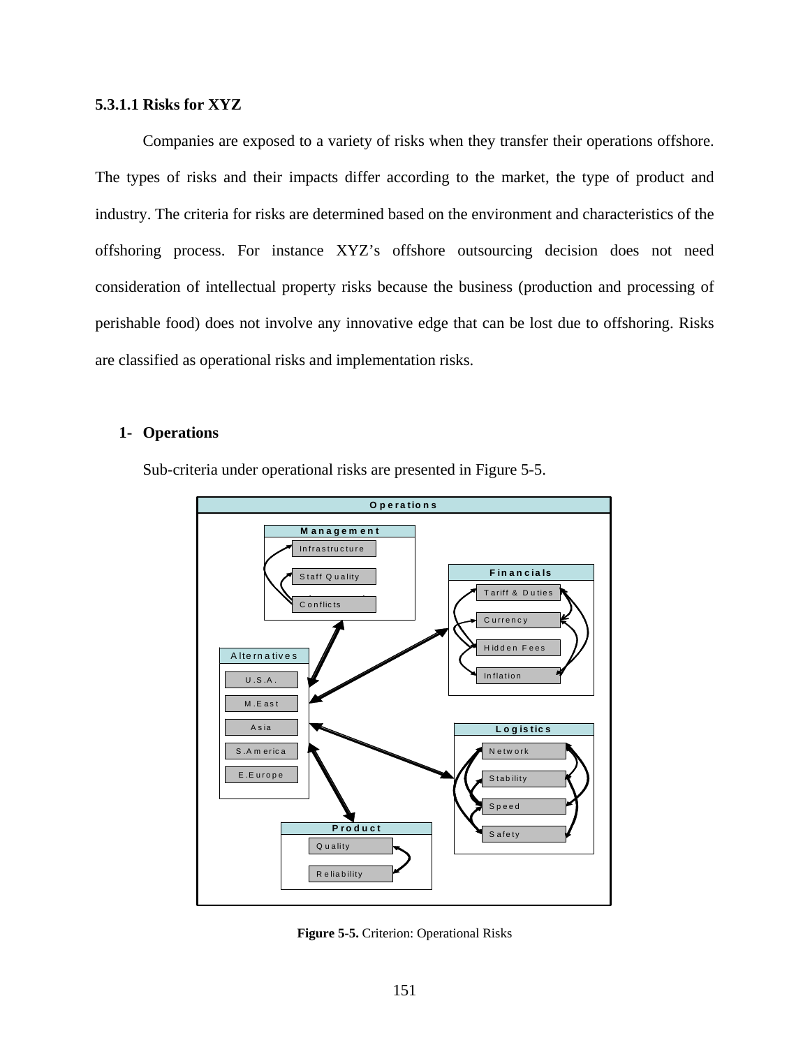#### 5.3.1.1 Risks for XYZ

Companies are exposed to a variety of risks when they transfer their operations offshore. The types of risks and their impacts differ according to the market, the type of product and industry. The criteria for risks are determined based on the environment and characteristics of the offshoring process. For instance XYZ's offshore outsourcing decision does not need consideration of intellectual property risks because the business (production and processing of perishable food) does not involve any innovative edge that can be lost due to offshoring. Risks are classified as operational risks and implementation risks.

1- **Operations**

Sub-criteria under operational risks are presented in Figure 5-5.

**Figure 5-5.** Criterion: Operational Risks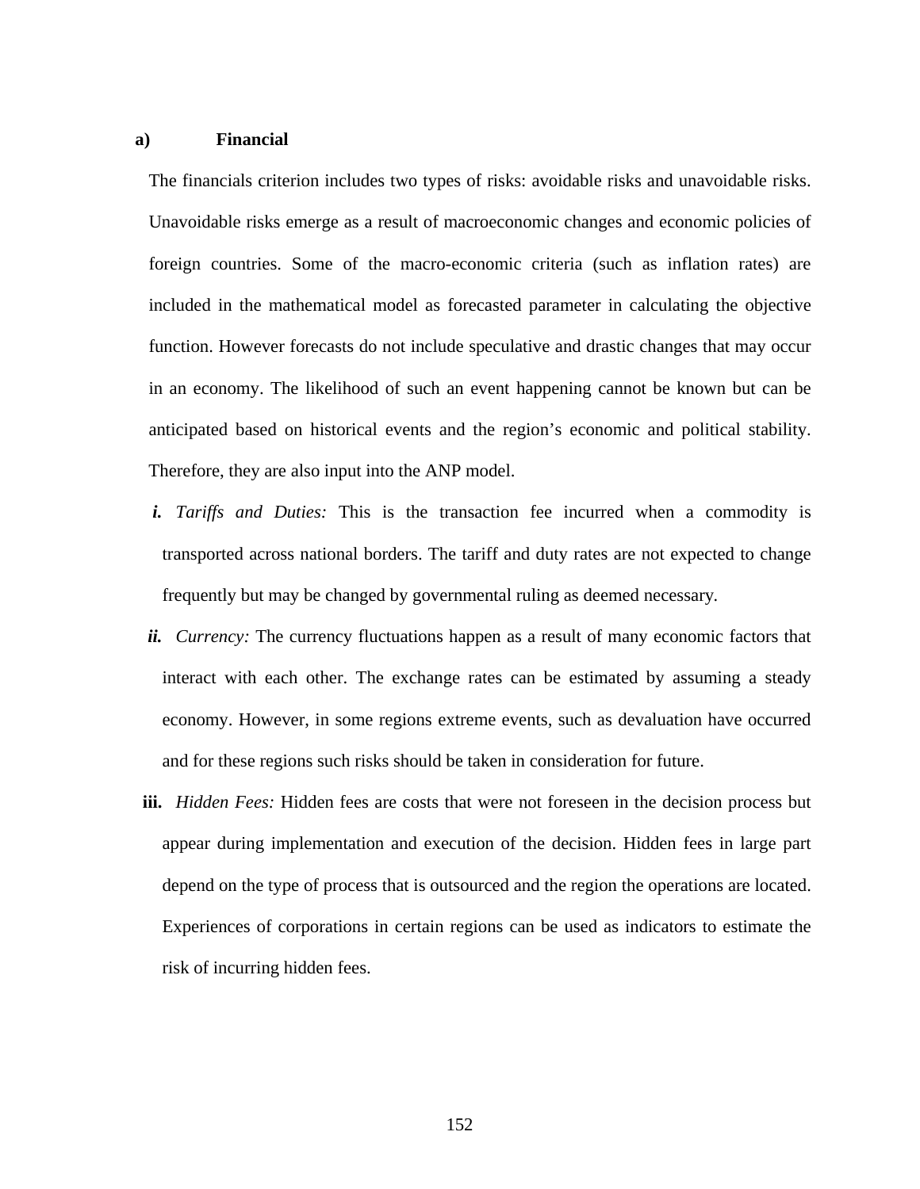**a) Financial**

The financials criterion includes two types of risks: avoidable risks and unavoidable risks. Unavoidable risks emerge as a result of macroeconomic changes and economic policies of foreign countries. Some of the macro-economic criteria (such as inflation rates) are included in the mathematical model as forecasted parameter in calculating the objective function. However forecasts do not include speculative and drastic changes that may occur in an economy. The likelihood of such an event happening cannot be known but can be anticipated based on historical events and the region's economic and political stability. Therefore, they are also input into the ANP model.

***i.*** *Tariffs and Duties:* This is the transaction fee incurred when a commodity is transported across national borders. The tariff and duty rates are not expected to change frequently but may be changed by governmental ruling as deemed necessary.

***ii.*** *Currency:* The currency fluctuations happen as a result of many economic factors that interact with each other. The exchange rates can be estimated by assuming a steady economy. However, in some regions extreme events, such as devaluation have occurred and for these regions such risks should be taken in consideration for future.

**iii.** *Hidden Fees:* Hidden fees are costs that were not foreseen in the decision process but appear during implementation and execution of the decision. Hidden fees in large part depend on the type of process that is outsourced and the region the operations are located. Experiences of corporations in certain regions can be used as indicators to estimate the risk of incurring hidden fees.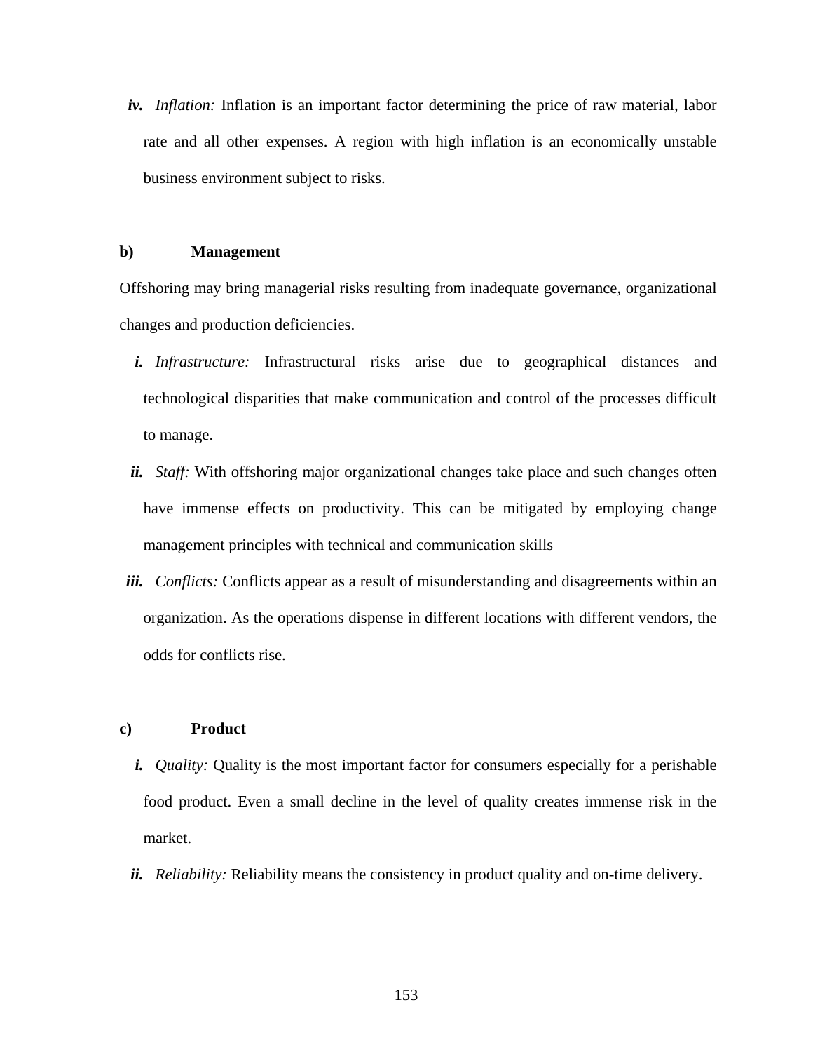iv. *Inflation:* Inflation is an important factor determining the price of raw material, labor rate and all other expenses. A region with high inflation is an economically unstable business environment subject to risks.

**b) Management**

Offshoring may bring managerial risks resulting from inadequate governance, organizational changes and production deficiencies.

i. *Infrastructure:* Infrastructural risks arise due to geographical distances and technological disparities that make communication and control of the processes difficult to manage.

ii. *Staff:* With offshoring major organizational changes take place and such changes often have immense effects on productivity. This can be mitigated by employing change management principles with technical and communication skills

iii. *Conflicts:* Conflicts appear as a result of misunderstanding and disagreements within an organization. As the operations dispense in different locations with different vendors, the odds for conflicts rise.

**c) Product**

i. *Quality:* Quality is the most important factor for consumers especially for a perishable food product. Even a small decline in the level of quality creates immense risk in the market.

ii. *Reliability:* Reliability means the consistency in product quality and on-time delivery.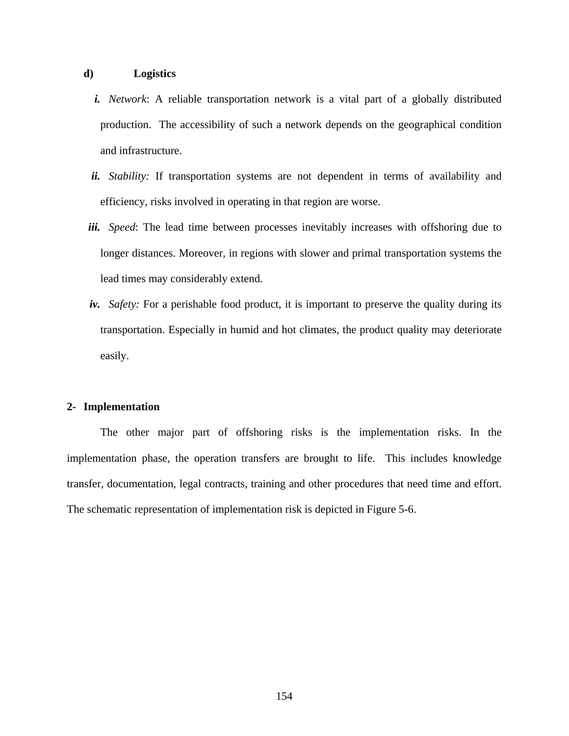**d) Logistics**

i. *Network*: A reliable transportation network is a vital part of a globally distributed production. The accessibility of such a network depends on the geographical condition and infrastructure.

ii. *Stability:* If transportation systems are not dependent in terms of availability and efficiency, risks involved in operating in that region are worse.

iii. *Speed*: The lead time between processes inevitably increases with offshoring due to longer distances. Moreover, in regions with slower and primal transportation systems the lead times may considerably extend.

iv. *Safety:* For a perishable food product, it is important to preserve the quality during its transportation. Especially in humid and hot climates, the product quality may deteriorate easily.

**2- Implementation**

The other major part of offshoring risks is the implementation risks. In the implementation phase, the operation transfers are brought to life. This includes knowledge transfer, documentation, legal contracts, training and other procedures that need time and effort. The schematic representation of implementation risk is depicted in Figure 5-6.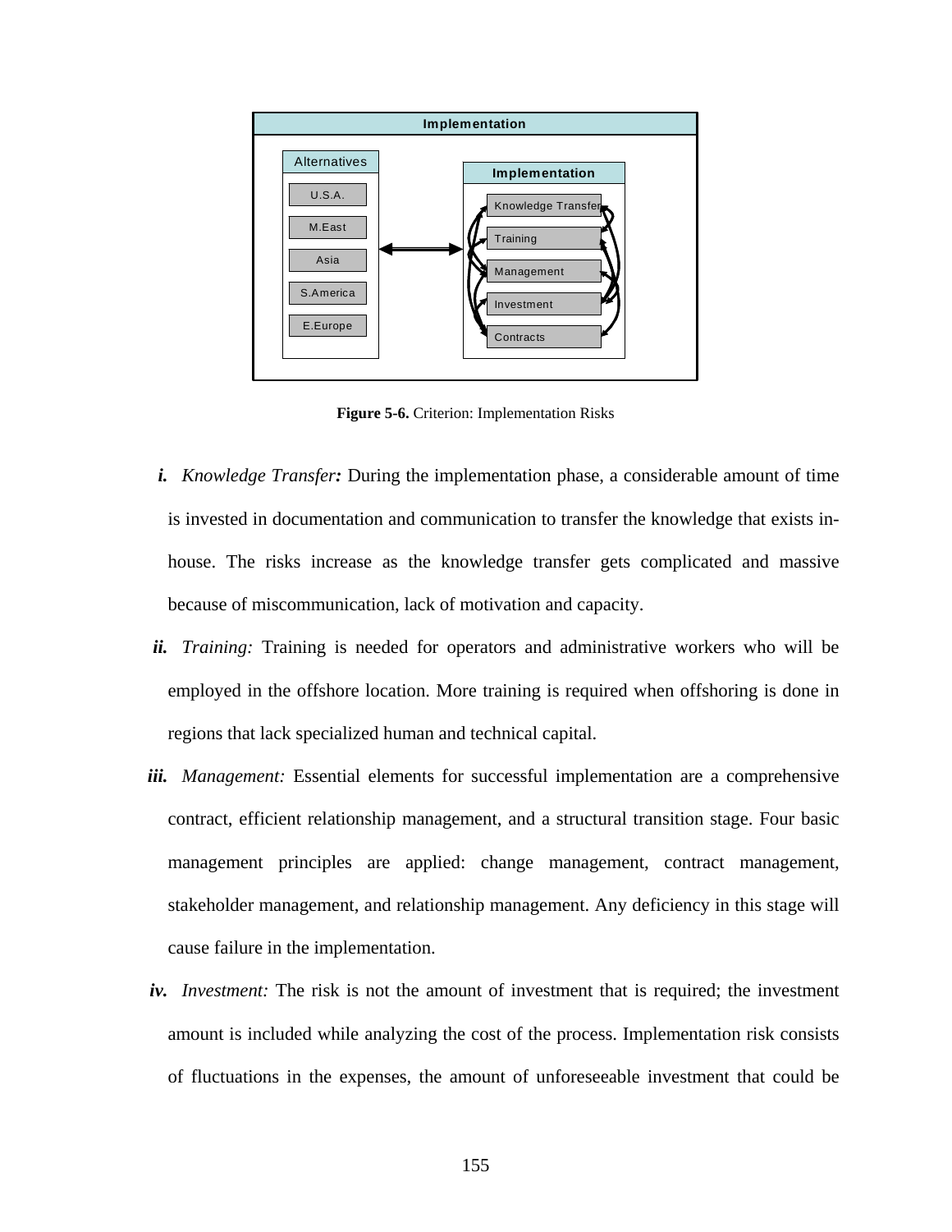**Figure 5-6.** Criterion: Implementation Risks

*i.* *Knowledge Transfer:* During the implementation phase, a considerable amount of time is invested in documentation and communication to transfer the knowledge that exists in-house. The risks increase as the knowledge transfer gets complicated and massive because of miscommunication, lack of motivation and capacity.

*ii.* *Training:* Training is needed for operators and administrative workers who will be employed in the offshore location. More training is required when offshoring is done in regions that lack specialized human and technical capital.

*iii.* *Management:* Essential elements for successful implementation are a comprehensive contract, efficient relationship management, and a structural transition stage. Four basic management principles are applied: change management, contract management, stakeholder management, and relationship management. Any deficiency in this stage will cause failure in the implementation.

*iv.* *Investment:* The risk is not the amount of investment that is required; the investment amount is included while analyzing the cost of the process. Implementation risk consists of fluctuations in the expenses, the amount of unforeseeable investment that could be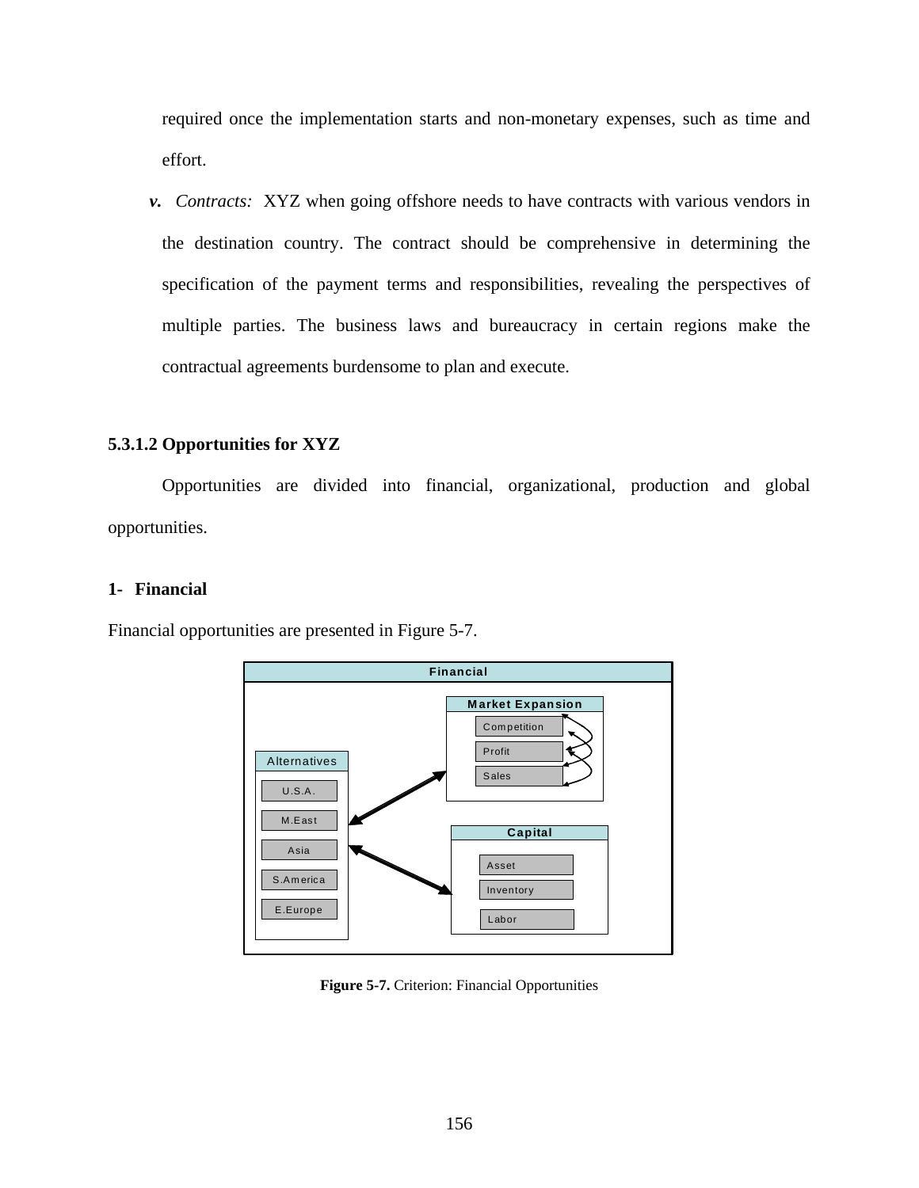required once the implementation starts and non-monetary expenses, such as time and effort.

***v.*** *Contracts:* XYZ when going offshore needs to have contracts with various vendors in the destination country. The contract should be comprehensive in determining the specification of the payment terms and responsibilities, revealing the perspectives of multiple parties. The business laws and bureaucracy in certain regions make the contractual agreements burdensome to plan and execute.

### 5.3.1.2 Opportunities for XYZ

Opportunities are divided into financial, organizational, production and global opportunities.

#### 1- Financial

Financial opportunities are presented in Figure 5-7.

Financial

Market Expansion: Competition, Profit, Sales

Alternatives: U.S.A., M.East, Asia, S.America, E.Europe

Capital: Asset, Inventory, Labor

**Figure 5-7.** Criterion: Financial Opportunities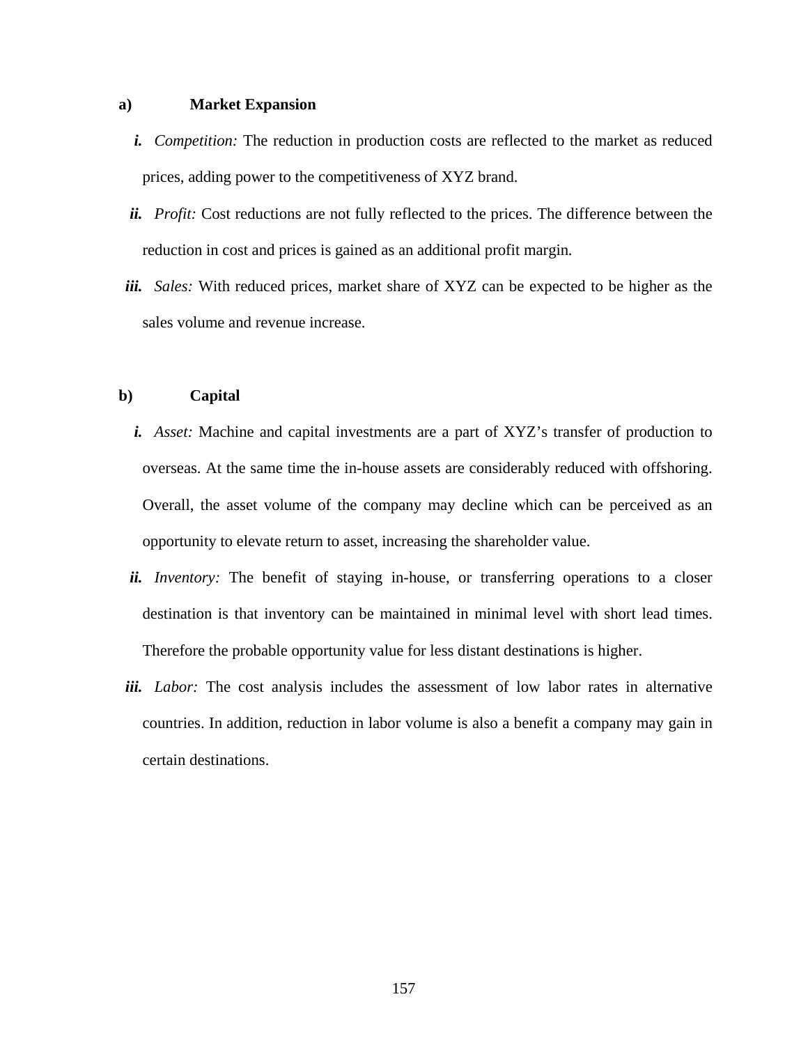**a) Market Expansion**

i. *Competition:* The reduction in production costs are reflected to the market as reduced prices, adding power to the competitiveness of XYZ brand.

ii. *Profit:* Cost reductions are not fully reflected to the prices. The difference between the reduction in cost and prices is gained as an additional profit margin.

iii. *Sales:* With reduced prices, market share of XYZ can be expected to be higher as the sales volume and revenue increase.

**b) Capital**

i. *Asset:* Machine and capital investments are a part of XYZ's transfer of production to overseas. At the same time the in-house assets are considerably reduced with offshoring. Overall, the asset volume of the company may decline which can be perceived as an opportunity to elevate return to asset, increasing the shareholder value.

ii. *Inventory:* The benefit of staying in-house, or transferring operations to a closer destination is that inventory can be maintained in minimal level with short lead times. Therefore the probable opportunity value for less distant destinations is higher.

iii. *Labor:* The cost analysis includes the assessment of low labor rates in alternative countries. In addition, reduction in labor volume is also a benefit a company may gain in certain destinations.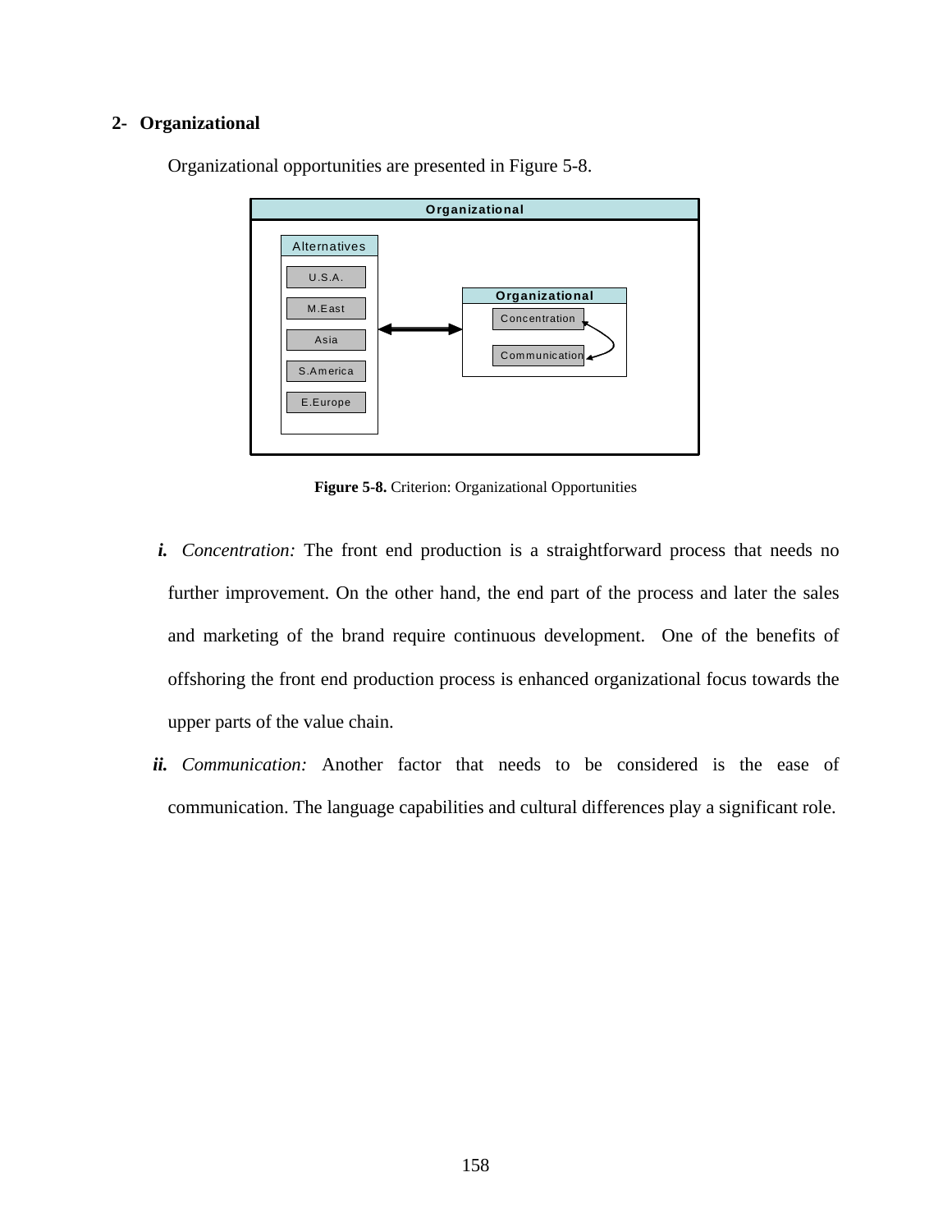**2- Organizational**

Organizational opportunities are presented in Figure 5-8.

**Figure 5-8.** Criterion: Organizational Opportunities

*i. Concentration:* The front end production is a straightforward process that needs no further improvement. On the other hand, the end part of the process and later the sales and marketing of the brand require continuous development. One of the benefits of offshoring the front end production process is enhanced organizational focus towards the upper parts of the value chain.

*ii. Communication:* Another factor that needs to be considered is the ease of communication. The language capabilities and cultural differences play a significant role.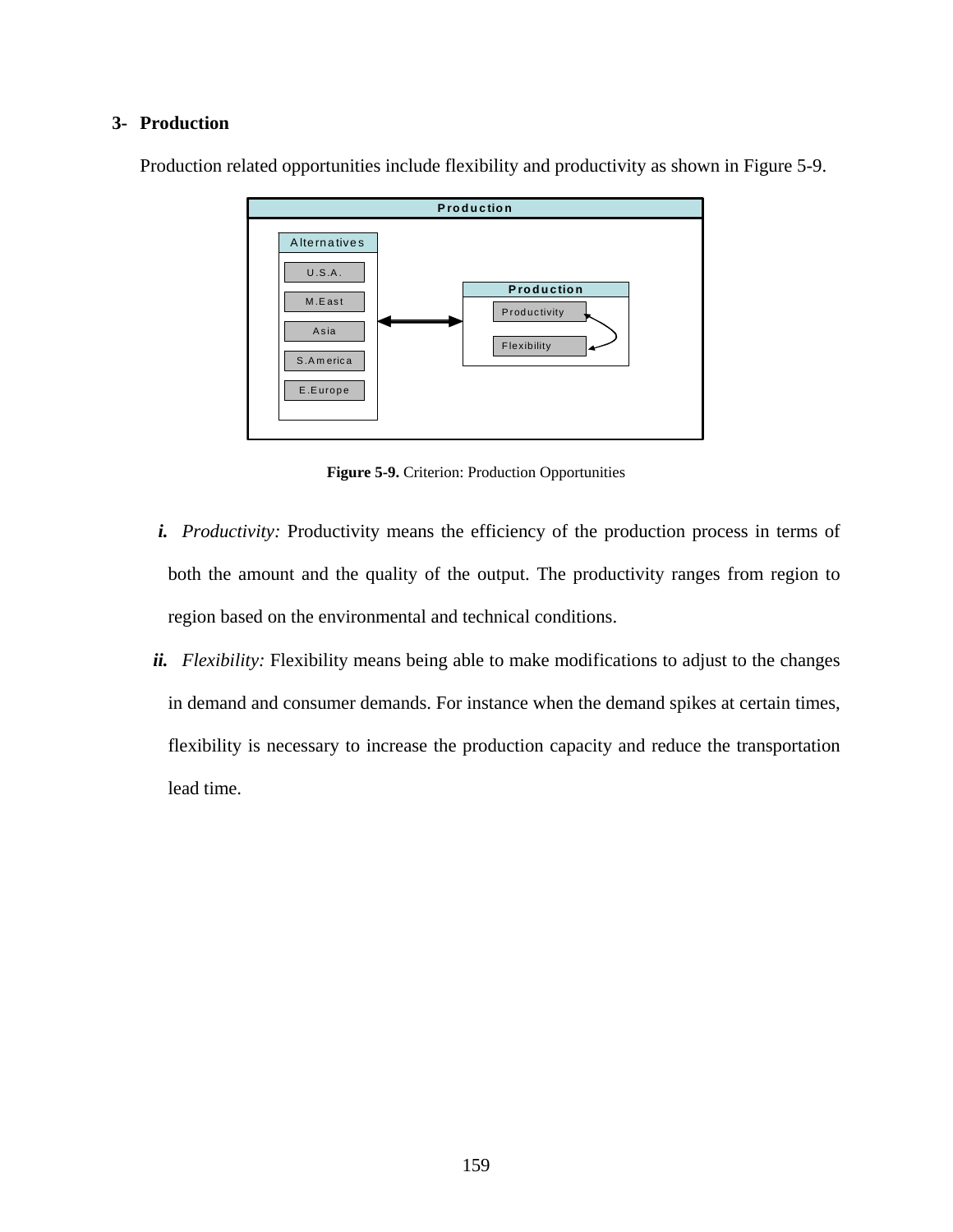### 3- Production

Production related opportunities include flexibility and productivity as shown in Figure 5-9.

**Figure 5-9.** Criterion: Production Opportunities

*i.* *Productivity:* Productivity means the efficiency of the production process in terms of both the amount and the quality of the output. The productivity ranges from region to region based on the environmental and technical conditions.

*ii.* *Flexibility:* Flexibility means being able to make modifications to adjust to the changes in demand and consumer demands. For instance when the demand spikes at certain times, flexibility is necessary to increase the production capacity and reduce the transportation lead time.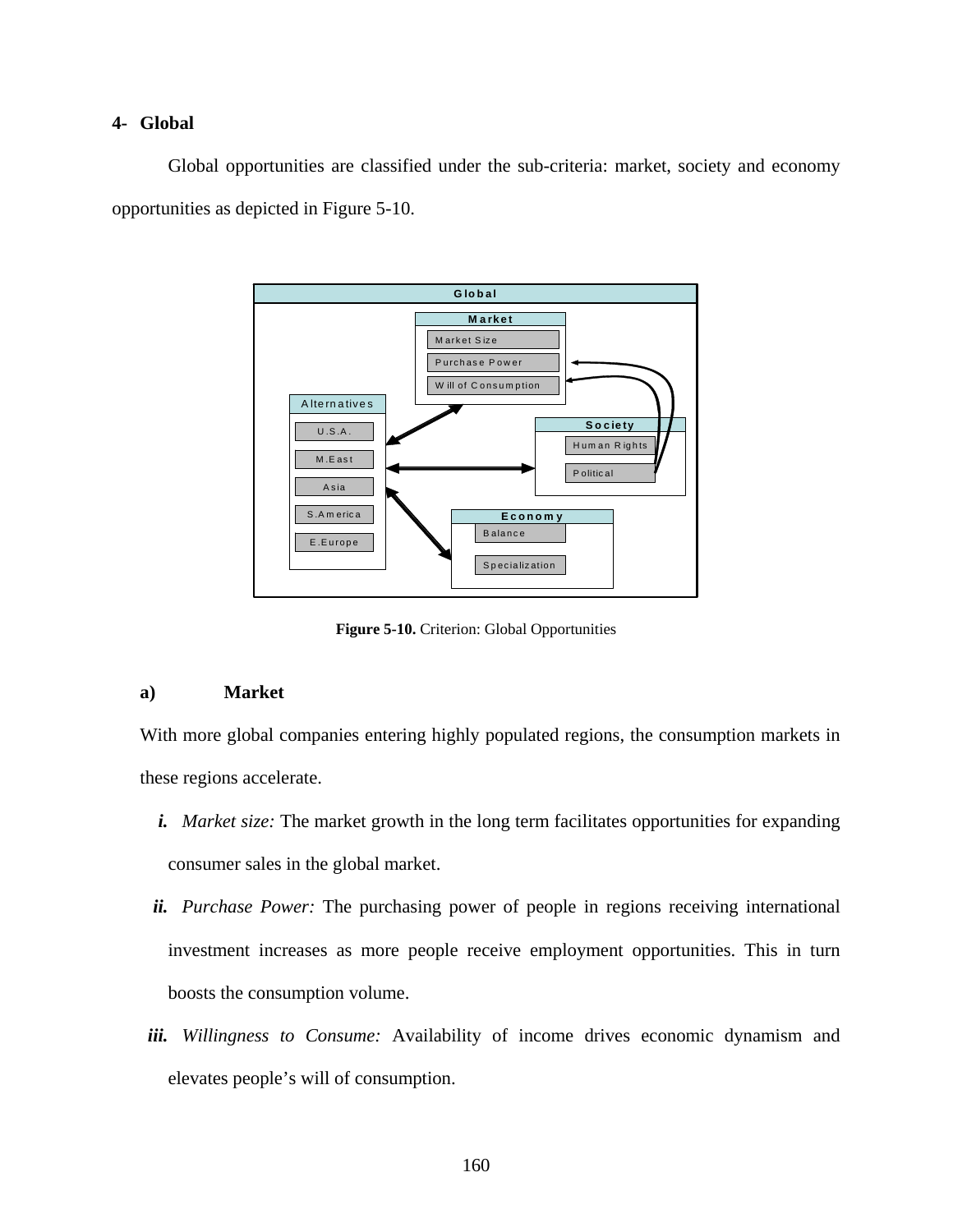## 4- Global

Global opportunities are classified under the sub-criteria: market, society and economy opportunities as depicted in Figure 5-10.

**Figure 5-10.** Criterion: Global Opportunities

### a) Market

With more global companies entering highly populated regions, the consumption markets in these regions accelerate.

***i.*** *Market size:* The market growth in the long term facilitates opportunities for expanding consumer sales in the global market.

***ii.*** *Purchase Power:* The purchasing power of people in regions receiving international investment increases as more people receive employment opportunities. This in turn boosts the consumption volume.

***iii.*** *Willingness to Consume:* Availability of income drives economic dynamism and elevates people's will of consumption.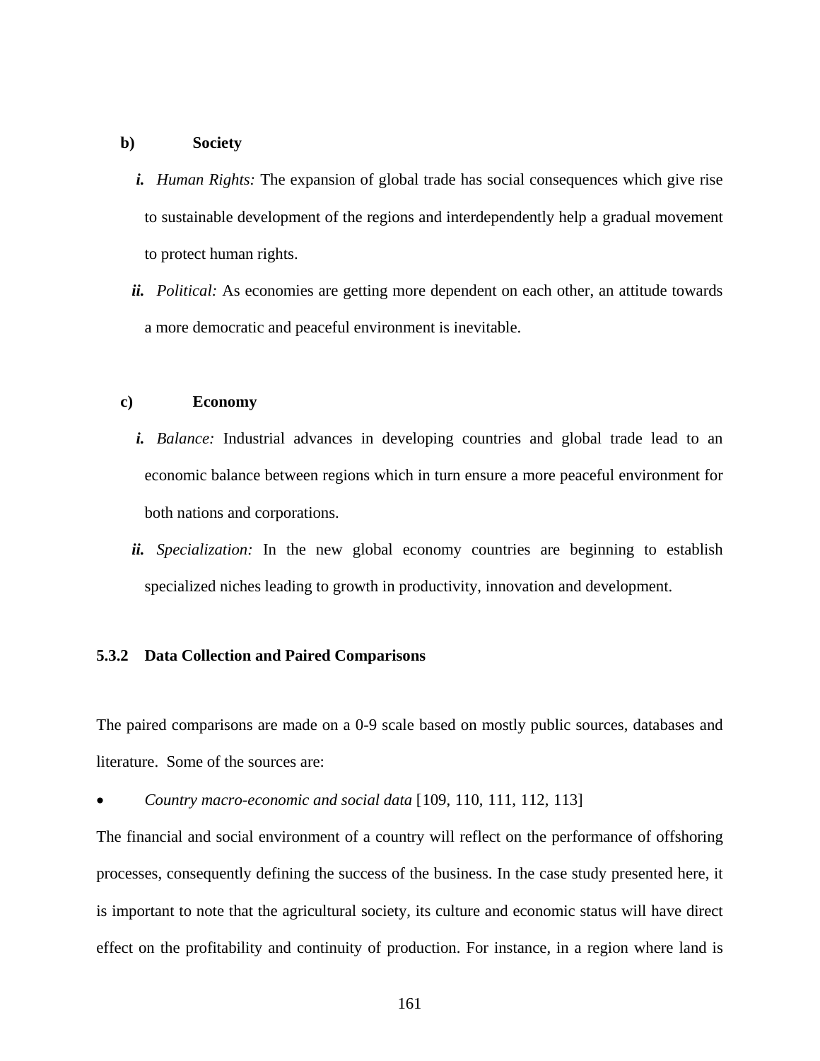**b) Society**

*i.* *Human Rights:* The expansion of global trade has social consequences which give rise to sustainable development of the regions and interdependently help a gradual movement to protect human rights.

*ii.* *Political:* As economies are getting more dependent on each other, an attitude towards a more democratic and peaceful environment is inevitable.

**c) Economy**

*i.* *Balance:* Industrial advances in developing countries and global trade lead to an economic balance between regions which in turn ensure a more peaceful environment for both nations and corporations.

*ii.* *Specialization:* In the new global economy countries are beginning to establish specialized niches leading to growth in productivity, innovation and development.

### 5.3.2 Data Collection and Paired Comparisons

The paired comparisons are made on a 0-9 scale based on mostly public sources, databases and literature. Some of the sources are:

- *Country macro-economic and social data* [109, 110, 111, 112, 113]

The financial and social environment of a country will reflect on the performance of offshoring processes, consequently defining the success of the business. In the case study presented here, it is important to note that the agricultural society, its culture and economic status will have direct effect on the profitability and continuity of production. For instance, in a region where land is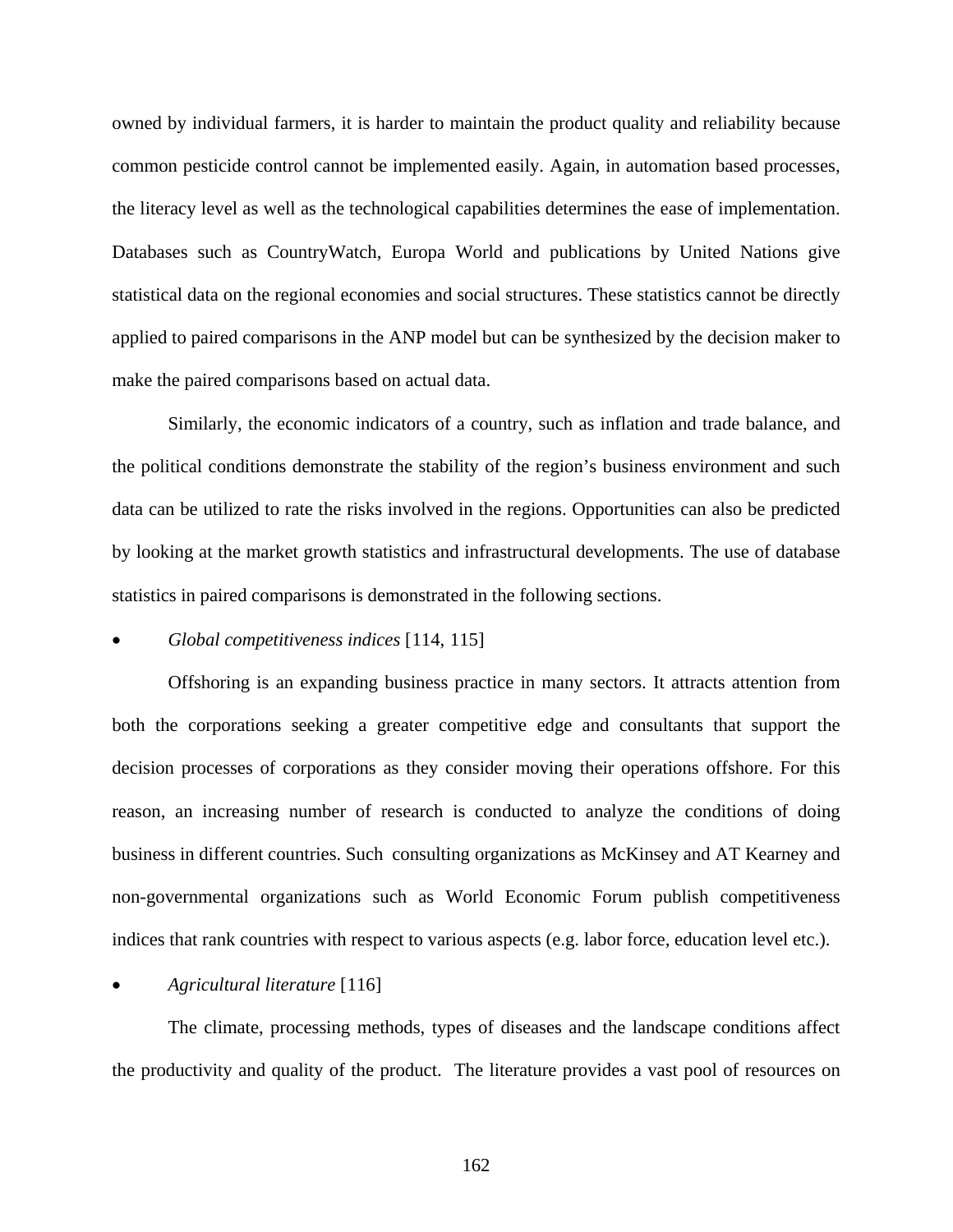owned by individual farmers, it is harder to maintain the product quality and reliability because common pesticide control cannot be implemented easily. Again, in automation based processes, the literacy level as well as the technological capabilities determines the ease of implementation. Databases such as CountryWatch, Europa World and publications by United Nations give statistical data on the regional economies and social structures. These statistics cannot be directly applied to paired comparisons in the ANP model but can be synthesized by the decision maker to make the paired comparisons based on actual data.

Similarly, the economic indicators of a country, such as inflation and trade balance, and the political conditions demonstrate the stability of the region's business environment and such data can be utilized to rate the risks involved in the regions. Opportunities can also be predicted by looking at the market growth statistics and infrastructural developments. The use of database statistics in paired comparisons is demonstrated in the following sections.

- *Global competitiveness indices* [114, 115]

Offshoring is an expanding business practice in many sectors. It attracts attention from both the corporations seeking a greater competitive edge and consultants that support the decision processes of corporations as they consider moving their operations offshore. For this reason, an increasing number of research is conducted to analyze the conditions of doing business in different countries. Such consulting organizations as McKinsey and AT Kearney and non-governmental organizations such as World Economic Forum publish competitiveness indices that rank countries with respect to various aspects (e.g. labor force, education level etc.).

- *Agricultural literature* [116]

The climate, processing methods, types of diseases and the landscape conditions affect the productivity and quality of the product. The literature provides a vast pool of resources on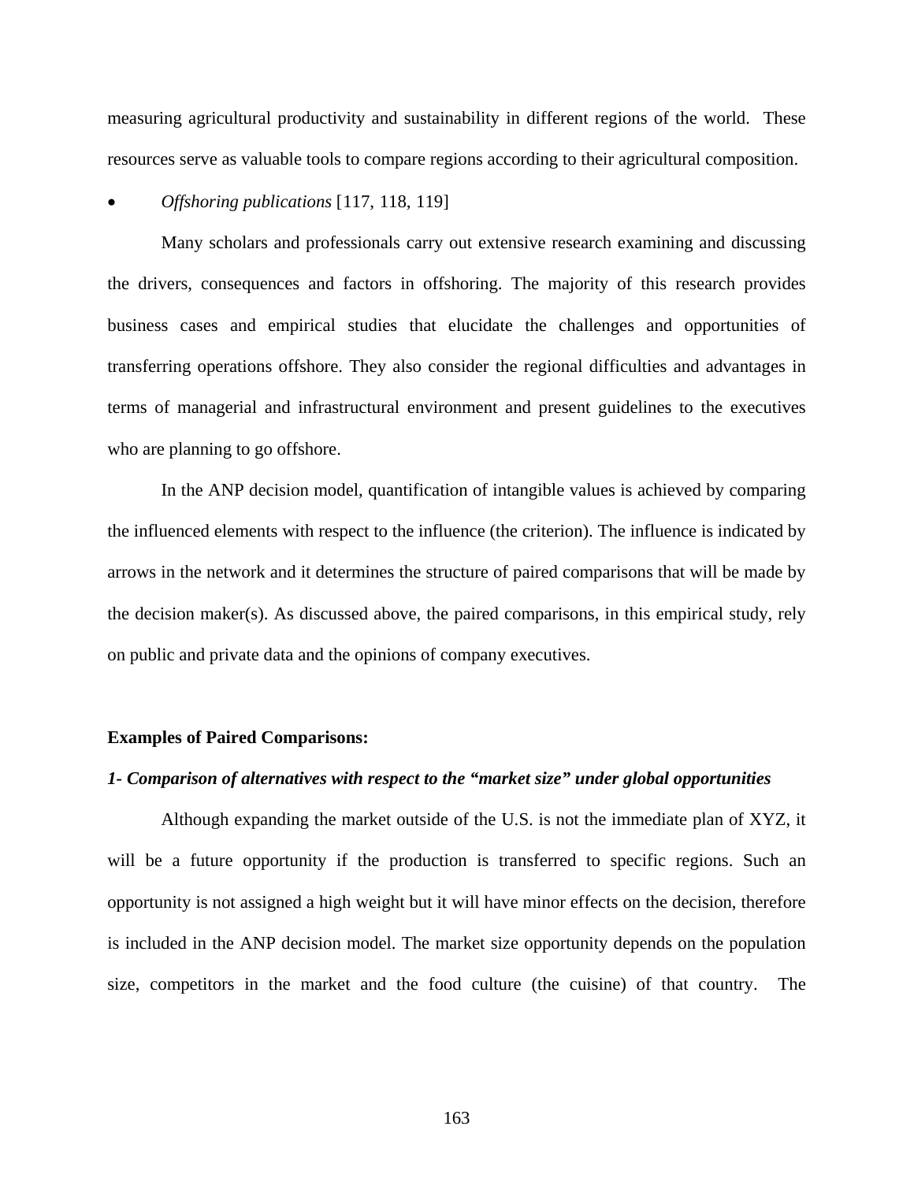measuring agricultural productivity and sustainability in different regions of the world. These resources serve as valuable tools to compare regions according to their agricultural composition.

- *Offshoring publications* [117, 118, 119]

Many scholars and professionals carry out extensive research examining and discussing the drivers, consequences and factors in offshoring. The majority of this research provides business cases and empirical studies that elucidate the challenges and opportunities of transferring operations offshore. They also consider the regional difficulties and advantages in terms of managerial and infrastructural environment and present guidelines to the executives who are planning to go offshore.

In the ANP decision model, quantification of intangible values is achieved by comparing the influenced elements with respect to the influence (the criterion). The influence is indicated by arrows in the network and it determines the structure of paired comparisons that will be made by the decision maker(s). As discussed above, the paired comparisons, in this empirical study, rely on public and private data and the opinions of company executives.

**Examples of Paired Comparisons:**

***1- Comparison of alternatives with respect to the "market size" under global opportunities***

Although expanding the market outside of the U.S. is not the immediate plan of XYZ, it will be a future opportunity if the production is transferred to specific regions. Such an opportunity is not assigned a high weight but it will have minor effects on the decision, therefore is included in the ANP decision model. The market size opportunity depends on the population size, competitors in the market and the food culture (the cuisine) of that country. The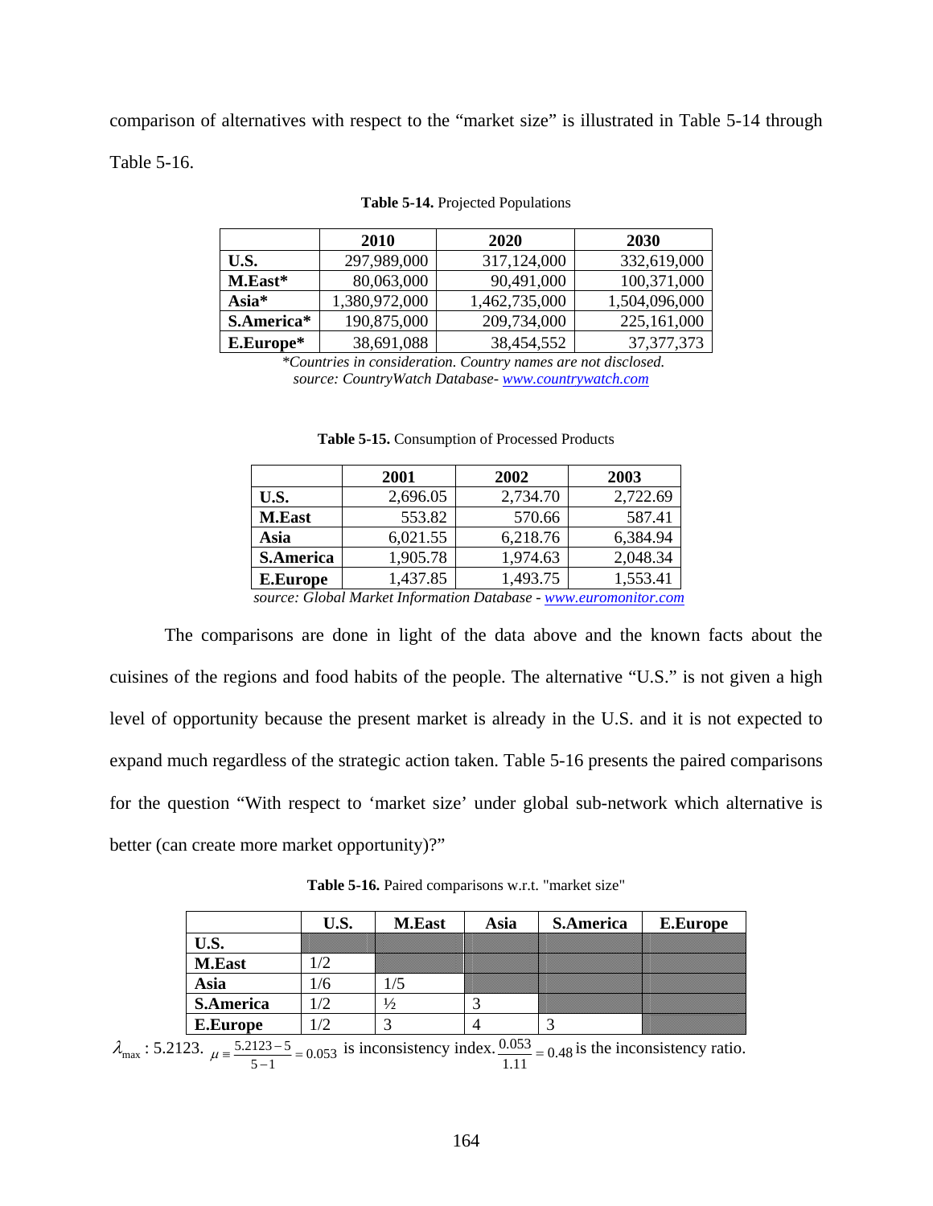comparison of alternatives with respect to the "market size" is illustrated in Table 5-14 through Table 5-16.

**Table 5-14.** Projected Populations

| | 2010 | 2020 | 2030 |
|---|---|---|---|
| **U.S.** | 297,989,000 | 317,124,000 | 332,619,000 |
| **M.East*** | 80,063,000 | 90,491,000 | 100,371,000 |
| **Asia*** | 1,380,972,000 | 1,462,735,000 | 1,504,096,000 |
| **S.America*** | 190,875,000 | 209,734,000 | 225,161,000 |
| **E.Europe*** | 38,691,088 | 38,454,552 | 37,377,373 |

*\*Countries in consideration. Country names are not disclosed.*
*source: CountryWatch Database- www.countrywatch.com*

**Table 5-15.** Consumption of Processed Products

| | 2001 | 2002 | 2003 |
|---|---|---|---|
| **U.S.** | 2,696.05 | 2,734.70 | 2,722.69 |
| **M.East** | 553.82 | 570.66 | 587.41 |
| **Asia** | 6,021.55 | 6,218.76 | 6,384.94 |
| **S.America** | 1,905.78 | 1,974.63 | 2,048.34 |
| **E.Europe** | 1,437.85 | 1,493.75 | 1,553.41 |

*source: Global Market Information Database - www.euromonitor.com*

The comparisons are done in light of the data above and the known facts about the cuisines of the regions and food habits of the people. The alternative "U.S." is not given a high level of opportunity because the present market is already in the U.S. and it is not expected to expand much regardless of the strategic action taken. Table 5-16 presents the paired comparisons for the question "With respect to 'market size' under global sub-network which alternative is better (can create more market opportunity)?"

**Table 5-16.** Paired comparisons w.r.t. "market size"

| | U.S. | M.East | Asia | S.America | E.Europe |
|---|---|---|---|---|---|
| **U.S.** | | | | | |
| **M.East** | 1/2 | | | | |
| **Asia** | 1/6 | 1/5 | | | |
| **S.America** | 1/2 | ½ | 3 | | |
| **E.Europe** | 1/2 | 3 | 4 | 3 | |

$\lambda_{\max}$ : 5.2123. $\mu \equiv \frac{5.2123-5}{5-1} = 0.053$ is inconsistency index. $\frac{0.053}{1.11} = 0.48$ is the inconsistency ratio.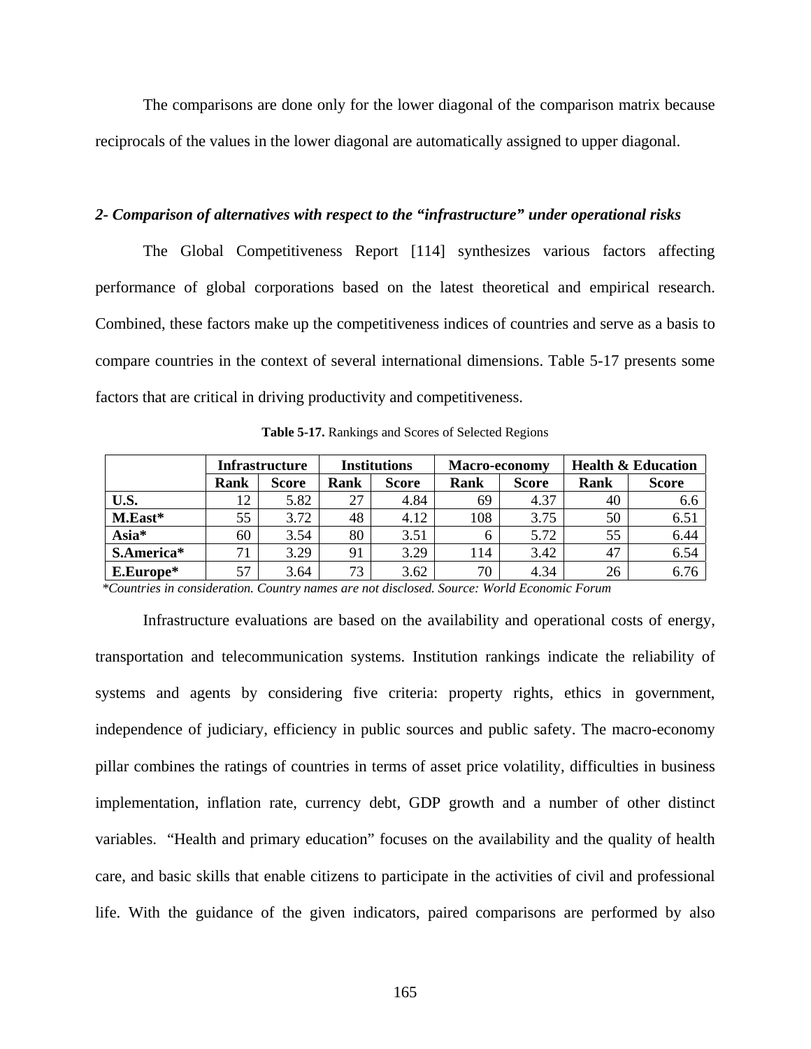The comparisons are done only for the lower diagonal of the comparison matrix because reciprocals of the values in the lower diagonal are automatically assigned to upper diagonal.

*2- Comparison of alternatives with respect to the "infrastructure" under operational risks*

The Global Competitiveness Report [114] synthesizes various factors affecting performance of global corporations based on the latest theoretical and empirical research. Combined, these factors make up the competitiveness indices of countries and serve as a basis to compare countries in the context of several international dimensions. Table 5-17 presents some factors that are critical in driving productivity and competitiveness.

**Table 5-17.** Rankings and Scores of Selected Regions

| | **Infrastructure** | | **Institutions** | | **Macro-economy** | | **Health & Education** | |
|---|---|---|---|---|---|---|---|---|
| | **Rank** | **Score** | **Rank** | **Score** | **Rank** | **Score** | **Rank** | **Score** |
| **U.S.** | 12 | 5.82 | 27 | 4.84 | 69 | 4.37 | 40 | 6.6 |
| **M.East*** | 55 | 3.72 | 48 | 4.12 | 108 | 3.75 | 50 | 6.51 |
| **Asia*** | 60 | 3.54 | 80 | 3.51 | 6 | 5.72 | 55 | 6.44 |
| **S.America*** | 71 | 3.29 | 91 | 3.29 | 114 | 3.42 | 47 | 6.54 |
| **E.Europe*** | 57 | 3.64 | 73 | 3.62 | 70 | 4.34 | 26 | 6.76 |

*\*Countries in consideration. Country names are not disclosed. Source: World Economic Forum*

Infrastructure evaluations are based on the availability and operational costs of energy, transportation and telecommunication systems. Institution rankings indicate the reliability of systems and agents by considering five criteria: property rights, ethics in government, independence of judiciary, efficiency in public sources and public safety. The macro-economy pillar combines the ratings of countries in terms of asset price volatility, difficulties in business implementation, inflation rate, currency debt, GDP growth and a number of other distinct variables. "Health and primary education" focuses on the availability and the quality of health care, and basic skills that enable citizens to participate in the activities of civil and professional life. With the guidance of the given indicators, paired comparisons are performed by also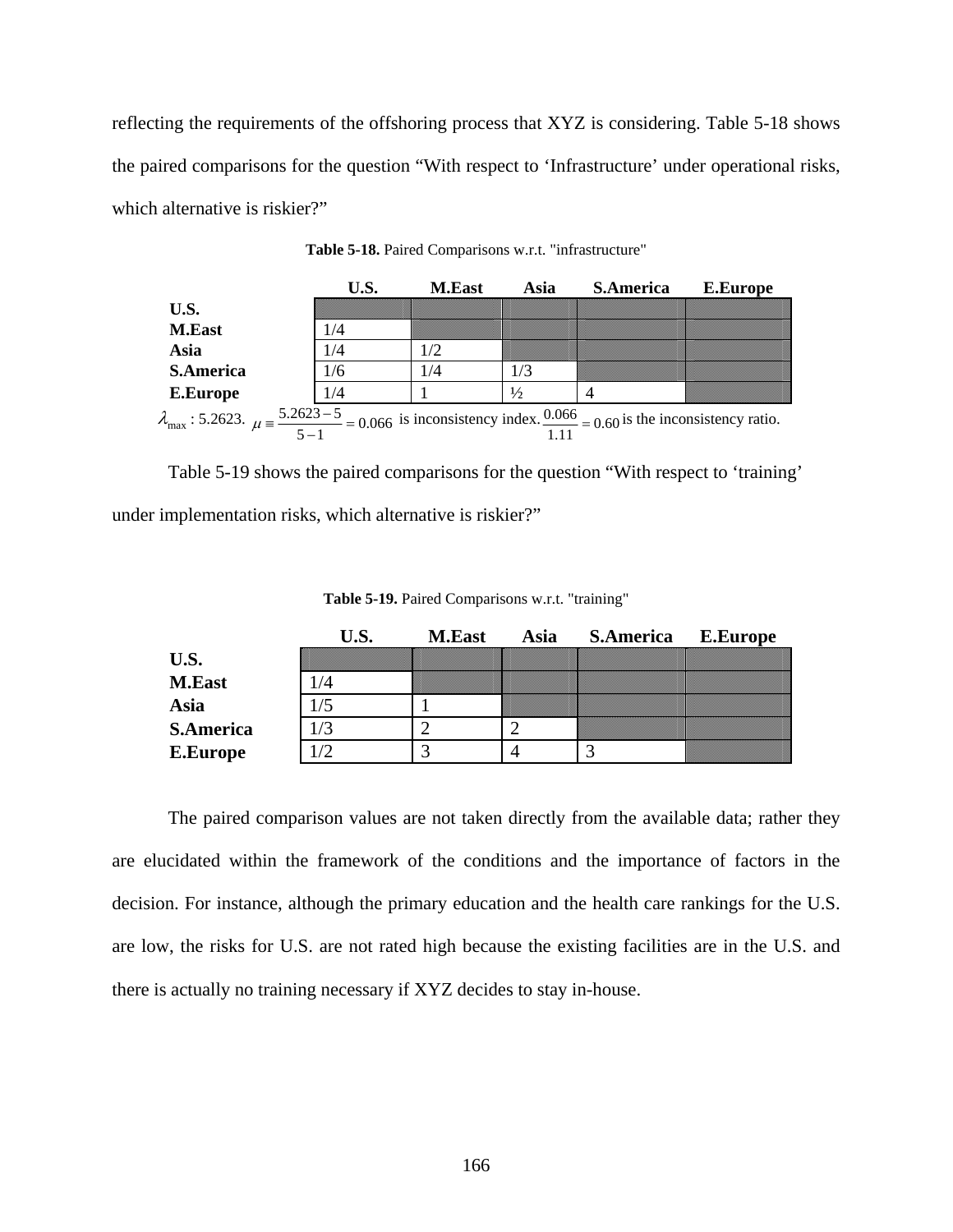reflecting the requirements of the offshoring process that XYZ is considering. Table 5-18 shows the paired comparisons for the question "With respect to 'Infrastructure' under operational risks, which alternative is riskier?"

**Table 5-18.** Paired Comparisons w.r.t. "infrastructure"

| | U.S. | M.East | Asia | S.America | E.Europe |
|---|---|---|---|---|---|
| **U.S.** | | | | | |
| **M.East** | 1/4 | | | | |
| **Asia** | 1/4 | 1/2 | | | |
| **S.America** | 1/6 | 1/4 | 1/3 | | |
| **E.Europe** | 1/4 | 1 | ½ | 4 | |

$\lambda_{\max}$ : 5.2623. $\mu \equiv \frac{5.2623-5}{5-1} = 0.066$ is inconsistency index. $\frac{0.066}{1.11} = 0.60$ is the inconsistency ratio.

Table 5-19 shows the paired comparisons for the question "With respect to 'training' under implementation risks, which alternative is riskier?"

**Table 5-19.** Paired Comparisons w.r.t. "training"

| | U.S. | M.East | Asia | S.America | E.Europe |
|---|---|---|---|---|---|
| **U.S.** | | | | | |
| **M.East** | 1/4 | | | | |
| **Asia** | 1/5 | 1 | | | |
| **S.America** | 1/3 | 2 | 2 | | |
| **E.Europe** | 1/2 | 3 | 4 | 3 | |

The paired comparison values are not taken directly from the available data; rather they are elucidated within the framework of the conditions and the importance of factors in the decision. For instance, although the primary education and the health care rankings for the U.S. are low, the risks for U.S. are not rated high because the existing facilities are in the U.S. and there is actually no training necessary if XYZ decides to stay in-house.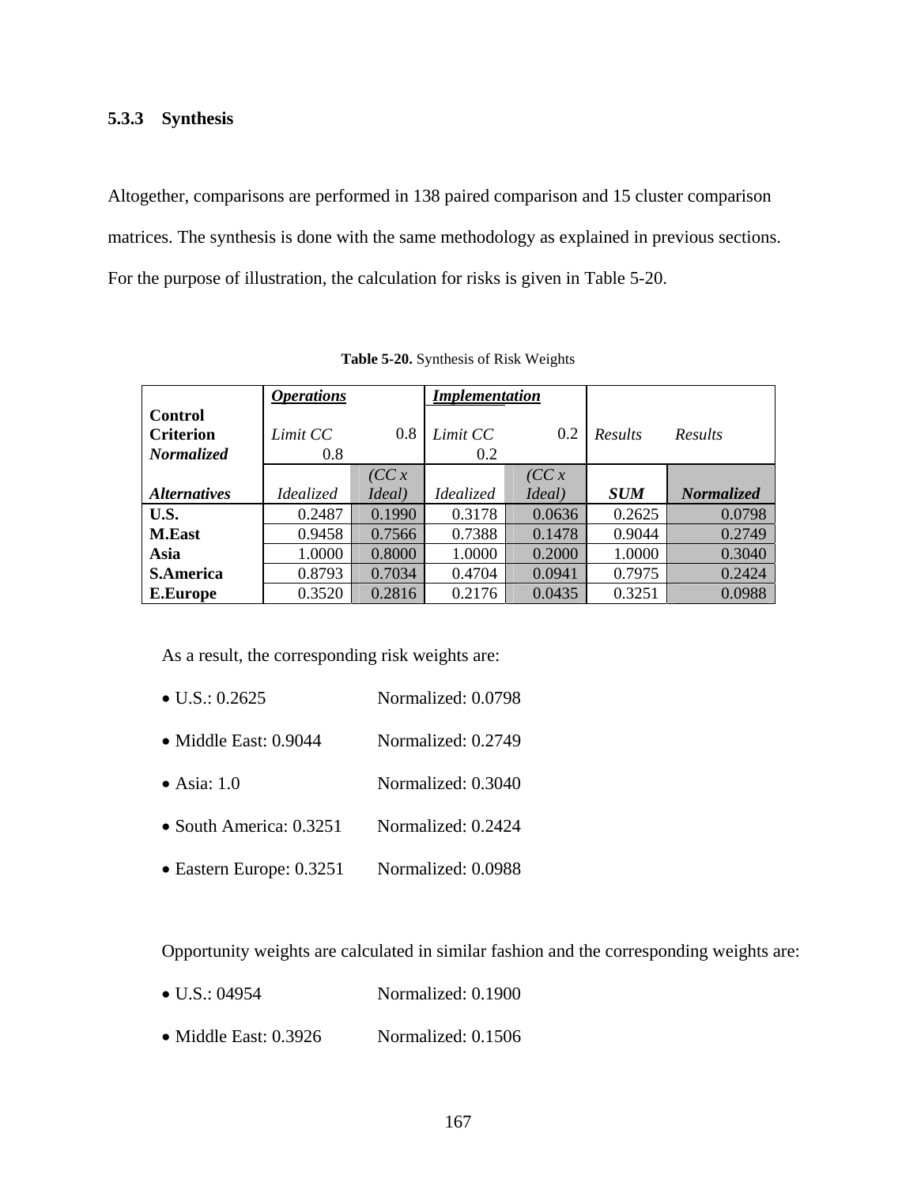### 5.3.3 Synthesis

Altogether, comparisons are performed in 138 paired comparison and 15 cluster comparison matrices. The synthesis is done with the same methodology as explained in previous sections. For the purpose of illustration, the calculation for risks is given in Table 5-20.

**Table 5-20.** Synthesis of Risk Weights

| | ***Operations*** | | ***Implementation*** | | | |
|---|---|---|---|---|---|---|
| **Control Criterion** | *Limit CC* | 0.8 | *Limit CC* | 0.2 | *Results* | *Results* |
| ***Normalized*** | 0.8 | | 0.2 | | | |
| ***Alternatives*** | *Idealized* | *(CC x Ideal)* | *Idealized* | *(CC x Ideal)* | ***SUM*** | ***Normalized*** |
| **U.S.** | 0.2487 | 0.1990 | 0.3178 | 0.0636 | 0.2625 | 0.0798 |
| **M.East** | 0.9458 | 0.7566 | 0.7388 | 0.1478 | 0.9044 | 0.2749 |
| **Asia** | 1.0000 | 0.8000 | 1.0000 | 0.2000 | 1.0000 | 0.3040 |
| **S.America** | 0.8793 | 0.7034 | 0.4704 | 0.0941 | 0.7975 | 0.2424 |
| **E.Europe** | 0.3520 | 0.2816 | 0.2176 | 0.0435 | 0.3251 | 0.0988 |

As a result, the corresponding risk weights are:

- U.S.: 0.2625 Normalized: 0.0798
- Middle East: 0.9044 Normalized: 0.2749
- Asia: 1.0 Normalized: 0.3040
- South America: 0.3251 Normalized: 0.2424
- Eastern Europe: 0.3251 Normalized: 0.0988

Opportunity weights are calculated in similar fashion and the corresponding weights are:

- U.S.: 04954 Normalized: 0.1900
- Middle East: 0.3926 Normalized: 0.1506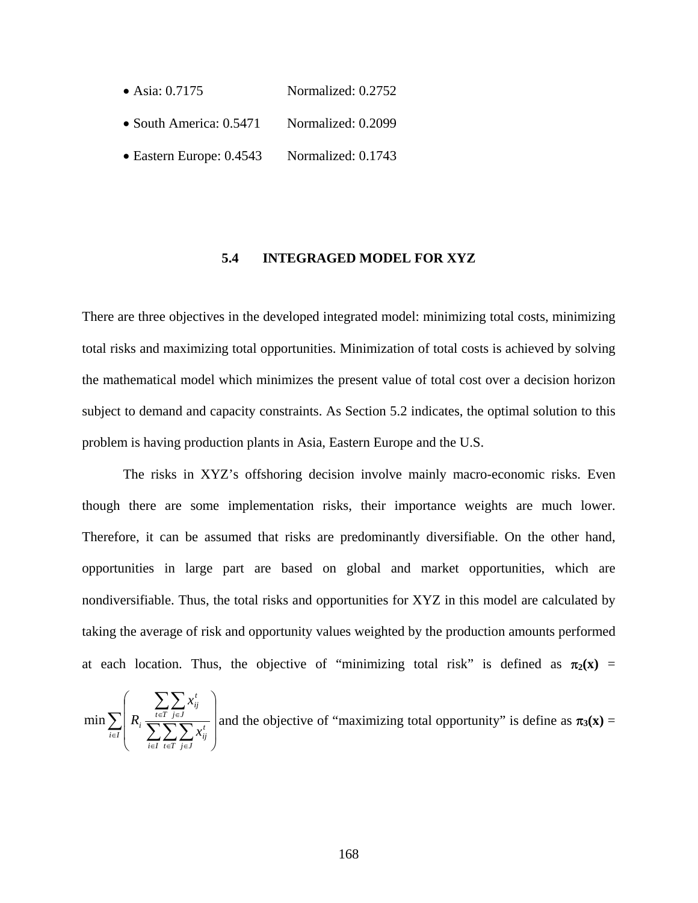- Asia: 0.7175 Normalized: 0.2752
- South America: 0.5471 Normalized: 0.2099
- Eastern Europe: 0.4543 Normalized: 0.1743

## 5.4 INTEGRAGED MODEL FOR XYZ

There are three objectives in the developed integrated model: minimizing total costs, minimizing total risks and maximizing total opportunities. Minimization of total costs is achieved by solving the mathematical model which minimizes the present value of total cost over a decision horizon subject to demand and capacity constraints. As Section 5.2 indicates, the optimal solution to this problem is having production plants in Asia, Eastern Europe and the U.S.

The risks in XYZ's offshoring decision involve mainly macro-economic risks. Even though there are some implementation risks, their importance weights are much lower. Therefore, it can be assumed that risks are predominantly diversifiable. On the other hand, opportunities in large part are based on global and market opportunities, which are nondiversifiable. Thus, the total risks and opportunities for XYZ in this model are calculated by taking the average of risk and opportunity values weighted by the production amounts performed at each location. Thus, the objective of "minimizing total risk" is defined as $\boldsymbol{\pi_2}(\mathbf{x})$ = $\min \sum_{i \in I} \left( R_i \frac{\sum_{t \in T} \sum_{j \in J} x_{ij}^t}{\sum_{i \in I} \sum_{t \in T} \sum_{j \in J} x_{ij}^t} \right)$ and the objective of "maximizing total opportunity" is define as $\boldsymbol{\pi_3}(\mathbf{x})$ =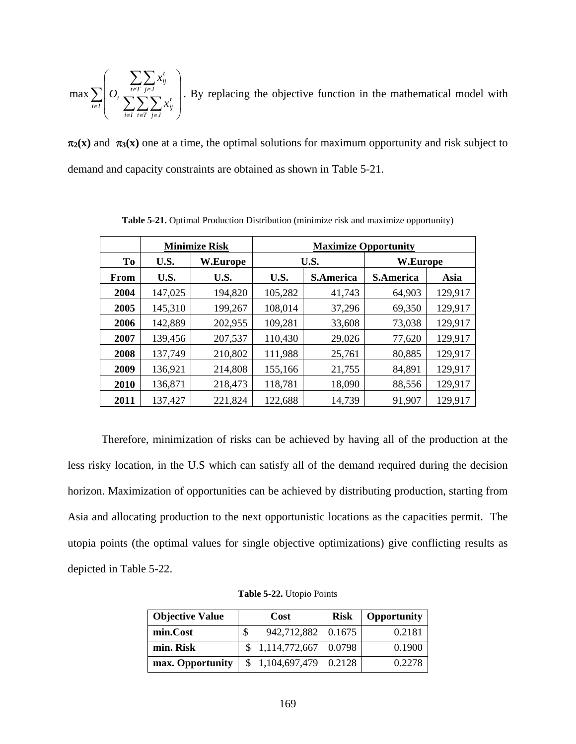$\max \sum_{i \in I} \left( O_i \frac{\sum_{t \in T} \sum_{j \in J} x_{ij}^t}{\sum_{i \in I} \sum_{t \in T} \sum_{j \in J} x_{ij}^t} \right)$. By replacing the objective function in the mathematical model with $\boldsymbol{\pi_2(x)}$ and $\boldsymbol{\pi_3(x)}$ one at a time, the optimal solutions for maximum opportunity and risk subject to demand and capacity constraints are obtained as shown in Table 5-21.

**Table 5-21.** Optimal Production Distribution (minimize risk and maximize opportunity)

| | Minimize Risk | | Maximize Opportunity | | | |
|---|---|---|---|---|---|---|
| **To** | **U.S.** | **W.Europe** | **U.S.** | | **W.Europe** | |
| **From** | **U.S.** | **U.S.** | **U.S.** | **S.America** | **S.America** | **Asia** |
| **2004** | 147,025 | 194,820 | 105,282 | 41,743 | 64,903 | 129,917 |
| **2005** | 145,310 | 199,267 | 108,014 | 37,296 | 69,350 | 129,917 |
| **2006** | 142,889 | 202,955 | 109,281 | 33,608 | 73,038 | 129,917 |
| **2007** | 139,456 | 207,537 | 110,430 | 29,026 | 77,620 | 129,917 |
| **2008** | 137,749 | 210,802 | 111,988 | 25,761 | 80,885 | 129,917 |
| **2009** | 136,921 | 214,808 | 155,166 | 21,755 | 84,891 | 129,917 |
| **2010** | 136,871 | 218,473 | 118,781 | 18,090 | 88,556 | 129,917 |
| **2011** | 137,427 | 221,824 | 122,688 | 14,739 | 91,907 | 129,917 |

Therefore, minimization of risks can be achieved by having all of the production at the less risky location, in the U.S which can satisfy all of the demand required during the decision horizon. Maximization of opportunities can be achieved by distributing production, starting from Asia and allocating production to the next opportunistic locations as the capacities permit. The utopia points (the optimal values for single objective optimizations) give conflicting results as depicted in Table 5-22.

**Table 5-22.** Utopio Points

| Objective Value | Cost | Risk | Opportunity |
|---|---|---|---|
| **min.Cost** | \$ 942,712,882 | 0.1675 | 0.2181 |
| **min. Risk** | \$ 1,114,772,667 | 0.0798 | 0.1900 |
| **max. Opportunity** | \$ 1,104,697,479 | 0.2128 | 0.2278 |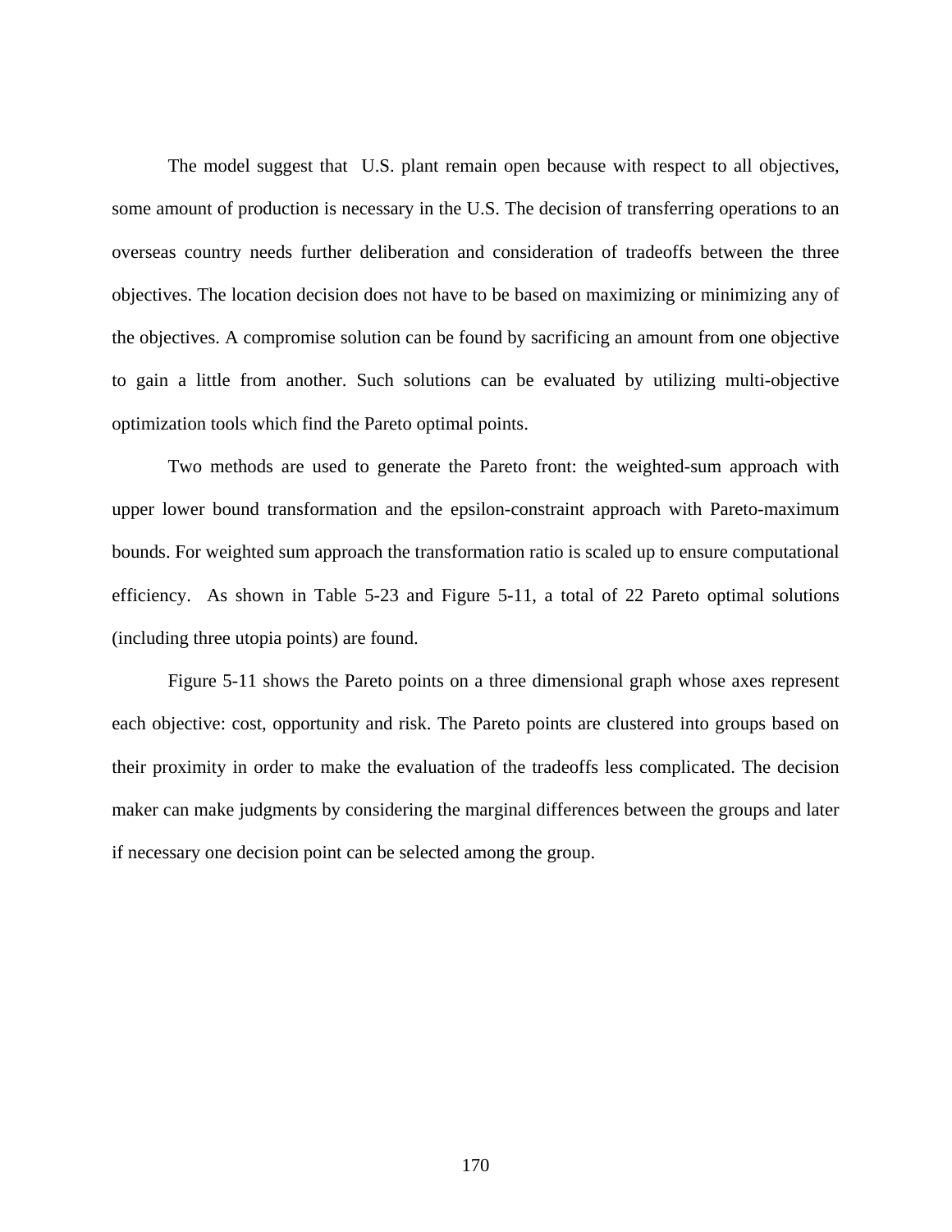The model suggest that U.S. plant remain open because with respect to all objectives, some amount of production is necessary in the U.S. The decision of transferring operations to an overseas country needs further deliberation and consideration of tradeoffs between the three objectives. The location decision does not have to be based on maximizing or minimizing any of the objectives. A compromise solution can be found by sacrificing an amount from one objective to gain a little from another. Such solutions can be evaluated by utilizing multi-objective optimization tools which find the Pareto optimal points.

Two methods are used to generate the Pareto front: the weighted-sum approach with upper lower bound transformation and the epsilon-constraint approach with Pareto-maximum bounds. For weighted sum approach the transformation ratio is scaled up to ensure computational efficiency. As shown in Table 5-23 and Figure 5-11, a total of 22 Pareto optimal solutions (including three utopia points) are found.

Figure 5-11 shows the Pareto points on a three dimensional graph whose axes represent each objective: cost, opportunity and risk. The Pareto points are clustered into groups based on their proximity in order to make the evaluation of the tradeoffs less complicated. The decision maker can make judgments by considering the marginal differences between the groups and later if necessary one decision point can be selected among the group.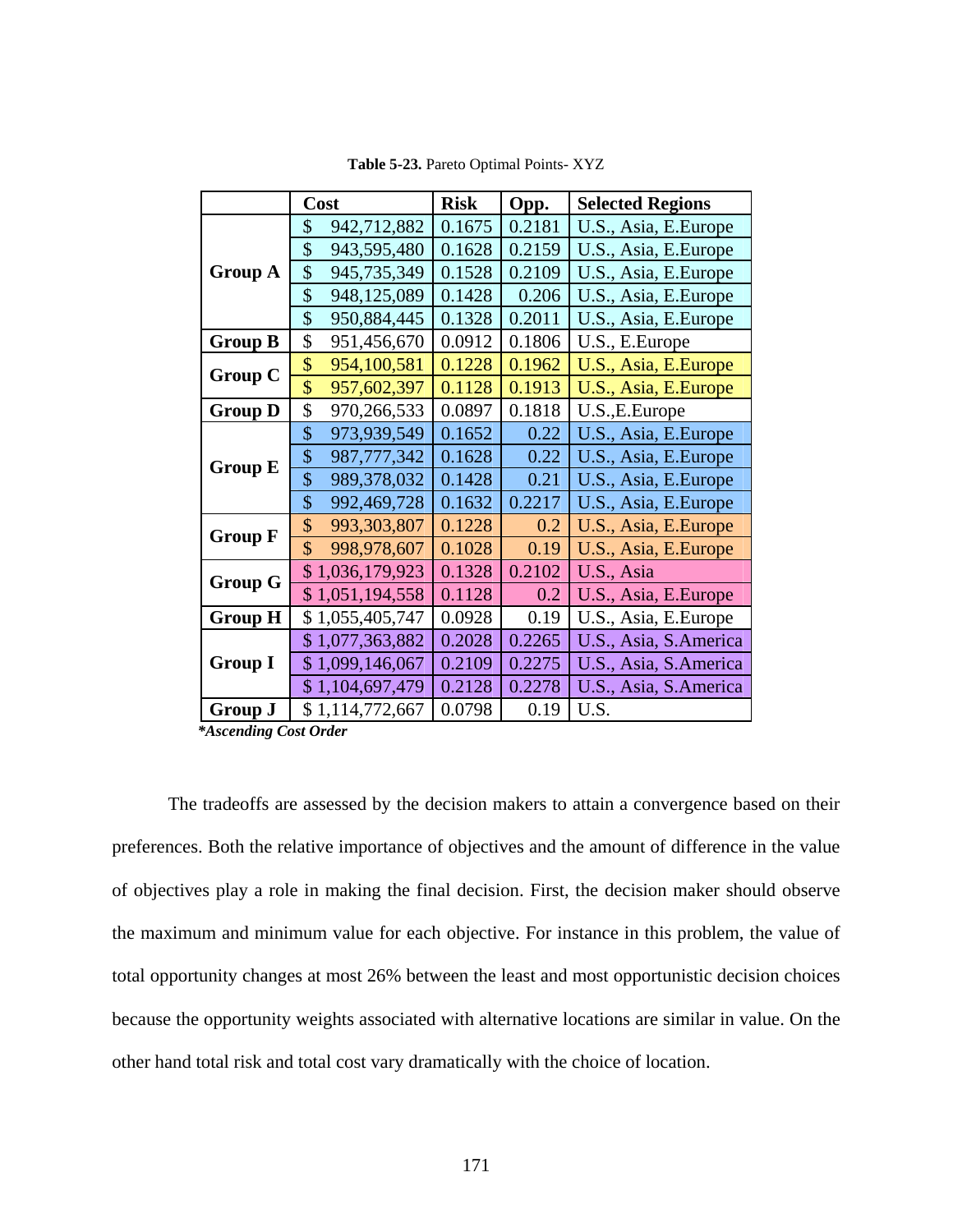**Table 5-23.** Pareto Optimal Points- XYZ

| | Cost | Risk | Opp. | Selected Regions |
|---|---|---|---|---|
| **Group A** | $ 942,712,882 | 0.1675 | 0.2181 | U.S., Asia, E.Europe |
| | $ 943,595,480 | 0.1628 | 0.2159 | U.S., Asia, E.Europe |
| | $ 945,735,349 | 0.1528 | 0.2109 | U.S., Asia, E.Europe |
| | $ 948,125,089 | 0.1428 | 0.206 | U.S., Asia, E.Europe |
| | $ 950,884,445 | 0.1328 | 0.2011 | U.S., Asia, E.Europe |
| **Group B** | $ 951,456,670 | 0.0912 | 0.1806 | U.S., E.Europe |
| **Group C** | $ 954,100,581 | 0.1228 | 0.1962 | U.S., Asia, E.Europe |
| | $ 957,602,397 | 0.1128 | 0.1913 | U.S., Asia, E.Europe |
| **Group D** | $ 970,266,533 | 0.0897 | 0.1818 | U.S.,E.Europe |
| **Group E** | $ 973,939,549 | 0.1652 | 0.22 | U.S., Asia, E.Europe |
| | $ 987,777,342 | 0.1628 | 0.22 | U.S., Asia, E.Europe |
| | $ 989,378,032 | 0.1428 | 0.21 | U.S., Asia, E.Europe |
| | $ 992,469,728 | 0.1632 | 0.2217 | U.S., Asia, E.Europe |
| **Group F** | $ 993,303,807 | 0.1228 | 0.2 | U.S., Asia, E.Europe |
| | $ 998,978,607 | 0.1028 | 0.19 | U.S., Asia, E.Europe |
| **Group G** | $ 1,036,179,923 | 0.1328 | 0.2102 | U.S., Asia |
| | $ 1,051,194,558 | 0.1128 | 0.2 | U.S., Asia, E.Europe |
| **Group H** | $ 1,055,405,747 | 0.0928 | 0.19 | U.S., Asia, E.Europe |
| **Group I** | $ 1,077,363,882 | 0.2028 | 0.2265 | U.S., Asia, S.America |
| | $ 1,099,146,067 | 0.2109 | 0.2275 | U.S., Asia, S.America |
| | $ 1,104,697,479 | 0.2128 | 0.2278 | U.S., Asia, S.America |
| **Group J** | $ 1,114,772,667 | 0.0798 | 0.19 | U.S. |

***Ascending Cost Order**

The tradeoffs are assessed by the decision makers to attain a convergence based on their preferences. Both the relative importance of objectives and the amount of difference in the value of objectives play a role in making the final decision. First, the decision maker should observe the maximum and minimum value for each objective. For instance in this problem, the value of total opportunity changes at most 26% between the least and most opportunistic decision choices because the opportunity weights associated with alternative locations are similar in value. On the other hand total risk and total cost vary dramatically with the choice of location.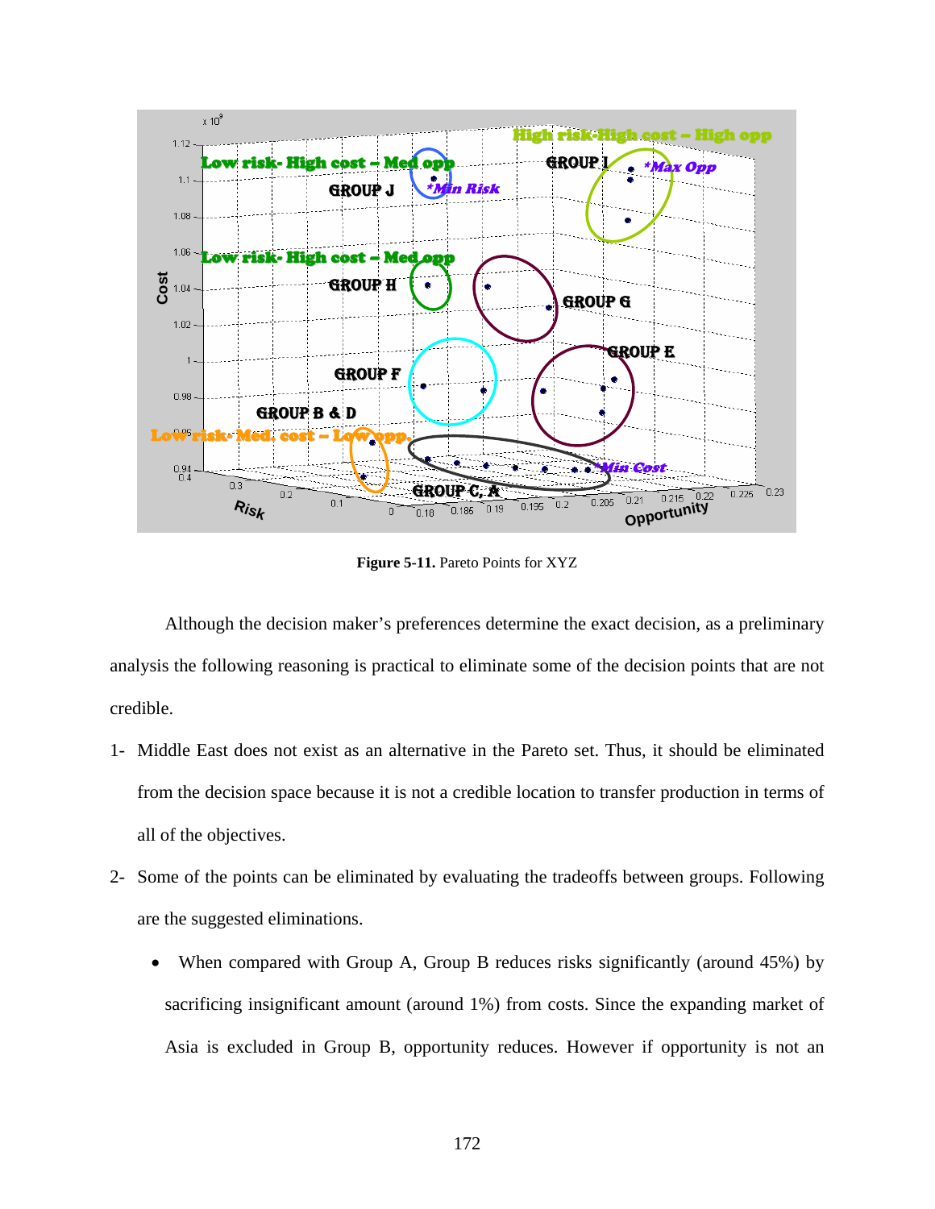**Figure 5-11.** Pareto Points for XYZ

Although the decision maker's preferences determine the exact decision, as a preliminary analysis the following reasoning is practical to eliminate some of the decision points that are not credible.

1- Middle East does not exist as an alternative in the Pareto set. Thus, it should be eliminated from the decision space because it is not a credible location to transfer production in terms of all of the objectives.

2- Some of the points can be eliminated by evaluating the tradeoffs between groups. Following are the suggested eliminations.

   - When compared with Group A, Group B reduces risks significantly (around 45%) by sacrificing insignificant amount (around 1%) from costs. Since the expanding market of Asia is excluded in Group B, opportunity reduces. However if opportunity is not an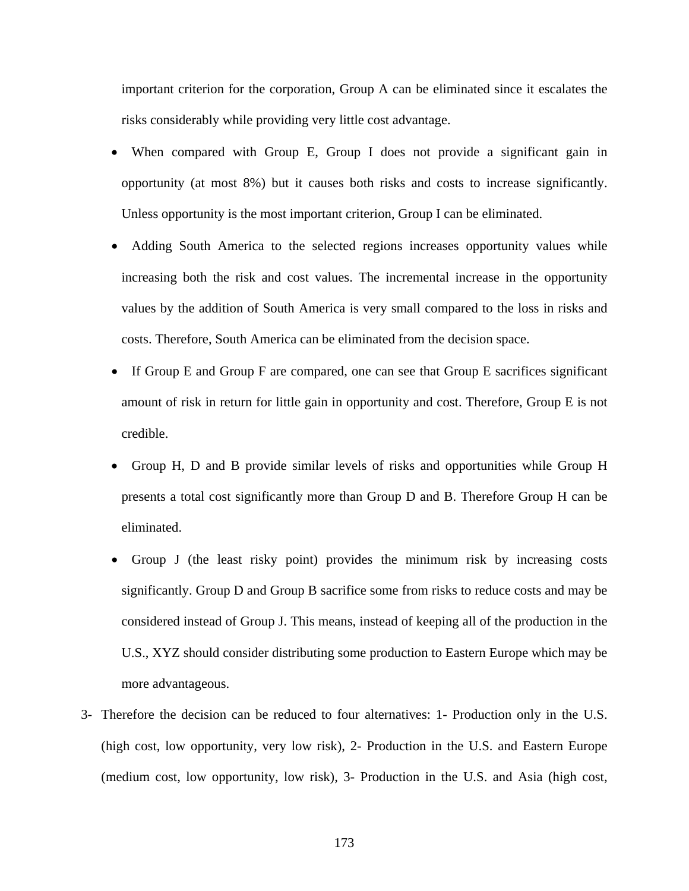important criterion for the corporation, Group A can be eliminated since it escalates the risks considerably while providing very little cost advantage.

- When compared with Group E, Group I does not provide a significant gain in opportunity (at most 8%) but it causes both risks and costs to increase significantly. Unless opportunity is the most important criterion, Group I can be eliminated.
- Adding South America to the selected regions increases opportunity values while increasing both the risk and cost values. The incremental increase in the opportunity values by the addition of South America is very small compared to the loss in risks and costs. Therefore, South America can be eliminated from the decision space.
- If Group E and Group F are compared, one can see that Group E sacrifices significant amount of risk in return for little gain in opportunity and cost. Therefore, Group E is not credible.
- Group H, D and B provide similar levels of risks and opportunities while Group H presents a total cost significantly more than Group D and B. Therefore Group H can be eliminated.
- Group J (the least risky point) provides the minimum risk by increasing costs significantly. Group D and Group B sacrifice some from risks to reduce costs and may be considered instead of Group J. This means, instead of keeping all of the production in the U.S., XYZ should consider distributing some production to Eastern Europe which may be more advantageous.

3- Therefore the decision can be reduced to four alternatives: 1- Production only in the U.S. (high cost, low opportunity, very low risk), 2- Production in the U.S. and Eastern Europe (medium cost, low opportunity, low risk), 3- Production in the U.S. and Asia (high cost,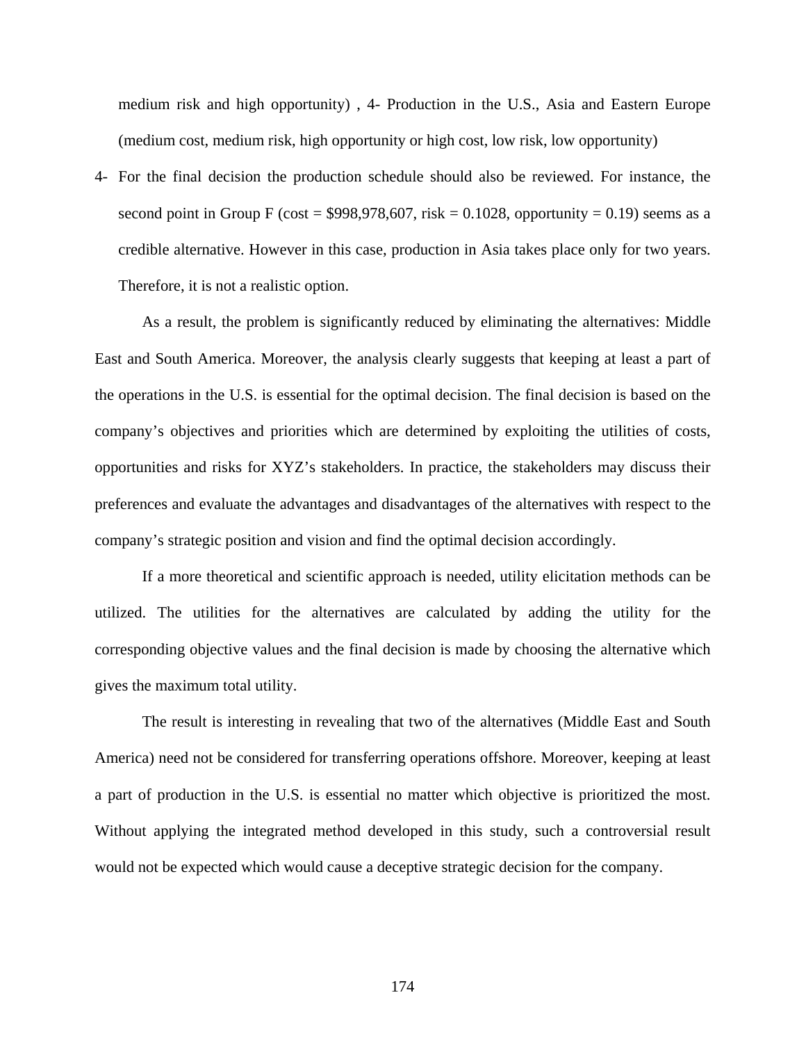medium risk and high opportunity) , 4- Production in the U.S., Asia and Eastern Europe (medium cost, medium risk, high opportunity or high cost, low risk, low opportunity)

4- For the final decision the production schedule should also be reviewed. For instance, the second point in Group F (cost = $998,978,607, risk = 0.1028, opportunity = 0.19) seems as a credible alternative. However in this case, production in Asia takes place only for two years. Therefore, it is not a realistic option.

As a result, the problem is significantly reduced by eliminating the alternatives: Middle East and South America. Moreover, the analysis clearly suggests that keeping at least a part of the operations in the U.S. is essential for the optimal decision. The final decision is based on the company's objectives and priorities which are determined by exploiting the utilities of costs, opportunities and risks for XYZ's stakeholders. In practice, the stakeholders may discuss their preferences and evaluate the advantages and disadvantages of the alternatives with respect to the company's strategic position and vision and find the optimal decision accordingly.

If a more theoretical and scientific approach is needed, utility elicitation methods can be utilized. The utilities for the alternatives are calculated by adding the utility for the corresponding objective values and the final decision is made by choosing the alternative which gives the maximum total utility.

The result is interesting in revealing that two of the alternatives (Middle East and South America) need not be considered for transferring operations offshore. Moreover, keeping at least a part of production in the U.S. is essential no matter which objective is prioritized the most. Without applying the integrated method developed in this study, such a controversial result would not be expected which would cause a deceptive strategic decision for the company.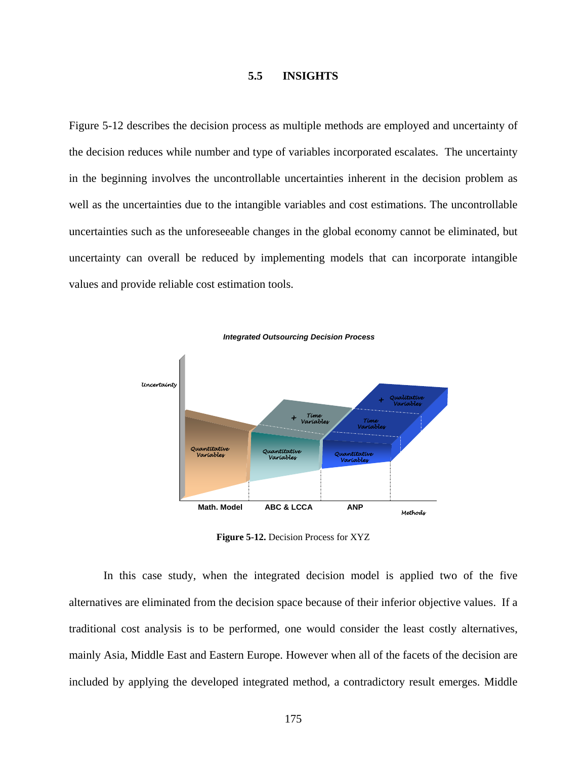## 5.5 INSIGHTS

Figure 5-12 describes the decision process as multiple methods are employed and uncertainty of the decision reduces while number and type of variables incorporated escalates. The uncertainty in the beginning involves the uncontrollable uncertainties inherent in the decision problem as well as the uncertainties due to the intangible variables and cost estimations. The uncontrollable uncertainties such as the unforeseeable changes in the global economy cannot be eliminated, but uncertainty can overall be reduced by implementing models that can incorporate intangible values and provide reliable cost estimation tools.

**Figure 5-12.** Decision Process for XYZ

In this case study, when the integrated decision model is applied two of the five alternatives are eliminated from the decision space because of their inferior objective values. If a traditional cost analysis is to be performed, one would consider the least costly alternatives, mainly Asia, Middle East and Eastern Europe. However when all of the facets of the decision are included by applying the developed integrated method, a contradictory result emerges. Middle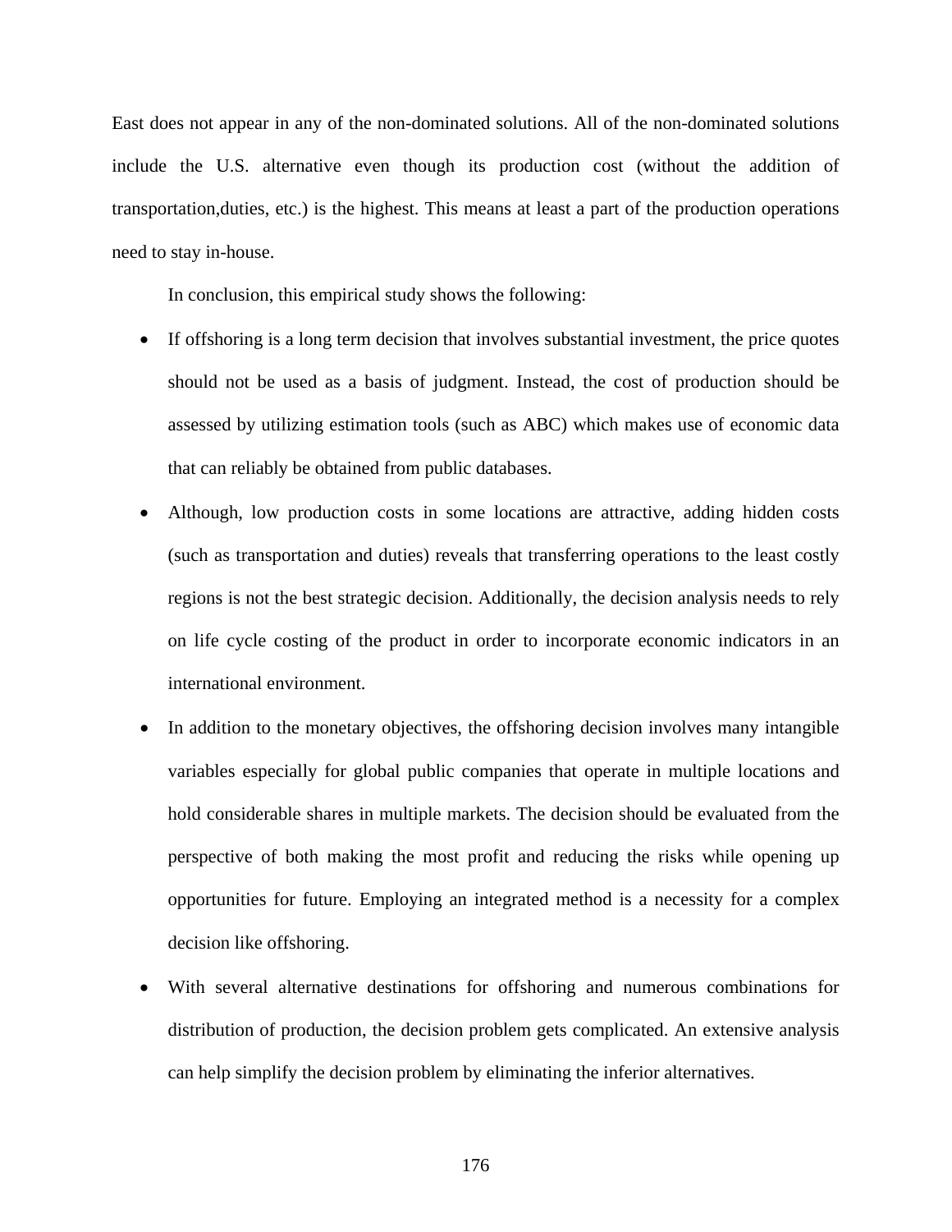East does not appear in any of the non-dominated solutions. All of the non-dominated solutions include the U.S. alternative even though its production cost (without the addition of transportation,duties, etc.) is the highest. This means at least a part of the production operations need to stay in-house.

In conclusion, this empirical study shows the following:

- If offshoring is a long term decision that involves substantial investment, the price quotes should not be used as a basis of judgment. Instead, the cost of production should be assessed by utilizing estimation tools (such as ABC) which makes use of economic data that can reliably be obtained from public databases.
- Although, low production costs in some locations are attractive, adding hidden costs (such as transportation and duties) reveals that transferring operations to the least costly regions is not the best strategic decision. Additionally, the decision analysis needs to rely on life cycle costing of the product in order to incorporate economic indicators in an international environment.
- In addition to the monetary objectives, the offshoring decision involves many intangible variables especially for global public companies that operate in multiple locations and hold considerable shares in multiple markets. The decision should be evaluated from the perspective of both making the most profit and reducing the risks while opening up opportunities for future. Employing an integrated method is a necessity for a complex decision like offshoring.
- With several alternative destinations for offshoring and numerous combinations for distribution of production, the decision problem gets complicated. An extensive analysis can help simplify the decision problem by eliminating the inferior alternatives.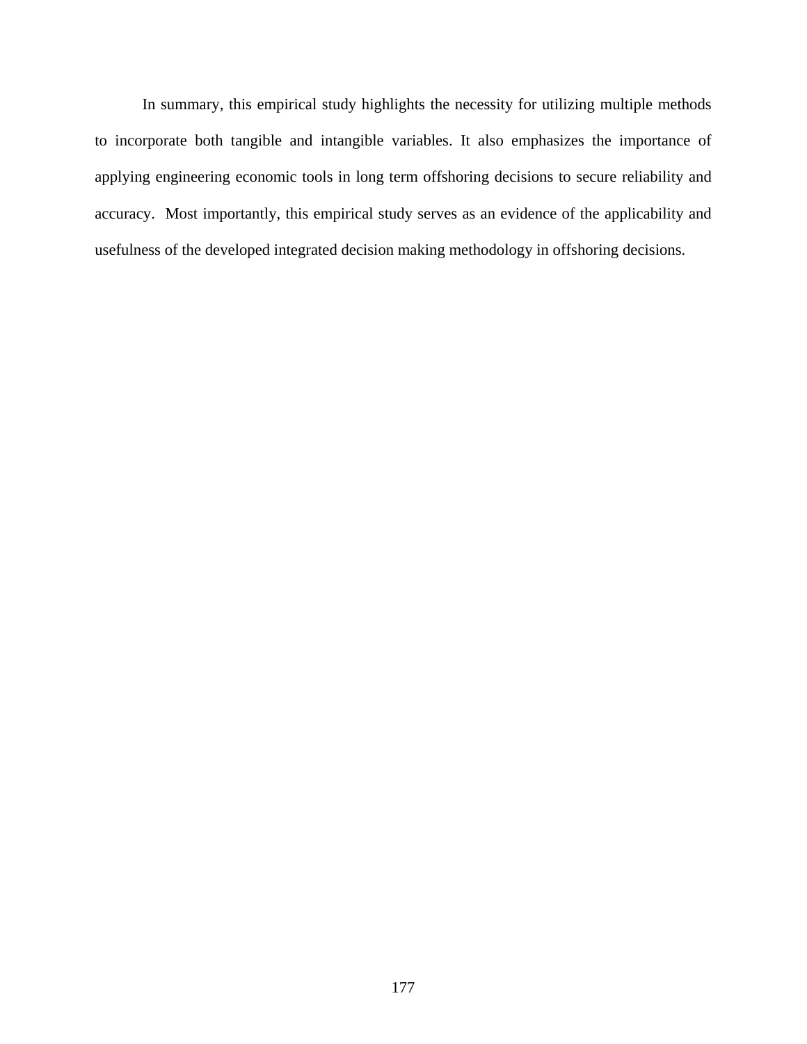In summary, this empirical study highlights the necessity for utilizing multiple methods to incorporate both tangible and intangible variables. It also emphasizes the importance of applying engineering economic tools in long term offshoring decisions to secure reliability and accuracy.  Most importantly, this empirical study serves as an evidence of the applicability and usefulness of the developed integrated decision making methodology in offshoring decisions.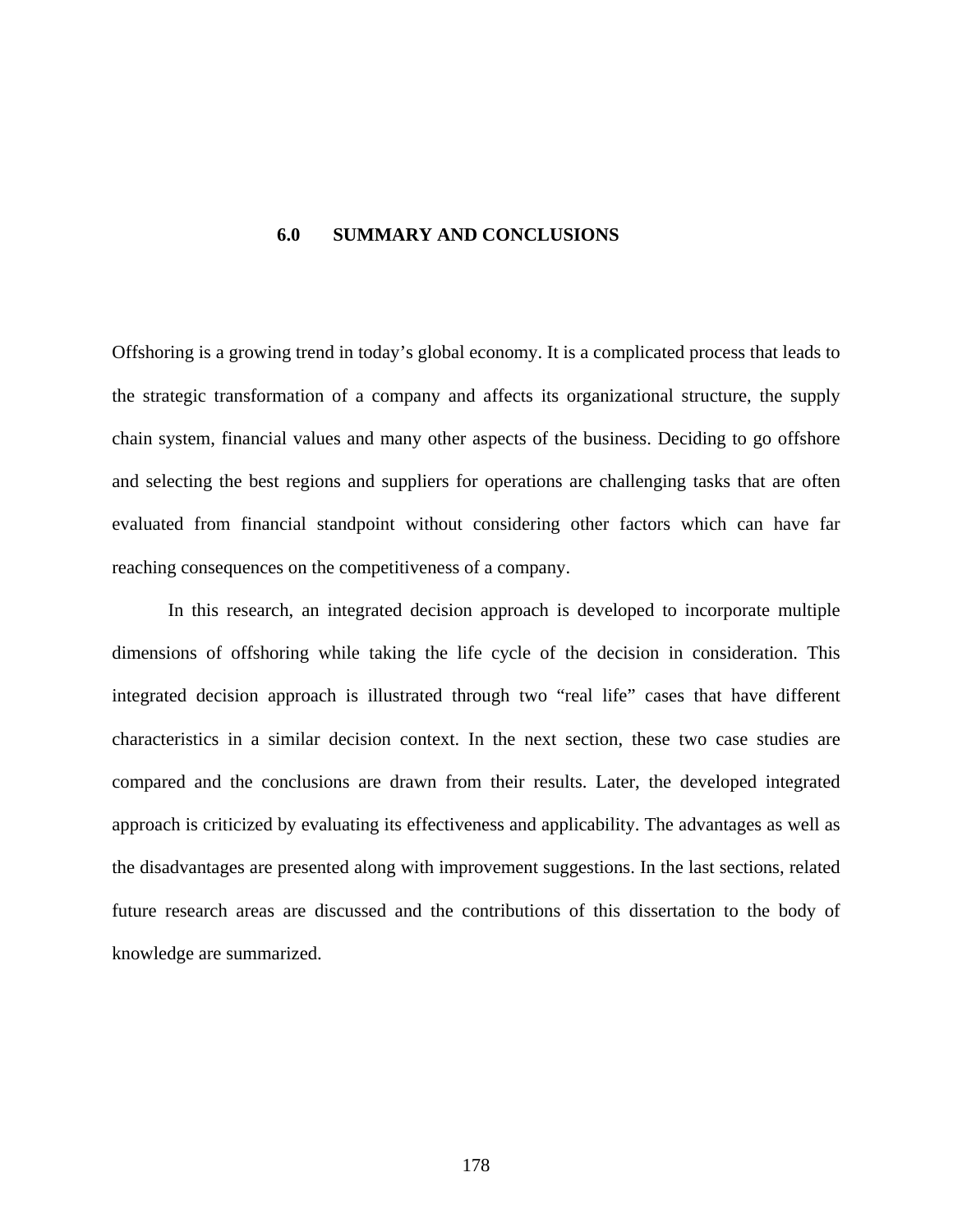# 6.0 SUMMARY AND CONCLUSIONS

Offshoring is a growing trend in today's global economy. It is a complicated process that leads to the strategic transformation of a company and affects its organizational structure, the supply chain system, financial values and many other aspects of the business. Deciding to go offshore and selecting the best regions and suppliers for operations are challenging tasks that are often evaluated from financial standpoint without considering other factors which can have far reaching consequences on the competitiveness of a company.

In this research, an integrated decision approach is developed to incorporate multiple dimensions of offshoring while taking the life cycle of the decision in consideration. This integrated decision approach is illustrated through two "real life" cases that have different characteristics in a similar decision context. In the next section, these two case studies are compared and the conclusions are drawn from their results. Later, the developed integrated approach is criticized by evaluating its effectiveness and applicability. The advantages as well as the disadvantages are presented along with improvement suggestions. In the last sections, related future research areas are discussed and the contributions of this dissertation to the body of knowledge are summarized.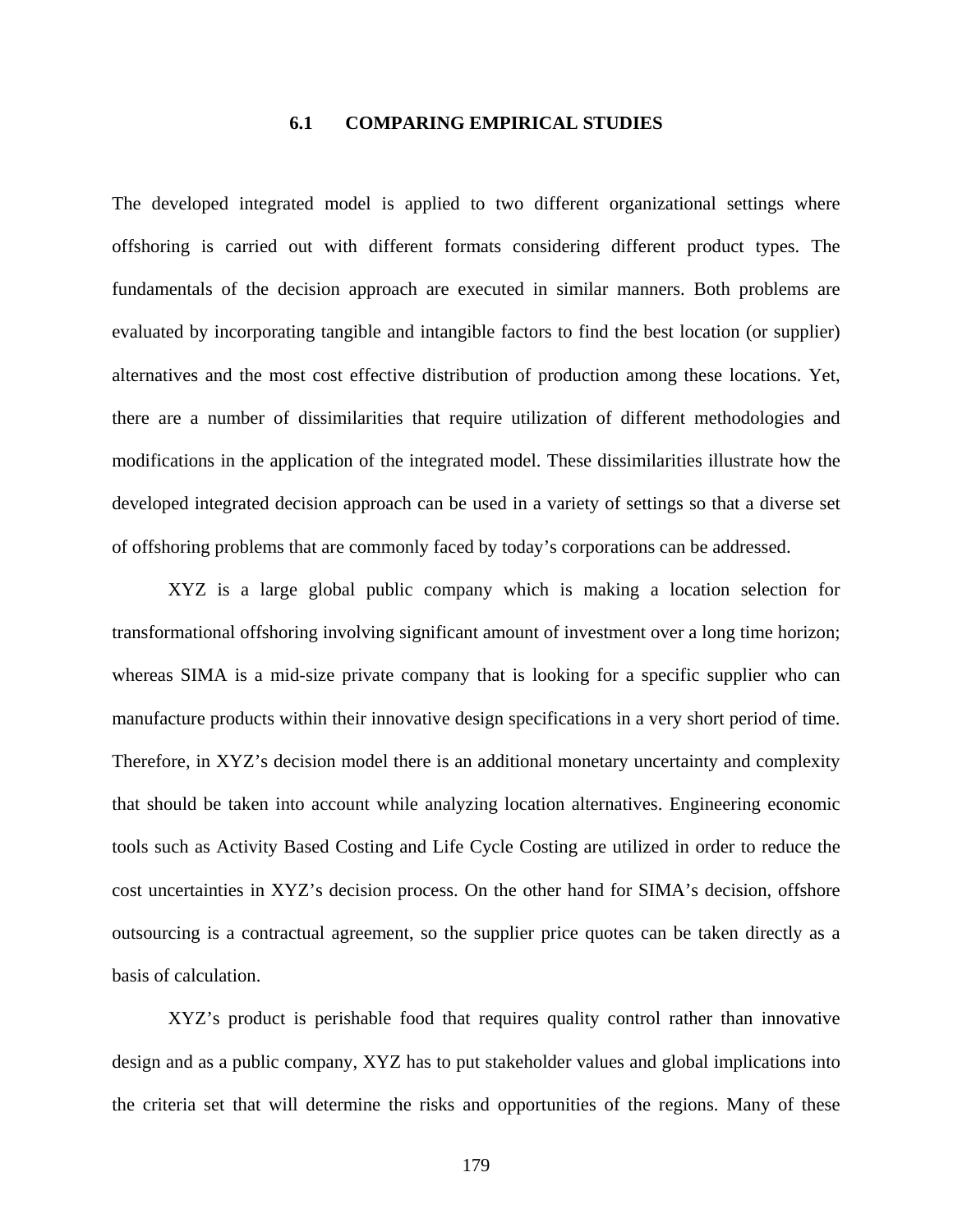## 6.1 COMPARING EMPIRICAL STUDIES

The developed integrated model is applied to two different organizational settings where offshoring is carried out with different formats considering different product types. The fundamentals of the decision approach are executed in similar manners. Both problems are evaluated by incorporating tangible and intangible factors to find the best location (or supplier) alternatives and the most cost effective distribution of production among these locations. Yet, there are a number of dissimilarities that require utilization of different methodologies and modifications in the application of the integrated model. These dissimilarities illustrate how the developed integrated decision approach can be used in a variety of settings so that a diverse set of offshoring problems that are commonly faced by today's corporations can be addressed.

XYZ is a large global public company which is making a location selection for transformational offshoring involving significant amount of investment over a long time horizon; whereas SIMA is a mid-size private company that is looking for a specific supplier who can manufacture products within their innovative design specifications in a very short period of time. Therefore, in XYZ's decision model there is an additional monetary uncertainty and complexity that should be taken into account while analyzing location alternatives. Engineering economic tools such as Activity Based Costing and Life Cycle Costing are utilized in order to reduce the cost uncertainties in XYZ's decision process. On the other hand for SIMA's decision, offshore outsourcing is a contractual agreement, so the supplier price quotes can be taken directly as a basis of calculation.

XYZ's product is perishable food that requires quality control rather than innovative design and as a public company, XYZ has to put stakeholder values and global implications into the criteria set that will determine the risks and opportunities of the regions. Many of these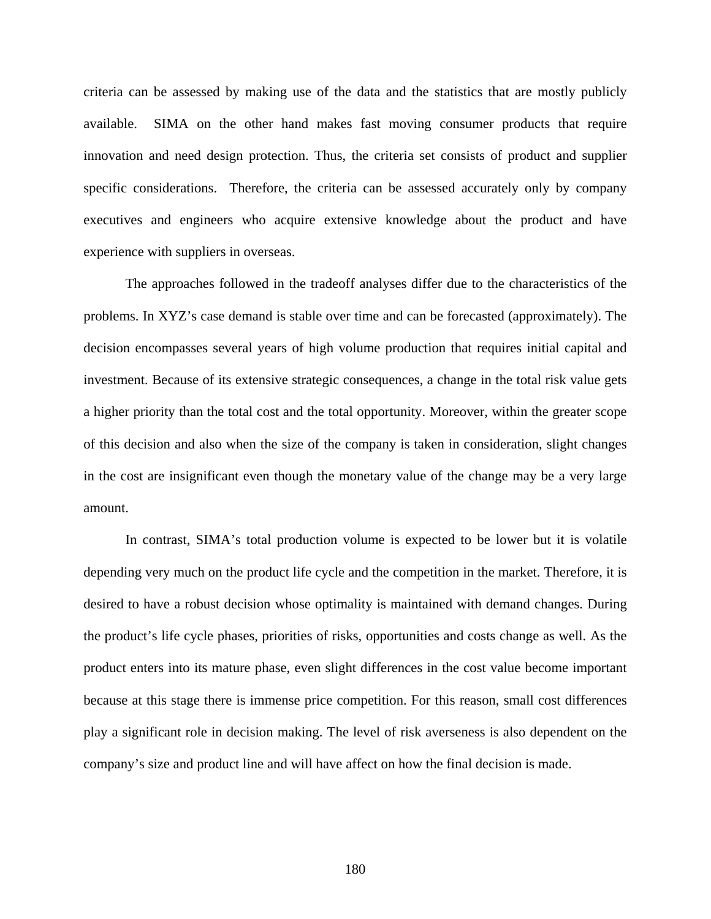criteria can be assessed by making use of the data and the statistics that are mostly publicly available. SIMA on the other hand makes fast moving consumer products that require innovation and need design protection. Thus, the criteria set consists of product and supplier specific considerations. Therefore, the criteria can be assessed accurately only by company executives and engineers who acquire extensive knowledge about the product and have experience with suppliers in overseas.

The approaches followed in the tradeoff analyses differ due to the characteristics of the problems. In XYZ's case demand is stable over time and can be forecasted (approximately). The decision encompasses several years of high volume production that requires initial capital and investment. Because of its extensive strategic consequences, a change in the total risk value gets a higher priority than the total cost and the total opportunity. Moreover, within the greater scope of this decision and also when the size of the company is taken in consideration, slight changes in the cost are insignificant even though the monetary value of the change may be a very large amount.

In contrast, SIMA's total production volume is expected to be lower but it is volatile depending very much on the product life cycle and the competition in the market. Therefore, it is desired to have a robust decision whose optimality is maintained with demand changes. During the product's life cycle phases, priorities of risks, opportunities and costs change as well. As the product enters into its mature phase, even slight differences in the cost value become important because at this stage there is immense price competition. For this reason, small cost differences play a significant role in decision making. The level of risk averseness is also dependent on the company's size and product line and will have affect on how the final decision is made.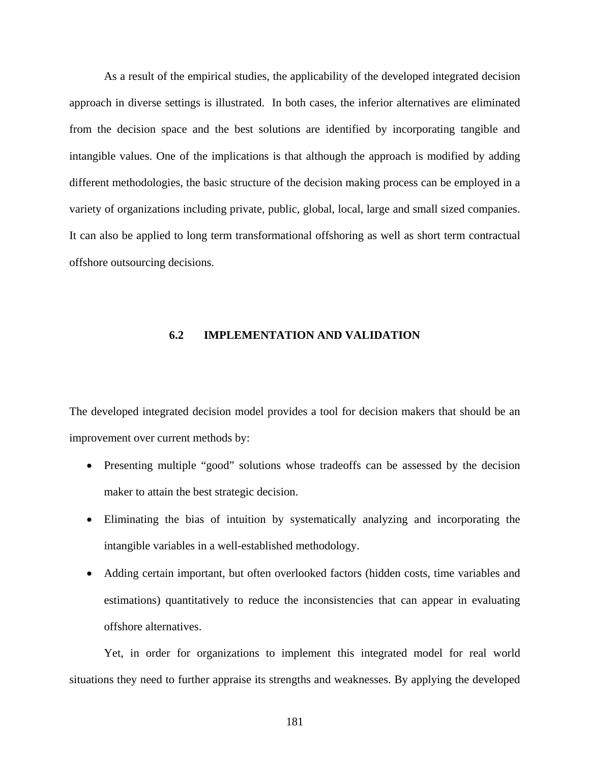As a result of the empirical studies, the applicability of the developed integrated decision approach in diverse settings is illustrated.  In both cases, the inferior alternatives are eliminated from the decision space and the best solutions are identified by incorporating tangible and intangible values. One of the implications is that although the approach is modified by adding different methodologies, the basic structure of the decision making process can be employed in a variety of organizations including private, public, global, local, large and small sized companies. It can also be applied to long term transformational offshoring as well as short term contractual offshore outsourcing decisions.

## 6.2 IMPLEMENTATION AND VALIDATION

The developed integrated decision model provides a tool for decision makers that should be an improvement over current methods by:

- Presenting multiple "good" solutions whose tradeoffs can be assessed by the decision maker to attain the best strategic decision.
- Eliminating the bias of intuition by systematically analyzing and incorporating the intangible variables in a well-established methodology.
- Adding certain important, but often overlooked factors (hidden costs, time variables and estimations) quantitatively to reduce the inconsistencies that can appear in evaluating offshore alternatives.

Yet, in order for organizations to implement this integrated model for real world situations they need to further appraise its strengths and weaknesses. By applying the developed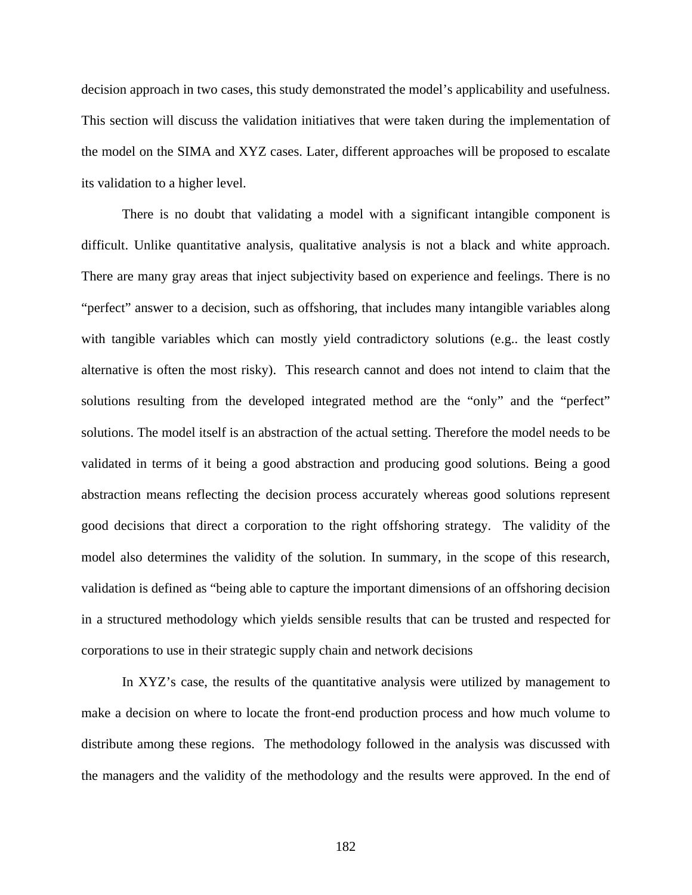decision approach in two cases, this study demonstrated the model's applicability and usefulness. This section will discuss the validation initiatives that were taken during the implementation of the model on the SIMA and XYZ cases. Later, different approaches will be proposed to escalate its validation to a higher level.

There is no doubt that validating a model with a significant intangible component is difficult. Unlike quantitative analysis, qualitative analysis is not a black and white approach. There are many gray areas that inject subjectivity based on experience and feelings. There is no "perfect" answer to a decision, such as offshoring, that includes many intangible variables along with tangible variables which can mostly yield contradictory solutions (e.g.. the least costly alternative is often the most risky). This research cannot and does not intend to claim that the solutions resulting from the developed integrated method are the "only" and the "perfect" solutions. The model itself is an abstraction of the actual setting. Therefore the model needs to be validated in terms of it being a good abstraction and producing good solutions. Being a good abstraction means reflecting the decision process accurately whereas good solutions represent good decisions that direct a corporation to the right offshoring strategy. The validity of the model also determines the validity of the solution. In summary, in the scope of this research, validation is defined as "being able to capture the important dimensions of an offshoring decision in a structured methodology which yields sensible results that can be trusted and respected for corporations to use in their strategic supply chain and network decisions

In XYZ's case, the results of the quantitative analysis were utilized by management to make a decision on where to locate the front-end production process and how much volume to distribute among these regions. The methodology followed in the analysis was discussed with the managers and the validity of the methodology and the results were approved. In the end of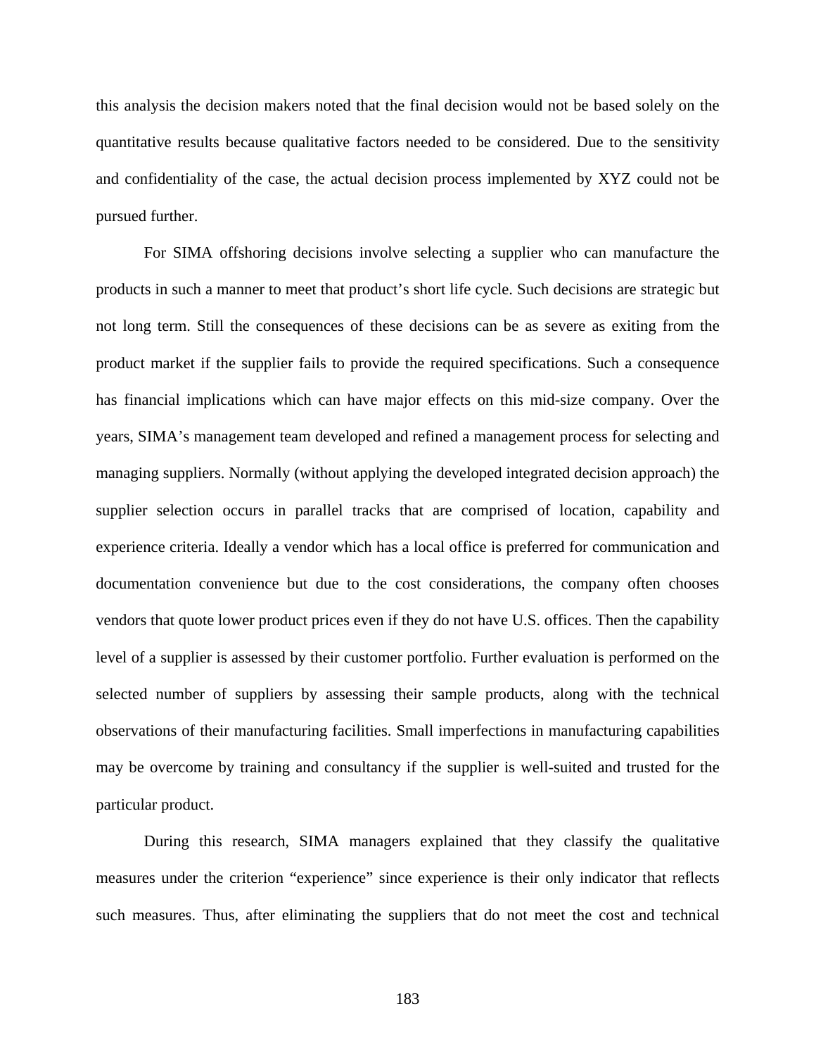this analysis the decision makers noted that the final decision would not be based solely on the quantitative results because qualitative factors needed to be considered. Due to the sensitivity and confidentiality of the case, the actual decision process implemented by XYZ could not be pursued further.

For SIMA offshoring decisions involve selecting a supplier who can manufacture the products in such a manner to meet that product's short life cycle. Such decisions are strategic but not long term. Still the consequences of these decisions can be as severe as exiting from the product market if the supplier fails to provide the required specifications. Such a consequence has financial implications which can have major effects on this mid-size company. Over the years, SIMA's management team developed and refined a management process for selecting and managing suppliers. Normally (without applying the developed integrated decision approach) the supplier selection occurs in parallel tracks that are comprised of location, capability and experience criteria. Ideally a vendor which has a local office is preferred for communication and documentation convenience but due to the cost considerations, the company often chooses vendors that quote lower product prices even if they do not have U.S. offices. Then the capability level of a supplier is assessed by their customer portfolio. Further evaluation is performed on the selected number of suppliers by assessing their sample products, along with the technical observations of their manufacturing facilities. Small imperfections in manufacturing capabilities may be overcome by training and consultancy if the supplier is well-suited and trusted for the particular product.

During this research, SIMA managers explained that they classify the qualitative measures under the criterion "experience" since experience is their only indicator that reflects such measures. Thus, after eliminating the suppliers that do not meet the cost and technical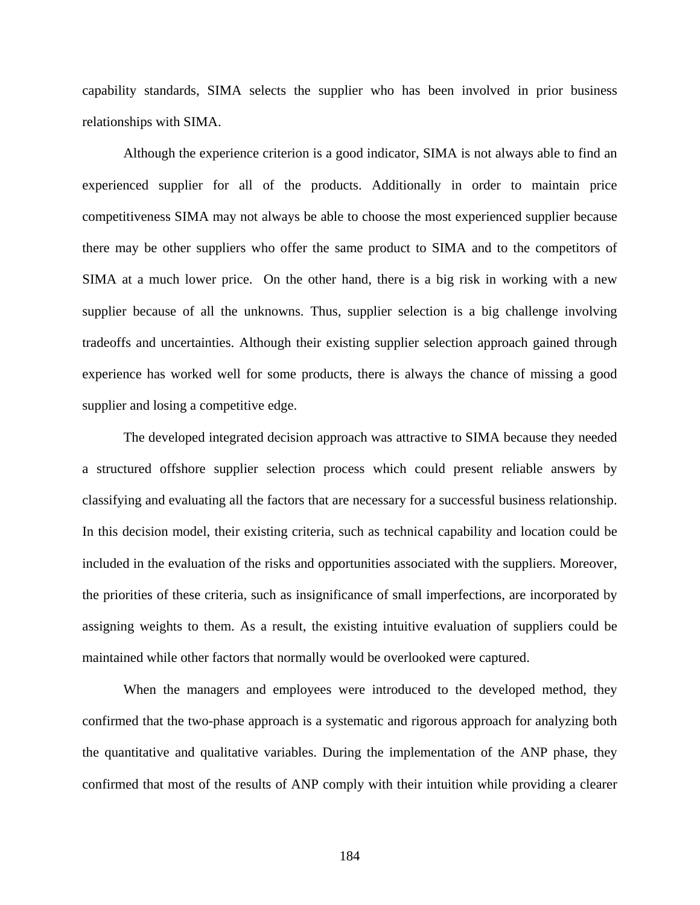capability standards, SIMA selects the supplier who has been involved in prior business relationships with SIMA.

Although the experience criterion is a good indicator, SIMA is not always able to find an experienced supplier for all of the products. Additionally in order to maintain price competitiveness SIMA may not always be able to choose the most experienced supplier because there may be other suppliers who offer the same product to SIMA and to the competitors of SIMA at a much lower price. On the other hand, there is a big risk in working with a new supplier because of all the unknowns. Thus, supplier selection is a big challenge involving tradeoffs and uncertainties. Although their existing supplier selection approach gained through experience has worked well for some products, there is always the chance of missing a good supplier and losing a competitive edge.

The developed integrated decision approach was attractive to SIMA because they needed a structured offshore supplier selection process which could present reliable answers by classifying and evaluating all the factors that are necessary for a successful business relationship. In this decision model, their existing criteria, such as technical capability and location could be included in the evaluation of the risks and opportunities associated with the suppliers. Moreover, the priorities of these criteria, such as insignificance of small imperfections, are incorporated by assigning weights to them. As a result, the existing intuitive evaluation of suppliers could be maintained while other factors that normally would be overlooked were captured.

When the managers and employees were introduced to the developed method, they confirmed that the two-phase approach is a systematic and rigorous approach for analyzing both the quantitative and qualitative variables. During the implementation of the ANP phase, they confirmed that most of the results of ANP comply with their intuition while providing a clearer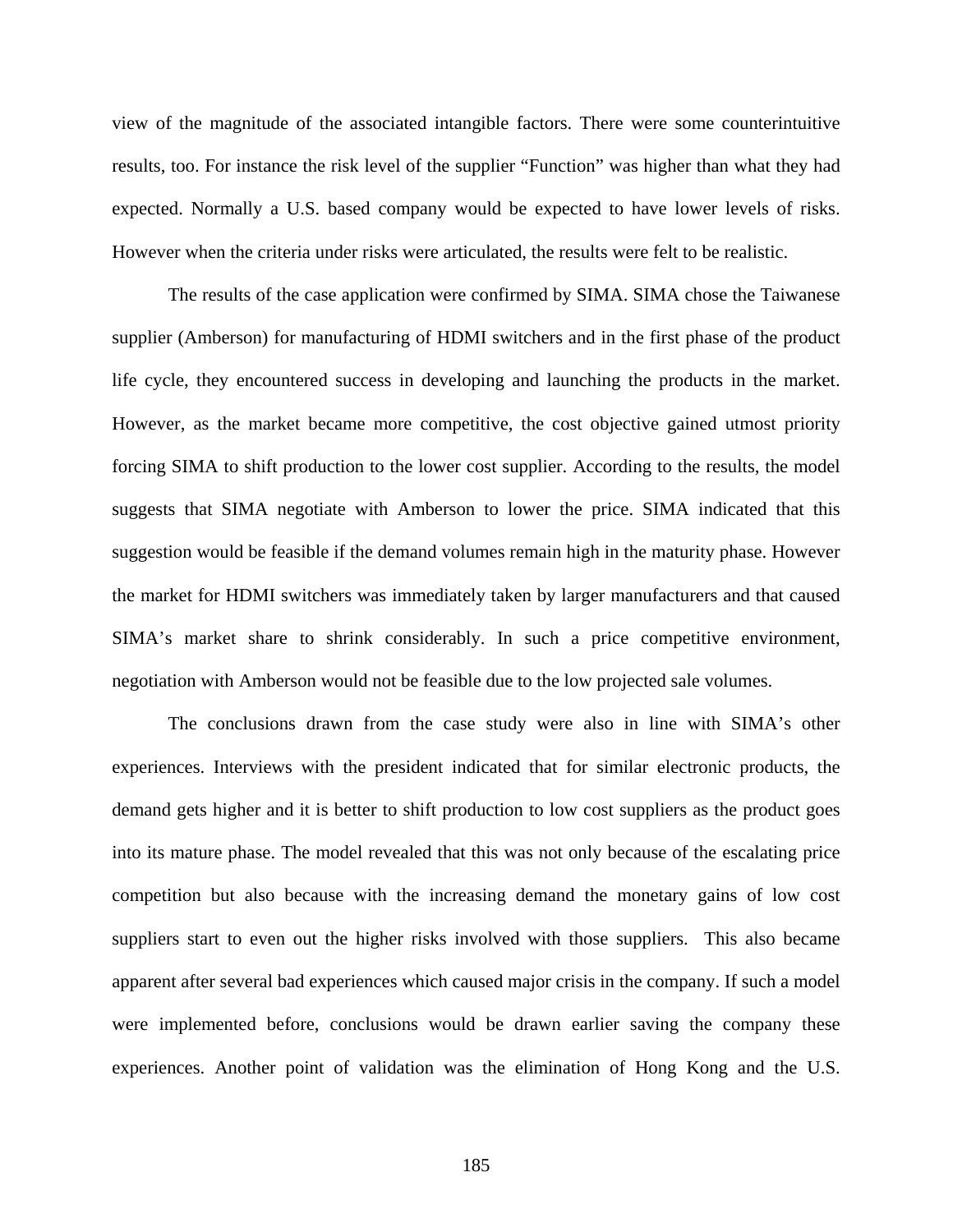view of the magnitude of the associated intangible factors. There were some counterintuitive results, too. For instance the risk level of the supplier "Function" was higher than what they had expected. Normally a U.S. based company would be expected to have lower levels of risks. However when the criteria under risks were articulated, the results were felt to be realistic.

The results of the case application were confirmed by SIMA. SIMA chose the Taiwanese supplier (Amberson) for manufacturing of HDMI switchers and in the first phase of the product life cycle, they encountered success in developing and launching the products in the market. However, as the market became more competitive, the cost objective gained utmost priority forcing SIMA to shift production to the lower cost supplier. According to the results, the model suggests that SIMA negotiate with Amberson to lower the price. SIMA indicated that this suggestion would be feasible if the demand volumes remain high in the maturity phase. However the market for HDMI switchers was immediately taken by larger manufacturers and that caused SIMA's market share to shrink considerably. In such a price competitive environment, negotiation with Amberson would not be feasible due to the low projected sale volumes.

The conclusions drawn from the case study were also in line with SIMA's other experiences. Interviews with the president indicated that for similar electronic products, the demand gets higher and it is better to shift production to low cost suppliers as the product goes into its mature phase. The model revealed that this was not only because of the escalating price competition but also because with the increasing demand the monetary gains of low cost suppliers start to even out the higher risks involved with those suppliers. This also became apparent after several bad experiences which caused major crisis in the company. If such a model were implemented before, conclusions would be drawn earlier saving the company these experiences. Another point of validation was the elimination of Hong Kong and the U.S.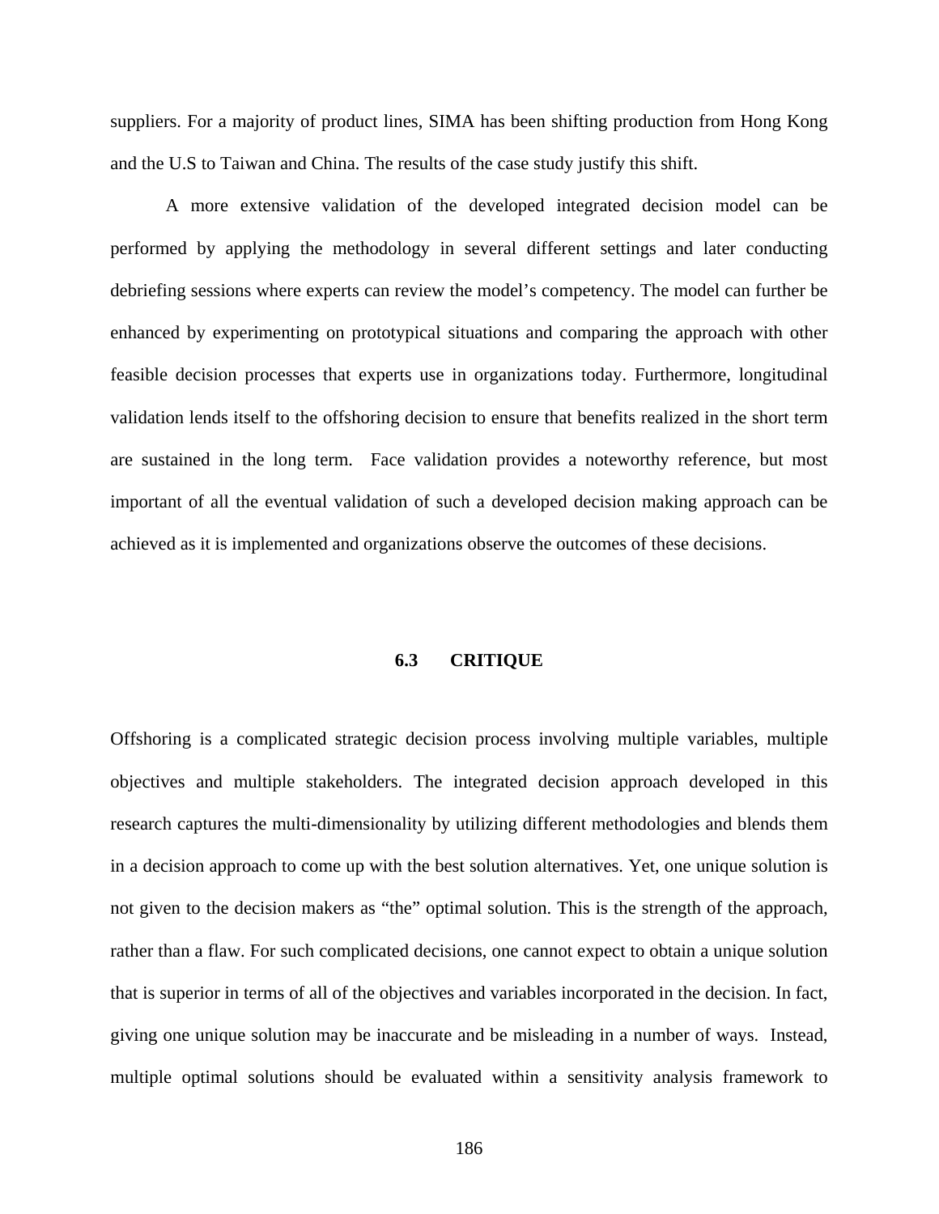suppliers. For a majority of product lines, SIMA has been shifting production from Hong Kong and the U.S to Taiwan and China. The results of the case study justify this shift.

A more extensive validation of the developed integrated decision model can be performed by applying the methodology in several different settings and later conducting debriefing sessions where experts can review the model's competency. The model can further be enhanced by experimenting on prototypical situations and comparing the approach with other feasible decision processes that experts use in organizations today. Furthermore, longitudinal validation lends itself to the offshoring decision to ensure that benefits realized in the short term are sustained in the long term. Face validation provides a noteworthy reference, but most important of all the eventual validation of such a developed decision making approach can be achieved as it is implemented and organizations observe the outcomes of these decisions.

## 6.3 CRITIQUE

Offshoring is a complicated strategic decision process involving multiple variables, multiple objectives and multiple stakeholders. The integrated decision approach developed in this research captures the multi-dimensionality by utilizing different methodologies and blends them in a decision approach to come up with the best solution alternatives. Yet, one unique solution is not given to the decision makers as "the" optimal solution. This is the strength of the approach, rather than a flaw. For such complicated decisions, one cannot expect to obtain a unique solution that is superior in terms of all of the objectives and variables incorporated in the decision. In fact, giving one unique solution may be inaccurate and be misleading in a number of ways. Instead, multiple optimal solutions should be evaluated within a sensitivity analysis framework to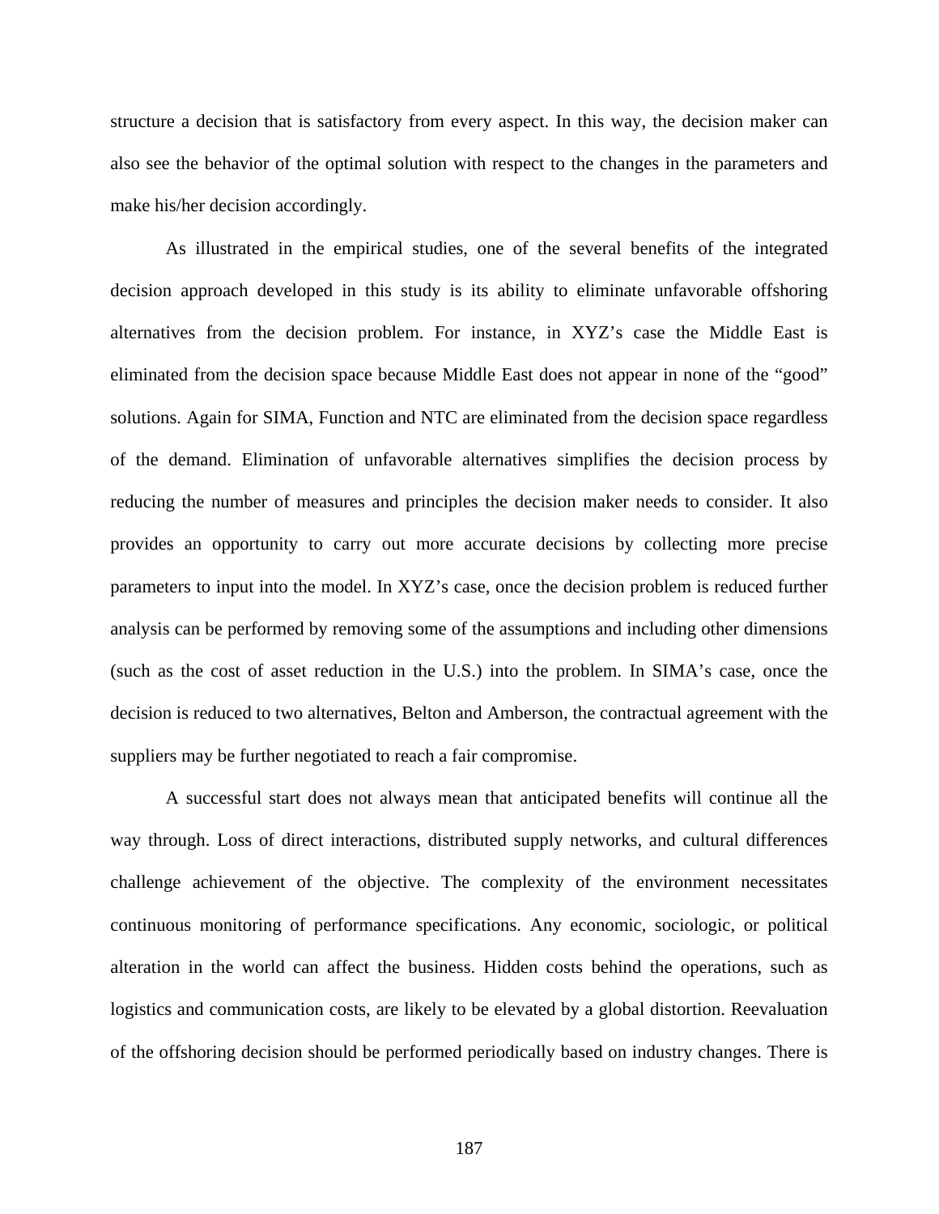structure a decision that is satisfactory from every aspect. In this way, the decision maker can also see the behavior of the optimal solution with respect to the changes in the parameters and make his/her decision accordingly.

As illustrated in the empirical studies, one of the several benefits of the integrated decision approach developed in this study is its ability to eliminate unfavorable offshoring alternatives from the decision problem. For instance, in XYZ's case the Middle East is eliminated from the decision space because Middle East does not appear in none of the "good" solutions. Again for SIMA, Function and NTC are eliminated from the decision space regardless of the demand. Elimination of unfavorable alternatives simplifies the decision process by reducing the number of measures and principles the decision maker needs to consider. It also provides an opportunity to carry out more accurate decisions by collecting more precise parameters to input into the model. In XYZ's case, once the decision problem is reduced further analysis can be performed by removing some of the assumptions and including other dimensions (such as the cost of asset reduction in the U.S.) into the problem. In SIMA's case, once the decision is reduced to two alternatives, Belton and Amberson, the contractual agreement with the suppliers may be further negotiated to reach a fair compromise.

A successful start does not always mean that anticipated benefits will continue all the way through. Loss of direct interactions, distributed supply networks, and cultural differences challenge achievement of the objective. The complexity of the environment necessitates continuous monitoring of performance specifications. Any economic, sociologic, or political alteration in the world can affect the business. Hidden costs behind the operations, such as logistics and communication costs, are likely to be elevated by a global distortion. Reevaluation of the offshoring decision should be performed periodically based on industry changes. There is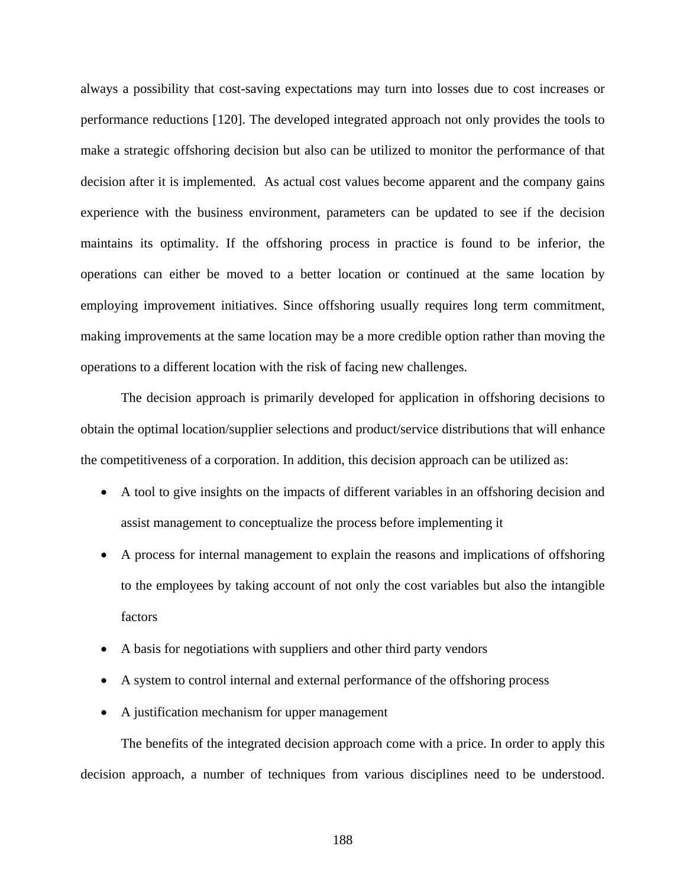always a possibility that cost-saving expectations may turn into losses due to cost increases or performance reductions [120]. The developed integrated approach not only provides the tools to make a strategic offshoring decision but also can be utilized to monitor the performance of that decision after it is implemented. As actual cost values become apparent and the company gains experience with the business environment, parameters can be updated to see if the decision maintains its optimality. If the offshoring process in practice is found to be inferior, the operations can either be moved to a better location or continued at the same location by employing improvement initiatives. Since offshoring usually requires long term commitment, making improvements at the same location may be a more credible option rather than moving the operations to a different location with the risk of facing new challenges.

The decision approach is primarily developed for application in offshoring decisions to obtain the optimal location/supplier selections and product/service distributions that will enhance the competitiveness of a corporation. In addition, this decision approach can be utilized as:

- A tool to give insights on the impacts of different variables in an offshoring decision and assist management to conceptualize the process before implementing it
- A process for internal management to explain the reasons and implications of offshoring to the employees by taking account of not only the cost variables but also the intangible factors
- A basis for negotiations with suppliers and other third party vendors
- A system to control internal and external performance of the offshoring process
- A justification mechanism for upper management

The benefits of the integrated decision approach come with a price. In order to apply this decision approach, a number of techniques from various disciplines need to be understood.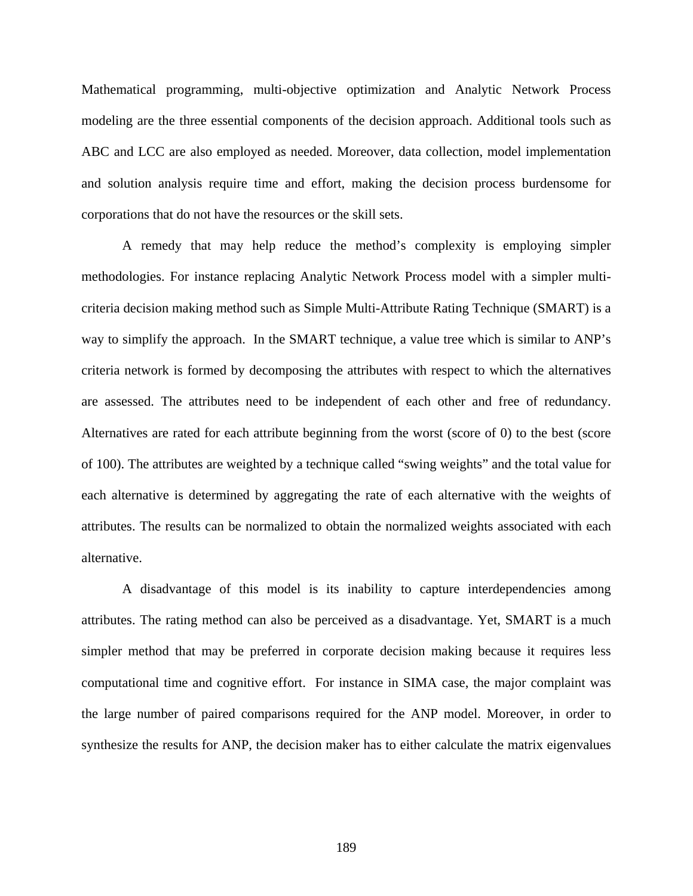Mathematical programming, multi-objective optimization and Analytic Network Process modeling are the three essential components of the decision approach. Additional tools such as ABC and LCC are also employed as needed. Moreover, data collection, model implementation and solution analysis require time and effort, making the decision process burdensome for corporations that do not have the resources or the skill sets.

A remedy that may help reduce the method's complexity is employing simpler methodologies. For instance replacing Analytic Network Process model with a simpler multi-criteria decision making method such as Simple Multi-Attribute Rating Technique (SMART) is a way to simplify the approach. In the SMART technique, a value tree which is similar to ANP's criteria network is formed by decomposing the attributes with respect to which the alternatives are assessed. The attributes need to be independent of each other and free of redundancy. Alternatives are rated for each attribute beginning from the worst (score of 0) to the best (score of 100). The attributes are weighted by a technique called "swing weights" and the total value for each alternative is determined by aggregating the rate of each alternative with the weights of attributes. The results can be normalized to obtain the normalized weights associated with each alternative.

A disadvantage of this model is its inability to capture interdependencies among attributes. The rating method can also be perceived as a disadvantage. Yet, SMART is a much simpler method that may be preferred in corporate decision making because it requires less computational time and cognitive effort. For instance in SIMA case, the major complaint was the large number of paired comparisons required for the ANP model. Moreover, in order to synthesize the results for ANP, the decision maker has to either calculate the matrix eigenvalues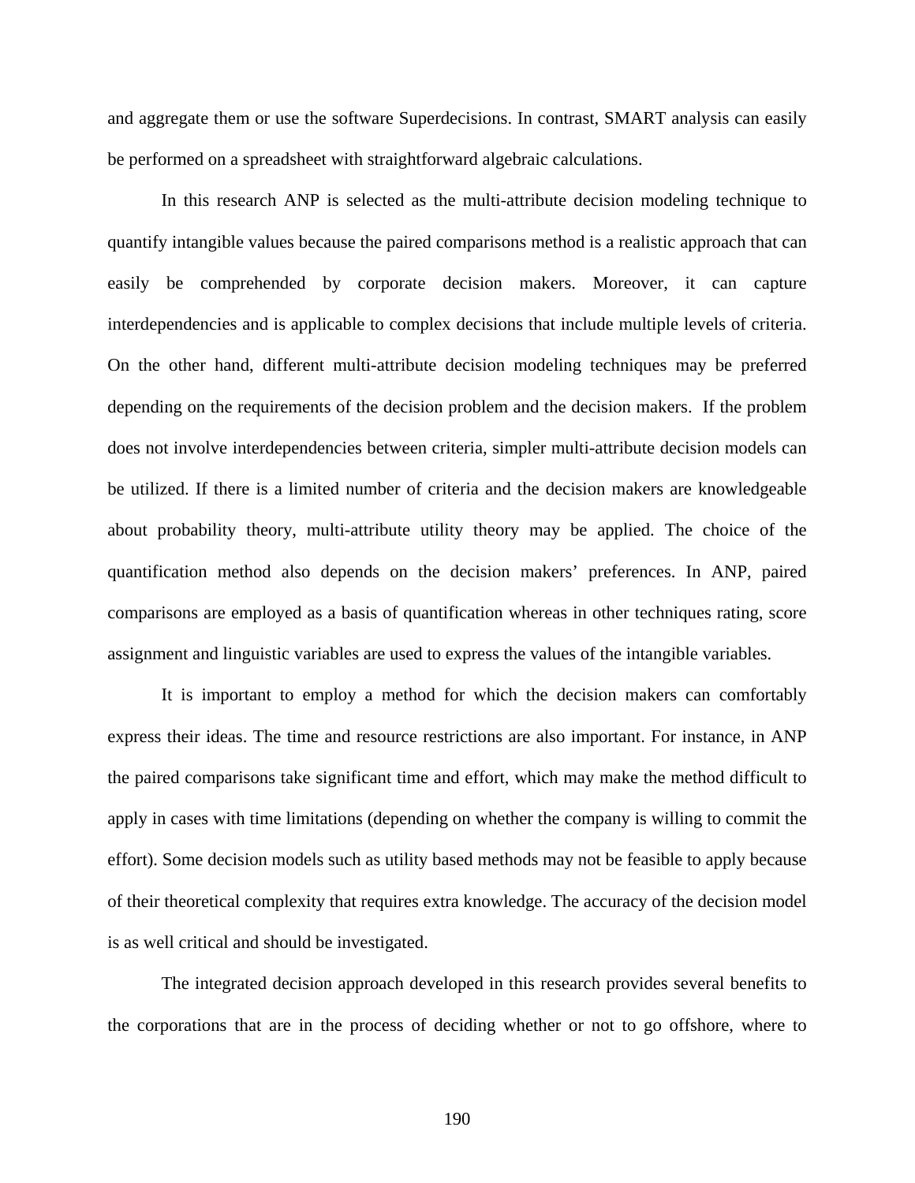and aggregate them or use the software Superdecisions. In contrast, SMART analysis can easily be performed on a spreadsheet with straightforward algebraic calculations.

In this research ANP is selected as the multi-attribute decision modeling technique to quantify intangible values because the paired comparisons method is a realistic approach that can easily be comprehended by corporate decision makers. Moreover, it can capture interdependencies and is applicable to complex decisions that include multiple levels of criteria. On the other hand, different multi-attribute decision modeling techniques may be preferred depending on the requirements of the decision problem and the decision makers. If the problem does not involve interdependencies between criteria, simpler multi-attribute decision models can be utilized. If there is a limited number of criteria and the decision makers are knowledgeable about probability theory, multi-attribute utility theory may be applied. The choice of the quantification method also depends on the decision makers' preferences. In ANP, paired comparisons are employed as a basis of quantification whereas in other techniques rating, score assignment and linguistic variables are used to express the values of the intangible variables.

It is important to employ a method for which the decision makers can comfortably express their ideas. The time and resource restrictions are also important. For instance, in ANP the paired comparisons take significant time and effort, which may make the method difficult to apply in cases with time limitations (depending on whether the company is willing to commit the effort). Some decision models such as utility based methods may not be feasible to apply because of their theoretical complexity that requires extra knowledge. The accuracy of the decision model is as well critical and should be investigated.

The integrated decision approach developed in this research provides several benefits to the corporations that are in the process of deciding whether or not to go offshore, where to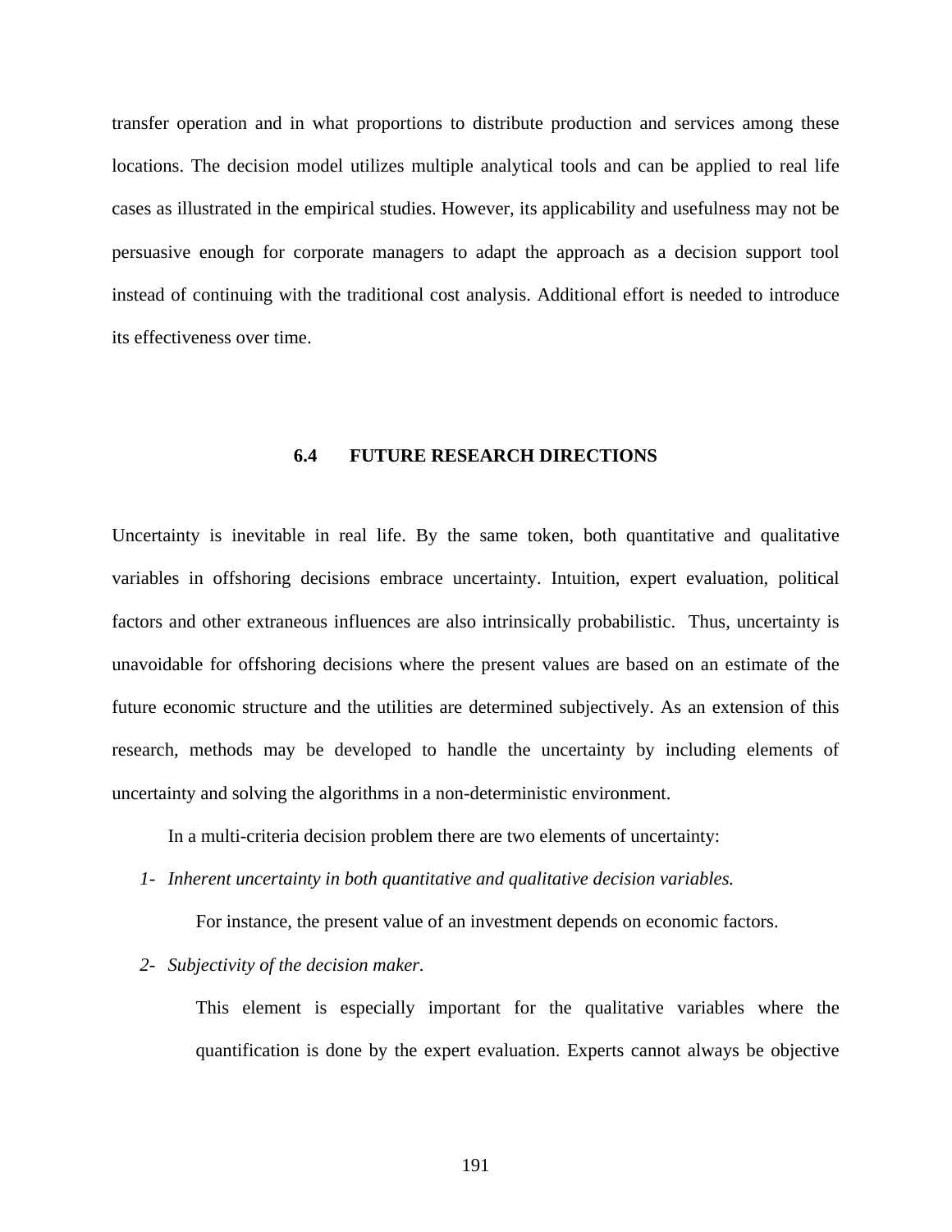transfer operation and in what proportions to distribute production and services among these locations. The decision model utilizes multiple analytical tools and can be applied to real life cases as illustrated in the empirical studies. However, its applicability and usefulness may not be persuasive enough for corporate managers to adapt the approach as a decision support tool instead of continuing with the traditional cost analysis. Additional effort is needed to introduce its effectiveness over time.

## 6.4 FUTURE RESEARCH DIRECTIONS

Uncertainty is inevitable in real life. By the same token, both quantitative and qualitative variables in offshoring decisions embrace uncertainty. Intuition, expert evaluation, political factors and other extraneous influences are also intrinsically probabilistic. Thus, uncertainty is unavoidable for offshoring decisions where the present values are based on an estimate of the future economic structure and the utilities are determined subjectively. As an extension of this research, methods may be developed to handle the uncertainty by including elements of uncertainty and solving the algorithms in a non-deterministic environment.

In a multi-criteria decision problem there are two elements of uncertainty:

1- *Inherent uncertainty in both quantitative and qualitative decision variables.*

   For instance, the present value of an investment depends on economic factors.

2- *Subjectivity of the decision maker.*

   This element is especially important for the qualitative variables where the quantification is done by the expert evaluation. Experts cannot always be objective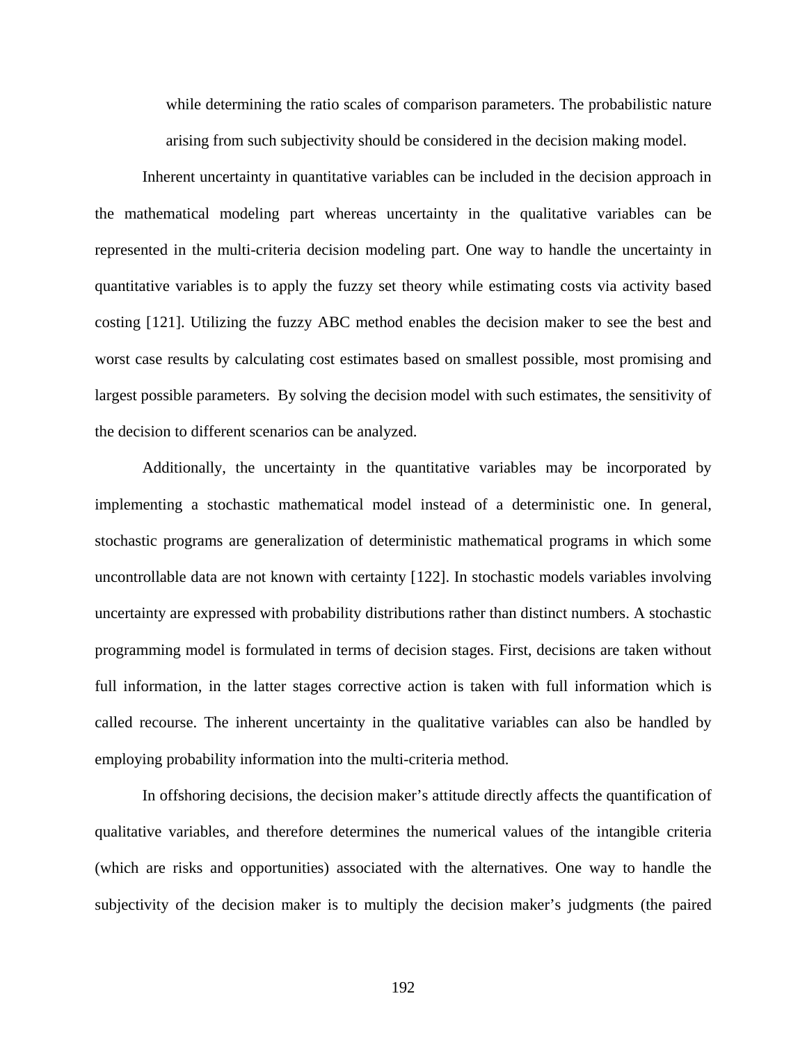while determining the ratio scales of comparison parameters. The probabilistic nature arising from such subjectivity should be considered in the decision making model.

Inherent uncertainty in quantitative variables can be included in the decision approach in the mathematical modeling part whereas uncertainty in the qualitative variables can be represented in the multi-criteria decision modeling part. One way to handle the uncertainty in quantitative variables is to apply the fuzzy set theory while estimating costs via activity based costing [121]. Utilizing the fuzzy ABC method enables the decision maker to see the best and worst case results by calculating cost estimates based on smallest possible, most promising and largest possible parameters. By solving the decision model with such estimates, the sensitivity of the decision to different scenarios can be analyzed.

Additionally, the uncertainty in the quantitative variables may be incorporated by implementing a stochastic mathematical model instead of a deterministic one. In general, stochastic programs are generalization of deterministic mathematical programs in which some uncontrollable data are not known with certainty [122]. In stochastic models variables involving uncertainty are expressed with probability distributions rather than distinct numbers. A stochastic programming model is formulated in terms of decision stages. First, decisions are taken without full information, in the latter stages corrective action is taken with full information which is called recourse. The inherent uncertainty in the qualitative variables can also be handled by employing probability information into the multi-criteria method.

In offshoring decisions, the decision maker's attitude directly affects the quantification of qualitative variables, and therefore determines the numerical values of the intangible criteria (which are risks and opportunities) associated with the alternatives. One way to handle the subjectivity of the decision maker is to multiply the decision maker's judgments (the paired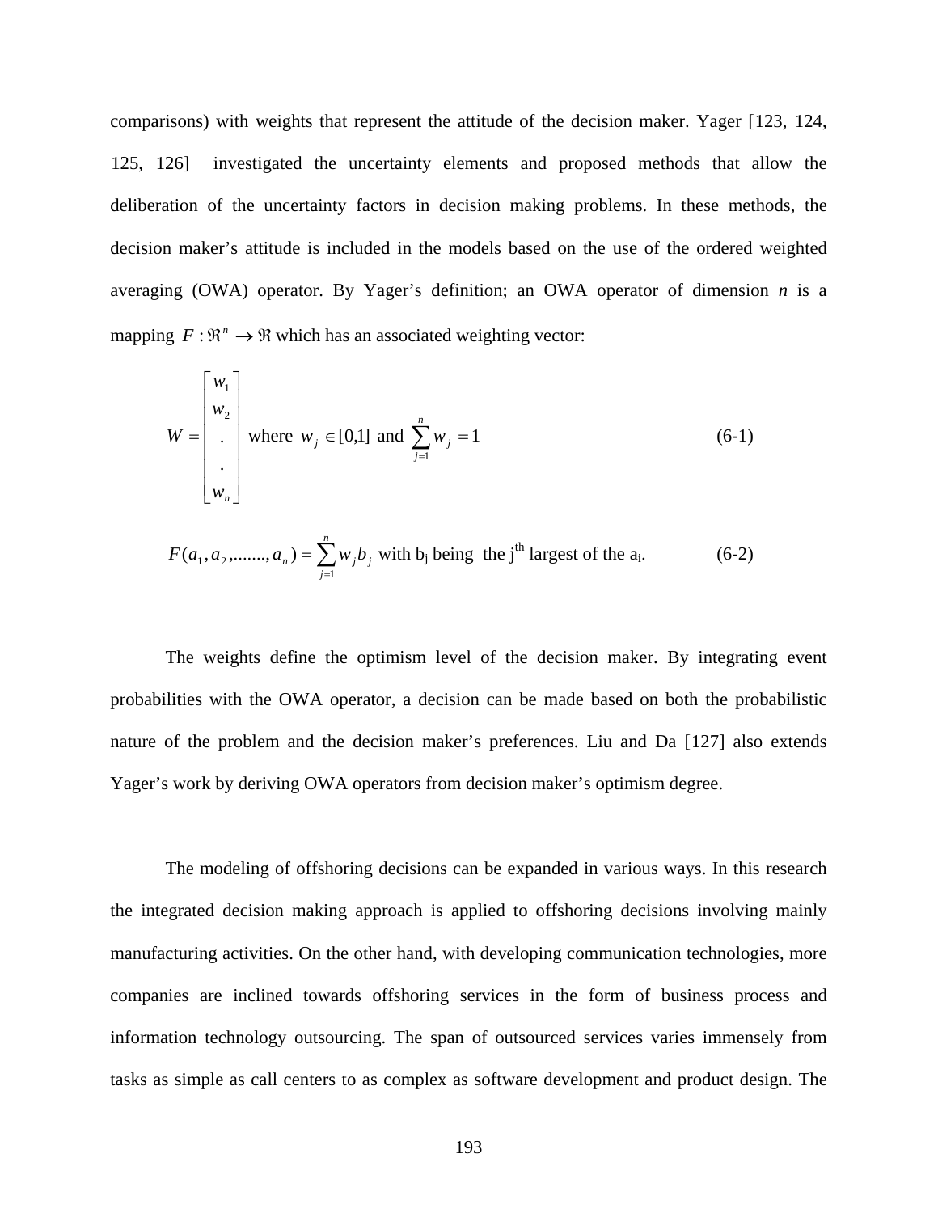comparisons) with weights that represent the attitude of the decision maker. Yager [123, 124, 125, 126] investigated the uncertainty elements and proposed methods that allow the deliberation of the uncertainty factors in decision making problems. In these methods, the decision maker's attitude is included in the models based on the use of the ordered weighted averaging (OWA) operator. By Yager's definition; an OWA operator of dimension *n* is a mapping $F : \Re^n \rightarrow \Re$ which has an associated weighting vector:

$$W = \begin{bmatrix} w_1 \\ w_2 \\ . \\ . \\ w_n \end{bmatrix} \text{ where } w_j \in [0,1] \text{ and } \sum_{j=1}^{n} w_j = 1 \quad (6\text{-}1)$$

$$F(a_1, a_2, ......., a_n) = \sum_{j=1}^{n} w_j b_j \text{ with } b_j \text{ being the } j^{th} \text{ largest of the } a_i. \quad (6\text{-}2)$$

The weights define the optimism level of the decision maker. By integrating event probabilities with the OWA operator, a decision can be made based on both the probabilistic nature of the problem and the decision maker's preferences. Liu and Da [127] also extends Yager's work by deriving OWA operators from decision maker's optimism degree.

The modeling of offshoring decisions can be expanded in various ways. In this research the integrated decision making approach is applied to offshoring decisions involving mainly manufacturing activities. On the other hand, with developing communication technologies, more companies are inclined towards offshoring services in the form of business process and information technology outsourcing. The span of outsourced services varies immensely from tasks as simple as call centers to as complex as software development and product design. The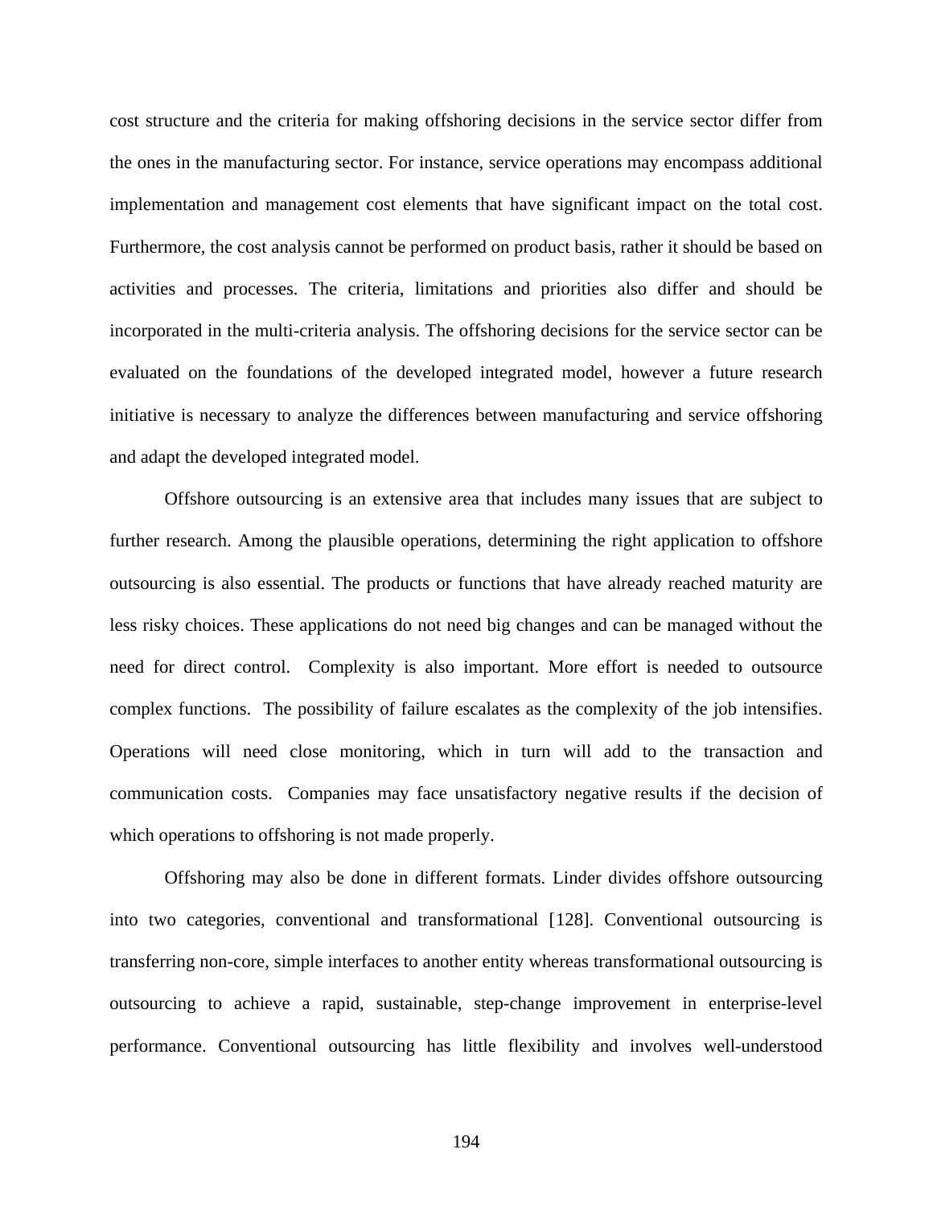cost structure and the criteria for making offshoring decisions in the service sector differ from the ones in the manufacturing sector. For instance, service operations may encompass additional implementation and management cost elements that have significant impact on the total cost. Furthermore, the cost analysis cannot be performed on product basis, rather it should be based on activities and processes. The criteria, limitations and priorities also differ and should be incorporated in the multi-criteria analysis. The offshoring decisions for the service sector can be evaluated on the foundations of the developed integrated model, however a future research initiative is necessary to analyze the differences between manufacturing and service offshoring and adapt the developed integrated model.

Offshore outsourcing is an extensive area that includes many issues that are subject to further research. Among the plausible operations, determining the right application to offshore outsourcing is also essential. The products or functions that have already reached maturity are less risky choices. These applications do not need big changes and can be managed without the need for direct control. Complexity is also important. More effort is needed to outsource complex functions. The possibility of failure escalates as the complexity of the job intensifies. Operations will need close monitoring, which in turn will add to the transaction and communication costs. Companies may face unsatisfactory negative results if the decision of which operations to offshoring is not made properly.

Offshoring may also be done in different formats. Linder divides offshore outsourcing into two categories, conventional and transformational [128]. Conventional outsourcing is transferring non-core, simple interfaces to another entity whereas transformational outsourcing is outsourcing to achieve a rapid, sustainable, step-change improvement in enterprise-level performance. Conventional outsourcing has little flexibility and involves well-understood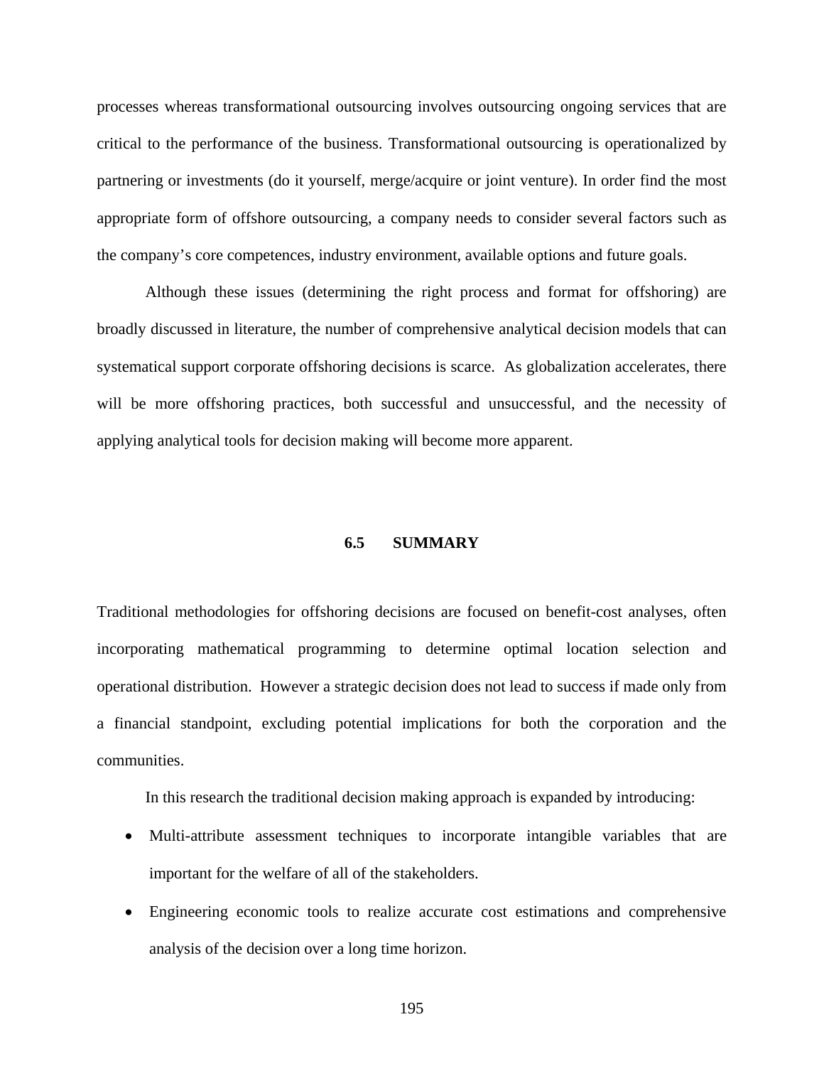processes whereas transformational outsourcing involves outsourcing ongoing services that are critical to the performance of the business. Transformational outsourcing is operationalized by partnering or investments (do it yourself, merge/acquire or joint venture). In order find the most appropriate form of offshore outsourcing, a company needs to consider several factors such as the company's core competences, industry environment, available options and future goals.

Although these issues (determining the right process and format for offshoring) are broadly discussed in literature, the number of comprehensive analytical decision models that can systematical support corporate offshoring decisions is scarce. As globalization accelerates, there will be more offshoring practices, both successful and unsuccessful, and the necessity of applying analytical tools for decision making will become more apparent.

## 6.5 SUMMARY

Traditional methodologies for offshoring decisions are focused on benefit-cost analyses, often incorporating mathematical programming to determine optimal location selection and operational distribution. However a strategic decision does not lead to success if made only from a financial standpoint, excluding potential implications for both the corporation and the communities.

In this research the traditional decision making approach is expanded by introducing:

- Multi-attribute assessment techniques to incorporate intangible variables that are important for the welfare of all of the stakeholders.
- Engineering economic tools to realize accurate cost estimations and comprehensive analysis of the decision over a long time horizon.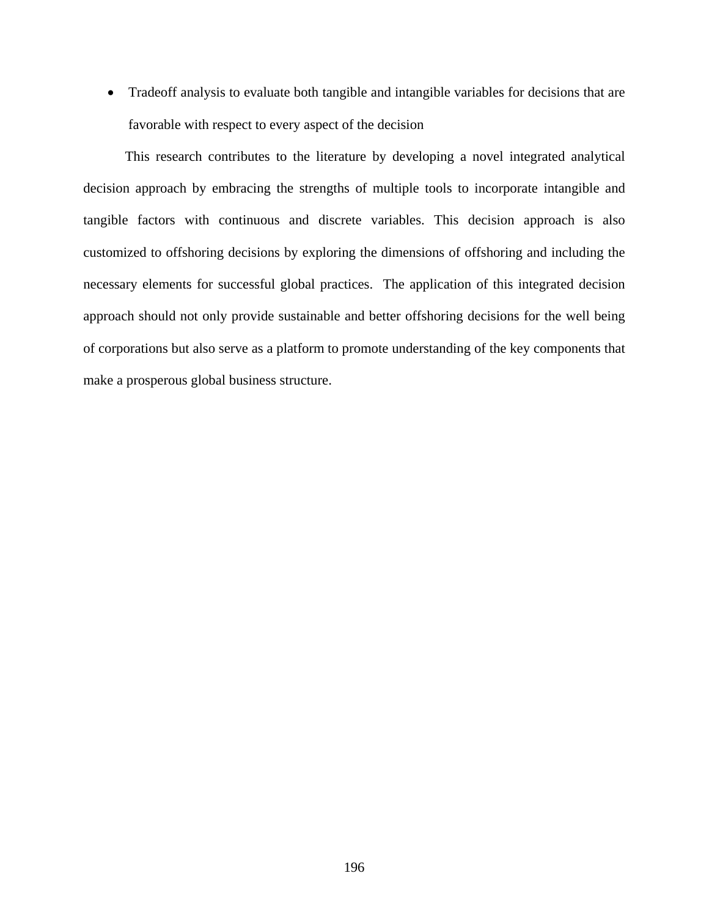- Tradeoff analysis to evaluate both tangible and intangible variables for decisions that are favorable with respect to every aspect of the decision

This research contributes to the literature by developing a novel integrated analytical decision approach by embracing the strengths of multiple tools to incorporate intangible and tangible factors with continuous and discrete variables. This decision approach is also customized to offshoring decisions by exploring the dimensions of offshoring and including the necessary elements for successful global practices. The application of this integrated decision approach should not only provide sustainable and better offshoring decisions for the well being of corporations but also serve as a platform to promote understanding of the key components that make a prosperous global business structure.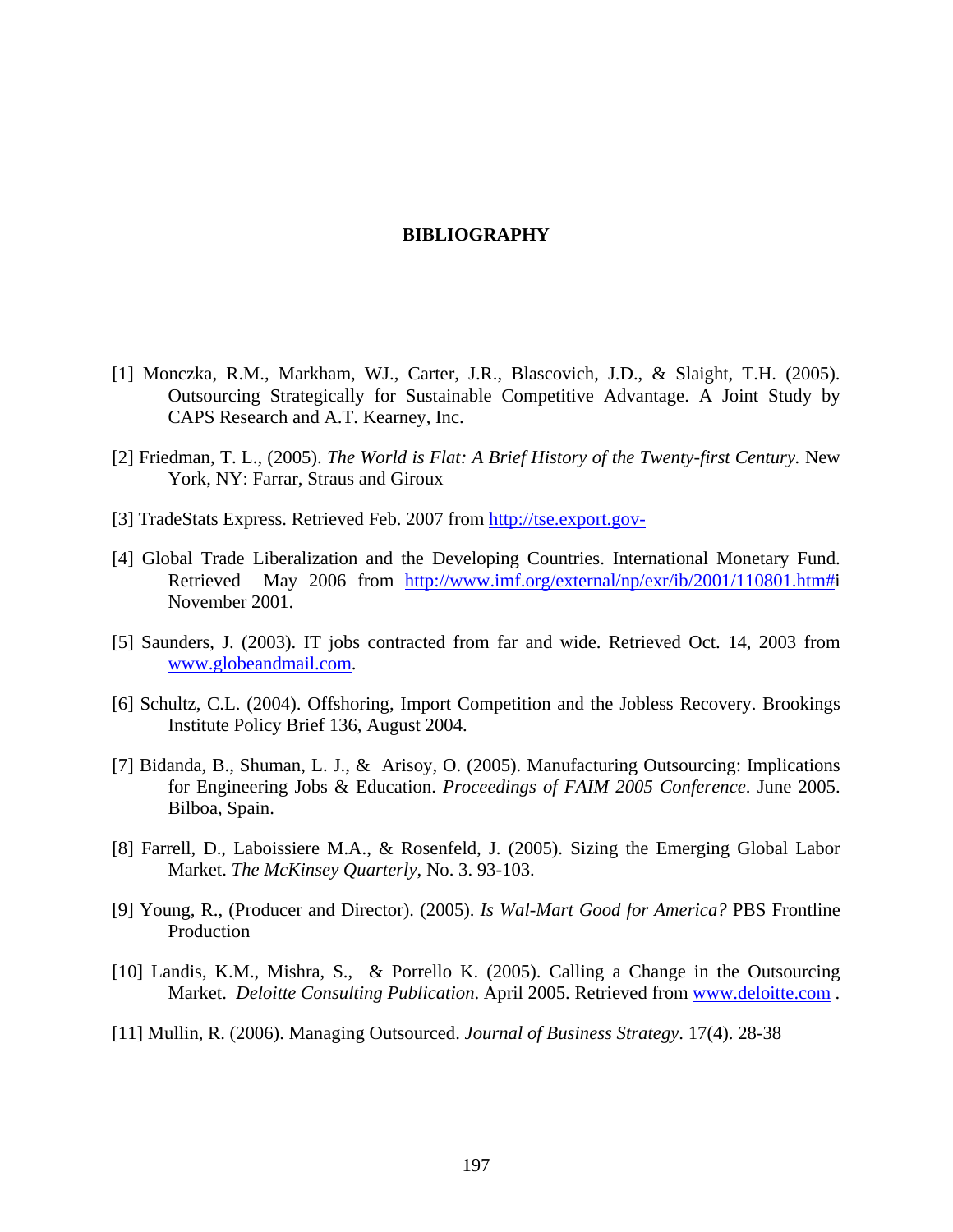# BIBLIOGRAPHY

[1] Monczka, R.M., Markham, WJ., Carter, J.R., Blascovich, J.D., & Slaight, T.H. (2005). Outsourcing Strategically for Sustainable Competitive Advantage. A Joint Study by CAPS Research and A.T. Kearney, Inc.

[2] Friedman, T. L., (2005). *The World is Flat: A Brief History of the Twenty-first Century.* New York, NY: Farrar, Straus and Giroux

[3] TradeStats Express. Retrieved Feb. 2007 from http://tse.export.gov-

[4] Global Trade Liberalization and the Developing Countries. International Monetary Fund. Retrieved May 2006 from http://www.imf.org/external/np/exr/ib/2001/110801.htm#i November 2001.

[5] Saunders, J. (2003). IT jobs contracted from far and wide. Retrieved Oct. 14, 2003 from www.globeandmail.com.

[6] Schultz, C.L. (2004). Offshoring, Import Competition and the Jobless Recovery. Brookings Institute Policy Brief 136, August 2004.

[7] Bidanda, B., Shuman, L. J., & Arisoy, O. (2005). Manufacturing Outsourcing: Implications for Engineering Jobs & Education. *Proceedings of FAIM 2005 Conference*. June 2005. Bilboa, Spain.

[8] Farrell, D., Laboissiere M.A., & Rosenfeld, J. (2005). Sizing the Emerging Global Labor Market. *The McKinsey Quarterly*, No. 3. 93-103.

[9] Young, R., (Producer and Director). (2005). *Is Wal-Mart Good for America?* PBS Frontline Production

[10] Landis, K.M., Mishra, S., & Porrello K. (2005). Calling a Change in the Outsourcing Market. *Deloitte Consulting Publication*. April 2005. Retrieved from www.deloitte.com .

[11] Mullin, R. (2006). Managing Outsourced. *Journal of Business Strategy*. 17(4). 28-38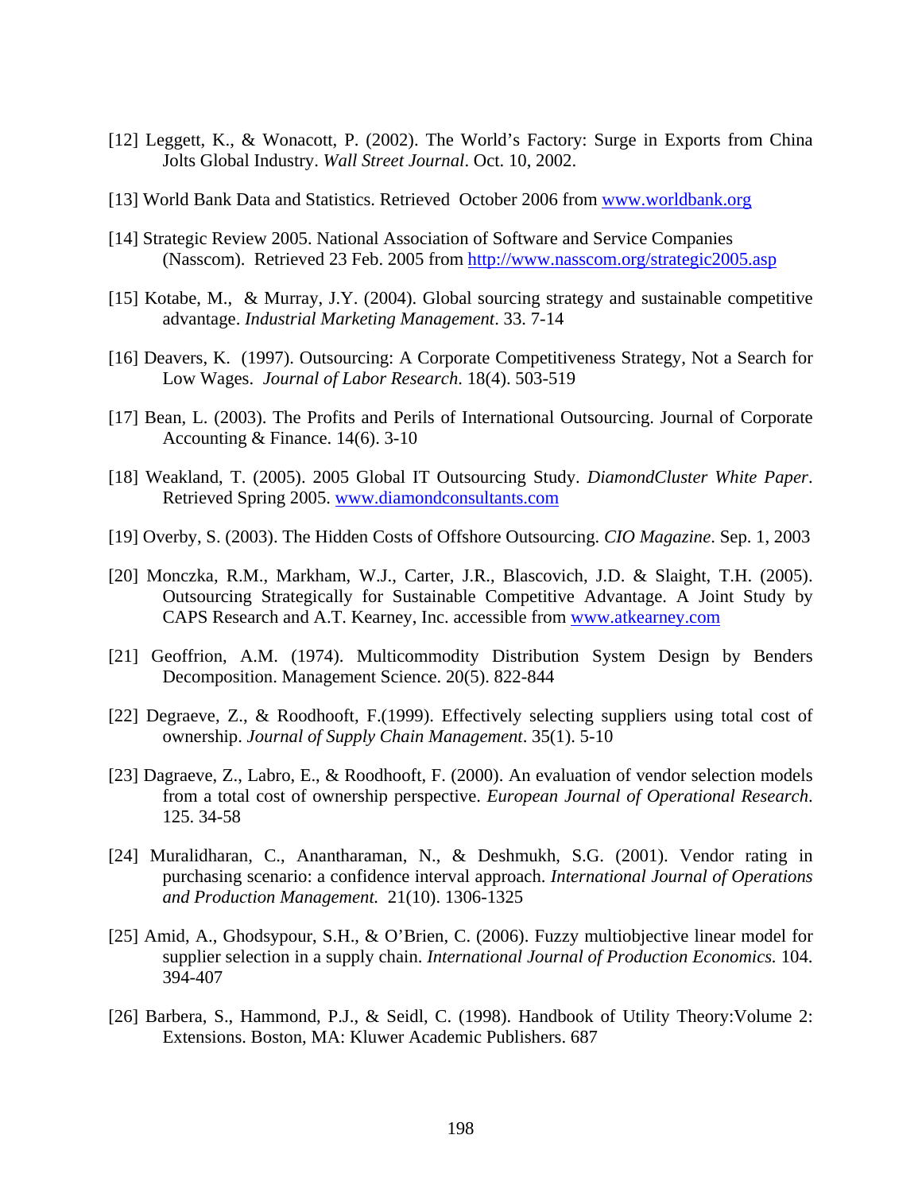[12] Leggett, K., & Wonacott, P. (2002). The World's Factory: Surge in Exports from China Jolts Global Industry. *Wall Street Journal*. Oct. 10, 2002.

[13] World Bank Data and Statistics. Retrieved October 2006 from www.worldbank.org

[14] Strategic Review 2005. National Association of Software and Service Companies (Nasscom). Retrieved 23 Feb. 2005 from http://www.nasscom.org/strategic2005.asp

[15] Kotabe, M., & Murray, J.Y. (2004). Global sourcing strategy and sustainable competitive advantage. *Industrial Marketing Management*. 33. 7-14

[16] Deavers, K. (1997). Outsourcing: A Corporate Competitiveness Strategy, Not a Search for Low Wages. *Journal of Labor Research*. 18(4). 503-519

[17] Bean, L. (2003). The Profits and Perils of International Outsourcing. Journal of Corporate Accounting & Finance. 14(6). 3-10

[18] Weakland, T. (2005). 2005 Global IT Outsourcing Study. *DiamondCluster White Paper*. Retrieved Spring 2005. www.diamondconsultants.com

[19] Overby, S. (2003). The Hidden Costs of Offshore Outsourcing. *CIO Magazine*. Sep. 1, 2003

[20] Monczka, R.M., Markham, W.J., Carter, J.R., Blascovich, J.D. & Slaight, T.H. (2005). Outsourcing Strategically for Sustainable Competitive Advantage. A Joint Study by CAPS Research and A.T. Kearney, Inc. accessible from www.atkearney.com

[21] Geoffrion, A.M. (1974). Multicommodity Distribution System Design by Benders Decomposition. Management Science. 20(5). 822-844

[22] Degraeve, Z., & Roodhooft, F.(1999). Effectively selecting suppliers using total cost of ownership. *Journal of Supply Chain Management*. 35(1). 5-10

[23] Dagraeve, Z., Labro, E., & Roodhooft, F. (2000). An evaluation of vendor selection models from a total cost of ownership perspective. *European Journal of Operational Research*. 125. 34-58

[24] Muralidharan, C., Anantharaman, N., & Deshmukh, S.G. (2001). Vendor rating in purchasing scenario: a confidence interval approach. *International Journal of Operations and Production Management.* 21(10). 1306-1325

[25] Amid, A., Ghodsypour, S.H., & O'Brien, C. (2006). Fuzzy multiobjective linear model for supplier selection in a supply chain. *International Journal of Production Economics.* 104. 394-407

[26] Barbera, S., Hammond, P.J., & Seidl, C. (1998). Handbook of Utility Theory:Volume 2: Extensions. Boston, MA: Kluwer Academic Publishers. 687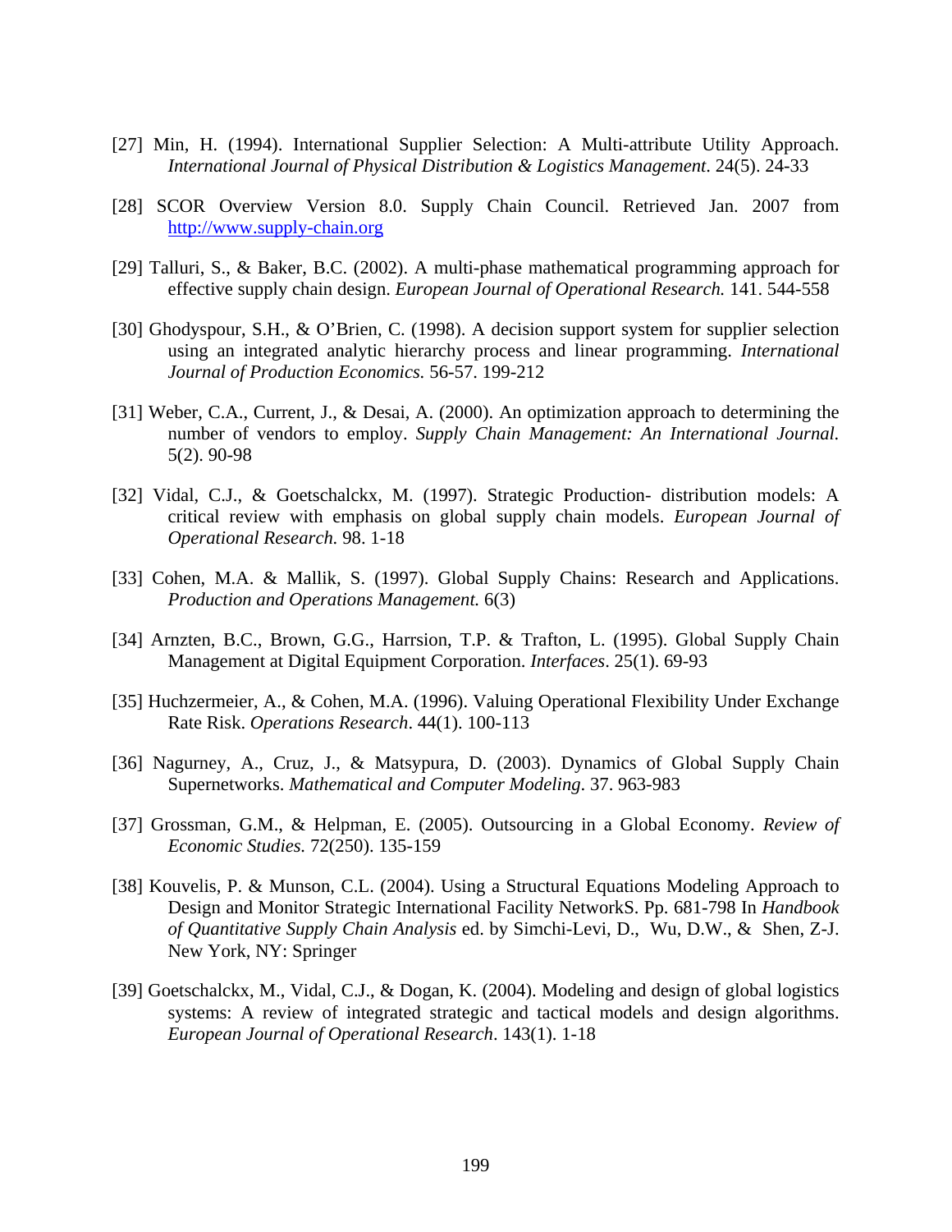[27] Min, H. (1994). International Supplier Selection: A Multi-attribute Utility Approach. *International Journal of Physical Distribution & Logistics Management*. 24(5). 24-33

[28] SCOR Overview Version 8.0. Supply Chain Council. Retrieved Jan. 2007 from http://www.supply-chain.org

[29] Talluri, S., & Baker, B.C. (2002). A multi-phase mathematical programming approach for effective supply chain design. *European Journal of Operational Research.* 141. 544-558

[30] Ghodyspour, S.H., & O'Brien, C. (1998). A decision support system for supplier selection using an integrated analytic hierarchy process and linear programming. *International Journal of Production Economics.* 56-57. 199-212

[31] Weber, C.A., Current, J., & Desai, A. (2000). An optimization approach to determining the number of vendors to employ. *Supply Chain Management: An International Journal.* 5(2). 90-98

[32] Vidal, C.J., & Goetschalckx, M. (1997). Strategic Production- distribution models: A critical review with emphasis on global supply chain models. *European Journal of Operational Research.* 98. 1-18

[33] Cohen, M.A. & Mallik, S. (1997). Global Supply Chains: Research and Applications. *Production and Operations Management.* 6(3)

[34] Arnzten, B.C., Brown, G.G., Harrsion, T.P. & Trafton, L. (1995). Global Supply Chain Management at Digital Equipment Corporation. *Interfaces*. 25(1). 69-93

[35] Huchzermeier, A., & Cohen, M.A. (1996). Valuing Operational Flexibility Under Exchange Rate Risk. *Operations Research*. 44(1). 100-113

[36] Nagurney, A., Cruz, J., & Matsypura, D. (2003). Dynamics of Global Supply Chain Supernetworks. *Mathematical and Computer Modeling*. 37. 963-983

[37] Grossman, G.M., & Helpman, E. (2005). Outsourcing in a Global Economy. *Review of Economic Studies.* 72(250). 135-159

[38] Kouvelis, P. & Munson, C.L. (2004). Using a Structural Equations Modeling Approach to Design and Monitor Strategic International Facility NetworkS. Pp. 681-798 In *Handbook of Quantitative Supply Chain Analysis* ed. by Simchi-Levi, D., Wu, D.W., & Shen, Z-J. New York, NY: Springer

[39] Goetschalckx, M., Vidal, C.J., & Dogan, K. (2004). Modeling and design of global logistics systems: A review of integrated strategic and tactical models and design algorithms. *European Journal of Operational Research*. 143(1). 1-18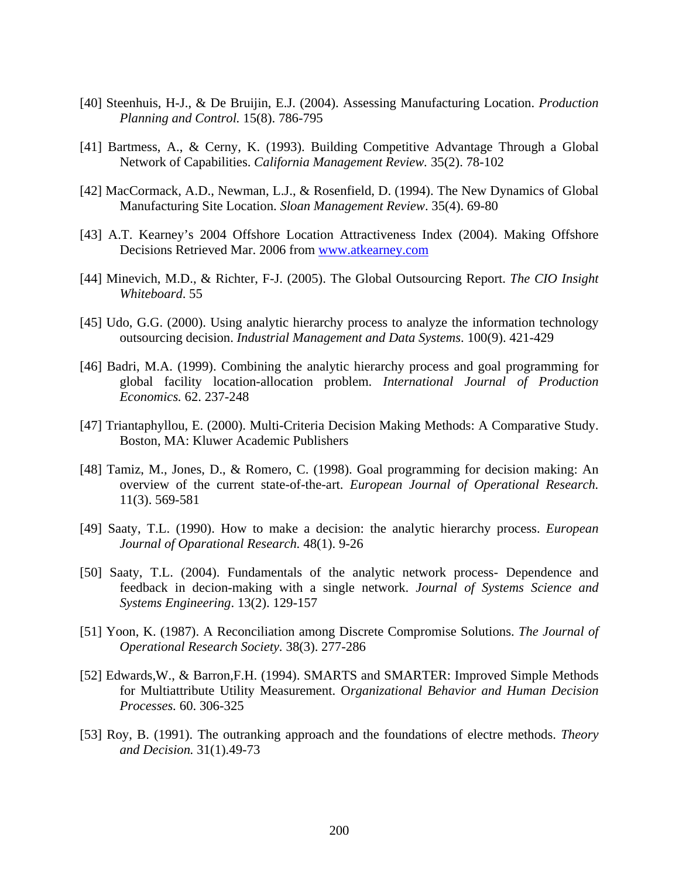[40] Steenhuis, H-J., & De Bruijin, E.J. (2004). Assessing Manufacturing Location. *Production Planning and Control.* 15(8). 786-795

[41] Bartmess, A., & Cerny, K. (1993). Building Competitive Advantage Through a Global Network of Capabilities. *California Management Review.* 35(2). 78-102

[42] MacCormack, A.D., Newman, L.J., & Rosenfield, D. (1994). The New Dynamics of Global Manufacturing Site Location. *Sloan Management Review*. 35(4). 69-80

[43] A.T. Kearney's 2004 Offshore Location Attractiveness Index (2004). Making Offshore Decisions Retrieved Mar. 2006 from [www.atkearney.com](http://www.atkearney.com)

[44] Minevich, M.D., & Richter, F-J. (2005). The Global Outsourcing Report. *The CIO Insight Whiteboard*. 55

[45] Udo, G.G. (2000). Using analytic hierarchy process to analyze the information technology outsourcing decision. *Industrial Management and Data Systems*. 100(9). 421-429

[46] Badri, M.A. (1999). Combining the analytic hierarchy process and goal programming for global facility location-allocation problem. *International Journal of Production Economics.* 62. 237-248

[47] Triantaphyllou, E. (2000). Multi-Criteria Decision Making Methods: A Comparative Study. Boston, MA: Kluwer Academic Publishers

[48] Tamiz, M., Jones, D., & Romero, C. (1998). Goal programming for decision making: An overview of the current state-of-the-art. *European Journal of Operational Research.* 11(3). 569-581

[49] Saaty, T.L. (1990). How to make a decision: the analytic hierarchy process. *European Journal of Oparational Research.* 48(1). 9-26

[50] Saaty, T.L. (2004). Fundamentals of the analytic network process- Dependence and feedback in decion-making with a single network. *Journal of Systems Science and Systems Engineering*. 13(2). 129-157

[51] Yoon, K. (1987). A Reconciliation among Discrete Compromise Solutions. *The Journal of Operational Research Society.* 38(3). 277-286

[52] Edwards,W., & Barron,F.H. (1994). SMARTS and SMARTER: Improved Simple Methods for Multiattribute Utility Measurement. O*rganizational Behavior and Human Decision Processes.* 60. 306-325

[53] Roy, B. (1991). The outranking approach and the foundations of electre methods. *Theory and Decision.* 31(1).49-73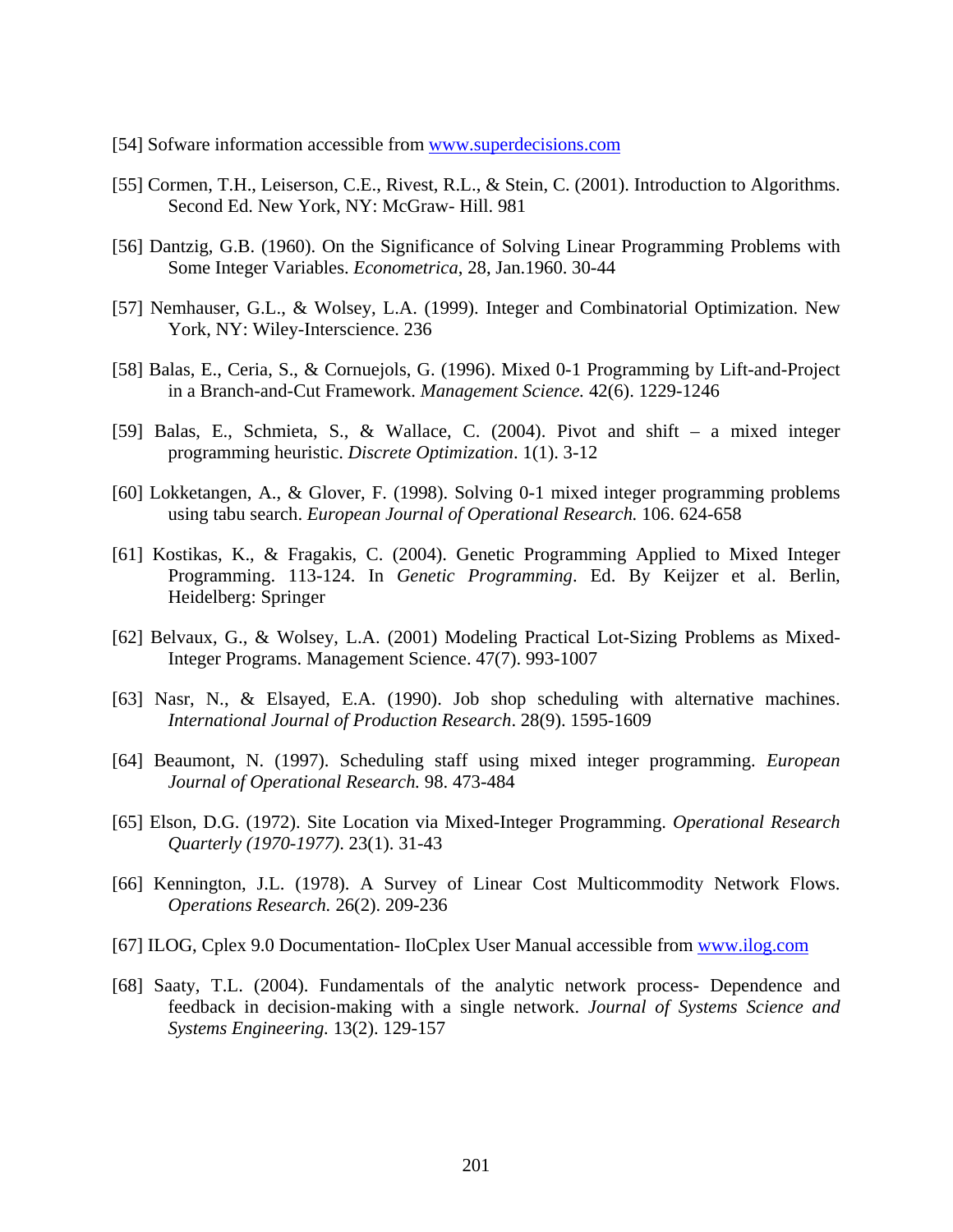[54] Sofware information accessible from www.superdecisions.com

[55] Cormen, T.H., Leiserson, C.E., Rivest, R.L., & Stein, C. (2001). Introduction to Algorithms. Second Ed. New York, NY: McGraw- Hill. 981

[56] Dantzig, G.B. (1960). On the Significance of Solving Linear Programming Problems with Some Integer Variables. *Econometrica,* 28, Jan.1960. 30-44

[57] Nemhauser, G.L., & Wolsey, L.A. (1999). Integer and Combinatorial Optimization. New York, NY: Wiley-Interscience. 236

[58] Balas, E., Ceria, S., & Cornuejols, G. (1996). Mixed 0-1 Programming by Lift-and-Project in a Branch-and-Cut Framework. *Management Science.* 42(6). 1229-1246

[59] Balas, E., Schmieta, S., & Wallace, C. (2004). Pivot and shift – a mixed integer programming heuristic. *Discrete Optimization*. 1(1). 3-12

[60] Lokketangen, A., & Glover, F. (1998). Solving 0-1 mixed integer programming problems using tabu search. *European Journal of Operational Research.* 106. 624-658

[61] Kostikas, K., & Fragakis, C. (2004). Genetic Programming Applied to Mixed Integer Programming. 113-124. In *Genetic Programming*. Ed. By Keijzer et al. Berlin, Heidelberg: Springer

[62] Belvaux, G., & Wolsey, L.A. (2001) Modeling Practical Lot-Sizing Problems as Mixed-Integer Programs. Management Science. 47(7). 993-1007

[63] Nasr, N., & Elsayed, E.A. (1990). Job shop scheduling with alternative machines. *International Journal of Production Research*. 28(9). 1595-1609

[64] Beaumont, N. (1997). Scheduling staff using mixed integer programming. *European Journal of Operational Research.* 98. 473-484

[65] Elson, D.G. (1972). Site Location via Mixed-Integer Programming. *Operational Research Quarterly (1970-1977)*. 23(1). 31-43

[66] Kennington, J.L. (1978). A Survey of Linear Cost Multicommodity Network Flows. *Operations Research.* 26(2). 209-236

[67] ILOG, Cplex 9.0 Documentation- IloCplex User Manual accessible from www.ilog.com

[68] Saaty, T.L. (2004). Fundamentals of the analytic network process- Dependence and feedback in decision-making with a single network. *Journal of Systems Science and Systems Engineering.* 13(2). 129-157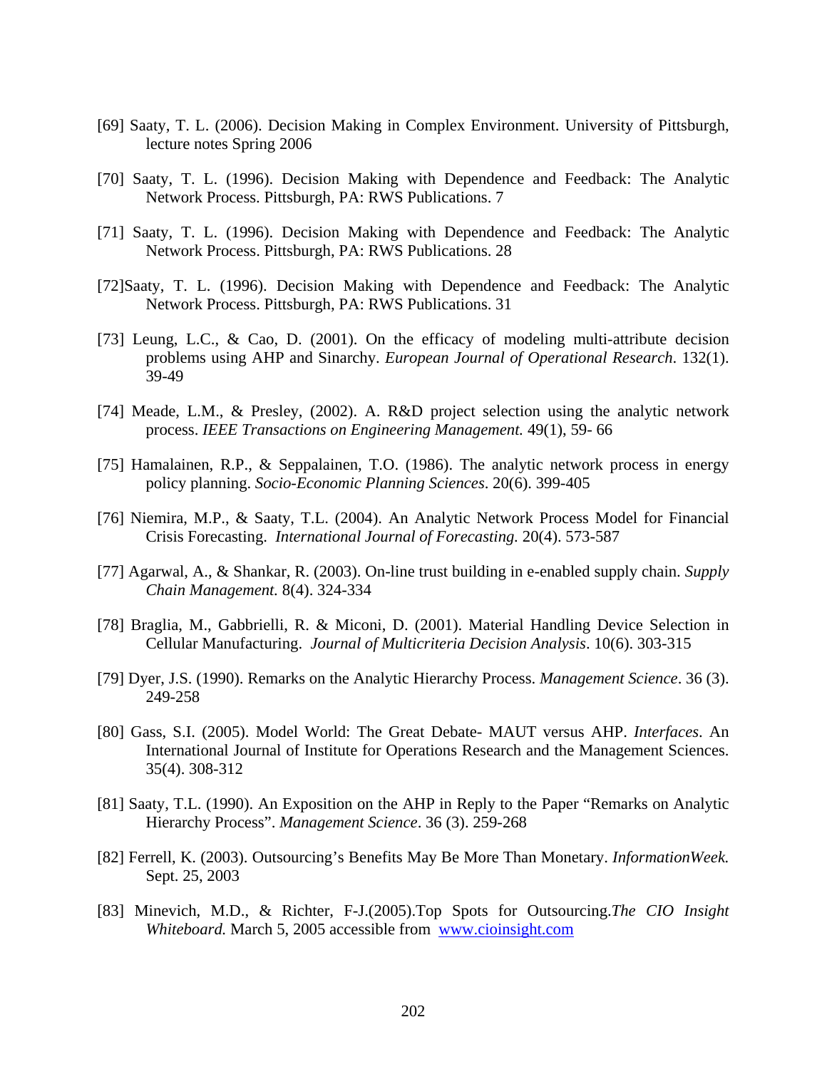[69] Saaty, T. L. (2006). Decision Making in Complex Environment. University of Pittsburgh, lecture notes Spring 2006

[70] Saaty, T. L. (1996). Decision Making with Dependence and Feedback: The Analytic Network Process. Pittsburgh, PA: RWS Publications. 7

[71] Saaty, T. L. (1996). Decision Making with Dependence and Feedback: The Analytic Network Process. Pittsburgh, PA: RWS Publications. 28

[72]Saaty, T. L. (1996). Decision Making with Dependence and Feedback: The Analytic Network Process. Pittsburgh, PA: RWS Publications. 31

[73] Leung, L.C., & Cao, D. (2001). On the efficacy of modeling multi-attribute decision problems using AHP and Sinarchy. *European Journal of Operational Research*. 132(1). 39-49

[74] Meade, L.M., & Presley, (2002). A. R&D project selection using the analytic network process. *IEEE Transactions on Engineering Management.* 49(1), 59- 66

[75] Hamalainen, R.P., & Seppalainen, T.O. (1986). The analytic network process in energy policy planning. *Socio-Economic Planning Sciences*. 20(6). 399-405

[76] Niemira, M.P., & Saaty, T.L. (2004). An Analytic Network Process Model for Financial Crisis Forecasting. *International Journal of Forecasting.* 20(4). 573-587

[77] Agarwal, A., & Shankar, R. (2003). On-line trust building in e-enabled supply chain. *Supply Chain Management.* 8(4). 324-334

[78] Braglia, M., Gabbrielli, R. & Miconi, D. (2001). Material Handling Device Selection in Cellular Manufacturing. *Journal of Multicriteria Decision Analysis*. 10(6). 303-315

[79] Dyer, J.S. (1990). Remarks on the Analytic Hierarchy Process. *Management Science*. 36 (3). 249-258

[80] Gass, S.I. (2005). Model World: The Great Debate- MAUT versus AHP. *Interfaces*. An International Journal of Institute for Operations Research and the Management Sciences. 35(4). 308-312

[81] Saaty, T.L. (1990). An Exposition on the AHP in Reply to the Paper "Remarks on Analytic Hierarchy Process". *Management Science*. 36 (3). 259-268

[82] Ferrell, K. (2003). Outsourcing's Benefits May Be More Than Monetary. *InformationWeek.* Sept. 25, 2003

[83] Minevich, M.D., & Richter, F-J.(2005).Top Spots for Outsourcing.*The CIO Insight Whiteboard.* March 5, 2005 accessible from [www.cioinsight.com](www.cioinsight.com)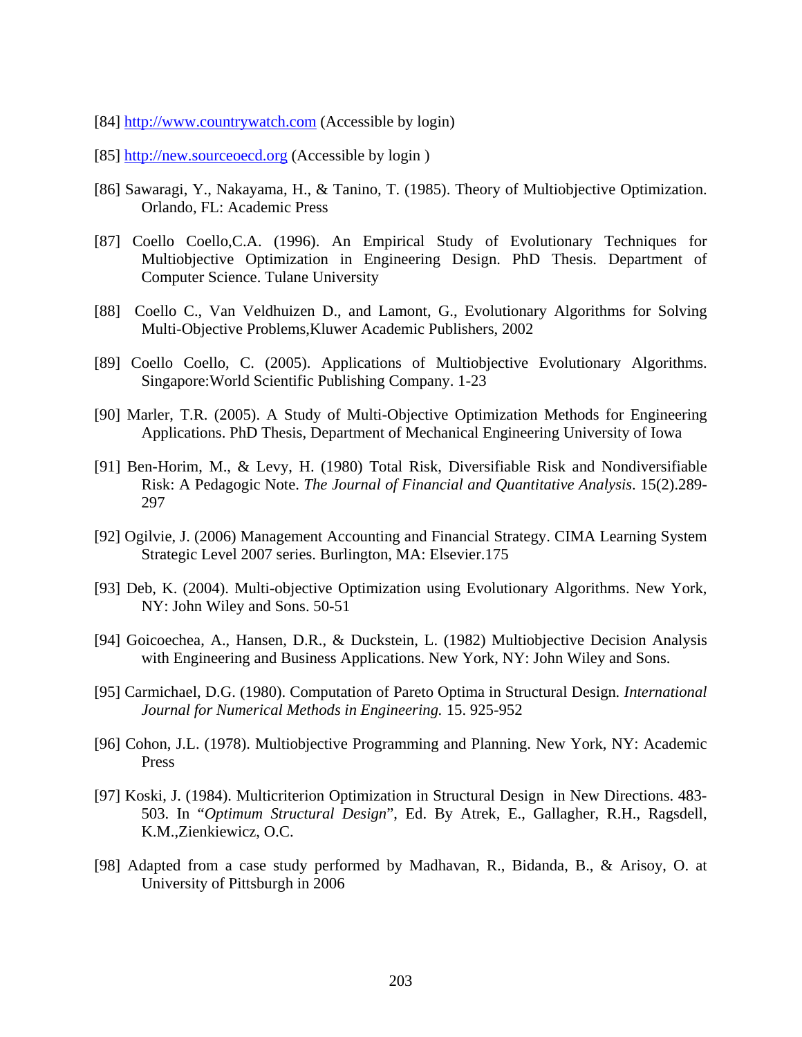[84] http://www.countrywatch.com (Accessible by login)

[85] http://new.sourceoecd.org (Accessible by login )

[86] Sawaragi, Y., Nakayama, H., & Tanino, T. (1985). Theory of Multiobjective Optimization. Orlando, FL: Academic Press

[87] Coello Coello,C.A. (1996). An Empirical Study of Evolutionary Techniques for Multiobjective Optimization in Engineering Design. PhD Thesis. Department of Computer Science. Tulane University

[88] Coello C., Van Veldhuizen D., and Lamont, G., Evolutionary Algorithms for Solving Multi-Objective Problems,Kluwer Academic Publishers, 2002

[89] Coello Coello, C. (2005). Applications of Multiobjective Evolutionary Algorithms. Singapore:World Scientific Publishing Company. 1-23

[90] Marler, T.R. (2005). A Study of Multi-Objective Optimization Methods for Engineering Applications. PhD Thesis, Department of Mechanical Engineering University of Iowa

[91] Ben-Horim, M., & Levy, H. (1980) Total Risk, Diversifiable Risk and Nondiversifiable Risk: A Pedagogic Note. *The Journal of Financial and Quantitative Analysis*. 15(2).289-297

[92] Ogilvie, J. (2006) Management Accounting and Financial Strategy. CIMA Learning System Strategic Level 2007 series. Burlington, MA: Elsevier.175

[93] Deb, K. (2004). Multi-objective Optimization using Evolutionary Algorithms. New York, NY: John Wiley and Sons. 50-51

[94] Goicoechea, A., Hansen, D.R., & Duckstein, L. (1982) Multiobjective Decision Analysis with Engineering and Business Applications. New York, NY: John Wiley and Sons.

[95] Carmichael, D.G. (1980). Computation of Pareto Optima in Structural Design. *International Journal for Numerical Methods in Engineering.* 15. 925-952

[96] Cohon, J.L. (1978). Multiobjective Programming and Planning. New York, NY: Academic Press

[97] Koski, J. (1984). Multicriterion Optimization in Structural Design in New Directions. 483-503. In "*Optimum Structural Design*", Ed. By Atrek, E., Gallagher, R.H., Ragsdell, K.M.,Zienkiewicz, O.C.

[98] Adapted from a case study performed by Madhavan, R., Bidanda, B., & Arisoy, O. at University of Pittsburgh in 2006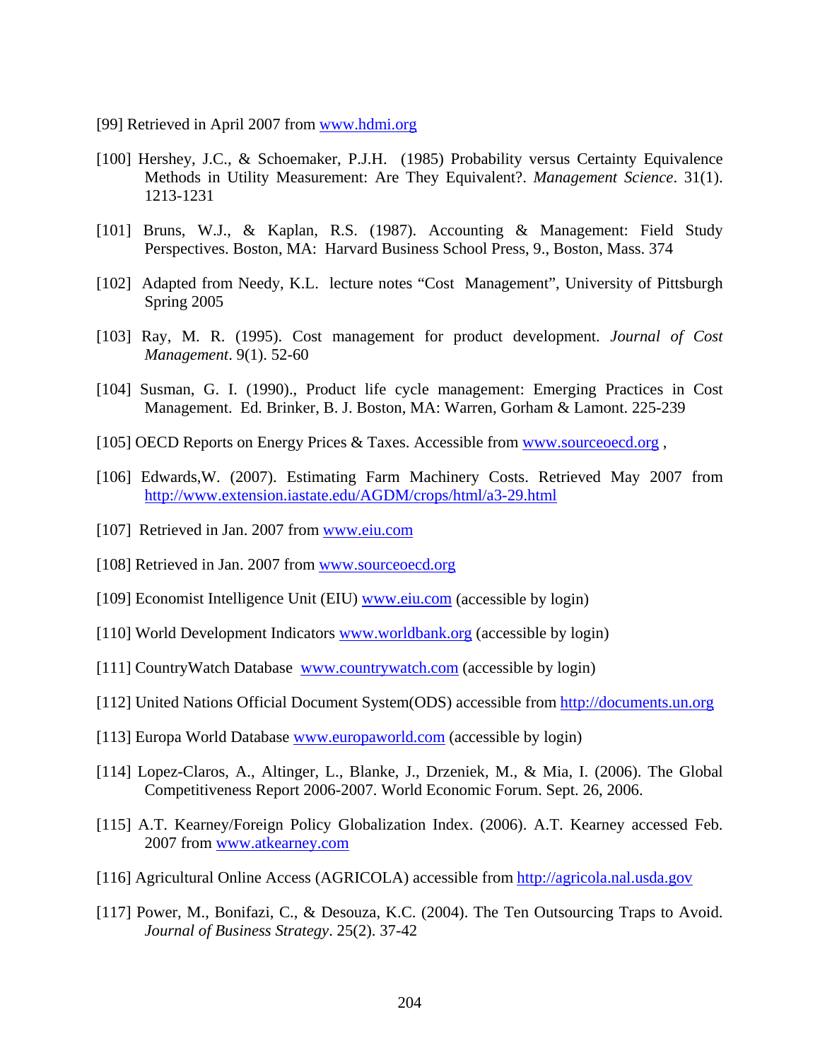[99] Retrieved in April 2007 from www.hdmi.org

[100] Hershey, J.C., & Schoemaker, P.J.H. (1985) Probability versus Certainty Equivalence Methods in Utility Measurement: Are They Equivalent?. *Management Science*. 31(1). 1213-1231

[101] Bruns, W.J., & Kaplan, R.S. (1987). Accounting & Management: Field Study Perspectives. Boston, MA: Harvard Business School Press, 9., Boston, Mass. 374

[102] Adapted from Needy, K.L. lecture notes "Cost Management", University of Pittsburgh Spring 2005

[103] Ray, M. R. (1995). Cost management for product development. *Journal of Cost Management*. 9(1). 52-60

[104] Susman, G. I. (1990)., Product life cycle management: Emerging Practices in Cost Management. Ed. Brinker, B. J. Boston, MA: Warren, Gorham & Lamont. 225-239

[105] OECD Reports on Energy Prices & Taxes. Accessible from www.sourceoecd.org ,

[106] Edwards,W. (2007). Estimating Farm Machinery Costs. Retrieved May 2007 from http://www.extension.iastate.edu/AGDM/crops/html/a3-29.html

[107] Retrieved in Jan. 2007 from www.eiu.com

[108] Retrieved in Jan. 2007 from www.sourceoecd.org

[109] Economist Intelligence Unit (EIU) www.eiu.com (accessible by login)

[110] World Development Indicators www.worldbank.org (accessible by login)

[111] CountryWatch Database www.countrywatch.com (accessible by login)

[112] United Nations Official Document System(ODS) accessible from http://documents.un.org

[113] Europa World Database www.europaworld.com (accessible by login)

[114] Lopez-Claros, A., Altinger, L., Blanke, J., Drzeniek, M., & Mia, I. (2006). The Global Competitiveness Report 2006-2007. World Economic Forum. Sept. 26, 2006.

[115] A.T. Kearney/Foreign Policy Globalization Index. (2006). A.T. Kearney accessed Feb. 2007 from www.atkearney.com

[116] Agricultural Online Access (AGRICOLA) accessible from http://agricola.nal.usda.gov

[117] Power, M., Bonifazi, C., & Desouza, K.C. (2004). The Ten Outsourcing Traps to Avoid. *Journal of Business Strategy*. 25(2). 37-42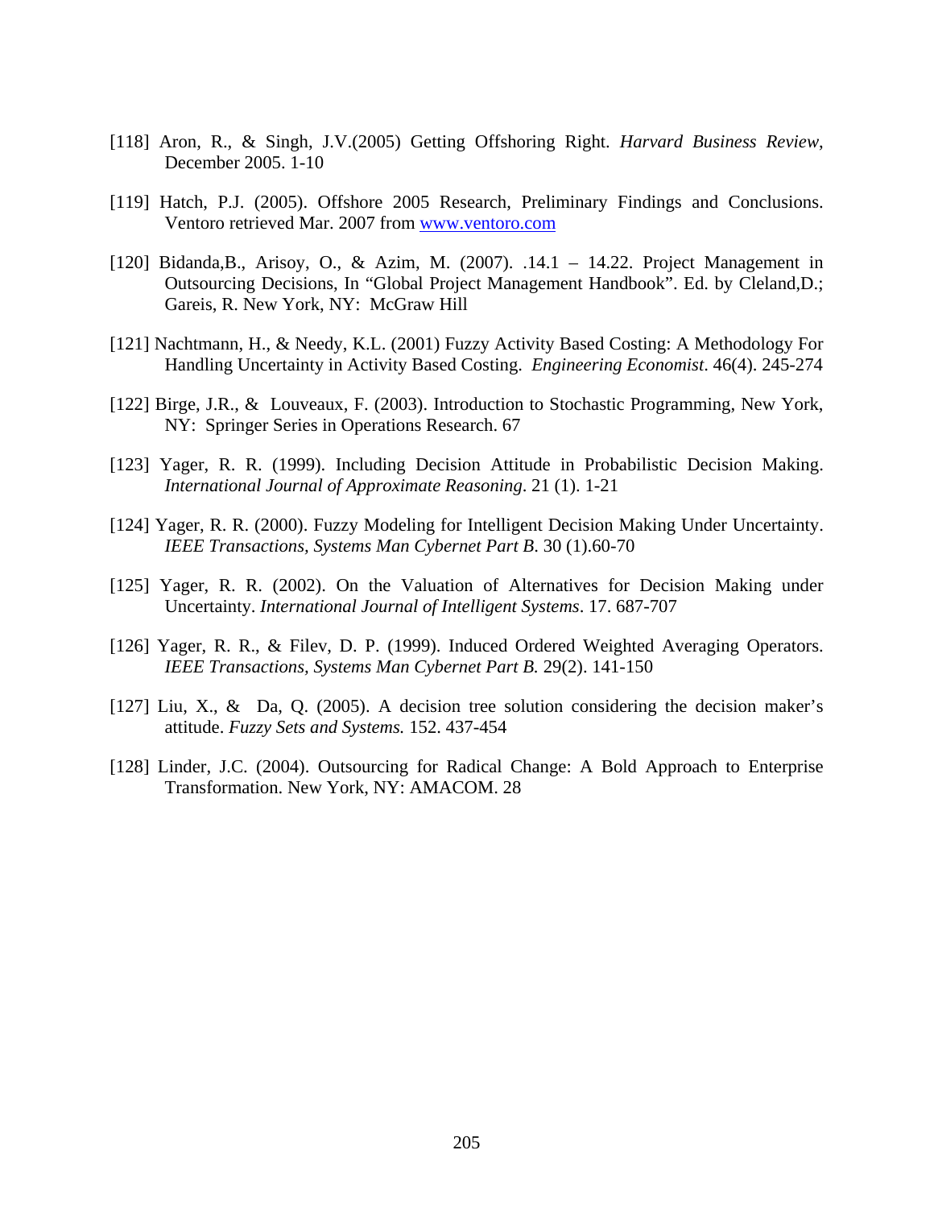[118] Aron, R., & Singh, J.V.(2005) Getting Offshoring Right. *Harvard Business Review*, December 2005. 1-10

[119] Hatch, P.J. (2005). Offshore 2005 Research, Preliminary Findings and Conclusions. Ventoro retrieved Mar. 2007 from www.ventoro.com

[120] Bidanda,B., Arisoy, O., & Azim, M. (2007). .14.1 – 14.22. Project Management in Outsourcing Decisions, In "Global Project Management Handbook". Ed. by Cleland,D.; Gareis, R. New York, NY: McGraw Hill

[121] Nachtmann, H., & Needy, K.L. (2001) Fuzzy Activity Based Costing: A Methodology For Handling Uncertainty in Activity Based Costing. *Engineering Economist*. 46(4). 245-274

[122] Birge, J.R., & Louveaux, F. (2003). Introduction to Stochastic Programming, New York, NY: Springer Series in Operations Research. 67

[123] Yager, R. R. (1999). Including Decision Attitude in Probabilistic Decision Making. *International Journal of Approximate Reasoning*. 21 (1). 1-21

[124] Yager, R. R. (2000). Fuzzy Modeling for Intelligent Decision Making Under Uncertainty. *IEEE Transactions, Systems Man Cybernet Part B*. 30 (1).60-70

[125] Yager, R. R. (2002). On the Valuation of Alternatives for Decision Making under Uncertainty. *International Journal of Intelligent Systems*. 17. 687-707

[126] Yager, R. R., & Filev, D. P. (1999). Induced Ordered Weighted Averaging Operators. *IEEE Transactions, Systems Man Cybernet Part B.* 29(2). 141-150

[127] Liu, X., & Da, Q. (2005). A decision tree solution considering the decision maker's attitude. *Fuzzy Sets and Systems.* 152. 437-454

[128] Linder, J.C. (2004). Outsourcing for Radical Change: A Bold Approach to Enterprise Transformation. New York, NY: AMACOM. 28